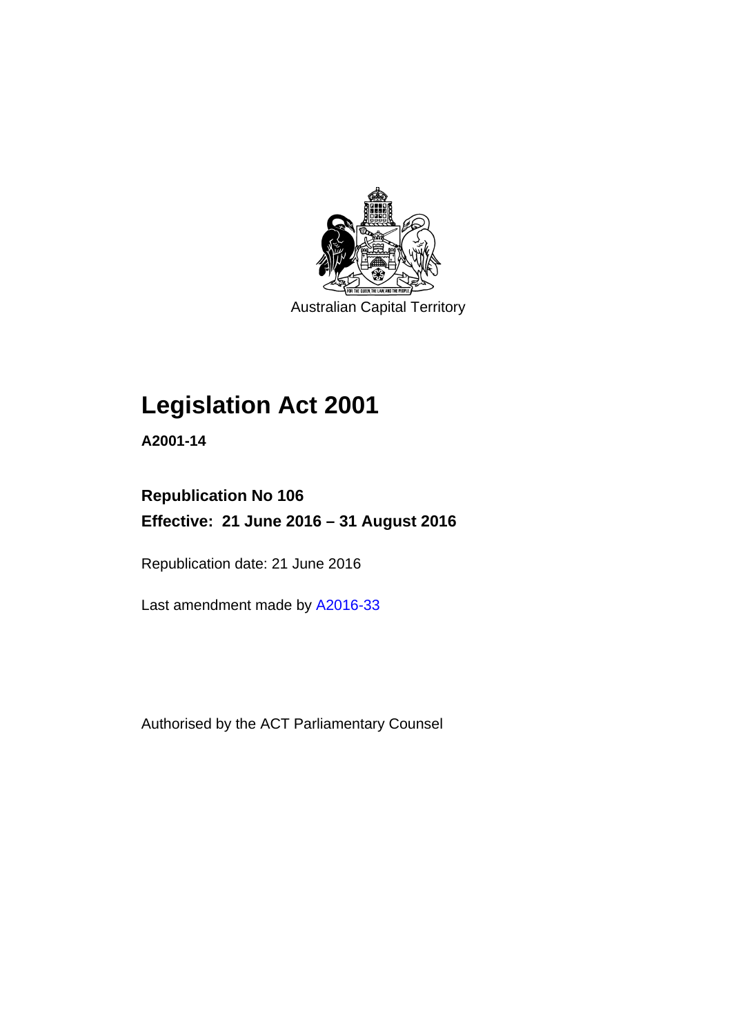Australian Capital Territory

# Legislation Act 2001

**A2001-14**

**Republication No 106**

**Effective: 21 June 2016 – 31 August 2016**

Republication date: 21 June 2016

Last amendment made by A2016-33

Authorised by the ACT Parliamentary Counsel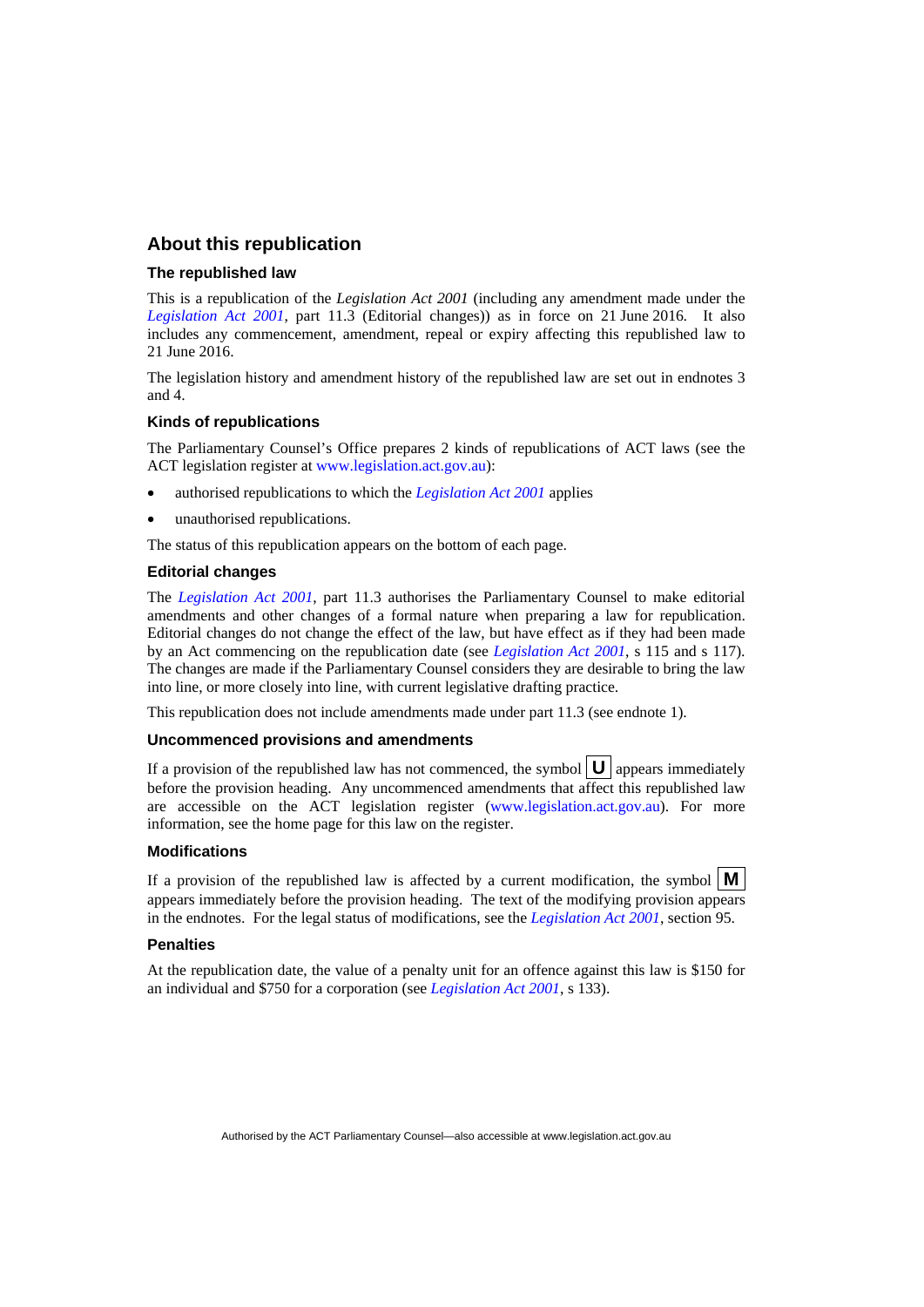## About this republication

### The republished law

This is a republication of the *Legislation Act 2001* (including any amendment made under the *Legislation Act 2001*, part 11.3 (Editorial changes)) as in force on 21 June 2016. It also includes any commencement, amendment, repeal or expiry affecting this republished law to 21 June 2016.

The legislation history and amendment history of the republished law are set out in endnotes 3 and 4.

### Kinds of republications

The Parliamentary Counsel's Office prepares 2 kinds of republications of ACT laws (see the ACT legislation register at www.legislation.act.gov.au):

- authorised republications to which the *Legislation Act 2001* applies
- unauthorised republications.

The status of this republication appears on the bottom of each page.

### Editorial changes

The *Legislation Act 2001*, part 11.3 authorises the Parliamentary Counsel to make editorial amendments and other changes of a formal nature when preparing a law for republication. Editorial changes do not change the effect of the law, but have effect as if they had been made by an Act commencing on the republication date (see *Legislation Act 2001*, s 115 and s 117). The changes are made if the Parliamentary Counsel considers they are desirable to bring the law into line, or more closely into line, with current legislative drafting practice.

This republication does not include amendments made under part 11.3 (see endnote 1).

### Uncommenced provisions and amendments

If a provision of the republished law has not commenced, the symbol **U** appears immediately before the provision heading. Any uncommenced amendments that affect this republished law are accessible on the ACT legislation register (www.legislation.act.gov.au). For more information, see the home page for this law on the register.

### Modifications

If a provision of the republished law is affected by a current modification, the symbol **M** appears immediately before the provision heading. The text of the modifying provision appears in the endnotes. For the legal status of modifications, see the *Legislation Act 2001*, section 95.

### Penalties

At the republication date, the value of a penalty unit for an offence against this law is $150 for an individual and $750 for a corporation (see *Legislation Act 2001*, s 133).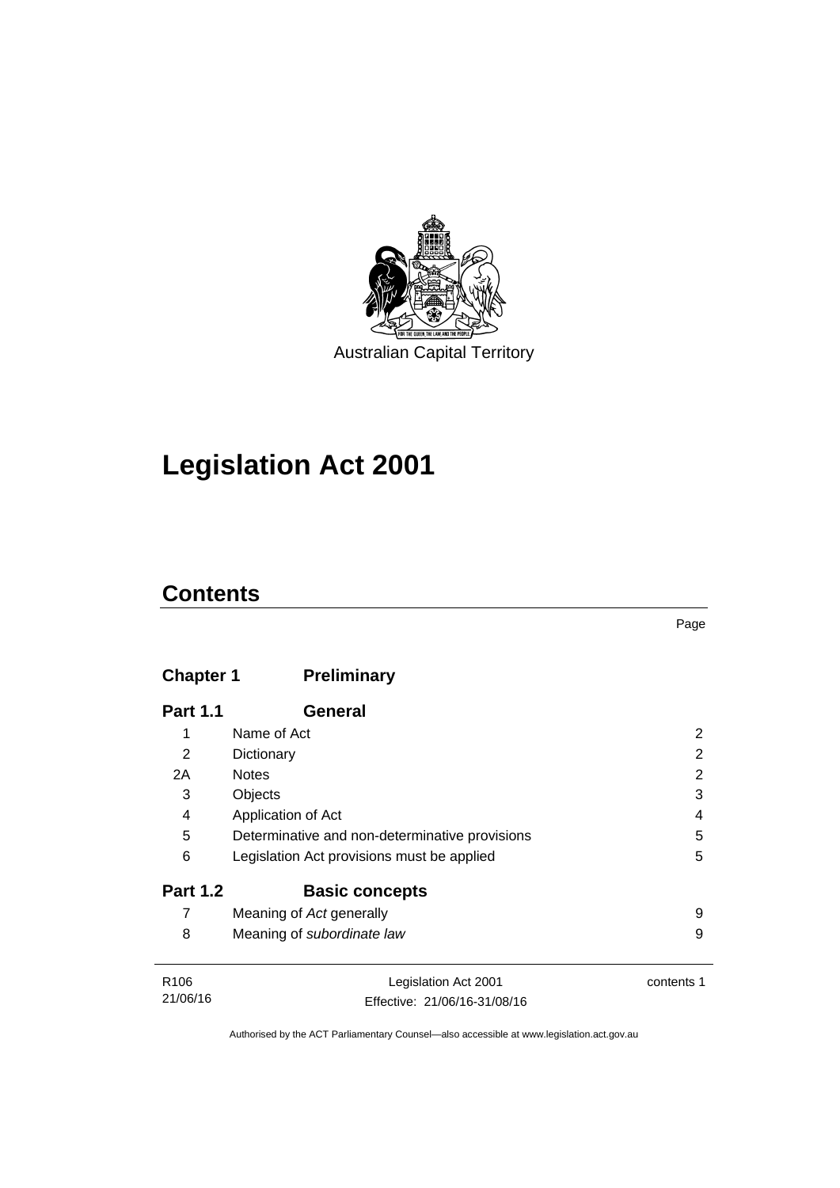Australian Capital Territory

# Legislation Act 2001

## Contents

| | | Page |
|---|---|---|
| **Chapter 1** | **Preliminary** | |
| **Part 1.1** | **General** | |
| 1 | Name of Act | 2 |
| 2 | Dictionary | 2 |
| 2A | Notes | 2 |
| 3 | Objects | 3 |
| 4 | Application of Act | 4 |
| 5 | Determinative and non-determinative provisions | 5 |
| 6 | Legislation Act provisions must be applied | 5 |
| **Part 1.2** | **Basic concepts** | |
| 7 | Meaning of *Act* generally | 9 |
| 8 | Meaning of *subordinate law* | 9 |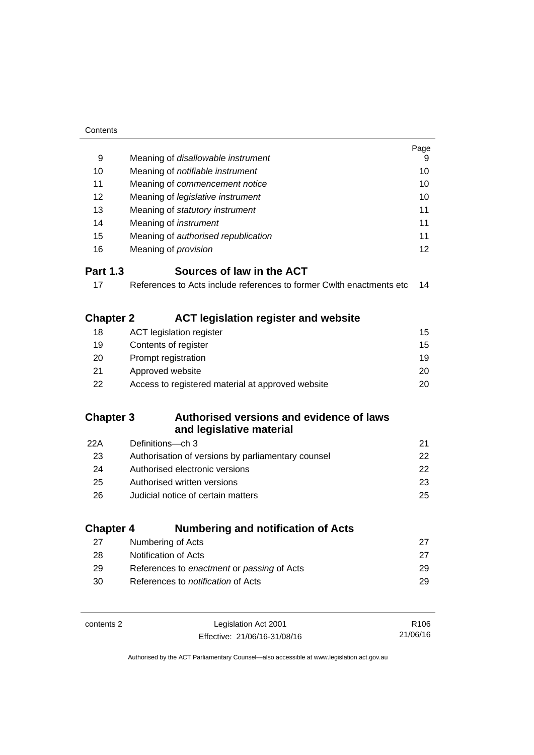| | | Page |
|---|---|---|
| 9 | Meaning of *disallowable instrument* | 9 |
| 10 | Meaning of *notifiable instrument* | 10 |
| 11 | Meaning of *commencement notice* | 10 |
| 12 | Meaning of *legislative instrument* | 10 |
| 13 | Meaning of *statutory instrument* | 11 |
| 14 | Meaning of *instrument* | 11 |
| 15 | Meaning of *authorised republication* | 11 |
| 16 | Meaning of *provision* | 12 |

**Part 1.3 Sources of law in the ACT**

| | | |
|---|---|---|
| 17 | References to Acts include references to former Cwlth enactments etc | 14 |

**Chapter 2 ACT legislation register and website**

| | | |
|---|---|---|
| 18 | ACT legislation register | 15 |
| 19 | Contents of register | 15 |
| 20 | Prompt registration | 19 |
| 21 | Approved website | 20 |
| 22 | Access to registered material at approved website | 20 |

**Chapter 3 Authorised versions and evidence of laws and legislative material**

| | | |
|---|---|---|
| 22A | Definitions—ch 3 | 21 |
| 23 | Authorisation of versions by parliamentary counsel | 22 |
| 24 | Authorised electronic versions | 22 |
| 25 | Authorised written versions | 23 |
| 26 | Judicial notice of certain matters | 25 |

**Chapter 4 Numbering and notification of Acts**

| | | |
|---|---|---|
| 27 | Numbering of Acts | 27 |
| 28 | Notification of Acts | 27 |
| 29 | References to *enactment* or *passing* of Acts | 29 |
| 30 | References to *notification* of Acts | 29 |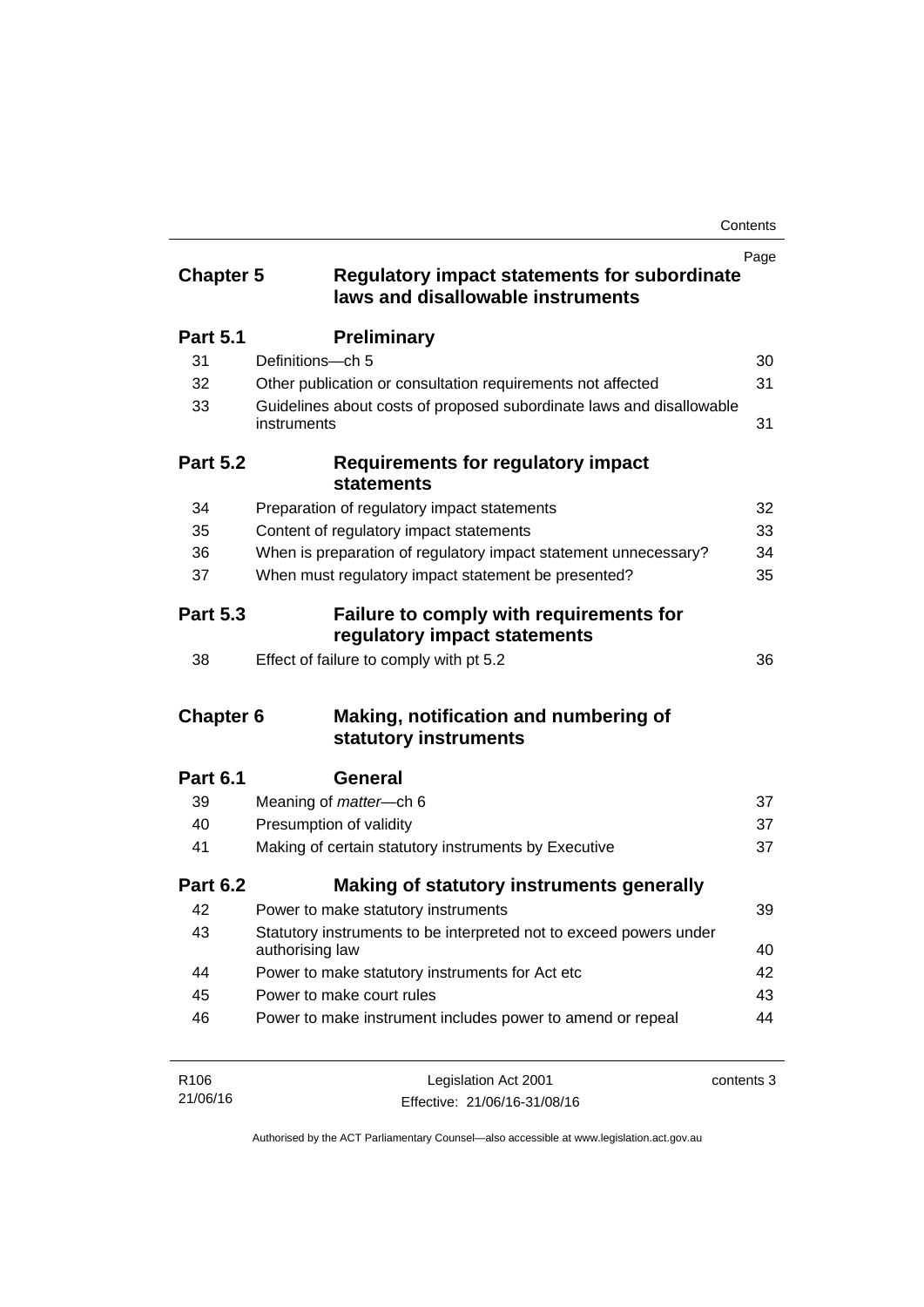| | | Page |
|---|---|---|
| **Chapter 5** | **Regulatory impact statements for subordinate laws and disallowable instruments** | |
| **Part 5.1** | **Preliminary** | |
| 31 | Definitions—ch 5 | 30 |
| 32 | Other publication or consultation requirements not affected | 31 |
| 33 | Guidelines about costs of proposed subordinate laws and disallowable instruments | 31 |
| **Part 5.2** | **Requirements for regulatory impact statements** | |
| 34 | Preparation of regulatory impact statements | 32 |
| 35 | Content of regulatory impact statements | 33 |
| 36 | When is preparation of regulatory impact statement unnecessary? | 34 |
| 37 | When must regulatory impact statement be presented? | 35 |
| **Part 5.3** | **Failure to comply with requirements for regulatory impact statements** | |
| 38 | Effect of failure to comply with pt 5.2 | 36 |
| **Chapter 6** | **Making, notification and numbering of statutory instruments** | |
| **Part 6.1** | **General** | |
| 39 | Meaning of *matter*—ch 6 | 37 |
| 40 | Presumption of validity | 37 |
| 41 | Making of certain statutory instruments by Executive | 37 |
| **Part 6.2** | **Making of statutory instruments generally** | |
| 42 | Power to make statutory instruments | 39 |
| 43 | Statutory instruments to be interpreted not to exceed powers under authorising law | 40 |
| 44 | Power to make statutory instruments for Act etc | 42 |
| 45 | Power to make court rules | 43 |
| 46 | Power to make instrument includes power to amend or repeal | 44 |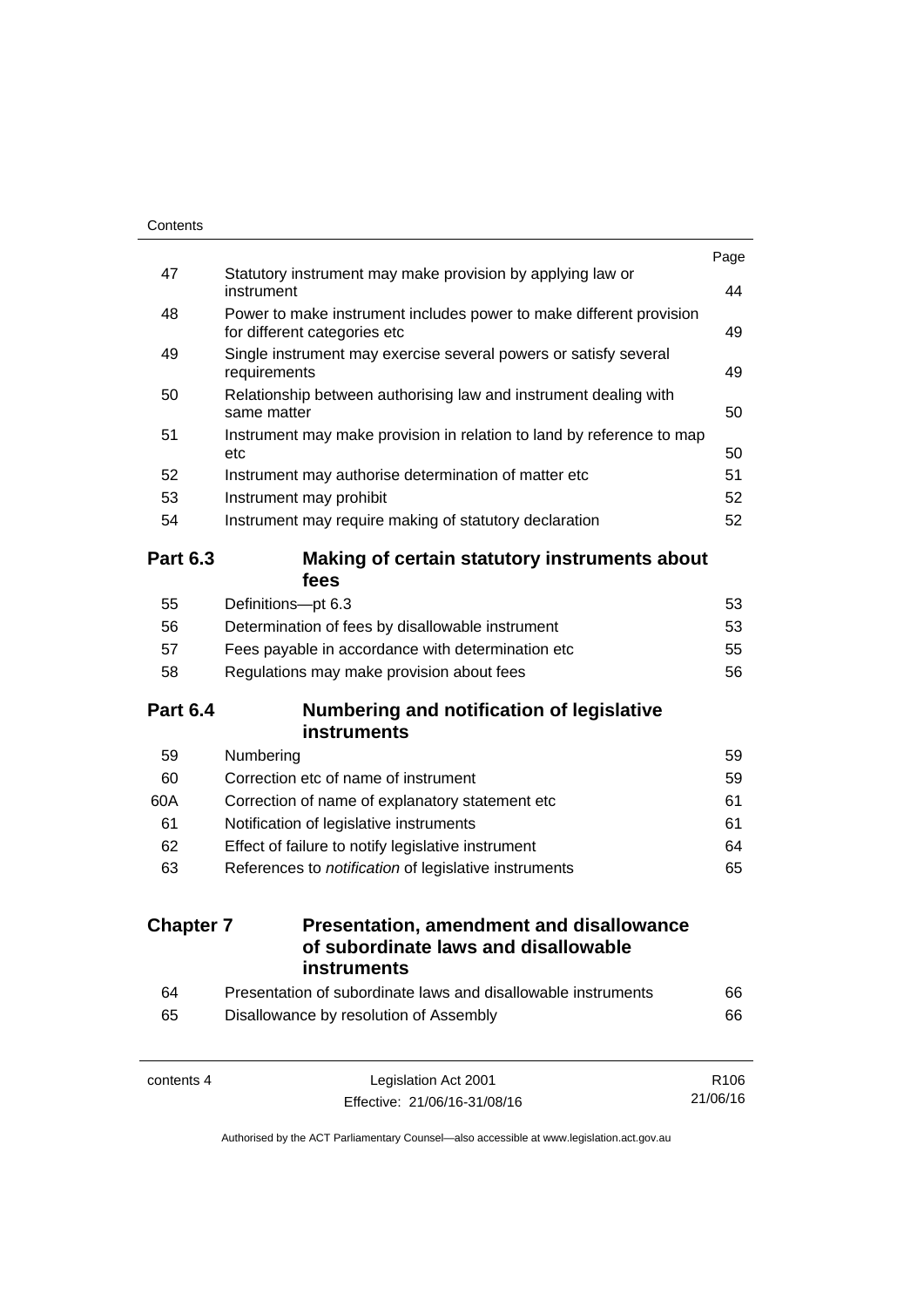| | | Page |
|---|---|---|
| 47 | Statutory instrument may make provision by applying law or instrument | 44 |
| 48 | Power to make instrument includes power to make different provision for different categories etc | 49 |
| 49 | Single instrument may exercise several powers or satisfy several requirements | 49 |
| 50 | Relationship between authorising law and instrument dealing with same matter | 50 |
| 51 | Instrument may make provision in relation to land by reference to map etc | 50 |
| 52 | Instrument may authorise determination of matter etc | 51 |
| 53 | Instrument may prohibit | 52 |
| 54 | Instrument may require making of statutory declaration | 52 |

## Part 6.3 Making of certain statutory instruments about fees

| | | |
|---|---|---|
| 55 | Definitions—pt 6.3 | 53 |
| 56 | Determination of fees by disallowable instrument | 53 |
| 57 | Fees payable in accordance with determination etc | 55 |
| 58 | Regulations may make provision about fees | 56 |

## Part 6.4 Numbering and notification of legislative instruments

| | | |
|---|---|---|
| 59 | Numbering | 59 |
| 60 | Correction etc of name of instrument | 59 |
| 60A | Correction of name of explanatory statement etc | 61 |
| 61 | Notification of legislative instruments | 61 |
| 62 | Effect of failure to notify legislative instrument | 64 |
| 63 | References to *notification* of legislative instruments | 65 |

# Chapter 7 Presentation, amendment and disallowance of subordinate laws and disallowable instruments

| | | |
|---|---|---|
| 64 | Presentation of subordinate laws and disallowable instruments | 66 |
| 65 | Disallowance by resolution of Assembly | 66 |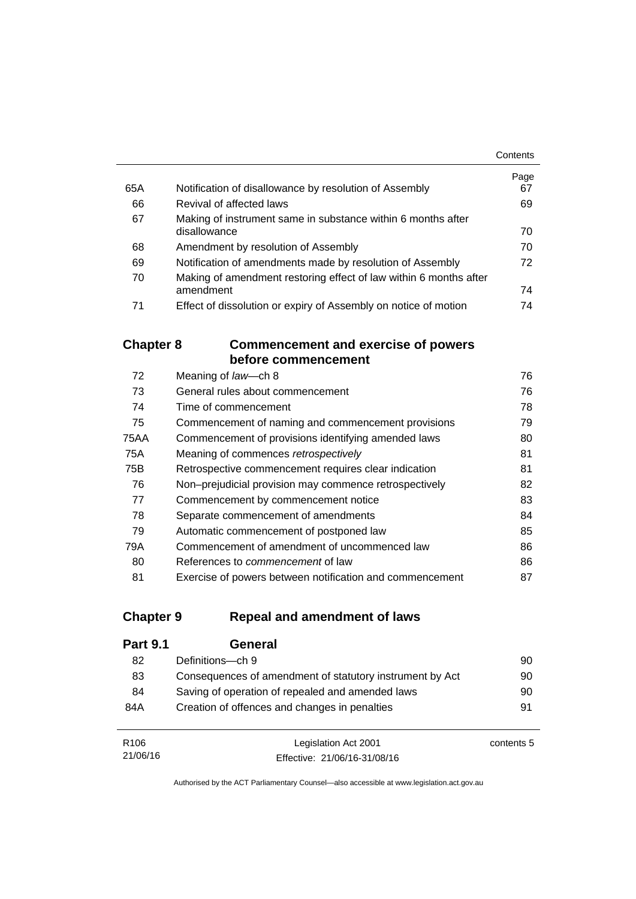| | | Page |
|---|---|---|
| 65A | Notification of disallowance by resolution of Assembly | 67 |
| 66 | Revival of affected laws | 69 |
| 67 | Making of instrument same in substance within 6 months after disallowance | 70 |
| 68 | Amendment by resolution of Assembly | 70 |
| 69 | Notification of amendments made by resolution of Assembly | 72 |
| 70 | Making of amendment restoring effect of law within 6 months after amendment | 74 |
| 71 | Effect of dissolution or expiry of Assembly on notice of motion | 74 |

## Chapter 8 Commencement and exercise of powers before commencement

| | | |
|---|---|---|
| 72 | Meaning of *law*—ch 8 | 76 |
| 73 | General rules about commencement | 76 |
| 74 | Time of commencement | 78 |
| 75 | Commencement of naming and commencement provisions | 79 |
| 75AA | Commencement of provisions identifying amended laws | 80 |
| 75A | Meaning of commences *retrospectively* | 81 |
| 75B | Retrospective commencement requires clear indication | 81 |
| 76 | Non–prejudicial provision may commence retrospectively | 82 |
| 77 | Commencement by commencement notice | 83 |
| 78 | Separate commencement of amendments | 84 |
| 79 | Automatic commencement of postponed law | 85 |
| 79A | Commencement of amendment of uncommenced law | 86 |
| 80 | References to *commencement* of law | 86 |
| 81 | Exercise of powers between notification and commencement | 87 |

## Chapter 9 Repeal and amendment of laws

### Part 9.1 General

| | | |
|---|---|---|
| 82 | Definitions—ch 9 | 90 |
| 83 | Consequences of amendment of statutory instrument by Act | 90 |
| 84 | Saving of operation of repealed and amended laws | 90 |
| 84A | Creation of offences and changes in penalties | 91 |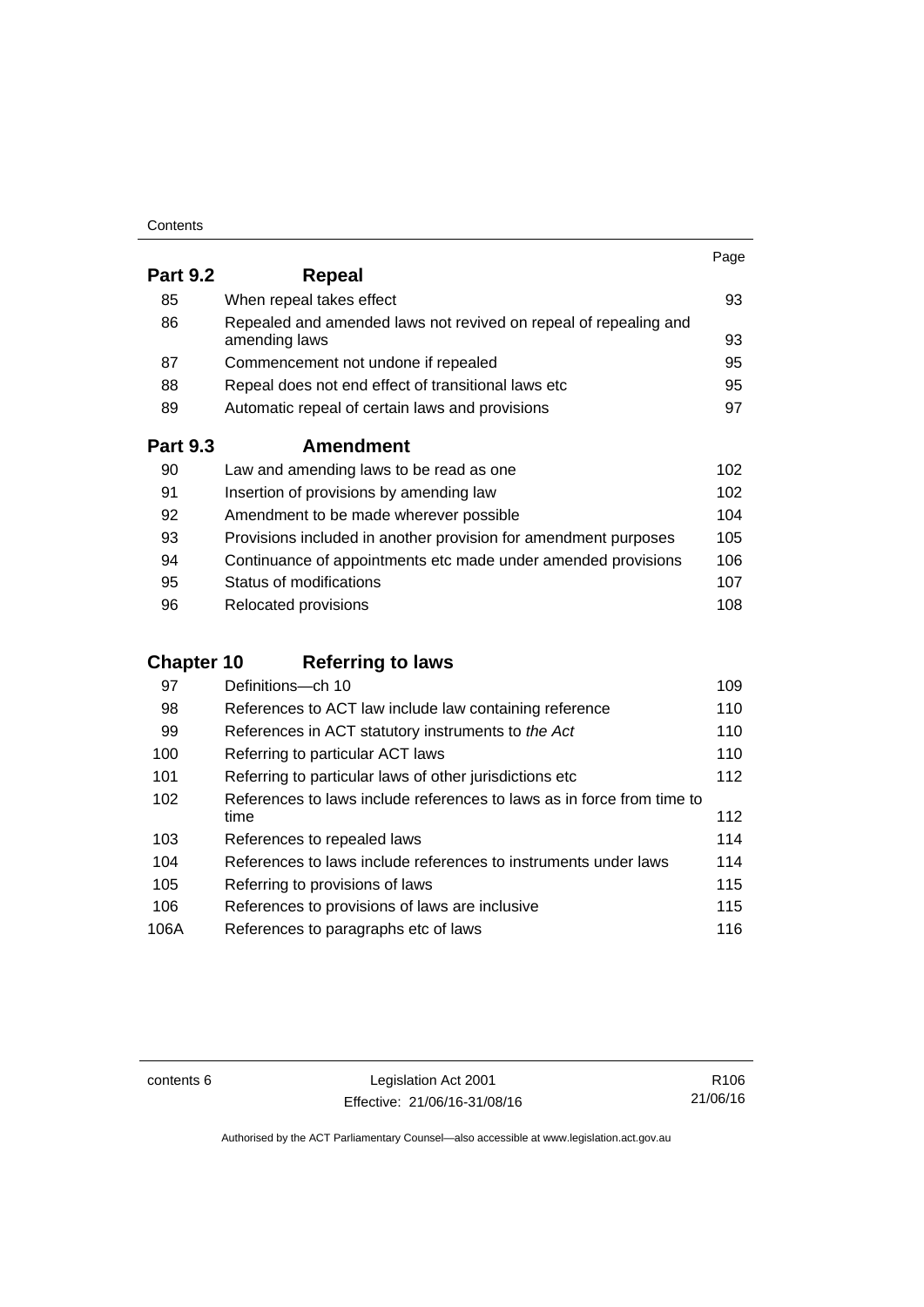| | | Page |
|---|---|---|
| **Part 9.2** | **Repeal** | |
| 85 | When repeal takes effect | 93 |
| 86 | Repealed and amended laws not revived on repeal of repealing and amending laws | 93 |
| 87 | Commencement not undone if repealed | 95 |
| 88 | Repeal does not end effect of transitional laws etc | 95 |
| 89 | Automatic repeal of certain laws and provisions | 97 |
| **Part 9.3** | **Amendment** | |
| 90 | Law and amending laws to be read as one | 102 |
| 91 | Insertion of provisions by amending law | 102 |
| 92 | Amendment to be made wherever possible | 104 |
| 93 | Provisions included in another provision for amendment purposes | 105 |
| 94 | Continuance of appointments etc made under amended provisions | 106 |
| 95 | Status of modifications | 107 |
| 96 | Relocated provisions | 108 |
| **Chapter 10** | **Referring to laws** | |
| 97 | Definitions—ch 10 | 109 |
| 98 | References to ACT law include law containing reference | 110 |
| 99 | References in ACT statutory instruments to *the Act* | 110 |
| 100 | Referring to particular ACT laws | 110 |
| 101 | Referring to particular laws of other jurisdictions etc | 112 |
| 102 | References to laws include references to laws as in force from time to time | 112 |
| 103 | References to repealed laws | 114 |
| 104 | References to laws include references to instruments under laws | 114 |
| 105 | Referring to provisions of laws | 115 |
| 106 | References to provisions of laws are inclusive | 115 |
| 106A | References to paragraphs etc of laws | 116 |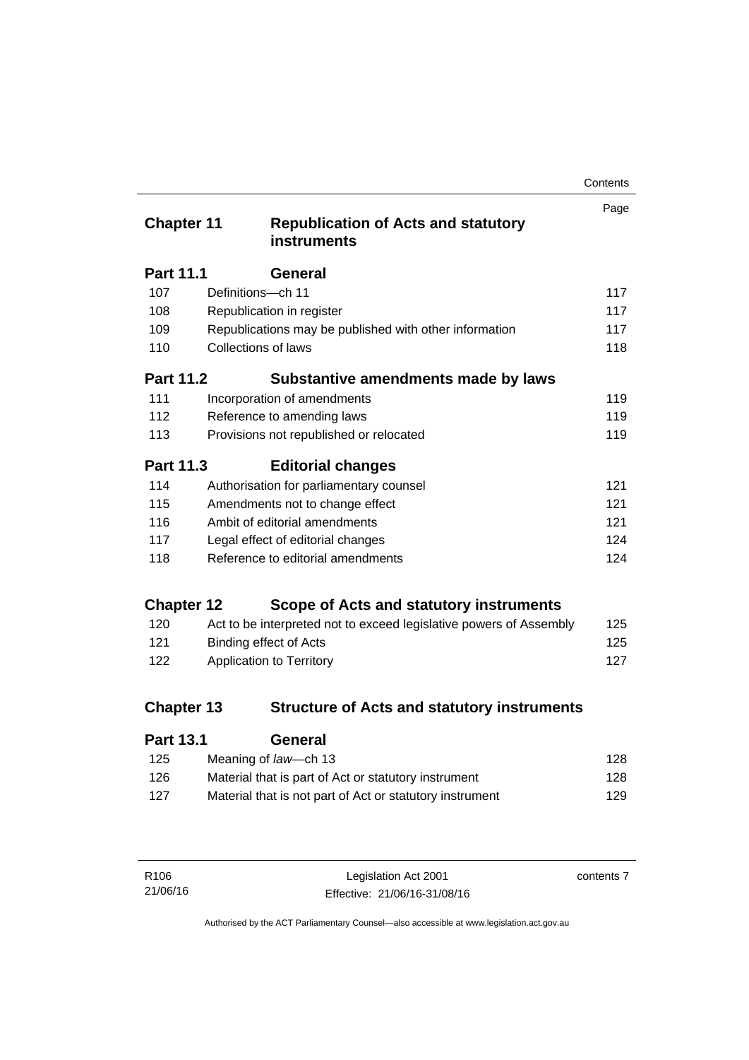| | | Page |
|---|---|---|
| **Chapter 11** | **Republication of Acts and statutory instruments** | |
| **Part 11.1** | **General** | |
| 107 | Definitions—ch 11 | 117 |
| 108 | Republication in register | 117 |
| 109 | Republications may be published with other information | 117 |
| 110 | Collections of laws | 118 |
| **Part 11.2** | **Substantive amendments made by laws** | |
| 111 | Incorporation of amendments | 119 |
| 112 | Reference to amending laws | 119 |
| 113 | Provisions not republished or relocated | 119 |
| **Part 11.3** | **Editorial changes** | |
| 114 | Authorisation for parliamentary counsel | 121 |
| 115 | Amendments not to change effect | 121 |
| 116 | Ambit of editorial amendments | 121 |
| 117 | Legal effect of editorial changes | 124 |
| 118 | Reference to editorial amendments | 124 |
| **Chapter 12** | **Scope of Acts and statutory instruments** | |
| 120 | Act to be interpreted not to exceed legislative powers of Assembly | 125 |
| 121 | Binding effect of Acts | 125 |
| 122 | Application to Territory | 127 |
| **Chapter 13** | **Structure of Acts and statutory instruments** | |
| **Part 13.1** | **General** | |
| 125 | Meaning of *law*—ch 13 | 128 |
| 126 | Material that is part of Act or statutory instrument | 128 |
| 127 | Material that is not part of Act or statutory instrument | 129 |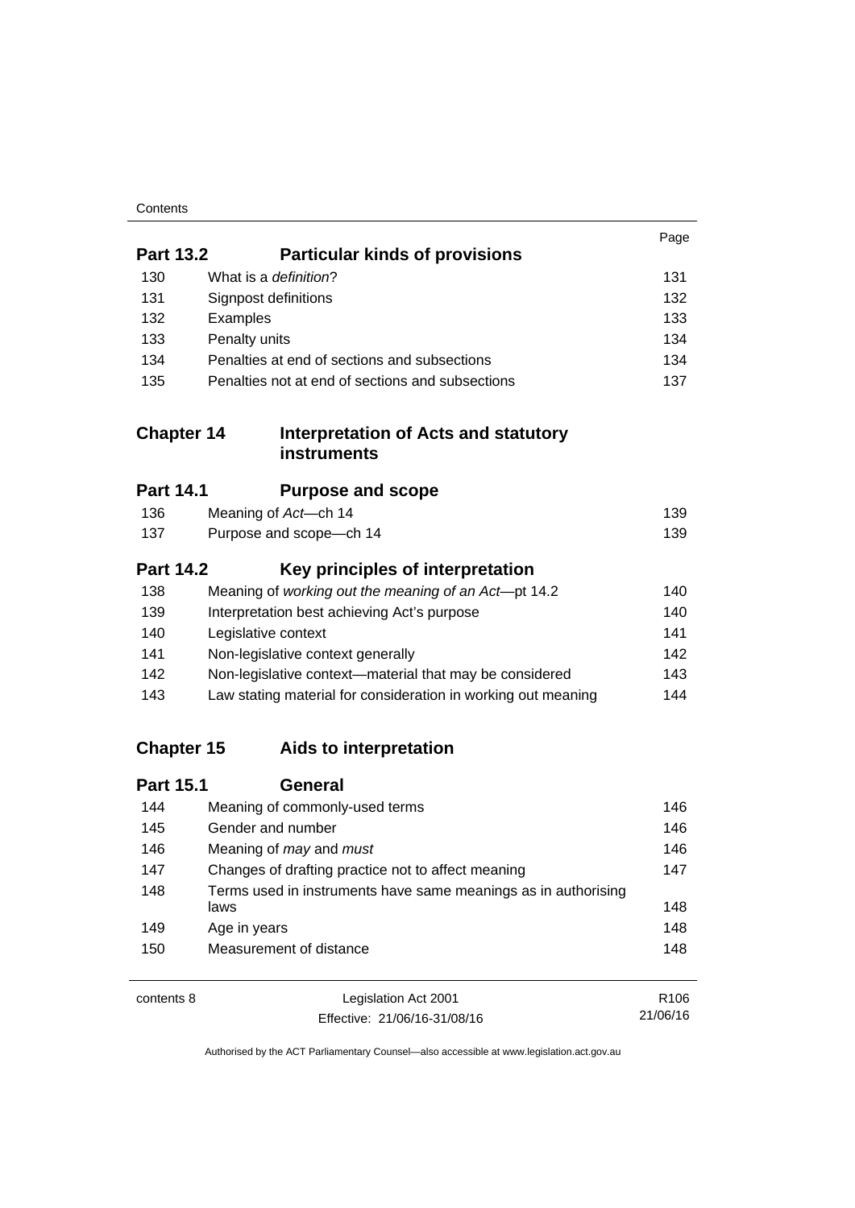| | | Page |
|---|---|---|
| **Part 13.2** | **Particular kinds of provisions** | |
| 130 | What is a *definition*? | 131 |
| 131 | Signpost definitions | 132 |
| 132 | Examples | 133 |
| 133 | Penalty units | 134 |
| 134 | Penalties at end of sections and subsections | 134 |
| 135 | Penalties not at end of sections and subsections | 137 |

## Chapter 14 Interpretation of Acts and statutory instruments

| | | |
|---|---|---|
| **Part 14.1** | **Purpose and scope** | |
| 136 | Meaning of *Act*—ch 14 | 139 |
| 137 | Purpose and scope—ch 14 | 139 |
| **Part 14.2** | **Key principles of interpretation** | |
| 138 | Meaning of *working out the meaning of an Act*—pt 14.2 | 140 |
| 139 | Interpretation best achieving Act's purpose | 140 |
| 140 | Legislative context | 141 |
| 141 | Non-legislative context generally | 142 |
| 142 | Non-legislative context—material that may be considered | 143 |
| 143 | Law stating material for consideration in working out meaning | 144 |

## Chapter 15 Aids to interpretation

| | | |
|---|---|---|
| **Part 15.1** | **General** | |
| 144 | Meaning of commonly-used terms | 146 |
| 145 | Gender and number | 146 |
| 146 | Meaning of *may* and *must* | 146 |
| 147 | Changes of drafting practice not to affect meaning | 147 |
| 148 | Terms used in instruments have same meanings as in authorising laws | 148 |
| 149 | Age in years | 148 |
| 150 | Measurement of distance | 148 |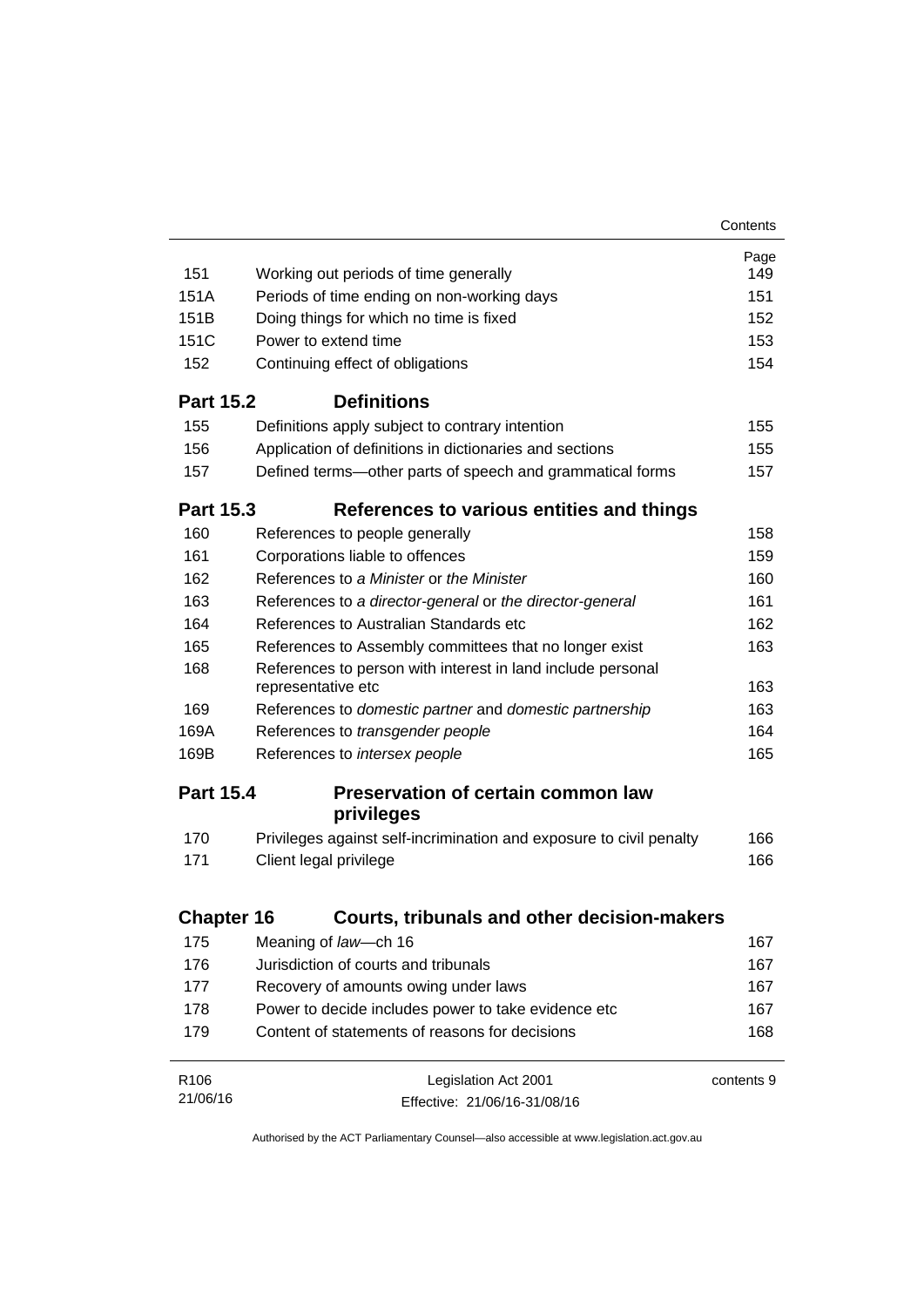| | | Page |
|---|---|---|
| 151 | Working out periods of time generally | 149 |
| 151A | Periods of time ending on non-working days | 151 |
| 151B | Doing things for which no time is fixed | 152 |
| 151C | Power to extend time | 153 |
| 152 | Continuing effect of obligations | 154 |
| **Part 15.2** | **Definitions** | |
| 155 | Definitions apply subject to contrary intention | 155 |
| 156 | Application of definitions in dictionaries and sections | 155 |
| 157 | Defined terms—other parts of speech and grammatical forms | 157 |
| **Part 15.3** | **References to various entities and things** | |
| 160 | References to people generally | 158 |
| 161 | Corporations liable to offences | 159 |
| 162 | References to *a Minister* or *the Minister* | 160 |
| 163 | References to *a director-general* or *the director-general* | 161 |
| 164 | References to Australian Standards etc | 162 |
| 165 | References to Assembly committees that no longer exist | 163 |
| 168 | References to person with interest in land include personal representative etc | 163 |
| 169 | References to *domestic partner* and *domestic partnership* | 163 |
| 169A | References to *transgender people* | 164 |
| 169B | References to *intersex people* | 165 |
| **Part 15.4** | **Preservation of certain common law privileges** | |
| 170 | Privileges against self-incrimination and exposure to civil penalty | 166 |
| 171 | Client legal privilege | 166 |
| **Chapter 16** | **Courts, tribunals and other decision-makers** | |
| 175 | Meaning of *law*—ch 16 | 167 |
| 176 | Jurisdiction of courts and tribunals | 167 |
| 177 | Recovery of amounts owing under laws | 167 |
| 178 | Power to decide includes power to take evidence etc | 167 |
| 179 | Content of statements of reasons for decisions | 168 |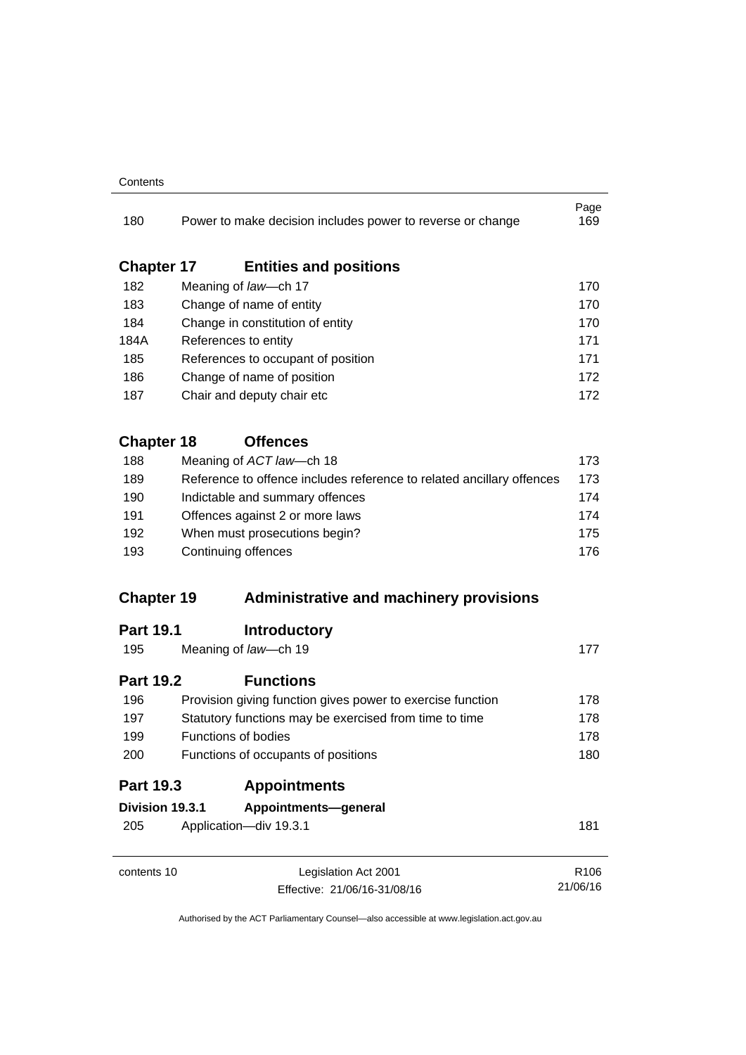| | | Page |
|---|---|---|
| 180 | Power to make decision includes power to reverse or change | 169 |

## Chapter 17 Entities and positions

| | | |
|---|---|---|
| 182 | Meaning of *law*—ch 17 | 170 |
| 183 | Change of name of entity | 170 |
| 184 | Change in constitution of entity | 170 |
| 184A | References to entity | 171 |
| 185 | References to occupant of position | 171 |
| 186 | Change of name of position | 172 |
| 187 | Chair and deputy chair etc | 172 |

## Chapter 18 Offences

| | | |
|---|---|---|
| 188 | Meaning of *ACT law*—ch 18 | 173 |
| 189 | Reference to offence includes reference to related ancillary offences | 173 |
| 190 | Indictable and summary offences | 174 |
| 191 | Offences against 2 or more laws | 174 |
| 192 | When must prosecutions begin? | 175 |
| 193 | Continuing offences | 176 |

## Chapter 19 Administrative and machinery provisions

### Part 19.1 Introductory

| | | |
|---|---|---|
| 195 | Meaning of *law*—ch 19 | 177 |

### Part 19.2 Functions

| | | |
|---|---|---|
| 196 | Provision giving function gives power to exercise function | 178 |
| 197 | Statutory functions may be exercised from time to time | 178 |
| 199 | Functions of bodies | 178 |
| 200 | Functions of occupants of positions | 180 |

### Part 19.3 Appointments

#### Division 19.3.1 Appointments—general

| | | |
|---|---|---|
| 205 | Application—div 19.3.1 | 181 |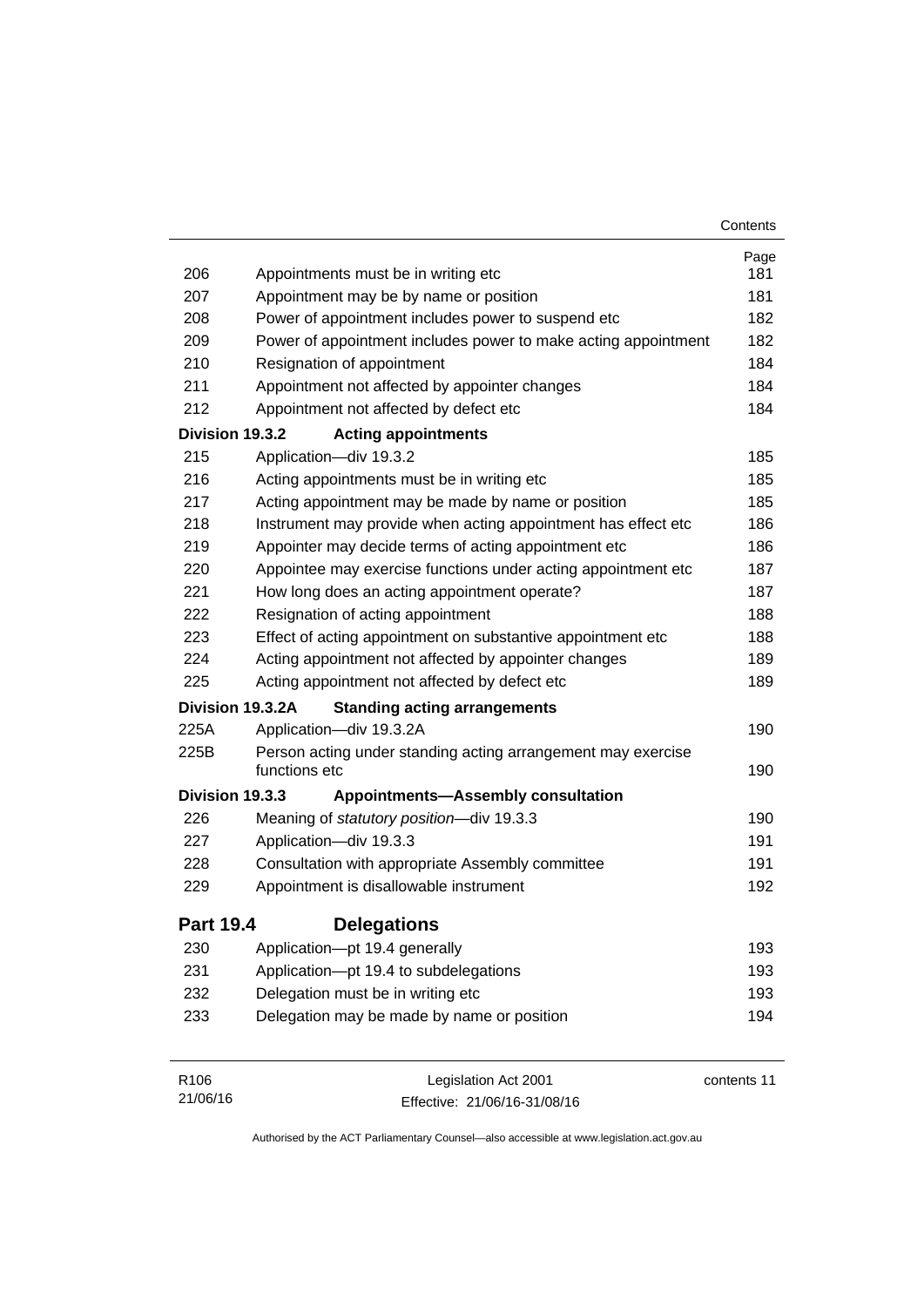| | | Page |
|---|---|---|
| 206 | Appointments must be in writing etc | 181 |
| 207 | Appointment may be by name or position | 181 |
| 208 | Power of appointment includes power to suspend etc | 182 |
| 209 | Power of appointment includes power to make acting appointment | 182 |
| 210 | Resignation of appointment | 184 |
| 211 | Appointment not affected by appointer changes | 184 |
| 212 | Appointment not affected by defect etc | 184 |
| **Division 19.3.2** | **Acting appointments** | |
| 215 | Application—div 19.3.2 | 185 |
| 216 | Acting appointments must be in writing etc | 185 |
| 217 | Acting appointment may be made by name or position | 185 |
| 218 | Instrument may provide when acting appointment has effect etc | 186 |
| 219 | Appointer may decide terms of acting appointment etc | 186 |
| 220 | Appointee may exercise functions under acting appointment etc | 187 |
| 221 | How long does an acting appointment operate? | 187 |
| 222 | Resignation of acting appointment | 188 |
| 223 | Effect of acting appointment on substantive appointment etc | 188 |
| 224 | Acting appointment not affected by appointer changes | 189 |
| 225 | Acting appointment not affected by defect etc | 189 |
| **Division 19.3.2A** | **Standing acting arrangements** | |
| 225A | Application—div 19.3.2A | 190 |
| 225B | Person acting under standing acting arrangement may exercise functions etc | 190 |
| **Division 19.3.3** | **Appointments—Assembly consultation** | |
| 226 | Meaning of *statutory position*—div 19.3.3 | 190 |
| 227 | Application—div 19.3.3 | 191 |
| 228 | Consultation with appropriate Assembly committee | 191 |
| 229 | Appointment is disallowable instrument | 192 |

## Part 19.4 Delegations

| | | |
|---|---|---|
| 230 | Application—pt 19.4 generally | 193 |
| 231 | Application—pt 19.4 to subdelegations | 193 |
| 232 | Delegation must be in writing etc | 193 |
| 233 | Delegation may be made by name or position | 194 |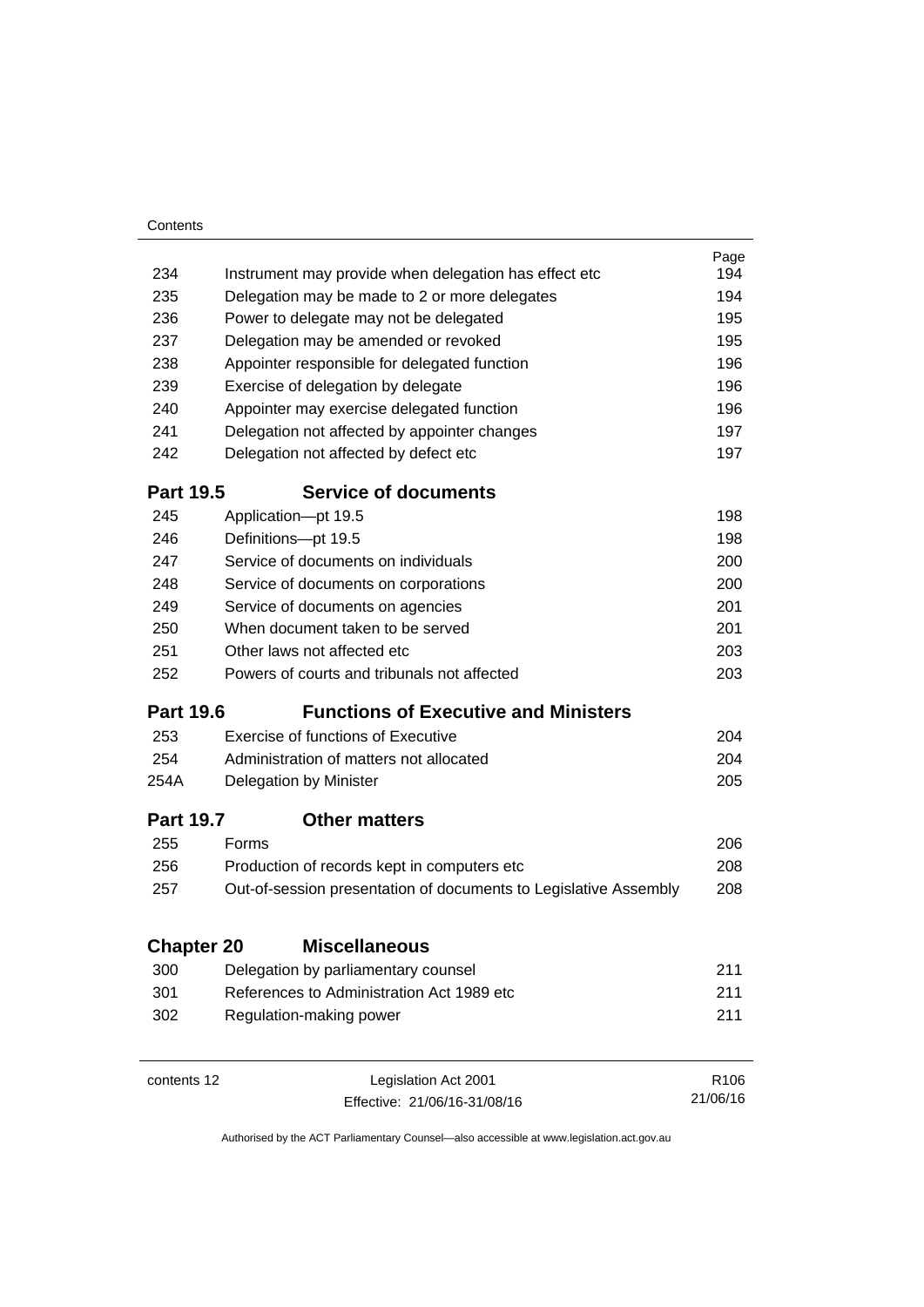| | | Page |
|---|---|---|
| 234 | Instrument may provide when delegation has effect etc | 194 |
| 235 | Delegation may be made to 2 or more delegates | 194 |
| 236 | Power to delegate may not be delegated | 195 |
| 237 | Delegation may be amended or revoked | 195 |
| 238 | Appointer responsible for delegated function | 196 |
| 239 | Exercise of delegation by delegate | 196 |
| 240 | Appointer may exercise delegated function | 196 |
| 241 | Delegation not affected by appointer changes | 197 |
| 242 | Delegation not affected by defect etc | 197 |

### Part 19.5 Service of documents

| | | |
|---|---|---|
| 245 | Application—pt 19.5 | 198 |
| 246 | Definitions—pt 19.5 | 198 |
| 247 | Service of documents on individuals | 200 |
| 248 | Service of documents on corporations | 200 |
| 249 | Service of documents on agencies | 201 |
| 250 | When document taken to be served | 201 |
| 251 | Other laws not affected etc | 203 |
| 252 | Powers of courts and tribunals not affected | 203 |

### Part 19.6 Functions of Executive and Ministers

| | | |
|---|---|---|
| 253 | Exercise of functions of Executive | 204 |
| 254 | Administration of matters not allocated | 204 |
| 254A | Delegation by Minister | 205 |

### Part 19.7 Other matters

| | | |
|---|---|---|
| 255 | Forms | 206 |
| 256 | Production of records kept in computers etc | 208 |
| 257 | Out-of-session presentation of documents to Legislative Assembly | 208 |

## Chapter 20 Miscellaneous

| | | |
|---|---|---|
| 300 | Delegation by parliamentary counsel | 211 |
| 301 | References to Administration Act 1989 etc | 211 |
| 302 | Regulation-making power | 211 |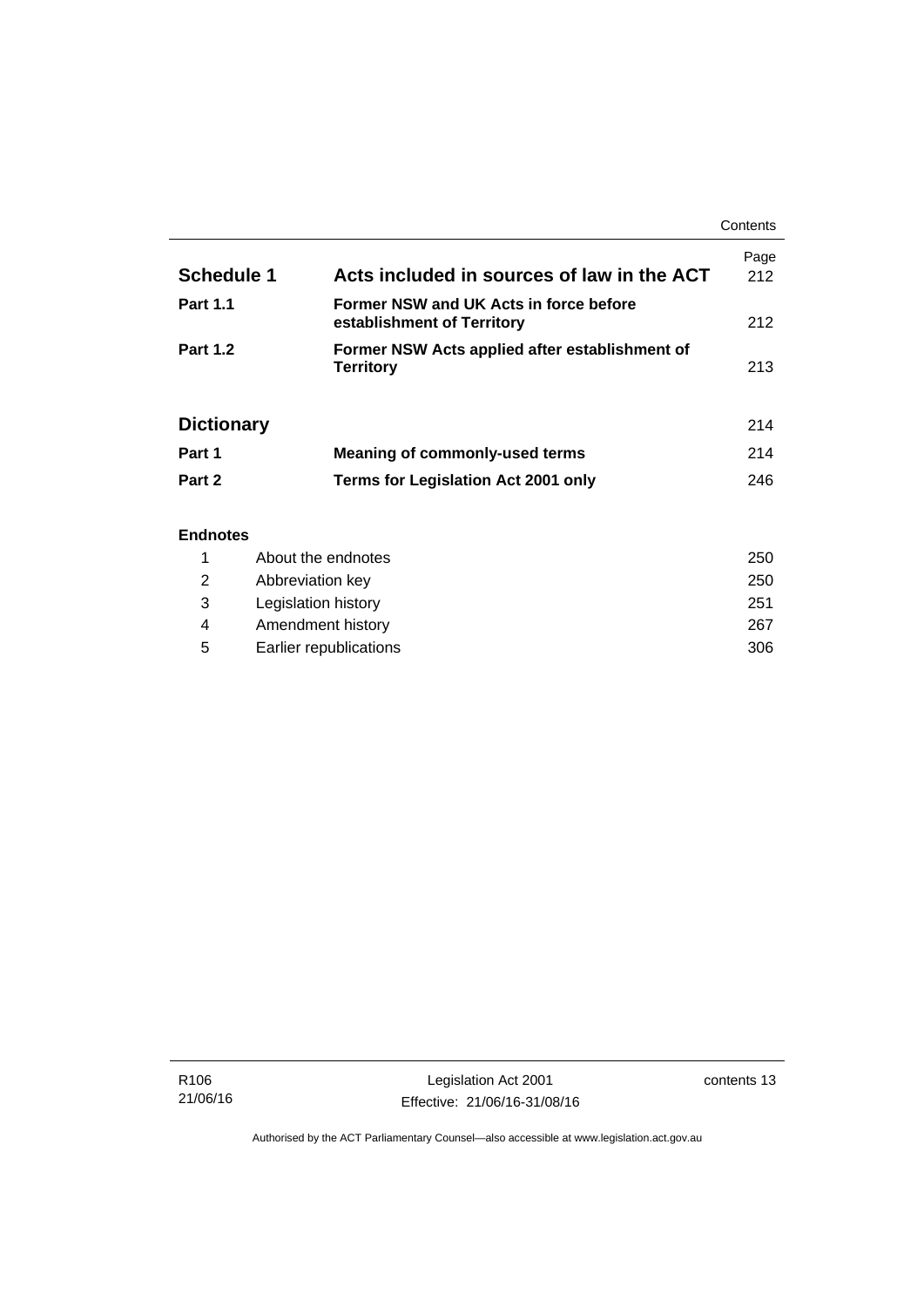| | | Page |
|---|---|---|
| **Schedule 1** | **Acts included in sources of law in the ACT** | 212 |
| **Part 1.1** | **Former NSW and UK Acts in force before establishment of Territory** | 212 |
| **Part 1.2** | **Former NSW Acts applied after establishment of Territory** | 213 |
| **Dictionary** | | 214 |
| **Part 1** | **Meaning of commonly-used terms** | 214 |
| **Part 2** | **Terms for Legislation Act 2001 only** | 246 |

**Endnotes**

| | | |
|---|---|---|
| 1 | About the endnotes | 250 |
| 2 | Abbreviation key | 250 |
| 3 | Legislation history | 251 |
| 4 | Amendment history | 267 |
| 5 | Earlier republications | 306 |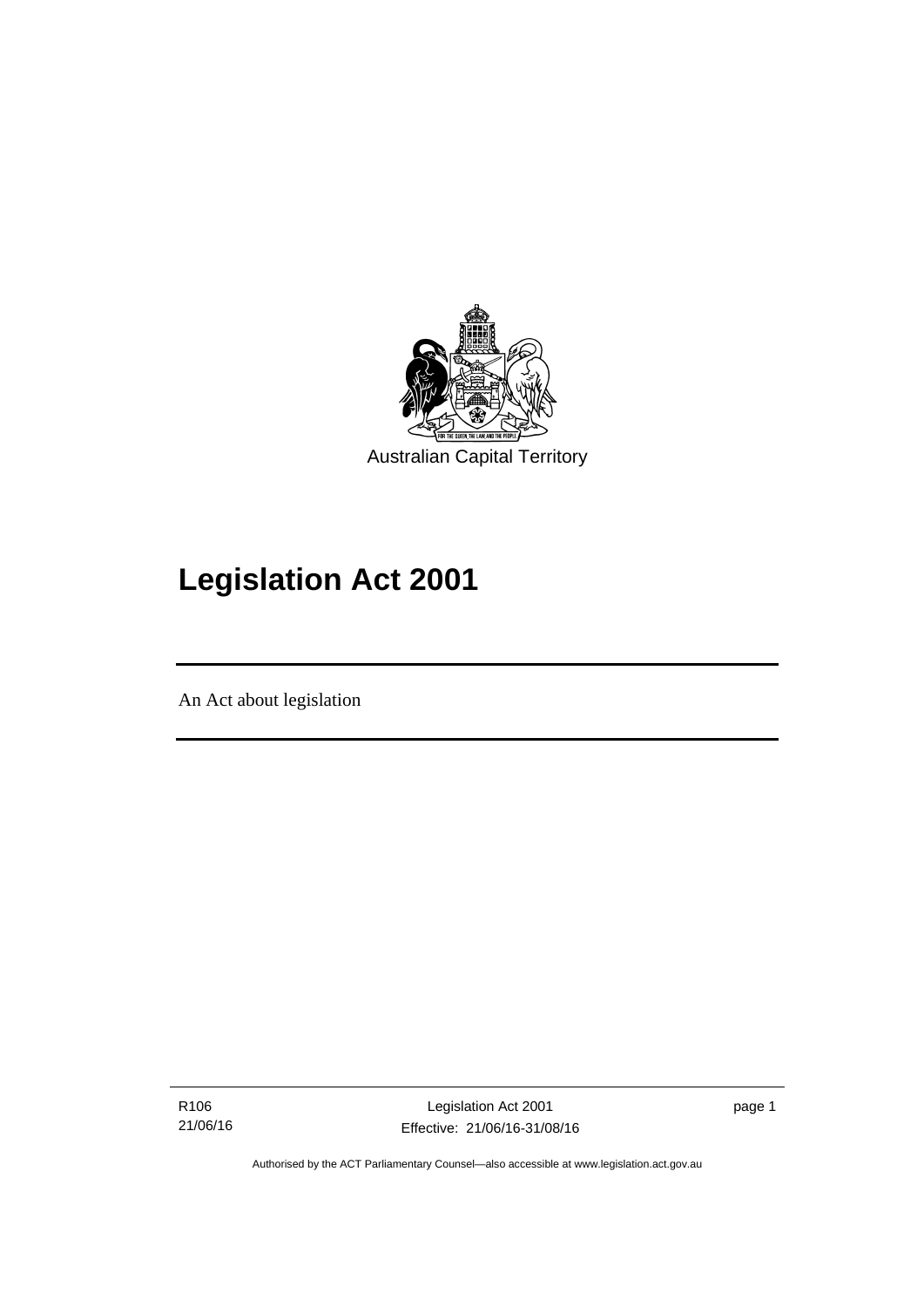Australian Capital Territory

# Legislation Act 2001

An Act about legislation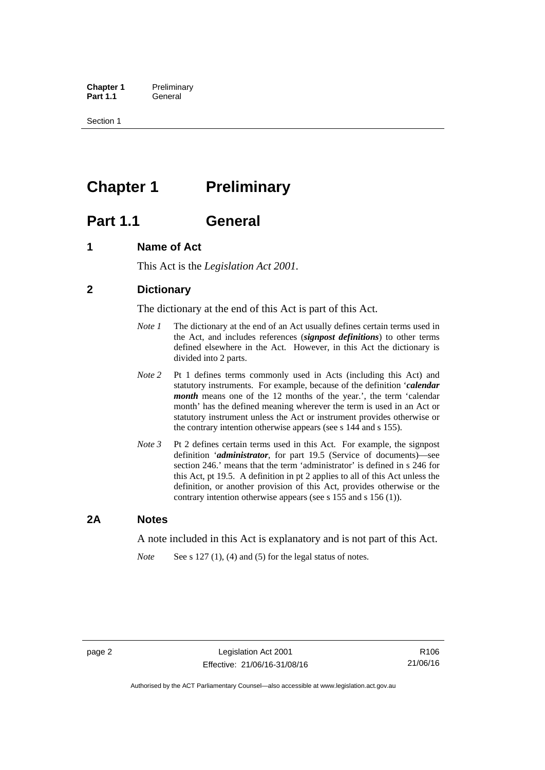# Chapter 1 Preliminary

## Part 1.1 General

### 1 Name of Act

This Act is the *Legislation Act 2001*.

### 2 Dictionary

The dictionary at the end of this Act is part of this Act.

*Note 1* The dictionary at the end of an Act usually defines certain terms used in the Act, and includes references (***signpost definitions***) to other terms defined elsewhere in the Act. However, in this Act the dictionary is divided into 2 parts.

*Note 2* Pt 1 defines terms commonly used in Acts (including this Act) and statutory instruments. For example, because of the definition '***calendar month*** means one of the 12 months of the year.', the term 'calendar month' has the defined meaning wherever the term is used in an Act or statutory instrument unless the Act or instrument provides otherwise or the contrary intention otherwise appears (see s 144 and s 155).

*Note 3* Pt 2 defines certain terms used in this Act. For example, the signpost definition '***administrator***, for part 19.5 (Service of documents)—see section 246.' means that the term 'administrator' is defined in s 246 for this Act, pt 19.5. A definition in pt 2 applies to all of this Act unless the definition, or another provision of this Act, provides otherwise or the contrary intention otherwise appears (see s 155 and s 156 (1)).

### 2A Notes

A note included in this Act is explanatory and is not part of this Act.

*Note* See s 127 (1), (4) and (5) for the legal status of notes.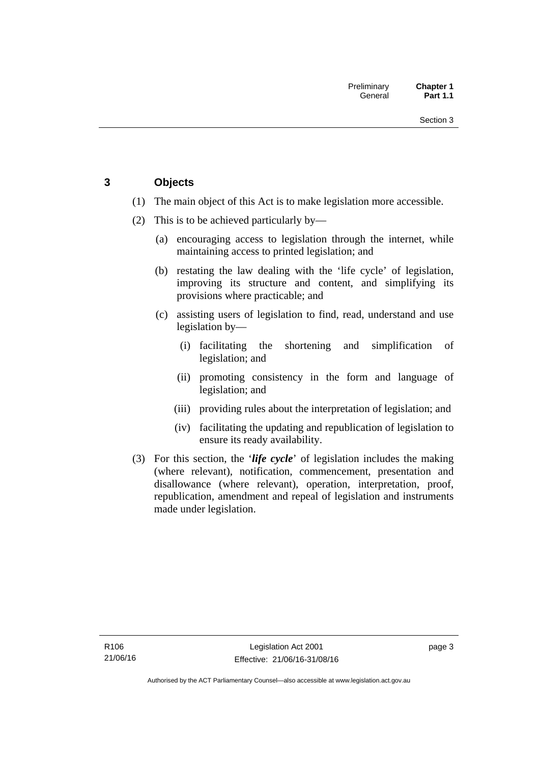## 3 Objects

(1) The main object of this Act is to make legislation more accessible.

(2) This is to be achieved particularly by—

(a) encouraging access to legislation through the internet, while maintaining access to printed legislation; and

(b) restating the law dealing with the 'life cycle' of legislation, improving its structure and content, and simplifying its provisions where practicable; and

(c) assisting users of legislation to find, read, understand and use legislation by—

(i) facilitating the shortening and simplification of legislation; and

(ii) promoting consistency in the form and language of legislation; and

(iii) providing rules about the interpretation of legislation; and

(iv) facilitating the updating and republication of legislation to ensure its ready availability.

(3) For this section, the '***life cycle***' of legislation includes the making (where relevant), notification, commencement, presentation and disallowance (where relevant), operation, interpretation, proof, republication, amendment and repeal of legislation and instruments made under legislation.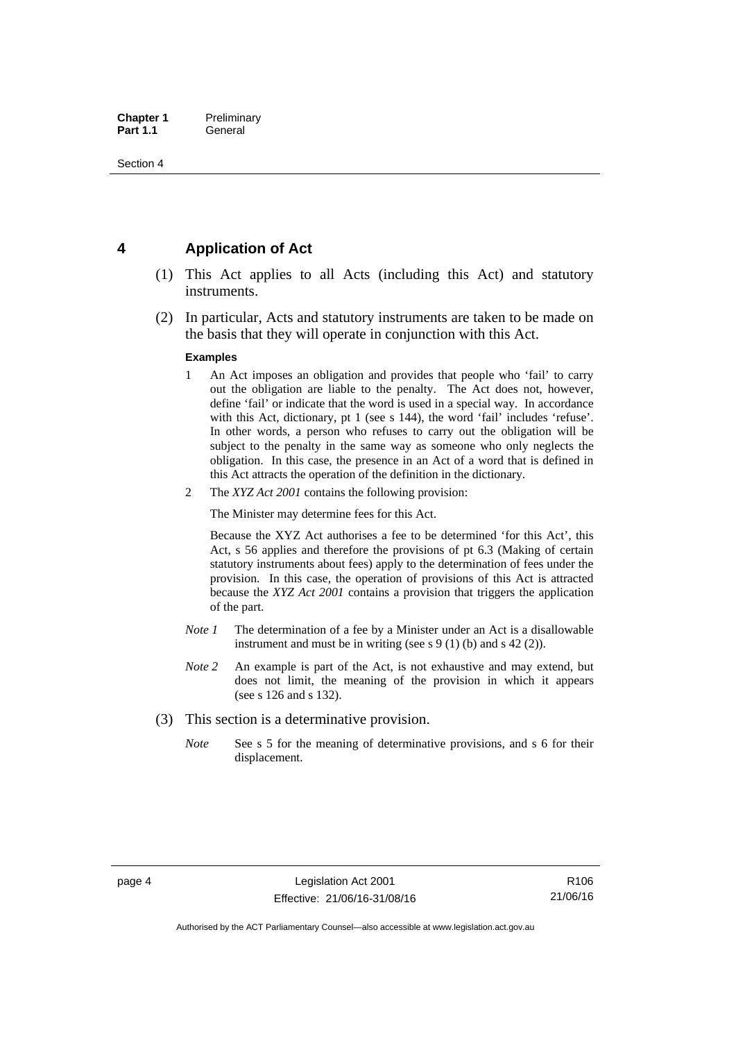## 4 Application of Act

(1) This Act applies to all Acts (including this Act) and statutory instruments.

(2) In particular, Acts and statutory instruments are taken to be made on the basis that they will operate in conjunction with this Act.

**Examples**

1. An Act imposes an obligation and provides that people who 'fail' to carry out the obligation are liable to the penalty. The Act does not, however, define 'fail' or indicate that the word is used in a special way. In accordance with this Act, dictionary, pt 1 (see s 144), the word 'fail' includes 'refuse'. In other words, a person who refuses to carry out the obligation will be subject to the penalty in the same way as someone who only neglects the obligation. In this case, the presence in an Act of a word that is defined in this Act attracts the operation of the definition in the dictionary.

2. The *XYZ Act 2001* contains the following provision:

   The Minister may determine fees for this Act.

   Because the XYZ Act authorises a fee to be determined 'for this Act', this Act, s 56 applies and therefore the provisions of pt 6.3 (Making of certain statutory instruments about fees) apply to the determination of fees under the provision. In this case, the operation of provisions of this Act is attracted because the *XYZ Act 2001* contains a provision that triggers the application of the part.

*Note 1* The determination of a fee by a Minister under an Act is a disallowable instrument and must be in writing (see s 9 (1) (b) and s 42 (2)).

*Note 2* An example is part of the Act, is not exhaustive and may extend, but does not limit, the meaning of the provision in which it appears (see s 126 and s 132).

(3) This section is a determinative provision.

*Note* See s 5 for the meaning of determinative provisions, and s 6 for their displacement.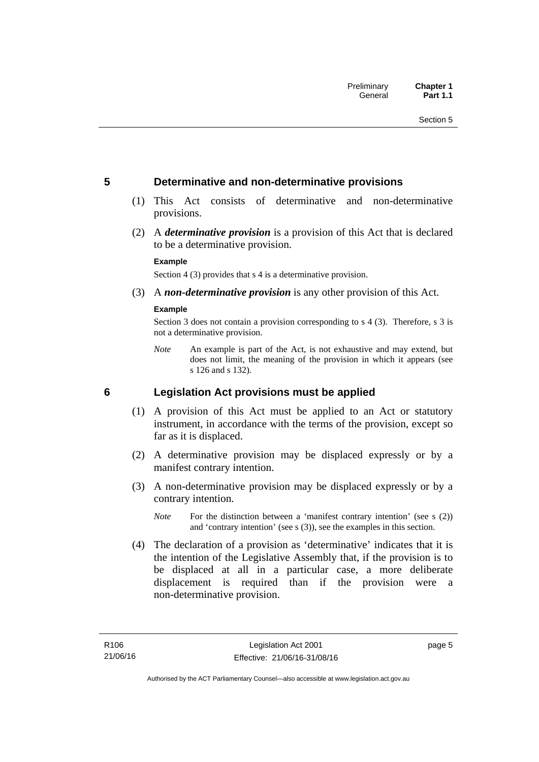## 5 Determinative and non-determinative provisions

(1) This Act consists of determinative and non-determinative provisions.

(2) A ***determinative provision*** is a provision of this Act that is declared to be a determinative provision.

**Example**

Section 4 (3) provides that s 4 is a determinative provision.

(3) A ***non-determinative provision*** is any other provision of this Act.

**Example**

Section 3 does not contain a provision corresponding to s 4 (3). Therefore, s 3 is not a determinative provision.

*Note* An example is part of the Act, is not exhaustive and may extend, but does not limit, the meaning of the provision in which it appears (see s 126 and s 132).

## 6 Legislation Act provisions must be applied

(1) A provision of this Act must be applied to an Act or statutory instrument, in accordance with the terms of the provision, except so far as it is displaced.

(2) A determinative provision may be displaced expressly or by a manifest contrary intention.

(3) A non-determinative provision may be displaced expressly or by a contrary intention.

*Note* For the distinction between a 'manifest contrary intention' (see s (2)) and 'contrary intention' (see s (3)), see the examples in this section.

(4) The declaration of a provision as 'determinative' indicates that it is the intention of the Legislative Assembly that, if the provision is to be displaced at all in a particular case, a more deliberate displacement is required than if the provision were a non-determinative provision.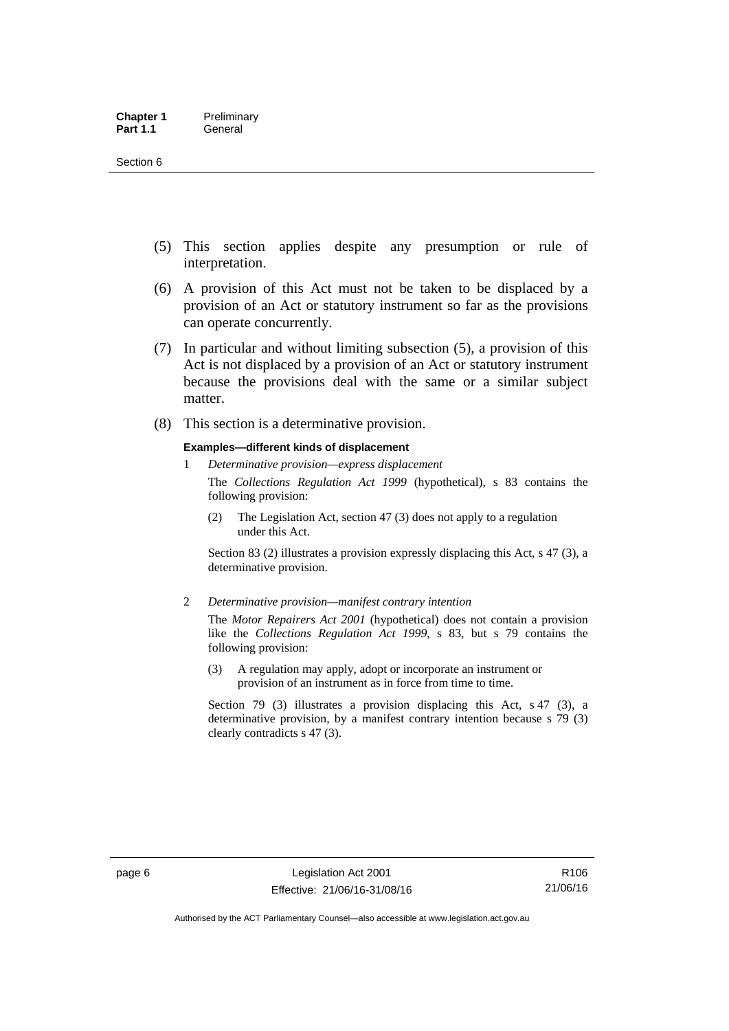(5) This section applies despite any presumption or rule of interpretation.

(6) A provision of this Act must not be taken to be displaced by a provision of an Act or statutory instrument so far as the provisions can operate concurrently.

(7) In particular and without limiting subsection (5), a provision of this Act is not displaced by a provision of an Act or statutory instrument because the provisions deal with the same or a similar subject matter.

(8) This section is a determinative provision.

**Examples—different kinds of displacement**

1 *Determinative provision—express displacement*

The *Collections Regulation Act 1999* (hypothetical), s 83 contains the following provision:

> (2) The Legislation Act, section 47 (3) does not apply to a regulation under this Act.

Section 83 (2) illustrates a provision expressly displacing this Act, s 47 (3), a determinative provision.

2 *Determinative provision—manifest contrary intention*

The *Motor Repairers Act 2001* (hypothetical) does not contain a provision like the *Collections Regulation Act 1999*, s 83, but s 79 contains the following provision:

> (3) A regulation may apply, adopt or incorporate an instrument or provision of an instrument as in force from time to time.

Section 79 (3) illustrates a provision displacing this Act, s 47 (3), a determinative provision, by a manifest contrary intention because s 79 (3) clearly contradicts s 47 (3).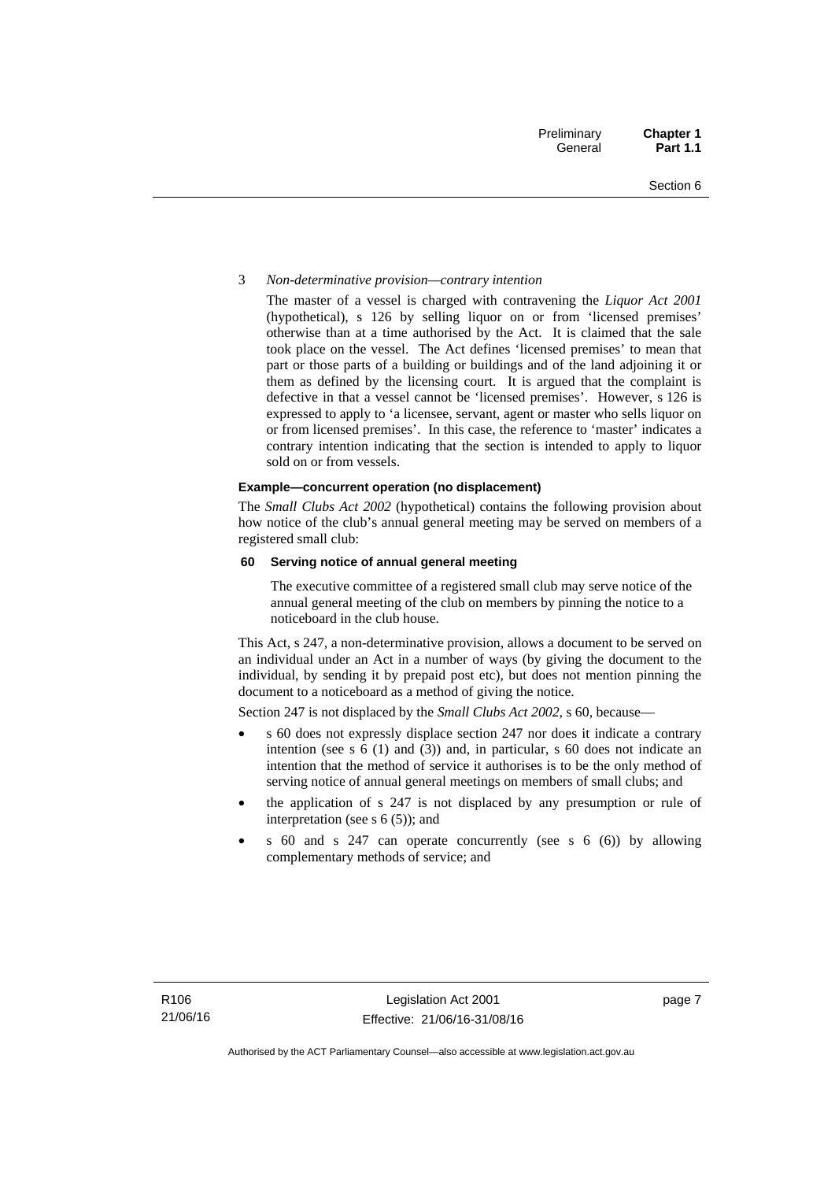3 *Non-determinative provision—contrary intention*

The master of a vessel is charged with contravening the *Liquor Act 2001* (hypothetical), s 126 by selling liquor on or from 'licensed premises' otherwise than at a time authorised by the Act. It is claimed that the sale took place on the vessel. The Act defines 'licensed premises' to mean that part or those parts of a building or buildings and of the land adjoining it or them as defined by the licensing court. It is argued that the complaint is defective in that a vessel cannot be 'licensed premises'. However, s 126 is expressed to apply to 'a licensee, servant, agent or master who sells liquor on or from licensed premises'. In this case, the reference to 'master' indicates a contrary intention indicating that the section is intended to apply to liquor sold on or from vessels.

**Example—concurrent operation (no displacement)**

The *Small Clubs Act 2002* (hypothetical) contains the following provision about how notice of the club's annual general meeting may be served on members of a registered small club:

**60 Serving notice of annual general meeting**

The executive committee of a registered small club may serve notice of the annual general meeting of the club on members by pinning the notice to a noticeboard in the club house.

This Act, s 247, a non-determinative provision, allows a document to be served on an individual under an Act in a number of ways (by giving the document to the individual, by sending it by prepaid post etc), but does not mention pinning the document to a noticeboard as a method of giving the notice.

Section 247 is not displaced by the *Small Clubs Act 2002*, s 60, because—

- s 60 does not expressly displace section 247 nor does it indicate a contrary intention (see s 6 (1) and (3)) and, in particular, s 60 does not indicate an intention that the method of service it authorises is to be the only method of serving notice of annual general meetings on members of small clubs; and
- the application of s 247 is not displaced by any presumption or rule of interpretation (see s 6 (5)); and
- s 60 and s 247 can operate concurrently (see s 6 (6)) by allowing complementary methods of service; and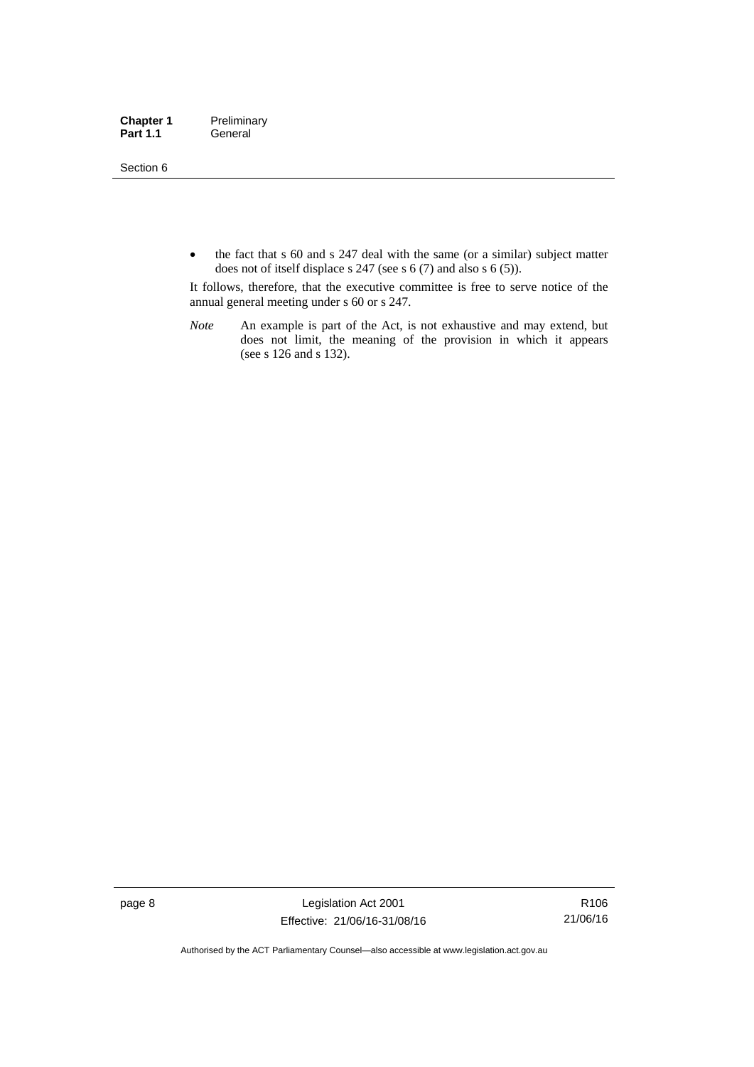- the fact that s 60 and s 247 deal with the same (or a similar) subject matter does not of itself displace s 247 (see s 6 (7) and also s 6 (5)).

It follows, therefore, that the executive committee is free to serve notice of the annual general meeting under s 60 or s 247.

*Note* An example is part of the Act, is not exhaustive and may extend, but does not limit, the meaning of the provision in which it appears (see s 126 and s 132).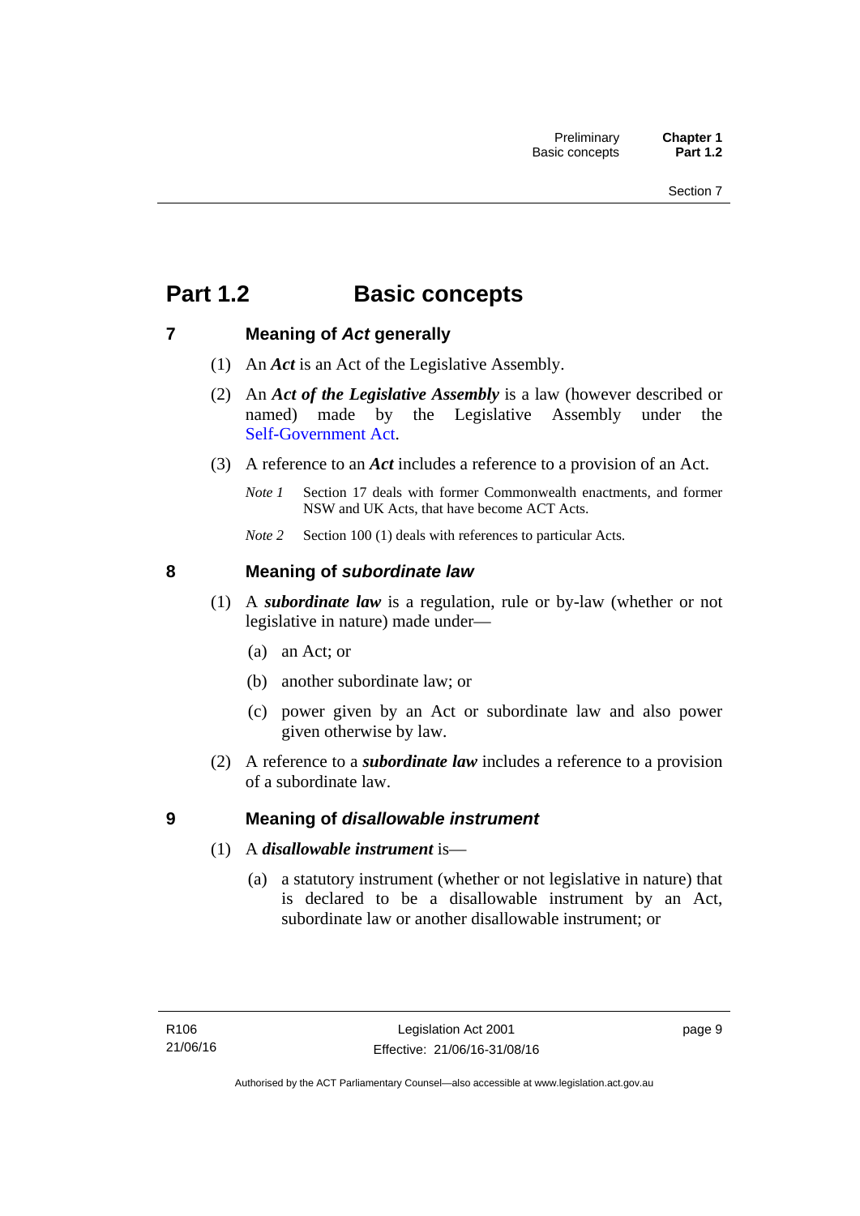# Part 1.2 Basic concepts

## 7 Meaning of *Act* generally

(1) An ***Act*** is an Act of the Legislative Assembly.

(2) An ***Act of the Legislative Assembly*** is a law (however described or named) made by the Legislative Assembly under the Self-Government Act.

(3) A reference to an ***Act*** includes a reference to a provision of an Act.

*Note 1* Section 17 deals with former Commonwealth enactments, and former NSW and UK Acts, that have become ACT Acts.

*Note 2* Section 100 (1) deals with references to particular Acts.

## 8 Meaning of *subordinate law*

(1) A ***subordinate law*** is a regulation, rule or by-law (whether or not legislative in nature) made under—

(a) an Act; or

(b) another subordinate law; or

(c) power given by an Act or subordinate law and also power given otherwise by law.

(2) A reference to a ***subordinate law*** includes a reference to a provision of a subordinate law.

## 9 Meaning of *disallowable instrument*

(1) A ***disallowable instrument*** is—

(a) a statutory instrument (whether or not legislative in nature) that is declared to be a disallowable instrument by an Act, subordinate law or another disallowable instrument; or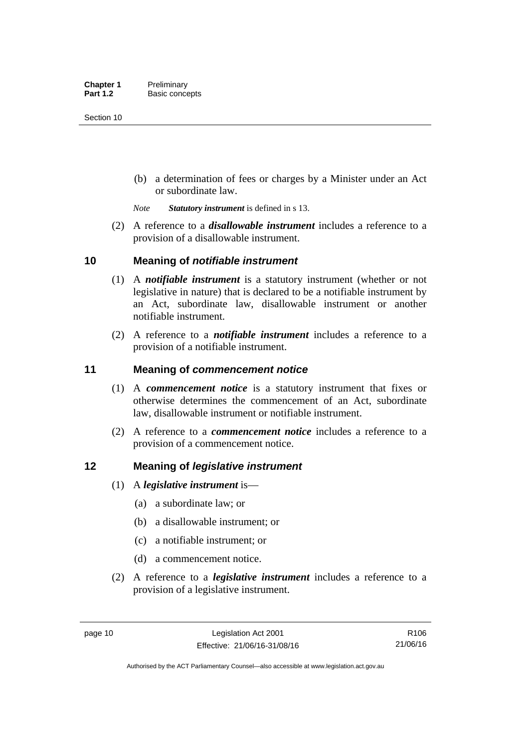(b) a determination of fees or charges by a Minister under an Act or subordinate law.

*Note* ***Statutory instrument*** is defined in s 13.

(2) A reference to a ***disallowable instrument*** includes a reference to a provision of a disallowable instrument.

## 10 Meaning of *notifiable instrument*

(1) A ***notifiable instrument*** is a statutory instrument (whether or not legislative in nature) that is declared to be a notifiable instrument by an Act, subordinate law, disallowable instrument or another notifiable instrument.

(2) A reference to a ***notifiable instrument*** includes a reference to a provision of a notifiable instrument.

## 11 Meaning of *commencement notice*

(1) A ***commencement notice*** is a statutory instrument that fixes or otherwise determines the commencement of an Act, subordinate law, disallowable instrument or notifiable instrument.

(2) A reference to a ***commencement notice*** includes a reference to a provision of a commencement notice.

## 12 Meaning of *legislative instrument*

(1) A ***legislative instrument*** is—

(a) a subordinate law; or

(b) a disallowable instrument; or

(c) a notifiable instrument; or

(d) a commencement notice.

(2) A reference to a ***legislative instrument*** includes a reference to a provision of a legislative instrument.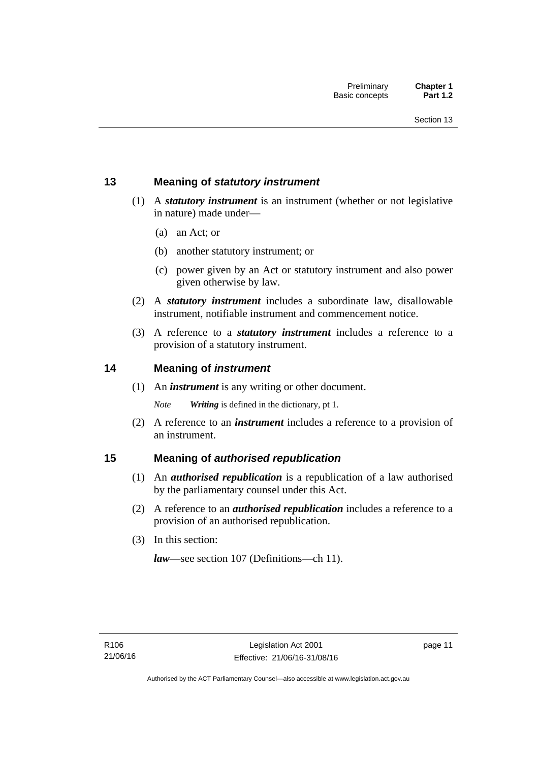## 13 Meaning of *statutory instrument*

(1) A ***statutory instrument*** is an instrument (whether or not legislative in nature) made under—

(a) an Act; or

(b) another statutory instrument; or

(c) power given by an Act or statutory instrument and also power given otherwise by law.

(2) A ***statutory instrument*** includes a subordinate law, disallowable instrument, notifiable instrument and commencement notice.

(3) A reference to a ***statutory instrument*** includes a reference to a provision of a statutory instrument.

## 14 Meaning of *instrument*

(1) An ***instrument*** is any writing or other document.

*Note* ***Writing*** is defined in the dictionary, pt 1.

(2) A reference to an ***instrument*** includes a reference to a provision of an instrument.

## 15 Meaning of *authorised republication*

(1) An ***authorised republication*** is a republication of a law authorised by the parliamentary counsel under this Act.

(2) A reference to an ***authorised republication*** includes a reference to a provision of an authorised republication.

(3) In this section:

***law***—see section 107 (Definitions—ch 11).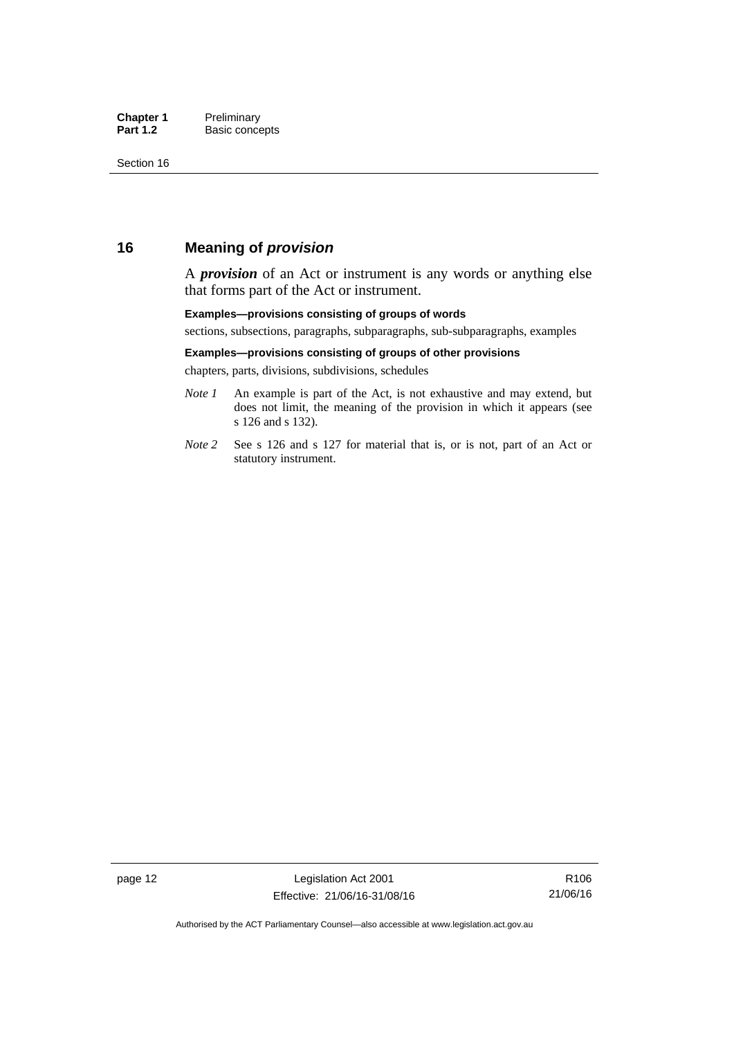## 16 Meaning of *provision*

A ***provision*** of an Act or instrument is any words or anything else that forms part of the Act or instrument.

**Examples—provisions consisting of groups of words**

sections, subsections, paragraphs, subparagraphs, sub-subparagraphs, examples

**Examples—provisions consisting of groups of other provisions**

chapters, parts, divisions, subdivisions, schedules

*Note 1* An example is part of the Act, is not exhaustive and may extend, but does not limit, the meaning of the provision in which it appears (see s 126 and s 132).

*Note 2* See s 126 and s 127 for material that is, or is not, part of an Act or statutory instrument.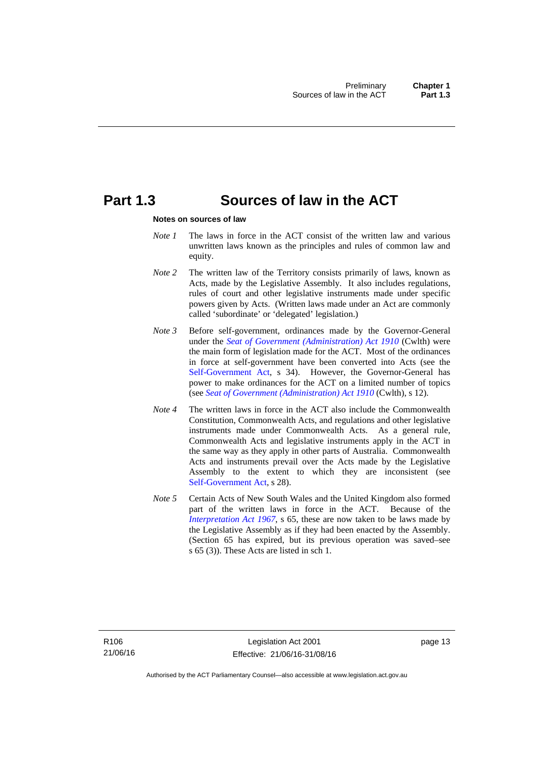# Part 1.3 Sources of law in the ACT

**Notes on sources of law**

*Note 1* The laws in force in the ACT consist of the written law and various unwritten laws known as the principles and rules of common law and equity.

*Note 2* The written law of the Territory consists primarily of laws, known as Acts, made by the Legislative Assembly. It also includes regulations, rules of court and other legislative instruments made under specific powers given by Acts. (Written laws made under an Act are commonly called 'subordinate' or 'delegated' legislation.)

*Note 3* Before self-government, ordinances made by the Governor-General under the *Seat of Government (Administration) Act 1910* (Cwlth) were the main form of legislation made for the ACT. Most of the ordinances in force at self-government have been converted into Acts (see the Self-Government Act, s 34). However, the Governor-General has power to make ordinances for the ACT on a limited number of topics (see *Seat of Government (Administration) Act 1910* (Cwlth), s 12).

*Note 4* The written laws in force in the ACT also include the Commonwealth Constitution, Commonwealth Acts, and regulations and other legislative instruments made under Commonwealth Acts. As a general rule, Commonwealth Acts and legislative instruments apply in the ACT in the same way as they apply in other parts of Australia. Commonwealth Acts and instruments prevail over the Acts made by the Legislative Assembly to the extent to which they are inconsistent (see Self-Government Act, s 28).

*Note 5* Certain Acts of New South Wales and the United Kingdom also formed part of the written laws in force in the ACT. Because of the *Interpretation Act 1967*, s 65, these are now taken to be laws made by the Legislative Assembly as if they had been enacted by the Assembly. (Section 65 has expired, but its previous operation was saved–see s 65 (3)). These Acts are listed in sch 1.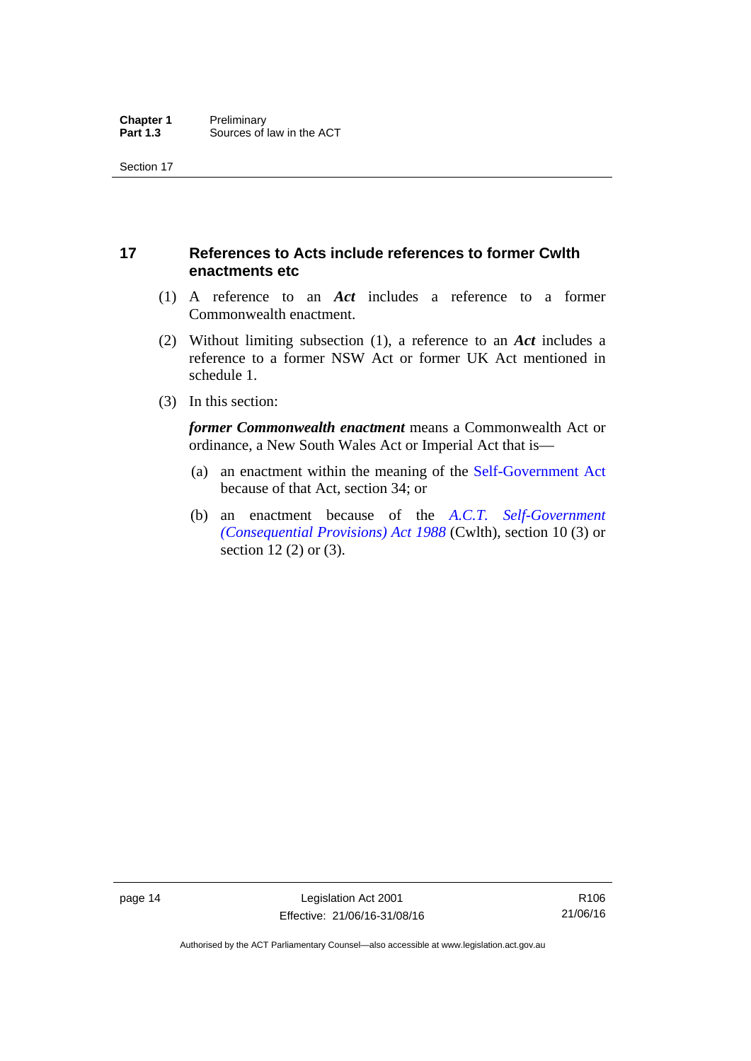## 17 References to Acts include references to former Cwlth enactments etc

(1) A reference to an ***Act*** includes a reference to a former Commonwealth enactment.

(2) Without limiting subsection (1), a reference to an ***Act*** includes a reference to a former NSW Act or former UK Act mentioned in schedule 1.

(3) In this section:

***former Commonwealth enactment*** means a Commonwealth Act or ordinance, a New South Wales Act or Imperial Act that is—

(a) an enactment within the meaning of the Self-Government Act because of that Act, section 34; or

(b) an enactment because of the *A.C.T. Self-Government (Consequential Provisions) Act 1988* (Cwlth), section 10 (3) or section 12 (2) or (3).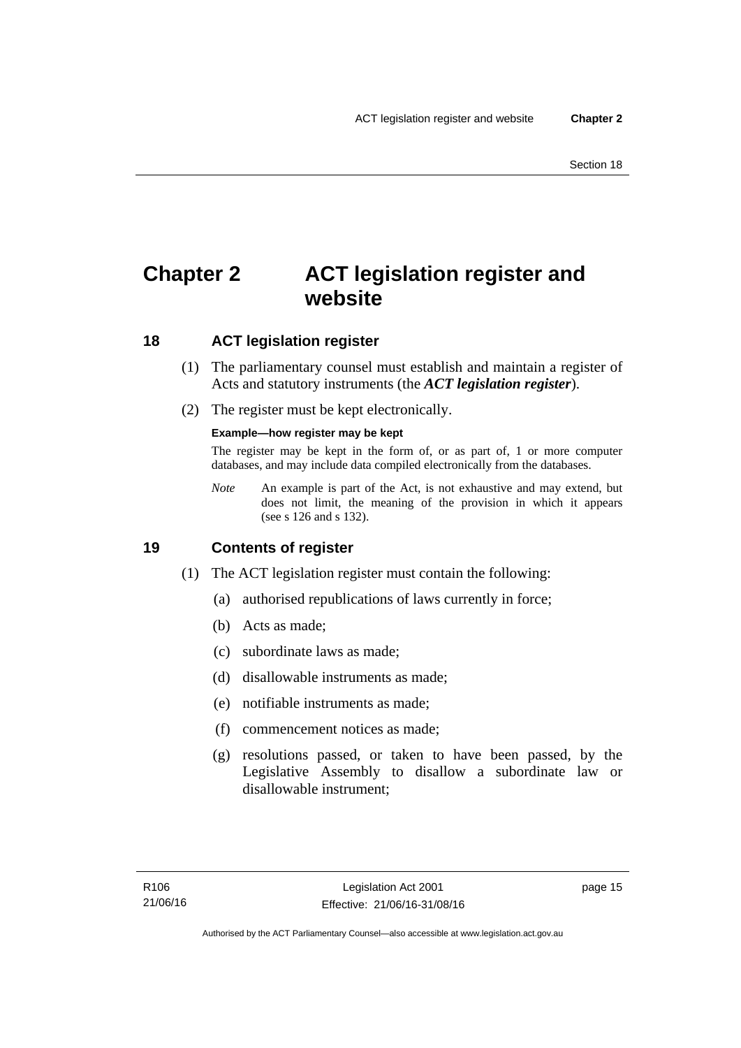# Chapter 2 ACT legislation register and website

## 18 ACT legislation register

(1) The parliamentary counsel must establish and maintain a register of Acts and statutory instruments (the ***ACT legislation register***).

(2) The register must be kept electronically.

**Example—how register may be kept**

The register may be kept in the form of, or as part of, 1 or more computer databases, and may include data compiled electronically from the databases.

*Note* An example is part of the Act, is not exhaustive and may extend, but does not limit, the meaning of the provision in which it appears (see s 126 and s 132).

## 19 Contents of register

(1) The ACT legislation register must contain the following:

(a) authorised republications of laws currently in force;

(b) Acts as made;

(c) subordinate laws as made;

(d) disallowable instruments as made;

(e) notifiable instruments as made;

(f) commencement notices as made;

(g) resolutions passed, or taken to have been passed, by the Legislative Assembly to disallow a subordinate law or disallowable instrument;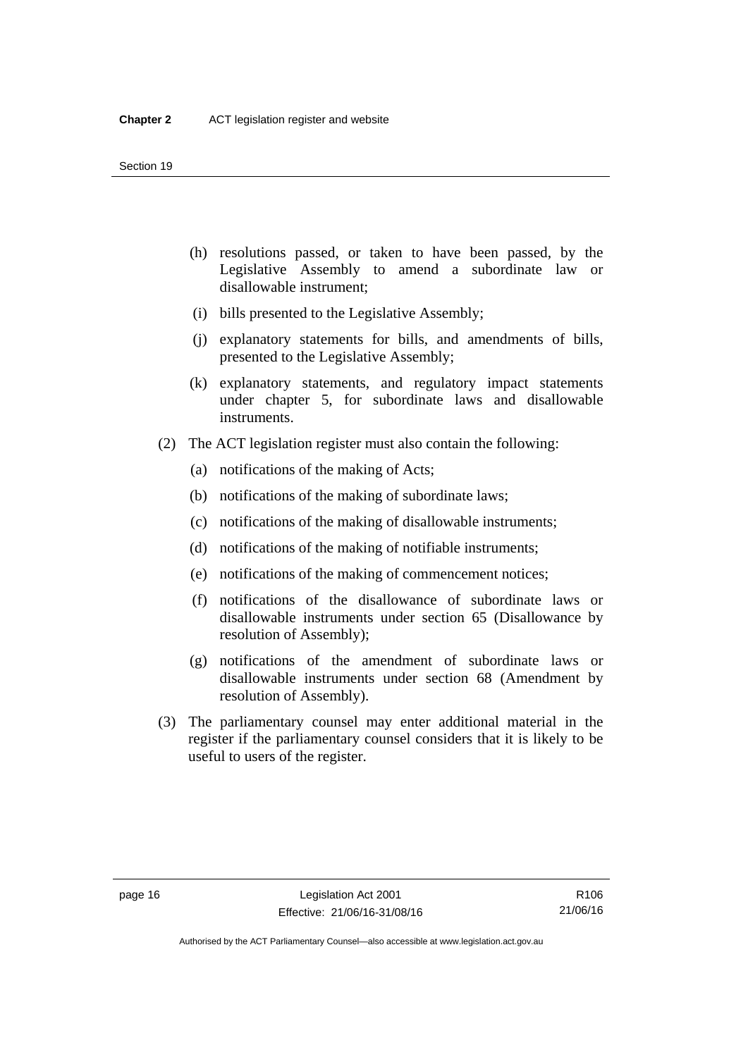(h) resolutions passed, or taken to have been passed, by the Legislative Assembly to amend a subordinate law or disallowable instrument;

(i) bills presented to the Legislative Assembly;

(j) explanatory statements for bills, and amendments of bills, presented to the Legislative Assembly;

(k) explanatory statements, and regulatory impact statements under chapter 5, for subordinate laws and disallowable instruments.

(2) The ACT legislation register must also contain the following:

(a) notifications of the making of Acts;

(b) notifications of the making of subordinate laws;

(c) notifications of the making of disallowable instruments;

(d) notifications of the making of notifiable instruments;

(e) notifications of the making of commencement notices;

(f) notifications of the disallowance of subordinate laws or disallowable instruments under section 65 (Disallowance by resolution of Assembly);

(g) notifications of the amendment of subordinate laws or disallowable instruments under section 68 (Amendment by resolution of Assembly).

(3) The parliamentary counsel may enter additional material in the register if the parliamentary counsel considers that it is likely to be useful to users of the register.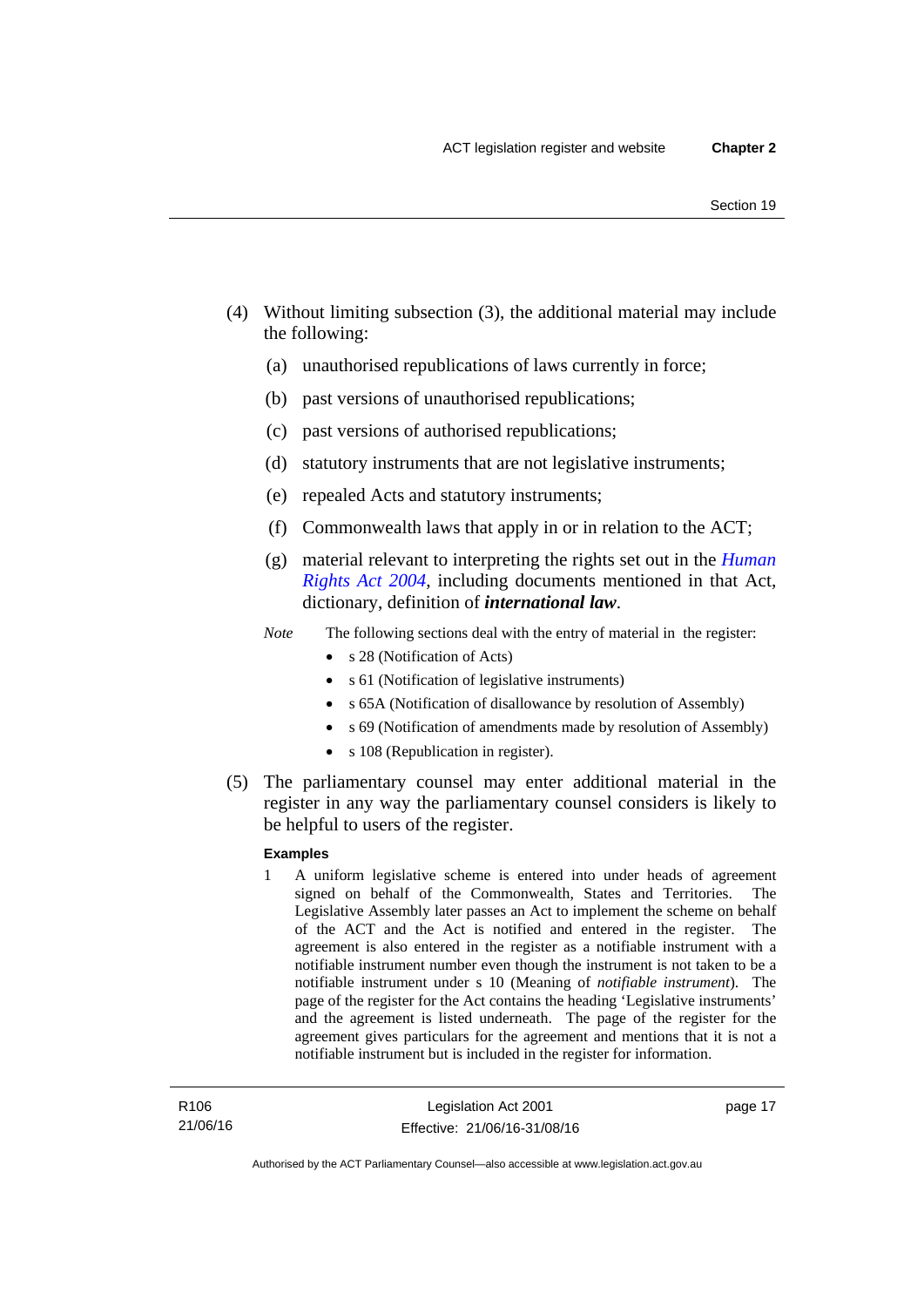(4) Without limiting subsection (3), the additional material may include the following:

(a) unauthorised republications of laws currently in force;

(b) past versions of unauthorised republications;

(c) past versions of authorised republications;

(d) statutory instruments that are not legislative instruments;

(e) repealed Acts and statutory instruments;

(f) Commonwealth laws that apply in or in relation to the ACT;

(g) material relevant to interpreting the rights set out in the *Human Rights Act 2004*, including documents mentioned in that Act, dictionary, definition of ***international law***.

*Note* The following sections deal with the entry of material in the register:

- s 28 (Notification of Acts)
- s 61 (Notification of legislative instruments)
- s 65A (Notification of disallowance by resolution of Assembly)
- s 69 (Notification of amendments made by resolution of Assembly)
- s 108 (Republication in register).

(5) The parliamentary counsel may enter additional material in the register in any way the parliamentary counsel considers is likely to be helpful to users of the register.

**Examples**

1 A uniform legislative scheme is entered into under heads of agreement signed on behalf of the Commonwealth, States and Territories. The Legislative Assembly later passes an Act to implement the scheme on behalf of the ACT and the Act is notified and entered in the register. The agreement is also entered in the register as a notifiable instrument with a notifiable instrument number even though the instrument is not taken to be a notifiable instrument under s 10 (Meaning of *notifiable instrument*). The page of the register for the Act contains the heading 'Legislative instruments' and the agreement is listed underneath. The page of the register for the agreement gives particulars for the agreement and mentions that it is not a notifiable instrument but is included in the register for information.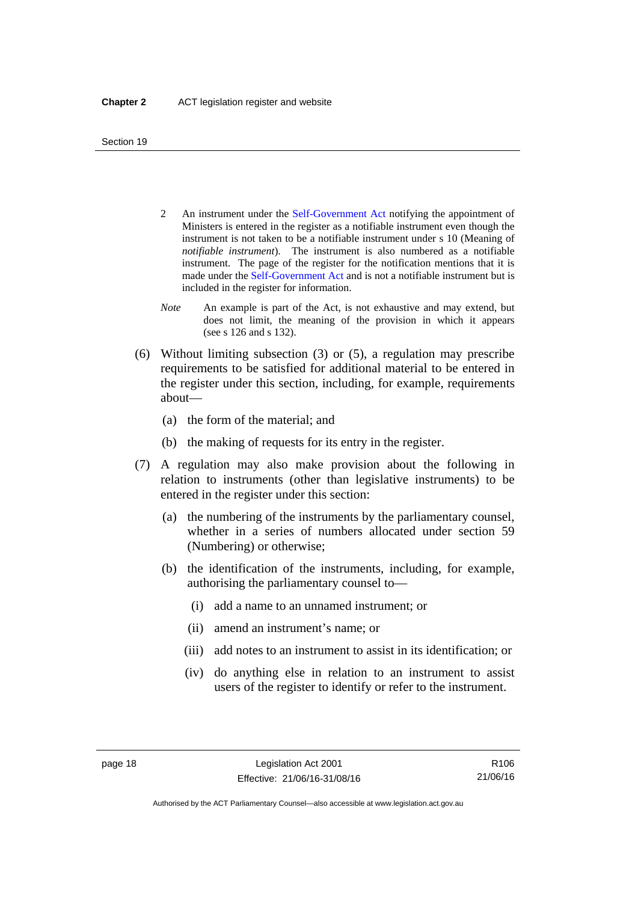2 An instrument under the Self-Government Act notifying the appointment of Ministers is entered in the register as a notifiable instrument even though the instrument is not taken to be a notifiable instrument under s 10 (Meaning of *notifiable instrument*). The instrument is also numbered as a notifiable instrument. The page of the register for the notification mentions that it is made under the Self-Government Act and is not a notifiable instrument but is included in the register for information.

*Note* An example is part of the Act, is not exhaustive and may extend, but does not limit, the meaning of the provision in which it appears (see s 126 and s 132).

(6) Without limiting subsection (3) or (5), a regulation may prescribe requirements to be satisfied for additional material to be entered in the register under this section, including, for example, requirements about—

(a) the form of the material; and

(b) the making of requests for its entry in the register.

(7) A regulation may also make provision about the following in relation to instruments (other than legislative instruments) to be entered in the register under this section:

(a) the numbering of the instruments by the parliamentary counsel, whether in a series of numbers allocated under section 59 (Numbering) or otherwise;

(b) the identification of the instruments, including, for example, authorising the parliamentary counsel to—

(i) add a name to an unnamed instrument; or

(ii) amend an instrument's name; or

(iii) add notes to an instrument to assist in its identification; or

(iv) do anything else in relation to an instrument to assist users of the register to identify or refer to the instrument.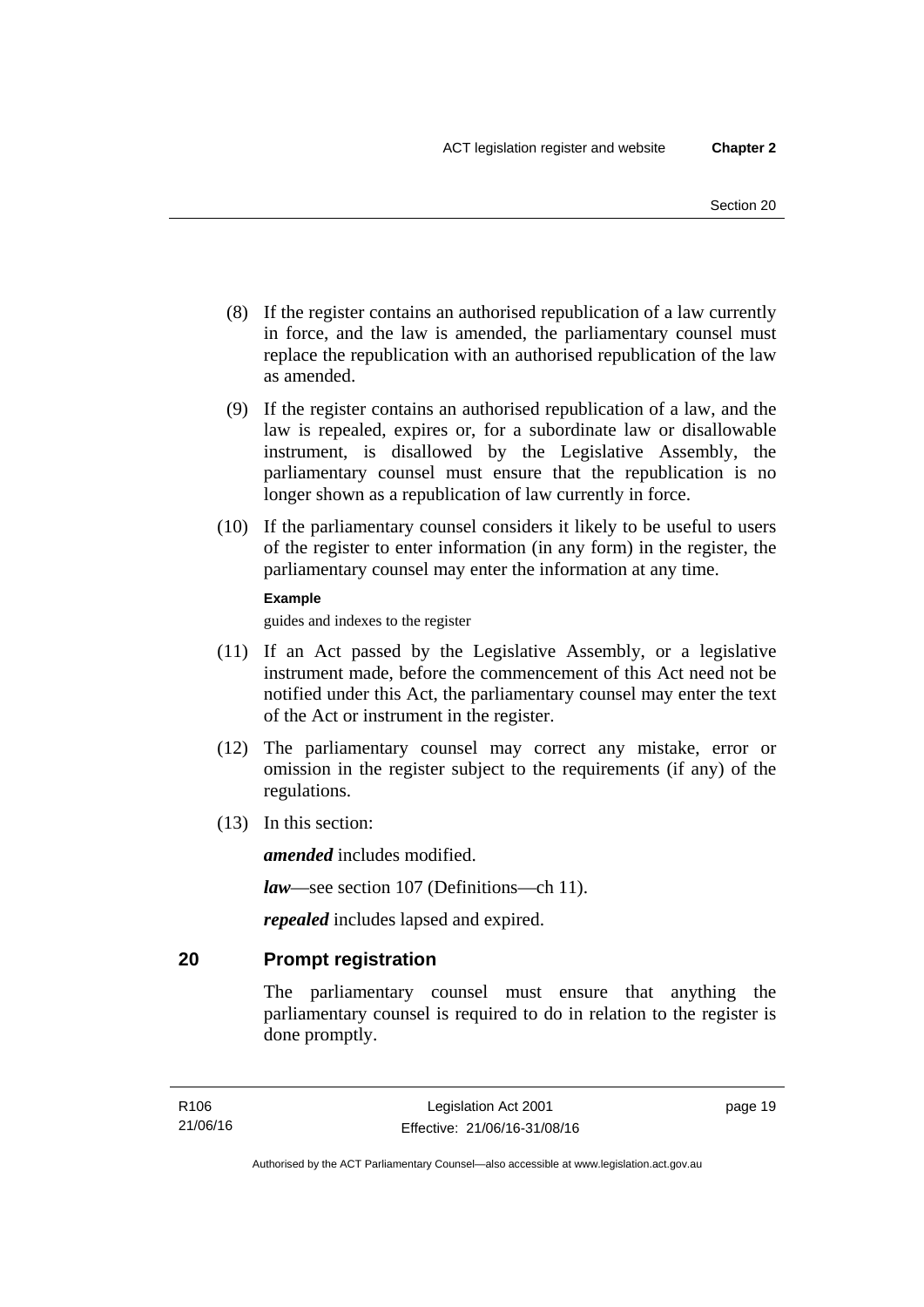(8) If the register contains an authorised republication of a law currently in force, and the law is amended, the parliamentary counsel must replace the republication with an authorised republication of the law as amended.

(9) If the register contains an authorised republication of a law, and the law is repealed, expires or, for a subordinate law or disallowable instrument, is disallowed by the Legislative Assembly, the parliamentary counsel must ensure that the republication is no longer shown as a republication of law currently in force.

(10) If the parliamentary counsel considers it likely to be useful to users of the register to enter information (in any form) in the register, the parliamentary counsel may enter the information at any time.

**Example**

guides and indexes to the register

(11) If an Act passed by the Legislative Assembly, or a legislative instrument made, before the commencement of this Act need not be notified under this Act, the parliamentary counsel may enter the text of the Act or instrument in the register.

(12) The parliamentary counsel may correct any mistake, error or omission in the register subject to the requirements (if any) of the regulations.

(13) In this section:

***amended*** includes modified.

***law***—see section 107 (Definitions—ch 11).

***repealed*** includes lapsed and expired.

## 20 Prompt registration

The parliamentary counsel must ensure that anything the parliamentary counsel is required to do in relation to the register is done promptly.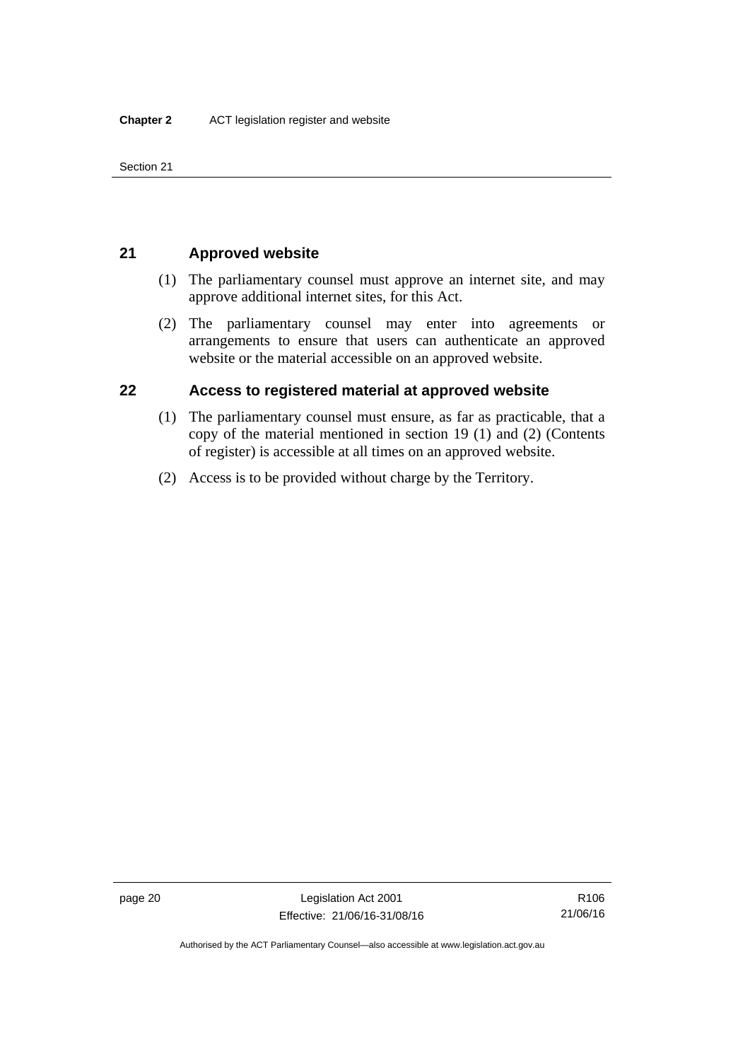## 21 Approved website

(1) The parliamentary counsel must approve an internet site, and may approve additional internet sites, for this Act.

(2) The parliamentary counsel may enter into agreements or arrangements to ensure that users can authenticate an approved website or the material accessible on an approved website.

## 22 Access to registered material at approved website

(1) The parliamentary counsel must ensure, as far as practicable, that a copy of the material mentioned in section 19 (1) and (2) (Contents of register) is accessible at all times on an approved website.

(2) Access is to be provided without charge by the Territory.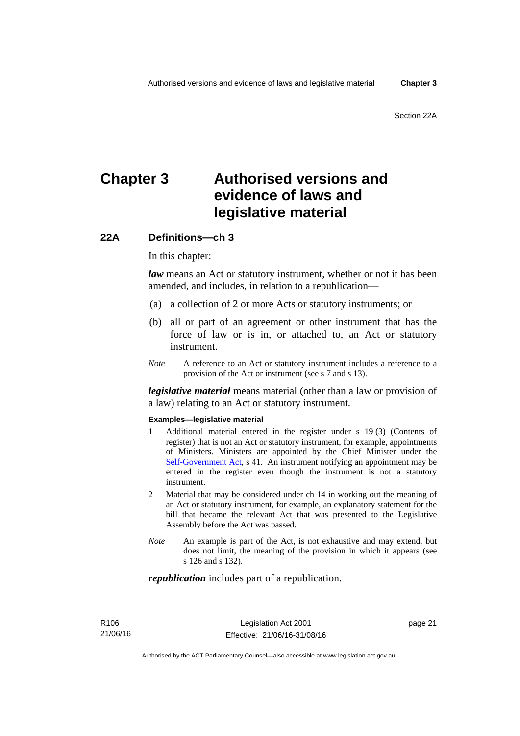# Chapter 3 Authorised versions and evidence of laws and legislative material

## 22A Definitions—ch 3

In this chapter:

***law*** means an Act or statutory instrument, whether or not it has been amended, and includes, in relation to a republication—

(a) a collection of 2 or more Acts or statutory instruments; or

(b) all or part of an agreement or other instrument that has the force of law or is in, or attached to, an Act or statutory instrument.

*Note* A reference to an Act or statutory instrument includes a reference to a provision of the Act or instrument (see s 7 and s 13).

***legislative material*** means material (other than a law or provision of a law) relating to an Act or statutory instrument.

**Examples—legislative material**

1 Additional material entered in the register under s 19 (3) (Contents of register) that is not an Act or statutory instrument, for example, appointments of Ministers. Ministers are appointed by the Chief Minister under the Self-Government Act, s 41. An instrument notifying an appointment may be entered in the register even though the instrument is not a statutory instrument.

2 Material that may be considered under ch 14 in working out the meaning of an Act or statutory instrument, for example, an explanatory statement for the bill that became the relevant Act that was presented to the Legislative Assembly before the Act was passed.

*Note* An example is part of the Act, is not exhaustive and may extend, but does not limit, the meaning of the provision in which it appears (see s 126 and s 132).

***republication*** includes part of a republication.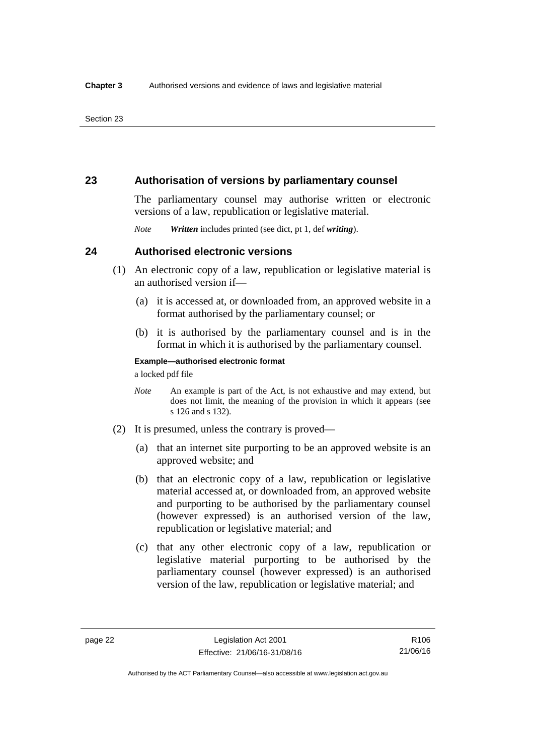## 23 Authorisation of versions by parliamentary counsel

The parliamentary counsel may authorise written or electronic versions of a law, republication or legislative material.

*Note* ***Written*** includes printed (see dict, pt 1, def ***writing***).

## 24 Authorised electronic versions

(1) An electronic copy of a law, republication or legislative material is an authorised version if—

(a) it is accessed at, or downloaded from, an approved website in a format authorised by the parliamentary counsel; or

(b) it is authorised by the parliamentary counsel and is in the format in which it is authorised by the parliamentary counsel.

**Example—authorised electronic format**

a locked pdf file

*Note* An example is part of the Act, is not exhaustive and may extend, but does not limit, the meaning of the provision in which it appears (see s 126 and s 132).

(2) It is presumed, unless the contrary is proved—

(a) that an internet site purporting to be an approved website is an approved website; and

(b) that an electronic copy of a law, republication or legislative material accessed at, or downloaded from, an approved website and purporting to be authorised by the parliamentary counsel (however expressed) is an authorised version of the law, republication or legislative material; and

(c) that any other electronic copy of a law, republication or legislative material purporting to be authorised by the parliamentary counsel (however expressed) is an authorised version of the law, republication or legislative material; and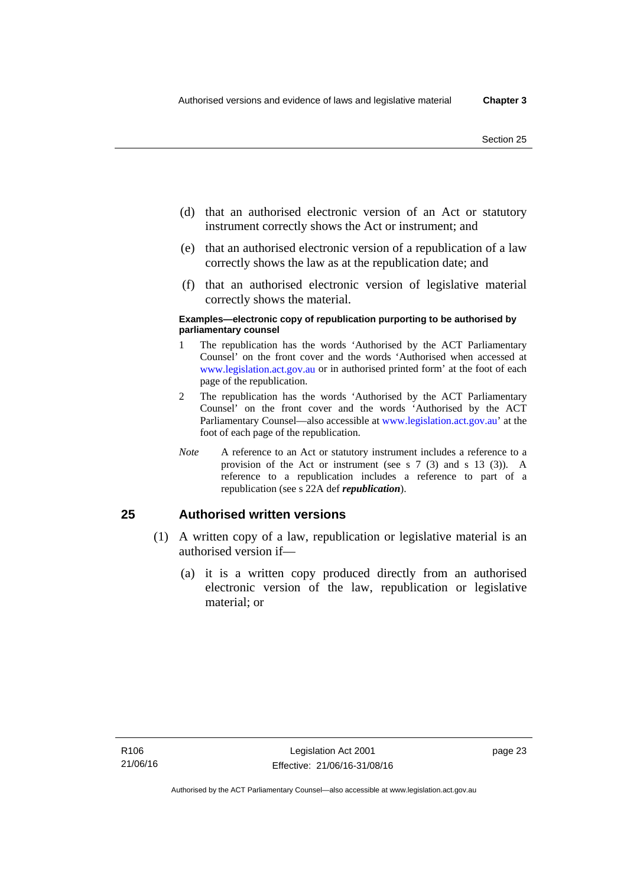(d) that an authorised electronic version of an Act or statutory instrument correctly shows the Act or instrument; and

(e) that an authorised electronic version of a republication of a law correctly shows the law as at the republication date; and

(f) that an authorised electronic version of legislative material correctly shows the material.

**Examples—electronic copy of republication purporting to be authorised by parliamentary counsel**

1 The republication has the words 'Authorised by the ACT Parliamentary Counsel' on the front cover and the words 'Authorised when accessed at www.legislation.act.gov.au or in authorised printed form' at the foot of each page of the republication.

2 The republication has the words 'Authorised by the ACT Parliamentary Counsel' on the front cover and the words 'Authorised by the ACT Parliamentary Counsel—also accessible at www.legislation.act.gov.au' at the foot of each page of the republication.

*Note* A reference to an Act or statutory instrument includes a reference to a provision of the Act or instrument (see s 7 (3) and s 13 (3)). A reference to a republication includes a reference to part of a republication (see s 22A def ***republication***).

## 25 Authorised written versions

(1) A written copy of a law, republication or legislative material is an authorised version if—

(a) it is a written copy produced directly from an authorised electronic version of the law, republication or legislative material; or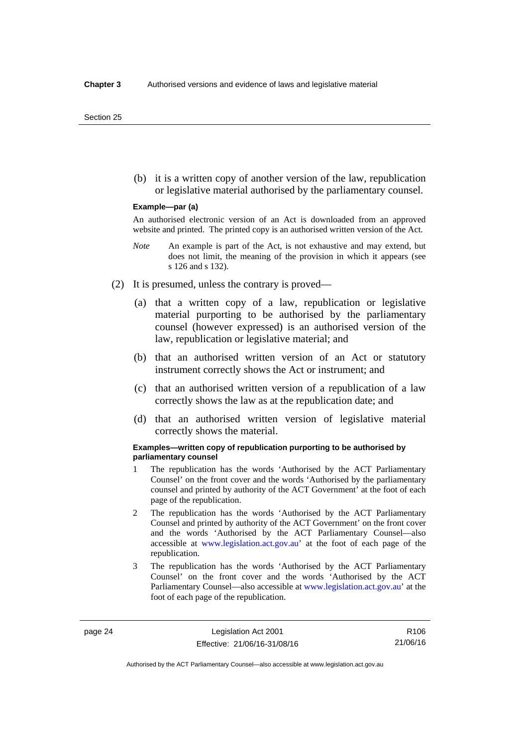(b) it is a written copy of another version of the law, republication or legislative material authorised by the parliamentary counsel.

**Example—par (a)**

An authorised electronic version of an Act is downloaded from an approved website and printed. The printed copy is an authorised written version of the Act.

*Note* An example is part of the Act, is not exhaustive and may extend, but does not limit, the meaning of the provision in which it appears (see s 126 and s 132).

(2) It is presumed, unless the contrary is proved—

(a) that a written copy of a law, republication or legislative material purporting to be authorised by the parliamentary counsel (however expressed) is an authorised version of the law, republication or legislative material; and

(b) that an authorised written version of an Act or statutory instrument correctly shows the Act or instrument; and

(c) that an authorised written version of a republication of a law correctly shows the law as at the republication date; and

(d) that an authorised written version of legislative material correctly shows the material.

**Examples—written copy of republication purporting to be authorised by parliamentary counsel**

1 The republication has the words 'Authorised by the ACT Parliamentary Counsel' on the front cover and the words 'Authorised by the parliamentary counsel and printed by authority of the ACT Government' at the foot of each page of the republication.

2 The republication has the words 'Authorised by the ACT Parliamentary Counsel and printed by authority of the ACT Government' on the front cover and the words 'Authorised by the ACT Parliamentary Counsel—also accessible at www.legislation.act.gov.au' at the foot of each page of the republication.

3 The republication has the words 'Authorised by the ACT Parliamentary Counsel' on the front cover and the words 'Authorised by the ACT Parliamentary Counsel—also accessible at www.legislation.act.gov.au' at the foot of each page of the republication.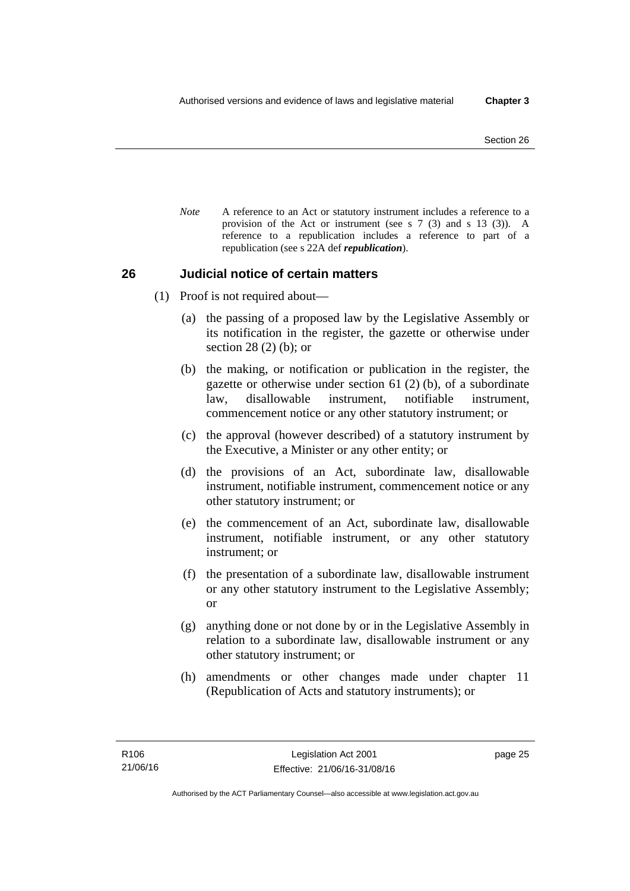*Note* A reference to an Act or statutory instrument includes a reference to a provision of the Act or instrument (see s 7 (3) and s 13 (3)). A reference to a republication includes a reference to part of a republication (see s 22A def ***republication***).

## 26 Judicial notice of certain matters

(1) Proof is not required about—

(a) the passing of a proposed law by the Legislative Assembly or its notification in the register, the gazette or otherwise under section 28 (2) (b); or

(b) the making, or notification or publication in the register, the gazette or otherwise under section 61 (2) (b), of a subordinate law, disallowable instrument, notifiable instrument, commencement notice or any other statutory instrument; or

(c) the approval (however described) of a statutory instrument by the Executive, a Minister or any other entity; or

(d) the provisions of an Act, subordinate law, disallowable instrument, notifiable instrument, commencement notice or any other statutory instrument; or

(e) the commencement of an Act, subordinate law, disallowable instrument, notifiable instrument, or any other statutory instrument; or

(f) the presentation of a subordinate law, disallowable instrument or any other statutory instrument to the Legislative Assembly; or

(g) anything done or not done by or in the Legislative Assembly in relation to a subordinate law, disallowable instrument or any other statutory instrument; or

(h) amendments or other changes made under chapter 11 (Republication of Acts and statutory instruments); or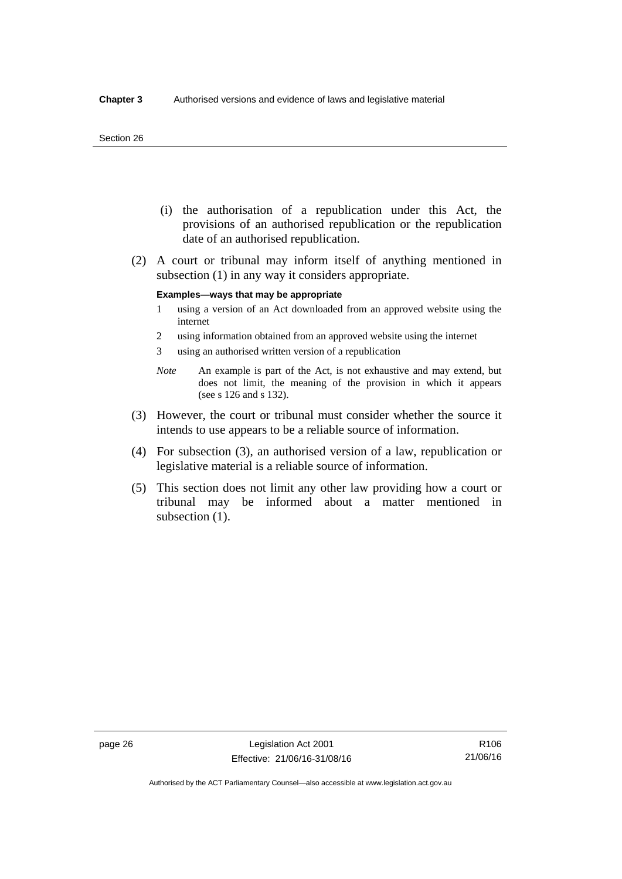(i) the authorisation of a republication under this Act, the provisions of an authorised republication or the republication date of an authorised republication.

(2) A court or tribunal may inform itself of anything mentioned in subsection (1) in any way it considers appropriate.

**Examples—ways that may be appropriate**

1 using a version of an Act downloaded from an approved website using the internet

2 using information obtained from an approved website using the internet

3 using an authorised written version of a republication

*Note* An example is part of the Act, is not exhaustive and may extend, but does not limit, the meaning of the provision in which it appears (see s 126 and s 132).

(3) However, the court or tribunal must consider whether the source it intends to use appears to be a reliable source of information.

(4) For subsection (3), an authorised version of a law, republication or legislative material is a reliable source of information.

(5) This section does not limit any other law providing how a court or tribunal may be informed about a matter mentioned in subsection (1).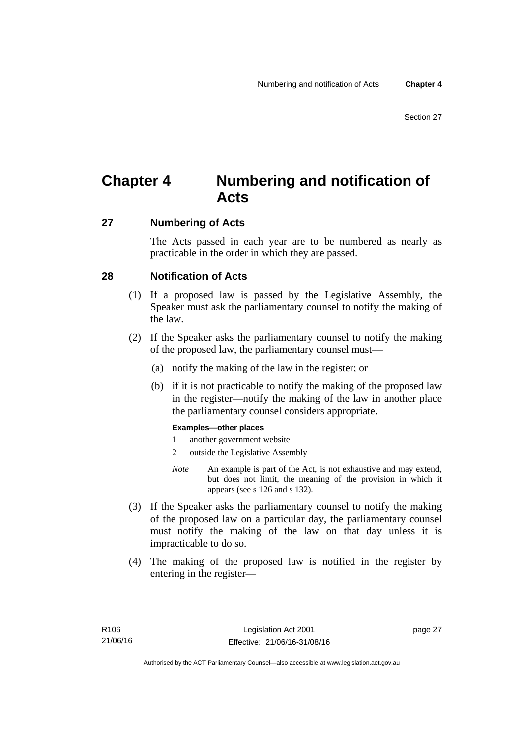# Chapter 4 Numbering and notification of Acts

## 27 Numbering of Acts

The Acts passed in each year are to be numbered as nearly as practicable in the order in which they are passed.

## 28 Notification of Acts

(1) If a proposed law is passed by the Legislative Assembly, the Speaker must ask the parliamentary counsel to notify the making of the law.

(2) If the Speaker asks the parliamentary counsel to notify the making of the proposed law, the parliamentary counsel must—

(a) notify the making of the law in the register; or

(b) if it is not practicable to notify the making of the proposed law in the register—notify the making of the law in another place the parliamentary counsel considers appropriate.

**Examples—other places**

1 another government website

2 outside the Legislative Assembly

*Note* An example is part of the Act, is not exhaustive and may extend, but does not limit, the meaning of the provision in which it appears (see s 126 and s 132).

(3) If the Speaker asks the parliamentary counsel to notify the making of the proposed law on a particular day, the parliamentary counsel must notify the making of the law on that day unless it is impracticable to do so.

(4) The making of the proposed law is notified in the register by entering in the register—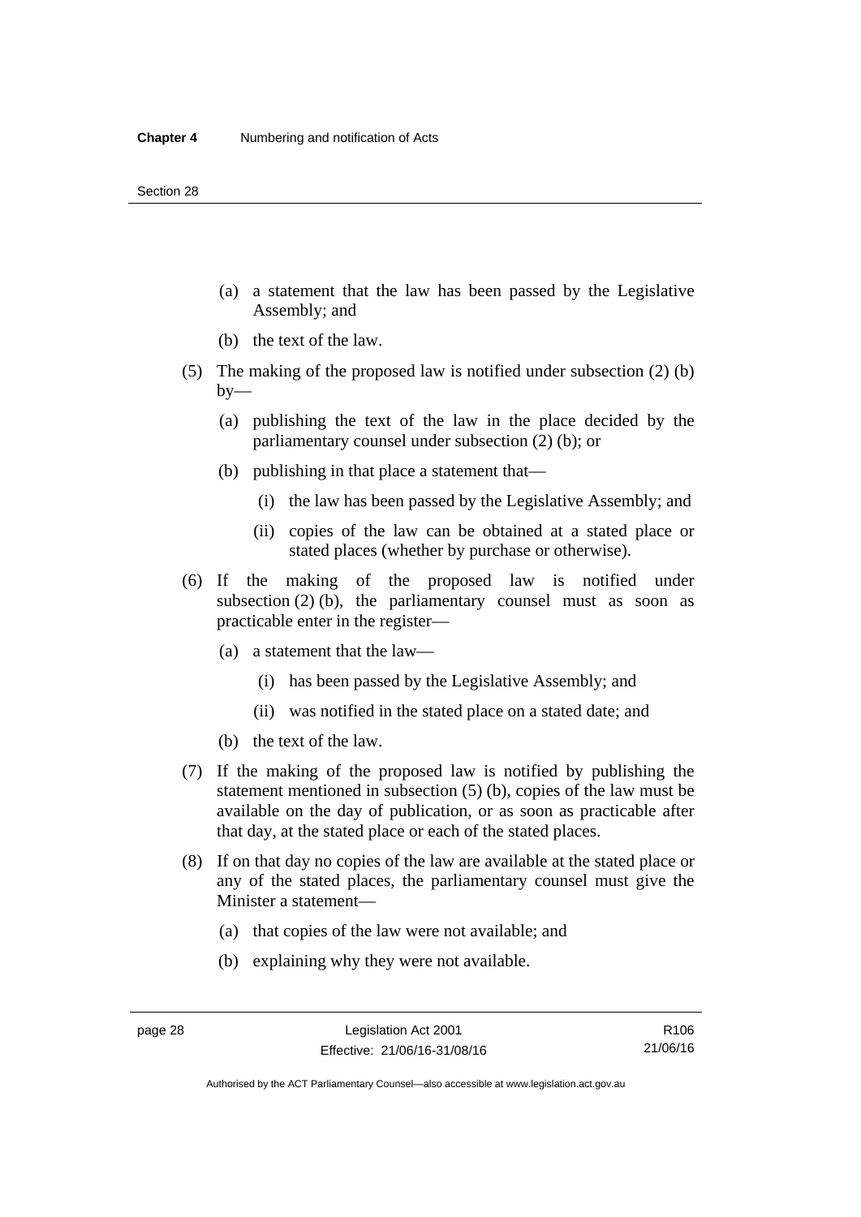(a) a statement that the law has been passed by the Legislative Assembly; and

(b) the text of the law.

(5) The making of the proposed law is notified under subsection (2) (b) by—

(a) publishing the text of the law in the place decided by the parliamentary counsel under subsection (2) (b); or

(b) publishing in that place a statement that—

(i) the law has been passed by the Legislative Assembly; and

(ii) copies of the law can be obtained at a stated place or stated places (whether by purchase or otherwise).

(6) If the making of the proposed law is notified under subsection (2) (b), the parliamentary counsel must as soon as practicable enter in the register—

(a) a statement that the law—

(i) has been passed by the Legislative Assembly; and

(ii) was notified in the stated place on a stated date; and

(b) the text of the law.

(7) If the making of the proposed law is notified by publishing the statement mentioned in subsection (5) (b), copies of the law must be available on the day of publication, or as soon as practicable after that day, at the stated place or each of the stated places.

(8) If on that day no copies of the law are available at the stated place or any of the stated places, the parliamentary counsel must give the Minister a statement—

(a) that copies of the law were not available; and

(b) explaining why they were not available.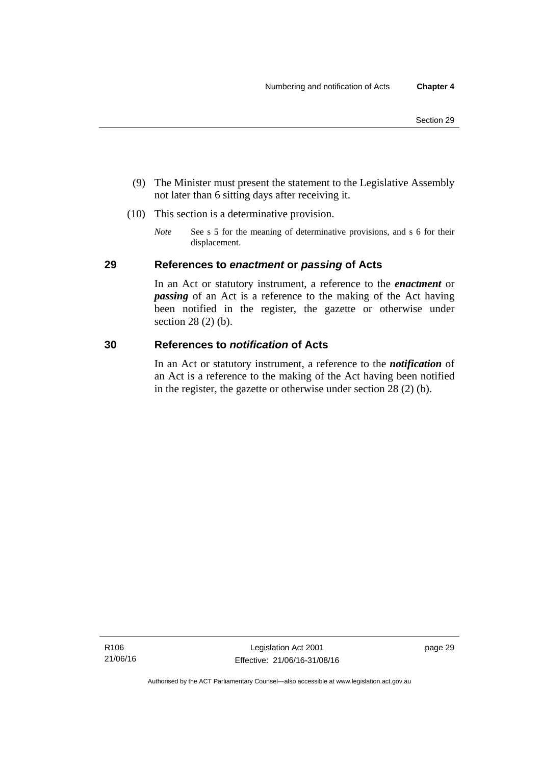(9) The Minister must present the statement to the Legislative Assembly not later than 6 sitting days after receiving it.

(10) This section is a determinative provision.

*Note* See s 5 for the meaning of determinative provisions, and s 6 for their displacement.

## 29 References to *enactment* or *passing* of Acts

In an Act or statutory instrument, a reference to the ***enactment*** or ***passing*** of an Act is a reference to the making of the Act having been notified in the register, the gazette or otherwise under section 28 (2) (b).

## 30 References to *notification* of Acts

In an Act or statutory instrument, a reference to the ***notification*** of an Act is a reference to the making of the Act having been notified in the register, the gazette or otherwise under section 28 (2) (b).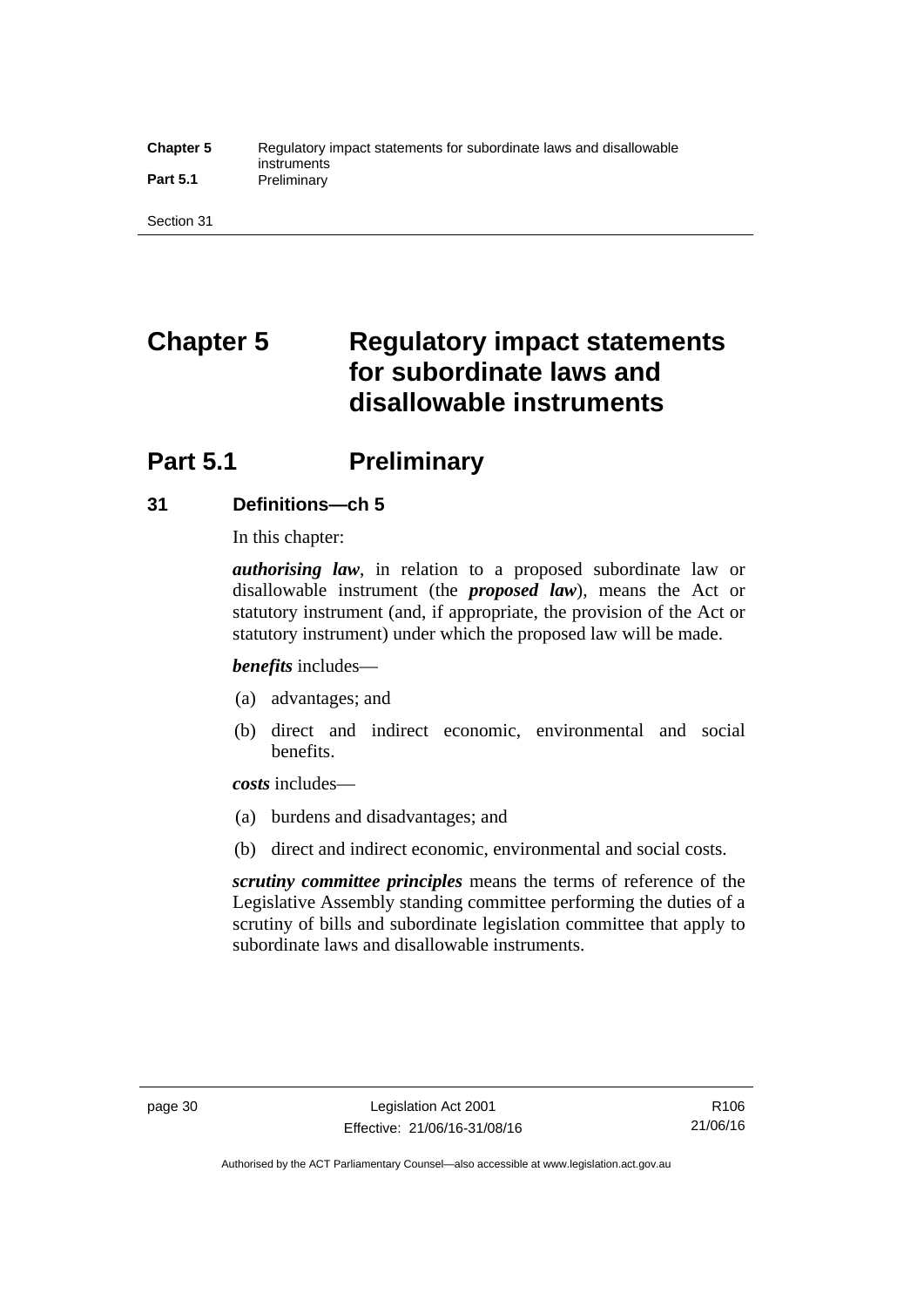# Chapter 5 Regulatory impact statements for subordinate laws and disallowable instruments

## Part 5.1 Preliminary

### 31 Definitions—ch 5

In this chapter:

***authorising law***, in relation to a proposed subordinate law or disallowable instrument (the ***proposed law***), means the Act or statutory instrument (and, if appropriate, the provision of the Act or statutory instrument) under which the proposed law will be made.

***benefits*** includes—

(a) advantages; and

(b) direct and indirect economic, environmental and social benefits.

***costs*** includes—

(a) burdens and disadvantages; and

(b) direct and indirect economic, environmental and social costs.

***scrutiny committee principles*** means the terms of reference of the Legislative Assembly standing committee performing the duties of a scrutiny of bills and subordinate legislation committee that apply to subordinate laws and disallowable instruments.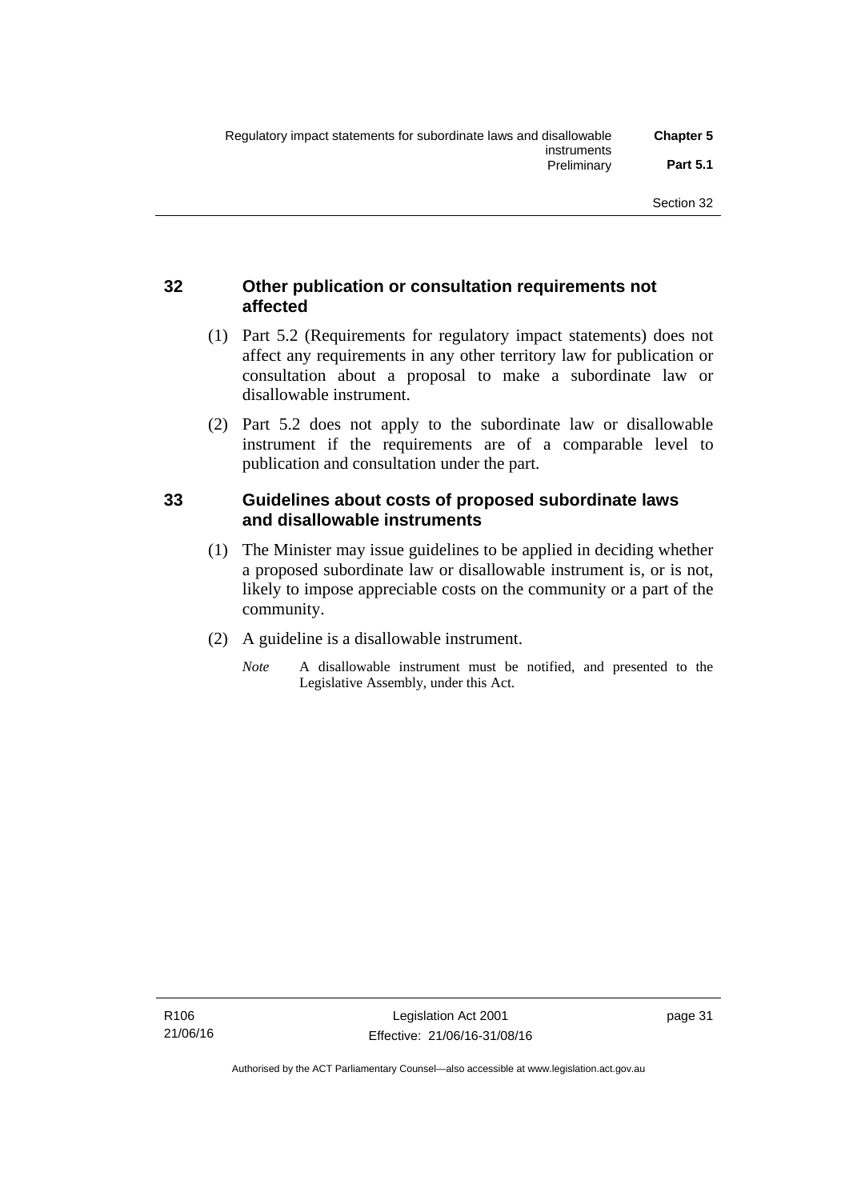## 32 Other publication or consultation requirements not affected

(1) Part 5.2 (Requirements for regulatory impact statements) does not affect any requirements in any other territory law for publication or consultation about a proposal to make a subordinate law or disallowable instrument.

(2) Part 5.2 does not apply to the subordinate law or disallowable instrument if the requirements are of a comparable level to publication and consultation under the part.

## 33 Guidelines about costs of proposed subordinate laws and disallowable instruments

(1) The Minister may issue guidelines to be applied in deciding whether a proposed subordinate law or disallowable instrument is, or is not, likely to impose appreciable costs on the community or a part of the community.

(2) A guideline is a disallowable instrument.

*Note* A disallowable instrument must be notified, and presented to the Legislative Assembly, under this Act.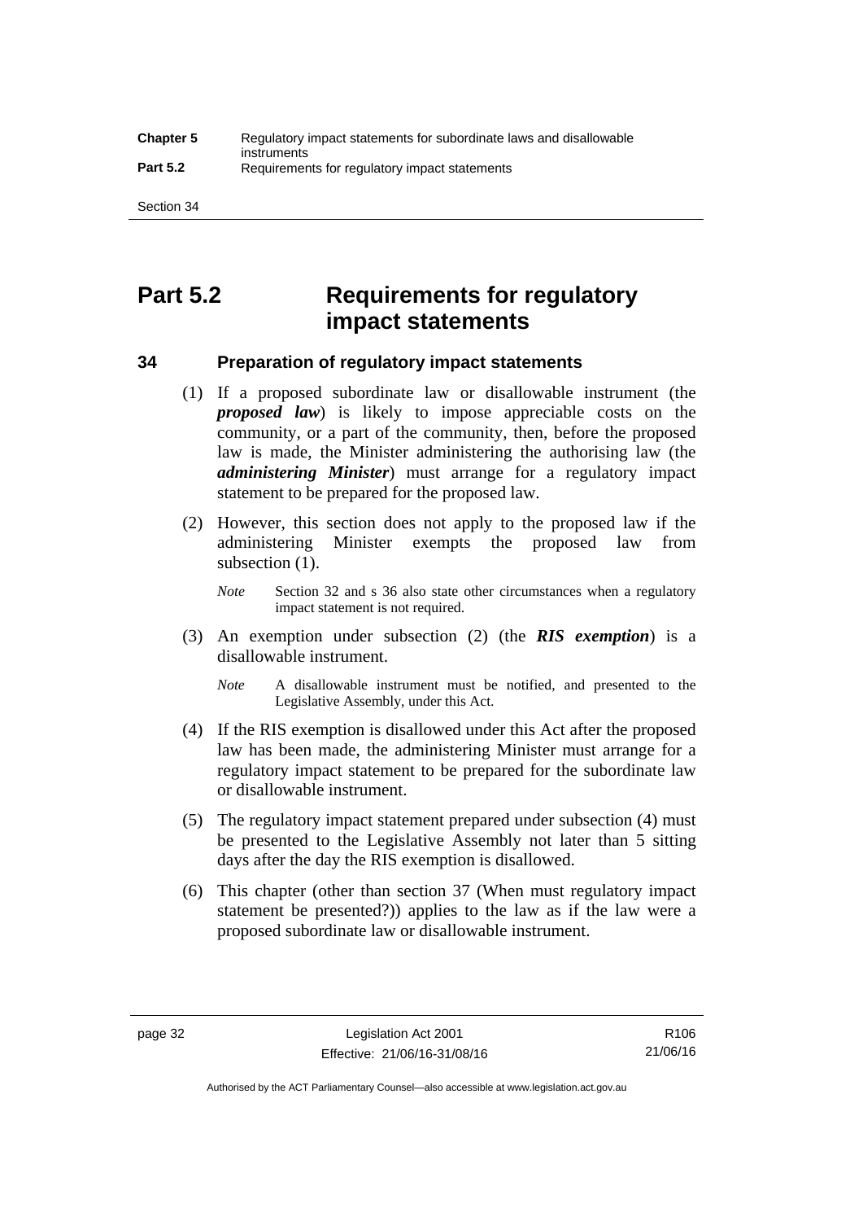# Part 5.2 Requirements for regulatory impact statements

## 34 Preparation of regulatory impact statements

(1) If a proposed subordinate law or disallowable instrument (the ***proposed law***) is likely to impose appreciable costs on the community, or a part of the community, then, before the proposed law is made, the Minister administering the authorising law (the ***administering Minister***) must arrange for a regulatory impact statement to be prepared for the proposed law.

(2) However, this section does not apply to the proposed law if the administering Minister exempts the proposed law from subsection (1).

*Note* Section 32 and s 36 also state other circumstances when a regulatory impact statement is not required.

(3) An exemption under subsection (2) (the ***RIS exemption***) is a disallowable instrument.

*Note* A disallowable instrument must be notified, and presented to the Legislative Assembly, under this Act.

(4) If the RIS exemption is disallowed under this Act after the proposed law has been made, the administering Minister must arrange for a regulatory impact statement to be prepared for the subordinate law or disallowable instrument.

(5) The regulatory impact statement prepared under subsection (4) must be presented to the Legislative Assembly not later than 5 sitting days after the day the RIS exemption is disallowed.

(6) This chapter (other than section 37 (When must regulatory impact statement be presented?)) applies to the law as if the law were a proposed subordinate law or disallowable instrument.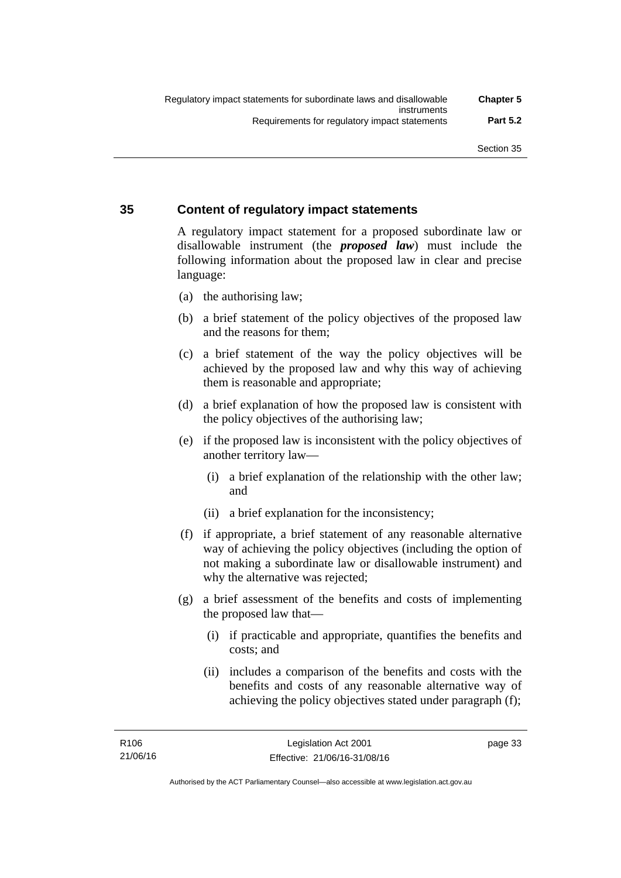## 35 Content of regulatory impact statements

A regulatory impact statement for a proposed subordinate law or disallowable instrument (the ***proposed law***) must include the following information about the proposed law in clear and precise language:

(a) the authorising law;

(b) a brief statement of the policy objectives of the proposed law and the reasons for them;

(c) a brief statement of the way the policy objectives will be achieved by the proposed law and why this way of achieving them is reasonable and appropriate;

(d) a brief explanation of how the proposed law is consistent with the policy objectives of the authorising law;

(e) if the proposed law is inconsistent with the policy objectives of another territory law—

(i) a brief explanation of the relationship with the other law; and

(ii) a brief explanation for the inconsistency;

(f) if appropriate, a brief statement of any reasonable alternative way of achieving the policy objectives (including the option of not making a subordinate law or disallowable instrument) and why the alternative was rejected;

(g) a brief assessment of the benefits and costs of implementing the proposed law that—

(i) if practicable and appropriate, quantifies the benefits and costs; and

(ii) includes a comparison of the benefits and costs with the benefits and costs of any reasonable alternative way of achieving the policy objectives stated under paragraph (f);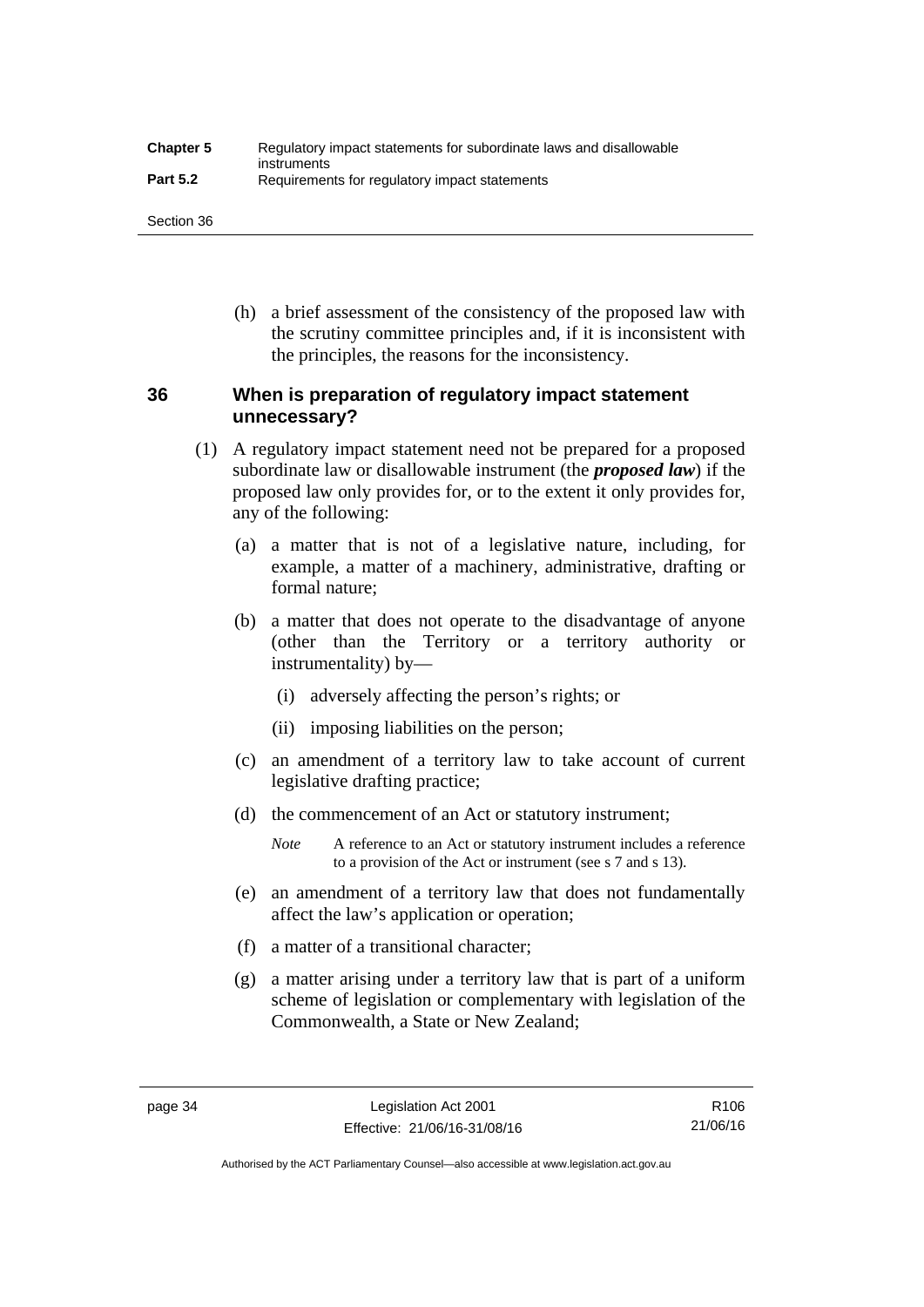(h) a brief assessment of the consistency of the proposed law with the scrutiny committee principles and, if it is inconsistent with the principles, the reasons for the inconsistency.

### 36 When is preparation of regulatory impact statement unnecessary?

(1) A regulatory impact statement need not be prepared for a proposed subordinate law or disallowable instrument (the ***proposed law***) if the proposed law only provides for, or to the extent it only provides for, any of the following:

(a) a matter that is not of a legislative nature, including, for example, a matter of a machinery, administrative, drafting or formal nature;

(b) a matter that does not operate to the disadvantage of anyone (other than the Territory or a territory authority or instrumentality) by—

(i) adversely affecting the person's rights; or

(ii) imposing liabilities on the person;

(c) an amendment of a territory law to take account of current legislative drafting practice;

(d) the commencement of an Act or statutory instrument;

*Note* A reference to an Act or statutory instrument includes a reference to a provision of the Act or instrument (see s 7 and s 13).

(e) an amendment of a territory law that does not fundamentally affect the law's application or operation;

(f) a matter of a transitional character;

(g) a matter arising under a territory law that is part of a uniform scheme of legislation or complementary with legislation of the Commonwealth, a State or New Zealand;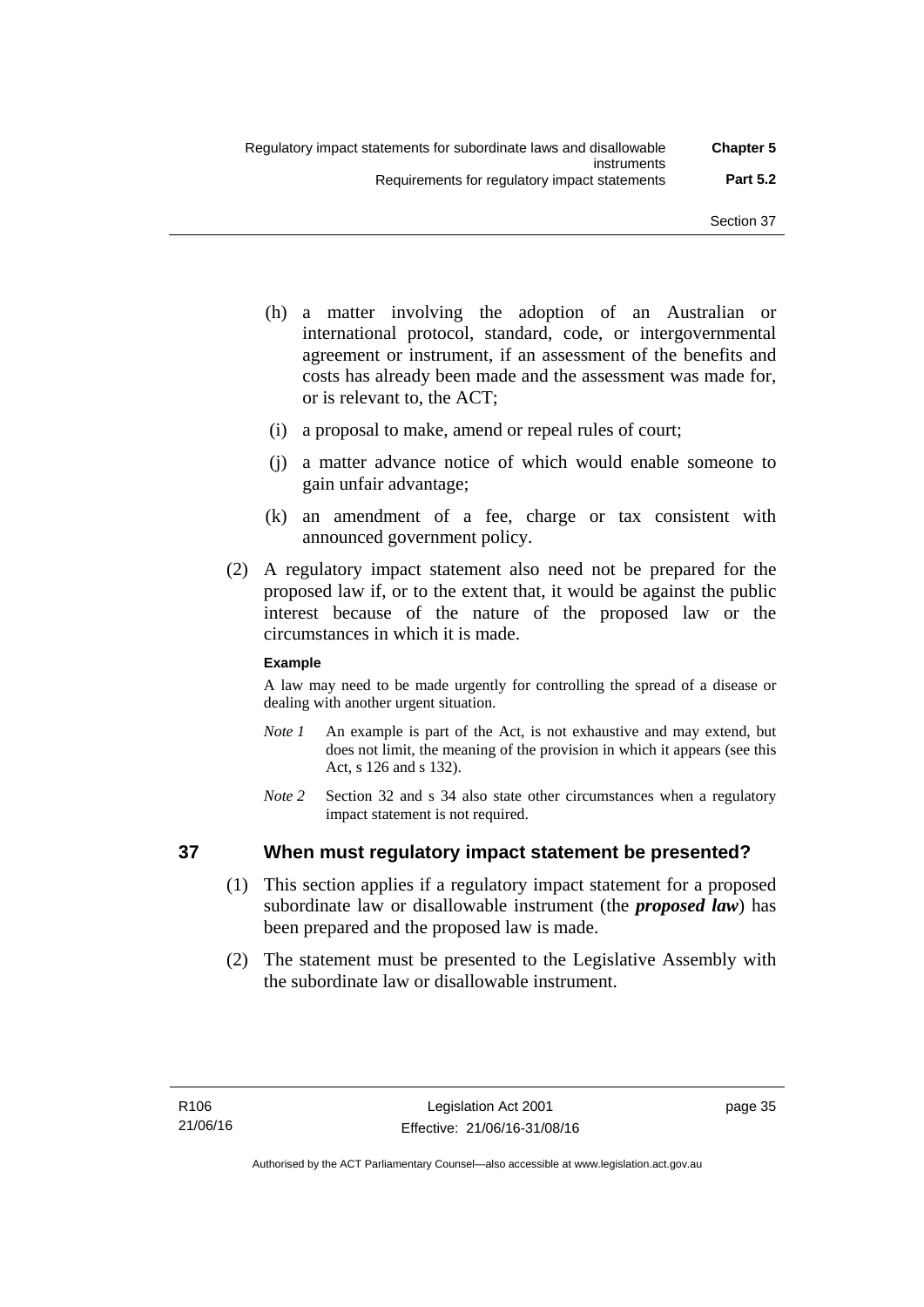(h) a matter involving the adoption of an Australian or international protocol, standard, code, or intergovernmental agreement or instrument, if an assessment of the benefits and costs has already been made and the assessment was made for, or is relevant to, the ACT;

(i) a proposal to make, amend or repeal rules of court;

(j) a matter advance notice of which would enable someone to gain unfair advantage;

(k) an amendment of a fee, charge or tax consistent with announced government policy.

(2) A regulatory impact statement also need not be prepared for the proposed law if, or to the extent that, it would be against the public interest because of the nature of the proposed law or the circumstances in which it is made.

**Example**

A law may need to be made urgently for controlling the spread of a disease or dealing with another urgent situation.

*Note 1* An example is part of the Act, is not exhaustive and may extend, but does not limit, the meaning of the provision in which it appears (see this Act, s 126 and s 132).

*Note 2* Section 32 and s 34 also state other circumstances when a regulatory impact statement is not required.

## 37 When must regulatory impact statement be presented?

(1) This section applies if a regulatory impact statement for a proposed subordinate law or disallowable instrument (the ***proposed law***) has been prepared and the proposed law is made.

(2) The statement must be presented to the Legislative Assembly with the subordinate law or disallowable instrument.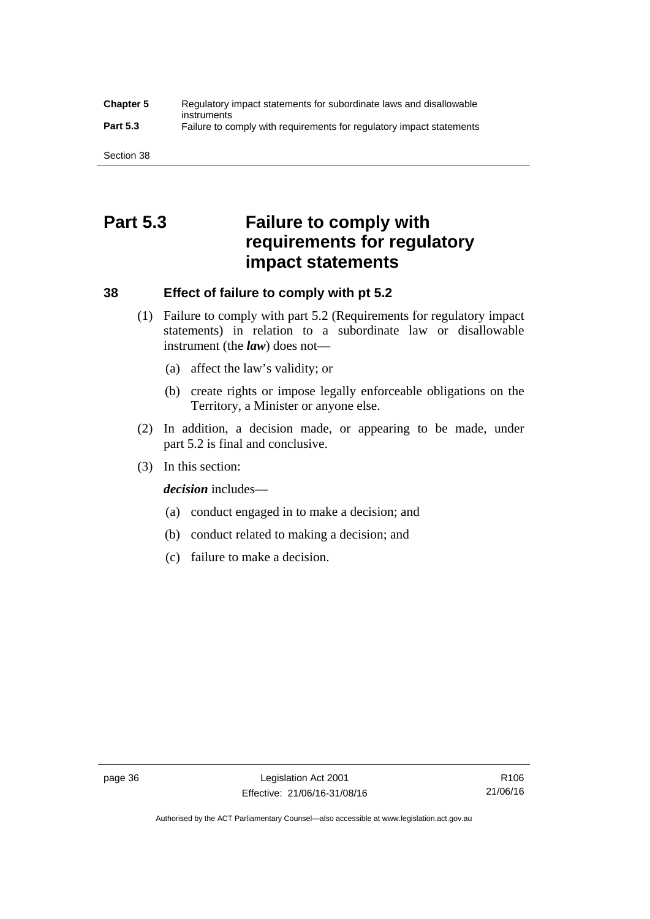# Part 5.3 Failure to comply with requirements for regulatory impact statements

## 38 Effect of failure to comply with pt 5.2

(1) Failure to comply with part 5.2 (Requirements for regulatory impact statements) in relation to a subordinate law or disallowable instrument (the ***law***) does not—

(a) affect the law's validity; or

(b) create rights or impose legally enforceable obligations on the Territory, a Minister or anyone else.

(2) In addition, a decision made, or appearing to be made, under part 5.2 is final and conclusive.

(3) In this section:

***decision*** includes—

(a) conduct engaged in to make a decision; and

(b) conduct related to making a decision; and

(c) failure to make a decision.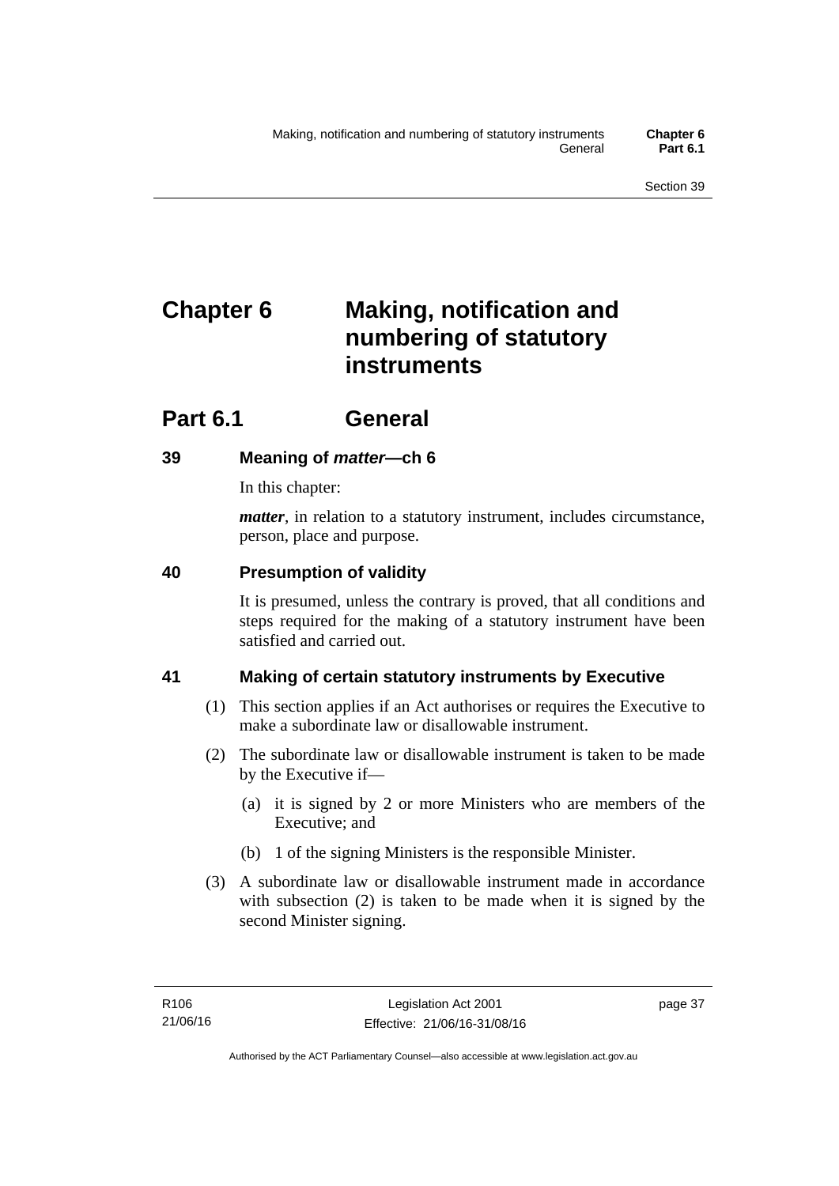# Chapter 6 Making, notification and numbering of statutory instruments

## Part 6.1 General

### 39 Meaning of *matter*—ch 6

In this chapter:

***matter***, in relation to a statutory instrument, includes circumstance, person, place and purpose.

### 40 Presumption of validity

It is presumed, unless the contrary is proved, that all conditions and steps required for the making of a statutory instrument have been satisfied and carried out.

### 41 Making of certain statutory instruments by Executive

(1) This section applies if an Act authorises or requires the Executive to make a subordinate law or disallowable instrument.

(2) The subordinate law or disallowable instrument is taken to be made by the Executive if—

- (a) it is signed by 2 or more Ministers who are members of the Executive; and
- (b) 1 of the signing Ministers is the responsible Minister.

(3) A subordinate law or disallowable instrument made in accordance with subsection (2) is taken to be made when it is signed by the second Minister signing.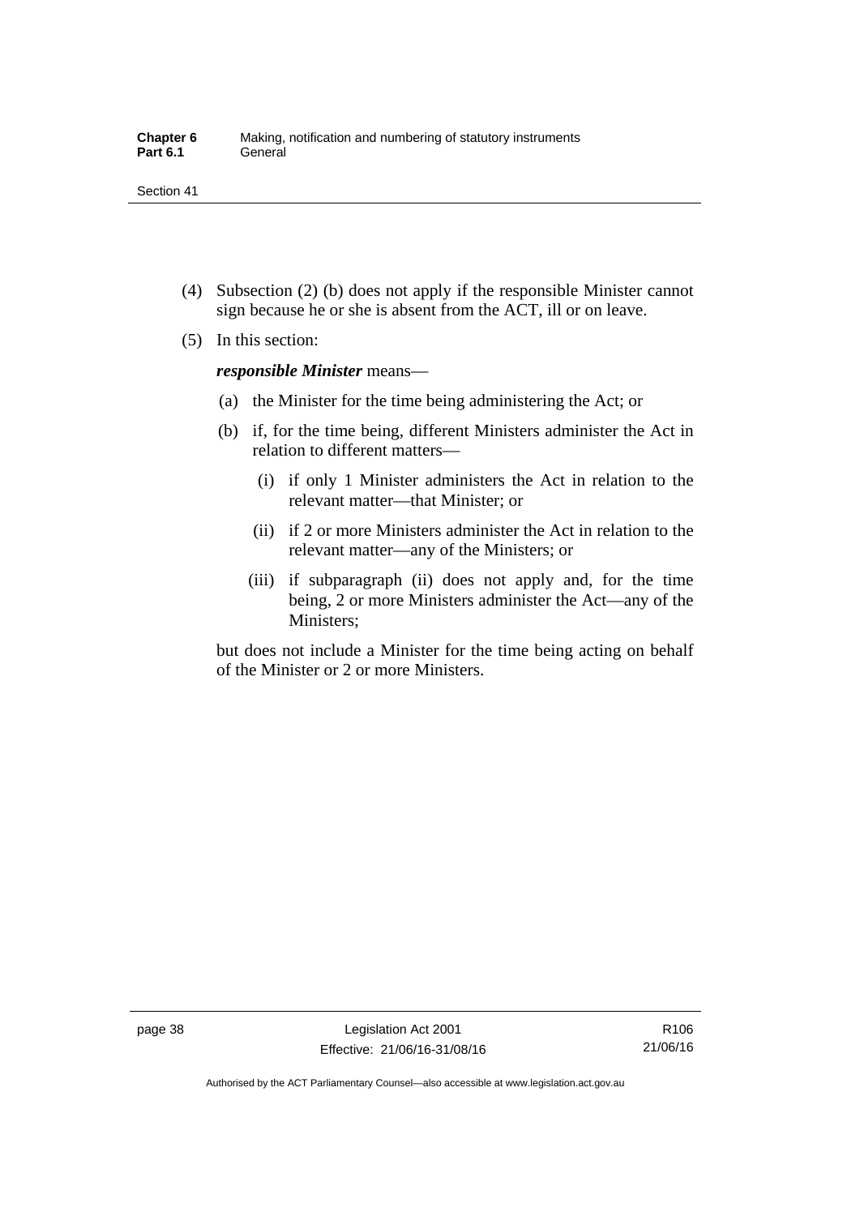(4) Subsection (2) (b) does not apply if the responsible Minister cannot sign because he or she is absent from the ACT, ill or on leave.

(5) In this section:

***responsible Minister*** means—

(a) the Minister for the time being administering the Act; or

(b) if, for the time being, different Ministers administer the Act in relation to different matters—

(i) if only 1 Minister administers the Act in relation to the relevant matter—that Minister; or

(ii) if 2 or more Ministers administer the Act in relation to the relevant matter—any of the Ministers; or

(iii) if subparagraph (ii) does not apply and, for the time being, 2 or more Ministers administer the Act—any of the Ministers;

but does not include a Minister for the time being acting on behalf of the Minister or 2 or more Ministers.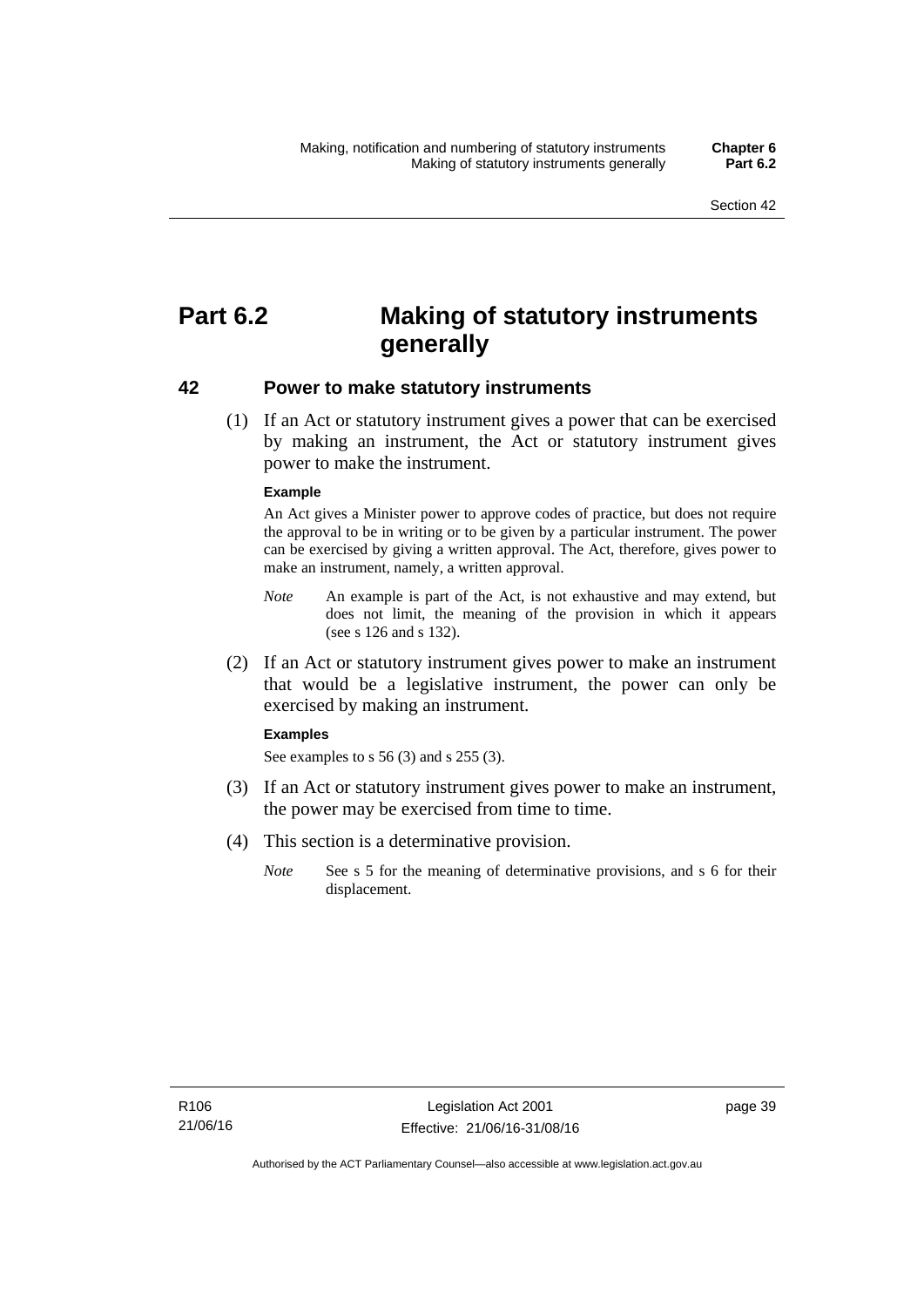# Part 6.2 Making of statutory instruments generally

## 42 Power to make statutory instruments

(1) If an Act or statutory instrument gives a power that can be exercised by making an instrument, the Act or statutory instrument gives power to make the instrument.

**Example**

An Act gives a Minister power to approve codes of practice, but does not require the approval to be in writing or to be given by a particular instrument. The power can be exercised by giving a written approval. The Act, therefore, gives power to make an instrument, namely, a written approval.

*Note* An example is part of the Act, is not exhaustive and may extend, but does not limit, the meaning of the provision in which it appears (see s 126 and s 132).

(2) If an Act or statutory instrument gives power to make an instrument that would be a legislative instrument, the power can only be exercised by making an instrument.

**Examples**

See examples to s 56 (3) and s 255 (3).

(3) If an Act or statutory instrument gives power to make an instrument, the power may be exercised from time to time.

(4) This section is a determinative provision.

*Note* See s 5 for the meaning of determinative provisions, and s 6 for their displacement.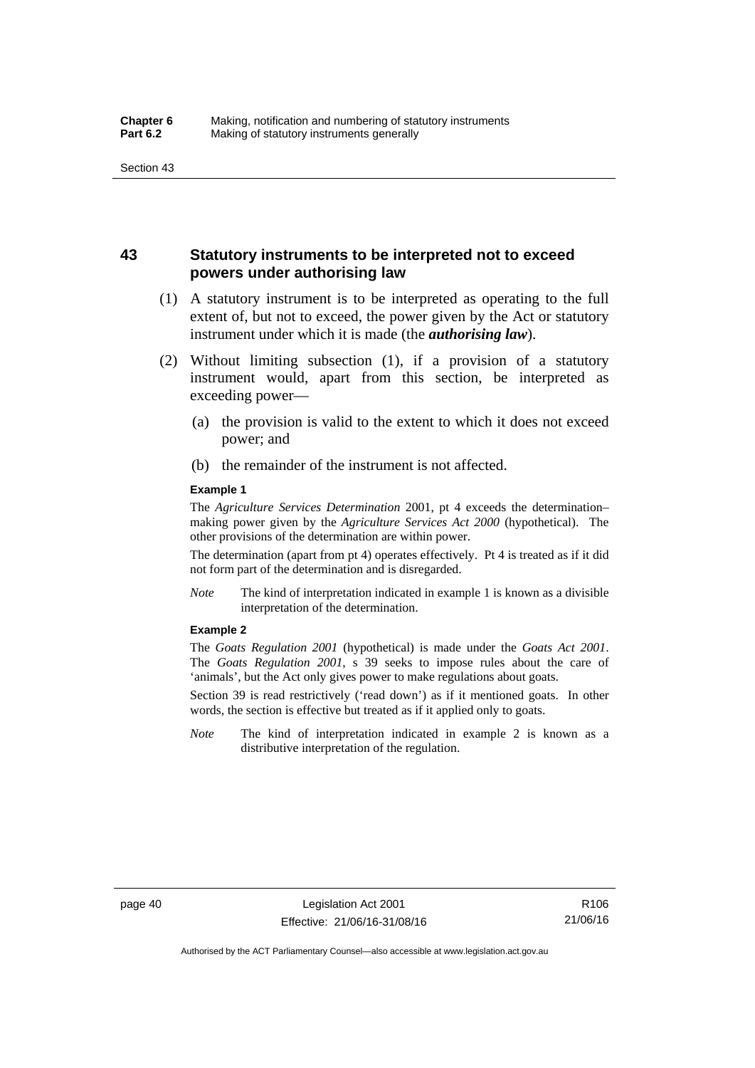## 43 Statutory instruments to be interpreted not to exceed powers under authorising law

(1) A statutory instrument is to be interpreted as operating to the full extent of, but not to exceed, the power given by the Act or statutory instrument under which it is made (the ***authorising law***).

(2) Without limiting subsection (1), if a provision of a statutory instrument would, apart from this section, be interpreted as exceeding power—

(a) the provision is valid to the extent to which it does not exceed power; and

(b) the remainder of the instrument is not affected.

**Example 1**

The *Agriculture Services Determination* 2001, pt 4 exceeds the determination–making power given by the *Agriculture Services Act 2000* (hypothetical). The other provisions of the determination are within power.

The determination (apart from pt 4) operates effectively. Pt 4 is treated as if it did not form part of the determination and is disregarded.

*Note* The kind of interpretation indicated in example 1 is known as a divisible interpretation of the determination.

**Example 2**

The *Goats Regulation 2001* (hypothetical) is made under the *Goats Act 2001*. The *Goats Regulation 2001*, s 39 seeks to impose rules about the care of 'animals', but the Act only gives power to make regulations about goats.

Section 39 is read restrictively ('read down') as if it mentioned goats. In other words, the section is effective but treated as if it applied only to goats.

*Note* The kind of interpretation indicated in example 2 is known as a distributive interpretation of the regulation.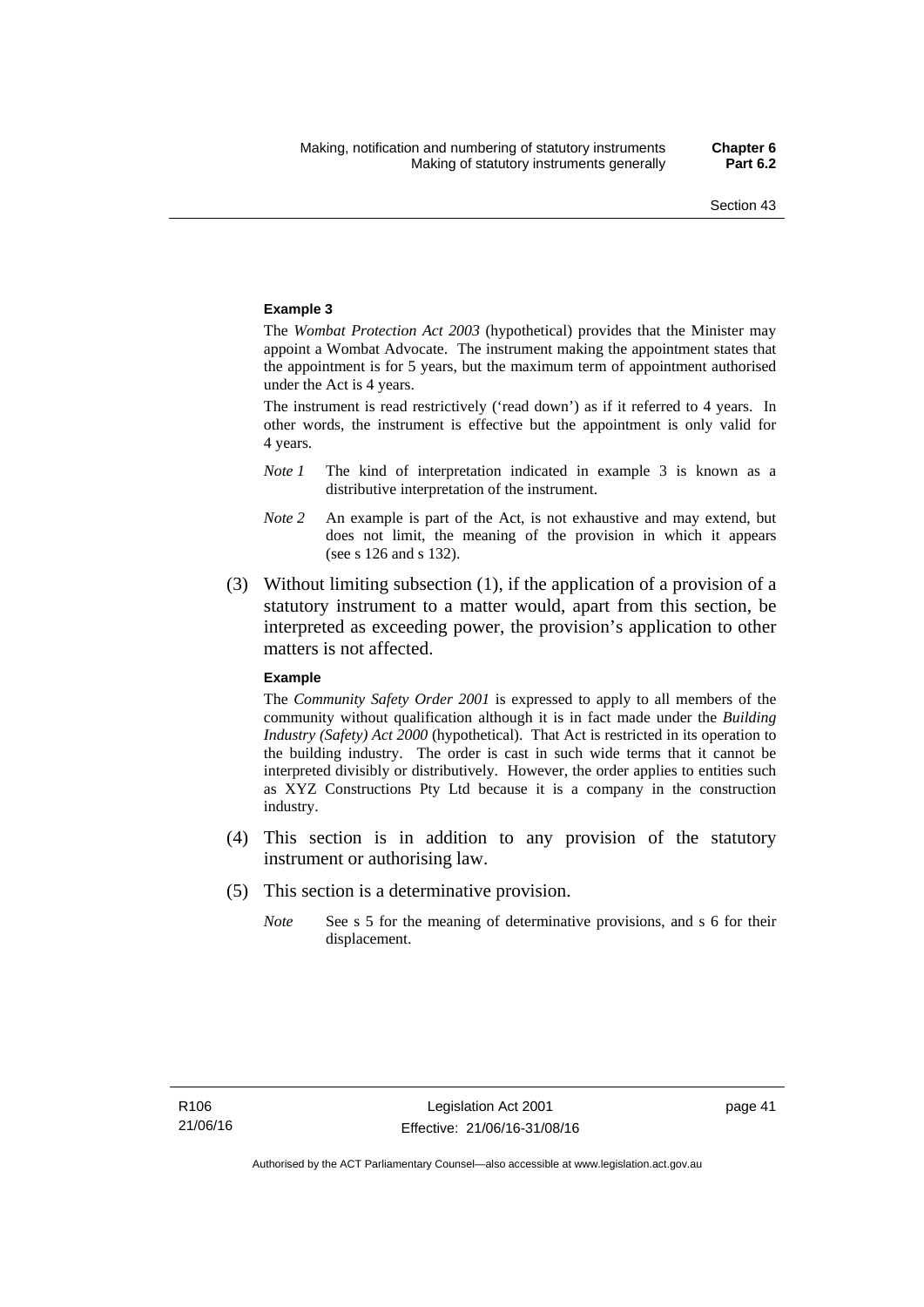**Example 3**

The *Wombat Protection Act 2003* (hypothetical) provides that the Minister may appoint a Wombat Advocate. The instrument making the appointment states that the appointment is for 5 years, but the maximum term of appointment authorised under the Act is 4 years.

The instrument is read restrictively ('read down') as if it referred to 4 years. In other words, the instrument is effective but the appointment is only valid for 4 years.

*Note 1* The kind of interpretation indicated in example 3 is known as a distributive interpretation of the instrument.

*Note 2* An example is part of the Act, is not exhaustive and may extend, but does not limit, the meaning of the provision in which it appears (see s 126 and s 132).

(3) Without limiting subsection (1), if the application of a provision of a statutory instrument to a matter would, apart from this section, be interpreted as exceeding power, the provision's application to other matters is not affected.

**Example**

The *Community Safety Order 2001* is expressed to apply to all members of the community without qualification although it is in fact made under the *Building Industry (Safety) Act 2000* (hypothetical). That Act is restricted in its operation to the building industry. The order is cast in such wide terms that it cannot be interpreted divisibly or distributively. However, the order applies to entities such as XYZ Constructions Pty Ltd because it is a company in the construction industry.

(4) This section is in addition to any provision of the statutory instrument or authorising law.

(5) This section is a determinative provision.

*Note* See s 5 for the meaning of determinative provisions, and s 6 for their displacement.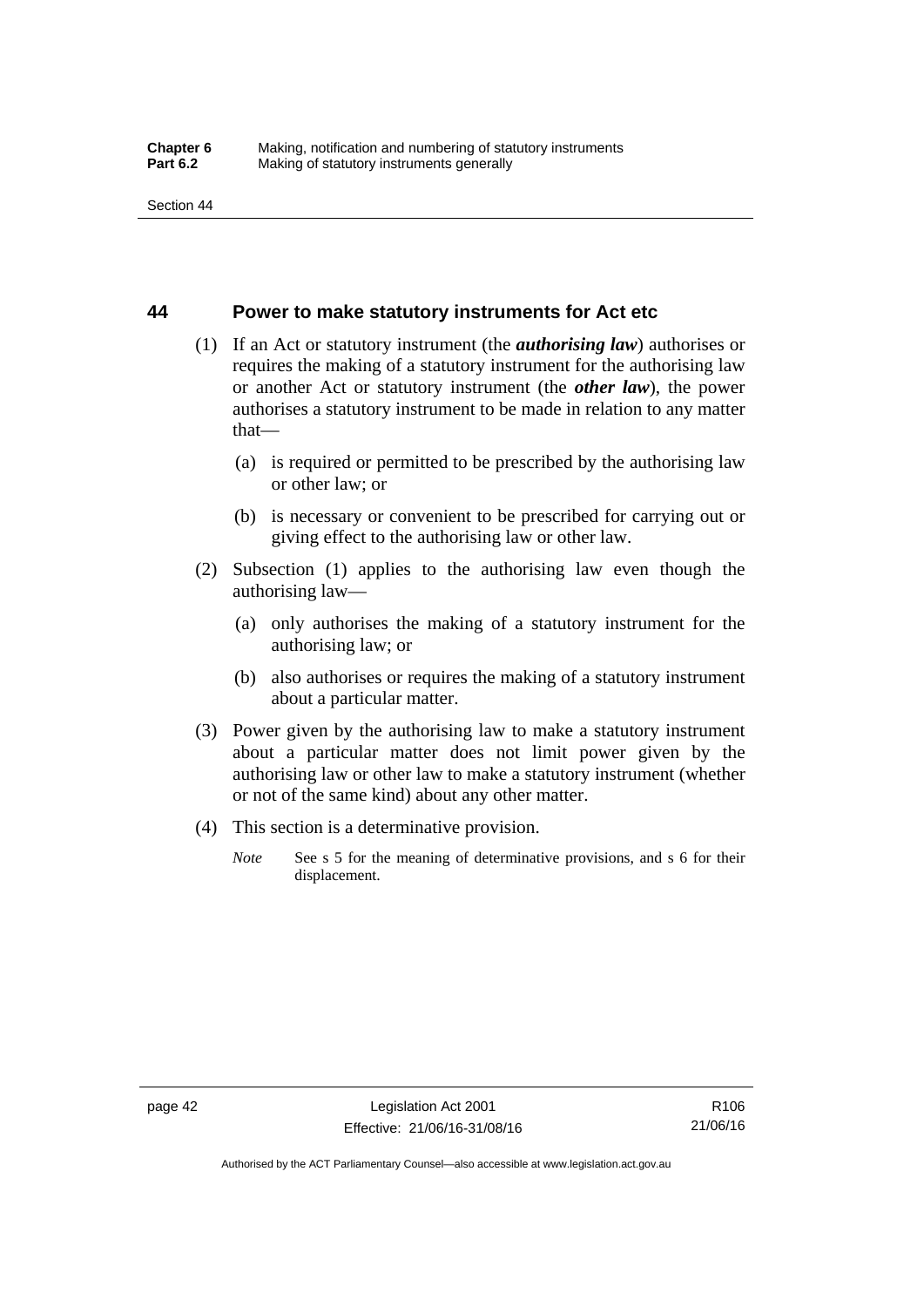## 44 Power to make statutory instruments for Act etc

(1) If an Act or statutory instrument (the ***authorising law***) authorises or requires the making of a statutory instrument for the authorising law or another Act or statutory instrument (the ***other law***), the power authorises a statutory instrument to be made in relation to any matter that—

(a) is required or permitted to be prescribed by the authorising law or other law; or

(b) is necessary or convenient to be prescribed for carrying out or giving effect to the authorising law or other law.

(2) Subsection (1) applies to the authorising law even though the authorising law—

(a) only authorises the making of a statutory instrument for the authorising law; or

(b) also authorises or requires the making of a statutory instrument about a particular matter.

(3) Power given by the authorising law to make a statutory instrument about a particular matter does not limit power given by the authorising law or other law to make a statutory instrument (whether or not of the same kind) about any other matter.

(4) This section is a determinative provision.

*Note* See s 5 for the meaning of determinative provisions, and s 6 for their displacement.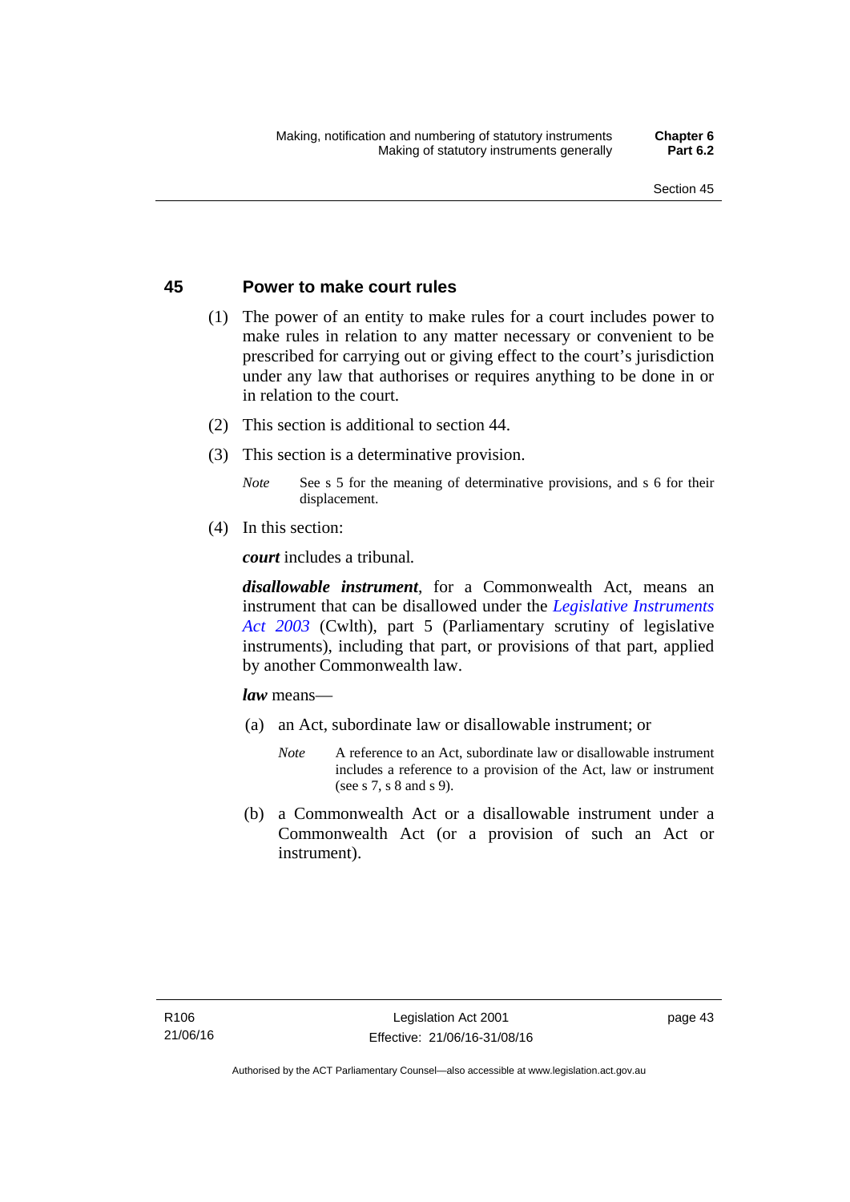## 45 Power to make court rules

(1) The power of an entity to make rules for a court includes power to make rules in relation to any matter necessary or convenient to be prescribed for carrying out or giving effect to the court's jurisdiction under any law that authorises or requires anything to be done in or in relation to the court.

(2) This section is additional to section 44.

(3) This section is a determinative provision.

*Note* See s 5 for the meaning of determinative provisions, and s 6 for their displacement.

(4) In this section:

***court*** includes a tribunal.

***disallowable instrument***, for a Commonwealth Act, means an instrument that can be disallowed under the *Legislative Instruments Act 2003* (Cwlth), part 5 (Parliamentary scrutiny of legislative instruments), including that part, or provisions of that part, applied by another Commonwealth law.

***law*** means—

(a) an Act, subordinate law or disallowable instrument; or

*Note* A reference to an Act, subordinate law or disallowable instrument includes a reference to a provision of the Act, law or instrument (see s 7, s 8 and s 9).

(b) a Commonwealth Act or a disallowable instrument under a Commonwealth Act (or a provision of such an Act or instrument).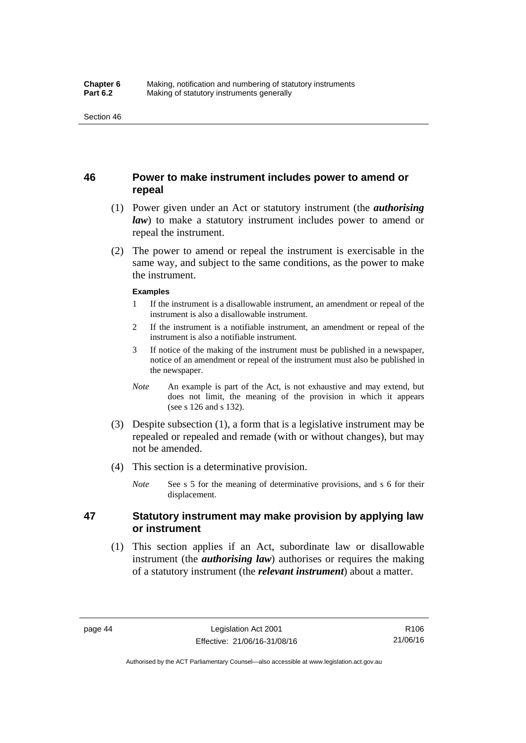## 46 Power to make instrument includes power to amend or repeal

(1) Power given under an Act or statutory instrument (the ***authorising law***) to make a statutory instrument includes power to amend or repeal the instrument.

(2) The power to amend or repeal the instrument is exercisable in the same way, and subject to the same conditions, as the power to make the instrument.

**Examples**

1 If the instrument is a disallowable instrument, an amendment or repeal of the instrument is also a disallowable instrument.

2 If the instrument is a notifiable instrument, an amendment or repeal of the instrument is also a notifiable instrument.

3 If notice of the making of the instrument must be published in a newspaper, notice of an amendment or repeal of the instrument must also be published in the newspaper.

*Note* An example is part of the Act, is not exhaustive and may extend, but does not limit, the meaning of the provision in which it appears (see s 126 and s 132).

(3) Despite subsection (1), a form that is a legislative instrument may be repealed or repealed and remade (with or without changes), but may not be amended.

(4) This section is a determinative provision.

*Note* See s 5 for the meaning of determinative provisions, and s 6 for their displacement.

## 47 Statutory instrument may make provision by applying law or instrument

(1) This section applies if an Act, subordinate law or disallowable instrument (the ***authorising law***) authorises or requires the making of a statutory instrument (the ***relevant instrument***) about a matter.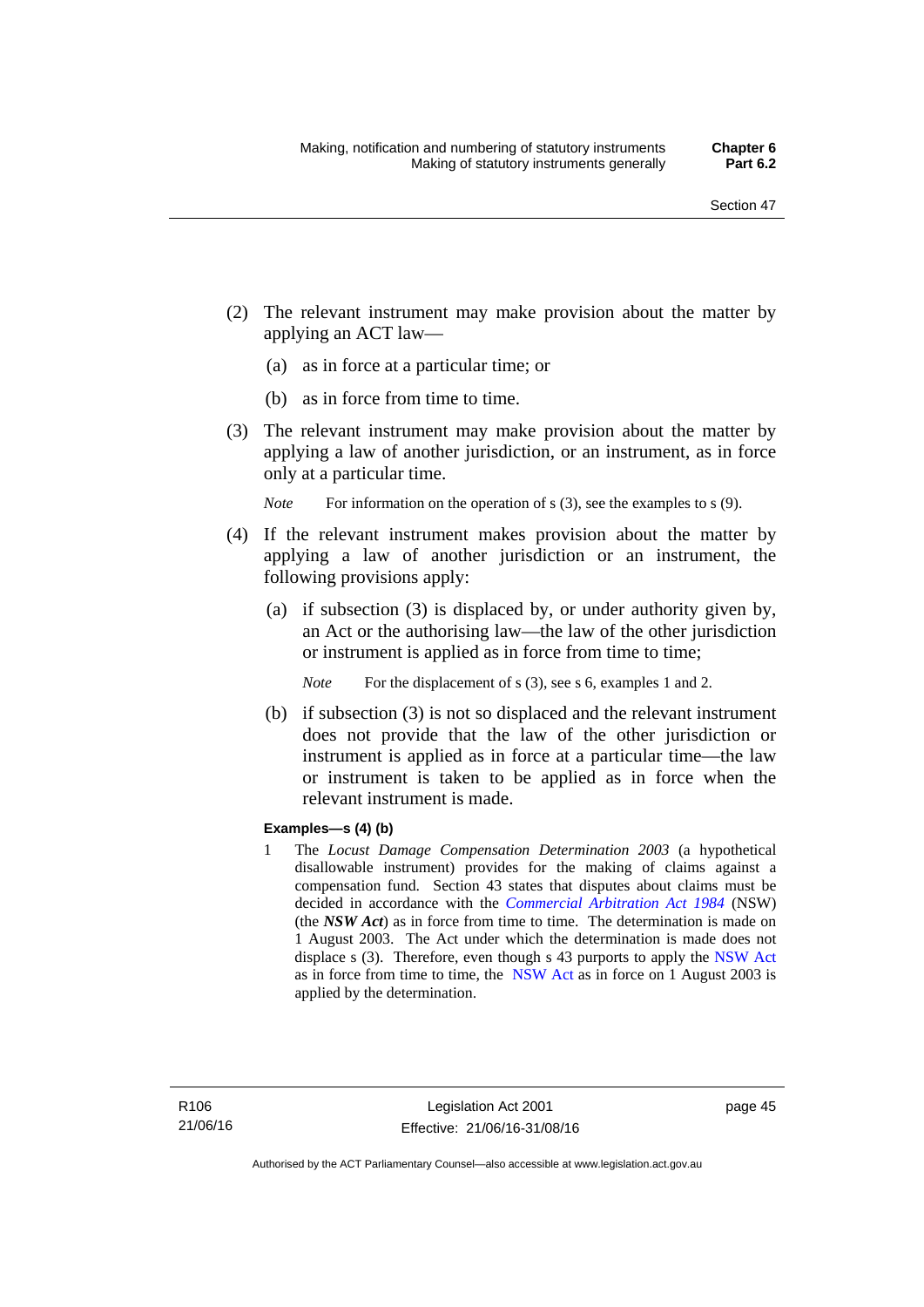(2) The relevant instrument may make provision about the matter by applying an ACT law—

  (a) as in force at a particular time; or

  (b) as in force from time to time.

(3) The relevant instrument may make provision about the matter by applying a law of another jurisdiction, or an instrument, as in force only at a particular time.

*Note* For information on the operation of s (3), see the examples to s (9).

(4) If the relevant instrument makes provision about the matter by applying a law of another jurisdiction or an instrument, the following provisions apply:

  (a) if subsection (3) is displaced by, or under authority given by, an Act or the authorising law—the law of the other jurisdiction or instrument is applied as in force from time to time;

  *Note* For the displacement of s (3), see s 6, examples 1 and 2.

  (b) if subsection (3) is not so displaced and the relevant instrument does not provide that the law of the other jurisdiction or instrument is applied as in force at a particular time—the law or instrument is taken to be applied as in force when the relevant instrument is made.

**Examples—s (4) (b)**

1 The *Locust Damage Compensation Determination 2003* (a hypothetical disallowable instrument) provides for the making of claims against a compensation fund. Section 43 states that disputes about claims must be decided in accordance with the *Commercial Arbitration Act 1984* (NSW) (the ***NSW Act***) as in force from time to time. The determination is made on 1 August 2003. The Act under which the determination is made does not displace s (3). Therefore, even though s 43 purports to apply the NSW Act as in force from time to time, the NSW Act as in force on 1 August 2003 is applied by the determination.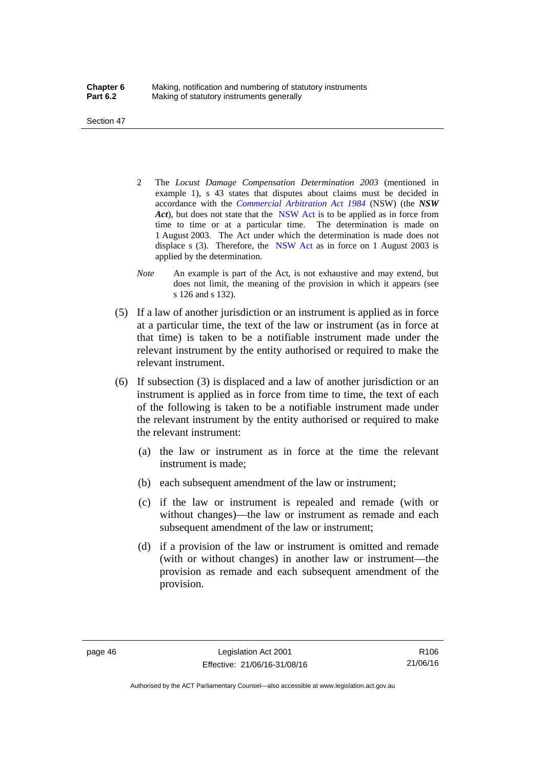2 The *Locust Damage Compensation Determination 2003* (mentioned in example 1), s 43 states that disputes about claims must be decided in accordance with the *Commercial Arbitration Act 1984* (NSW) (the ***NSW Act***), but does not state that the NSW Act is to be applied as in force from time to time or at a particular time. The determination is made on 1 August 2003. The Act under which the determination is made does not displace s (3). Therefore, the NSW Act as in force on 1 August 2003 is applied by the determination.

*Note* An example is part of the Act, is not exhaustive and may extend, but does not limit, the meaning of the provision in which it appears (see s 126 and s 132).

(5) If a law of another jurisdiction or an instrument is applied as in force at a particular time, the text of the law or instrument (as in force at that time) is taken to be a notifiable instrument made under the relevant instrument by the entity authorised or required to make the relevant instrument.

(6) If subsection (3) is displaced and a law of another jurisdiction or an instrument is applied as in force from time to time, the text of each of the following is taken to be a notifiable instrument made under the relevant instrument by the entity authorised or required to make the relevant instrument:

(a) the law or instrument as in force at the time the relevant instrument is made;

(b) each subsequent amendment of the law or instrument;

(c) if the law or instrument is repealed and remade (with or without changes)—the law or instrument as remade and each subsequent amendment of the law or instrument;

(d) if a provision of the law or instrument is omitted and remade (with or without changes) in another law or instrument—the provision as remade and each subsequent amendment of the provision.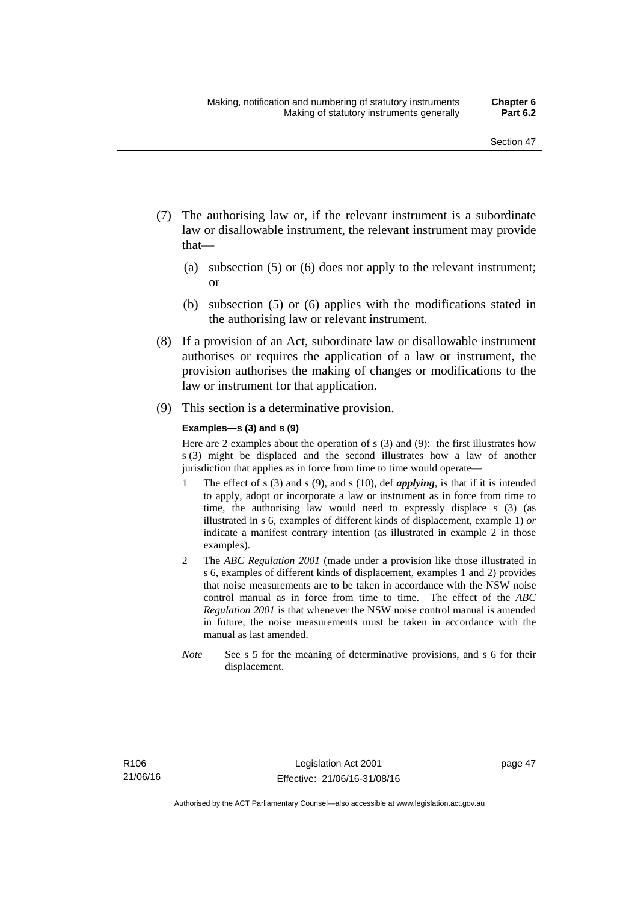(7) The authorising law or, if the relevant instrument is a subordinate law or disallowable instrument, the relevant instrument may provide that—

(a) subsection (5) or (6) does not apply to the relevant instrument; or

(b) subsection (5) or (6) applies with the modifications stated in the authorising law or relevant instrument.

(8) If a provision of an Act, subordinate law or disallowable instrument authorises or requires the application of a law or instrument, the provision authorises the making of changes or modifications to the law or instrument for that application.

(9) This section is a determinative provision.

**Examples—s (3) and s (9)**

Here are 2 examples about the operation of s (3) and (9): the first illustrates how s (3) might be displaced and the second illustrates how a law of another jurisdiction that applies as in force from time to time would operate—

1 The effect of s (3) and s (9), and s (10), def ***applying***, is that if it is intended to apply, adopt or incorporate a law or instrument as in force from time to time, the authorising law would need to expressly displace s (3) (as illustrated in s 6, examples of different kinds of displacement, example 1) *or* indicate a manifest contrary intention (as illustrated in example 2 in those examples).

2 The *ABC Regulation 2001* (made under a provision like those illustrated in s 6, examples of different kinds of displacement, examples 1 and 2) provides that noise measurements are to be taken in accordance with the NSW noise control manual as in force from time to time. The effect of the *ABC Regulation 2001* is that whenever the NSW noise control manual is amended in future, the noise measurements must be taken in accordance with the manual as last amended.

*Note* See s 5 for the meaning of determinative provisions, and s 6 for their displacement.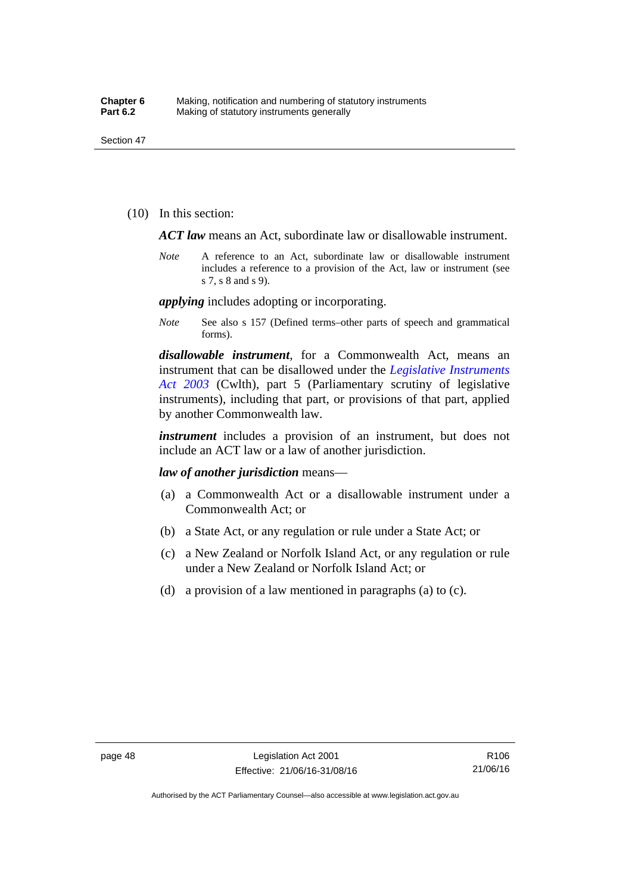(10) In this section:

***ACT law*** means an Act, subordinate law or disallowable instrument.

*Note* A reference to an Act, subordinate law or disallowable instrument includes a reference to a provision of the Act, law or instrument (see s 7, s 8 and s 9).

***applying*** includes adopting or incorporating.

*Note* See also s 157 (Defined terms–other parts of speech and grammatical forms).

***disallowable instrument***, for a Commonwealth Act, means an instrument that can be disallowed under the *Legislative Instruments Act 2003* (Cwlth), part 5 (Parliamentary scrutiny of legislative instruments), including that part, or provisions of that part, applied by another Commonwealth law.

***instrument*** includes a provision of an instrument, but does not include an ACT law or a law of another jurisdiction.

***law of another jurisdiction*** means—

(a) a Commonwealth Act or a disallowable instrument under a Commonwealth Act; or

(b) a State Act, or any regulation or rule under a State Act; or

(c) a New Zealand or Norfolk Island Act, or any regulation or rule under a New Zealand or Norfolk Island Act; or

(d) a provision of a law mentioned in paragraphs (a) to (c).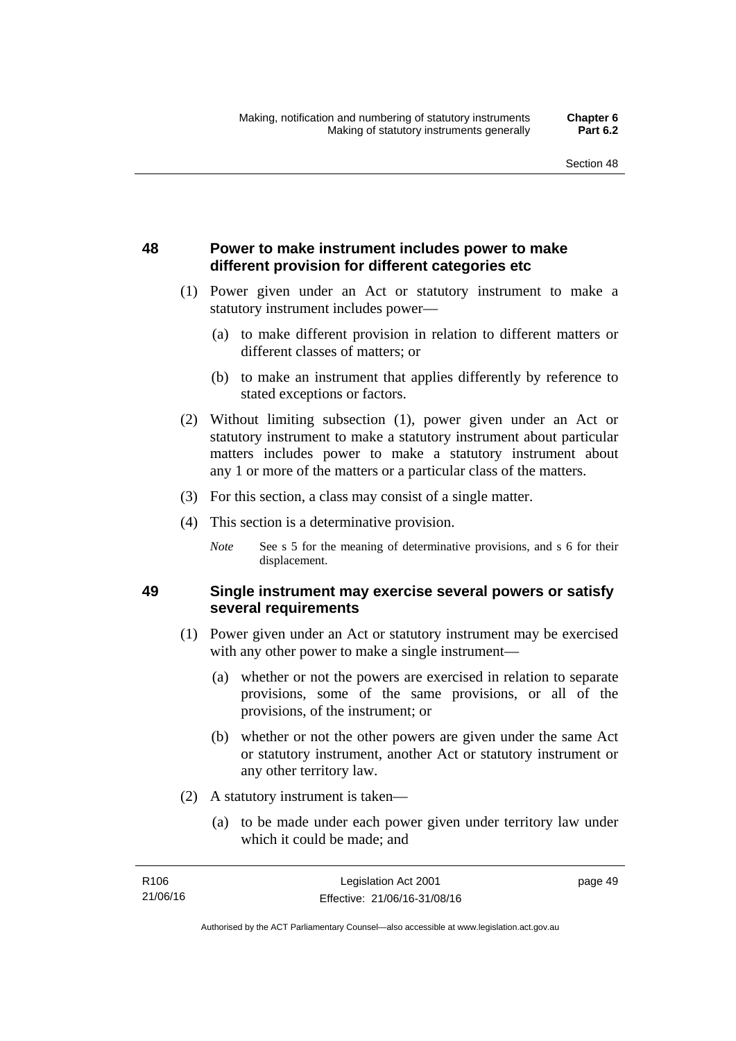## 48 Power to make instrument includes power to make different provision for different categories etc

(1) Power given under an Act or statutory instrument to make a statutory instrument includes power—

(a) to make different provision in relation to different matters or different classes of matters; or

(b) to make an instrument that applies differently by reference to stated exceptions or factors.

(2) Without limiting subsection (1), power given under an Act or statutory instrument to make a statutory instrument about particular matters includes power to make a statutory instrument about any 1 or more of the matters or a particular class of the matters.

(3) For this section, a class may consist of a single matter.

(4) This section is a determinative provision.

*Note* See s 5 for the meaning of determinative provisions, and s 6 for their displacement.

## 49 Single instrument may exercise several powers or satisfy several requirements

(1) Power given under an Act or statutory instrument may be exercised with any other power to make a single instrument—

(a) whether or not the powers are exercised in relation to separate provisions, some of the same provisions, or all of the provisions, of the instrument; or

(b) whether or not the other powers are given under the same Act or statutory instrument, another Act or statutory instrument or any other territory law.

(2) A statutory instrument is taken—

(a) to be made under each power given under territory law under which it could be made; and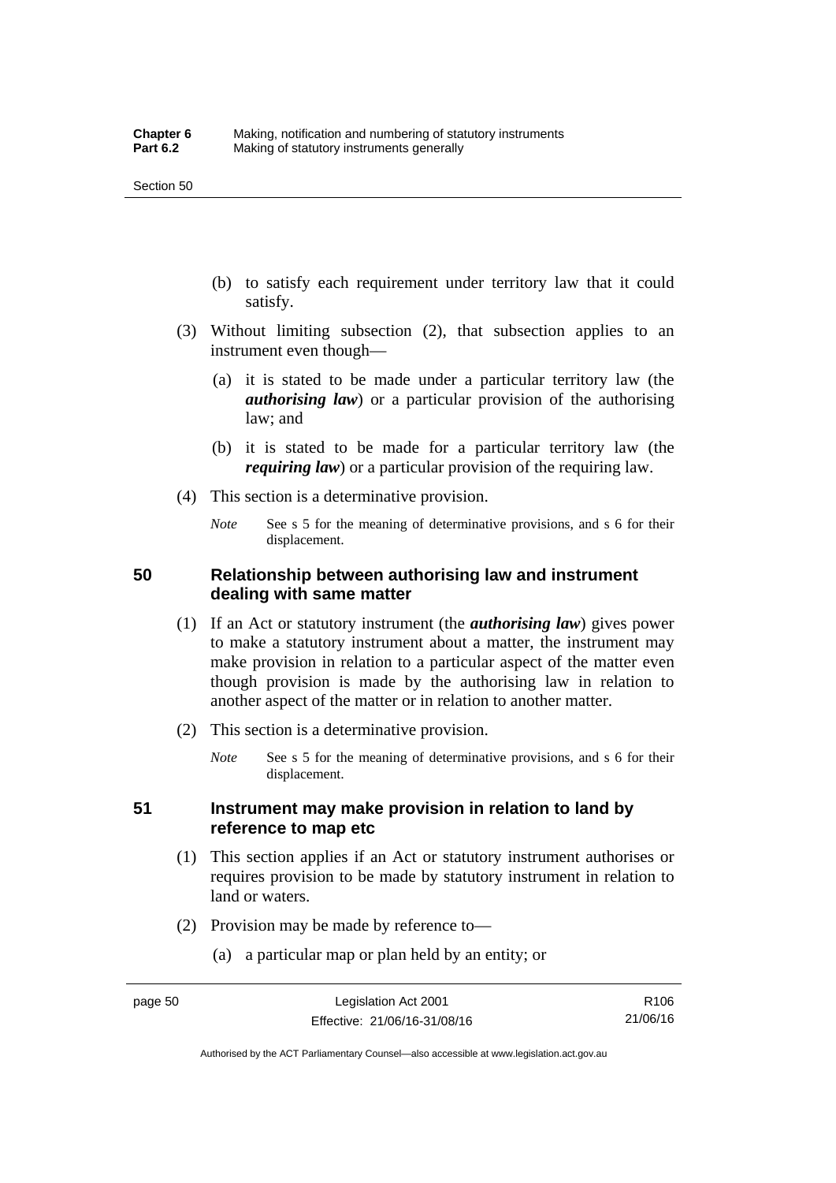(b) to satisfy each requirement under territory law that it could satisfy.

(3) Without limiting subsection (2), that subsection applies to an instrument even though—

(a) it is stated to be made under a particular territory law (the ***authorising law***) or a particular provision of the authorising law; and

(b) it is stated to be made for a particular territory law (the ***requiring law***) or a particular provision of the requiring law.

(4) This section is a determinative provision.

*Note* See s 5 for the meaning of determinative provisions, and s 6 for their displacement.

## 50 Relationship between authorising law and instrument dealing with same matter

(1) If an Act or statutory instrument (the ***authorising law***) gives power to make a statutory instrument about a matter, the instrument may make provision in relation to a particular aspect of the matter even though provision is made by the authorising law in relation to another aspect of the matter or in relation to another matter.

(2) This section is a determinative provision.

*Note* See s 5 for the meaning of determinative provisions, and s 6 for their displacement.

## 51 Instrument may make provision in relation to land by reference to map etc

(1) This section applies if an Act or statutory instrument authorises or requires provision to be made by statutory instrument in relation to land or waters.

(2) Provision may be made by reference to—

(a) a particular map or plan held by an entity; or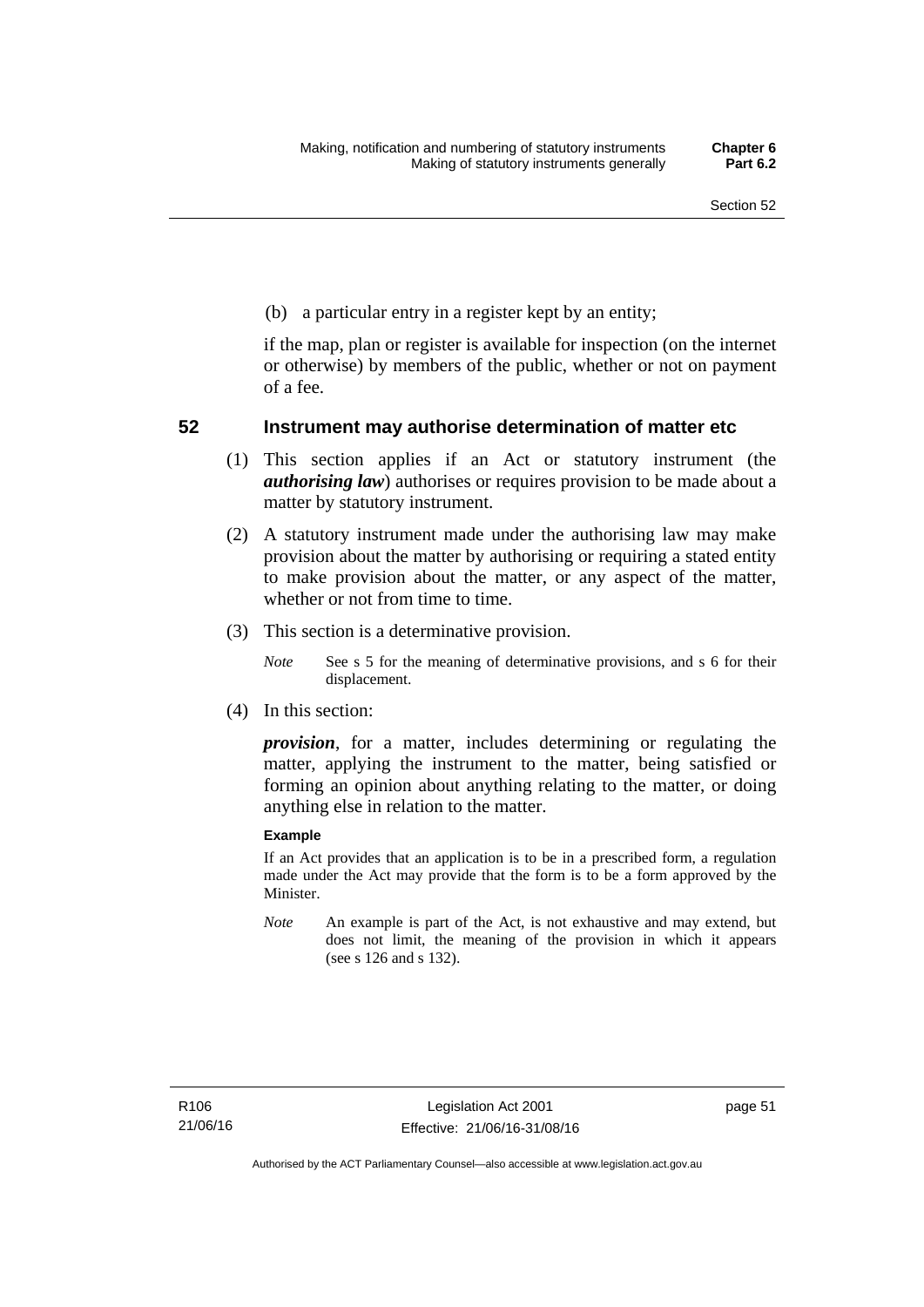(b) a particular entry in a register kept by an entity;

if the map, plan or register is available for inspection (on the internet or otherwise) by members of the public, whether or not on payment of a fee.

## 52 Instrument may authorise determination of matter etc

(1) This section applies if an Act or statutory instrument (the ***authorising law***) authorises or requires provision to be made about a matter by statutory instrument.

(2) A statutory instrument made under the authorising law may make provision about the matter by authorising or requiring a stated entity to make provision about the matter, or any aspect of the matter, whether or not from time to time.

(3) This section is a determinative provision.

*Note* See s 5 for the meaning of determinative provisions, and s 6 for their displacement.

(4) In this section:

***provision***, for a matter, includes determining or regulating the matter, applying the instrument to the matter, being satisfied or forming an opinion about anything relating to the matter, or doing anything else in relation to the matter.

**Example**

If an Act provides that an application is to be in a prescribed form, a regulation made under the Act may provide that the form is to be a form approved by the Minister.

*Note* An example is part of the Act, is not exhaustive and may extend, but does not limit, the meaning of the provision in which it appears (see s 126 and s 132).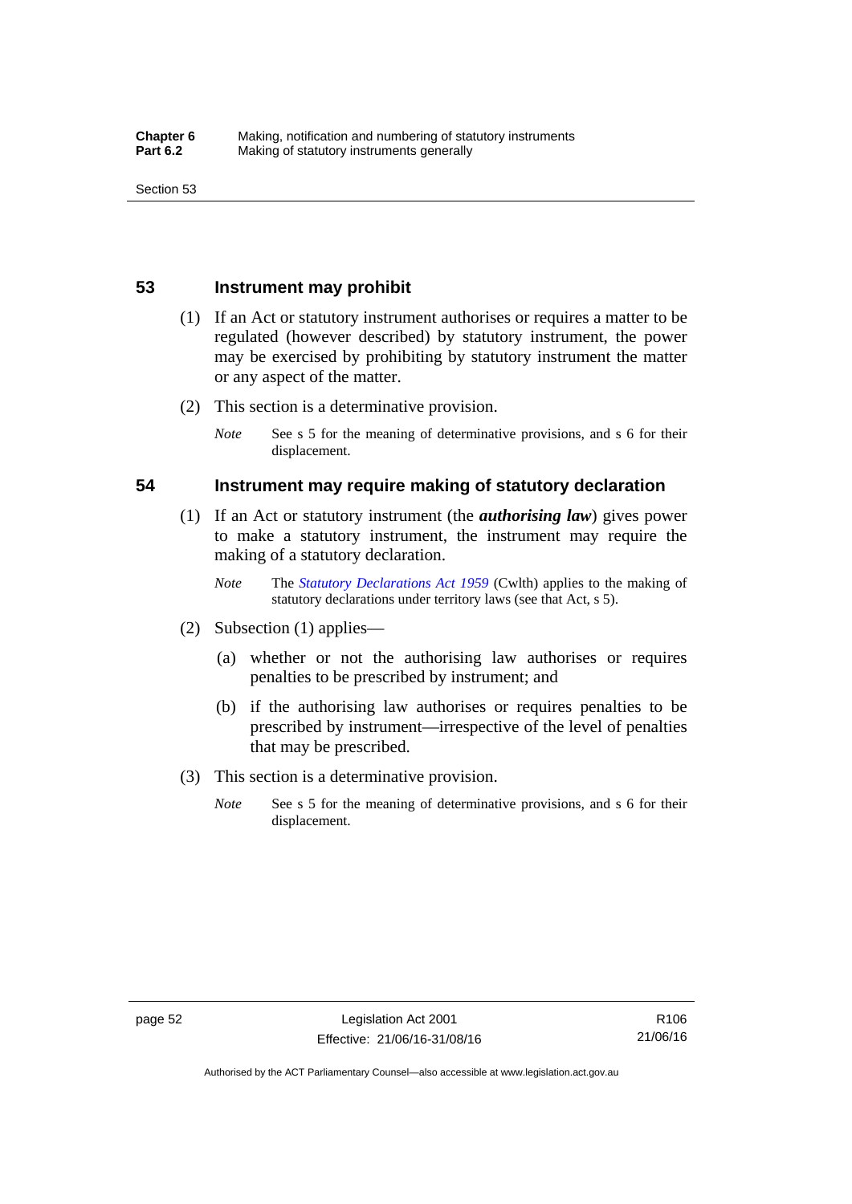## 53 Instrument may prohibit

(1) If an Act or statutory instrument authorises or requires a matter to be regulated (however described) by statutory instrument, the power may be exercised by prohibiting by statutory instrument the matter or any aspect of the matter.

(2) This section is a determinative provision.

*Note* See s 5 for the meaning of determinative provisions, and s 6 for their displacement.

## 54 Instrument may require making of statutory declaration

(1) If an Act or statutory instrument (the ***authorising law***) gives power to make a statutory instrument, the instrument may require the making of a statutory declaration.

*Note* The *Statutory Declarations Act 1959* (Cwlth) applies to the making of statutory declarations under territory laws (see that Act, s 5).

(2) Subsection (1) applies—

(a) whether or not the authorising law authorises or requires penalties to be prescribed by instrument; and

(b) if the authorising law authorises or requires penalties to be prescribed by instrument—irrespective of the level of penalties that may be prescribed.

(3) This section is a determinative provision.

*Note* See s 5 for the meaning of determinative provisions, and s 6 for their displacement.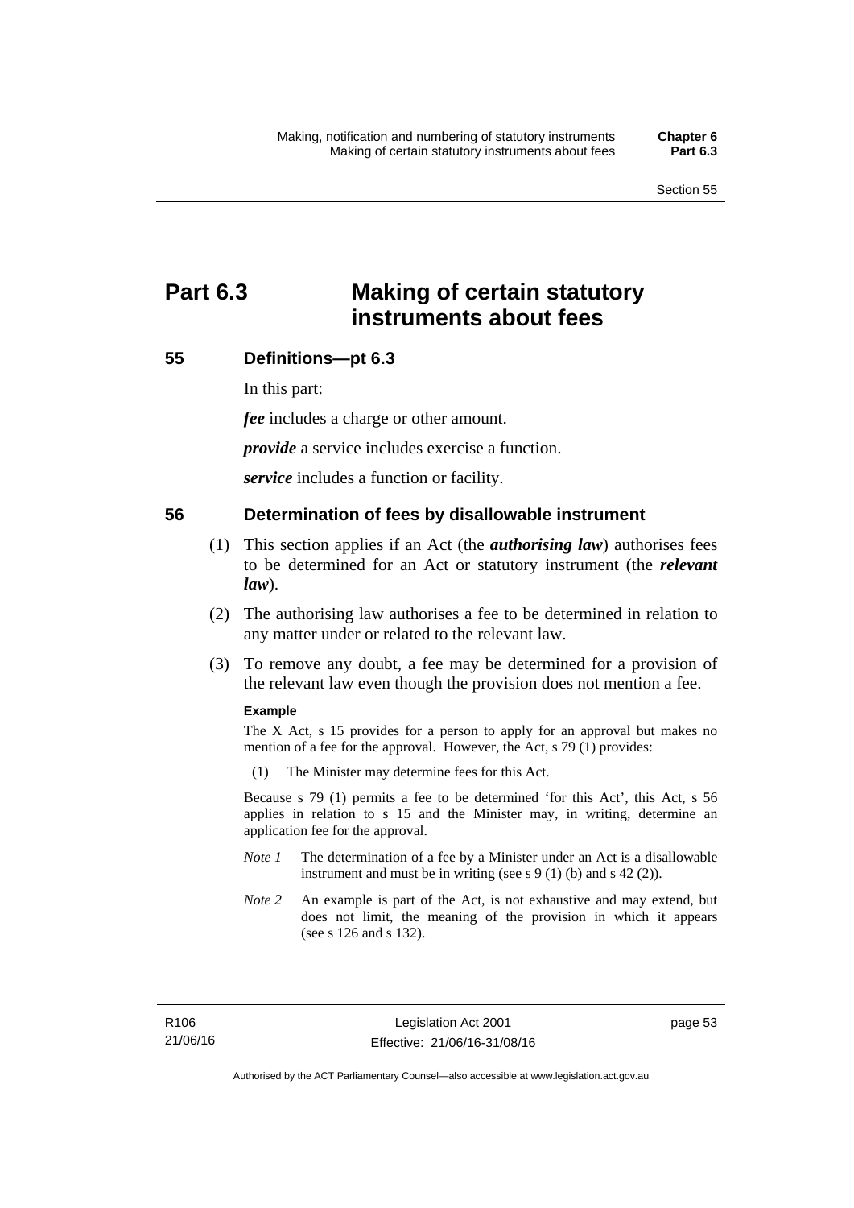# Part 6.3 Making of certain statutory instruments about fees

## 55 Definitions—pt 6.3

In this part:

***fee*** includes a charge or other amount.

***provide*** a service includes exercise a function.

***service*** includes a function or facility.

## 56 Determination of fees by disallowable instrument

(1) This section applies if an Act (the ***authorising law***) authorises fees to be determined for an Act or statutory instrument (the ***relevant law***).

(2) The authorising law authorises a fee to be determined in relation to any matter under or related to the relevant law.

(3) To remove any doubt, a fee may be determined for a provision of the relevant law even though the provision does not mention a fee.

**Example**

The X Act, s 15 provides for a person to apply for an approval but makes no mention of a fee for the approval. However, the Act, s 79 (1) provides:

(1) The Minister may determine fees for this Act.

Because s 79 (1) permits a fee to be determined 'for this Act', this Act, s 56 applies in relation to s 15 and the Minister may, in writing, determine an application fee for the approval.

*Note 1* The determination of a fee by a Minister under an Act is a disallowable instrument and must be in writing (see s 9 (1) (b) and s 42 (2)).

*Note 2* An example is part of the Act, is not exhaustive and may extend, but does not limit, the meaning of the provision in which it appears (see s 126 and s 132).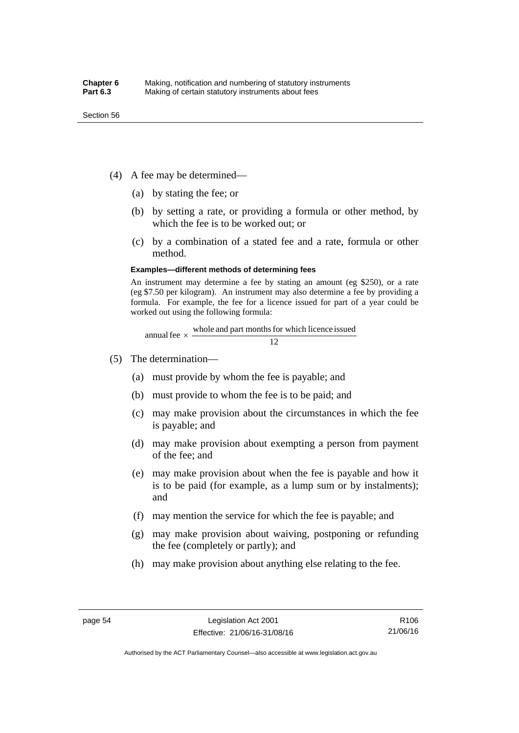(4) A fee may be determined—

(a) by stating the fee; or

(b) by setting a rate, or providing a formula or other method, by which the fee is to be worked out; or

(c) by a combination of a stated fee and a rate, formula or other method.

**Examples—different methods of determining fees**

An instrument may determine a fee by stating an amount (eg $250), or a rate (eg $7.50 per kilogram). An instrument may also determine a fee by providing a formula. For example, the fee for a licence issued for part of a year could be worked out using the following formula:

$$\text{annual fee} \times \frac{\text{whole and part months for which licence issued}}{12}$$

(5) The determination—

(a) must provide by whom the fee is payable; and

(b) must provide to whom the fee is to be paid; and

(c) may make provision about the circumstances in which the fee is payable; and

(d) may make provision about exempting a person from payment of the fee; and

(e) may make provision about when the fee is payable and how it is to be paid (for example, as a lump sum or by instalments); and

(f) may mention the service for which the fee is payable; and

(g) may make provision about waiving, postponing or refunding the fee (completely or partly); and

(h) may make provision about anything else relating to the fee.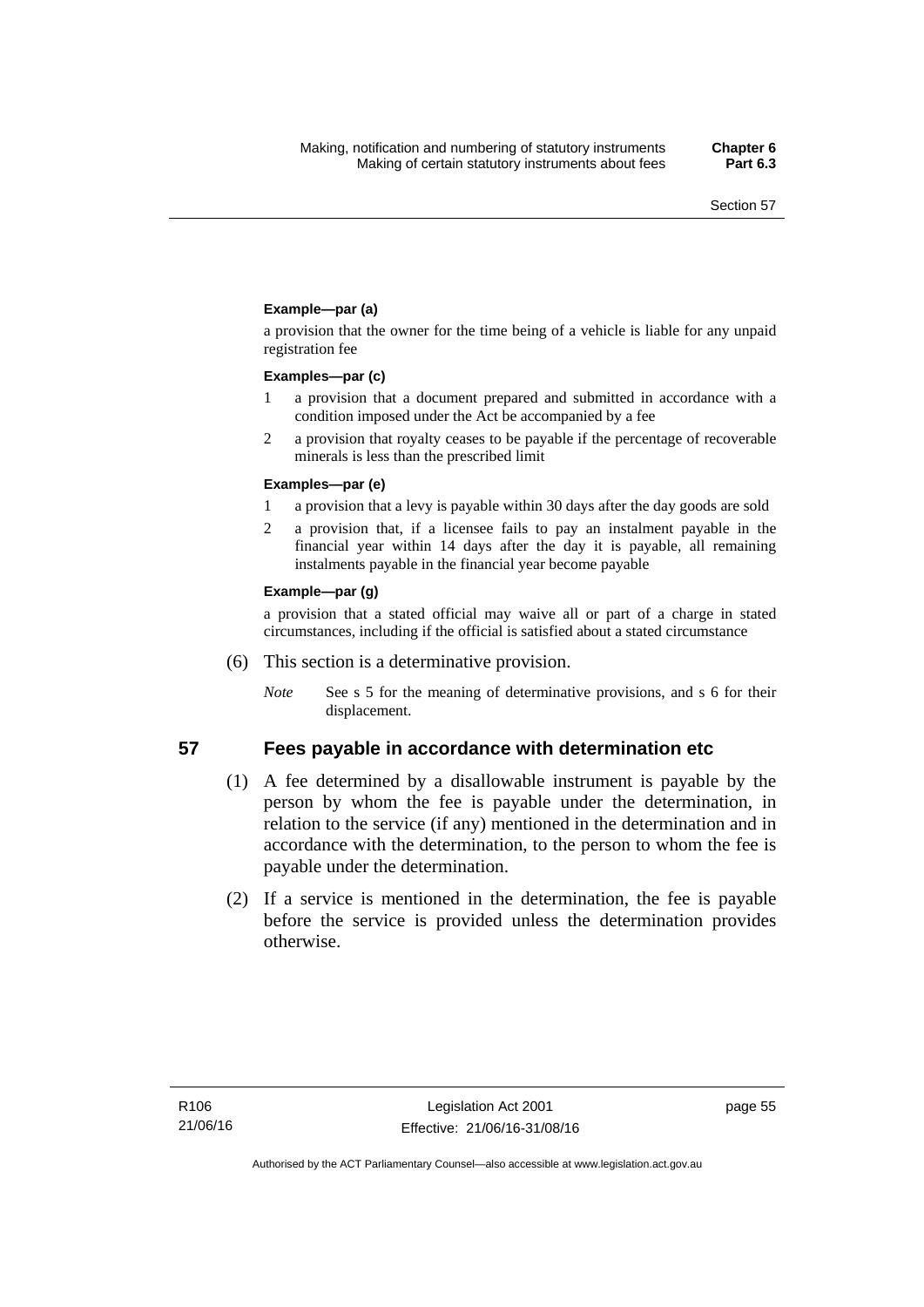**Example—par (a)**

a provision that the owner for the time being of a vehicle is liable for any unpaid registration fee

**Examples—par (c)**

1 a provision that a document prepared and submitted in accordance with a condition imposed under the Act be accompanied by a fee

2 a provision that royalty ceases to be payable if the percentage of recoverable minerals is less than the prescribed limit

**Examples—par (e)**

1 a provision that a levy is payable within 30 days after the day goods are sold

2 a provision that, if a licensee fails to pay an instalment payable in the financial year within 14 days after the day it is payable, all remaining instalments payable in the financial year become payable

**Example—par (g)**

a provision that a stated official may waive all or part of a charge in stated circumstances, including if the official is satisfied about a stated circumstance

(6) This section is a determinative provision.

*Note* See s 5 for the meaning of determinative provisions, and s 6 for their displacement.

## 57 Fees payable in accordance with determination etc

(1) A fee determined by a disallowable instrument is payable by the person by whom the fee is payable under the determination, in relation to the service (if any) mentioned in the determination and in accordance with the determination, to the person to whom the fee is payable under the determination.

(2) If a service is mentioned in the determination, the fee is payable before the service is provided unless the determination provides otherwise.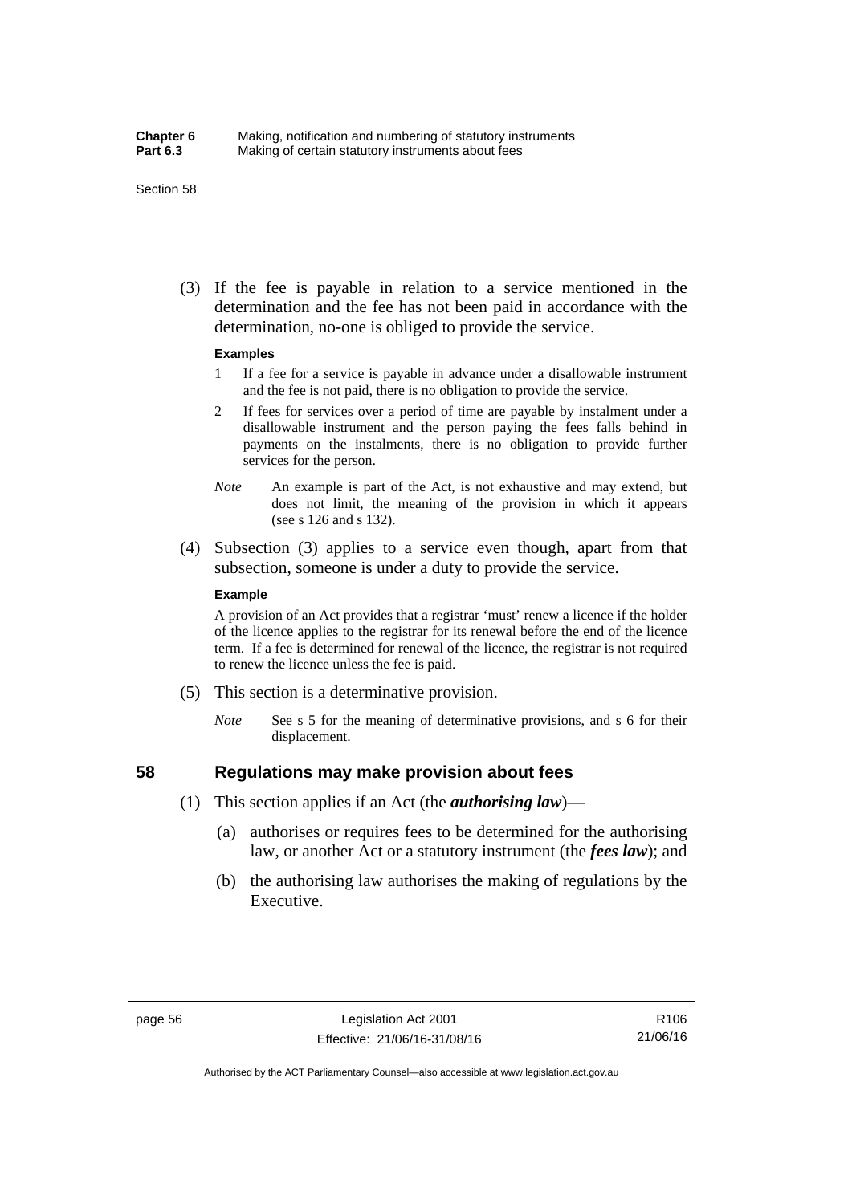(3) If the fee is payable in relation to a service mentioned in the determination and the fee has not been paid in accordance with the determination, no-one is obliged to provide the service.

**Examples**

1 If a fee for a service is payable in advance under a disallowable instrument and the fee is not paid, there is no obligation to provide the service.

2 If fees for services over a period of time are payable by instalment under a disallowable instrument and the person paying the fees falls behind in payments on the instalments, there is no obligation to provide further services for the person.

*Note* An example is part of the Act, is not exhaustive and may extend, but does not limit, the meaning of the provision in which it appears (see s 126 and s 132).

(4) Subsection (3) applies to a service even though, apart from that subsection, someone is under a duty to provide the service.

**Example**

A provision of an Act provides that a registrar 'must' renew a licence if the holder of the licence applies to the registrar for its renewal before the end of the licence term. If a fee is determined for renewal of the licence, the registrar is not required to renew the licence unless the fee is paid.

(5) This section is a determinative provision.

*Note* See s 5 for the meaning of determinative provisions, and s 6 for their displacement.

## 58 Regulations may make provision about fees

(1) This section applies if an Act (the ***authorising law***)—

(a) authorises or requires fees to be determined for the authorising law, or another Act or a statutory instrument (the ***fees law***); and

(b) the authorising law authorises the making of regulations by the Executive.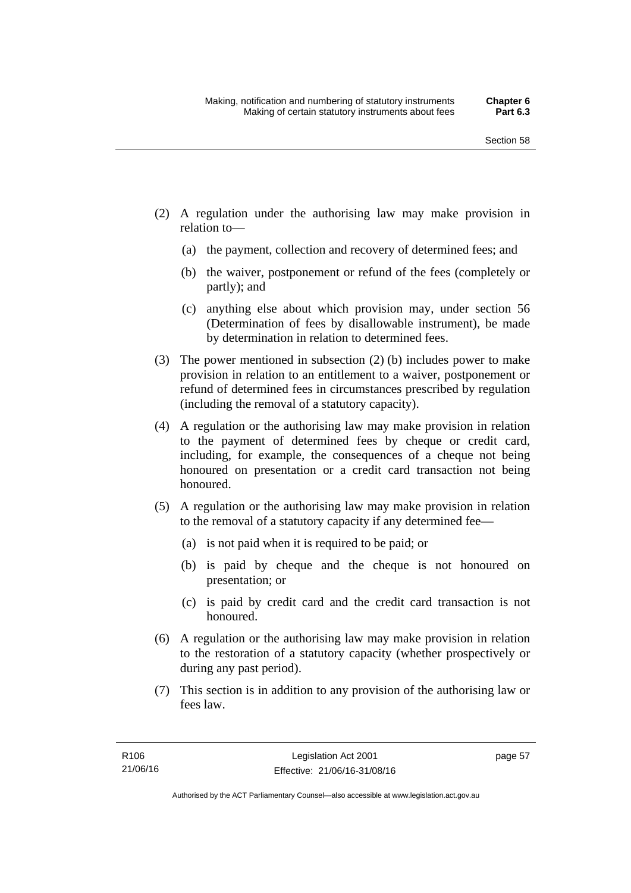(2) A regulation under the authorising law may make provision in relation to—

  (a) the payment, collection and recovery of determined fees; and

  (b) the waiver, postponement or refund of the fees (completely or partly); and

  (c) anything else about which provision may, under section 56 (Determination of fees by disallowable instrument), be made by determination in relation to determined fees.

(3) The power mentioned in subsection (2) (b) includes power to make provision in relation to an entitlement to a waiver, postponement or refund of determined fees in circumstances prescribed by regulation (including the removal of a statutory capacity).

(4) A regulation or the authorising law may make provision in relation to the payment of determined fees by cheque or credit card, including, for example, the consequences of a cheque not being honoured on presentation or a credit card transaction not being honoured.

(5) A regulation or the authorising law may make provision in relation to the removal of a statutory capacity if any determined fee—

  (a) is not paid when it is required to be paid; or

  (b) is paid by cheque and the cheque is not honoured on presentation; or

  (c) is paid by credit card and the credit card transaction is not honoured.

(6) A regulation or the authorising law may make provision in relation to the restoration of a statutory capacity (whether prospectively or during any past period).

(7) This section is in addition to any provision of the authorising law or fees law.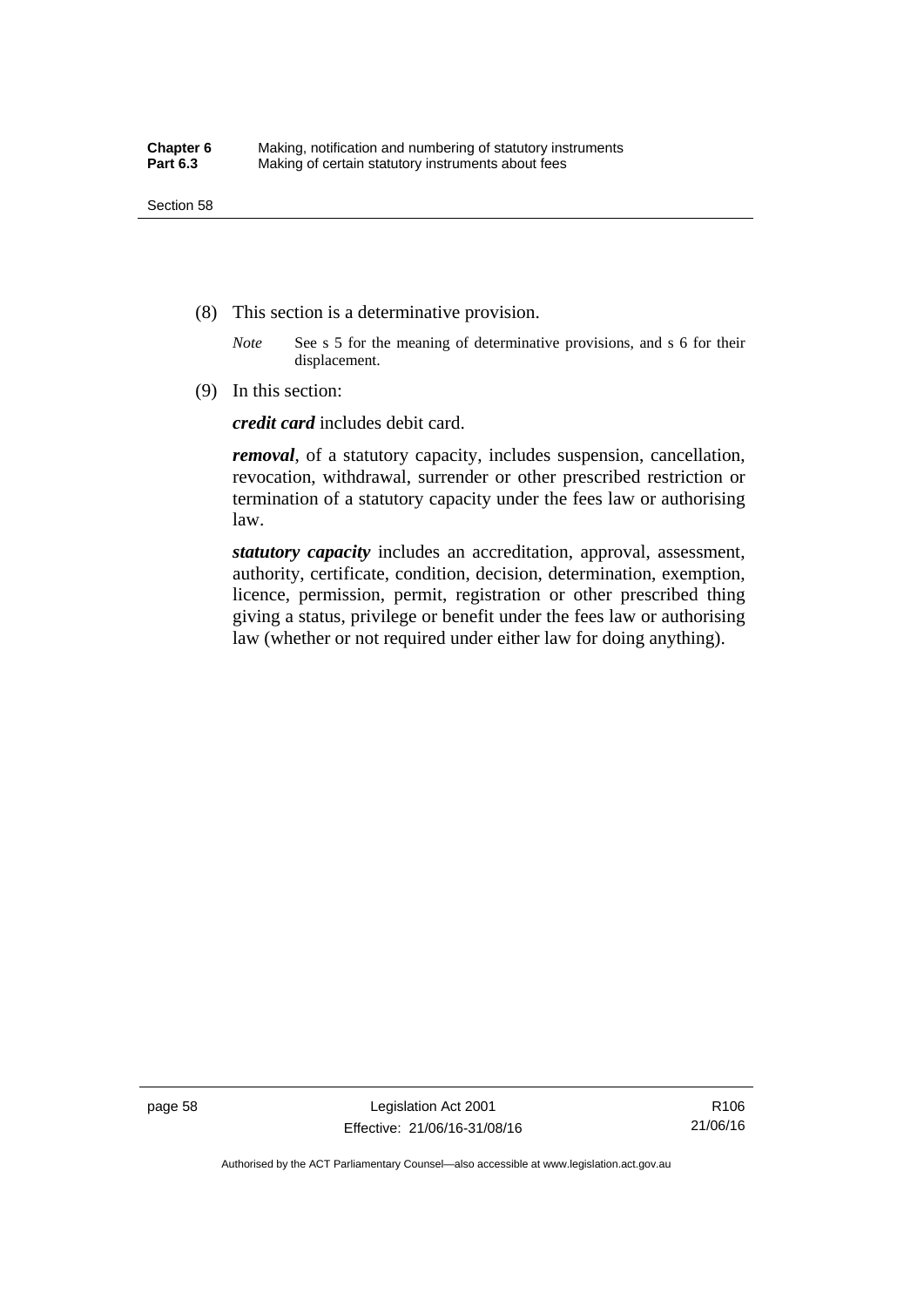(8) This section is a determinative provision.

*Note* See s 5 for the meaning of determinative provisions, and s 6 for their displacement.

(9) In this section:

***credit card*** includes debit card.

***removal***, of a statutory capacity, includes suspension, cancellation, revocation, withdrawal, surrender or other prescribed restriction or termination of a statutory capacity under the fees law or authorising law.

***statutory capacity*** includes an accreditation, approval, assessment, authority, certificate, condition, decision, determination, exemption, licence, permission, permit, registration or other prescribed thing giving a status, privilege or benefit under the fees law or authorising law (whether or not required under either law for doing anything).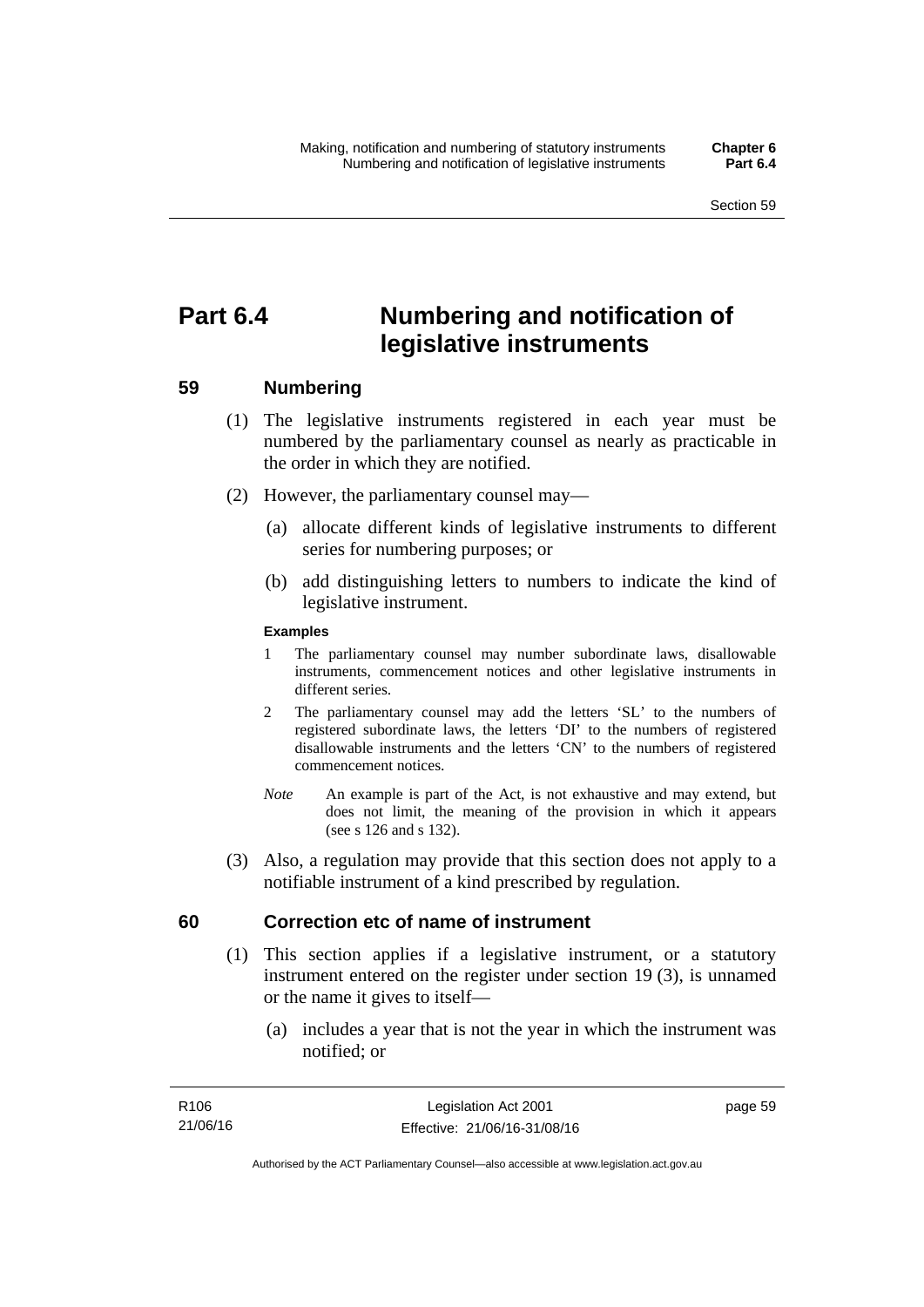# Part 6.4 Numbering and notification of legislative instruments

## 59 Numbering

(1) The legislative instruments registered in each year must be numbered by the parliamentary counsel as nearly as practicable in the order in which they are notified.

(2) However, the parliamentary counsel may—

  (a) allocate different kinds of legislative instruments to different series for numbering purposes; or

  (b) add distinguishing letters to numbers to indicate the kind of legislative instrument.

**Examples**

1 The parliamentary counsel may number subordinate laws, disallowable instruments, commencement notices and other legislative instruments in different series.

2 The parliamentary counsel may add the letters 'SL' to the numbers of registered subordinate laws, the letters 'DI' to the numbers of registered disallowable instruments and the letters 'CN' to the numbers of registered commencement notices.

*Note* An example is part of the Act, is not exhaustive and may extend, but does not limit, the meaning of the provision in which it appears (see s 126 and s 132).

(3) Also, a regulation may provide that this section does not apply to a notifiable instrument of a kind prescribed by regulation.

## 60 Correction etc of name of instrument

(1) This section applies if a legislative instrument, or a statutory instrument entered on the register under section 19 (3), is unnamed or the name it gives to itself—

  (a) includes a year that is not the year in which the instrument was notified; or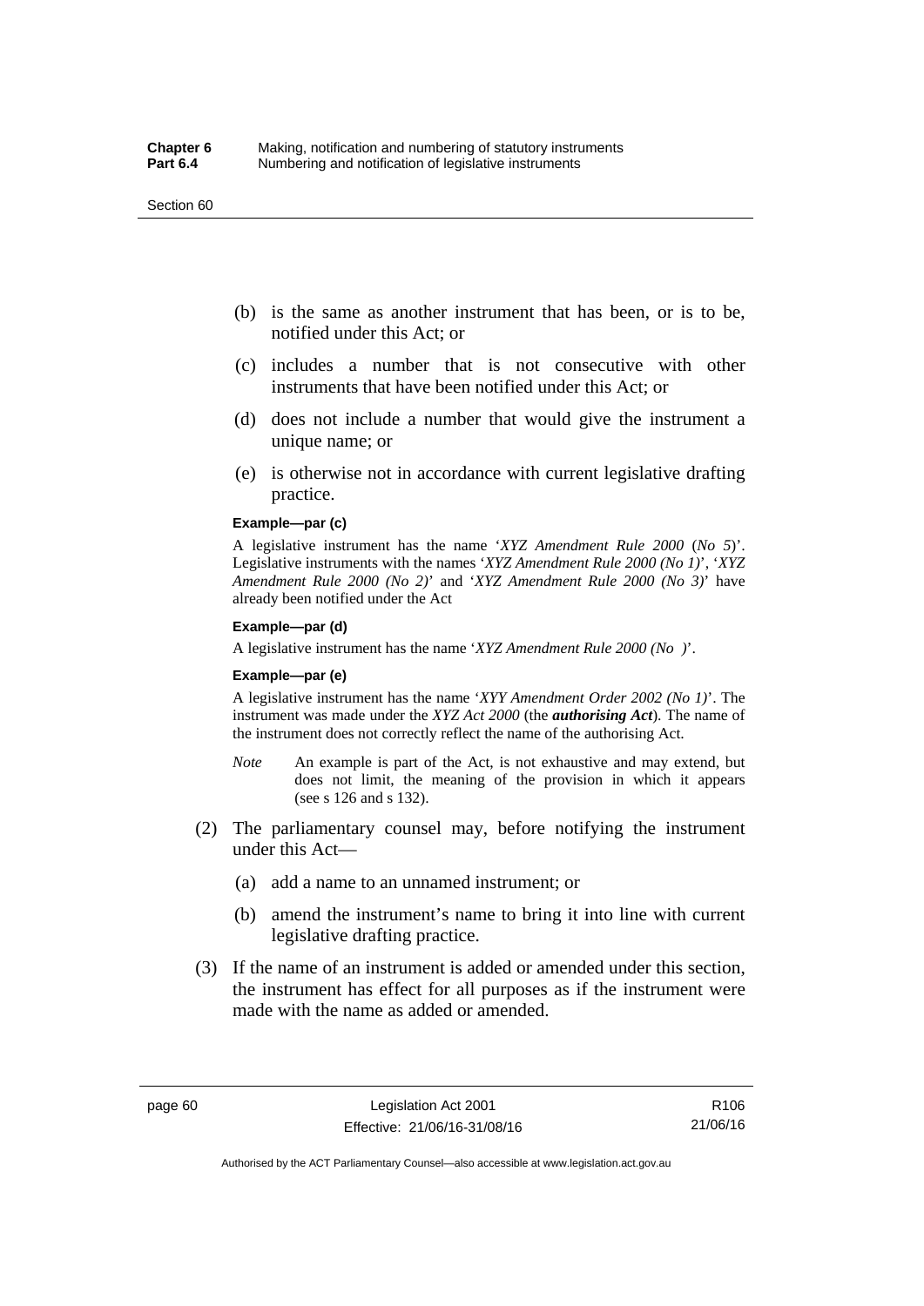(b) is the same as another instrument that has been, or is to be, notified under this Act; or

(c) includes a number that is not consecutive with other instruments that have been notified under this Act; or

(d) does not include a number that would give the instrument a unique name; or

(e) is otherwise not in accordance with current legislative drafting practice.

**Example—par (c)**

A legislative instrument has the name '*XYZ Amendment Rule 2000* (*No 5*)'. Legislative instruments with the names '*XYZ Amendment Rule 2000 (No 1)*', '*XYZ Amendment Rule 2000 (No 2)*' and '*XYZ Amendment Rule 2000 (No 3)*' have already been notified under the Act

**Example—par (d)**

A legislative instrument has the name '*XYZ Amendment Rule 2000 (No )*'.

**Example—par (e)**

A legislative instrument has the name '*XYY Amendment Order 2002 (No 1)*'. The instrument was made under the *XYZ Act 2000* (the ***authorising Act***). The name of the instrument does not correctly reflect the name of the authorising Act.

*Note* An example is part of the Act, is not exhaustive and may extend, but does not limit, the meaning of the provision in which it appears (see s 126 and s 132).

(2) The parliamentary counsel may, before notifying the instrument under this Act—

(a) add a name to an unnamed instrument; or

(b) amend the instrument's name to bring it into line with current legislative drafting practice.

(3) If the name of an instrument is added or amended under this section, the instrument has effect for all purposes as if the instrument were made with the name as added or amended.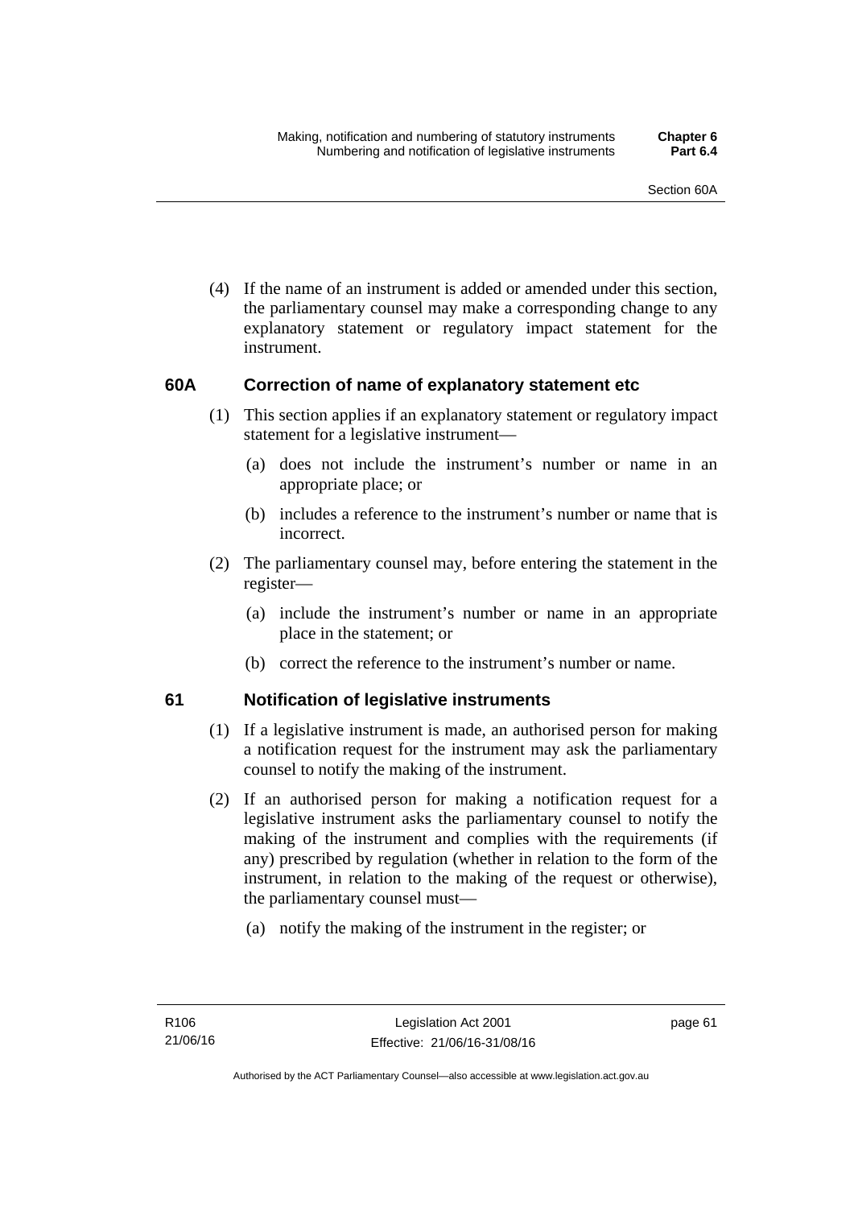(4) If the name of an instrument is added or amended under this section, the parliamentary counsel may make a corresponding change to any explanatory statement or regulatory impact statement for the instrument.

## 60A Correction of name of explanatory statement etc

(1) This section applies if an explanatory statement or regulatory impact statement for a legislative instrument—

(a) does not include the instrument's number or name in an appropriate place; or

(b) includes a reference to the instrument's number or name that is incorrect.

(2) The parliamentary counsel may, before entering the statement in the register—

(a) include the instrument's number or name in an appropriate place in the statement; or

(b) correct the reference to the instrument's number or name.

## 61 Notification of legislative instruments

(1) If a legislative instrument is made, an authorised person for making a notification request for the instrument may ask the parliamentary counsel to notify the making of the instrument.

(2) If an authorised person for making a notification request for a legislative instrument asks the parliamentary counsel to notify the making of the instrument and complies with the requirements (if any) prescribed by regulation (whether in relation to the form of the instrument, in relation to the making of the request or otherwise), the parliamentary counsel must—

(a) notify the making of the instrument in the register; or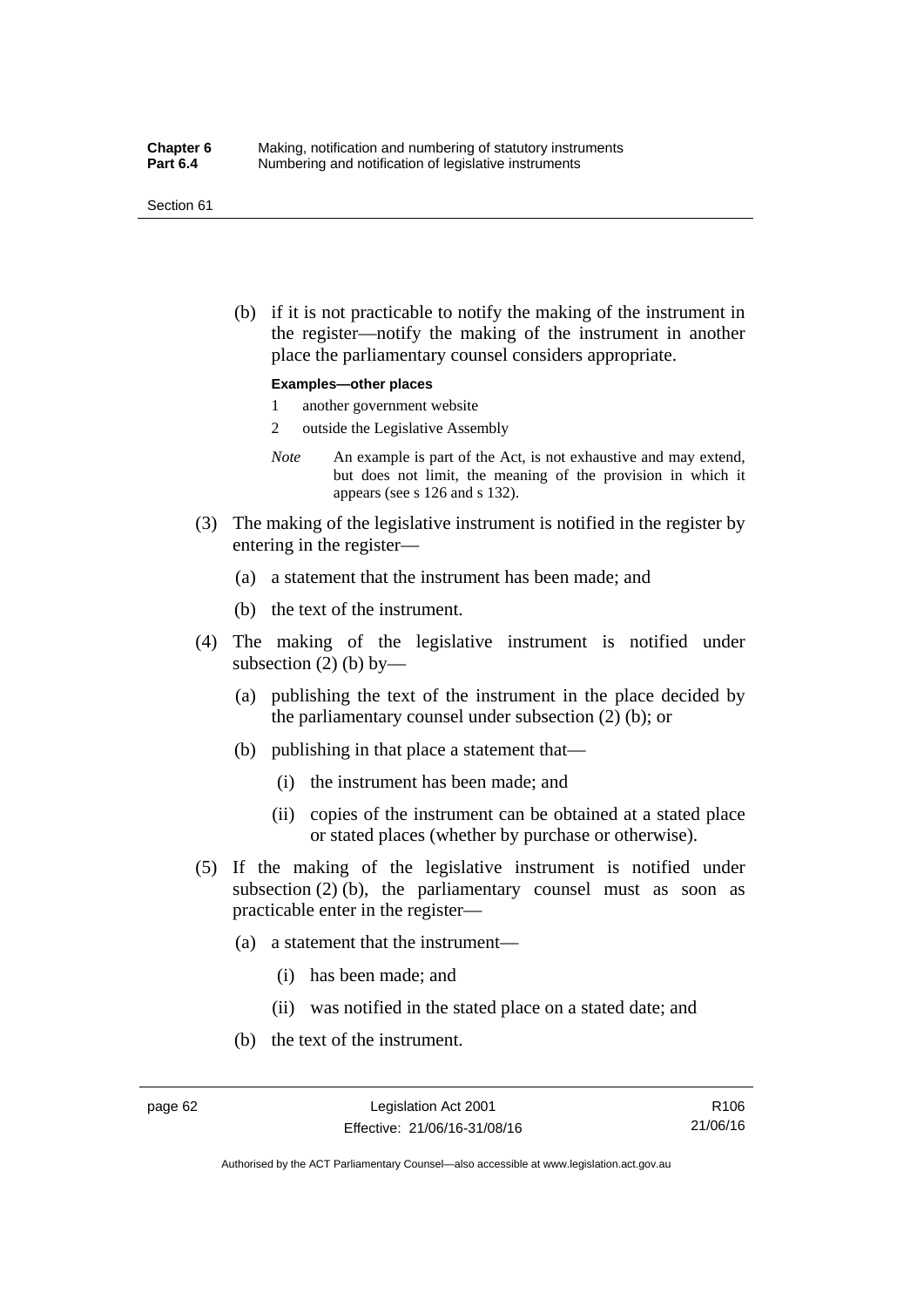(b) if it is not practicable to notify the making of the instrument in the register—notify the making of the instrument in another place the parliamentary counsel considers appropriate.

**Examples—other places**

1 another government website

2 outside the Legislative Assembly

*Note* An example is part of the Act, is not exhaustive and may extend, but does not limit, the meaning of the provision in which it appears (see s 126 and s 132).

(3) The making of the legislative instrument is notified in the register by entering in the register—

(a) a statement that the instrument has been made; and

(b) the text of the instrument.

(4) The making of the legislative instrument is notified under subsection (2) (b) by—

(a) publishing the text of the instrument in the place decided by the parliamentary counsel under subsection (2) (b); or

(b) publishing in that place a statement that—

(i) the instrument has been made; and

(ii) copies of the instrument can be obtained at a stated place or stated places (whether by purchase or otherwise).

(5) If the making of the legislative instrument is notified under subsection (2) (b), the parliamentary counsel must as soon as practicable enter in the register—

(a) a statement that the instrument—

(i) has been made; and

(ii) was notified in the stated place on a stated date; and

(b) the text of the instrument.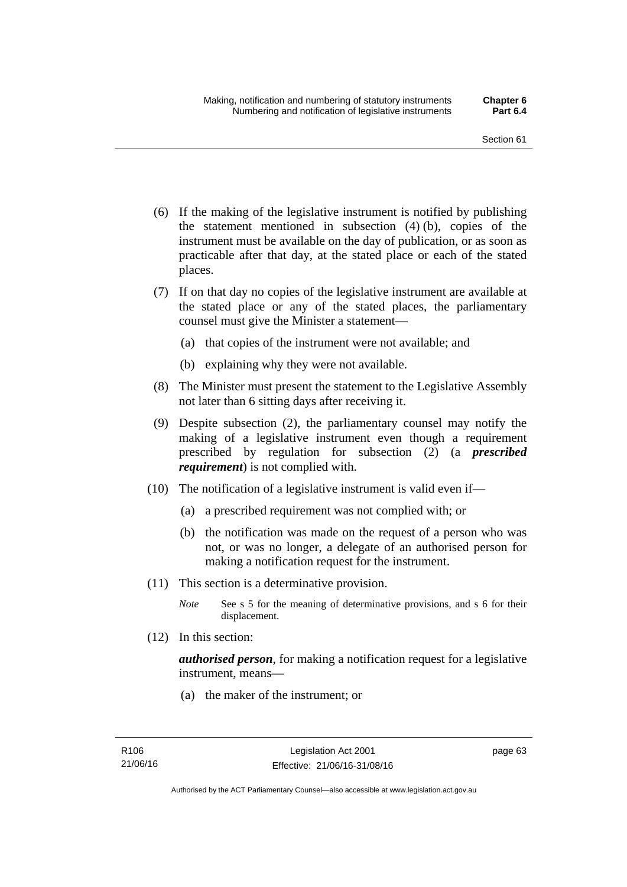(6) If the making of the legislative instrument is notified by publishing the statement mentioned in subsection (4) (b), copies of the instrument must be available on the day of publication, or as soon as practicable after that day, at the stated place or each of the stated places.

(7) If on that day no copies of the legislative instrument are available at the stated place or any of the stated places, the parliamentary counsel must give the Minister a statement—

(a) that copies of the instrument were not available; and

(b) explaining why they were not available.

(8) The Minister must present the statement to the Legislative Assembly not later than 6 sitting days after receiving it.

(9) Despite subsection (2), the parliamentary counsel may notify the making of a legislative instrument even though a requirement prescribed by regulation for subsection (2) (a ***prescribed requirement***) is not complied with.

(10) The notification of a legislative instrument is valid even if—

(a) a prescribed requirement was not complied with; or

(b) the notification was made on the request of a person who was not, or was no longer, a delegate of an authorised person for making a notification request for the instrument.

(11) This section is a determinative provision.

*Note* See s 5 for the meaning of determinative provisions, and s 6 for their displacement.

(12) In this section:

***authorised person***, for making a notification request for a legislative instrument, means—

(a) the maker of the instrument; or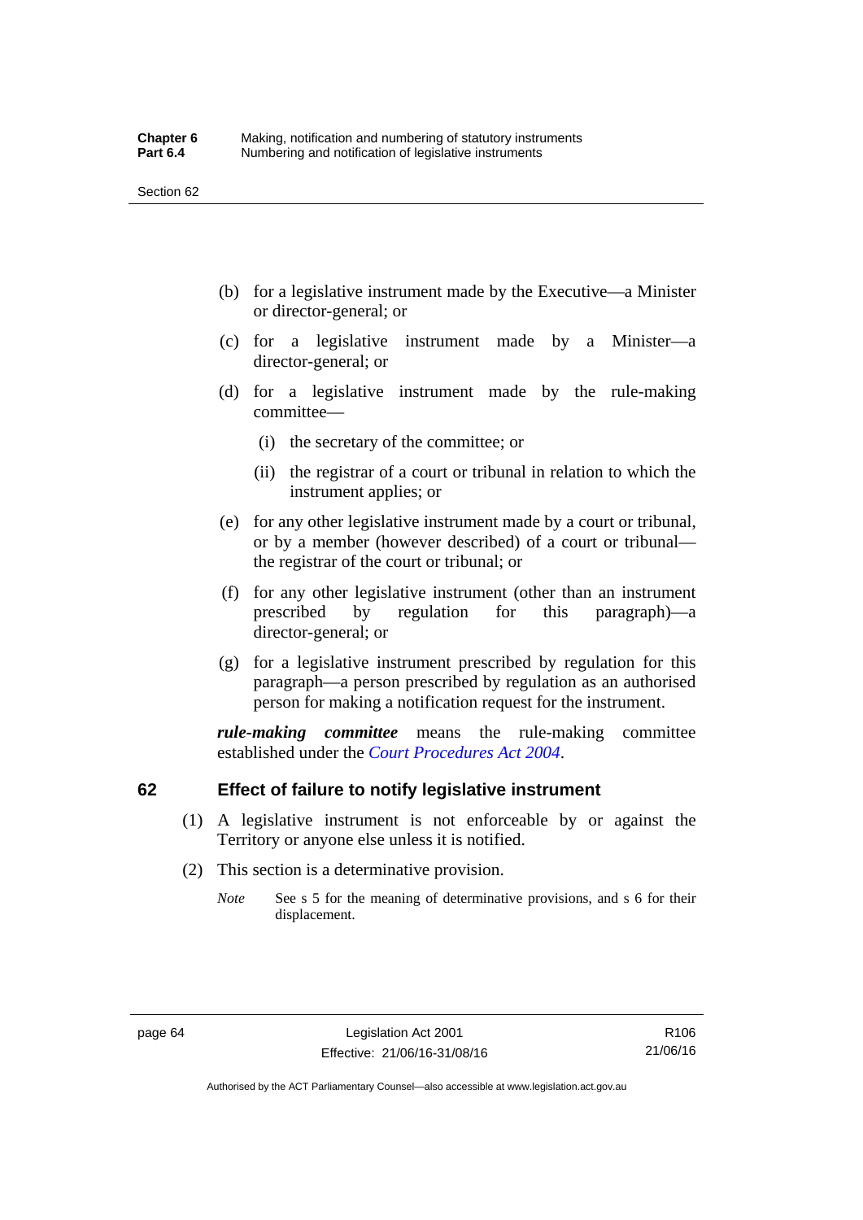(b) for a legislative instrument made by the Executive—a Minister or director-general; or

(c) for a legislative instrument made by a Minister—a director-general; or

(d) for a legislative instrument made by the rule-making committee—

  (i) the secretary of the committee; or

  (ii) the registrar of a court or tribunal in relation to which the instrument applies; or

(e) for any other legislative instrument made by a court or tribunal, or by a member (however described) of a court or tribunal—the registrar of the court or tribunal; or

(f) for any other legislative instrument (other than an instrument prescribed by regulation for this paragraph)—a director-general; or

(g) for a legislative instrument prescribed by regulation for this paragraph—a person prescribed by regulation as an authorised person for making a notification request for the instrument.

***rule-making committee*** means the rule-making committee established under the *Court Procedures Act 2004*.

## 62 Effect of failure to notify legislative instrument

(1) A legislative instrument is not enforceable by or against the Territory or anyone else unless it is notified.

(2) This section is a determinative provision.

*Note* See s 5 for the meaning of determinative provisions, and s 6 for their displacement.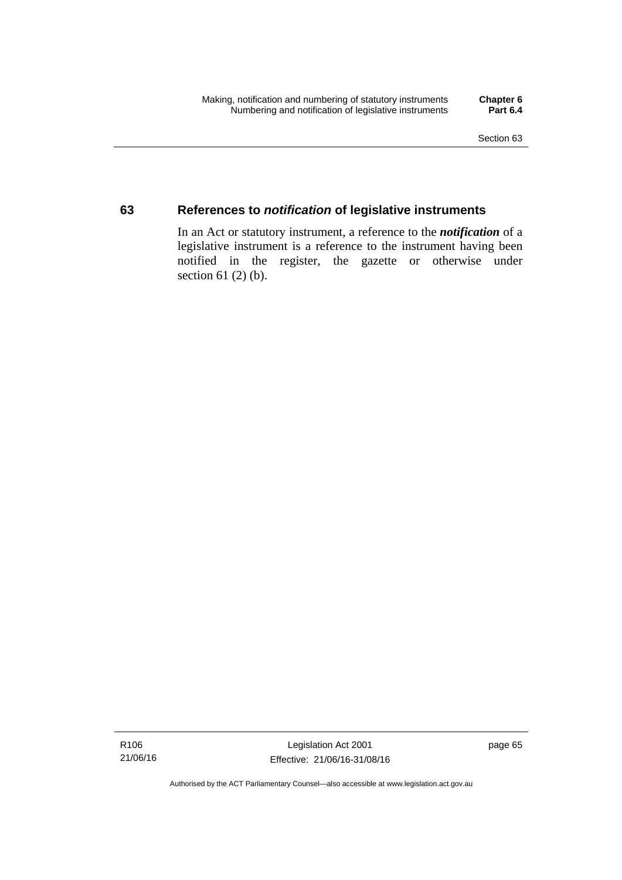## 63 References to *notification* of legislative instruments

In an Act or statutory instrument, a reference to the ***notification*** of a legislative instrument is a reference to the instrument having been notified in the register, the gazette or otherwise under section 61 (2) (b).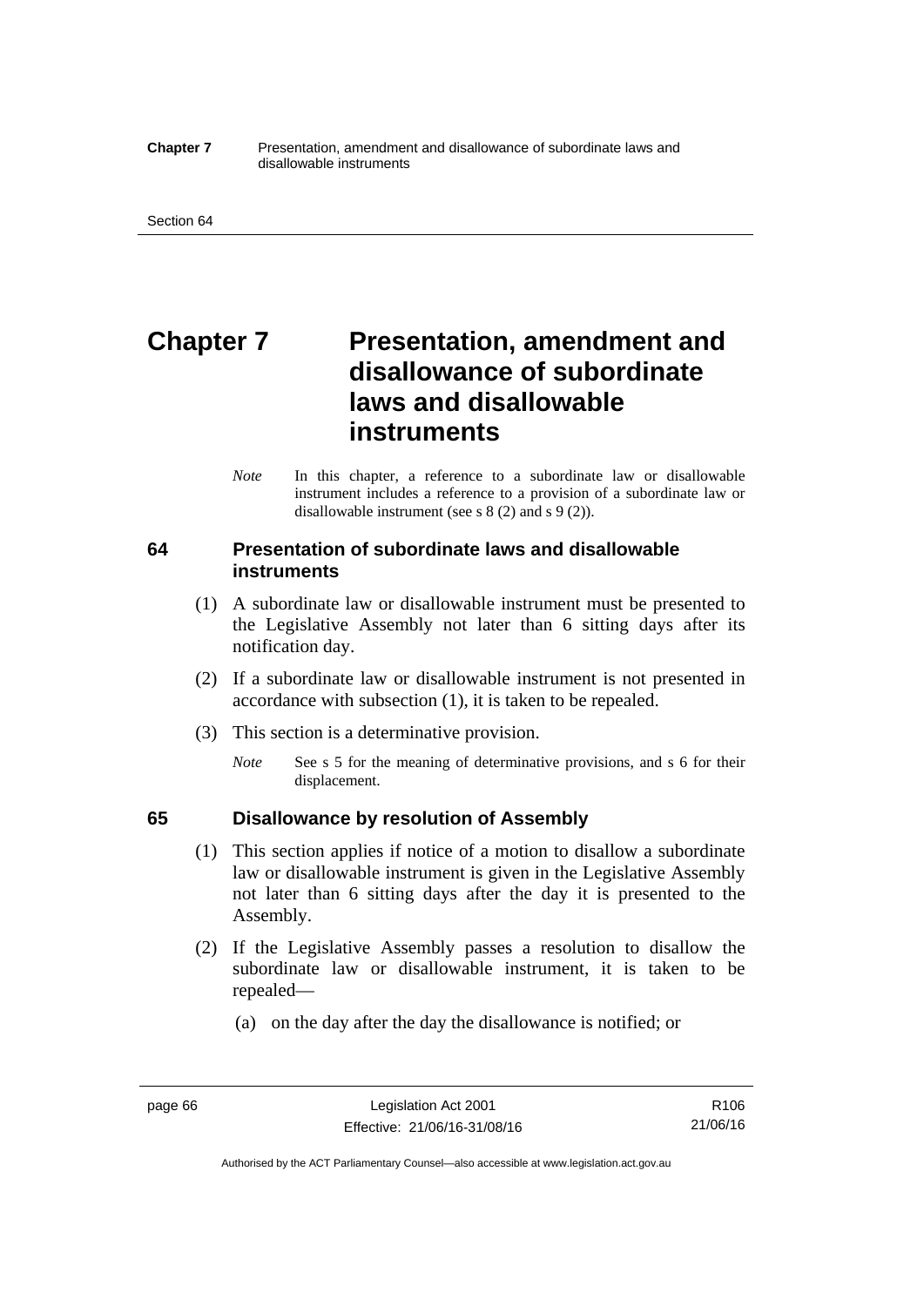# Chapter 7 Presentation, amendment and disallowance of subordinate laws and disallowable instruments

*Note* In this chapter, a reference to a subordinate law or disallowable instrument includes a reference to a provision of a subordinate law or disallowable instrument (see s 8 (2) and s 9 (2)).

## 64 Presentation of subordinate laws and disallowable instruments

(1) A subordinate law or disallowable instrument must be presented to the Legislative Assembly not later than 6 sitting days after its notification day.

(2) If a subordinate law or disallowable instrument is not presented in accordance with subsection (1), it is taken to be repealed.

(3) This section is a determinative provision.

*Note* See s 5 for the meaning of determinative provisions, and s 6 for their displacement.

## 65 Disallowance by resolution of Assembly

(1) This section applies if notice of a motion to disallow a subordinate law or disallowable instrument is given in the Legislative Assembly not later than 6 sitting days after the day it is presented to the Assembly.

(2) If the Legislative Assembly passes a resolution to disallow the subordinate law or disallowable instrument, it is taken to be repealed—

(a) on the day after the day the disallowance is notified; or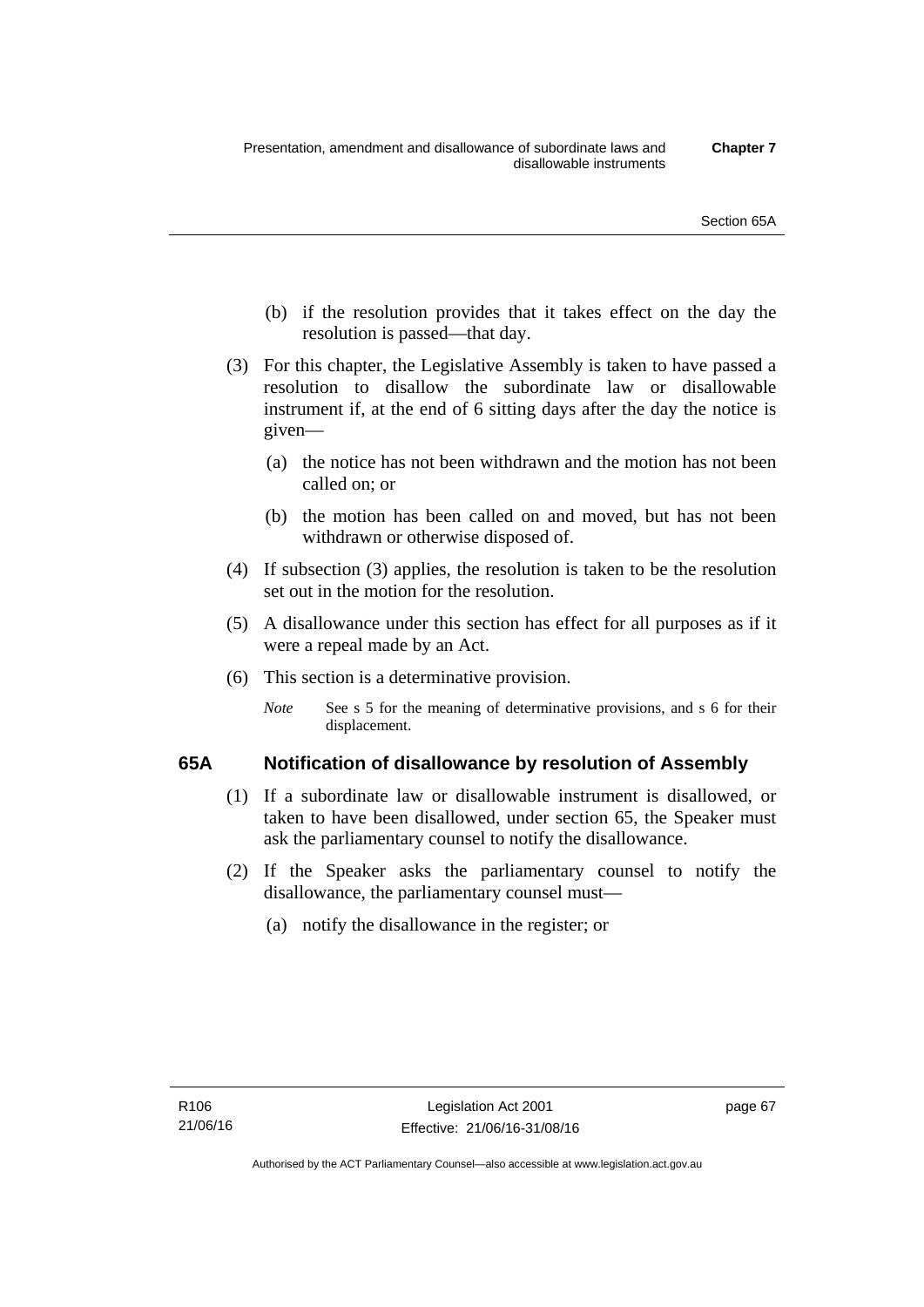(b) if the resolution provides that it takes effect on the day the resolution is passed—that day.

(3) For this chapter, the Legislative Assembly is taken to have passed a resolution to disallow the subordinate law or disallowable instrument if, at the end of 6 sitting days after the day the notice is given—

(a) the notice has not been withdrawn and the motion has not been called on; or

(b) the motion has been called on and moved, but has not been withdrawn or otherwise disposed of.

(4) If subsection (3) applies, the resolution is taken to be the resolution set out in the motion for the resolution.

(5) A disallowance under this section has effect for all purposes as if it were a repeal made by an Act.

(6) This section is a determinative provision.

*Note* See s 5 for the meaning of determinative provisions, and s 6 for their displacement.

## 65A Notification of disallowance by resolution of Assembly

(1) If a subordinate law or disallowable instrument is disallowed, or taken to have been disallowed, under section 65, the Speaker must ask the parliamentary counsel to notify the disallowance.

(2) If the Speaker asks the parliamentary counsel to notify the disallowance, the parliamentary counsel must—

(a) notify the disallowance in the register; or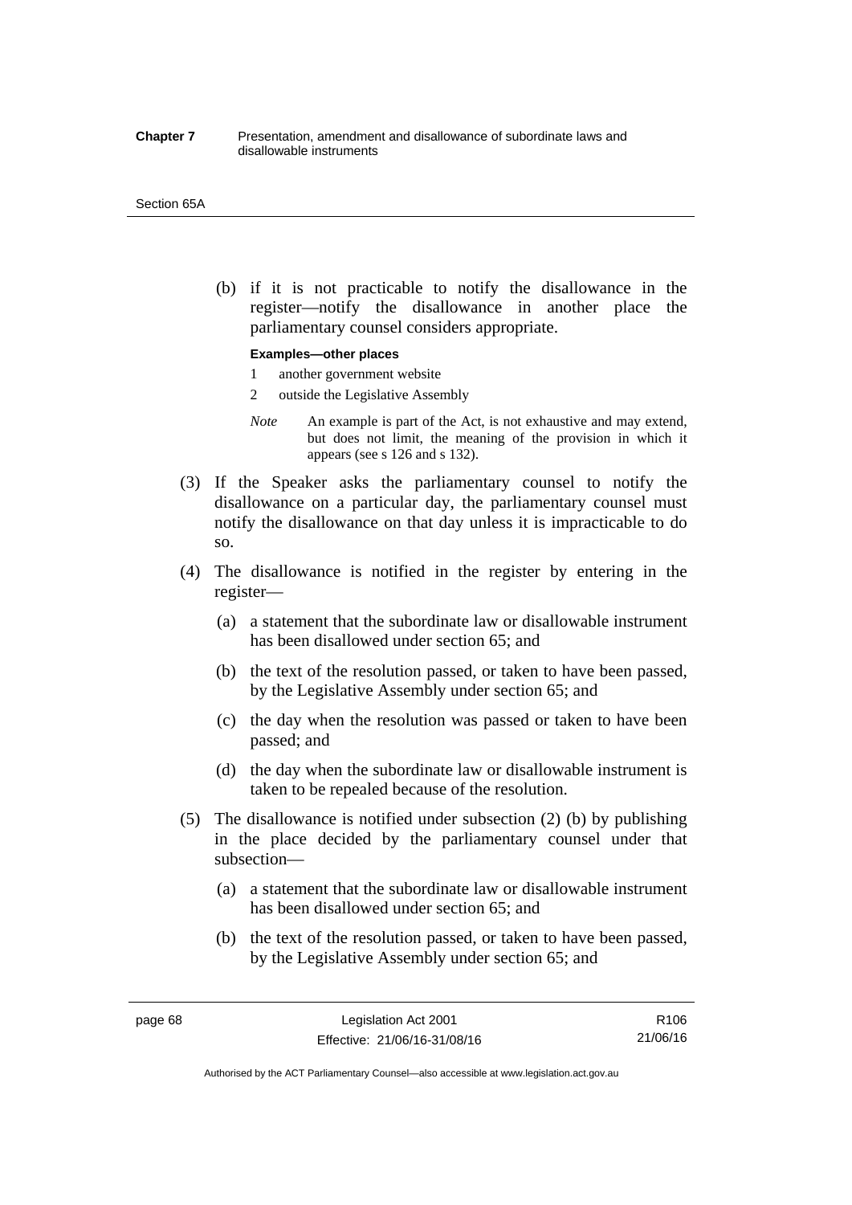(b) if it is not practicable to notify the disallowance in the register—notify the disallowance in another place the parliamentary counsel considers appropriate.

**Examples—other places**

1 another government website

2 outside the Legislative Assembly

*Note* An example is part of the Act, is not exhaustive and may extend, but does not limit, the meaning of the provision in which it appears (see s 126 and s 132).

(3) If the Speaker asks the parliamentary counsel to notify the disallowance on a particular day, the parliamentary counsel must notify the disallowance on that day unless it is impracticable to do so.

(4) The disallowance is notified in the register by entering in the register—

(a) a statement that the subordinate law or disallowable instrument has been disallowed under section 65; and

(b) the text of the resolution passed, or taken to have been passed, by the Legislative Assembly under section 65; and

(c) the day when the resolution was passed or taken to have been passed; and

(d) the day when the subordinate law or disallowable instrument is taken to be repealed because of the resolution.

(5) The disallowance is notified under subsection (2) (b) by publishing in the place decided by the parliamentary counsel under that subsection—

(a) a statement that the subordinate law or disallowable instrument has been disallowed under section 65; and

(b) the text of the resolution passed, or taken to have been passed, by the Legislative Assembly under section 65; and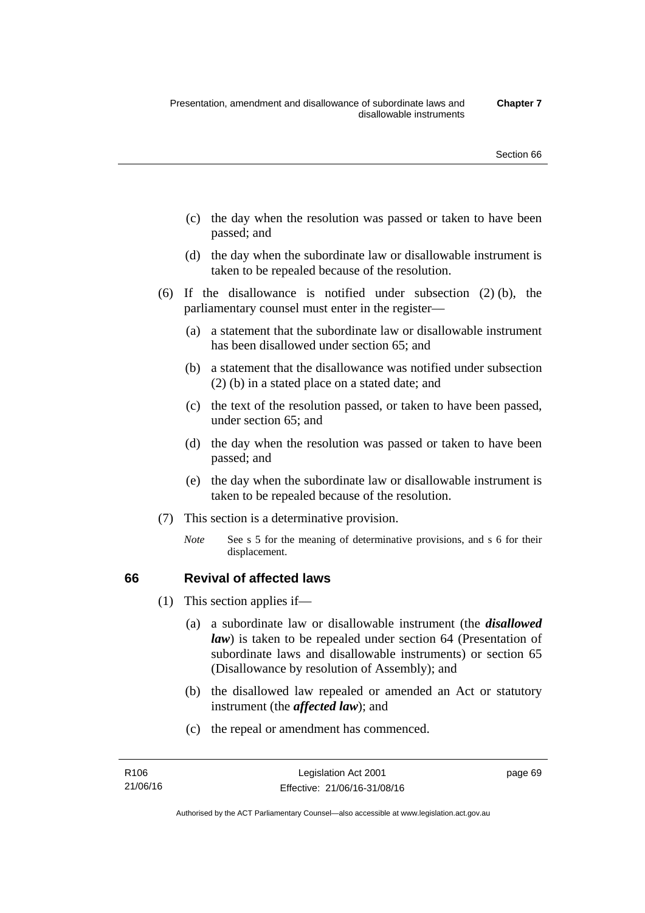(c) the day when the resolution was passed or taken to have been passed; and

(d) the day when the subordinate law or disallowable instrument is taken to be repealed because of the resolution.

(6) If the disallowance is notified under subsection (2) (b), the parliamentary counsel must enter in the register—

(a) a statement that the subordinate law or disallowable instrument has been disallowed under section 65; and

(b) a statement that the disallowance was notified under subsection (2) (b) in a stated place on a stated date; and

(c) the text of the resolution passed, or taken to have been passed, under section 65; and

(d) the day when the resolution was passed or taken to have been passed; and

(e) the day when the subordinate law or disallowable instrument is taken to be repealed because of the resolution.

(7) This section is a determinative provision.

*Note* See s 5 for the meaning of determinative provisions, and s 6 for their displacement.

## 66 Revival of affected laws

(1) This section applies if—

(a) a subordinate law or disallowable instrument (the ***disallowed law***) is taken to be repealed under section 64 (Presentation of subordinate laws and disallowable instruments) or section 65 (Disallowance by resolution of Assembly); and

(b) the disallowed law repealed or amended an Act or statutory instrument (the ***affected law***); and

(c) the repeal or amendment has commenced.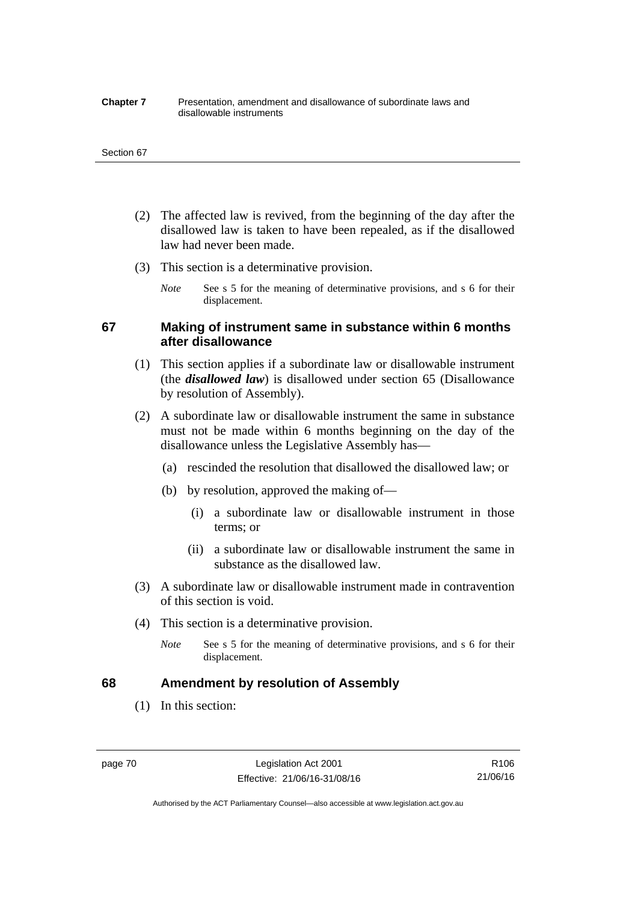(2) The affected law is revived, from the beginning of the day after the disallowed law is taken to have been repealed, as if the disallowed law had never been made.

(3) This section is a determinative provision.

*Note* See s 5 for the meaning of determinative provisions, and s 6 for their displacement.

### 67 Making of instrument same in substance within 6 months after disallowance

(1) This section applies if a subordinate law or disallowable instrument (the ***disallowed law***) is disallowed under section 65 (Disallowance by resolution of Assembly).

(2) A subordinate law or disallowable instrument the same in substance must not be made within 6 months beginning on the day of the disallowance unless the Legislative Assembly has—

(a) rescinded the resolution that disallowed the disallowed law; or

(b) by resolution, approved the making of—

(i) a subordinate law or disallowable instrument in those terms; or

(ii) a subordinate law or disallowable instrument the same in substance as the disallowed law.

(3) A subordinate law or disallowable instrument made in contravention of this section is void.

(4) This section is a determinative provision.

*Note* See s 5 for the meaning of determinative provisions, and s 6 for their displacement.

### 68 Amendment by resolution of Assembly

(1) In this section: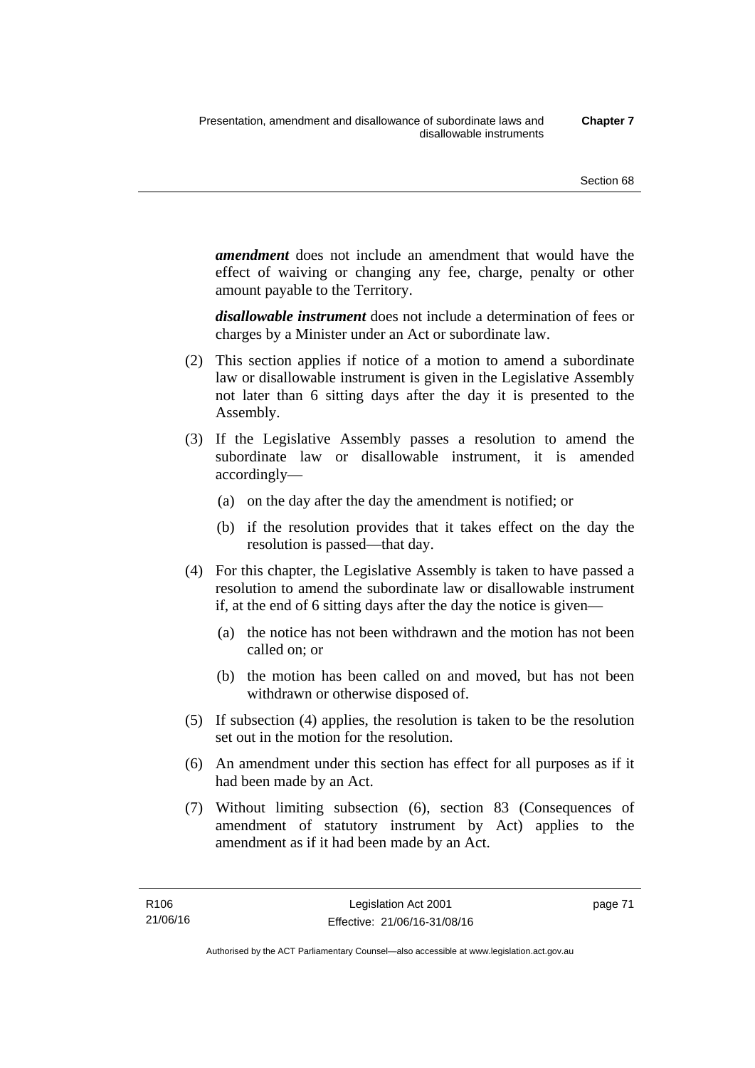***amendment*** does not include an amendment that would have the effect of waiving or changing any fee, charge, penalty or other amount payable to the Territory.

***disallowable instrument*** does not include a determination of fees or charges by a Minister under an Act or subordinate law.

(2) This section applies if notice of a motion to amend a subordinate law or disallowable instrument is given in the Legislative Assembly not later than 6 sitting days after the day it is presented to the Assembly.

(3) If the Legislative Assembly passes a resolution to amend the subordinate law or disallowable instrument, it is amended accordingly—

(a) on the day after the day the amendment is notified; or

(b) if the resolution provides that it takes effect on the day the resolution is passed—that day.

(4) For this chapter, the Legislative Assembly is taken to have passed a resolution to amend the subordinate law or disallowable instrument if, at the end of 6 sitting days after the day the notice is given—

(a) the notice has not been withdrawn and the motion has not been called on; or

(b) the motion has been called on and moved, but has not been withdrawn or otherwise disposed of.

(5) If subsection (4) applies, the resolution is taken to be the resolution set out in the motion for the resolution.

(6) An amendment under this section has effect for all purposes as if it had been made by an Act.

(7) Without limiting subsection (6), section 83 (Consequences of amendment of statutory instrument by Act) applies to the amendment as if it had been made by an Act.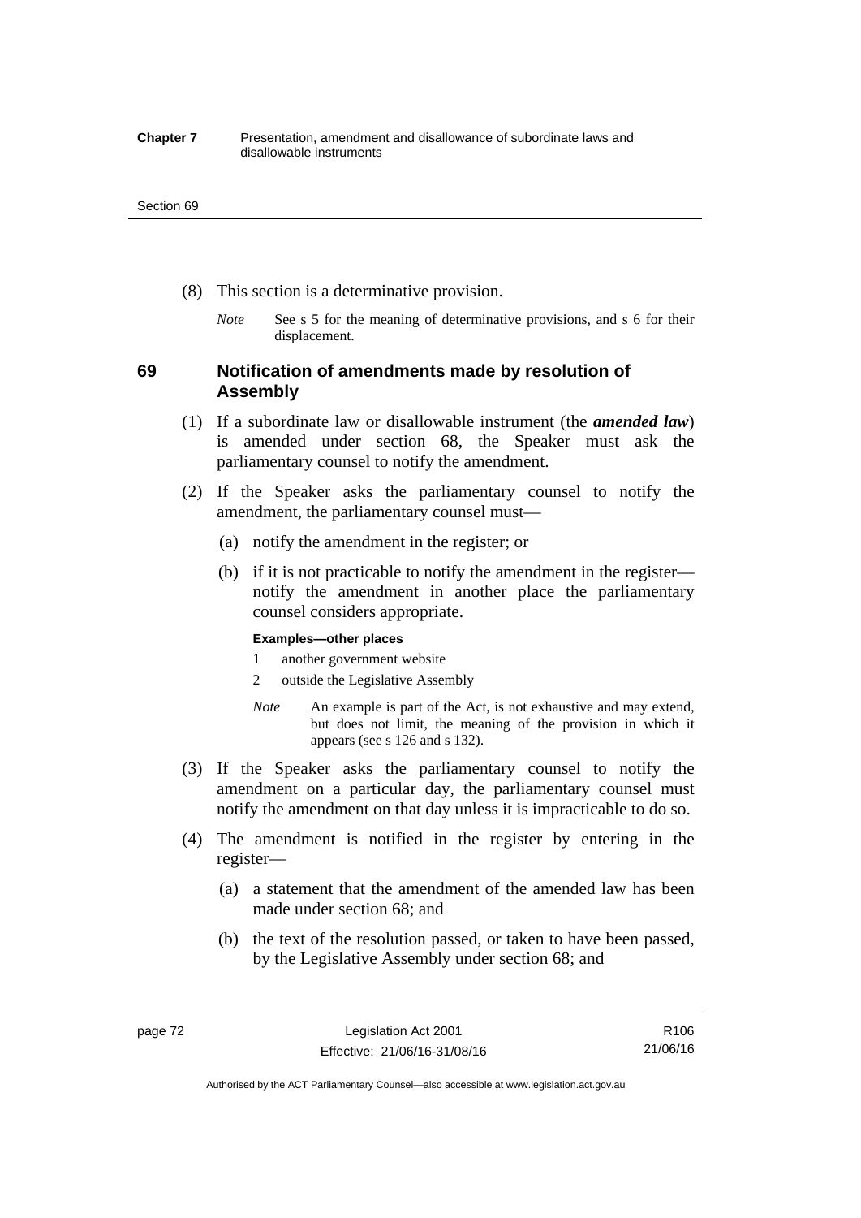(8) This section is a determinative provision.

*Note* See s 5 for the meaning of determinative provisions, and s 6 for their displacement.

## 69 Notification of amendments made by resolution of Assembly

(1) If a subordinate law or disallowable instrument (the ***amended law***) is amended under section 68, the Speaker must ask the parliamentary counsel to notify the amendment.

(2) If the Speaker asks the parliamentary counsel to notify the amendment, the parliamentary counsel must—

(a) notify the amendment in the register; or

(b) if it is not practicable to notify the amendment in the register—notify the amendment in another place the parliamentary counsel considers appropriate.

**Examples—other places**

1 another government website

2 outside the Legislative Assembly

*Note* An example is part of the Act, is not exhaustive and may extend, but does not limit, the meaning of the provision in which it appears (see s 126 and s 132).

(3) If the Speaker asks the parliamentary counsel to notify the amendment on a particular day, the parliamentary counsel must notify the amendment on that day unless it is impracticable to do so.

(4) The amendment is notified in the register by entering in the register—

(a) a statement that the amendment of the amended law has been made under section 68; and

(b) the text of the resolution passed, or taken to have been passed, by the Legislative Assembly under section 68; and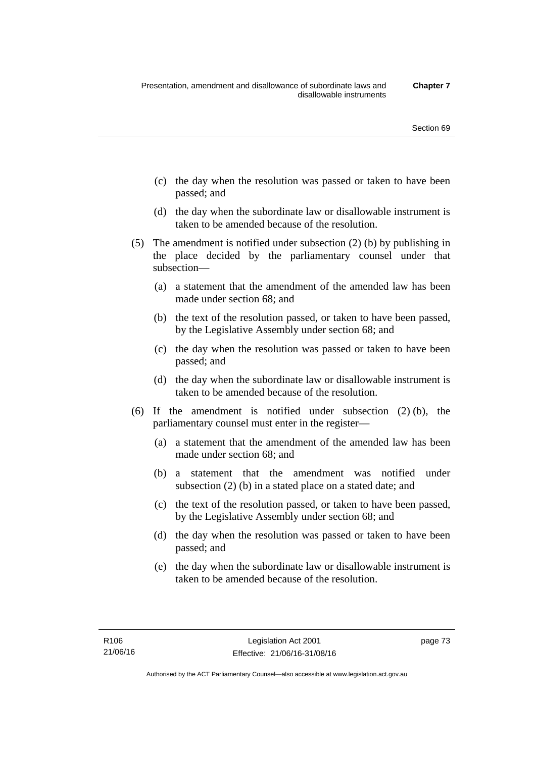(c) the day when the resolution was passed or taken to have been passed; and

(d) the day when the subordinate law or disallowable instrument is taken to be amended because of the resolution.

(5) The amendment is notified under subsection (2) (b) by publishing in the place decided by the parliamentary counsel under that subsection—

(a) a statement that the amendment of the amended law has been made under section 68; and

(b) the text of the resolution passed, or taken to have been passed, by the Legislative Assembly under section 68; and

(c) the day when the resolution was passed or taken to have been passed; and

(d) the day when the subordinate law or disallowable instrument is taken to be amended because of the resolution.

(6) If the amendment is notified under subsection (2) (b), the parliamentary counsel must enter in the register—

(a) a statement that the amendment of the amended law has been made under section 68; and

(b) a statement that the amendment was notified under subsection (2) (b) in a stated place on a stated date; and

(c) the text of the resolution passed, or taken to have been passed, by the Legislative Assembly under section 68; and

(d) the day when the resolution was passed or taken to have been passed; and

(e) the day when the subordinate law or disallowable instrument is taken to be amended because of the resolution.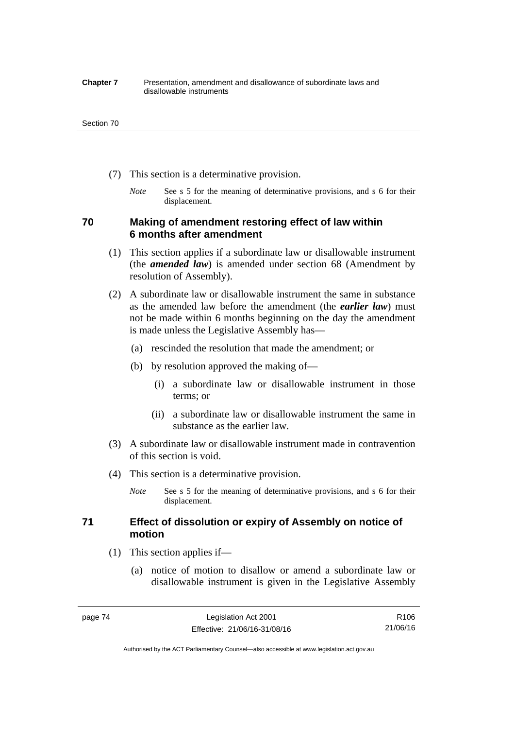(7) This section is a determinative provision.

*Note* See s 5 for the meaning of determinative provisions, and s 6 for their displacement.

## 70 Making of amendment restoring effect of law within 6 months after amendment

(1) This section applies if a subordinate law or disallowable instrument (the ***amended law***) is amended under section 68 (Amendment by resolution of Assembly).

(2) A subordinate law or disallowable instrument the same in substance as the amended law before the amendment (the ***earlier law***) must not be made within 6 months beginning on the day the amendment is made unless the Legislative Assembly has—

(a) rescinded the resolution that made the amendment; or

(b) by resolution approved the making of—

(i) a subordinate law or disallowable instrument in those terms; or

(ii) a subordinate law or disallowable instrument the same in substance as the earlier law.

(3) A subordinate law or disallowable instrument made in contravention of this section is void.

(4) This section is a determinative provision.

*Note* See s 5 for the meaning of determinative provisions, and s 6 for their displacement.

## 71 Effect of dissolution or expiry of Assembly on notice of motion

(1) This section applies if—

(a) notice of motion to disallow or amend a subordinate law or disallowable instrument is given in the Legislative Assembly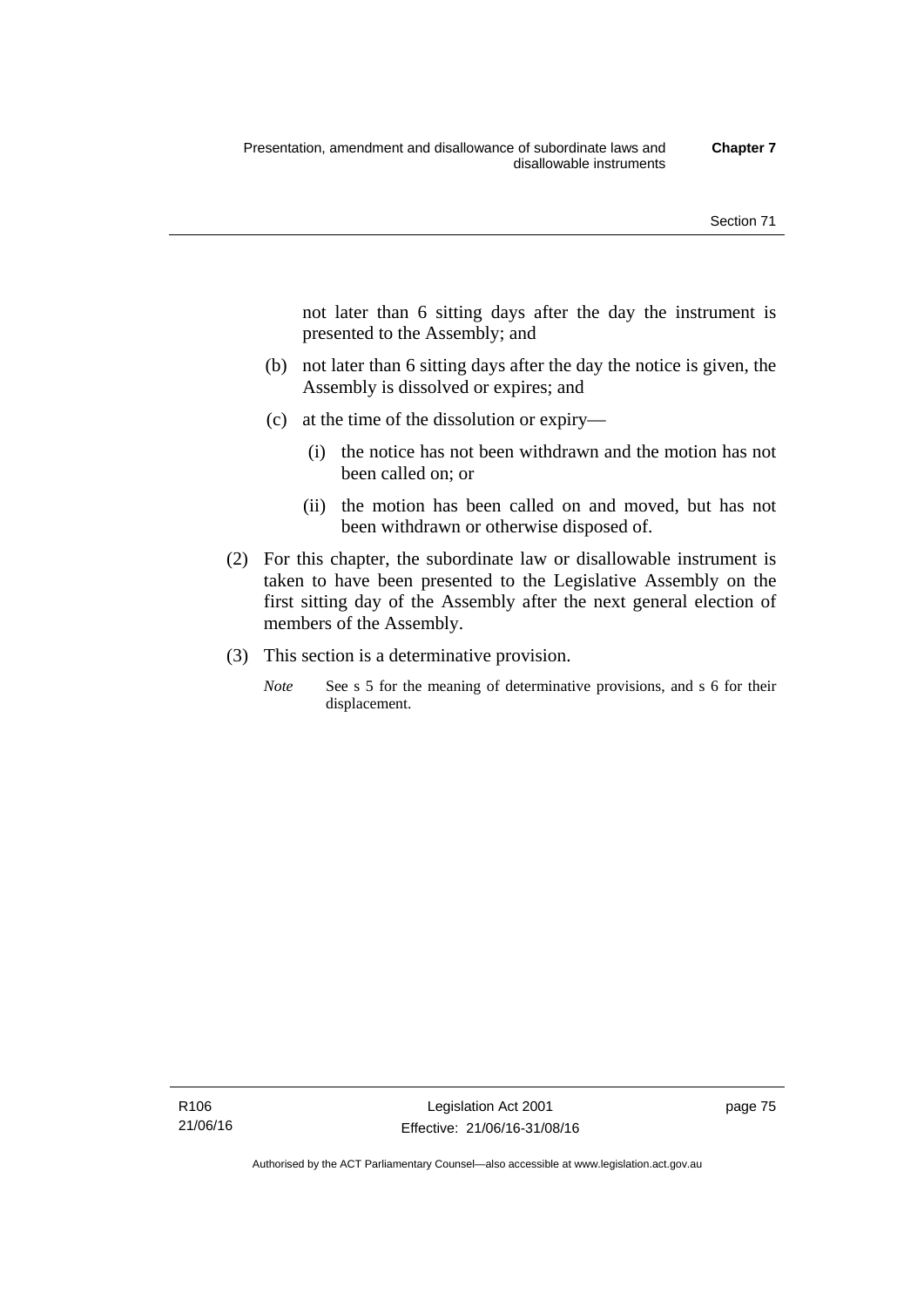not later than 6 sitting days after the day the instrument is presented to the Assembly; and

(b) not later than 6 sitting days after the day the notice is given, the Assembly is dissolved or expires; and

(c) at the time of the dissolution or expiry—

(i) the notice has not been withdrawn and the motion has not been called on; or

(ii) the motion has been called on and moved, but has not been withdrawn or otherwise disposed of.

(2) For this chapter, the subordinate law or disallowable instrument is taken to have been presented to the Legislative Assembly on the first sitting day of the Assembly after the next general election of members of the Assembly.

(3) This section is a determinative provision.

*Note* See s 5 for the meaning of determinative provisions, and s 6 for their displacement.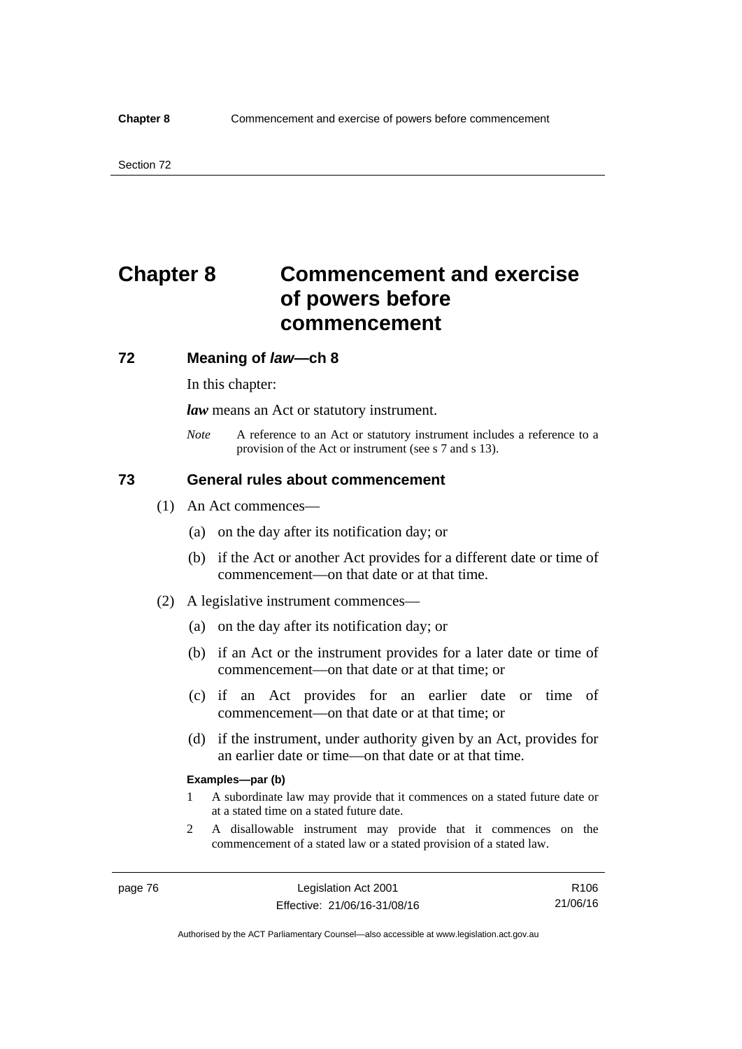# Chapter 8 Commencement and exercise of powers before commencement

## 72 Meaning of *law*—ch 8

In this chapter:

***law*** means an Act or statutory instrument.

*Note* A reference to an Act or statutory instrument includes a reference to a provision of the Act or instrument (see s 7 and s 13).

## 73 General rules about commencement

(1) An Act commences—

(a) on the day after its notification day; or

(b) if the Act or another Act provides for a different date or time of commencement—on that date or at that time.

(2) A legislative instrument commences—

(a) on the day after its notification day; or

(b) if an Act or the instrument provides for a later date or time of commencement—on that date or at that time; or

(c) if an Act provides for an earlier date or time of commencement—on that date or at that time; or

(d) if the instrument, under authority given by an Act, provides for an earlier date or time—on that date or at that time.

**Examples—par (b)**

1 A subordinate law may provide that it commences on a stated future date or at a stated time on a stated future date.

2 A disallowable instrument may provide that it commences on the commencement of a stated law or a stated provision of a stated law.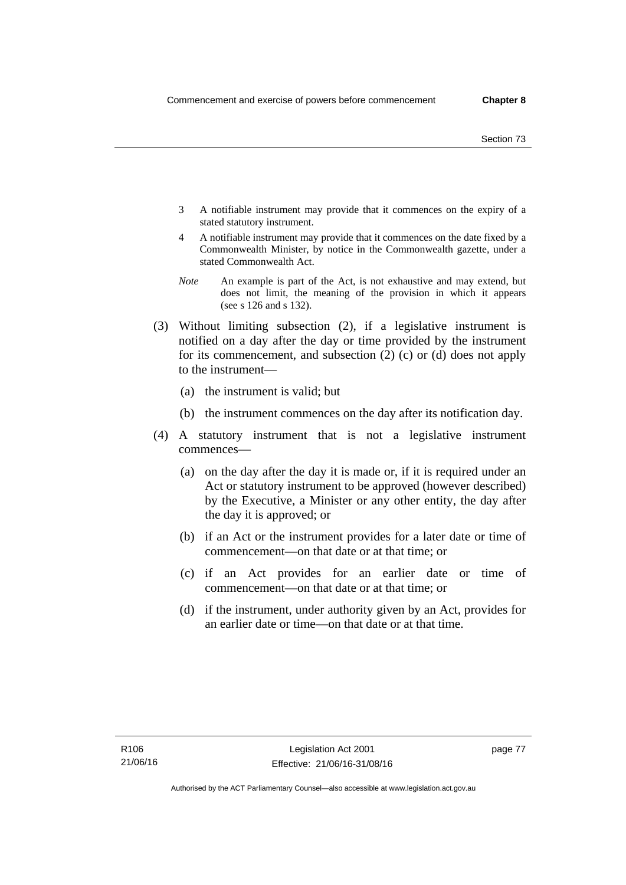3 A notifiable instrument may provide that it commences on the expiry of a stated statutory instrument.

4 A notifiable instrument may provide that it commences on the date fixed by a Commonwealth Minister, by notice in the Commonwealth gazette, under a stated Commonwealth Act.

*Note* An example is part of the Act, is not exhaustive and may extend, but does not limit, the meaning of the provision in which it appears (see s 126 and s 132).

(3) Without limiting subsection (2), if a legislative instrument is notified on a day after the day or time provided by the instrument for its commencement, and subsection (2) (c) or (d) does not apply to the instrument—

(a) the instrument is valid; but

(b) the instrument commences on the day after its notification day.

(4) A statutory instrument that is not a legislative instrument commences—

(a) on the day after the day it is made or, if it is required under an Act or statutory instrument to be approved (however described) by the Executive, a Minister or any other entity, the day after the day it is approved; or

(b) if an Act or the instrument provides for a later date or time of commencement—on that date or at that time; or

(c) if an Act provides for an earlier date or time of commencement—on that date or at that time; or

(d) if the instrument, under authority given by an Act, provides for an earlier date or time—on that date or at that time.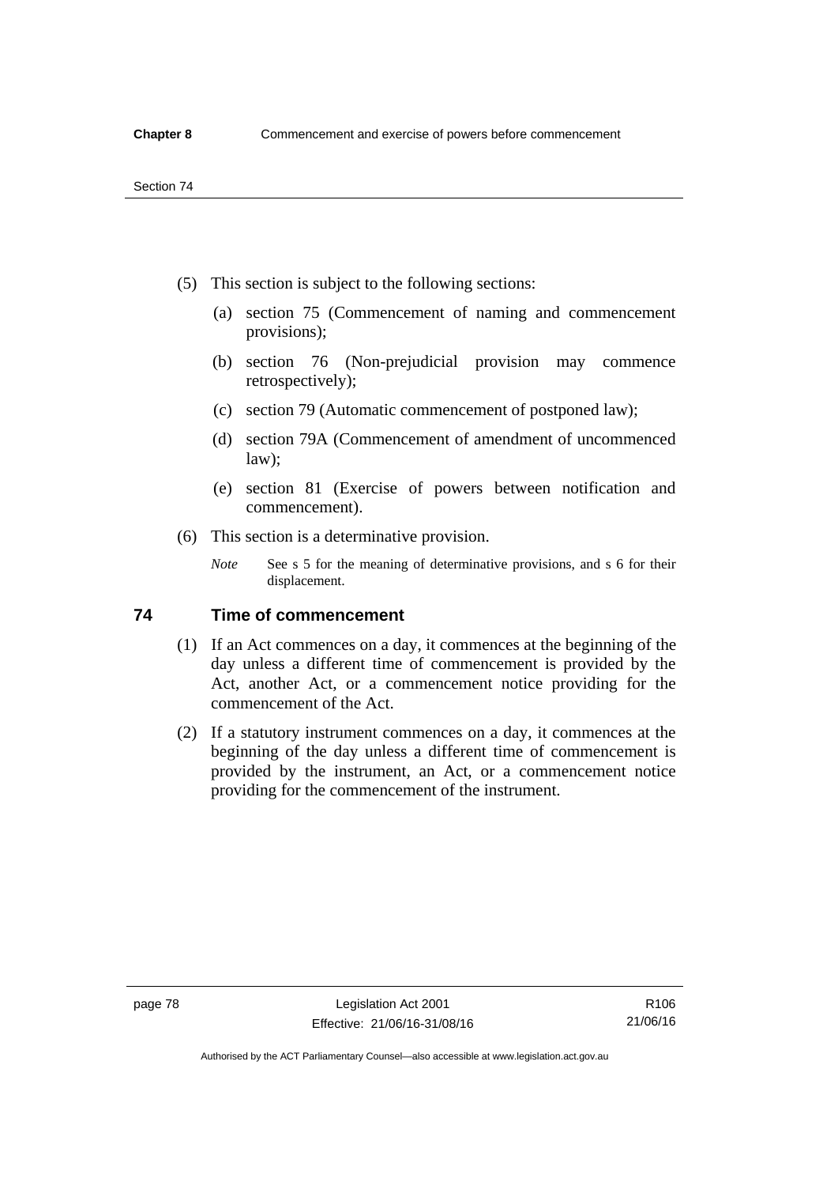(5) This section is subject to the following sections:

(a) section 75 (Commencement of naming and commencement provisions);

(b) section 76 (Non-prejudicial provision may commence retrospectively);

(c) section 79 (Automatic commencement of postponed law);

(d) section 79A (Commencement of amendment of uncommenced law);

(e) section 81 (Exercise of powers between notification and commencement).

(6) This section is a determinative provision.

*Note* See s 5 for the meaning of determinative provisions, and s 6 for their displacement.

## 74 Time of commencement

(1) If an Act commences on a day, it commences at the beginning of the day unless a different time of commencement is provided by the Act, another Act, or a commencement notice providing for the commencement of the Act.

(2) If a statutory instrument commences on a day, it commences at the beginning of the day unless a different time of commencement is provided by the instrument, an Act, or a commencement notice providing for the commencement of the instrument.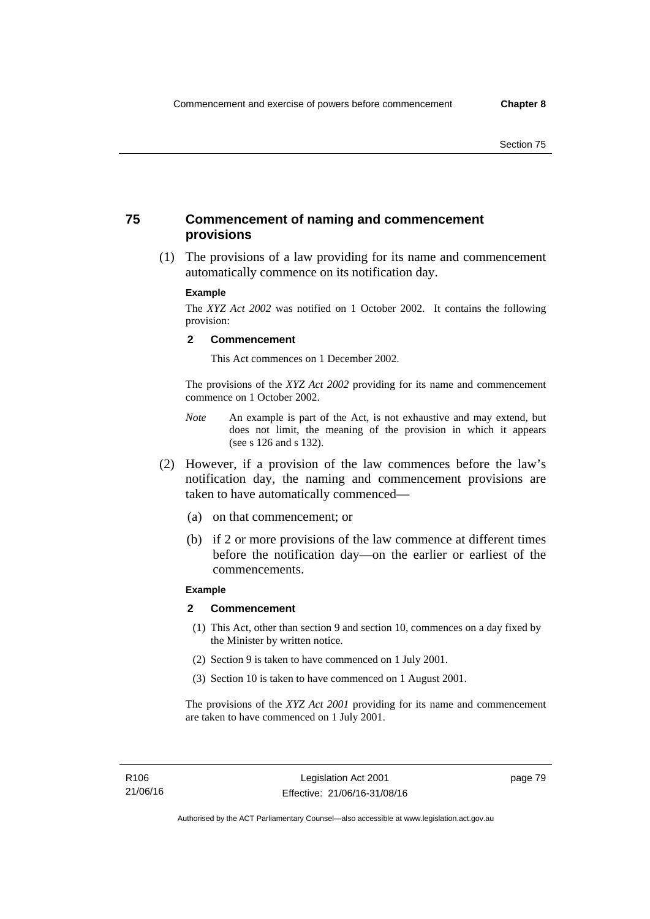## 75 Commencement of naming and commencement provisions

(1) The provisions of a law providing for its name and commencement automatically commence on its notification day.

**Example**

The *XYZ Act 2002* was notified on 1 October 2002. It contains the following provision:

**2 Commencement**

This Act commences on 1 December 2002.

The provisions of the *XYZ Act 2002* providing for its name and commencement commence on 1 October 2002.

*Note* An example is part of the Act, is not exhaustive and may extend, but does not limit, the meaning of the provision in which it appears (see s 126 and s 132).

(2) However, if a provision of the law commences before the law's notification day, the naming and commencement provisions are taken to have automatically commenced—

(a) on that commencement; or

(b) if 2 or more provisions of the law commence at different times before the notification day—on the earlier or earliest of the commencements.

**Example**

**2 Commencement**

(1) This Act, other than section 9 and section 10, commences on a day fixed by the Minister by written notice.

(2) Section 9 is taken to have commenced on 1 July 2001.

(3) Section 10 is taken to have commenced on 1 August 2001.

The provisions of the *XYZ Act 2001* providing for its name and commencement are taken to have commenced on 1 July 2001.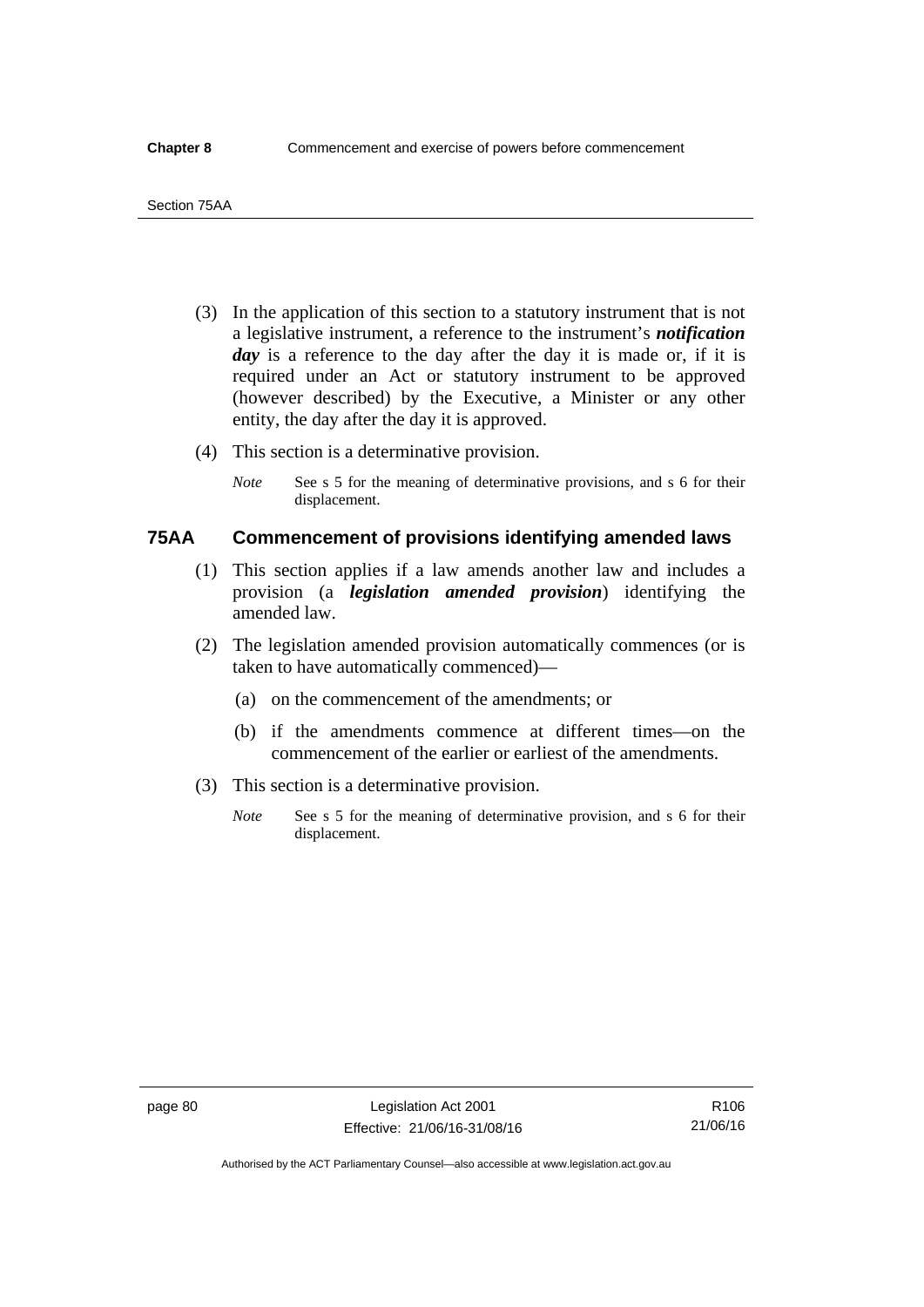(3) In the application of this section to a statutory instrument that is not a legislative instrument, a reference to the instrument's ***notification day*** is a reference to the day after the day it is made or, if it is required under an Act or statutory instrument to be approved (however described) by the Executive, a Minister or any other entity, the day after the day it is approved.

(4) This section is a determinative provision.

*Note* See s 5 for the meaning of determinative provisions, and s 6 for their displacement.

### 75AA Commencement of provisions identifying amended laws

(1) This section applies if a law amends another law and includes a provision (a ***legislation amended provision***) identifying the amended law.

(2) The legislation amended provision automatically commences (or is taken to have automatically commenced)—

(a) on the commencement of the amendments; or

(b) if the amendments commence at different times—on the commencement of the earlier or earliest of the amendments.

(3) This section is a determinative provision.

*Note* See s 5 for the meaning of determinative provision, and s 6 for their displacement.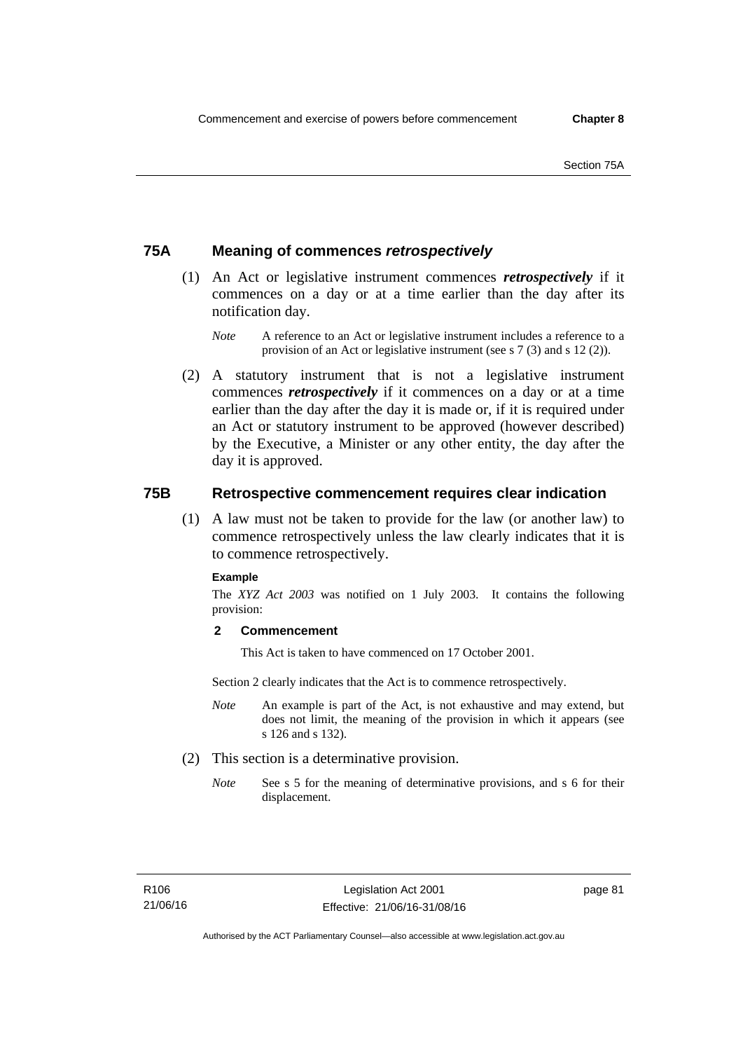## 75A Meaning of commences *retrospectively*

(1) An Act or legislative instrument commences ***retrospectively*** if it commences on a day or at a time earlier than the day after its notification day.

*Note* A reference to an Act or legislative instrument includes a reference to a provision of an Act or legislative instrument (see s 7 (3) and s 12 (2)).

(2) A statutory instrument that is not a legislative instrument commences ***retrospectively*** if it commences on a day or at a time earlier than the day after the day it is made or, if it is required under an Act or statutory instrument to be approved (however described) by the Executive, a Minister or any other entity, the day after the day it is approved.

## 75B Retrospective commencement requires clear indication

(1) A law must not be taken to provide for the law (or another law) to commence retrospectively unless the law clearly indicates that it is to commence retrospectively.

**Example**

The *XYZ Act 2003* was notified on 1 July 2003. It contains the following provision:

**2 Commencement**

This Act is taken to have commenced on 17 October 2001.

Section 2 clearly indicates that the Act is to commence retrospectively.

*Note* An example is part of the Act, is not exhaustive and may extend, but does not limit, the meaning of the provision in which it appears (see s 126 and s 132).

(2) This section is a determinative provision.

*Note* See s 5 for the meaning of determinative provisions, and s 6 for their displacement.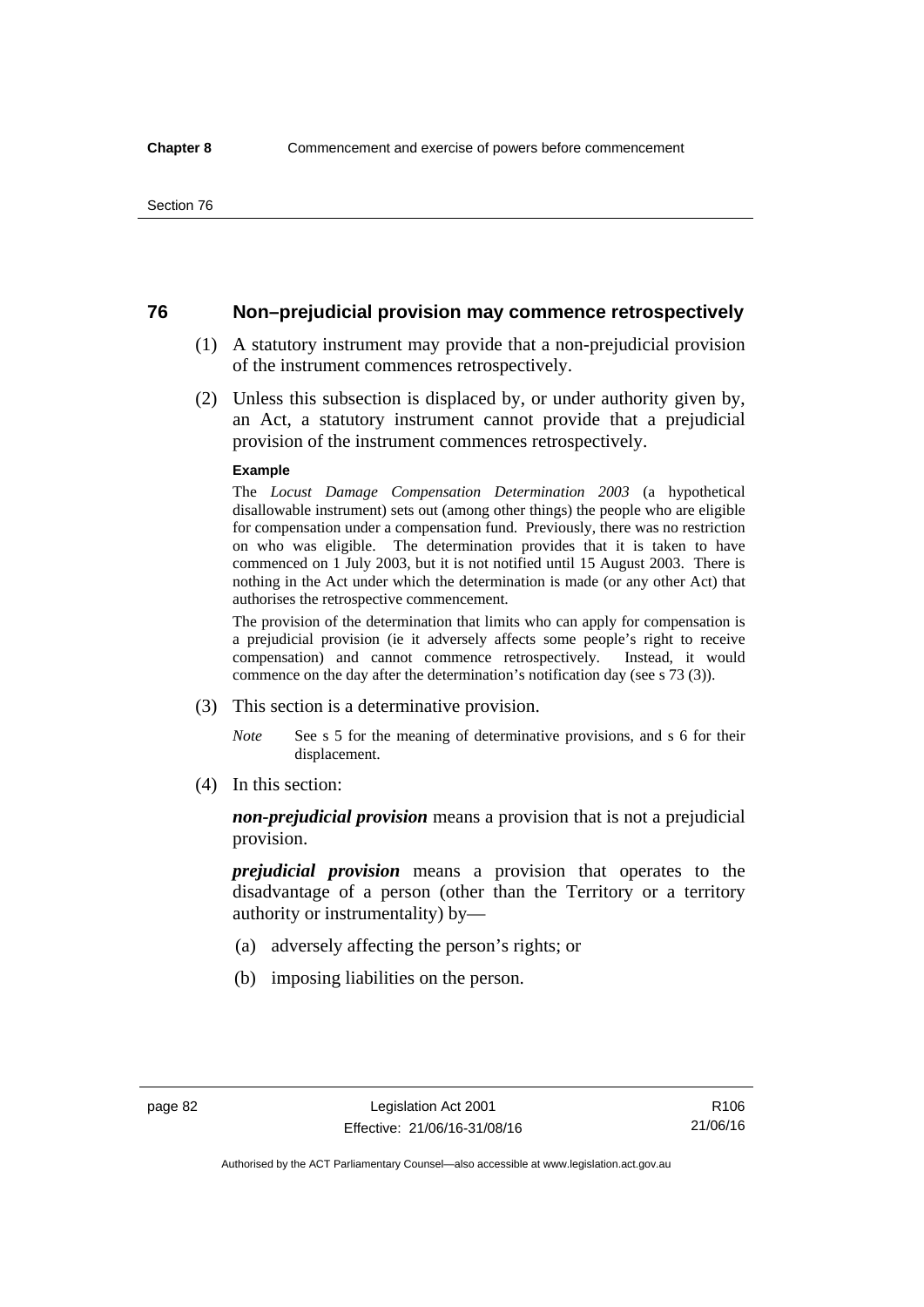## 76 Non–prejudicial provision may commence retrospectively

(1) A statutory instrument may provide that a non-prejudicial provision of the instrument commences retrospectively.

(2) Unless this subsection is displaced by, or under authority given by, an Act, a statutory instrument cannot provide that a prejudicial provision of the instrument commences retrospectively.

**Example**

The *Locust Damage Compensation Determination 2003* (a hypothetical disallowable instrument) sets out (among other things) the people who are eligible for compensation under a compensation fund. Previously, there was no restriction on who was eligible. The determination provides that it is taken to have commenced on 1 July 2003, but it is not notified until 15 August 2003. There is nothing in the Act under which the determination is made (or any other Act) that authorises the retrospective commencement.

The provision of the determination that limits who can apply for compensation is a prejudicial provision (ie it adversely affects some people's right to receive compensation) and cannot commence retrospectively. Instead, it would commence on the day after the determination's notification day (see s 73 (3)).

(3) This section is a determinative provision.

*Note* See s 5 for the meaning of determinative provisions, and s 6 for their displacement.

(4) In this section:

***non-prejudicial provision*** means a provision that is not a prejudicial provision.

***prejudicial provision*** means a provision that operates to the disadvantage of a person (other than the Territory or a territory authority or instrumentality) by—

(a) adversely affecting the person's rights; or

(b) imposing liabilities on the person.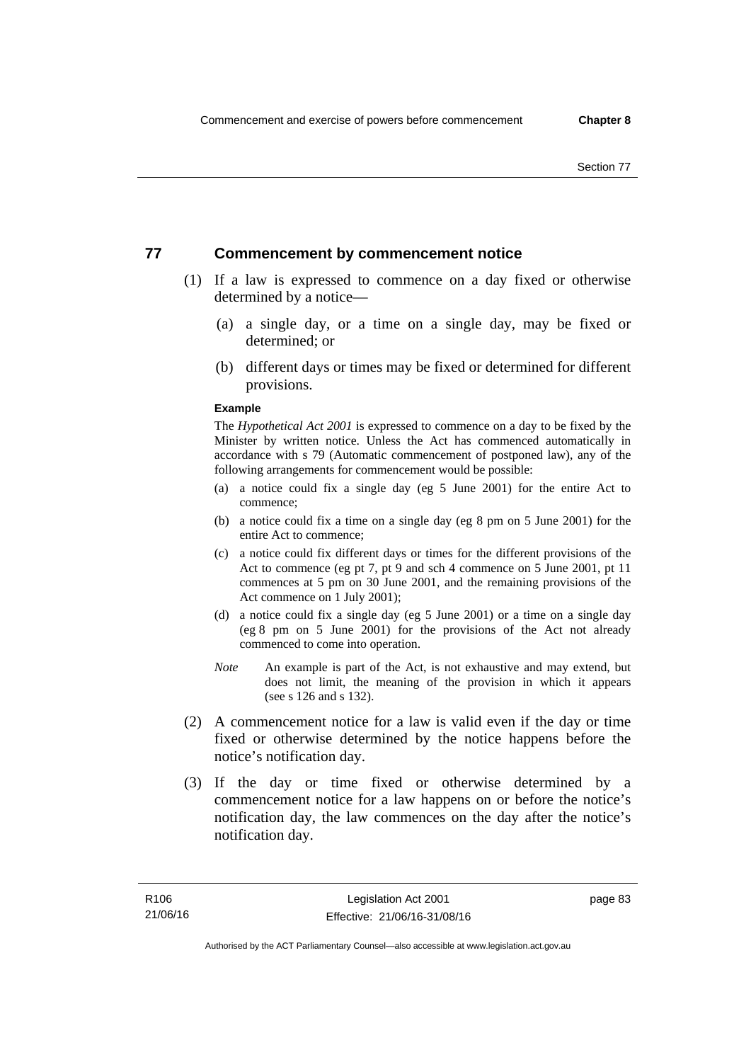## 77 Commencement by commencement notice

(1) If a law is expressed to commence on a day fixed or otherwise determined by a notice—

(a) a single day, or a time on a single day, may be fixed or determined; or

(b) different days or times may be fixed or determined for different provisions.

**Example**

The *Hypothetical Act 2001* is expressed to commence on a day to be fixed by the Minister by written notice. Unless the Act has commenced automatically in accordance with s 79 (Automatic commencement of postponed law), any of the following arrangements for commencement would be possible:

(a) a notice could fix a single day (eg 5 June 2001) for the entire Act to commence;

(b) a notice could fix a time on a single day (eg 8 pm on 5 June 2001) for the entire Act to commence;

(c) a notice could fix different days or times for the different provisions of the Act to commence (eg pt 7, pt 9 and sch 4 commence on 5 June 2001, pt 11 commences at 5 pm on 30 June 2001, and the remaining provisions of the Act commence on 1 July 2001);

(d) a notice could fix a single day (eg 5 June 2001) or a time on a single day (eg 8 pm on 5 June 2001) for the provisions of the Act not already commenced to come into operation.

*Note* An example is part of the Act, is not exhaustive and may extend, but does not limit, the meaning of the provision in which it appears (see s 126 and s 132).

(2) A commencement notice for a law is valid even if the day or time fixed or otherwise determined by the notice happens before the notice's notification day.

(3) If the day or time fixed or otherwise determined by a commencement notice for a law happens on or before the notice's notification day, the law commences on the day after the notice's notification day.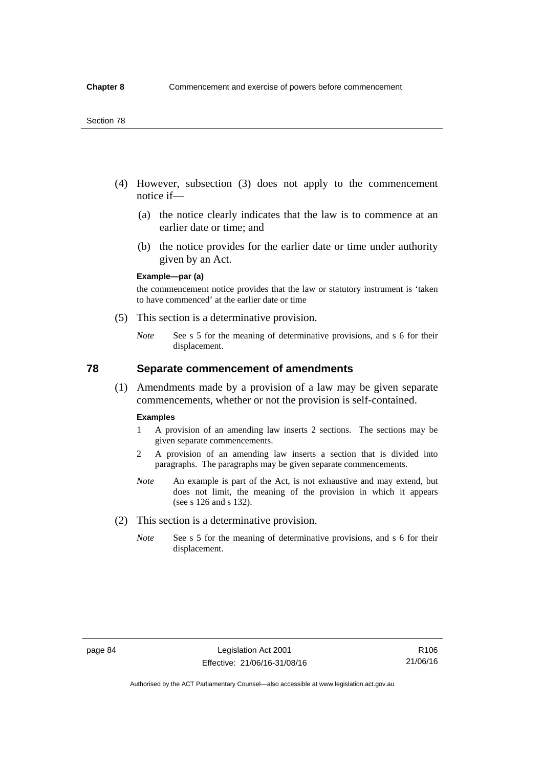(4) However, subsection (3) does not apply to the commencement notice if—

(a) the notice clearly indicates that the law is to commence at an earlier date or time; and

(b) the notice provides for the earlier date or time under authority given by an Act.

**Example—par (a)**

the commencement notice provides that the law or statutory instrument is 'taken to have commenced' at the earlier date or time

(5) This section is a determinative provision.

*Note* See s 5 for the meaning of determinative provisions, and s 6 for their displacement.

## 78 Separate commencement of amendments

(1) Amendments made by a provision of a law may be given separate commencements, whether or not the provision is self-contained.

**Examples**

1 A provision of an amending law inserts 2 sections. The sections may be given separate commencements.

2 A provision of an amending law inserts a section that is divided into paragraphs. The paragraphs may be given separate commencements.

*Note* An example is part of the Act, is not exhaustive and may extend, but does not limit, the meaning of the provision in which it appears (see s 126 and s 132).

(2) This section is a determinative provision.

*Note* See s 5 for the meaning of determinative provisions, and s 6 for their displacement.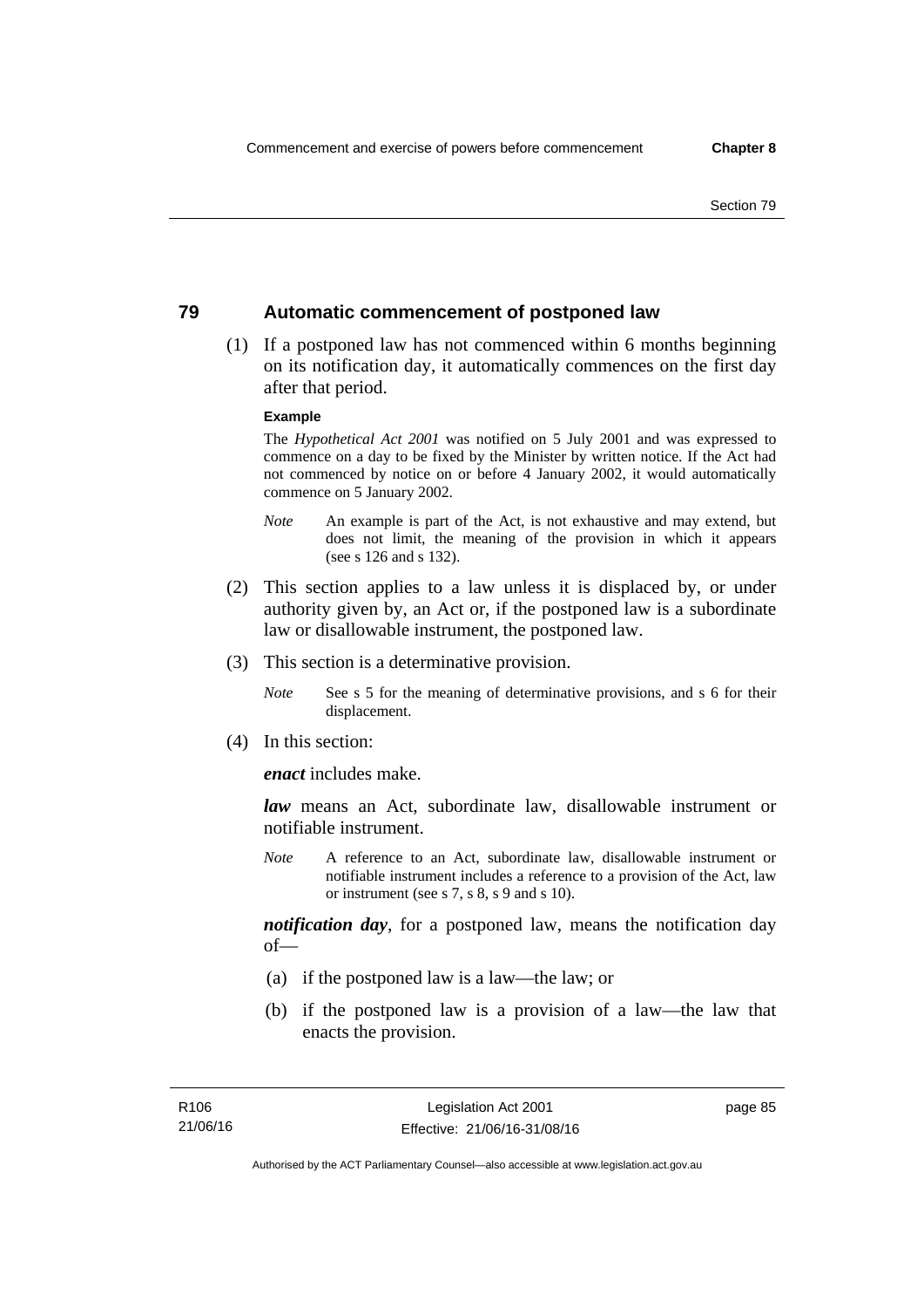## 79 Automatic commencement of postponed law

(1) If a postponed law has not commenced within 6 months beginning on its notification day, it automatically commences on the first day after that period.

**Example**

The *Hypothetical Act 2001* was notified on 5 July 2001 and was expressed to commence on a day to be fixed by the Minister by written notice. If the Act had not commenced by notice on or before 4 January 2002, it would automatically commence on 5 January 2002.

*Note* An example is part of the Act, is not exhaustive and may extend, but does not limit, the meaning of the provision in which it appears (see s 126 and s 132).

(2) This section applies to a law unless it is displaced by, or under authority given by, an Act or, if the postponed law is a subordinate law or disallowable instrument, the postponed law.

(3) This section is a determinative provision.

*Note* See s 5 for the meaning of determinative provisions, and s 6 for their displacement.

(4) In this section:

***enact*** includes make.

***law*** means an Act, subordinate law, disallowable instrument or notifiable instrument.

*Note* A reference to an Act, subordinate law, disallowable instrument or notifiable instrument includes a reference to a provision of the Act, law or instrument (see s 7, s 8, s 9 and s 10).

***notification day***, for a postponed law, means the notification day of—

(a) if the postponed law is a law—the law; or

(b) if the postponed law is a provision of a law—the law that enacts the provision.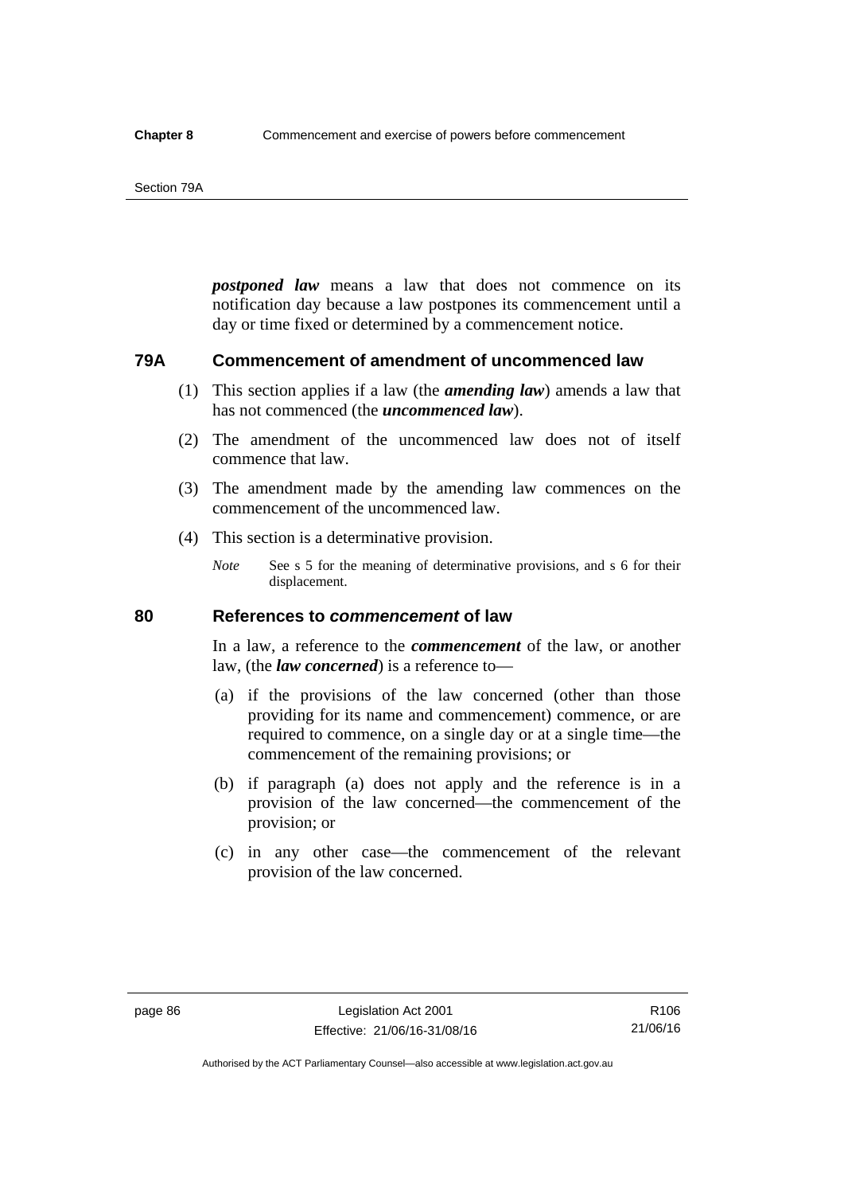***postponed law*** means a law that does not commence on its notification day because a law postpones its commencement until a day or time fixed or determined by a commencement notice.

## 79A Commencement of amendment of uncommenced law

(1) This section applies if a law (the ***amending law***) amends a law that has not commenced (the ***uncommenced law***).

(2) The amendment of the uncommenced law does not of itself commence that law.

(3) The amendment made by the amending law commences on the commencement of the uncommenced law.

(4) This section is a determinative provision.

*Note* See s 5 for the meaning of determinative provisions, and s 6 for their displacement.

## 80 References to *commencement* of law

In a law, a reference to the ***commencement*** of the law, or another law, (the ***law concerned***) is a reference to—

(a) if the provisions of the law concerned (other than those providing for its name and commencement) commence, or are required to commence, on a single day or at a single time—the commencement of the remaining provisions; or

(b) if paragraph (a) does not apply and the reference is in a provision of the law concerned—the commencement of the provision; or

(c) in any other case—the commencement of the relevant provision of the law concerned.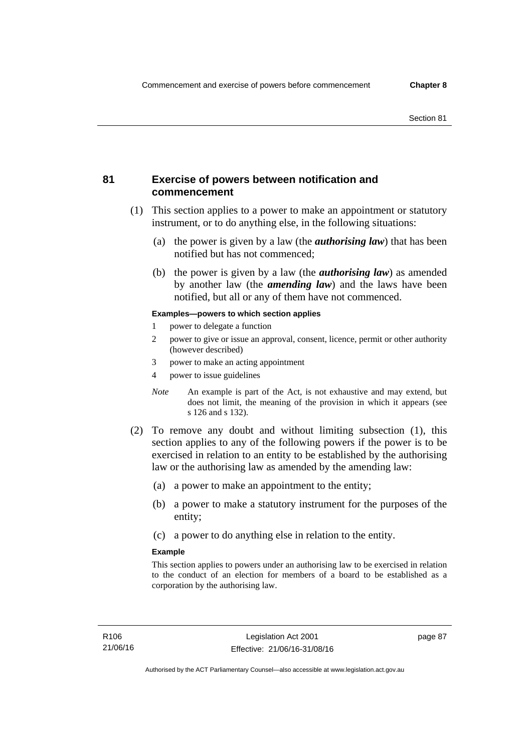## 81 Exercise of powers between notification and commencement

(1) This section applies to a power to make an appointment or statutory instrument, or to do anything else, in the following situations:

(a) the power is given by a law (the ***authorising law***) that has been notified but has not commenced;

(b) the power is given by a law (the ***authorising law***) as amended by another law (the ***amending law***) and the laws have been notified, but all or any of them have not commenced.

**Examples—powers to which section applies**

1 power to delegate a function

2 power to give or issue an approval, consent, licence, permit or other authority (however described)

3 power to make an acting appointment

4 power to issue guidelines

*Note* An example is part of the Act, is not exhaustive and may extend, but does not limit, the meaning of the provision in which it appears (see s 126 and s 132).

(2) To remove any doubt and without limiting subsection (1), this section applies to any of the following powers if the power is to be exercised in relation to an entity to be established by the authorising law or the authorising law as amended by the amending law:

(a) a power to make an appointment to the entity;

(b) a power to make a statutory instrument for the purposes of the entity;

(c) a power to do anything else in relation to the entity.

**Example**

This section applies to powers under an authorising law to be exercised in relation to the conduct of an election for members of a board to be established as a corporation by the authorising law.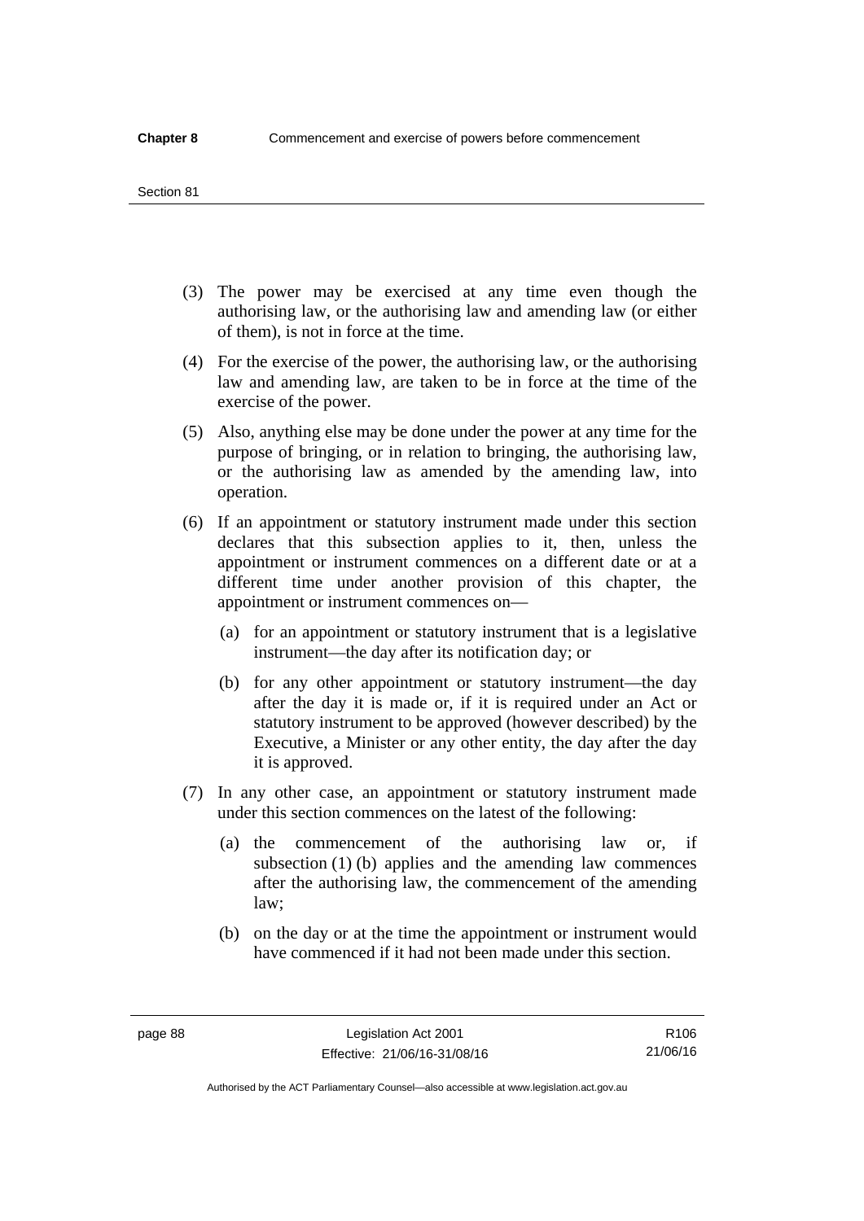(3) The power may be exercised at any time even though the authorising law, or the authorising law and amending law (or either of them), is not in force at the time.

(4) For the exercise of the power, the authorising law, or the authorising law and amending law, are taken to be in force at the time of the exercise of the power.

(5) Also, anything else may be done under the power at any time for the purpose of bringing, or in relation to bringing, the authorising law, or the authorising law as amended by the amending law, into operation.

(6) If an appointment or statutory instrument made under this section declares that this subsection applies to it, then, unless the appointment or instrument commences on a different date or at a different time under another provision of this chapter, the appointment or instrument commences on—

(a) for an appointment or statutory instrument that is a legislative instrument—the day after its notification day; or

(b) for any other appointment or statutory instrument—the day after the day it is made or, if it is required under an Act or statutory instrument to be approved (however described) by the Executive, a Minister or any other entity, the day after the day it is approved.

(7) In any other case, an appointment or statutory instrument made under this section commences on the latest of the following:

(a) the commencement of the authorising law or, if subsection (1) (b) applies and the amending law commences after the authorising law, the commencement of the amending law;

(b) on the day or at the time the appointment or instrument would have commenced if it had not been made under this section.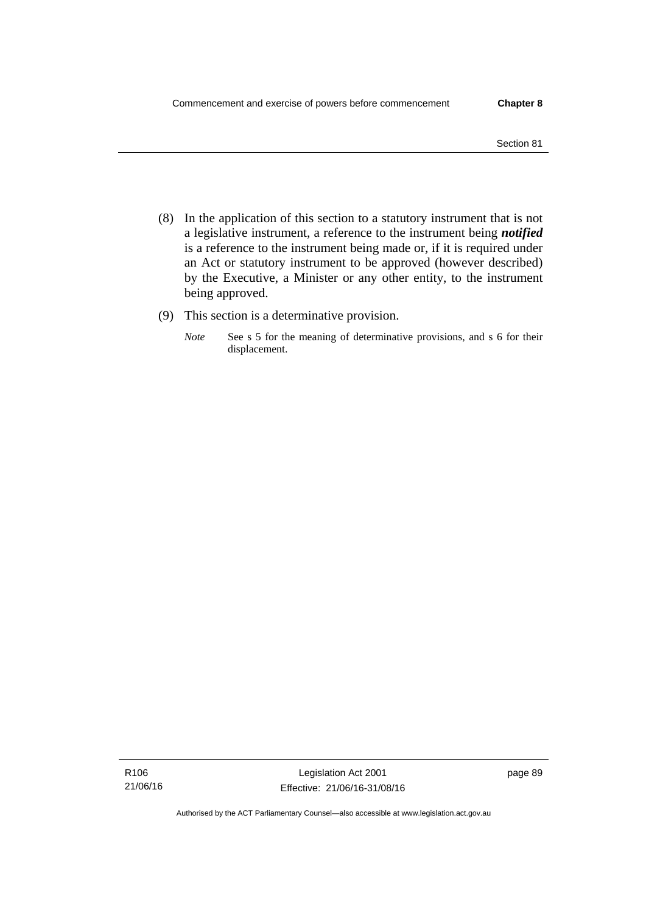(8) In the application of this section to a statutory instrument that is not a legislative instrument, a reference to the instrument being ***notified*** is a reference to the instrument being made or, if it is required under an Act or statutory instrument to be approved (however described) by the Executive, a Minister or any other entity, to the instrument being approved.

(9) This section is a determinative provision.

*Note* See s 5 for the meaning of determinative provisions, and s 6 for their displacement.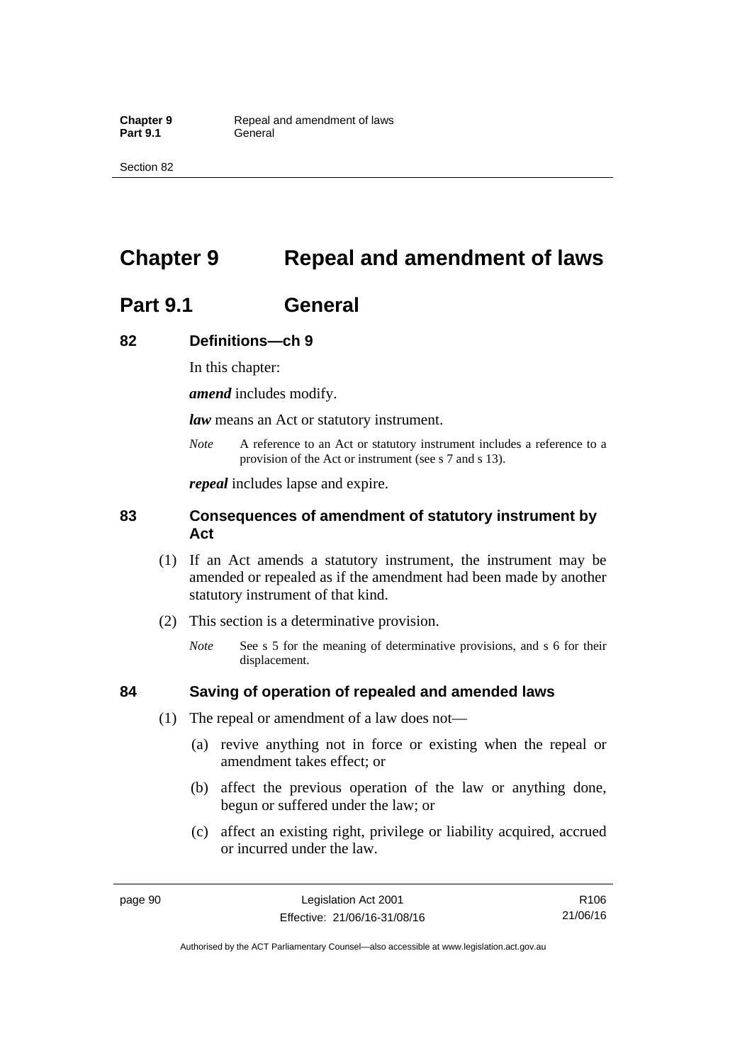# Chapter 9 Repeal and amendment of laws

## Part 9.1 General

### 82 Definitions—ch 9

In this chapter:

***amend*** includes modify.

***law*** means an Act or statutory instrument.

*Note* A reference to an Act or statutory instrument includes a reference to a provision of the Act or instrument (see s 7 and s 13).

***repeal*** includes lapse and expire.

### 83 Consequences of amendment of statutory instrument by Act

(1) If an Act amends a statutory instrument, the instrument may be amended or repealed as if the amendment had been made by another statutory instrument of that kind.

(2) This section is a determinative provision.

*Note* See s 5 for the meaning of determinative provisions, and s 6 for their displacement.

### 84 Saving of operation of repealed and amended laws

(1) The repeal or amendment of a law does not—

(a) revive anything not in force or existing when the repeal or amendment takes effect; or

(b) affect the previous operation of the law or anything done, begun or suffered under the law; or

(c) affect an existing right, privilege or liability acquired, accrued or incurred under the law.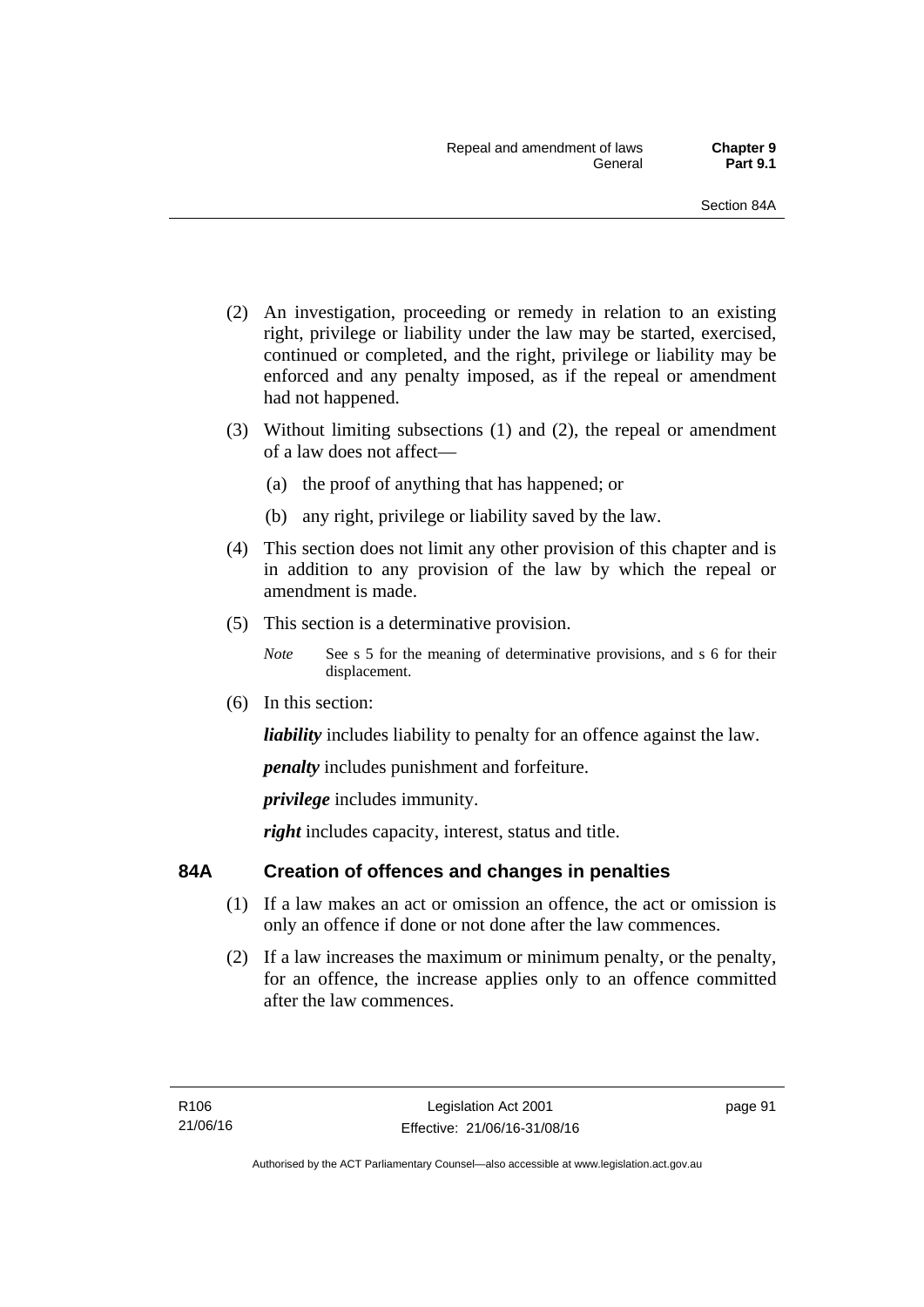(2) An investigation, proceeding or remedy in relation to an existing right, privilege or liability under the law may be started, exercised, continued or completed, and the right, privilege or liability may be enforced and any penalty imposed, as if the repeal or amendment had not happened.

(3) Without limiting subsections (1) and (2), the repeal or amendment of a law does not affect—

(a) the proof of anything that has happened; or

(b) any right, privilege or liability saved by the law.

(4) This section does not limit any other provision of this chapter and is in addition to any provision of the law by which the repeal or amendment is made.

(5) This section is a determinative provision.

*Note* See s 5 for the meaning of determinative provisions, and s 6 for their displacement.

(6) In this section:

***liability*** includes liability to penalty for an offence against the law.

***penalty*** includes punishment and forfeiture.

***privilege*** includes immunity.

***right*** includes capacity, interest, status and title.

## 84A Creation of offences and changes in penalties

(1) If a law makes an act or omission an offence, the act or omission is only an offence if done or not done after the law commences.

(2) If a law increases the maximum or minimum penalty, or the penalty, for an offence, the increase applies only to an offence committed after the law commences.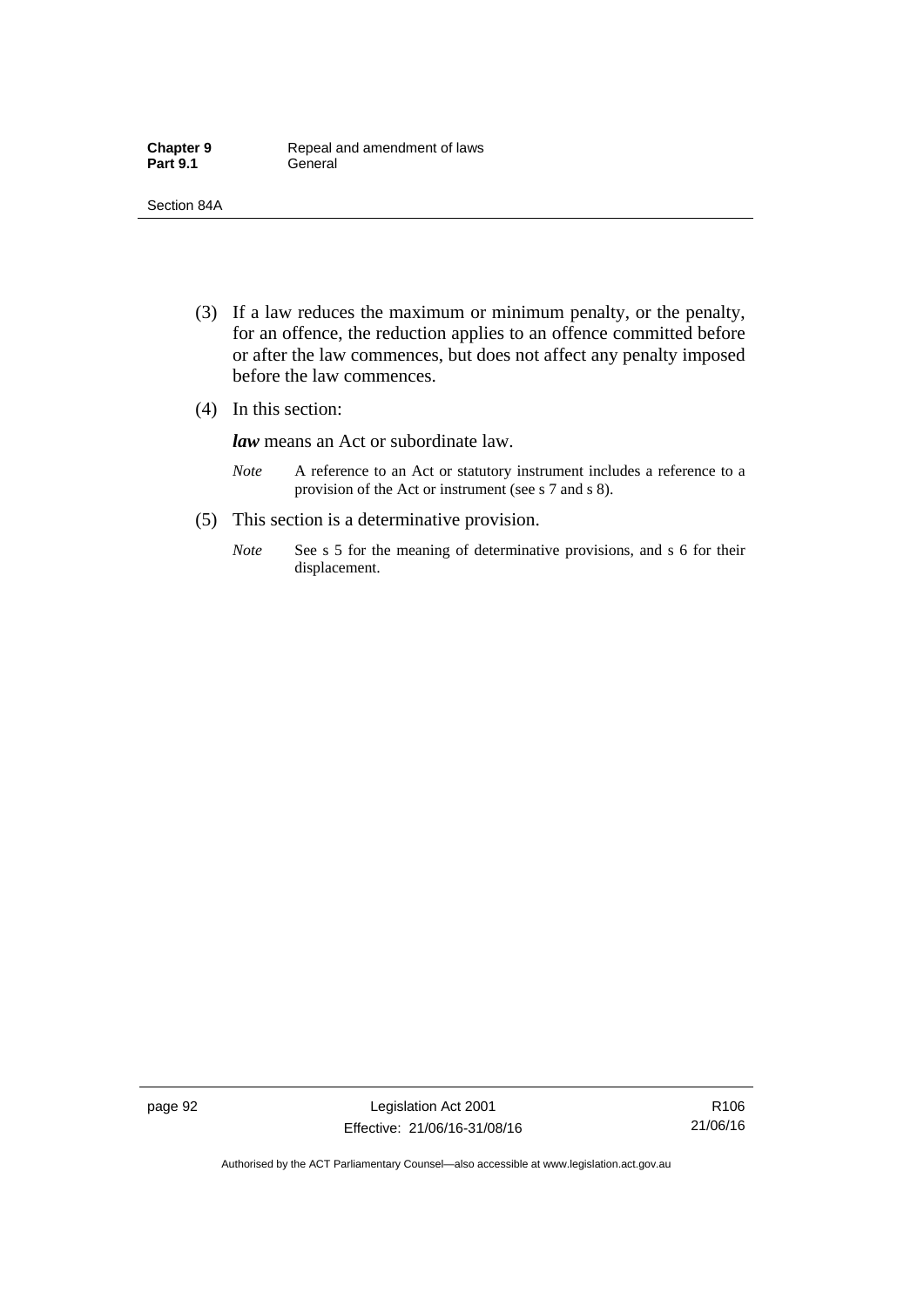(3) If a law reduces the maximum or minimum penalty, or the penalty, for an offence, the reduction applies to an offence committed before or after the law commences, but does not affect any penalty imposed before the law commences.

(4) In this section:

***law*** means an Act or subordinate law.

*Note* A reference to an Act or statutory instrument includes a reference to a provision of the Act or instrument (see s 7 and s 8).

(5) This section is a determinative provision.

*Note* See s 5 for the meaning of determinative provisions, and s 6 for their displacement.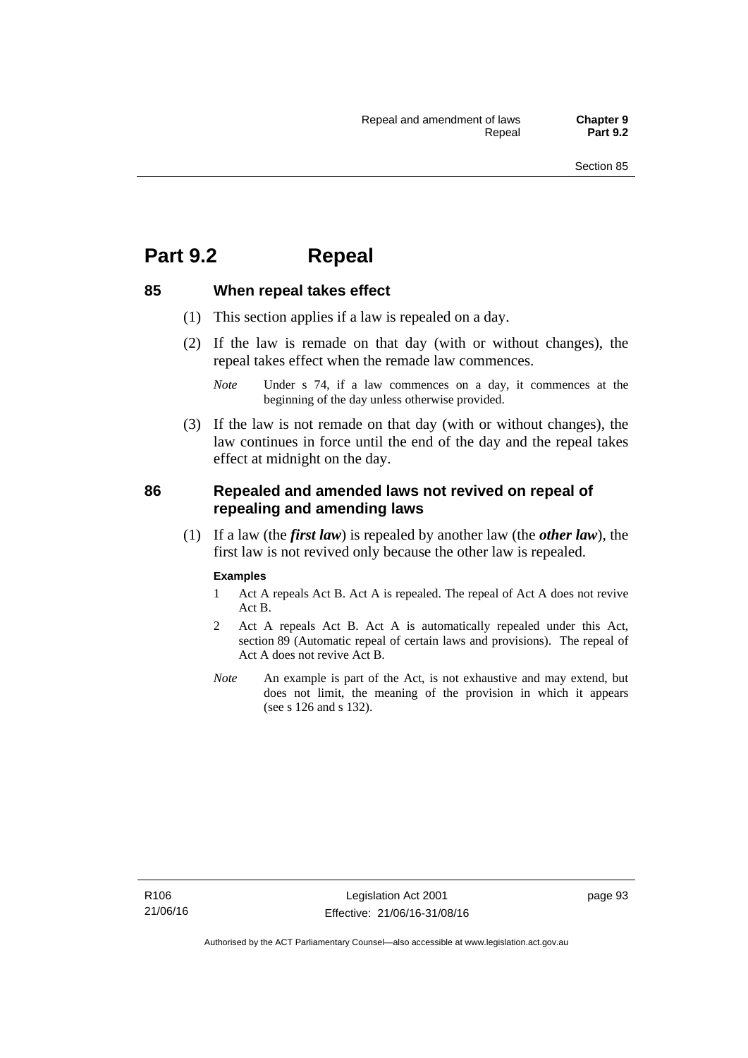# Part 9.2 Repeal

## 85 When repeal takes effect

(1) This section applies if a law is repealed on a day.

(2) If the law is remade on that day (with or without changes), the repeal takes effect when the remade law commences.

*Note* Under s 74, if a law commences on a day, it commences at the beginning of the day unless otherwise provided.

(3) If the law is not remade on that day (with or without changes), the law continues in force until the end of the day and the repeal takes effect at midnight on the day.

## 86 Repealed and amended laws not revived on repeal of repealing and amending laws

(1) If a law (the ***first law***) is repealed by another law (the ***other law***), the first law is not revived only because the other law is repealed.

**Examples**

1 Act A repeals Act B. Act A is repealed. The repeal of Act A does not revive Act B.

2 Act A repeals Act B. Act A is automatically repealed under this Act, section 89 (Automatic repeal of certain laws and provisions). The repeal of Act A does not revive Act B.

*Note* An example is part of the Act, is not exhaustive and may extend, but does not limit, the meaning of the provision in which it appears (see s 126 and s 132).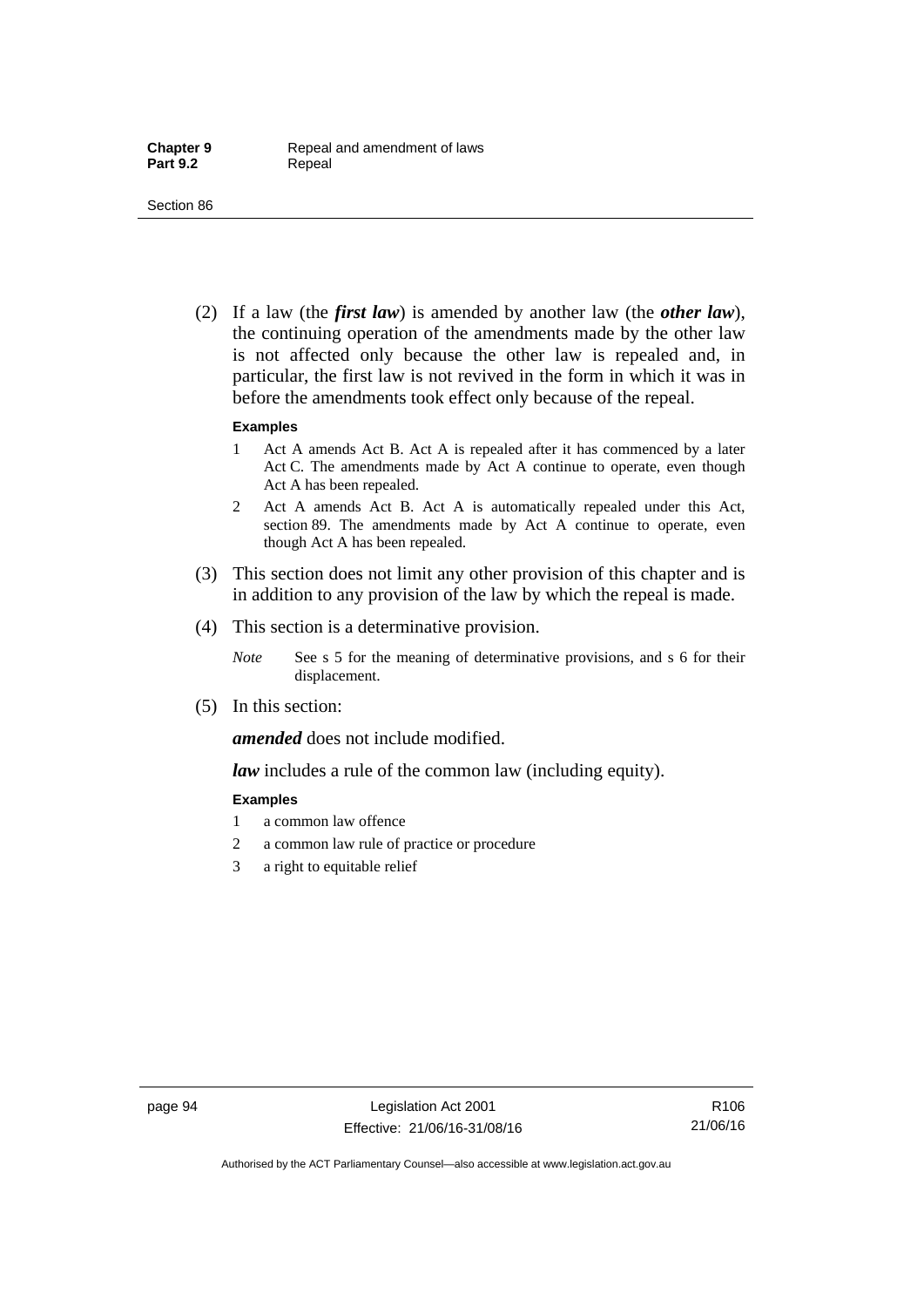(2) If a law (the ***first law***) is amended by another law (the ***other law***), the continuing operation of the amendments made by the other law is not affected only because the other law is repealed and, in particular, the first law is not revived in the form in which it was in before the amendments took effect only because of the repeal.

**Examples**

1 Act A amends Act B. Act A is repealed after it has commenced by a later Act C. The amendments made by Act A continue to operate, even though Act A has been repealed.

2 Act A amends Act B. Act A is automatically repealed under this Act, section 89. The amendments made by Act A continue to operate, even though Act A has been repealed.

(3) This section does not limit any other provision of this chapter and is in addition to any provision of the law by which the repeal is made.

(4) This section is a determinative provision.

*Note* See s 5 for the meaning of determinative provisions, and s 6 for their displacement.

(5) In this section:

***amended*** does not include modified.

***law*** includes a rule of the common law (including equity).

**Examples**

1 a common law offence

2 a common law rule of practice or procedure

3 a right to equitable relief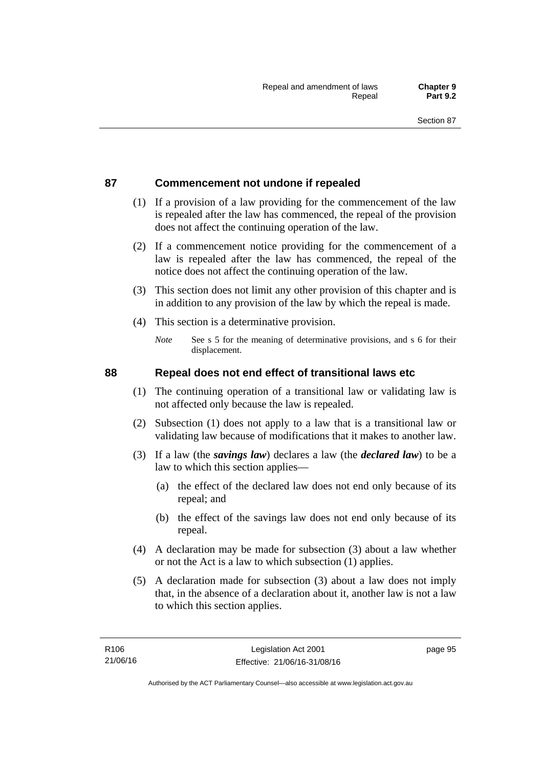## 87 Commencement not undone if repealed

(1) If a provision of a law providing for the commencement of the law is repealed after the law has commenced, the repeal of the provision does not affect the continuing operation of the law.

(2) If a commencement notice providing for the commencement of a law is repealed after the law has commenced, the repeal of the notice does not affect the continuing operation of the law.

(3) This section does not limit any other provision of this chapter and is in addition to any provision of the law by which the repeal is made.

(4) This section is a determinative provision.

*Note* See s 5 for the meaning of determinative provisions, and s 6 for their displacement.

## 88 Repeal does not end effect of transitional laws etc

(1) The continuing operation of a transitional law or validating law is not affected only because the law is repealed.

(2) Subsection (1) does not apply to a law that is a transitional law or validating law because of modifications that it makes to another law.

(3) If a law (the ***savings law***) declares a law (the ***declared law***) to be a law to which this section applies—

(a) the effect of the declared law does not end only because of its repeal; and

(b) the effect of the savings law does not end only because of its repeal.

(4) A declaration may be made for subsection (3) about a law whether or not the Act is a law to which subsection (1) applies.

(5) A declaration made for subsection (3) about a law does not imply that, in the absence of a declaration about it, another law is not a law to which this section applies.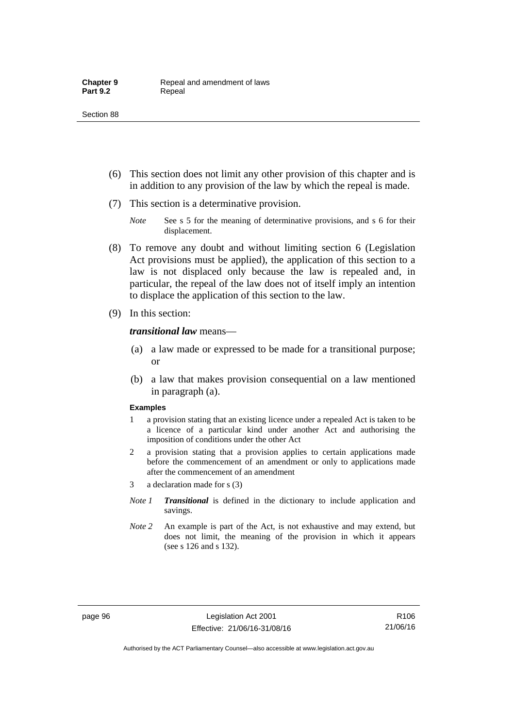(6) This section does not limit any other provision of this chapter and is in addition to any provision of the law by which the repeal is made.

(7) This section is a determinative provision.

*Note* See s 5 for the meaning of determinative provisions, and s 6 for their displacement.

(8) To remove any doubt and without limiting section 6 (Legislation Act provisions must be applied), the application of this section to a law is not displaced only because the law is repealed and, in particular, the repeal of the law does not of itself imply an intention to displace the application of this section to the law.

(9) In this section:

***transitional law*** means—

(a) a law made or expressed to be made for a transitional purpose; or

(b) a law that makes provision consequential on a law mentioned in paragraph (a).

**Examples**

1 a provision stating that an existing licence under a repealed Act is taken to be a licence of a particular kind under another Act and authorising the imposition of conditions under the other Act

2 a provision stating that a provision applies to certain applications made before the commencement of an amendment or only to applications made after the commencement of an amendment

3 a declaration made for s (3)

*Note 1* ***Transitional*** is defined in the dictionary to include application and savings.

*Note 2* An example is part of the Act, is not exhaustive and may extend, but does not limit, the meaning of the provision in which it appears (see s 126 and s 132).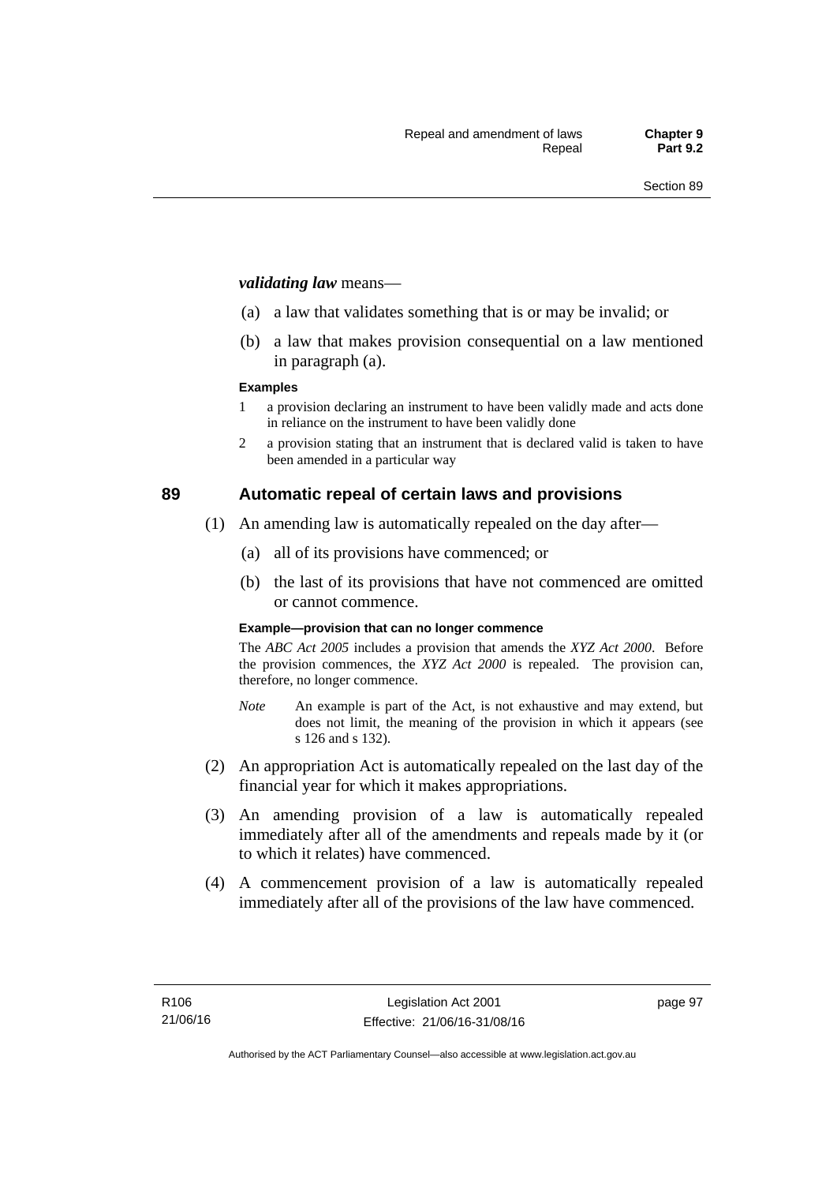***validating law*** means—

(a) a law that validates something that is or may be invalid; or

(b) a law that makes provision consequential on a law mentioned in paragraph (a).

**Examples**

1 a provision declaring an instrument to have been validly made and acts done in reliance on the instrument to have been validly done

2 a provision stating that an instrument that is declared valid is taken to have been amended in a particular way

## 89 Automatic repeal of certain laws and provisions

(1) An amending law is automatically repealed on the day after—

(a) all of its provisions have commenced; or

(b) the last of its provisions that have not commenced are omitted or cannot commence.

**Example—provision that can no longer commence**

The *ABC Act 2005* includes a provision that amends the *XYZ Act 2000*. Before the provision commences, the *XYZ Act 2000* is repealed. The provision can, therefore, no longer commence.

*Note* An example is part of the Act, is not exhaustive and may extend, but does not limit, the meaning of the provision in which it appears (see s 126 and s 132).

(2) An appropriation Act is automatically repealed on the last day of the financial year for which it makes appropriations.

(3) An amending provision of a law is automatically repealed immediately after all of the amendments and repeals made by it (or to which it relates) have commenced.

(4) A commencement provision of a law is automatically repealed immediately after all of the provisions of the law have commenced.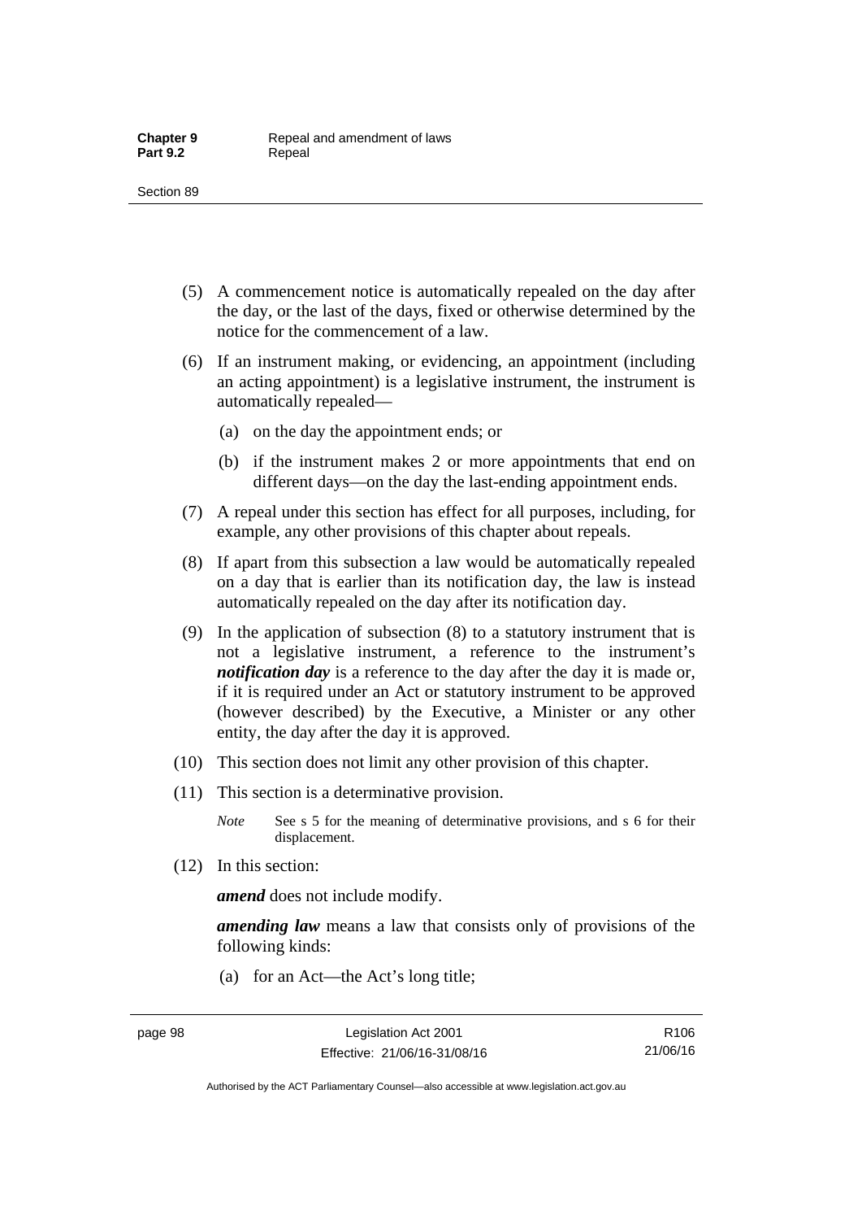(5) A commencement notice is automatically repealed on the day after the day, or the last of the days, fixed or otherwise determined by the notice for the commencement of a law.

(6) If an instrument making, or evidencing, an appointment (including an acting appointment) is a legislative instrument, the instrument is automatically repealed—

(a) on the day the appointment ends; or

(b) if the instrument makes 2 or more appointments that end on different days—on the day the last-ending appointment ends.

(7) A repeal under this section has effect for all purposes, including, for example, any other provisions of this chapter about repeals.

(8) If apart from this subsection a law would be automatically repealed on a day that is earlier than its notification day, the law is instead automatically repealed on the day after its notification day.

(9) In the application of subsection (8) to a statutory instrument that is not a legislative instrument, a reference to the instrument's ***notification day*** is a reference to the day after the day it is made or, if it is required under an Act or statutory instrument to be approved (however described) by the Executive, a Minister or any other entity, the day after the day it is approved.

(10) This section does not limit any other provision of this chapter.

(11) This section is a determinative provision.

*Note* See s 5 for the meaning of determinative provisions, and s 6 for their displacement.

(12) In this section:

***amend*** does not include modify.

***amending law*** means a law that consists only of provisions of the following kinds:

(a) for an Act—the Act's long title;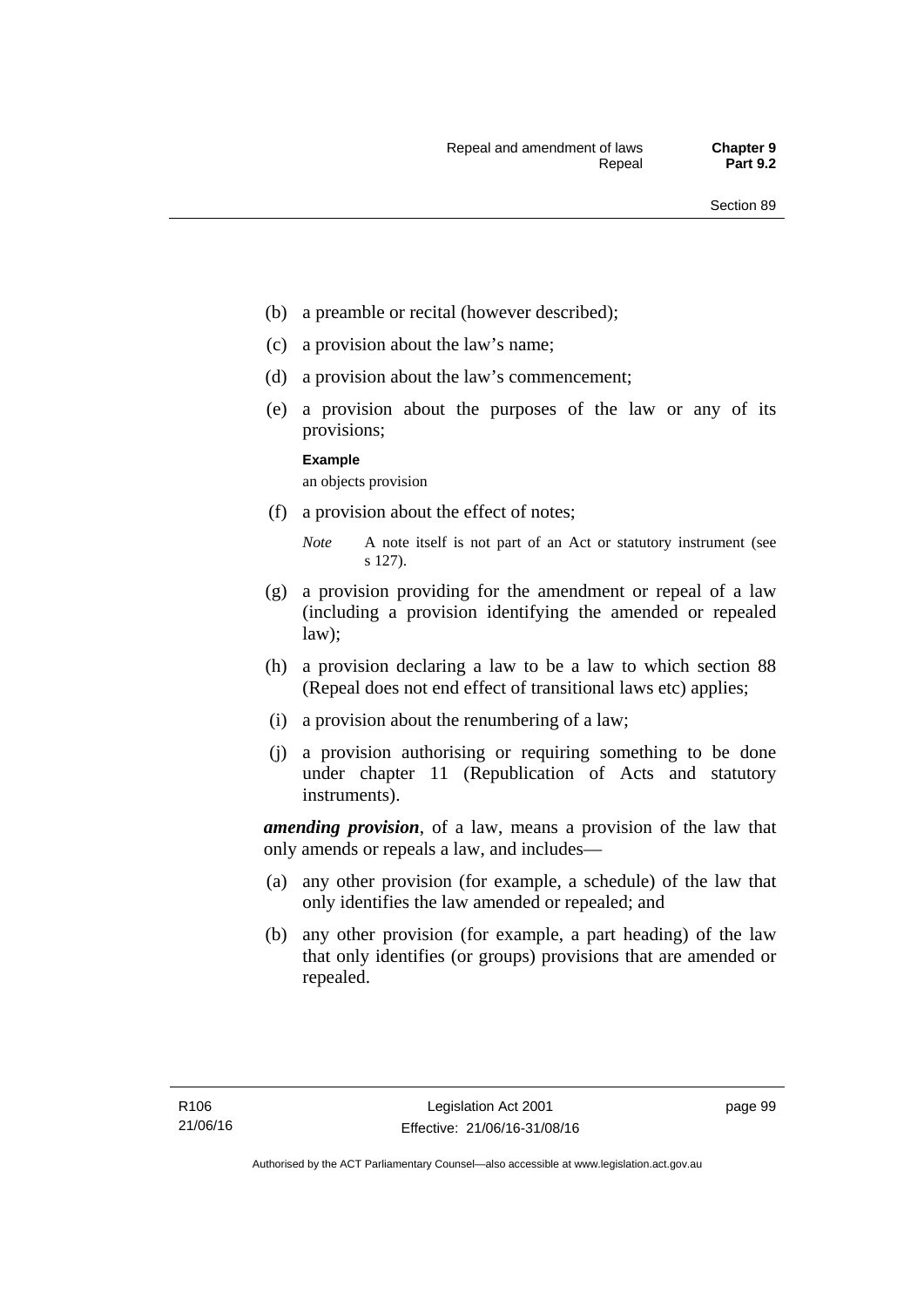(b) a preamble or recital (however described);

(c) a provision about the law's name;

(d) a provision about the law's commencement;

(e) a provision about the purposes of the law or any of its provisions;

**Example**

an objects provision

(f) a provision about the effect of notes;

*Note* A note itself is not part of an Act or statutory instrument (see s 127).

(g) a provision providing for the amendment or repeal of a law (including a provision identifying the amended or repealed law);

(h) a provision declaring a law to be a law to which section 88 (Repeal does not end effect of transitional laws etc) applies;

(i) a provision about the renumbering of a law;

(j) a provision authorising or requiring something to be done under chapter 11 (Republication of Acts and statutory instruments).

***amending provision***, of a law, means a provision of the law that only amends or repeals a law, and includes—

(a) any other provision (for example, a schedule) of the law that only identifies the law amended or repealed; and

(b) any other provision (for example, a part heading) of the law that only identifies (or groups) provisions that are amended or repealed.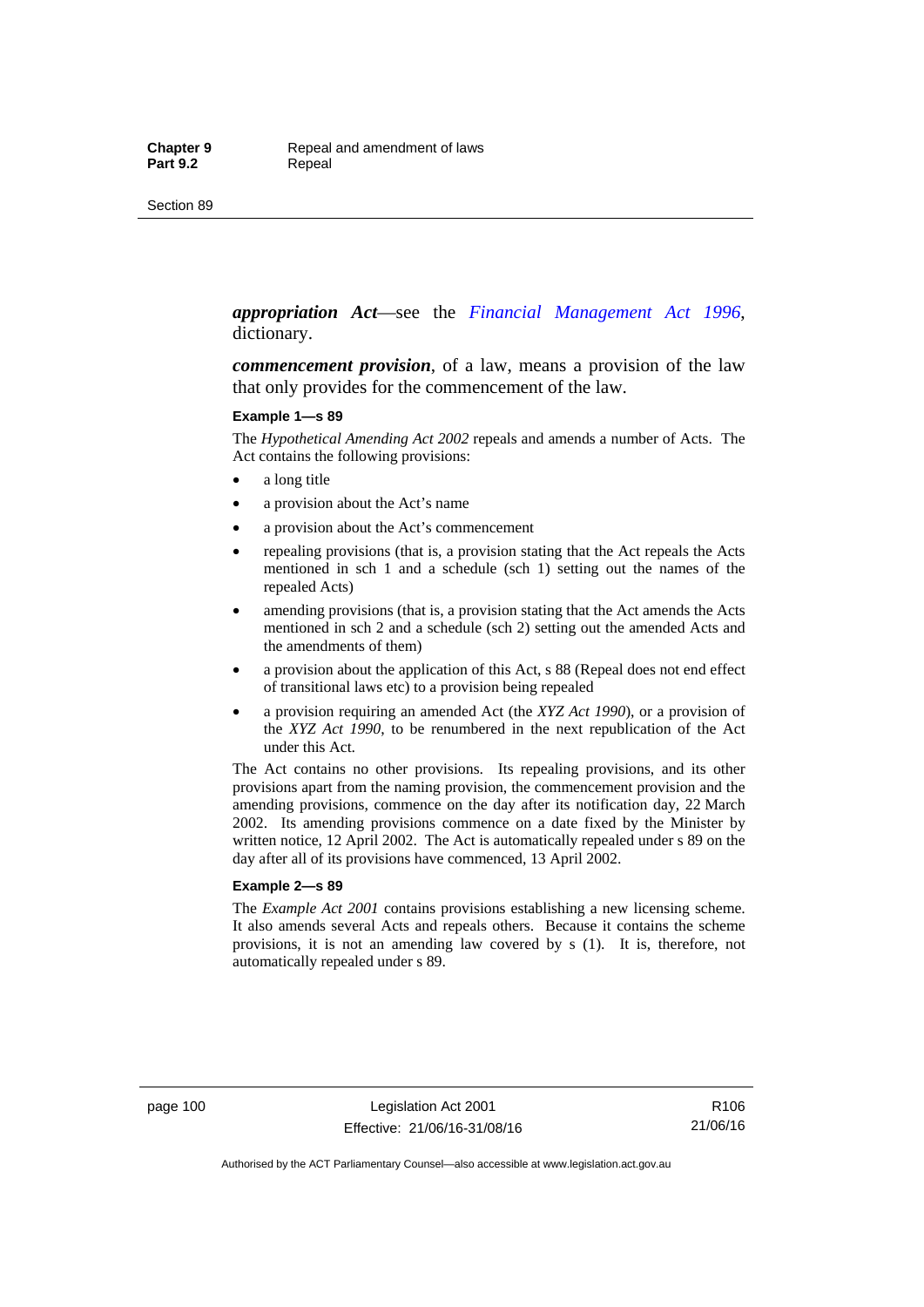***appropriation Act***—see the *Financial Management Act 1996*, dictionary.

***commencement provision***, of a law, means a provision of the law that only provides for the commencement of the law.

**Example 1—s 89**

The *Hypothetical Amending Act 2002* repeals and amends a number of Acts. The Act contains the following provisions:

- a long title
- a provision about the Act's name
- a provision about the Act's commencement
- repealing provisions (that is, a provision stating that the Act repeals the Acts mentioned in sch 1 and a schedule (sch 1) setting out the names of the repealed Acts)
- amending provisions (that is, a provision stating that the Act amends the Acts mentioned in sch 2 and a schedule (sch 2) setting out the amended Acts and the amendments of them)
- a provision about the application of this Act, s 88 (Repeal does not end effect of transitional laws etc) to a provision being repealed
- a provision requiring an amended Act (the *XYZ Act 1990*), or a provision of the *XYZ Act 1990*, to be renumbered in the next republication of the Act under this Act.

The Act contains no other provisions. Its repealing provisions, and its other provisions apart from the naming provision, the commencement provision and the amending provisions, commence on the day after its notification day, 22 March 2002. Its amending provisions commence on a date fixed by the Minister by written notice, 12 April 2002. The Act is automatically repealed under s 89 on the day after all of its provisions have commenced, 13 April 2002.

**Example 2—s 89**

The *Example Act 2001* contains provisions establishing a new licensing scheme. It also amends several Acts and repeals others. Because it contains the scheme provisions, it is not an amending law covered by s (1). It is, therefore, not automatically repealed under s 89.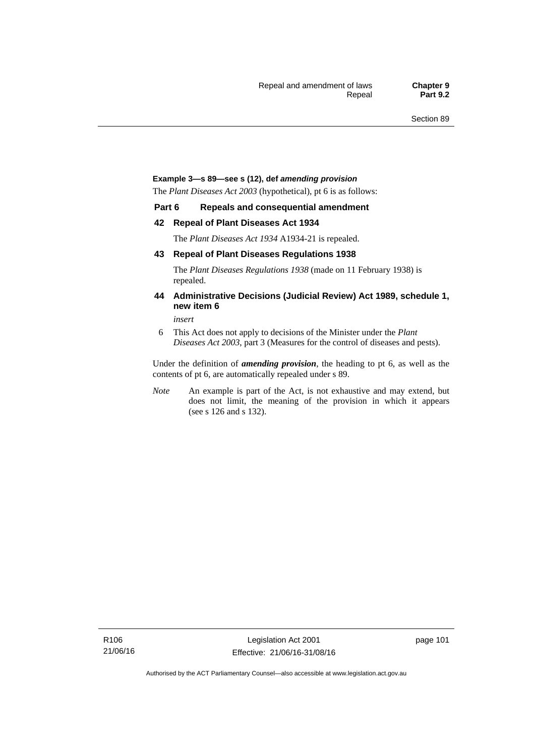**Example 3—s 89—see s (12), def *amending provision***

The *Plant Diseases Act 2003* (hypothetical), pt 6 is as follows:

**Part 6 Repeals and consequential amendment**

**42 Repeal of Plant Diseases Act 1934**

The *Plant Diseases Act 1934* A1934-21 is repealed.

**43 Repeal of Plant Diseases Regulations 1938**

The *Plant Diseases Regulations 1938* (made on 11 February 1938) is repealed.

**44 Administrative Decisions (Judicial Review) Act 1989, schedule 1, new item 6**

*insert*

6 This Act does not apply to decisions of the Minister under the *Plant Diseases Act 2003*, part 3 (Measures for the control of diseases and pests).

Under the definition of ***amending provision***, the heading to pt 6, as well as the contents of pt 6, are automatically repealed under s 89.

*Note* An example is part of the Act, is not exhaustive and may extend, but does not limit, the meaning of the provision in which it appears (see s 126 and s 132).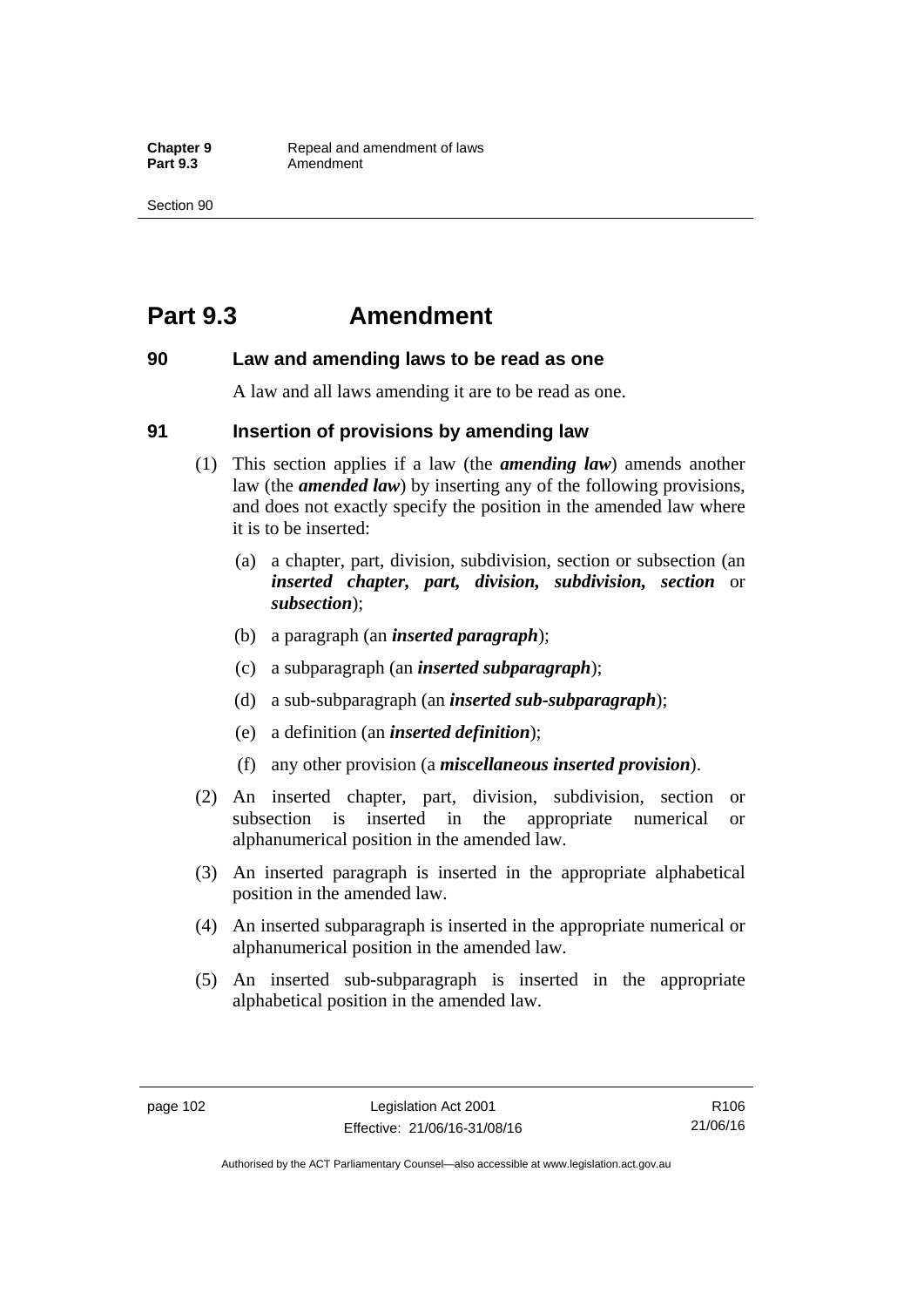# Part 9.3 Amendment

## 90 Law and amending laws to be read as one

A law and all laws amending it are to be read as one.

## 91 Insertion of provisions by amending law

(1) This section applies if a law (the ***amending law***) amends another law (the ***amended law***) by inserting any of the following provisions, and does not exactly specify the position in the amended law where it is to be inserted:

(a) a chapter, part, division, subdivision, section or subsection (an ***inserted chapter, part, division, subdivision, section*** or ***subsection***);

(b) a paragraph (an ***inserted paragraph***);

(c) a subparagraph (an ***inserted subparagraph***);

(d) a sub-subparagraph (an ***inserted sub-subparagraph***);

(e) a definition (an ***inserted definition***);

(f) any other provision (a ***miscellaneous inserted provision***).

(2) An inserted chapter, part, division, subdivision, section or subsection is inserted in the appropriate numerical or alphanumerical position in the amended law.

(3) An inserted paragraph is inserted in the appropriate alphabetical position in the amended law.

(4) An inserted subparagraph is inserted in the appropriate numerical or alphanumerical position in the amended law.

(5) An inserted sub-subparagraph is inserted in the appropriate alphabetical position in the amended law.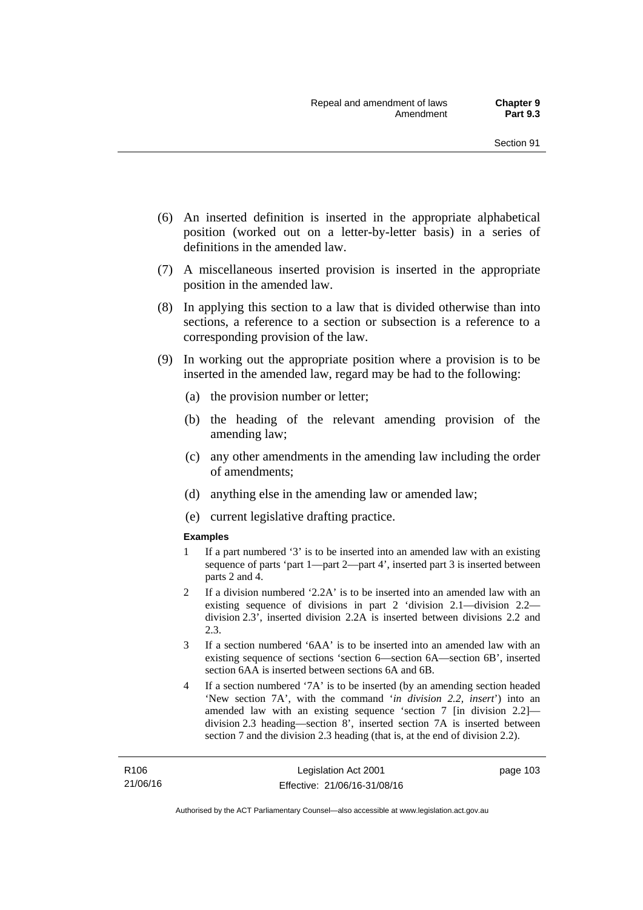(6) An inserted definition is inserted in the appropriate alphabetical position (worked out on a letter-by-letter basis) in a series of definitions in the amended law.

(7) A miscellaneous inserted provision is inserted in the appropriate position in the amended law.

(8) In applying this section to a law that is divided otherwise than into sections, a reference to a section or subsection is a reference to a corresponding provision of the law.

(9) In working out the appropriate position where a provision is to be inserted in the amended law, regard may be had to the following:

(a) the provision number or letter;

(b) the heading of the relevant amending provision of the amending law;

(c) any other amendments in the amending law including the order of amendments;

(d) anything else in the amending law or amended law;

(e) current legislative drafting practice.

**Examples**

1 If a part numbered '3' is to be inserted into an amended law with an existing sequence of parts 'part 1—part 2—part 4', inserted part 3 is inserted between parts 2 and 4.

2 If a division numbered '2.2A' is to be inserted into an amended law with an existing sequence of divisions in part 2 'division 2.1—division 2.2—division 2.3', inserted division 2.2A is inserted between divisions 2.2 and 2.3.

3 If a section numbered '6AA' is to be inserted into an amended law with an existing sequence of sections 'section 6—section 6A—section 6B', inserted section 6AA is inserted between sections 6A and 6B.

4 If a section numbered '7A' is to be inserted (by an amending section headed 'New section 7A', with the command '*in division 2.2, insert*') into an amended law with an existing sequence 'section 7 [in division 2.2]—division 2.3 heading—section 8', inserted section 7A is inserted between section 7 and the division 2.3 heading (that is, at the end of division 2.2).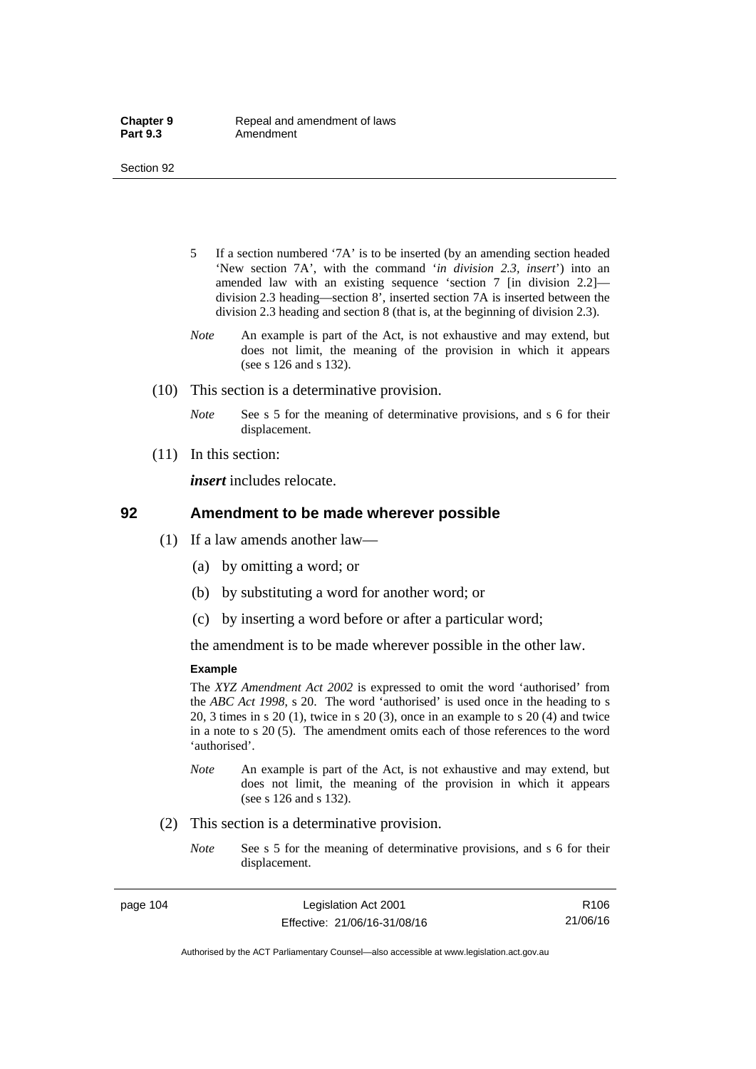5 If a section numbered '7A' is to be inserted (by an amending section headed 'New section 7A', with the command '*in division 2.3, insert*') into an amended law with an existing sequence 'section 7 [in division 2.2]—division 2.3 heading—section 8', inserted section 7A is inserted between the division 2.3 heading and section 8 (that is, at the beginning of division 2.3).

*Note* An example is part of the Act, is not exhaustive and may extend, but does not limit, the meaning of the provision in which it appears (see s 126 and s 132).

(10) This section is a determinative provision.

*Note* See s 5 for the meaning of determinative provisions, and s 6 for their displacement.

(11) In this section:

***insert*** includes relocate.

## 92 Amendment to be made wherever possible

(1) If a law amends another law—

(a) by omitting a word; or

(b) by substituting a word for another word; or

(c) by inserting a word before or after a particular word;

the amendment is to be made wherever possible in the other law.

**Example**

The *XYZ Amendment Act 2002* is expressed to omit the word 'authorised' from the *ABC Act 1998*, s 20. The word 'authorised' is used once in the heading to s 20, 3 times in s 20 (1), twice in s 20 (3), once in an example to s 20 (4) and twice in a note to s 20 (5). The amendment omits each of those references to the word 'authorised'.

*Note* An example is part of the Act, is not exhaustive and may extend, but does not limit, the meaning of the provision in which it appears (see s 126 and s 132).

(2) This section is a determinative provision.

*Note* See s 5 for the meaning of determinative provisions, and s 6 for their displacement.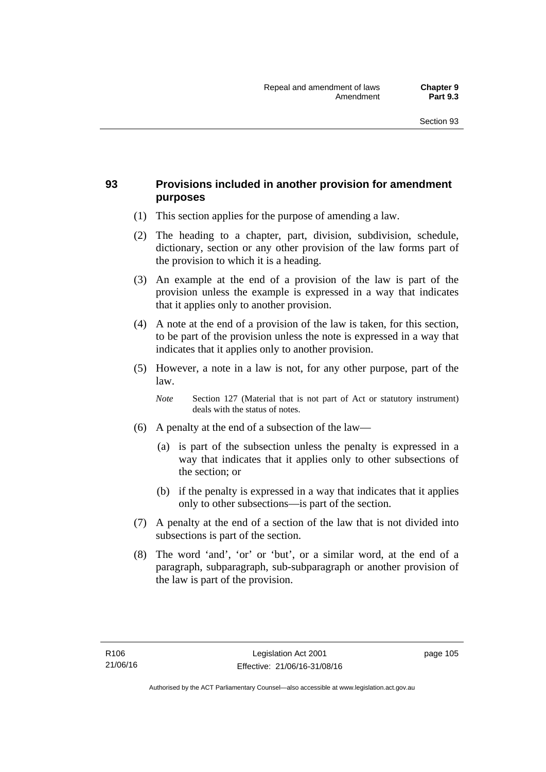## 93 Provisions included in another provision for amendment purposes

(1) This section applies for the purpose of amending a law.

(2) The heading to a chapter, part, division, subdivision, schedule, dictionary, section or any other provision of the law forms part of the provision to which it is a heading.

(3) An example at the end of a provision of the law is part of the provision unless the example is expressed in a way that indicates that it applies only to another provision.

(4) A note at the end of a provision of the law is taken, for this section, to be part of the provision unless the note is expressed in a way that indicates that it applies only to another provision.

(5) However, a note in a law is not, for any other purpose, part of the law.

*Note* Section 127 (Material that is not part of Act or statutory instrument) deals with the status of notes.

(6) A penalty at the end of a subsection of the law—

(a) is part of the subsection unless the penalty is expressed in a way that indicates that it applies only to other subsections of the section; or

(b) if the penalty is expressed in a way that indicates that it applies only to other subsections—is part of the section.

(7) A penalty at the end of a section of the law that is not divided into subsections is part of the section.

(8) The word 'and', 'or' or 'but', or a similar word, at the end of a paragraph, subparagraph, sub-subparagraph or another provision of the law is part of the provision.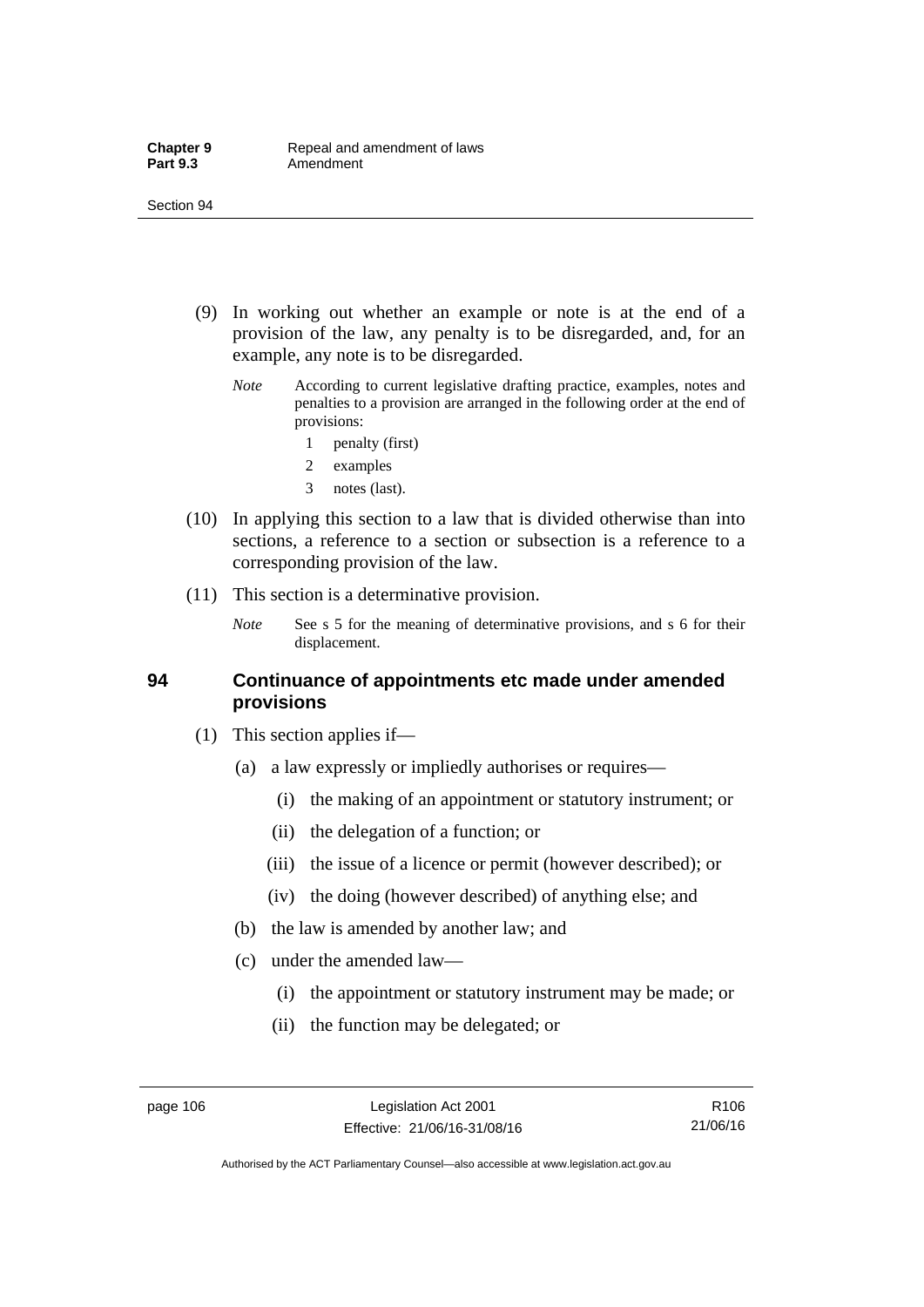(9) In working out whether an example or note is at the end of a provision of the law, any penalty is to be disregarded, and, for an example, any note is to be disregarded.

*Note* According to current legislative drafting practice, examples, notes and penalties to a provision are arranged in the following order at the end of provisions:

1 penalty (first)

2 examples

3 notes (last).

(10) In applying this section to a law that is divided otherwise than into sections, a reference to a section or subsection is a reference to a corresponding provision of the law.

(11) This section is a determinative provision.

*Note* See s 5 for the meaning of determinative provisions, and s 6 for their displacement.

## 94 Continuance of appointments etc made under amended provisions

(1) This section applies if—

(a) a law expressly or impliedly authorises or requires—

(i) the making of an appointment or statutory instrument; or

(ii) the delegation of a function; or

(iii) the issue of a licence or permit (however described); or

(iv) the doing (however described) of anything else; and

(b) the law is amended by another law; and

(c) under the amended law—

(i) the appointment or statutory instrument may be made; or

(ii) the function may be delegated; or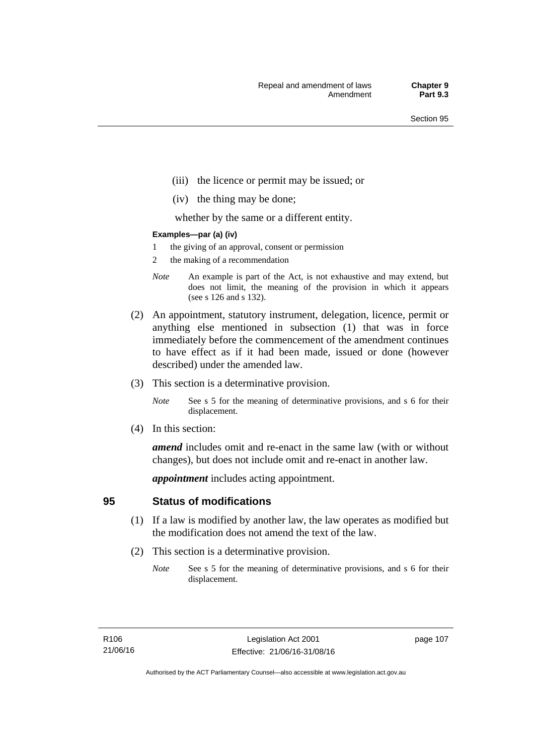(iii) the licence or permit may be issued; or

(iv) the thing may be done;

whether by the same or a different entity.

**Examples—par (a) (iv)**

1 the giving of an approval, consent or permission

2 the making of a recommendation

*Note* An example is part of the Act, is not exhaustive and may extend, but does not limit, the meaning of the provision in which it appears (see s 126 and s 132).

(2) An appointment, statutory instrument, delegation, licence, permit or anything else mentioned in subsection (1) that was in force immediately before the commencement of the amendment continues to have effect as if it had been made, issued or done (however described) under the amended law.

(3) This section is a determinative provision.

*Note* See s 5 for the meaning of determinative provisions, and s 6 for their displacement.

(4) In this section:

***amend*** includes omit and re-enact in the same law (with or without changes), but does not include omit and re-enact in another law.

***appointment*** includes acting appointment.

## 95 Status of modifications

(1) If a law is modified by another law, the law operates as modified but the modification does not amend the text of the law.

(2) This section is a determinative provision.

*Note* See s 5 for the meaning of determinative provisions, and s 6 for their displacement.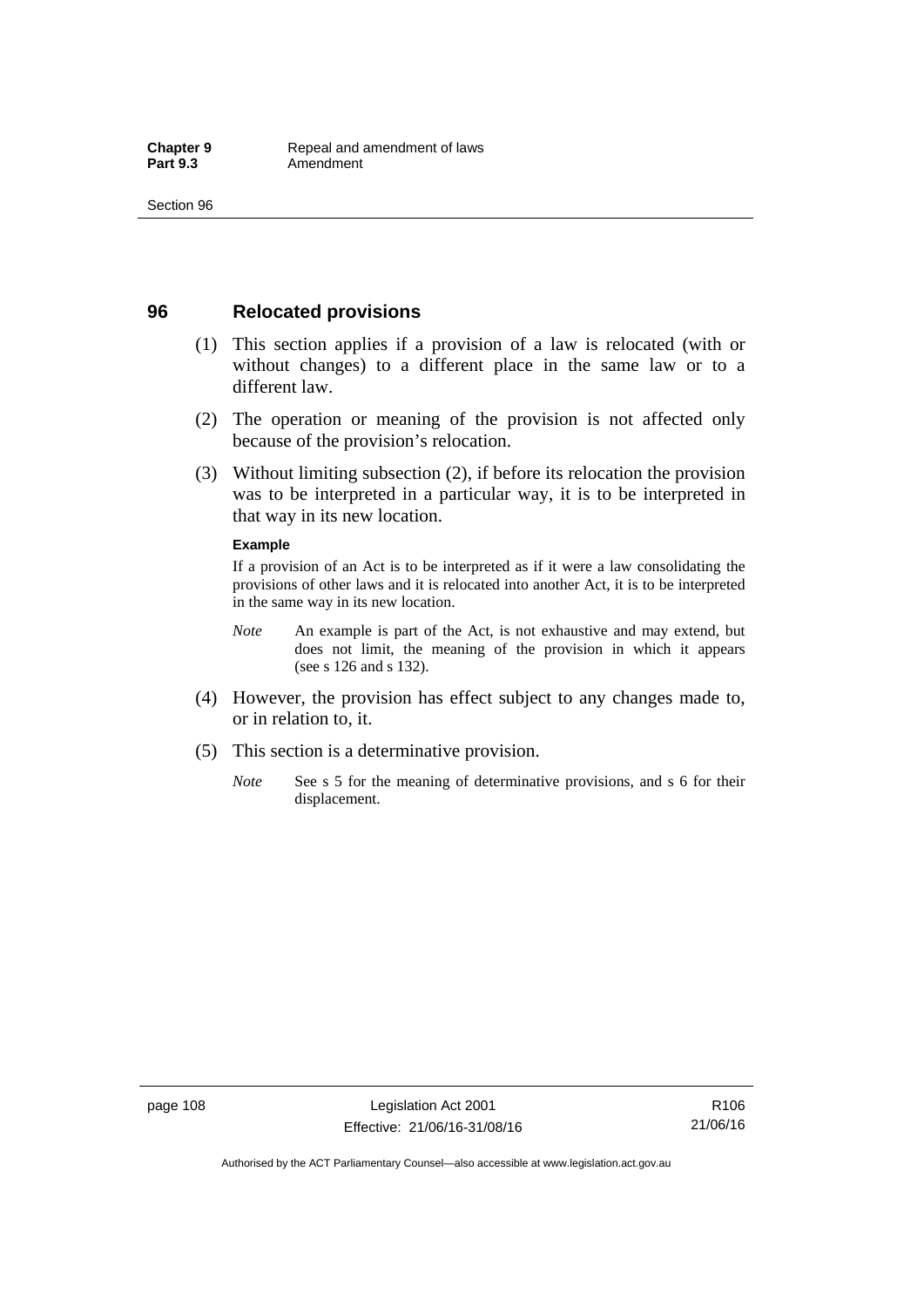## 96 Relocated provisions

(1) This section applies if a provision of a law is relocated (with or without changes) to a different place in the same law or to a different law.

(2) The operation or meaning of the provision is not affected only because of the provision's relocation.

(3) Without limiting subsection (2), if before its relocation the provision was to be interpreted in a particular way, it is to be interpreted in that way in its new location.

**Example**

If a provision of an Act is to be interpreted as if it were a law consolidating the provisions of other laws and it is relocated into another Act, it is to be interpreted in the same way in its new location.

*Note* An example is part of the Act, is not exhaustive and may extend, but does not limit, the meaning of the provision in which it appears (see s 126 and s 132).

(4) However, the provision has effect subject to any changes made to, or in relation to, it.

(5) This section is a determinative provision.

*Note* See s 5 for the meaning of determinative provisions, and s 6 for their displacement.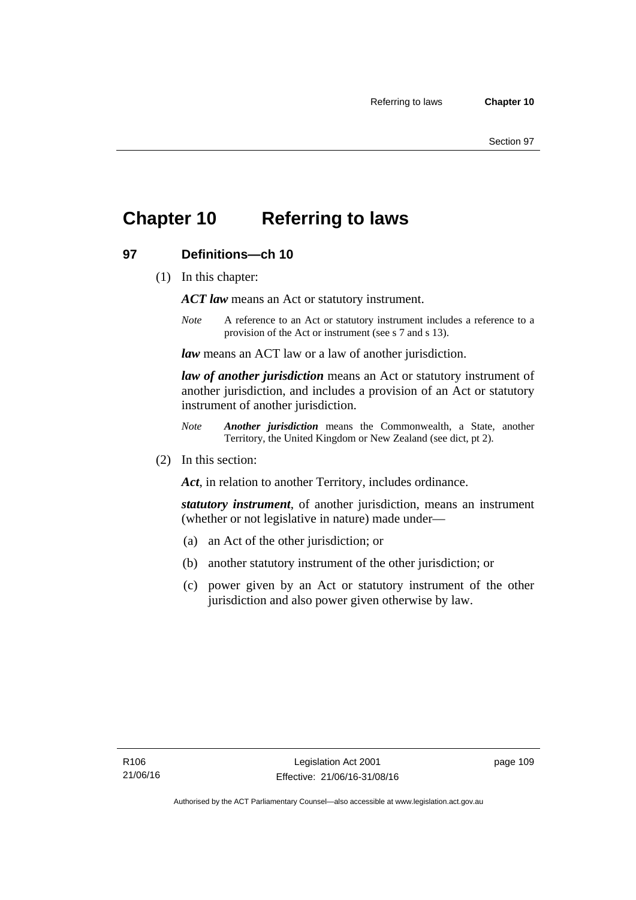# Chapter 10 Referring to laws

## 97 Definitions—ch 10

(1) In this chapter:

***ACT law*** means an Act or statutory instrument.

*Note* A reference to an Act or statutory instrument includes a reference to a provision of the Act or instrument (see s 7 and s 13).

***law*** means an ACT law or a law of another jurisdiction.

***law of another jurisdiction*** means an Act or statutory instrument of another jurisdiction, and includes a provision of an Act or statutory instrument of another jurisdiction.

*Note* ***Another jurisdiction*** means the Commonwealth, a State, another Territory, the United Kingdom or New Zealand (see dict, pt 2).

(2) In this section:

***Act***, in relation to another Territory, includes ordinance.

***statutory instrument***, of another jurisdiction, means an instrument (whether or not legislative in nature) made under—

(a) an Act of the other jurisdiction; or

(b) another statutory instrument of the other jurisdiction; or

(c) power given by an Act or statutory instrument of the other jurisdiction and also power given otherwise by law.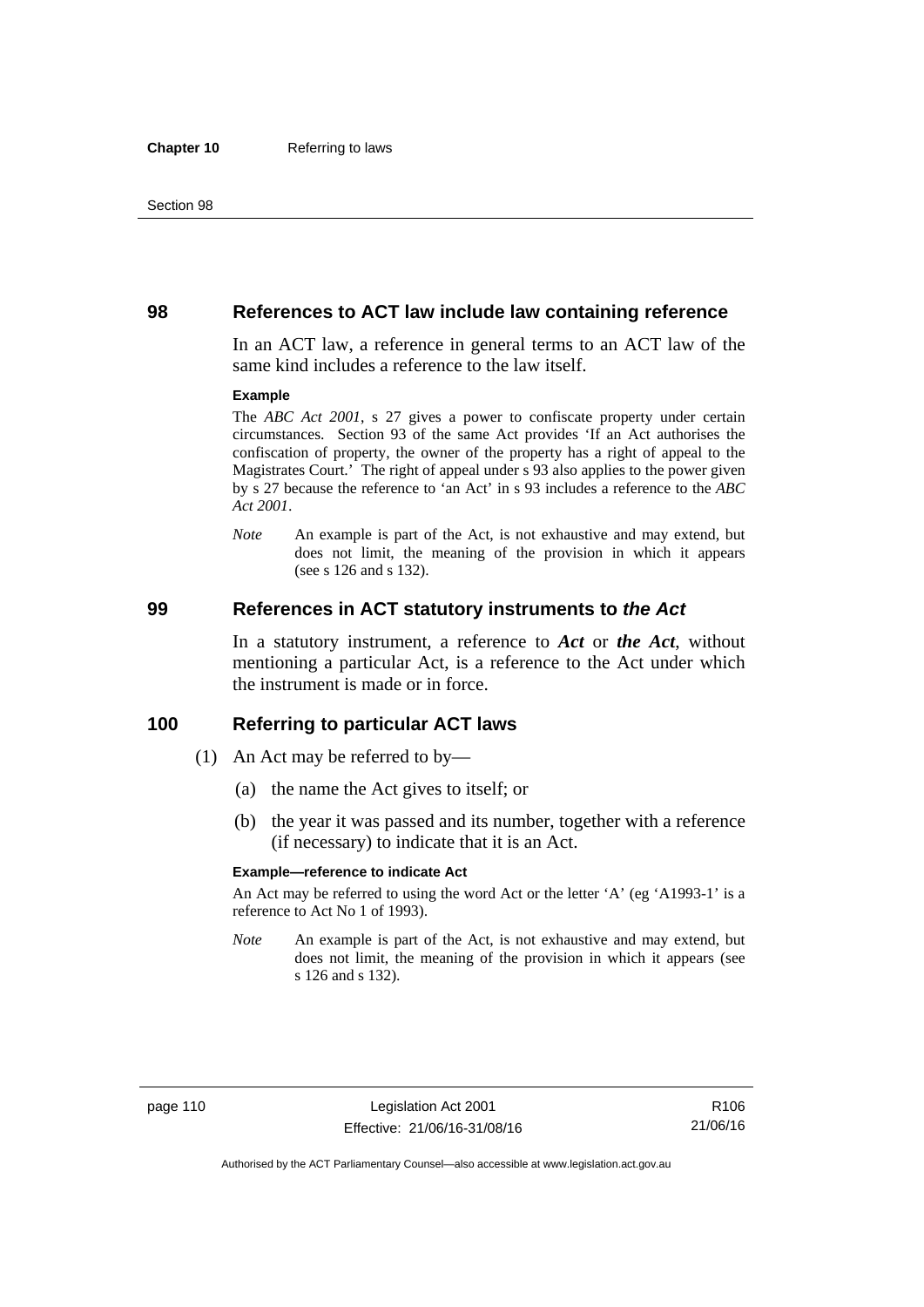## 98 References to ACT law include law containing reference

In an ACT law, a reference in general terms to an ACT law of the same kind includes a reference to the law itself.

**Example**

The *ABC Act 2001*, s 27 gives a power to confiscate property under certain circumstances. Section 93 of the same Act provides 'If an Act authorises the confiscation of property, the owner of the property has a right of appeal to the Magistrates Court.' The right of appeal under s 93 also applies to the power given by s 27 because the reference to 'an Act' in s 93 includes a reference to the *ABC Act 2001*.

*Note* An example is part of the Act, is not exhaustive and may extend, but does not limit, the meaning of the provision in which it appears (see s 126 and s 132).

## 99 References in ACT statutory instruments to *the Act*

In a statutory instrument, a reference to ***Act*** or ***the Act***, without mentioning a particular Act, is a reference to the Act under which the instrument is made or in force.

## 100 Referring to particular ACT laws

(1) An Act may be referred to by—

(a) the name the Act gives to itself; or

(b) the year it was passed and its number, together with a reference (if necessary) to indicate that it is an Act.

**Example—reference to indicate Act**

An Act may be referred to using the word Act or the letter 'A' (eg 'A1993-1' is a reference to Act No 1 of 1993).

*Note* An example is part of the Act, is not exhaustive and may extend, but does not limit, the meaning of the provision in which it appears (see s 126 and s 132).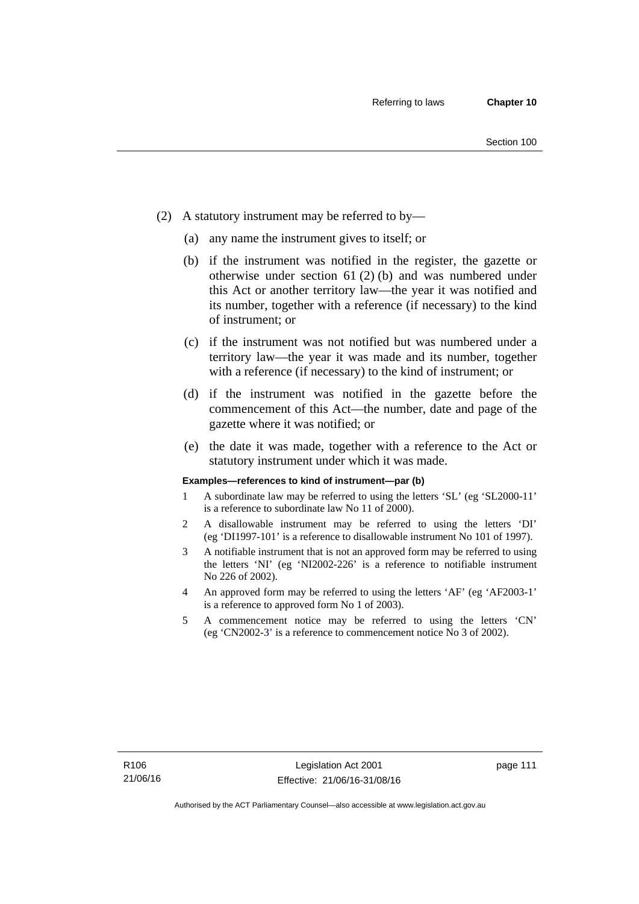(2) A statutory instrument may be referred to by—

(a) any name the instrument gives to itself; or

(b) if the instrument was notified in the register, the gazette or otherwise under section 61 (2) (b) and was numbered under this Act or another territory law—the year it was notified and its number, together with a reference (if necessary) to the kind of instrument; or

(c) if the instrument was not notified but was numbered under a territory law—the year it was made and its number, together with a reference (if necessary) to the kind of instrument; or

(d) if the instrument was notified in the gazette before the commencement of this Act—the number, date and page of the gazette where it was notified; or

(e) the date it was made, together with a reference to the Act or statutory instrument under which it was made.

**Examples—references to kind of instrument—par (b)**

1 A subordinate law may be referred to using the letters 'SL' (eg 'SL2000-11' is a reference to subordinate law No 11 of 2000).

2 A disallowable instrument may be referred to using the letters 'DI' (eg 'DI1997-101' is a reference to disallowable instrument No 101 of 1997).

3 A notifiable instrument that is not an approved form may be referred to using the letters 'NI' (eg 'NI2002-226' is a reference to notifiable instrument No 226 of 2002).

4 An approved form may be referred to using the letters 'AF' (eg 'AF2003-1' is a reference to approved form No 1 of 2003).

5 A commencement notice may be referred to using the letters 'CN' (eg 'CN2002-3' is a reference to commencement notice No 3 of 2002).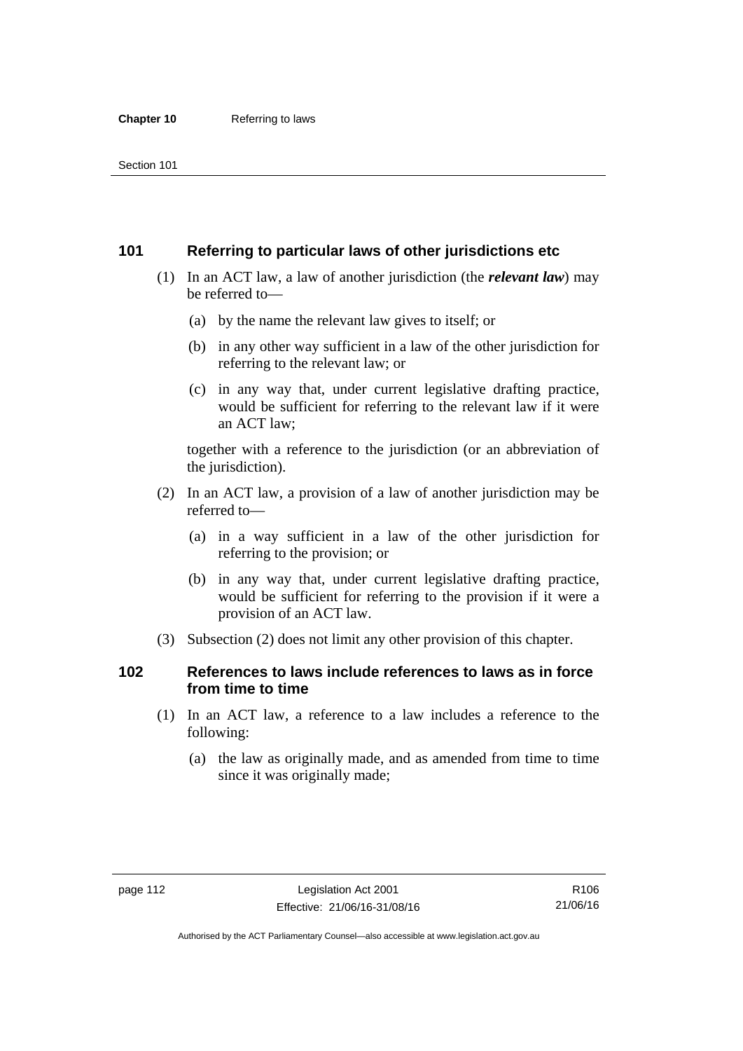## 101 Referring to particular laws of other jurisdictions etc

(1) In an ACT law, a law of another jurisdiction (the ***relevant law***) may be referred to—

(a) by the name the relevant law gives to itself; or

(b) in any other way sufficient in a law of the other jurisdiction for referring to the relevant law; or

(c) in any way that, under current legislative drafting practice, would be sufficient for referring to the relevant law if it were an ACT law;

together with a reference to the jurisdiction (or an abbreviation of the jurisdiction).

(2) In an ACT law, a provision of a law of another jurisdiction may be referred to—

(a) in a way sufficient in a law of the other jurisdiction for referring to the provision; or

(b) in any way that, under current legislative drafting practice, would be sufficient for referring to the provision if it were a provision of an ACT law.

(3) Subsection (2) does not limit any other provision of this chapter.

## 102 References to laws include references to laws as in force from time to time

(1) In an ACT law, a reference to a law includes a reference to the following:

(a) the law as originally made, and as amended from time to time since it was originally made;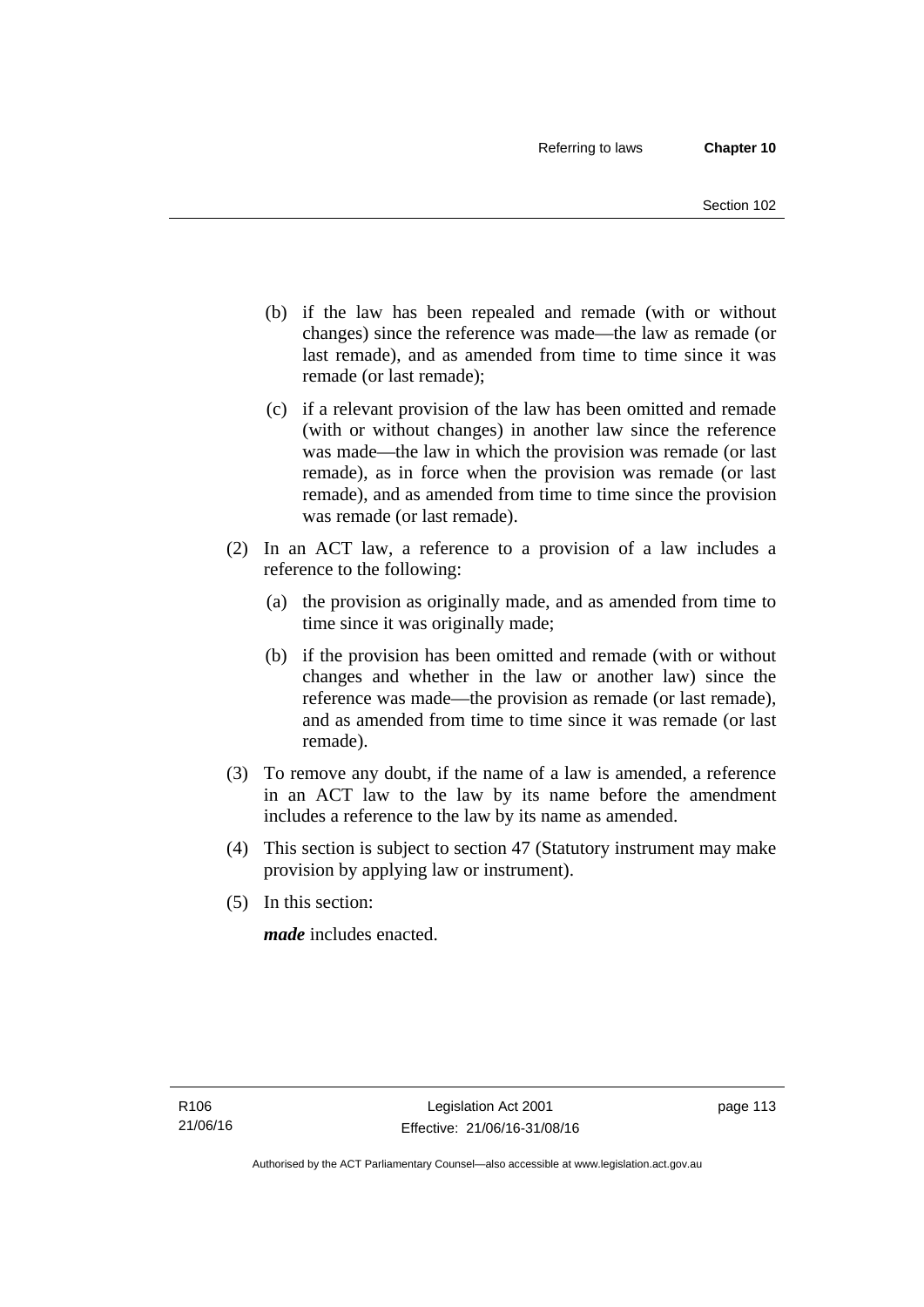(b) if the law has been repealed and remade (with or without changes) since the reference was made—the law as remade (or last remade), and as amended from time to time since it was remade (or last remade);

(c) if a relevant provision of the law has been omitted and remade (with or without changes) in another law since the reference was made—the law in which the provision was remade (or last remade), as in force when the provision was remade (or last remade), and as amended from time to time since the provision was remade (or last remade).

(2) In an ACT law, a reference to a provision of a law includes a reference to the following:

(a) the provision as originally made, and as amended from time to time since it was originally made;

(b) if the provision has been omitted and remade (with or without changes and whether in the law or another law) since the reference was made—the provision as remade (or last remade), and as amended from time to time since it was remade (or last remade).

(3) To remove any doubt, if the name of a law is amended, a reference in an ACT law to the law by its name before the amendment includes a reference to the law by its name as amended.

(4) This section is subject to section 47 (Statutory instrument may make provision by applying law or instrument).

(5) In this section:

***made*** includes enacted.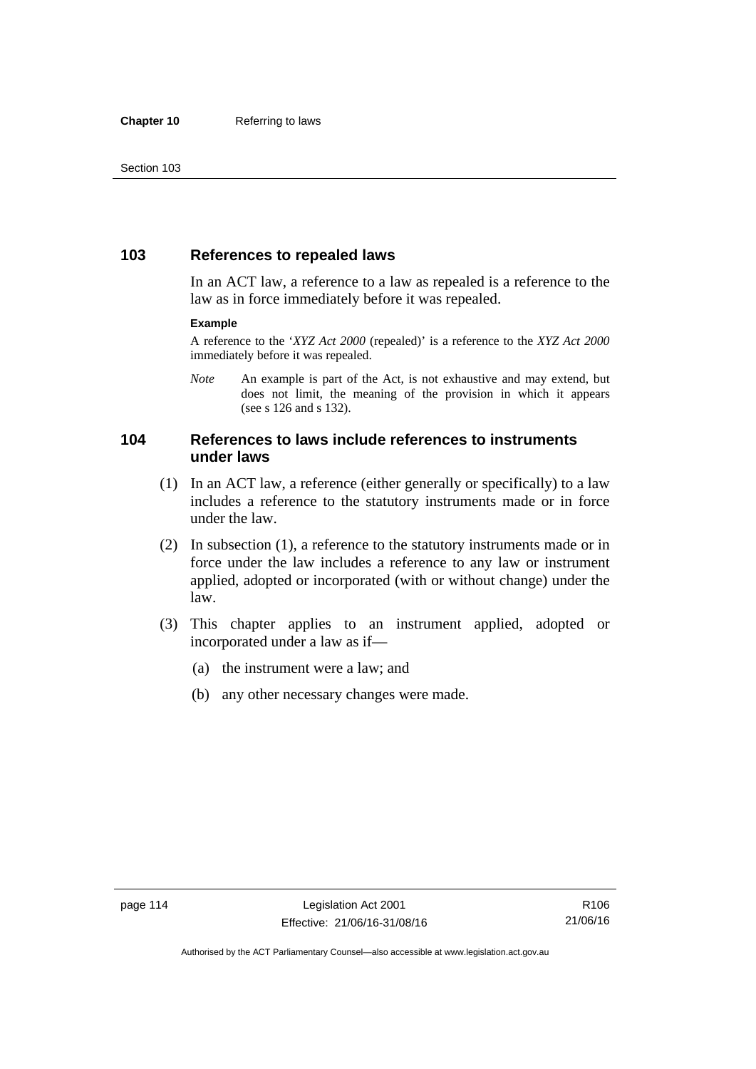## 103 References to repealed laws

In an ACT law, a reference to a law as repealed is a reference to the law as in force immediately before it was repealed.

**Example**

A reference to the '*XYZ Act 2000* (repealed)' is a reference to the *XYZ Act 2000* immediately before it was repealed.

*Note* An example is part of the Act, is not exhaustive and may extend, but does not limit, the meaning of the provision in which it appears (see s 126 and s 132).

## 104 References to laws include references to instruments under laws

(1) In an ACT law, a reference (either generally or specifically) to a law includes a reference to the statutory instruments made or in force under the law.

(2) In subsection (1), a reference to the statutory instruments made or in force under the law includes a reference to any law or instrument applied, adopted or incorporated (with or without change) under the law.

(3) This chapter applies to an instrument applied, adopted or incorporated under a law as if—

(a) the instrument were a law; and

(b) any other necessary changes were made.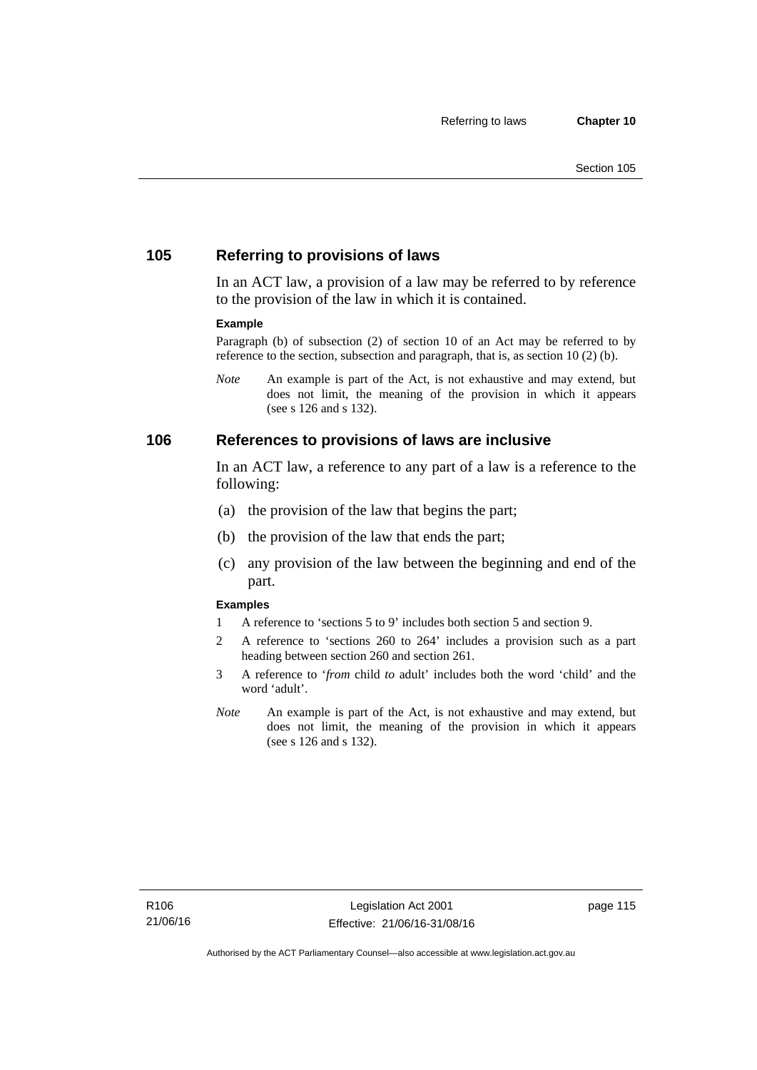## 105 Referring to provisions of laws

In an ACT law, a provision of a law may be referred to by reference to the provision of the law in which it is contained.

**Example**

Paragraph (b) of subsection (2) of section 10 of an Act may be referred to by reference to the section, subsection and paragraph, that is, as section 10 (2) (b).

*Note* An example is part of the Act, is not exhaustive and may extend, but does not limit, the meaning of the provision in which it appears (see s 126 and s 132).

## 106 References to provisions of laws are inclusive

In an ACT law, a reference to any part of a law is a reference to the following:

(a) the provision of the law that begins the part;

(b) the provision of the law that ends the part;

(c) any provision of the law between the beginning and end of the part.

**Examples**

1 A reference to 'sections 5 to 9' includes both section 5 and section 9.

2 A reference to 'sections 260 to 264' includes a provision such as a part heading between section 260 and section 261.

3 A reference to '*from* child *to* adult' includes both the word 'child' and the word 'adult'.

*Note* An example is part of the Act, is not exhaustive and may extend, but does not limit, the meaning of the provision in which it appears (see s 126 and s 132).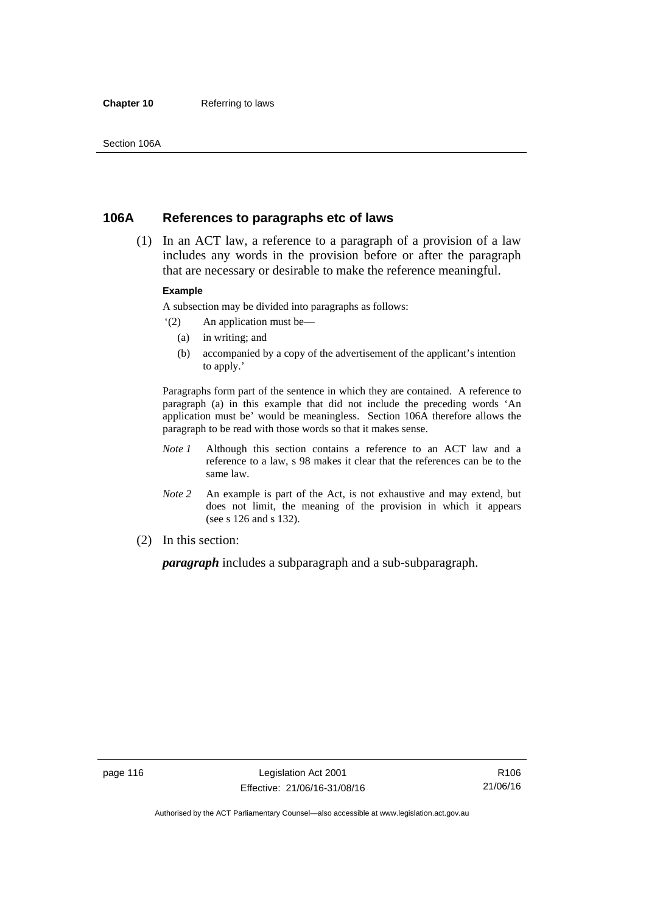## 106A References to paragraphs etc of laws

(1) In an ACT law, a reference to a paragraph of a provision of a law includes any words in the provision before or after the paragraph that are necessary or desirable to make the reference meaningful.

**Example**

A subsection may be divided into paragraphs as follows:

'(2) An application must be—

(a) in writing; and

(b) accompanied by a copy of the advertisement of the applicant's intention to apply.'

Paragraphs form part of the sentence in which they are contained. A reference to paragraph (a) in this example that did not include the preceding words 'An application must be' would be meaningless. Section 106A therefore allows the paragraph to be read with those words so that it makes sense.

*Note 1* Although this section contains a reference to an ACT law and a reference to a law, s 98 makes it clear that the references can be to the same law.

*Note 2* An example is part of the Act, is not exhaustive and may extend, but does not limit, the meaning of the provision in which it appears (see s 126 and s 132).

(2) In this section:

***paragraph*** includes a subparagraph and a sub-subparagraph.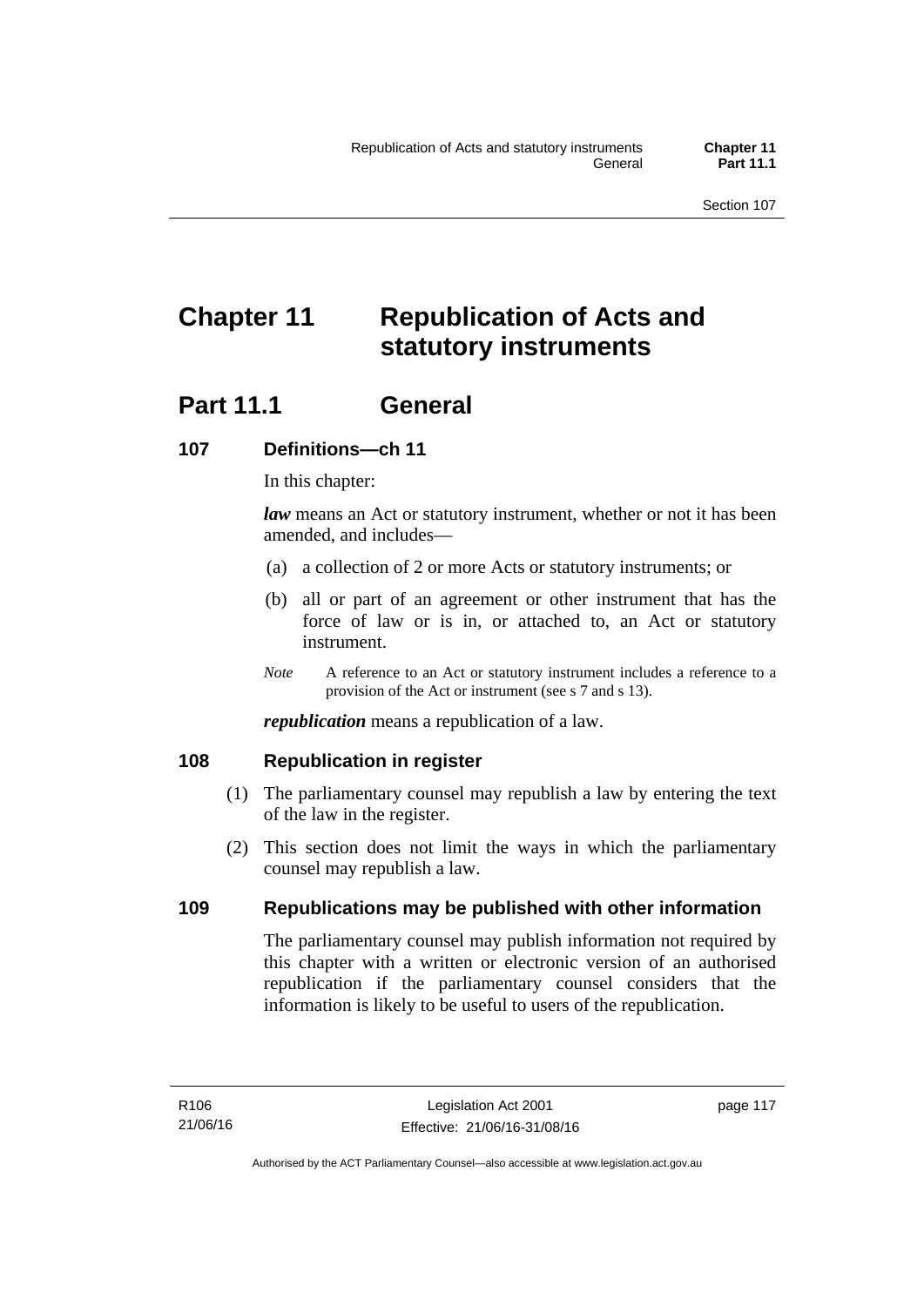# Chapter 11 Republication of Acts and statutory instruments

## Part 11.1 General

### 107 Definitions—ch 11

In this chapter:

***law*** means an Act or statutory instrument, whether or not it has been amended, and includes—

(a) a collection of 2 or more Acts or statutory instruments; or

(b) all or part of an agreement or other instrument that has the force of law or is in, or attached to, an Act or statutory instrument.

*Note* A reference to an Act or statutory instrument includes a reference to a provision of the Act or instrument (see s 7 and s 13).

***republication*** means a republication of a law.

### 108 Republication in register

(1) The parliamentary counsel may republish a law by entering the text of the law in the register.

(2) This section does not limit the ways in which the parliamentary counsel may republish a law.

### 109 Republications may be published with other information

The parliamentary counsel may publish information not required by this chapter with a written or electronic version of an authorised republication if the parliamentary counsel considers that the information is likely to be useful to users of the republication.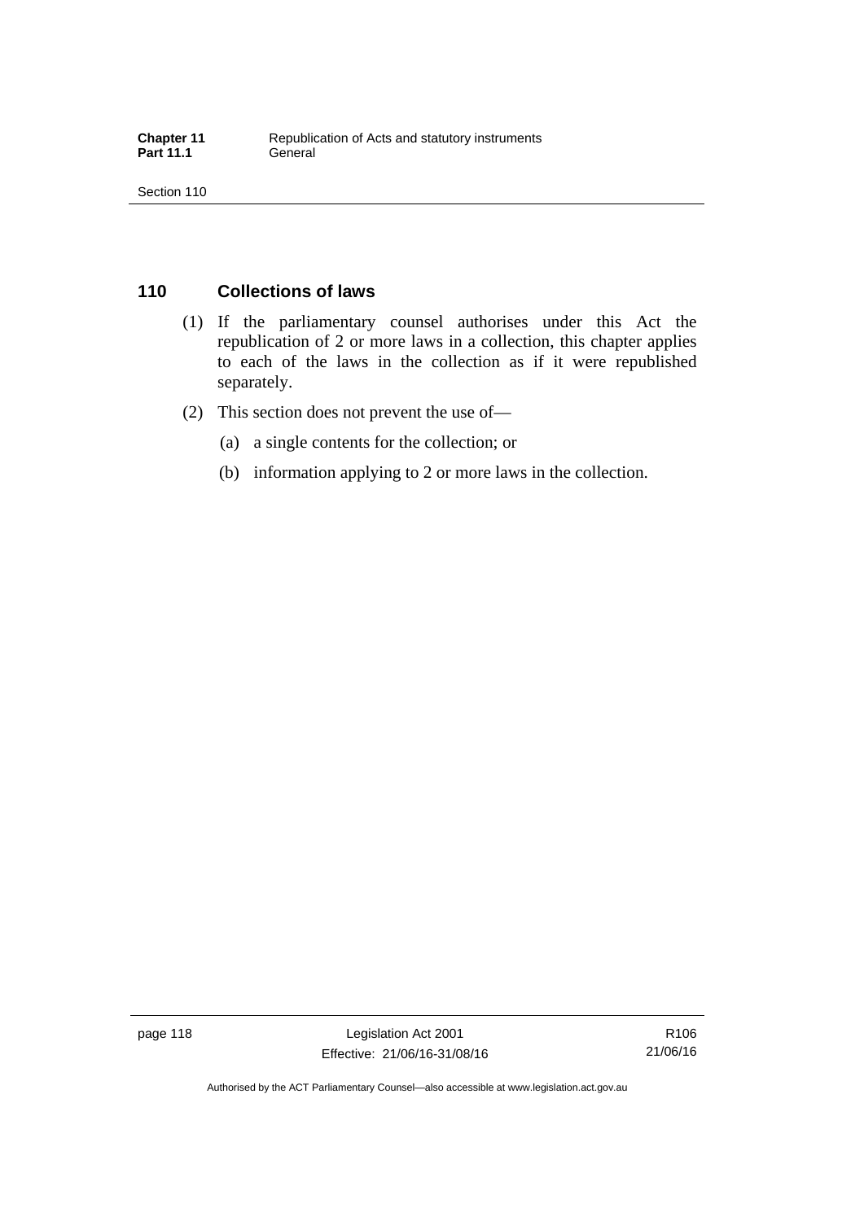## 110 Collections of laws

(1) If the parliamentary counsel authorises under this Act the republication of 2 or more laws in a collection, this chapter applies to each of the laws in the collection as if it were republished separately.

(2) This section does not prevent the use of—

(a) a single contents for the collection; or

(b) information applying to 2 or more laws in the collection.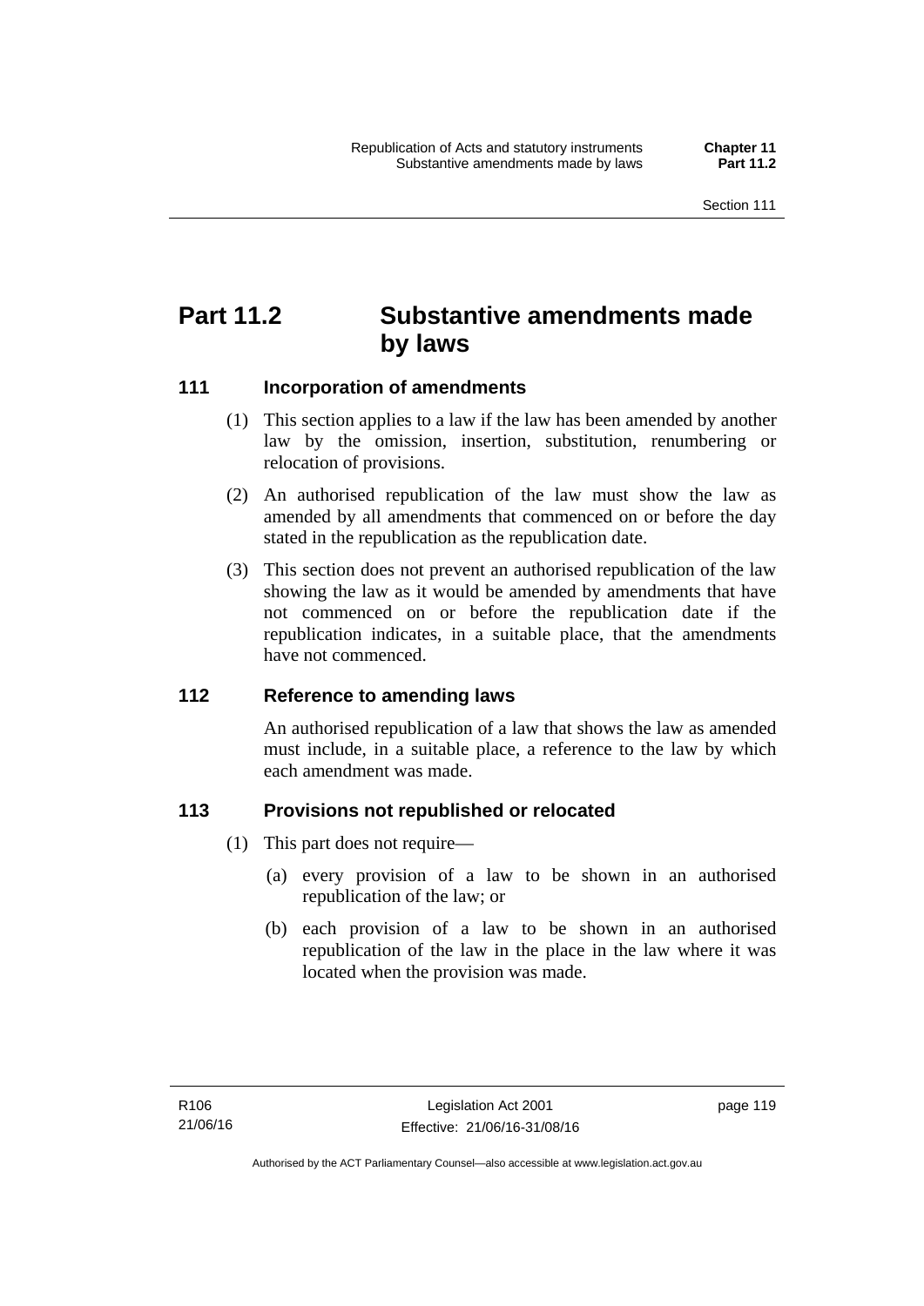# Part 11.2 Substantive amendments made by laws

## 111 Incorporation of amendments

(1) This section applies to a law if the law has been amended by another law by the omission, insertion, substitution, renumbering or relocation of provisions.

(2) An authorised republication of the law must show the law as amended by all amendments that commenced on or before the day stated in the republication as the republication date.

(3) This section does not prevent an authorised republication of the law showing the law as it would be amended by amendments that have not commenced on or before the republication date if the republication indicates, in a suitable place, that the amendments have not commenced.

## 112 Reference to amending laws

An authorised republication of a law that shows the law as amended must include, in a suitable place, a reference to the law by which each amendment was made.

## 113 Provisions not republished or relocated

(1) This part does not require—

(a) every provision of a law to be shown in an authorised republication of the law; or

(b) each provision of a law to be shown in an authorised republication of the law in the place in the law where it was located when the provision was made.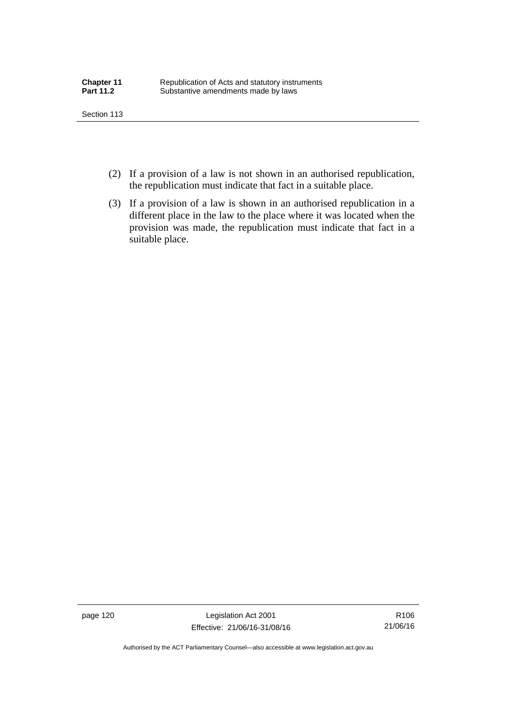(2) If a provision of a law is not shown in an authorised republication, the republication must indicate that fact in a suitable place.

(3) If a provision of a law is shown in an authorised republication in a different place in the law to the place where it was located when the provision was made, the republication must indicate that fact in a suitable place.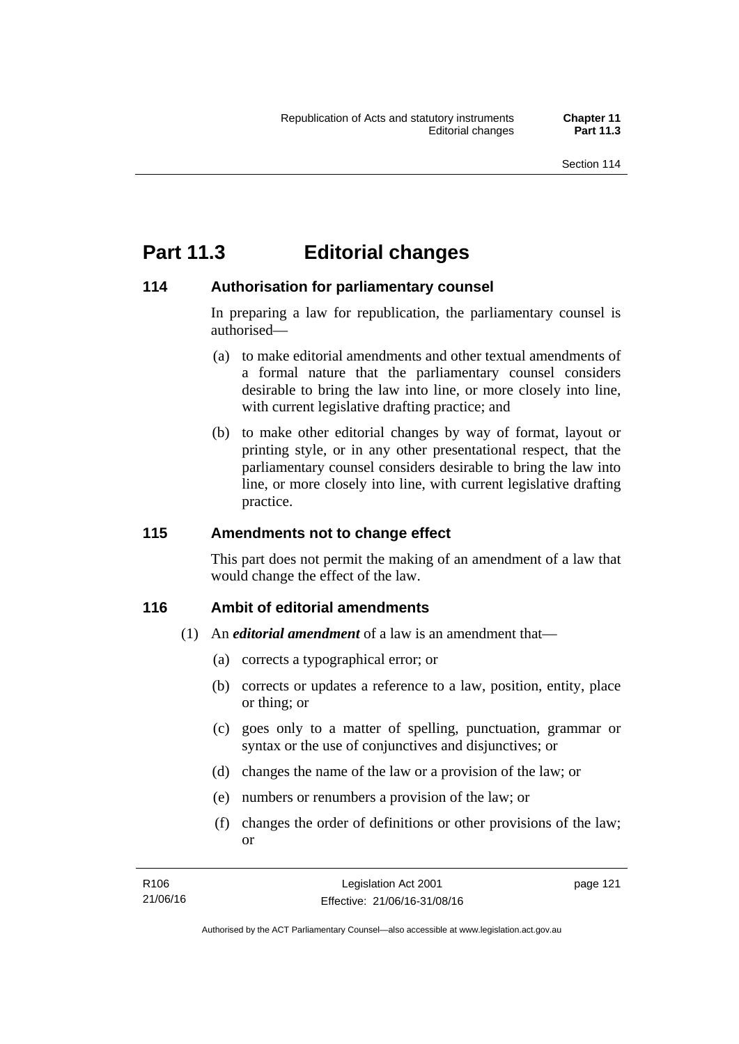# Part 11.3 Editorial changes

## 114 Authorisation for parliamentary counsel

In preparing a law for republication, the parliamentary counsel is authorised—

(a) to make editorial amendments and other textual amendments of a formal nature that the parliamentary counsel considers desirable to bring the law into line, or more closely into line, with current legislative drafting practice; and

(b) to make other editorial changes by way of format, layout or printing style, or in any other presentational respect, that the parliamentary counsel considers desirable to bring the law into line, or more closely into line, with current legislative drafting practice.

## 115 Amendments not to change effect

This part does not permit the making of an amendment of a law that would change the effect of the law.

## 116 Ambit of editorial amendments

(1) An ***editorial amendment*** of a law is an amendment that—

(a) corrects a typographical error; or

(b) corrects or updates a reference to a law, position, entity, place or thing; or

(c) goes only to a matter of spelling, punctuation, grammar or syntax or the use of conjunctives and disjunctives; or

(d) changes the name of the law or a provision of the law; or

(e) numbers or renumbers a provision of the law; or

(f) changes the order of definitions or other provisions of the law; or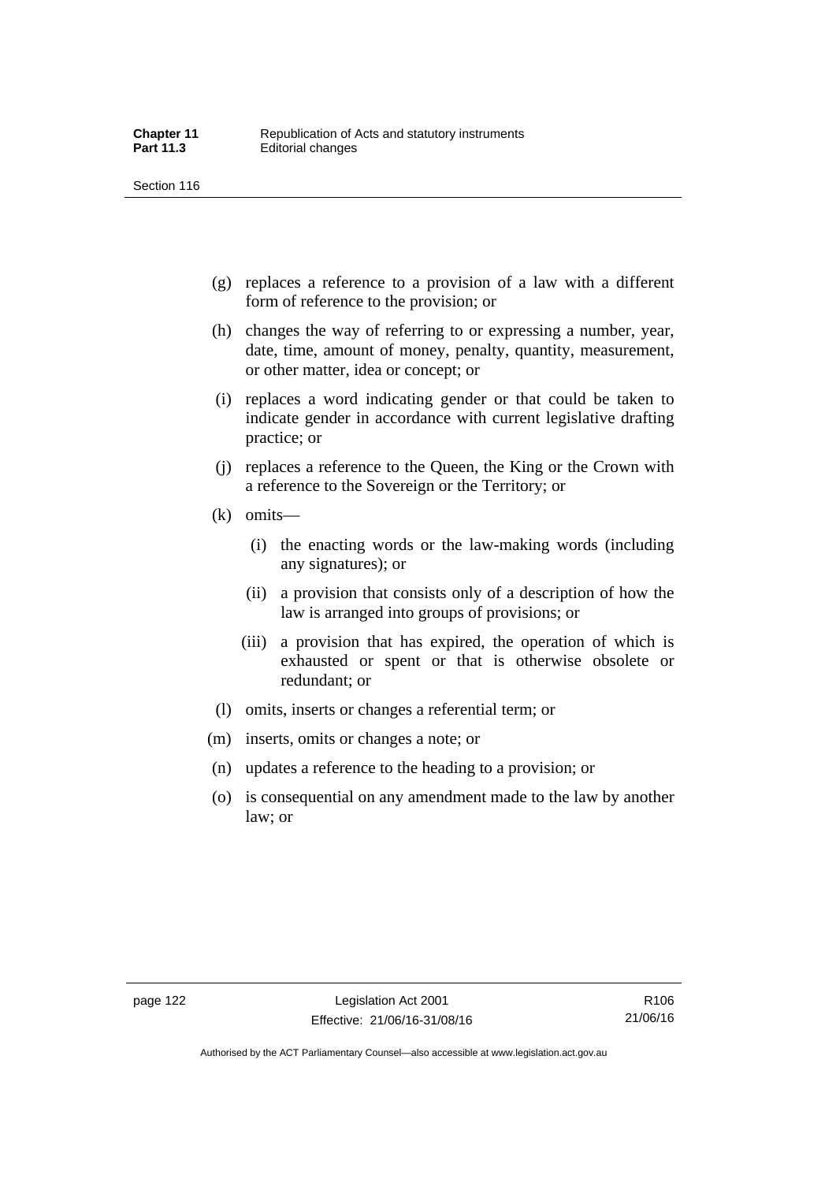(g) replaces a reference to a provision of a law with a different form of reference to the provision; or

(h) changes the way of referring to or expressing a number, year, date, time, amount of money, penalty, quantity, measurement, or other matter, idea or concept; or

(i) replaces a word indicating gender or that could be taken to indicate gender in accordance with current legislative drafting practice; or

(j) replaces a reference to the Queen, the King or the Crown with a reference to the Sovereign or the Territory; or

(k) omits—

  (i) the enacting words or the law-making words (including any signatures); or

  (ii) a provision that consists only of a description of how the law is arranged into groups of provisions; or

  (iii) a provision that has expired, the operation of which is exhausted or spent or that is otherwise obsolete or redundant; or

(l) omits, inserts or changes a referential term; or

(m) inserts, omits or changes a note; or

(n) updates a reference to the heading to a provision; or

(o) is consequential on any amendment made to the law by another law; or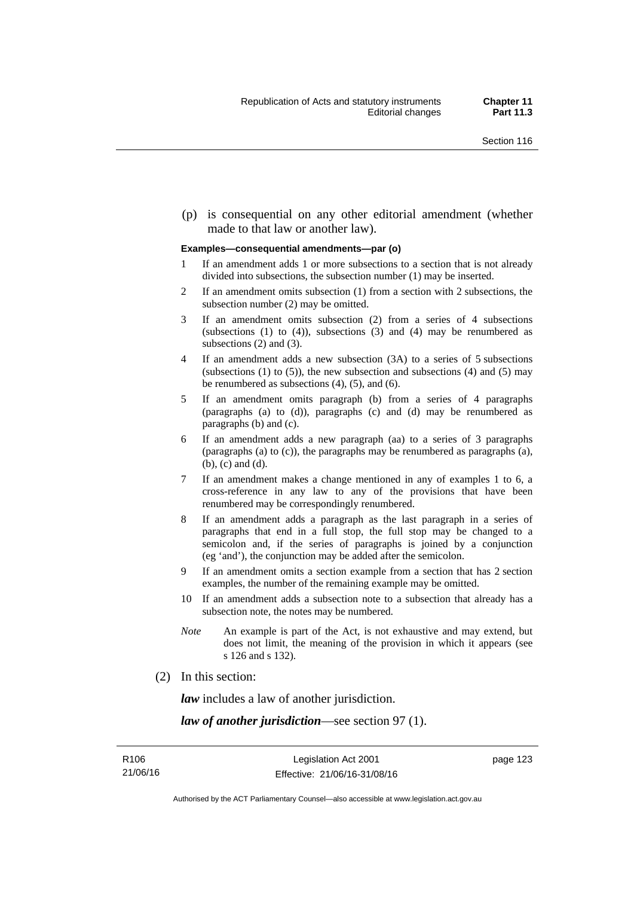(p) is consequential on any other editorial amendment (whether made to that law or another law).

**Examples—consequential amendments—par (o)**

1 If an amendment adds 1 or more subsections to a section that is not already divided into subsections, the subsection number (1) may be inserted.

2 If an amendment omits subsection (1) from a section with 2 subsections, the subsection number (2) may be omitted.

3 If an amendment omits subsection (2) from a series of 4 subsections (subsections (1) to (4)), subsections (3) and (4) may be renumbered as subsections (2) and (3).

4 If an amendment adds a new subsection (3A) to a series of 5 subsections (subsections (1) to (5)), the new subsection and subsections (4) and (5) may be renumbered as subsections (4), (5), and (6).

5 If an amendment omits paragraph (b) from a series of 4 paragraphs (paragraphs (a) to (d)), paragraphs (c) and (d) may be renumbered as paragraphs (b) and (c).

6 If an amendment adds a new paragraph (aa) to a series of 3 paragraphs (paragraphs (a) to (c)), the paragraphs may be renumbered as paragraphs (a), (b), (c) and (d).

7 If an amendment makes a change mentioned in any of examples 1 to 6, a cross-reference in any law to any of the provisions that have been renumbered may be correspondingly renumbered.

8 If an amendment adds a paragraph as the last paragraph in a series of paragraphs that end in a full stop, the full stop may be changed to a semicolon and, if the series of paragraphs is joined by a conjunction (eg 'and'), the conjunction may be added after the semicolon.

9 If an amendment omits a section example from a section that has 2 section examples, the number of the remaining example may be omitted.

10 If an amendment adds a subsection note to a subsection that already has a subsection note, the notes may be numbered.

*Note* An example is part of the Act, is not exhaustive and may extend, but does not limit, the meaning of the provision in which it appears (see s 126 and s 132).

(2) In this section:

***law*** includes a law of another jurisdiction.

***law of another jurisdiction***—see section 97 (1).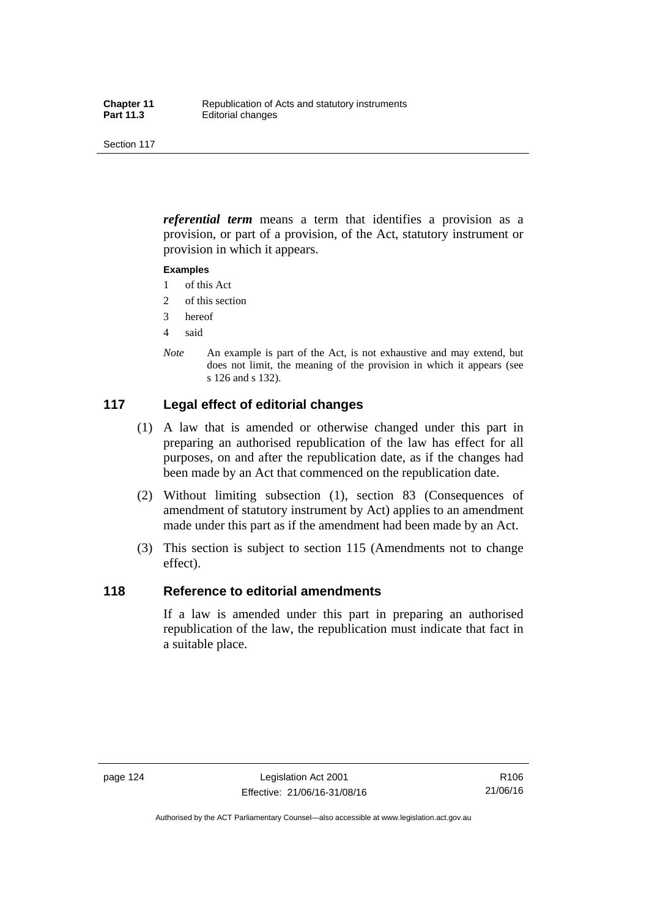***referential term*** means a term that identifies a provision as a provision, or part of a provision, of the Act, statutory instrument or provision in which it appears.

**Examples**

1 of this Act
2 of this section
3 hereof
4 said

*Note* An example is part of the Act, is not exhaustive and may extend, but does not limit, the meaning of the provision in which it appears (see s 126 and s 132).

## 117 Legal effect of editorial changes

(1) A law that is amended or otherwise changed under this part in preparing an authorised republication of the law has effect for all purposes, on and after the republication date, as if the changes had been made by an Act that commenced on the republication date.

(2) Without limiting subsection (1), section 83 (Consequences of amendment of statutory instrument by Act) applies to an amendment made under this part as if the amendment had been made by an Act.

(3) This section is subject to section 115 (Amendments not to change effect).

## 118 Reference to editorial amendments

If a law is amended under this part in preparing an authorised republication of the law, the republication must indicate that fact in a suitable place.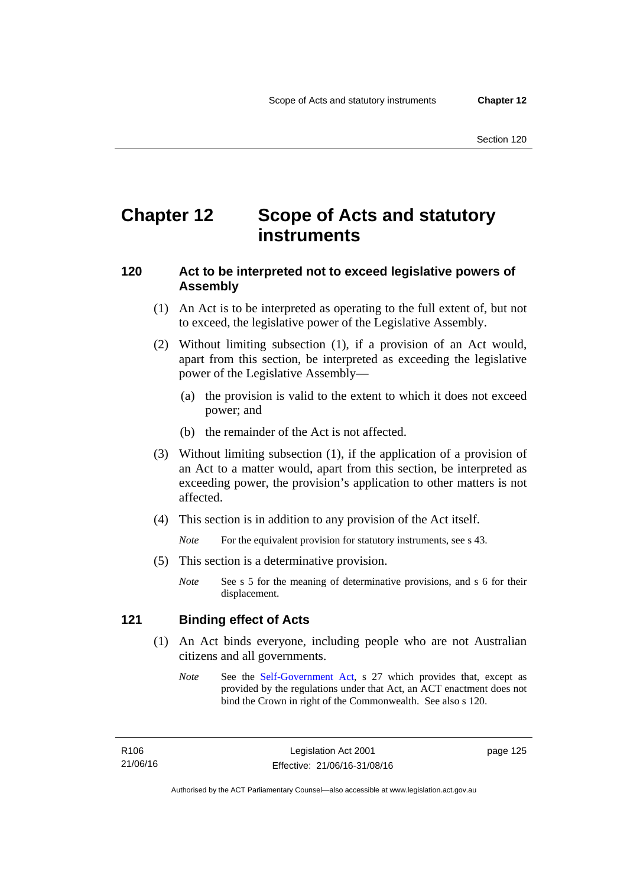# Chapter 12 Scope of Acts and statutory instruments

## 120 Act to be interpreted not to exceed legislative powers of Assembly

(1) An Act is to be interpreted as operating to the full extent of, but not to exceed, the legislative power of the Legislative Assembly.

(2) Without limiting subsection (1), if a provision of an Act would, apart from this section, be interpreted as exceeding the legislative power of the Legislative Assembly—

(a) the provision is valid to the extent to which it does not exceed power; and

(b) the remainder of the Act is not affected.

(3) Without limiting subsection (1), if the application of a provision of an Act to a matter would, apart from this section, be interpreted as exceeding power, the provision's application to other matters is not affected.

(4) This section is in addition to any provision of the Act itself.

*Note* For the equivalent provision for statutory instruments, see s 43.

(5) This section is a determinative provision.

*Note* See s 5 for the meaning of determinative provisions, and s 6 for their displacement.

## 121 Binding effect of Acts

(1) An Act binds everyone, including people who are not Australian citizens and all governments.

*Note* See the Self-Government Act, s 27 which provides that, except as provided by the regulations under that Act, an ACT enactment does not bind the Crown in right of the Commonwealth. See also s 120.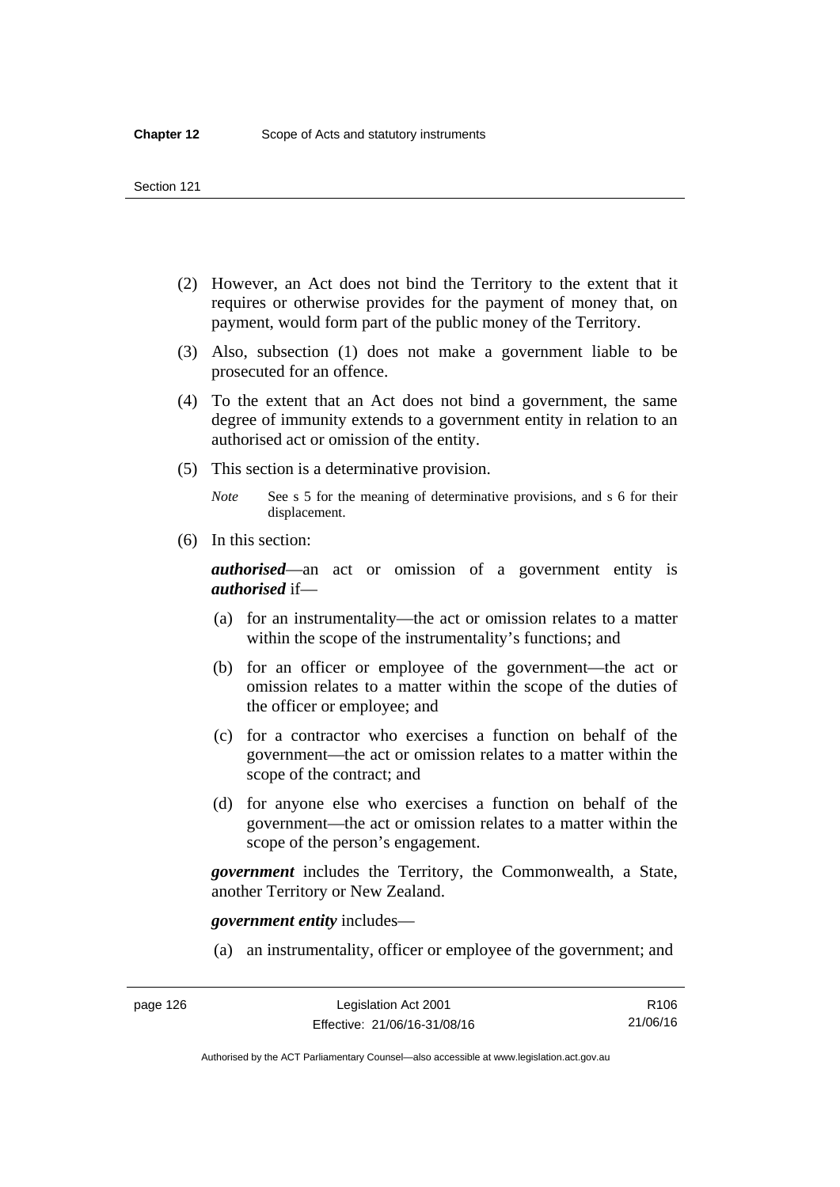(2) However, an Act does not bind the Territory to the extent that it requires or otherwise provides for the payment of money that, on payment, would form part of the public money of the Territory.

(3) Also, subsection (1) does not make a government liable to be prosecuted for an offence.

(4) To the extent that an Act does not bind a government, the same degree of immunity extends to a government entity in relation to an authorised act or omission of the entity.

(5) This section is a determinative provision.

*Note* See s 5 for the meaning of determinative provisions, and s 6 for their displacement.

(6) In this section:

***authorised***—an act or omission of a government entity is ***authorised*** if—

(a) for an instrumentality—the act or omission relates to a matter within the scope of the instrumentality's functions; and

(b) for an officer or employee of the government—the act or omission relates to a matter within the scope of the duties of the officer or employee; and

(c) for a contractor who exercises a function on behalf of the government—the act or omission relates to a matter within the scope of the contract; and

(d) for anyone else who exercises a function on behalf of the government—the act or omission relates to a matter within the scope of the person's engagement.

***government*** includes the Territory, the Commonwealth, a State, another Territory or New Zealand.

***government entity*** includes—

(a) an instrumentality, officer or employee of the government; and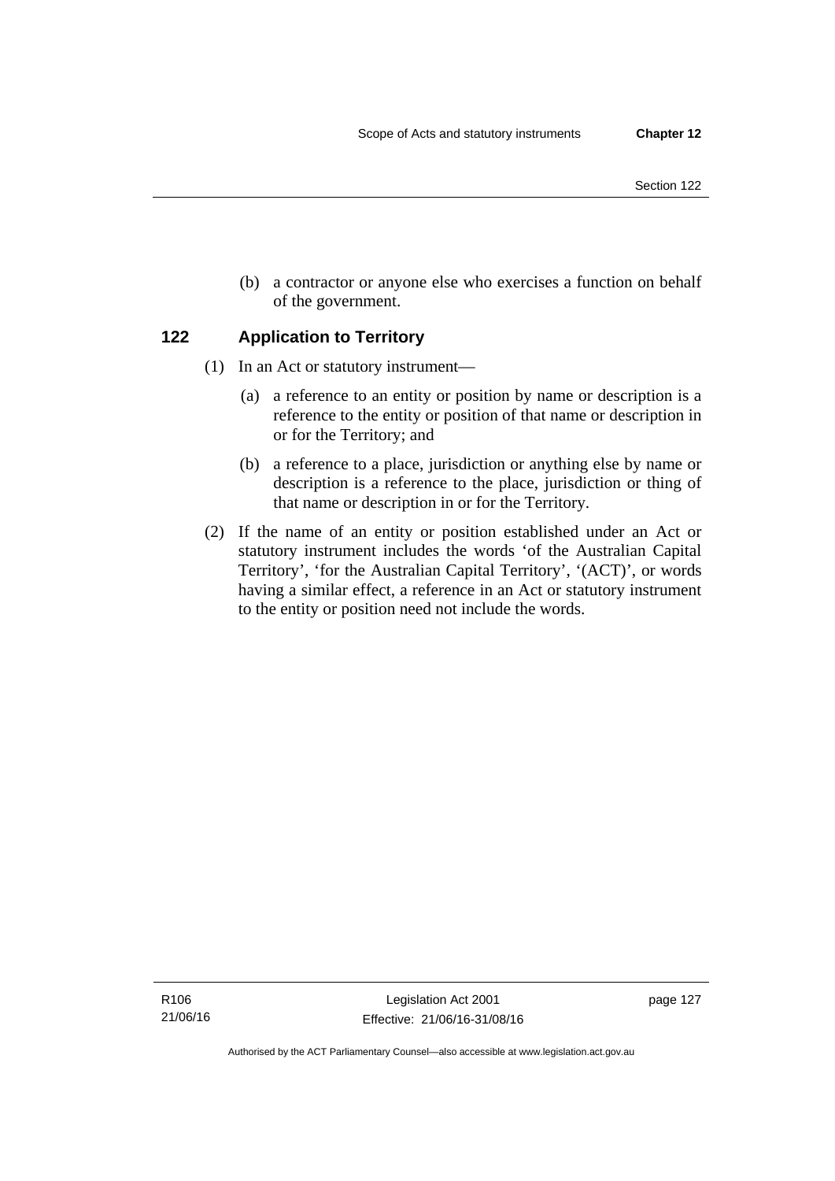(b) a contractor or anyone else who exercises a function on behalf of the government.

## 122 Application to Territory

(1) In an Act or statutory instrument—

(a) a reference to an entity or position by name or description is a reference to the entity or position of that name or description in or for the Territory; and

(b) a reference to a place, jurisdiction or anything else by name or description is a reference to the place, jurisdiction or thing of that name or description in or for the Territory.

(2) If the name of an entity or position established under an Act or statutory instrument includes the words 'of the Australian Capital Territory', 'for the Australian Capital Territory', '(ACT)', or words having a similar effect, a reference in an Act or statutory instrument to the entity or position need not include the words.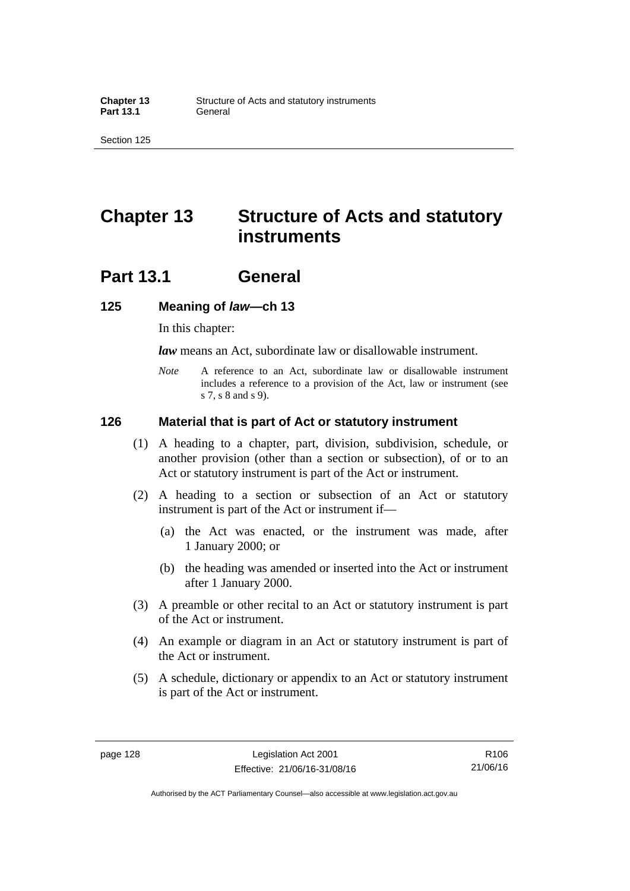# Chapter 13 Structure of Acts and statutory instruments

## Part 13.1 General

### 125 Meaning of *law*—ch 13

In this chapter:

***law*** means an Act, subordinate law or disallowable instrument.

*Note* A reference to an Act, subordinate law or disallowable instrument includes a reference to a provision of the Act, law or instrument (see s 7, s 8 and s 9).

### 126 Material that is part of Act or statutory instrument

(1) A heading to a chapter, part, division, subdivision, schedule, or another provision (other than a section or subsection), of or to an Act or statutory instrument is part of the Act or instrument.

(2) A heading to a section or subsection of an Act or statutory instrument is part of the Act or instrument if—

(a) the Act was enacted, or the instrument was made, after 1 January 2000; or

(b) the heading was amended or inserted into the Act or instrument after 1 January 2000.

(3) A preamble or other recital to an Act or statutory instrument is part of the Act or instrument.

(4) An example or diagram in an Act or statutory instrument is part of the Act or instrument.

(5) A schedule, dictionary or appendix to an Act or statutory instrument is part of the Act or instrument.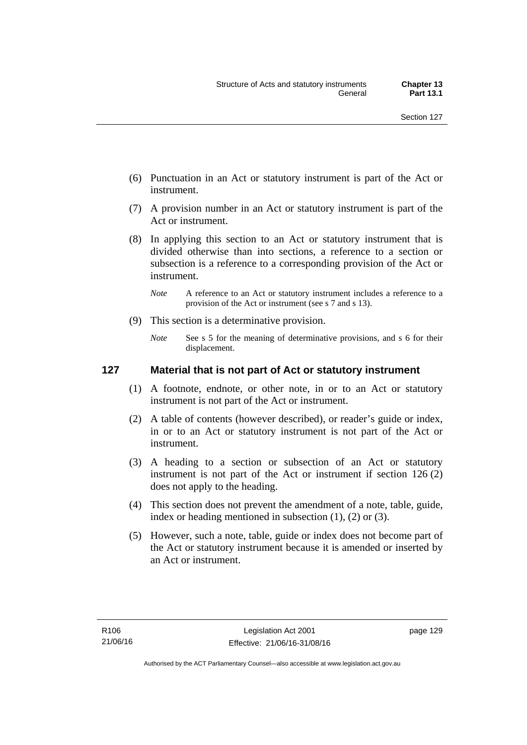(6) Punctuation in an Act or statutory instrument is part of the Act or instrument.

(7) A provision number in an Act or statutory instrument is part of the Act or instrument.

(8) In applying this section to an Act or statutory instrument that is divided otherwise than into sections, a reference to a section or subsection is a reference to a corresponding provision of the Act or instrument.

*Note* A reference to an Act or statutory instrument includes a reference to a provision of the Act or instrument (see s 7 and s 13).

(9) This section is a determinative provision.

*Note* See s 5 for the meaning of determinative provisions, and s 6 for their displacement.

### 127 Material that is not part of Act or statutory instrument

(1) A footnote, endnote, or other note, in or to an Act or statutory instrument is not part of the Act or instrument.

(2) A table of contents (however described), or reader's guide or index, in or to an Act or statutory instrument is not part of the Act or instrument.

(3) A heading to a section or subsection of an Act or statutory instrument is not part of the Act or instrument if section 126 (2) does not apply to the heading.

(4) This section does not prevent the amendment of a note, table, guide, index or heading mentioned in subsection (1), (2) or (3).

(5) However, such a note, table, guide or index does not become part of the Act or statutory instrument because it is amended or inserted by an Act or instrument.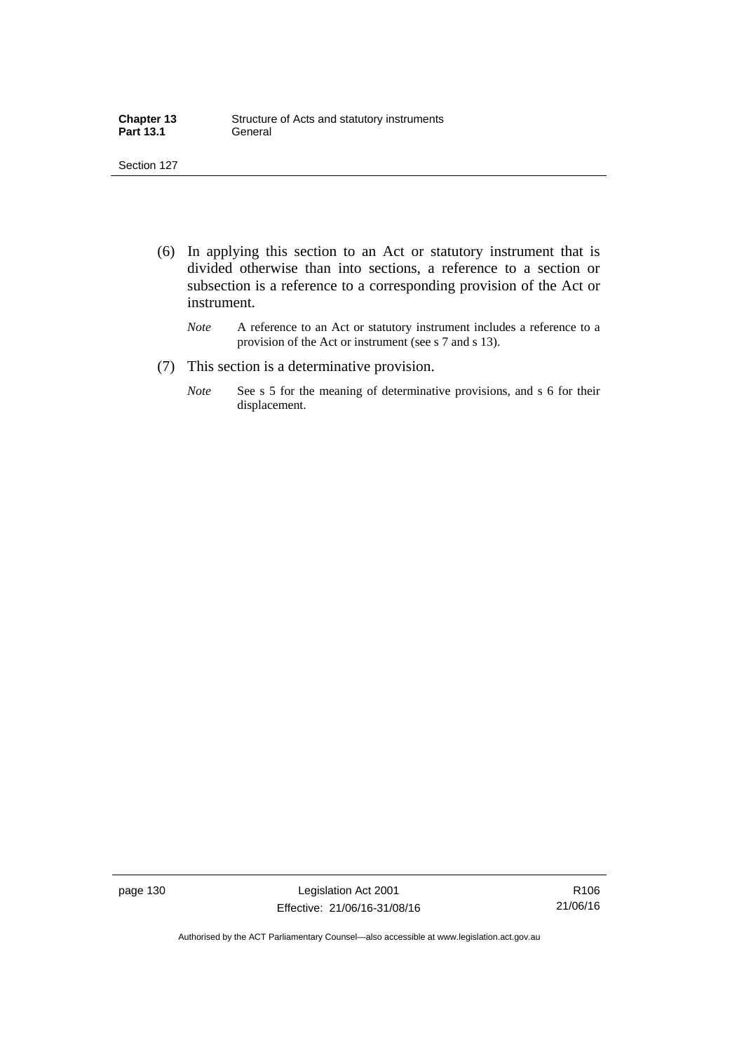(6) In applying this section to an Act or statutory instrument that is divided otherwise than into sections, a reference to a section or subsection is a reference to a corresponding provision of the Act or instrument.

*Note* A reference to an Act or statutory instrument includes a reference to a provision of the Act or instrument (see s 7 and s 13).

(7) This section is a determinative provision.

*Note* See s 5 for the meaning of determinative provisions, and s 6 for their displacement.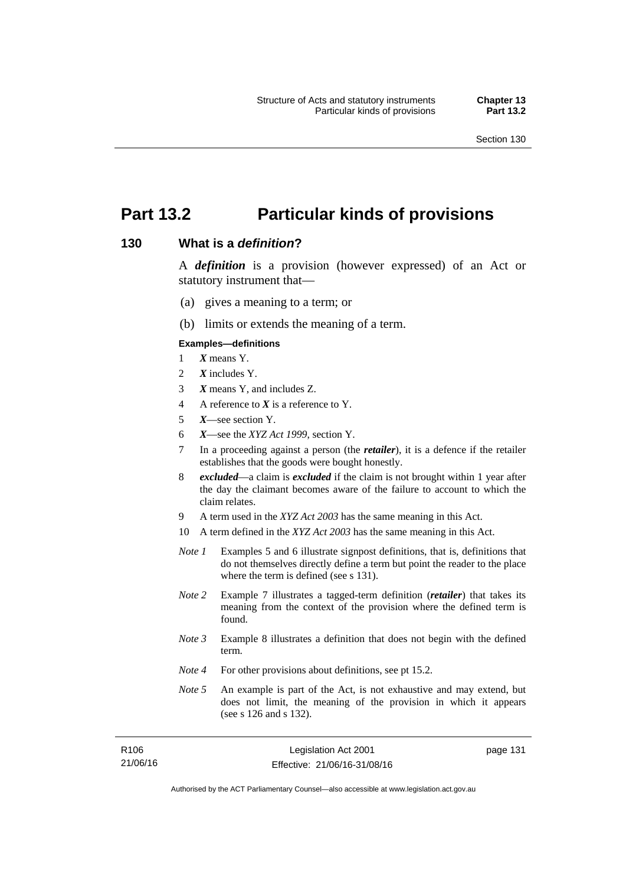# Part 13.2 Particular kinds of provisions

## 130 What is a *definition*?

A ***definition*** is a provision (however expressed) of an Act or statutory instrument that—

(a) gives a meaning to a term; or

(b) limits or extends the meaning of a term.

**Examples—definitions**

1. ***X*** means Y.
2. ***X*** includes Y.
3. ***X*** means Y, and includes Z.
4. A reference to ***X*** is a reference to Y.
5. ***X***—see section Y.
6. ***X***—see the *XYZ Act 1999*, section Y.
7. In a proceeding against a person (the ***retailer***), it is a defence if the retailer establishes that the goods were bought honestly.
8. ***excluded***—a claim is ***excluded*** if the claim is not brought within 1 year after the day the claimant becomes aware of the failure to account to which the claim relates.
9. A term used in the *XYZ Act 2003* has the same meaning in this Act.
10. A term defined in the *XYZ Act 2003* has the same meaning in this Act.

*Note 1* Examples 5 and 6 illustrate signpost definitions, that is, definitions that do not themselves directly define a term but point the reader to the place where the term is defined (see s 131).

*Note 2* Example 7 illustrates a tagged-term definition (***retailer***) that takes its meaning from the context of the provision where the defined term is found.

*Note 3* Example 8 illustrates a definition that does not begin with the defined term.

*Note 4* For other provisions about definitions, see pt 15.2.

*Note 5* An example is part of the Act, is not exhaustive and may extend, but does not limit, the meaning of the provision in which it appears (see s 126 and s 132).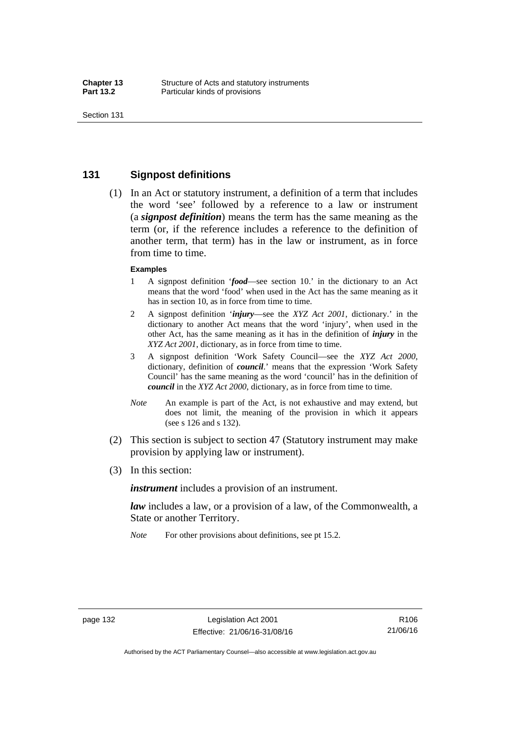## 131 Signpost definitions

(1) In an Act or statutory instrument, a definition of a term that includes the word 'see' followed by a reference to a law or instrument (a ***signpost definition***) means the term has the same meaning as the term (or, if the reference includes a reference to the definition of another term, that term) has in the law or instrument, as in force from time to time.

**Examples**

1 A signpost definition '***food***—see section 10.' in the dictionary to an Act means that the word 'food' when used in the Act has the same meaning as it has in section 10, as in force from time to time.

2 A signpost definition '***injury***—see the *XYZ Act 2001*, dictionary.' in the dictionary to another Act means that the word 'injury', when used in the other Act, has the same meaning as it has in the definition of ***injury*** in the *XYZ Act 2001*, dictionary, as in force from time to time.

3 A signpost definition 'Work Safety Council—see the *XYZ Act 2000*, dictionary, definition of ***council***.' means that the expression 'Work Safety Council' has the same meaning as the word 'council' has in the definition of ***council*** in the *XYZ Act 2000*, dictionary, as in force from time to time.

*Note* An example is part of the Act, is not exhaustive and may extend, but does not limit, the meaning of the provision in which it appears (see s 126 and s 132).

(2) This section is subject to section 47 (Statutory instrument may make provision by applying law or instrument).

(3) In this section:

***instrument*** includes a provision of an instrument.

***law*** includes a law, or a provision of a law, of the Commonwealth, a State or another Territory.

*Note* For other provisions about definitions, see pt 15.2.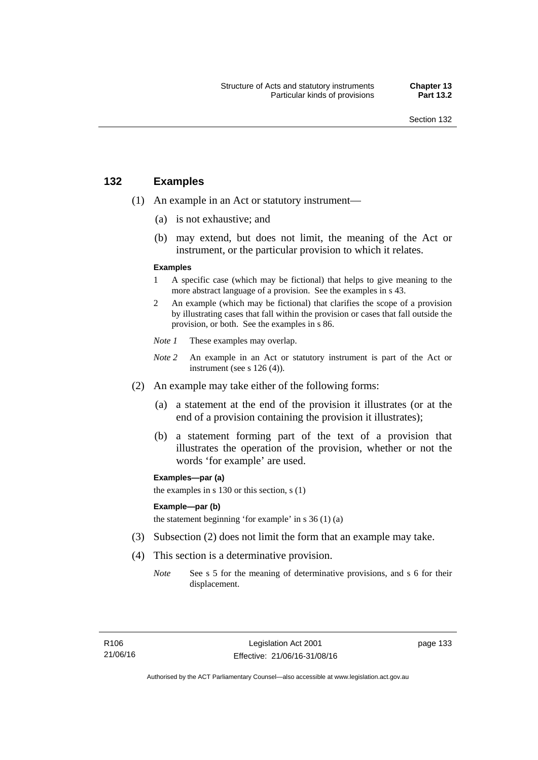## 132 Examples

(1) An example in an Act or statutory instrument—

(a) is not exhaustive; and

(b) may extend, but does not limit, the meaning of the Act or instrument, or the particular provision to which it relates.

**Examples**

1 A specific case (which may be fictional) that helps to give meaning to the more abstract language of a provision. See the examples in s 43.

2 An example (which may be fictional) that clarifies the scope of a provision by illustrating cases that fall within the provision or cases that fall outside the provision, or both. See the examples in s 86.

*Note 1* These examples may overlap.

*Note 2* An example in an Act or statutory instrument is part of the Act or instrument (see s 126 (4)).

(2) An example may take either of the following forms:

(a) a statement at the end of the provision it illustrates (or at the end of a provision containing the provision it illustrates);

(b) a statement forming part of the text of a provision that illustrates the operation of the provision, whether or not the words 'for example' are used.

**Examples—par (a)**

the examples in s 130 or this section, s (1)

**Example—par (b)**

the statement beginning 'for example' in s 36 (1) (a)

(3) Subsection (2) does not limit the form that an example may take.

(4) This section is a determinative provision.

*Note* See s 5 for the meaning of determinative provisions, and s 6 for their displacement.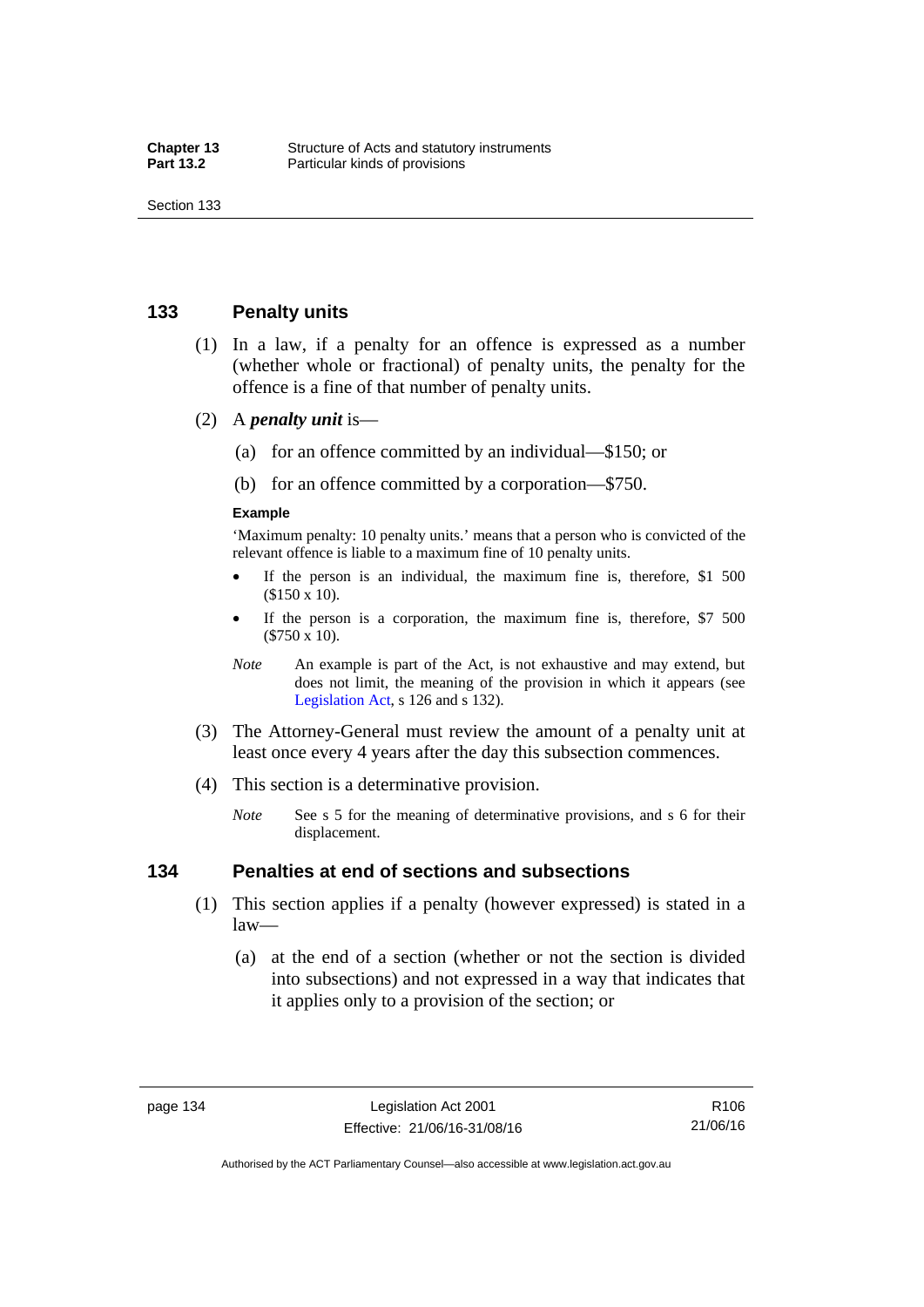## 133 Penalty units

(1) In a law, if a penalty for an offence is expressed as a number (whether whole or fractional) of penalty units, the penalty for the offence is a fine of that number of penalty units.

(2) A ***penalty unit*** is—

(a) for an offence committed by an individual—$150; or

(b) for an offence committed by a corporation—$750.

**Example**

'Maximum penalty: 10 penalty units.' means that a person who is convicted of the relevant offence is liable to a maximum fine of 10 penalty units.

- If the person is an individual, the maximum fine is, therefore, $1 500 ($150 x 10).
- If the person is a corporation, the maximum fine is, therefore, $7 500 ($750 x 10).

*Note* An example is part of the Act, is not exhaustive and may extend, but does not limit, the meaning of the provision in which it appears (see Legislation Act, s 126 and s 132).

(3) The Attorney-General must review the amount of a penalty unit at least once every 4 years after the day this subsection commences.

(4) This section is a determinative provision.

*Note* See s 5 for the meaning of determinative provisions, and s 6 for their displacement.

## 134 Penalties at end of sections and subsections

(1) This section applies if a penalty (however expressed) is stated in a law—

(a) at the end of a section (whether or not the section is divided into subsections) and not expressed in a way that indicates that it applies only to a provision of the section; or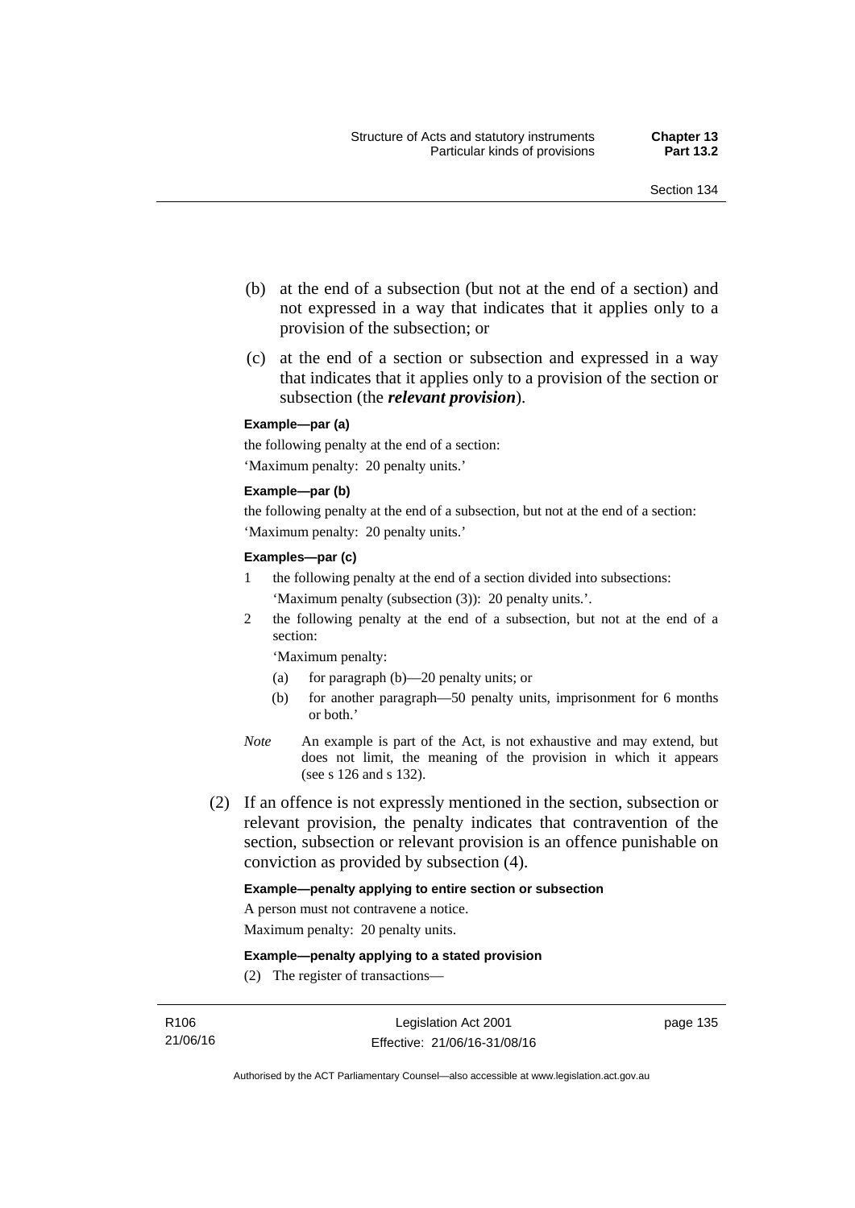(b) at the end of a subsection (but not at the end of a section) and not expressed in a way that indicates that it applies only to a provision of the subsection; or

(c) at the end of a section or subsection and expressed in a way that indicates that it applies only to a provision of the section or subsection (the ***relevant provision***).

**Example—par (a)**

the following penalty at the end of a section:

'Maximum penalty: 20 penalty units.'

**Example—par (b)**

the following penalty at the end of a subsection, but not at the end of a section:

'Maximum penalty: 20 penalty units.'

**Examples—par (c)**

1 the following penalty at the end of a section divided into subsections:

'Maximum penalty (subsection (3)): 20 penalty units.'.

2 the following penalty at the end of a subsection, but not at the end of a section:

'Maximum penalty:

(a) for paragraph (b)—20 penalty units; or

(b) for another paragraph—50 penalty units, imprisonment for 6 months or both.'

*Note* An example is part of the Act, is not exhaustive and may extend, but does not limit, the meaning of the provision in which it appears (see s 126 and s 132).

(2) If an offence is not expressly mentioned in the section, subsection or relevant provision, the penalty indicates that contravention of the section, subsection or relevant provision is an offence punishable on conviction as provided by subsection (4).

**Example—penalty applying to entire section or subsection**

A person must not contravene a notice.

Maximum penalty: 20 penalty units.

**Example—penalty applying to a stated provision**

(2) The register of transactions—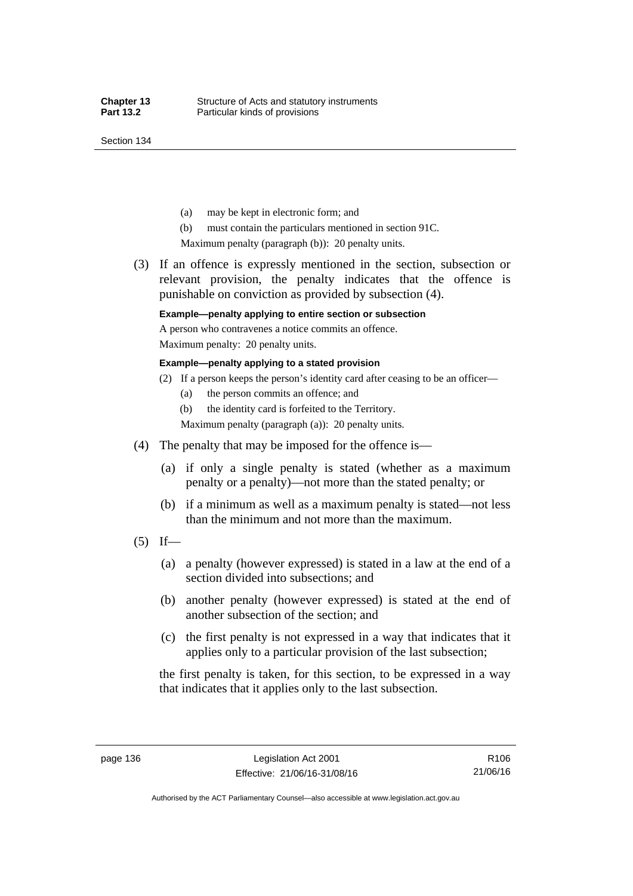(a) may be kept in electronic form; and

(b) must contain the particulars mentioned in section 91C.

Maximum penalty (paragraph (b)): 20 penalty units.

(3) If an offence is expressly mentioned in the section, subsection or relevant provision, the penalty indicates that the offence is punishable on conviction as provided by subsection (4).

**Example—penalty applying to entire section or subsection**

A person who contravenes a notice commits an offence.

Maximum penalty: 20 penalty units.

**Example—penalty applying to a stated provision**

(2) If a person keeps the person's identity card after ceasing to be an officer—

(a) the person commits an offence; and

(b) the identity card is forfeited to the Territory.

Maximum penalty (paragraph (a)): 20 penalty units.

(4) The penalty that may be imposed for the offence is—

(a) if only a single penalty is stated (whether as a maximum penalty or a penalty)—not more than the stated penalty; or

(b) if a minimum as well as a maximum penalty is stated—not less than the minimum and not more than the maximum.

(5) If—

(a) a penalty (however expressed) is stated in a law at the end of a section divided into subsections; and

(b) another penalty (however expressed) is stated at the end of another subsection of the section; and

(c) the first penalty is not expressed in a way that indicates that it applies only to a particular provision of the last subsection;

the first penalty is taken, for this section, to be expressed in a way that indicates that it applies only to the last subsection.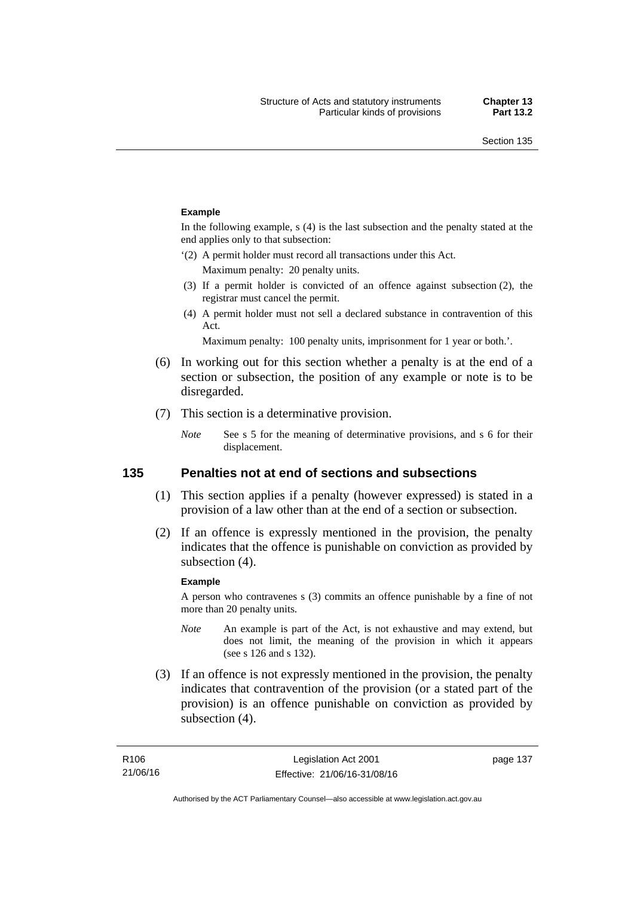**Example**

In the following example, s (4) is the last subsection and the penalty stated at the end applies only to that subsection:

'(2) A permit holder must record all transactions under this Act.

Maximum penalty: 20 penalty units.

(3) If a permit holder is convicted of an offence against subsection (2), the registrar must cancel the permit.

(4) A permit holder must not sell a declared substance in contravention of this Act.

Maximum penalty: 100 penalty units, imprisonment for 1 year or both.'.

(6) In working out for this section whether a penalty is at the end of a section or subsection, the position of any example or note is to be disregarded.

(7) This section is a determinative provision.

*Note* See s 5 for the meaning of determinative provisions, and s 6 for their displacement.

## 135 Penalties not at end of sections and subsections

(1) This section applies if a penalty (however expressed) is stated in a provision of a law other than at the end of a section or subsection.

(2) If an offence is expressly mentioned in the provision, the penalty indicates that the offence is punishable on conviction as provided by subsection (4).

**Example**

A person who contravenes s (3) commits an offence punishable by a fine of not more than 20 penalty units.

*Note* An example is part of the Act, is not exhaustive and may extend, but does not limit, the meaning of the provision in which it appears (see s 126 and s 132).

(3) If an offence is not expressly mentioned in the provision, the penalty indicates that contravention of the provision (or a stated part of the provision) is an offence punishable on conviction as provided by subsection (4).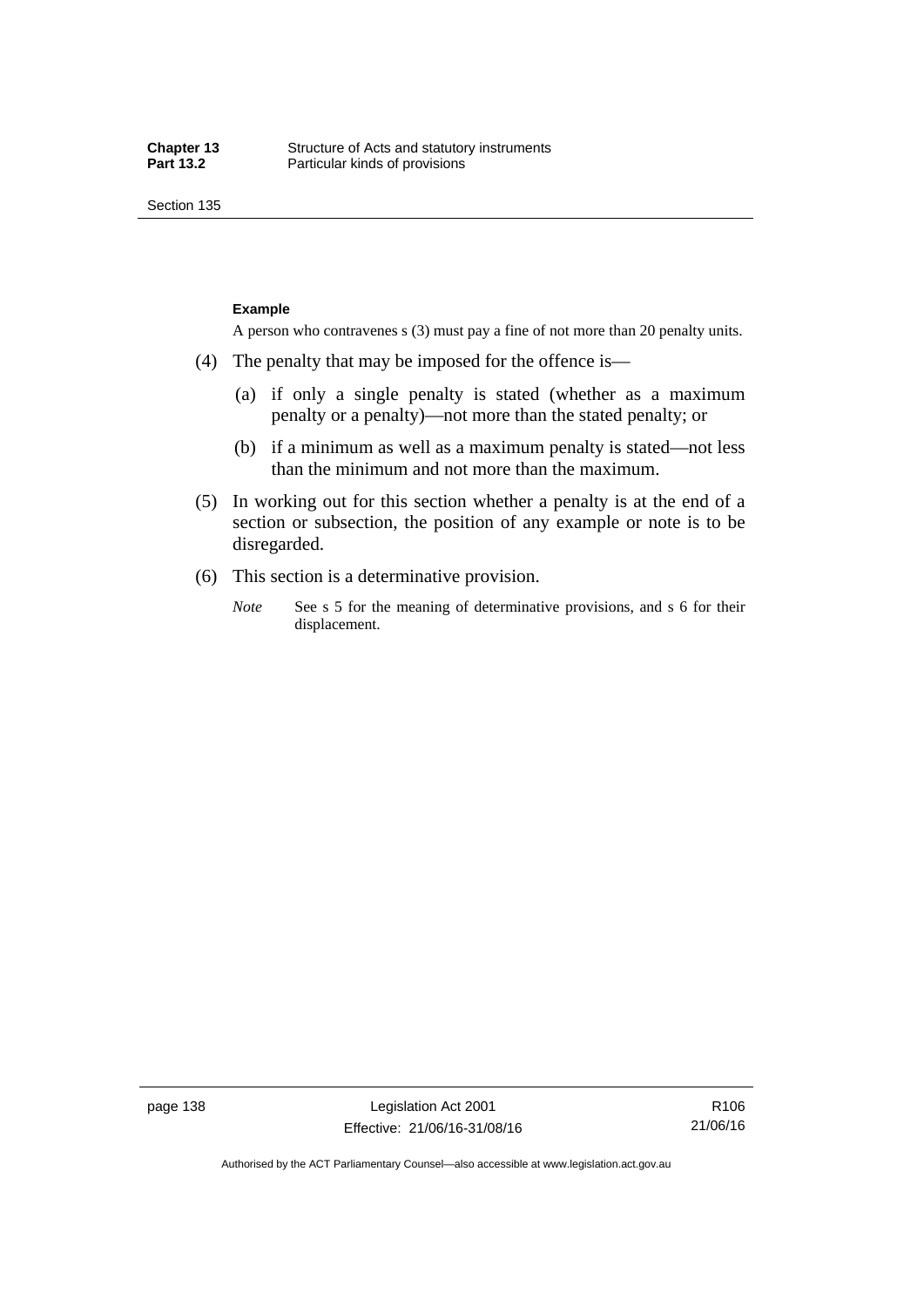**Example**

A person who contravenes s (3) must pay a fine of not more than 20 penalty units.

(4) The penalty that may be imposed for the offence is—

(a) if only a single penalty is stated (whether as a maximum penalty or a penalty)—not more than the stated penalty; or

(b) if a minimum as well as a maximum penalty is stated—not less than the minimum and not more than the maximum.

(5) In working out for this section whether a penalty is at the end of a section or subsection, the position of any example or note is to be disregarded.

(6) This section is a determinative provision.

*Note* See s 5 for the meaning of determinative provisions, and s 6 for their displacement.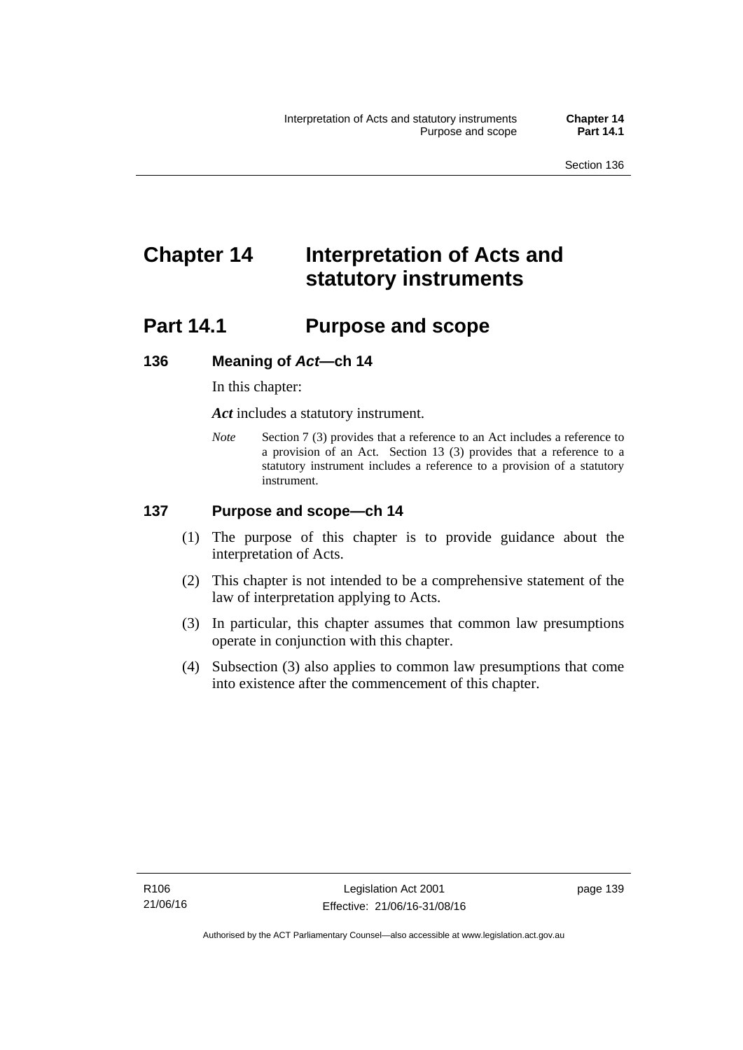# Chapter 14 Interpretation of Acts and statutory instruments

## Part 14.1 Purpose and scope

### 136 Meaning of *Act*—ch 14

In this chapter:

***Act*** includes a statutory instrument.

*Note* Section 7 (3) provides that a reference to an Act includes a reference to a provision of an Act. Section 13 (3) provides that a reference to a statutory instrument includes a reference to a provision of a statutory instrument.

### 137 Purpose and scope—ch 14

(1) The purpose of this chapter is to provide guidance about the interpretation of Acts.

(2) This chapter is not intended to be a comprehensive statement of the law of interpretation applying to Acts.

(3) In particular, this chapter assumes that common law presumptions operate in conjunction with this chapter.

(4) Subsection (3) also applies to common law presumptions that come into existence after the commencement of this chapter.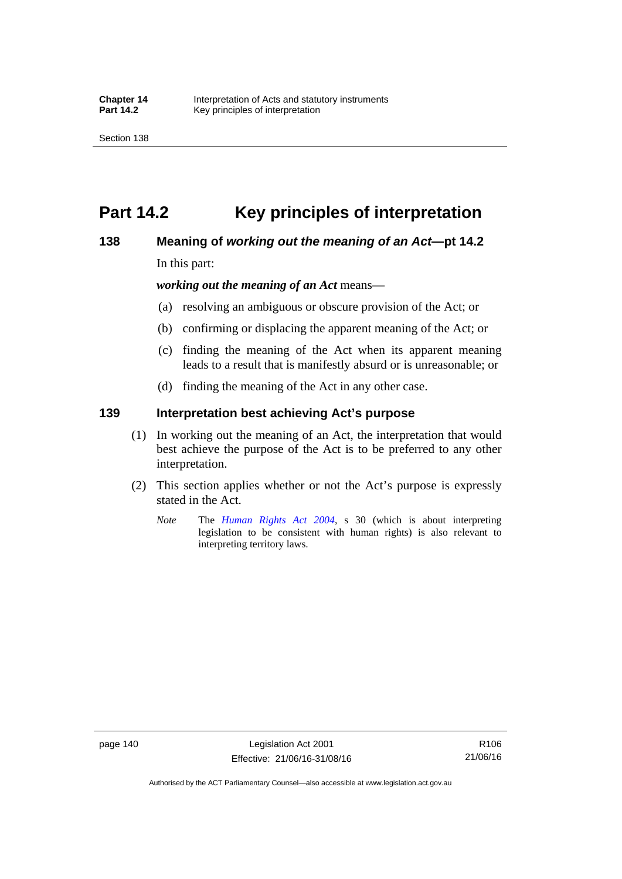# Part 14.2 Key principles of interpretation

### 138 Meaning of *working out the meaning of an Act*—pt 14.2

In this part:

***working out the meaning of an Act*** means—

(a) resolving an ambiguous or obscure provision of the Act; or

(b) confirming or displacing the apparent meaning of the Act; or

(c) finding the meaning of the Act when its apparent meaning leads to a result that is manifestly absurd or is unreasonable; or

(d) finding the meaning of the Act in any other case.

### 139 Interpretation best achieving Act's purpose

(1) In working out the meaning of an Act, the interpretation that would best achieve the purpose of the Act is to be preferred to any other interpretation.

(2) This section applies whether or not the Act's purpose is expressly stated in the Act.

*Note* The *Human Rights Act 2004*, s 30 (which is about interpreting legislation to be consistent with human rights) is also relevant to interpreting territory laws.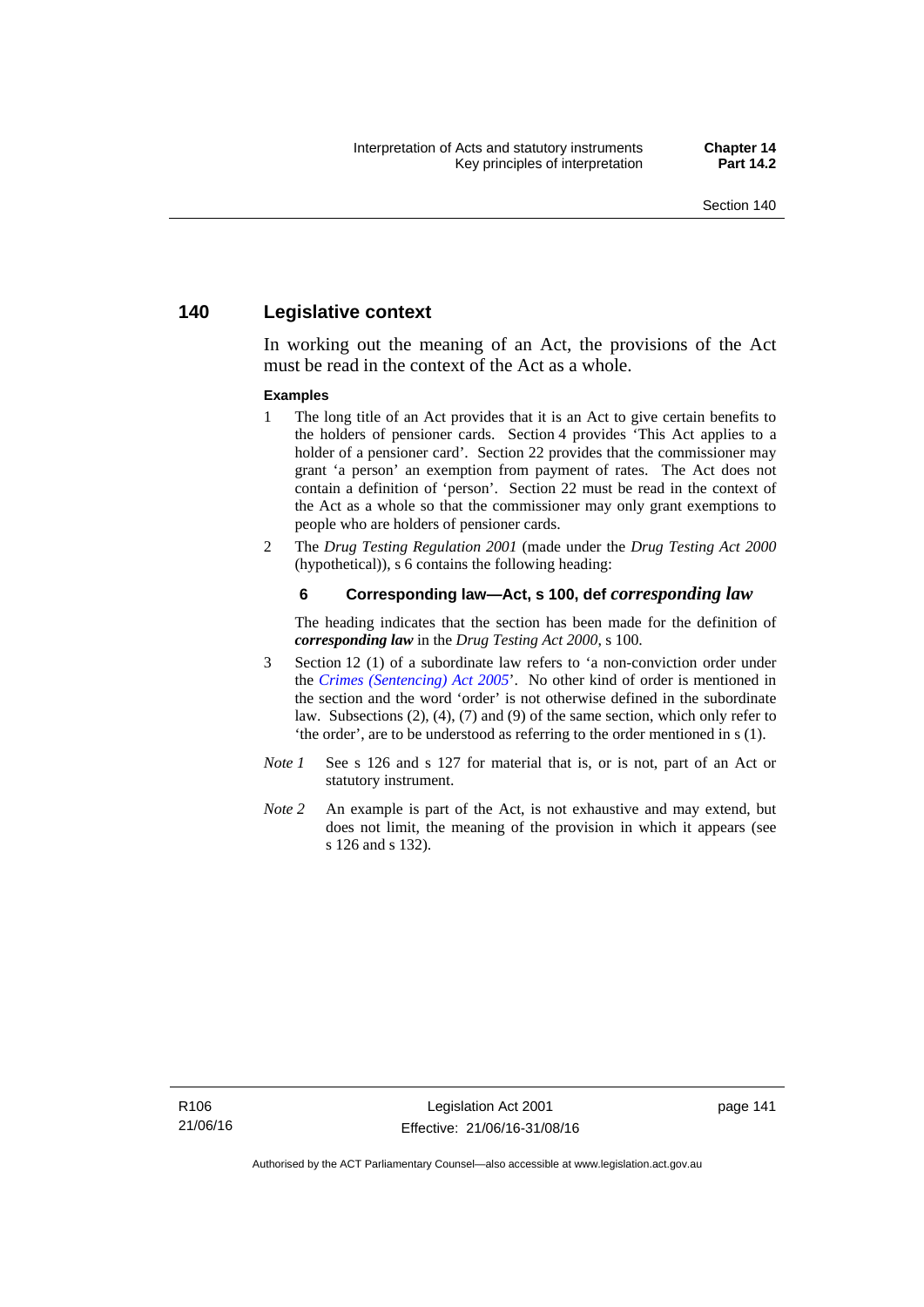## 140 Legislative context

In working out the meaning of an Act, the provisions of the Act must be read in the context of the Act as a whole.

**Examples**

1 The long title of an Act provides that it is an Act to give certain benefits to the holders of pensioner cards. Section 4 provides 'This Act applies to a holder of a pensioner card'. Section 22 provides that the commissioner may grant 'a person' an exemption from payment of rates. The Act does not contain a definition of 'person'. Section 22 must be read in the context of the Act as a whole so that the commissioner may only grant exemptions to people who are holders of pensioner cards.

2 The *Drug Testing Regulation 2001* (made under the *Drug Testing Act 2000* (hypothetical)), s 6 contains the following heading:

**6 Corresponding law—Act, s 100, def *corresponding law***

The heading indicates that the section has been made for the definition of ***corresponding law*** in the *Drug Testing Act 2000*, s 100.

3 Section 12 (1) of a subordinate law refers to 'a non-conviction order under the *Crimes (Sentencing) Act 2005*'. No other kind of order is mentioned in the section and the word 'order' is not otherwise defined in the subordinate law. Subsections (2), (4), (7) and (9) of the same section, which only refer to 'the order', are to be understood as referring to the order mentioned in s (1).

*Note 1* See s 126 and s 127 for material that is, or is not, part of an Act or statutory instrument.

*Note 2* An example is part of the Act, is not exhaustive and may extend, but does not limit, the meaning of the provision in which it appears (see s 126 and s 132).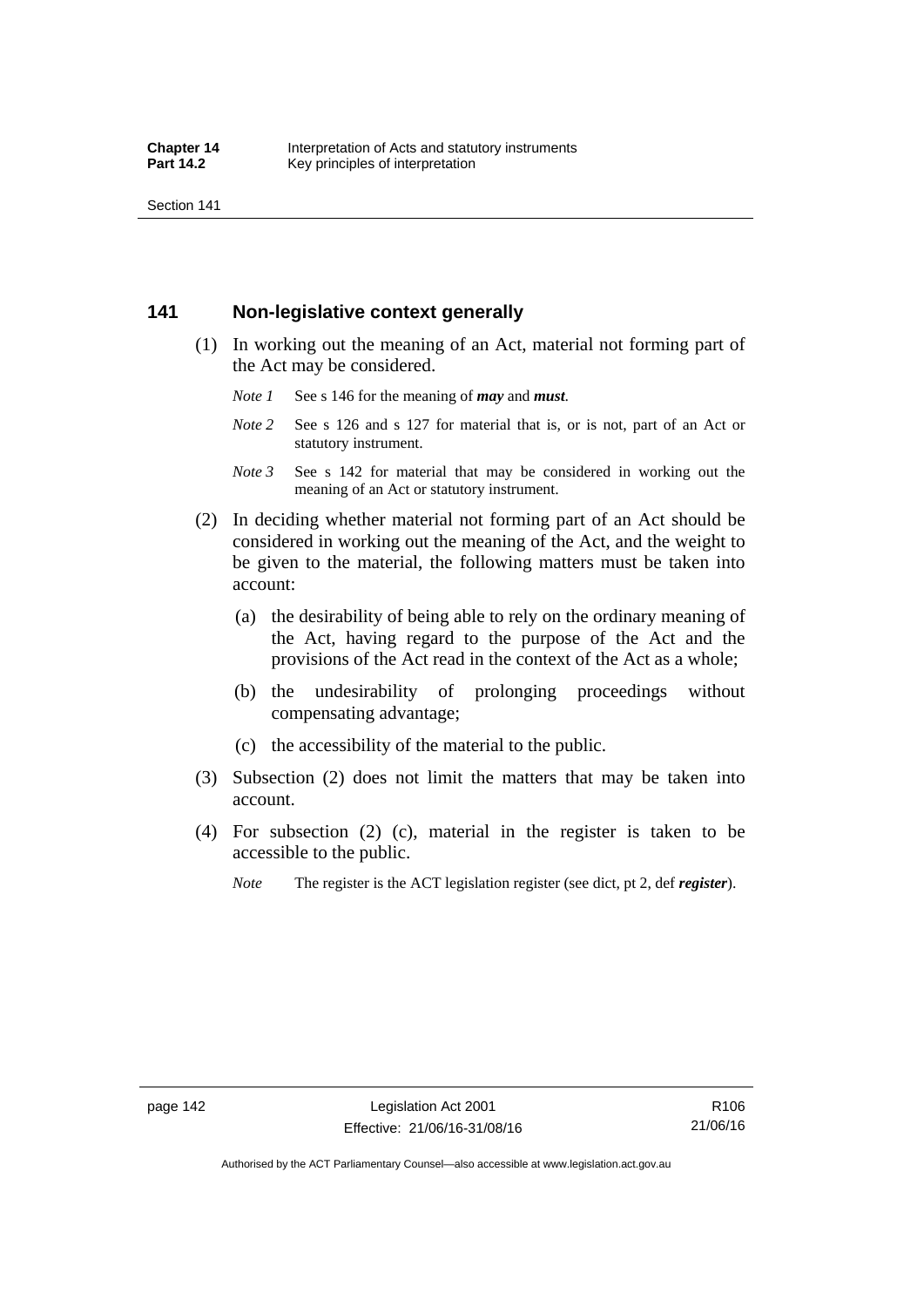## 141 Non-legislative context generally

(1) In working out the meaning of an Act, material not forming part of the Act may be considered.

*Note 1* See s 146 for the meaning of ***may*** and ***must***.

*Note 2* See s 126 and s 127 for material that is, or is not, part of an Act or statutory instrument.

*Note 3* See s 142 for material that may be considered in working out the meaning of an Act or statutory instrument.

(2) In deciding whether material not forming part of an Act should be considered in working out the meaning of the Act, and the weight to be given to the material, the following matters must be taken into account:

(a) the desirability of being able to rely on the ordinary meaning of the Act, having regard to the purpose of the Act and the provisions of the Act read in the context of the Act as a whole;

(b) the undesirability of prolonging proceedings without compensating advantage;

(c) the accessibility of the material to the public.

(3) Subsection (2) does not limit the matters that may be taken into account.

(4) For subsection (2) (c), material in the register is taken to be accessible to the public.

*Note* The register is the ACT legislation register (see dict, pt 2, def ***register***).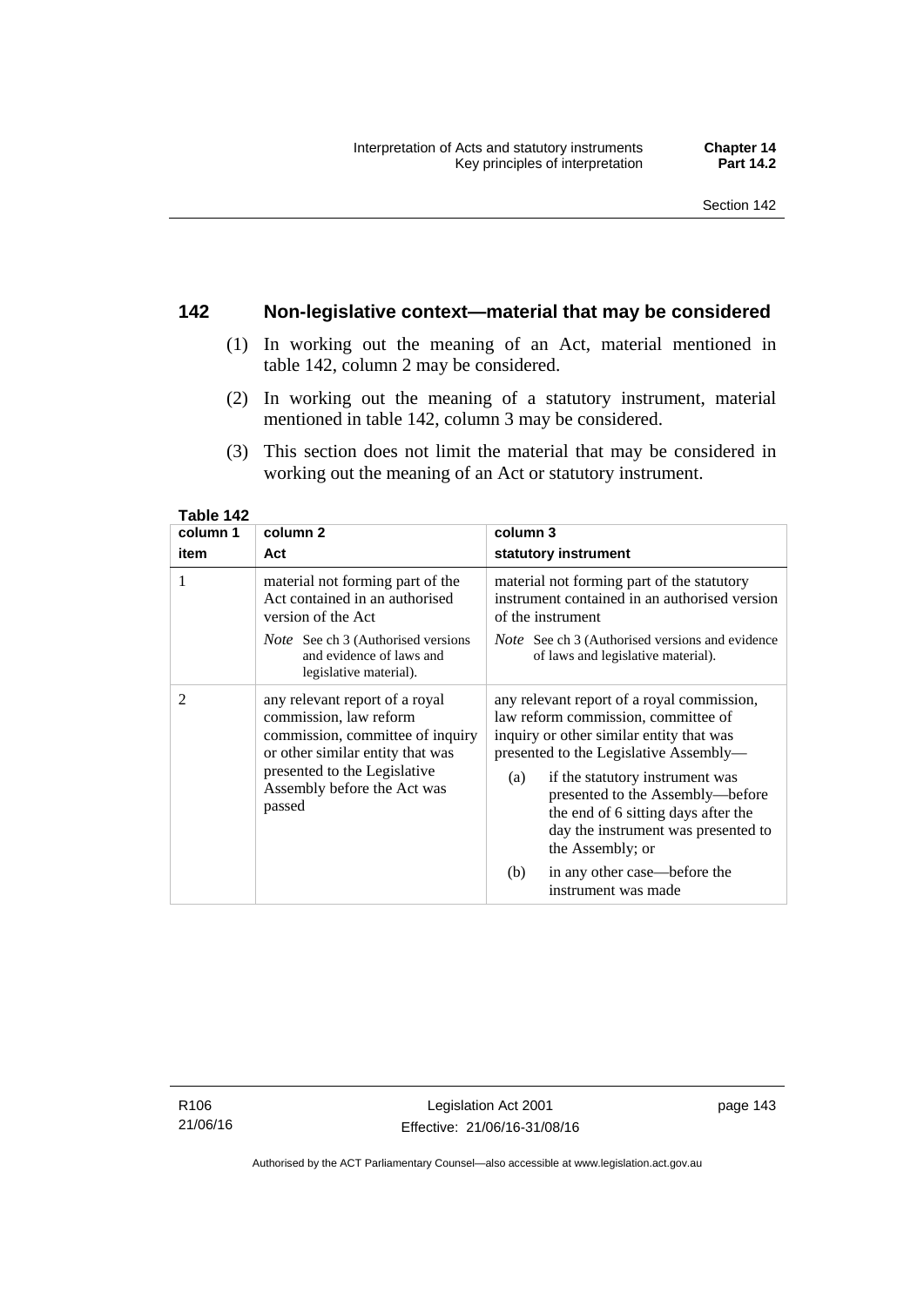## 142 Non-legislative context—material that may be considered

(1) In working out the meaning of an Act, material mentioned in table 142, column 2 may be considered.

(2) In working out the meaning of a statutory instrument, material mentioned in table 142, column 3 may be considered.

(3) This section does not limit the material that may be considered in working out the meaning of an Act or statutory instrument.

**Table 142**

| column 1<br>item | column 2<br>Act | column 3<br>statutory instrument |
|---|---|---|
| 1 | material not forming part of the Act contained in an authorised version of the Act<br>*Note* See ch 3 (Authorised versions and evidence of laws and legislative material). | material not forming part of the statutory instrument contained in an authorised version of the instrument<br>*Note* See ch 3 (Authorised versions and evidence of laws and legislative material). |
| 2 | any relevant report of a royal commission, law reform commission, committee of inquiry or other similar entity that was presented to the Legislative Assembly before the Act was passed | any relevant report of a royal commission, law reform commission, committee of inquiry or other similar entity that was presented to the Legislative Assembly—<br>(a) if the statutory instrument was presented to the Assembly—before the end of 6 sitting days after the day the instrument was presented to the Assembly; or<br>(b) in any other case—before the instrument was made |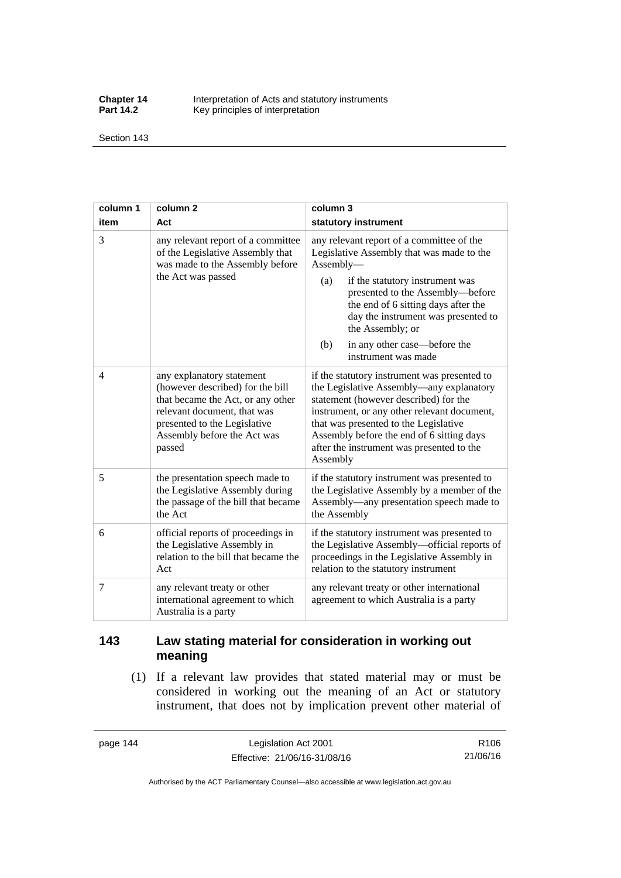| column 1 item | column 2 Act | column 3 statutory instrument |
|---|---|---|
| 3 | any relevant report of a committee of the Legislative Assembly that was made to the Assembly before the Act was passed | any relevant report of a committee of the Legislative Assembly that was made to the Assembly—<br>(a) if the statutory instrument was presented to the Assembly—before the end of 6 sitting days after the day the instrument was presented to the Assembly; or<br>(b) in any other case—before the instrument was made |
| 4 | any explanatory statement (however described) for the bill that became the Act, or any other relevant document, that was presented to the Legislative Assembly before the Act was passed | if the statutory instrument was presented to the Legislative Assembly—any explanatory statement (however described) for the instrument, or any other relevant document, that was presented to the Legislative Assembly before the end of 6 sitting days after the instrument was presented to the Assembly |
| 5 | the presentation speech made to the Legislative Assembly during the passage of the bill that became the Act | if the statutory instrument was presented to the Legislative Assembly by a member of the Assembly—any presentation speech made to the Assembly |
| 6 | official reports of proceedings in the Legislative Assembly in relation to the bill that became the Act | if the statutory instrument was presented to the Legislative Assembly—official reports of proceedings in the Legislative Assembly in relation to the statutory instrument |
| 7 | any relevant treaty or other international agreement to which Australia is a party | any relevant treaty or other international agreement to which Australia is a party |

## 143 Law stating material for consideration in working out meaning

(1) If a relevant law provides that stated material may or must be considered in working out the meaning of an Act or statutory instrument, that does not by implication prevent other material of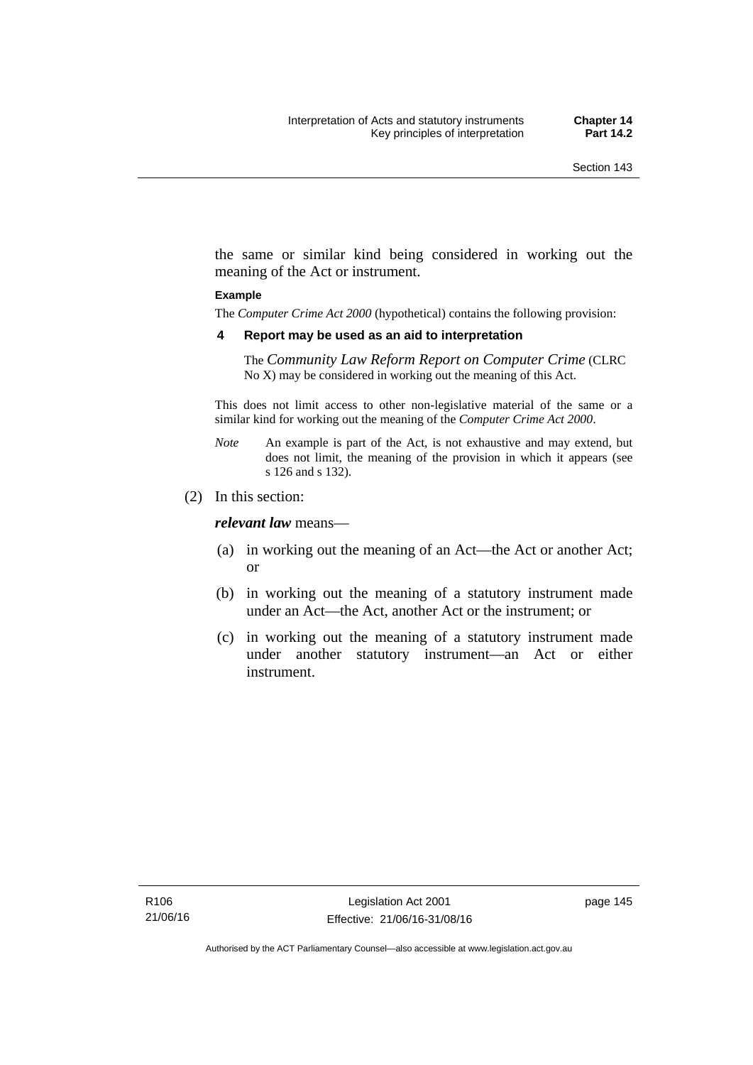the same or similar kind being considered in working out the meaning of the Act or instrument.

**Example**

The *Computer Crime Act 2000* (hypothetical) contains the following provision:

**4 Report may be used as an aid to interpretation**

The *Community Law Reform Report on Computer Crime* (CLRC No X) may be considered in working out the meaning of this Act.

This does not limit access to other non-legislative material of the same or a similar kind for working out the meaning of the *Computer Crime Act 2000*.

*Note* An example is part of the Act, is not exhaustive and may extend, but does not limit, the meaning of the provision in which it appears (see s 126 and s 132).

(2) In this section:

***relevant law*** means—

(a) in working out the meaning of an Act—the Act or another Act; or

(b) in working out the meaning of a statutory instrument made under an Act—the Act, another Act or the instrument; or

(c) in working out the meaning of a statutory instrument made under another statutory instrument—an Act or either instrument.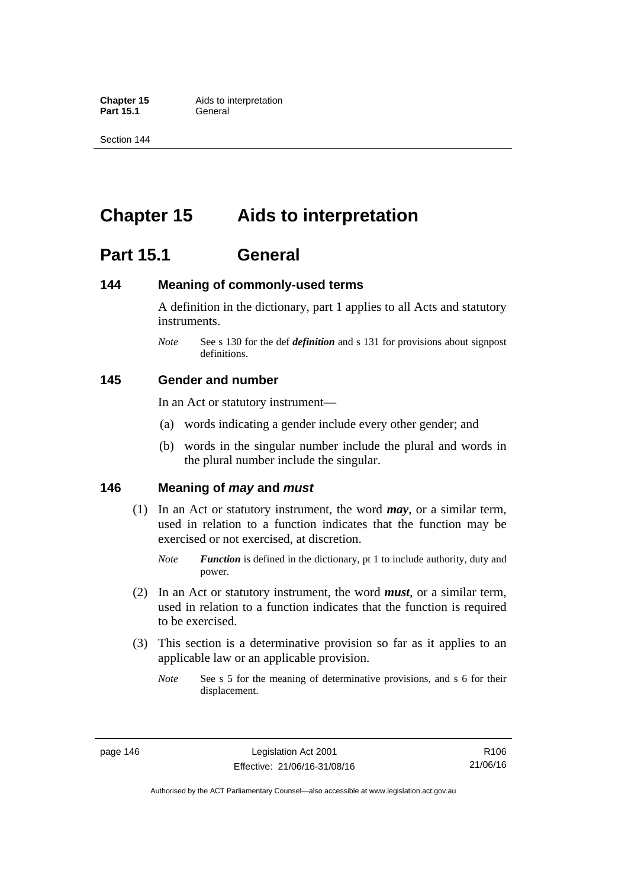# Chapter 15 Aids to interpretation

## Part 15.1 General

### 144 Meaning of commonly-used terms

A definition in the dictionary, part 1 applies to all Acts and statutory instruments.

*Note* See s 130 for the def ***definition*** and s 131 for provisions about signpost definitions.

### 145 Gender and number

In an Act or statutory instrument—

(a) words indicating a gender include every other gender; and

(b) words in the singular number include the plural and words in the plural number include the singular.

### 146 Meaning of *may* and *must*

(1) In an Act or statutory instrument, the word ***may***, or a similar term, used in relation to a function indicates that the function may be exercised or not exercised, at discretion.

*Note* ***Function*** is defined in the dictionary, pt 1 to include authority, duty and power.

(2) In an Act or statutory instrument, the word ***must***, or a similar term, used in relation to a function indicates that the function is required to be exercised.

(3) This section is a determinative provision so far as it applies to an applicable law or an applicable provision.

*Note* See s 5 for the meaning of determinative provisions, and s 6 for their displacement.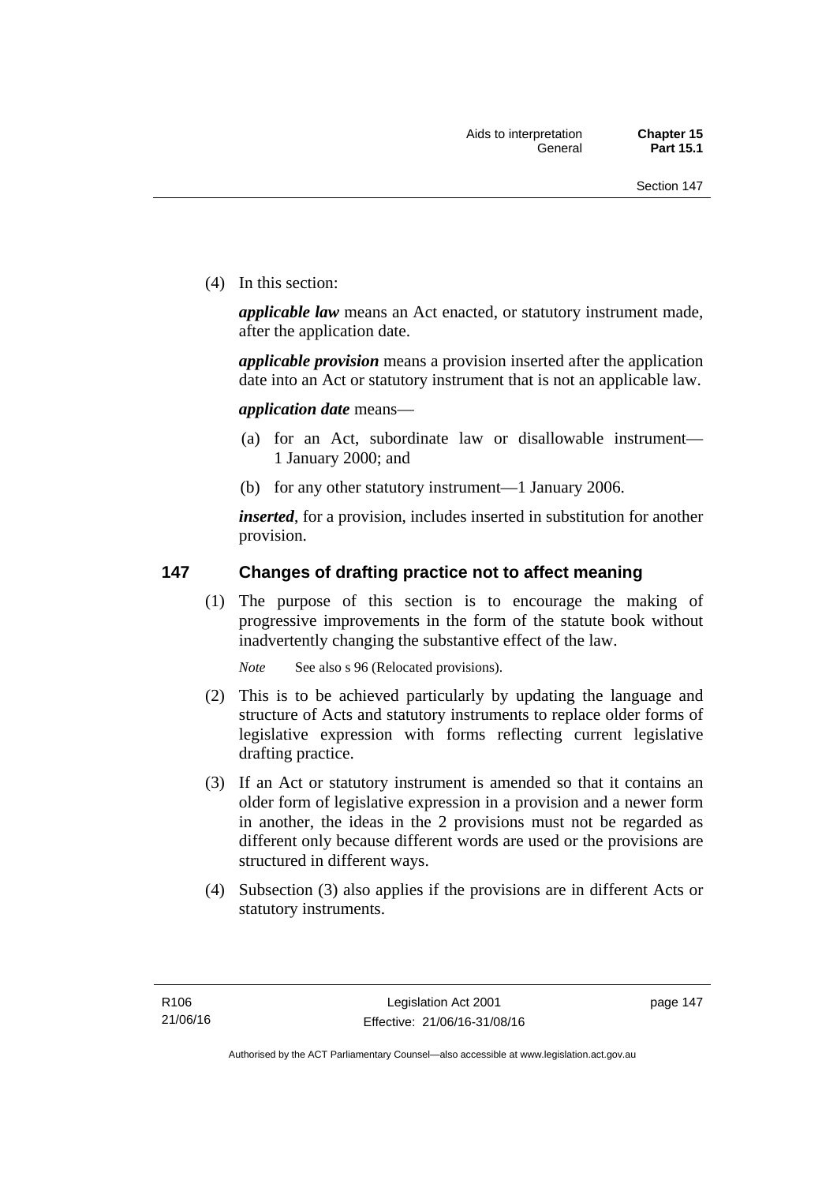(4) In this section:

***applicable law*** means an Act enacted, or statutory instrument made, after the application date.

***applicable provision*** means a provision inserted after the application date into an Act or statutory instrument that is not an applicable law.

***application date*** means—

(a) for an Act, subordinate law or disallowable instrument—1 January 2000; and

(b) for any other statutory instrument—1 January 2006.

***inserted***, for a provision, includes inserted in substitution for another provision.

## 147 Changes of drafting practice not to affect meaning

(1) The purpose of this section is to encourage the making of progressive improvements in the form of the statute book without inadvertently changing the substantive effect of the law.

*Note* See also s 96 (Relocated provisions).

(2) This is to be achieved particularly by updating the language and structure of Acts and statutory instruments to replace older forms of legislative expression with forms reflecting current legislative drafting practice.

(3) If an Act or statutory instrument is amended so that it contains an older form of legislative expression in a provision and a newer form in another, the ideas in the 2 provisions must not be regarded as different only because different words are used or the provisions are structured in different ways.

(4) Subsection (3) also applies if the provisions are in different Acts or statutory instruments.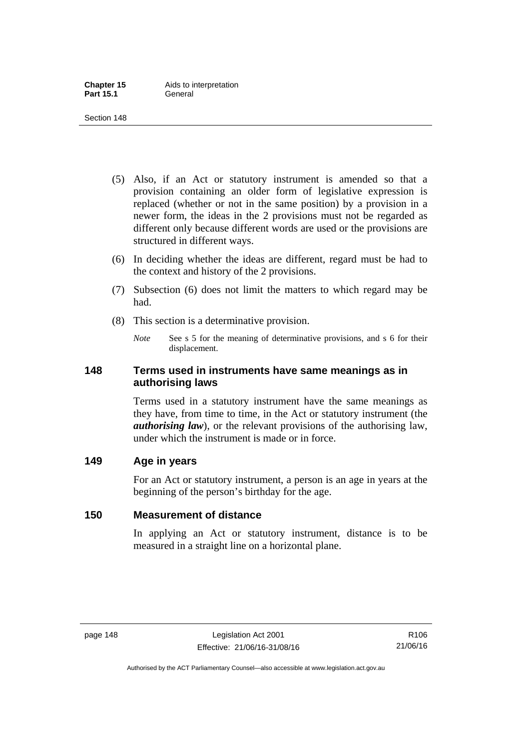(5) Also, if an Act or statutory instrument is amended so that a provision containing an older form of legislative expression is replaced (whether or not in the same position) by a provision in a newer form, the ideas in the 2 provisions must not be regarded as different only because different words are used or the provisions are structured in different ways.

(6) In deciding whether the ideas are different, regard must be had to the context and history of the 2 provisions.

(7) Subsection (6) does not limit the matters to which regard may be had.

(8) This section is a determinative provision.

*Note* See s 5 for the meaning of determinative provisions, and s 6 for their displacement.

## 148 Terms used in instruments have same meanings as in authorising laws

Terms used in a statutory instrument have the same meanings as they have, from time to time, in the Act or statutory instrument (the ***authorising law***), or the relevant provisions of the authorising law, under which the instrument is made or in force.

## 149 Age in years

For an Act or statutory instrument, a person is an age in years at the beginning of the person's birthday for the age.

## 150 Measurement of distance

In applying an Act or statutory instrument, distance is to be measured in a straight line on a horizontal plane.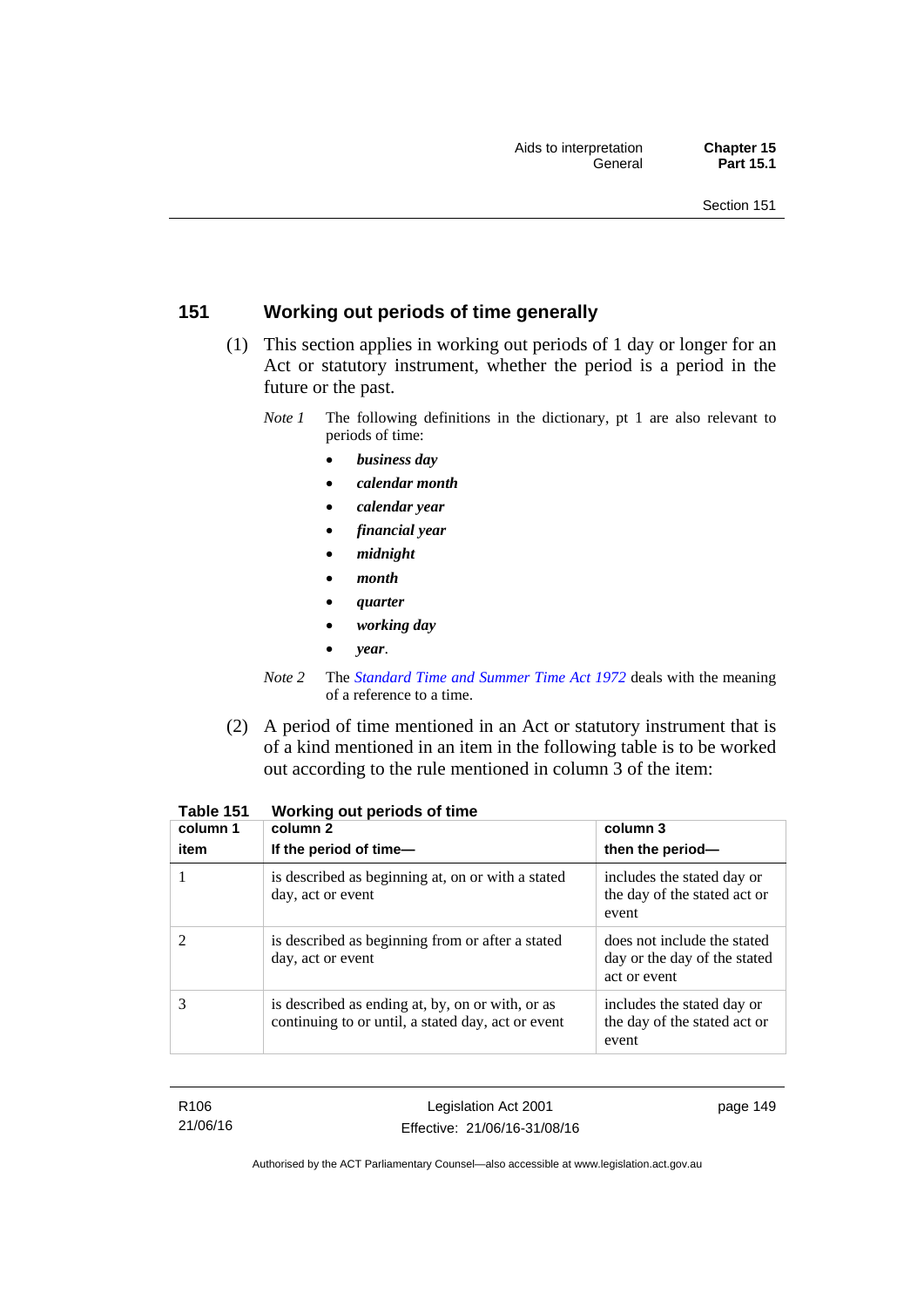## 151 Working out periods of time generally

(1) This section applies in working out periods of 1 day or longer for an Act or statutory instrument, whether the period is a period in the future or the past.

*Note 1* The following definitions in the dictionary, pt 1 are also relevant to periods of time:

- ***business day***
- ***calendar month***
- ***calendar year***
- ***financial year***
- ***midnight***
- ***month***
- ***quarter***
- ***working day***
- ***year***.

*Note 2* The *Standard Time and Summer Time Act 1972* deals with the meaning of a reference to a time.

(2) A period of time mentioned in an Act or statutory instrument that is of a kind mentioned in an item in the following table is to be worked out according to the rule mentioned in column 3 of the item:

**Table 151 Working out periods of time**

| column 1<br>item | column 2<br>If the period of time— | column 3<br>then the period— |
|---|---|---|
| 1 | is described as beginning at, on or with a stated day, act or event | includes the stated day or the day of the stated act or event |
| 2 | is described as beginning from or after a stated day, act or event | does not include the stated day or the day of the stated act or event |
| 3 | is described as ending at, by, on or with, or as continuing to or until, a stated day, act or event | includes the stated day or the day of the stated act or event |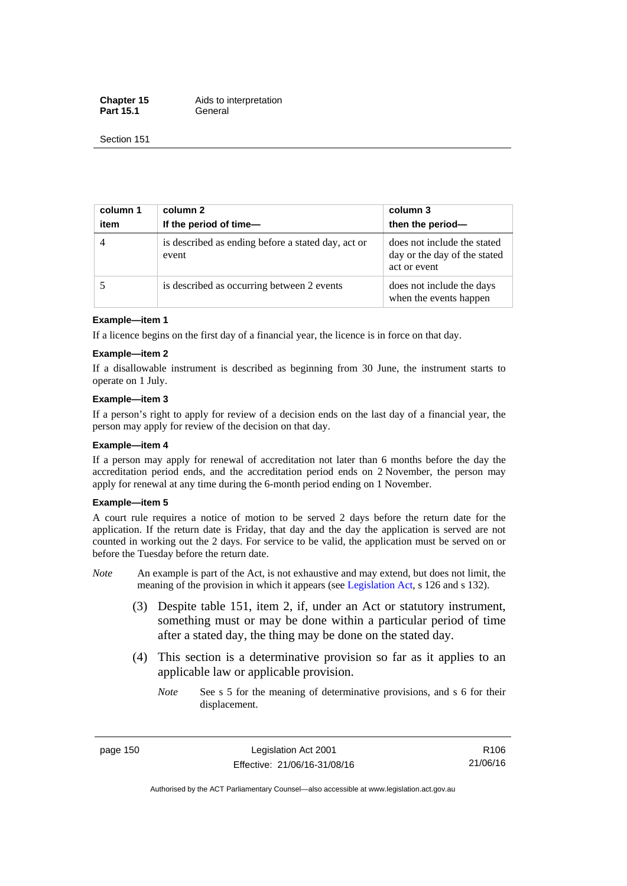| column 1<br>item | column 2<br>If the period of time— | column 3<br>then the period— |
|---|---|---|
| 4 | is described as ending before a stated day, act or event | does not include the stated day or the day of the stated act or event |
| 5 | is described as occurring between 2 events | does not include the days when the events happen |

**Example—item 1**

If a licence begins on the first day of a financial year, the licence is in force on that day.

**Example—item 2**

If a disallowable instrument is described as beginning from 30 June, the instrument starts to operate on 1 July.

**Example—item 3**

If a person's right to apply for review of a decision ends on the last day of a financial year, the person may apply for review of the decision on that day.

**Example—item 4**

If a person may apply for renewal of accreditation not later than 6 months before the day the accreditation period ends, and the accreditation period ends on 2 November, the person may apply for renewal at any time during the 6-month period ending on 1 November.

**Example—item 5**

A court rule requires a notice of motion to be served 2 days before the return date for the application. If the return date is Friday, that day and the day the application is served are not counted in working out the 2 days. For service to be valid, the application must be served on or before the Tuesday before the return date.

*Note* An example is part of the Act, is not exhaustive and may extend, but does not limit, the meaning of the provision in which it appears (see Legislation Act, s 126 and s 132).

(3) Despite table 151, item 2, if, under an Act or statutory instrument, something must or may be done within a particular period of time after a stated day, the thing may be done on the stated day.

(4) This section is a determinative provision so far as it applies to an applicable law or applicable provision.

*Note* See s 5 for the meaning of determinative provisions, and s 6 for their displacement.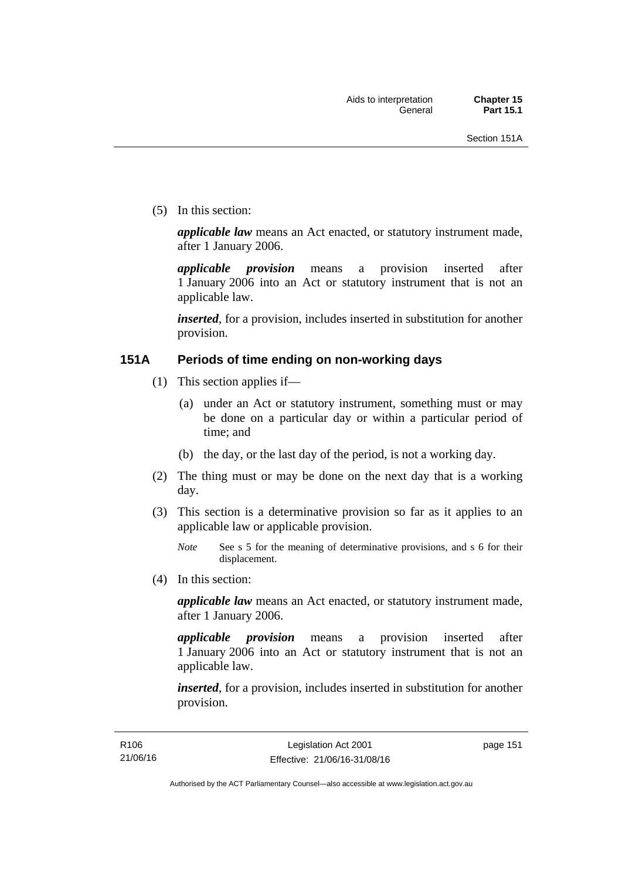(5) In this section:

***applicable law*** means an Act enacted, or statutory instrument made, after 1 January 2006.

***applicable provision*** means a provision inserted after 1 January 2006 into an Act or statutory instrument that is not an applicable law.

***inserted***, for a provision, includes inserted in substitution for another provision.

### 151A Periods of time ending on non-working days

(1) This section applies if—

(a) under an Act or statutory instrument, something must or may be done on a particular day or within a particular period of time; and

(b) the day, or the last day of the period, is not a working day.

(2) The thing must or may be done on the next day that is a working day.

(3) This section is a determinative provision so far as it applies to an applicable law or applicable provision.

*Note* See s 5 for the meaning of determinative provisions, and s 6 for their displacement.

(4) In this section:

***applicable law*** means an Act enacted, or statutory instrument made, after 1 January 2006.

***applicable provision*** means a provision inserted after 1 January 2006 into an Act or statutory instrument that is not an applicable law.

***inserted***, for a provision, includes inserted in substitution for another provision.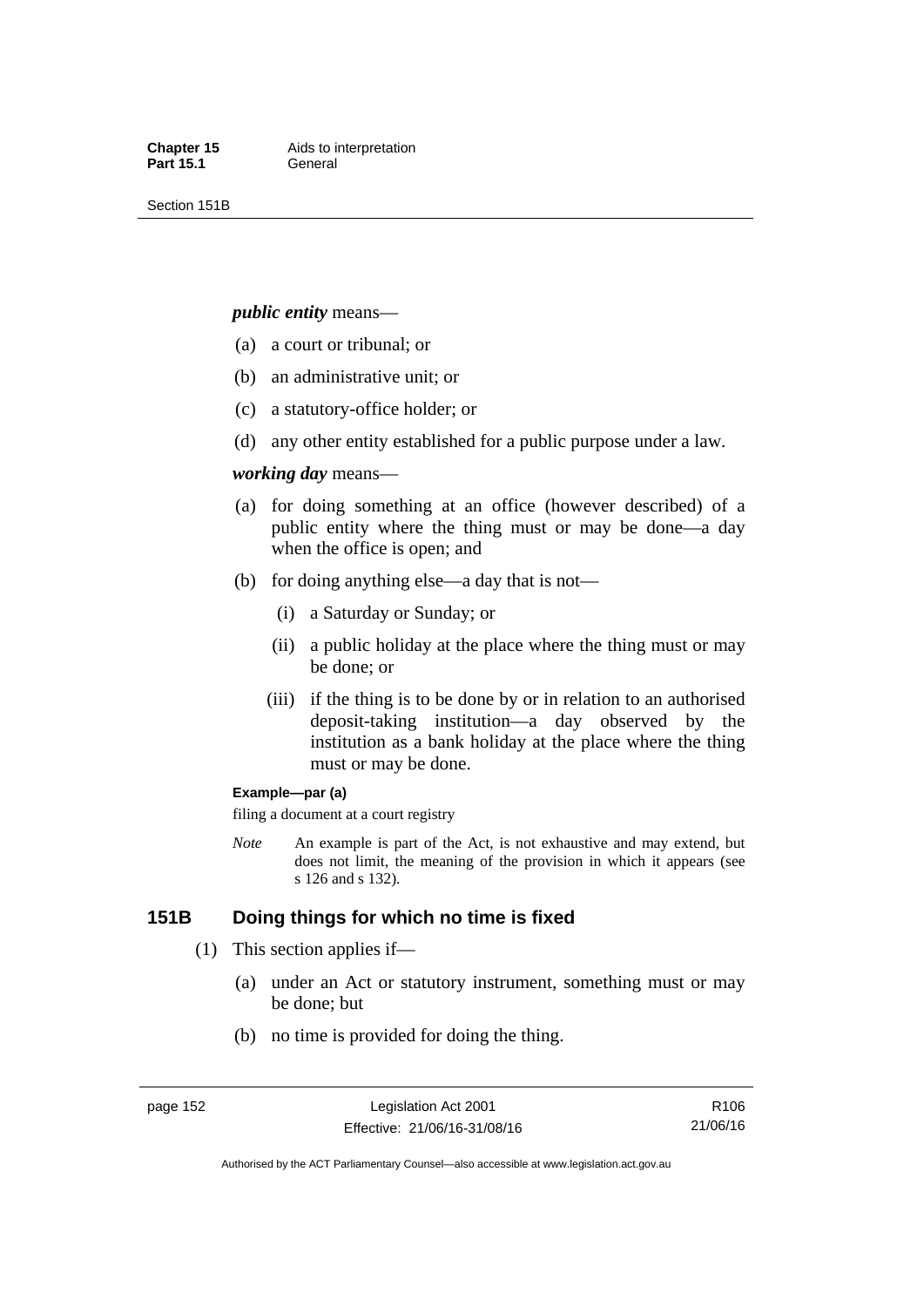***public entity*** means—

(a) a court or tribunal; or

(b) an administrative unit; or

(c) a statutory-office holder; or

(d) any other entity established for a public purpose under a law.

***working day*** means—

(a) for doing something at an office (however described) of a public entity where the thing must or may be done—a day when the office is open; and

(b) for doing anything else—a day that is not—

   (i) a Saturday or Sunday; or

   (ii) a public holiday at the place where the thing must or may be done; or

   (iii) if the thing is to be done by or in relation to an authorised deposit-taking institution—a day observed by the institution as a bank holiday at the place where the thing must or may be done.

**Example—par (a)**

filing a document at a court registry

*Note* An example is part of the Act, is not exhaustive and may extend, but does not limit, the meaning of the provision in which it appears (see s 126 and s 132).

## 151B Doing things for which no time is fixed

(1) This section applies if—

   (a) under an Act or statutory instrument, something must or may be done; but

   (b) no time is provided for doing the thing.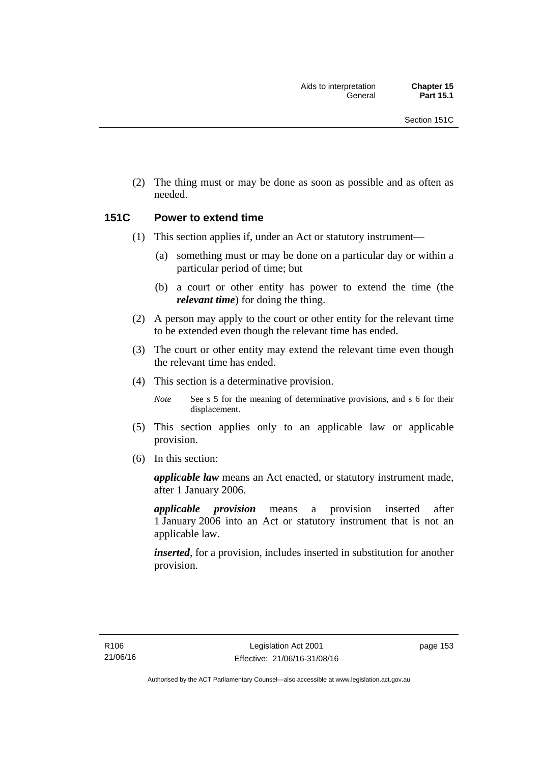(2) The thing must or may be done as soon as possible and as often as needed.

## 151C Power to extend time

(1) This section applies if, under an Act or statutory instrument—

(a) something must or may be done on a particular day or within a particular period of time; but

(b) a court or other entity has power to extend the time (the ***relevant time***) for doing the thing.

(2) A person may apply to the court or other entity for the relevant time to be extended even though the relevant time has ended.

(3) The court or other entity may extend the relevant time even though the relevant time has ended.

(4) This section is a determinative provision.

*Note* See s 5 for the meaning of determinative provisions, and s 6 for their displacement.

(5) This section applies only to an applicable law or applicable provision.

(6) In this section:

***applicable law*** means an Act enacted, or statutory instrument made, after 1 January 2006.

***applicable provision*** means a provision inserted after 1 January 2006 into an Act or statutory instrument that is not an applicable law.

***inserted***, for a provision, includes inserted in substitution for another provision.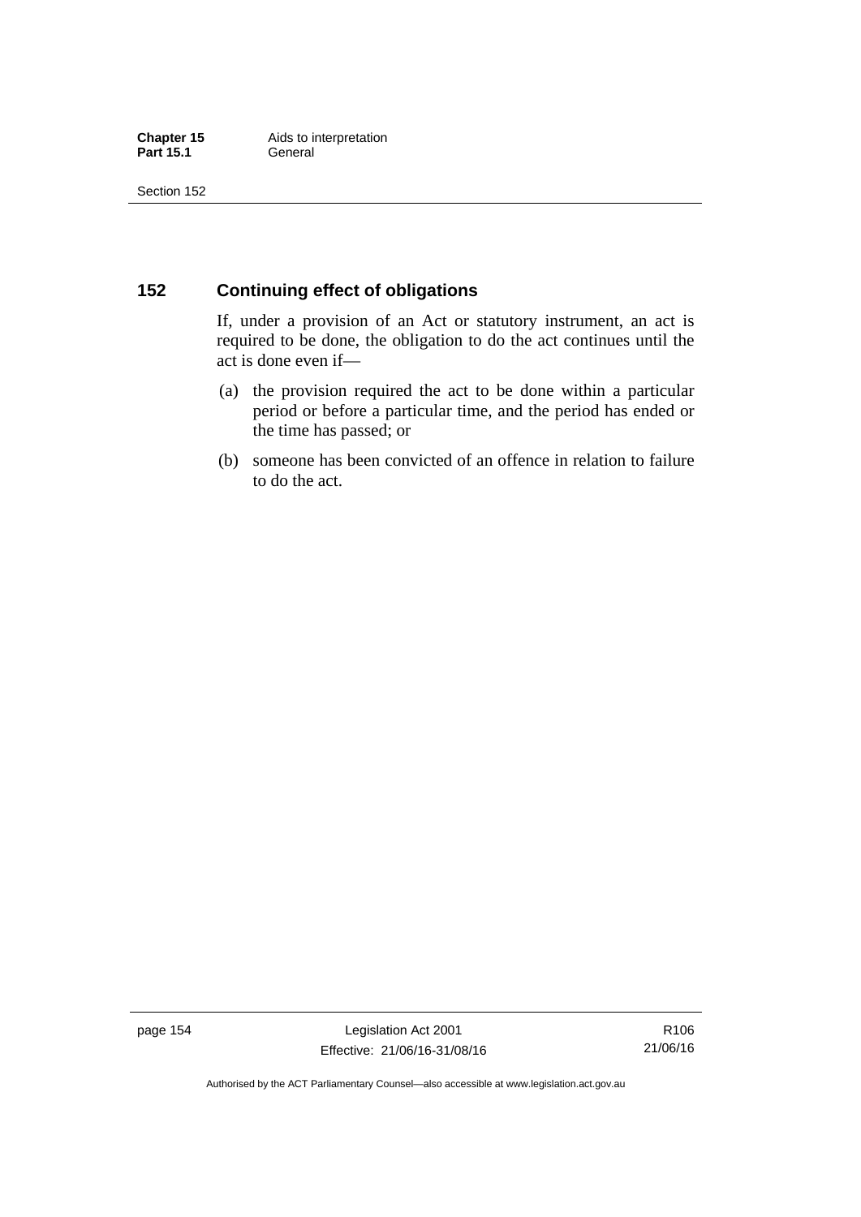## 152 Continuing effect of obligations

If, under a provision of an Act or statutory instrument, an act is required to be done, the obligation to do the act continues until the act is done even if—

(a) the provision required the act to be done within a particular period or before a particular time, and the period has ended or the time has passed; or

(b) someone has been convicted of an offence in relation to failure to do the act.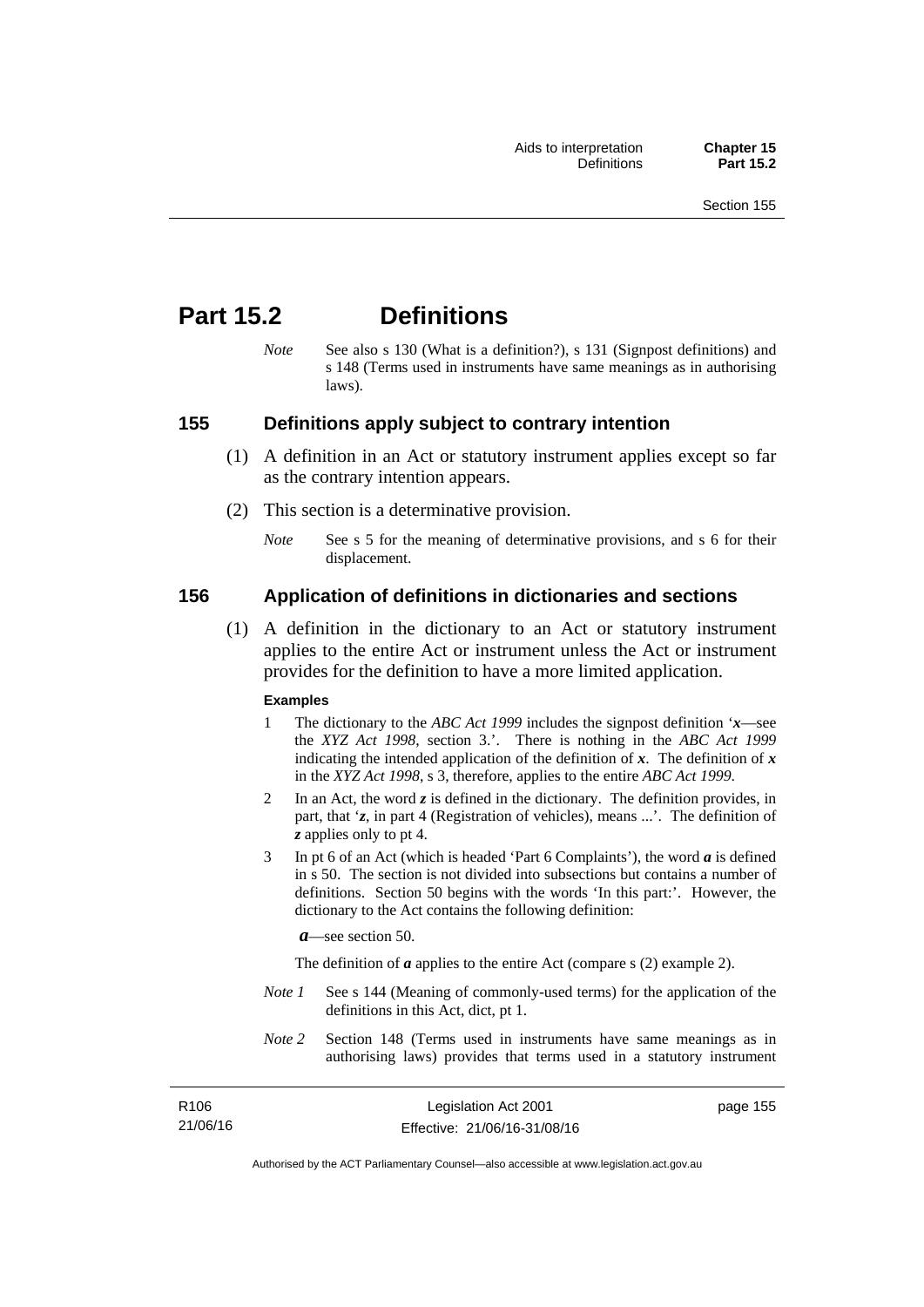# Part 15.2 Definitions

*Note* See also s 130 (What is a definition?), s 131 (Signpost definitions) and s 148 (Terms used in instruments have same meanings as in authorising laws).

## 155 Definitions apply subject to contrary intention

(1) A definition in an Act or statutory instrument applies except so far as the contrary intention appears.

(2) This section is a determinative provision.

*Note* See s 5 for the meaning of determinative provisions, and s 6 for their displacement.

## 156 Application of definitions in dictionaries and sections

(1) A definition in the dictionary to an Act or statutory instrument applies to the entire Act or instrument unless the Act or instrument provides for the definition to have a more limited application.

**Examples**

1 The dictionary to the *ABC Act 1999* includes the signpost definition '***x***—see the *XYZ Act 1998*, section 3.'. There is nothing in the *ABC Act 1999* indicating the intended application of the definition of ***x***. The definition of ***x*** in the *XYZ Act 1998*, s 3, therefore, applies to the entire *ABC Act 1999*.

2 In an Act, the word ***z*** is defined in the dictionary. The definition provides, in part, that '***z***, in part 4 (Registration of vehicles), means ...'. The definition of ***z*** applies only to pt 4.

3 In pt 6 of an Act (which is headed 'Part 6 Complaints'), the word ***a*** is defined in s 50. The section is not divided into subsections but contains a number of definitions. Section 50 begins with the words 'In this part:'. However, the dictionary to the Act contains the following definition:

***a***—see section 50.

The definition of ***a*** applies to the entire Act (compare s (2) example 2).

*Note 1* See s 144 (Meaning of commonly-used terms) for the application of the definitions in this Act, dict, pt 1.

*Note 2* Section 148 (Terms used in instruments have same meanings as in authorising laws) provides that terms used in a statutory instrument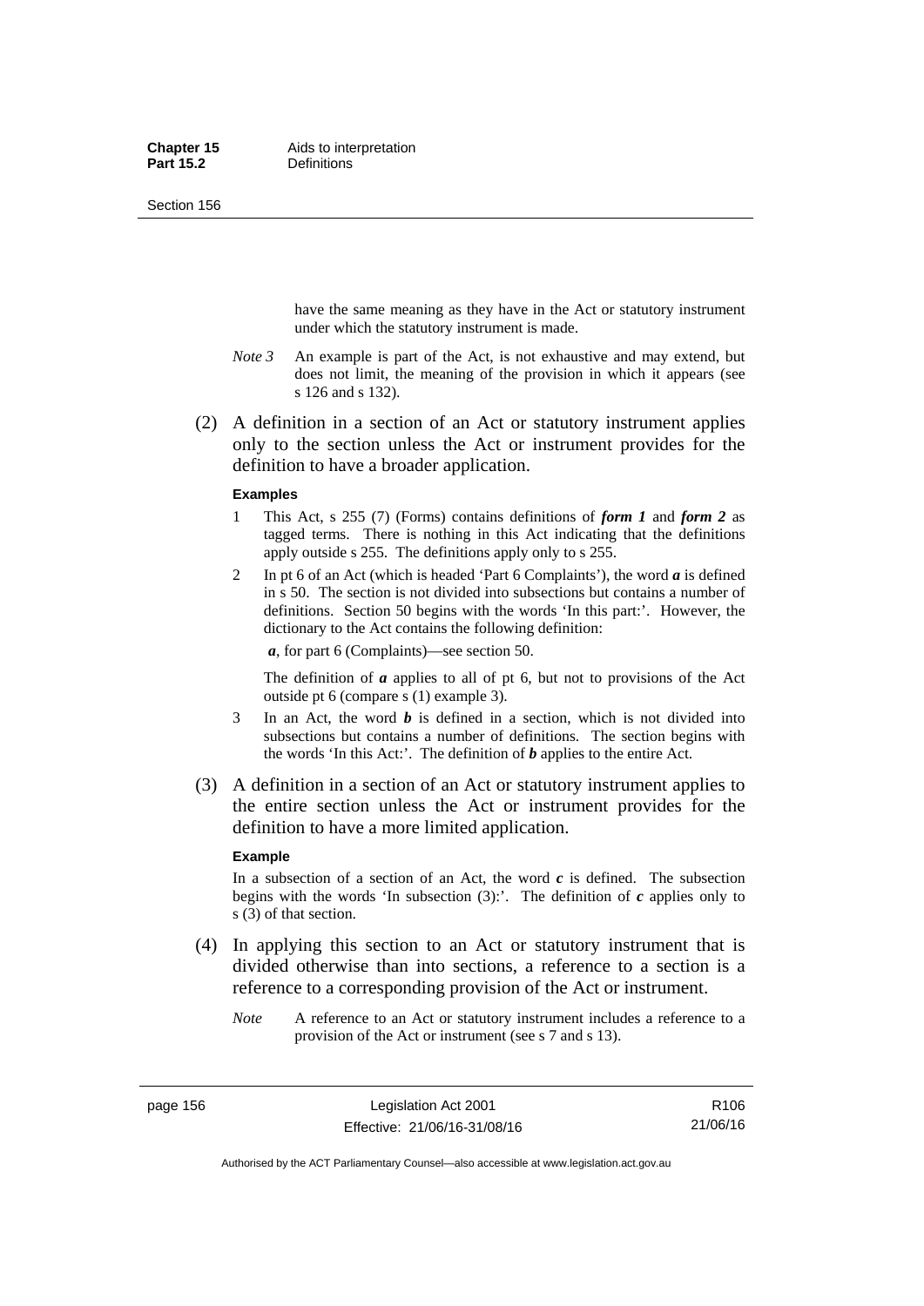have the same meaning as they have in the Act or statutory instrument under which the statutory instrument is made.

*Note 3* An example is part of the Act, is not exhaustive and may extend, but does not limit, the meaning of the provision in which it appears (see s 126 and s 132).

(2) A definition in a section of an Act or statutory instrument applies only to the section unless the Act or instrument provides for the definition to have a broader application.

**Examples**

1 This Act, s 255 (7) (Forms) contains definitions of ***form 1*** and ***form 2*** as tagged terms. There is nothing in this Act indicating that the definitions apply outside s 255. The definitions apply only to s 255.

2 In pt 6 of an Act (which is headed 'Part 6 Complaints'), the word ***a*** is defined in s 50. The section is not divided into subsections but contains a number of definitions. Section 50 begins with the words 'In this part:'. However, the dictionary to the Act contains the following definition:

***a***, for part 6 (Complaints)—see section 50.

The definition of ***a*** applies to all of pt 6, but not to provisions of the Act outside pt 6 (compare s (1) example 3).

3 In an Act, the word ***b*** is defined in a section, which is not divided into subsections but contains a number of definitions. The section begins with the words 'In this Act:'. The definition of ***b*** applies to the entire Act.

(3) A definition in a section of an Act or statutory instrument applies to the entire section unless the Act or instrument provides for the definition to have a more limited application.

**Example**

In a subsection of a section of an Act, the word ***c*** is defined. The subsection begins with the words 'In subsection (3):'. The definition of ***c*** applies only to s (3) of that section.

(4) In applying this section to an Act or statutory instrument that is divided otherwise than into sections, a reference to a section is a reference to a corresponding provision of the Act or instrument.

*Note* A reference to an Act or statutory instrument includes a reference to a provision of the Act or instrument (see s 7 and s 13).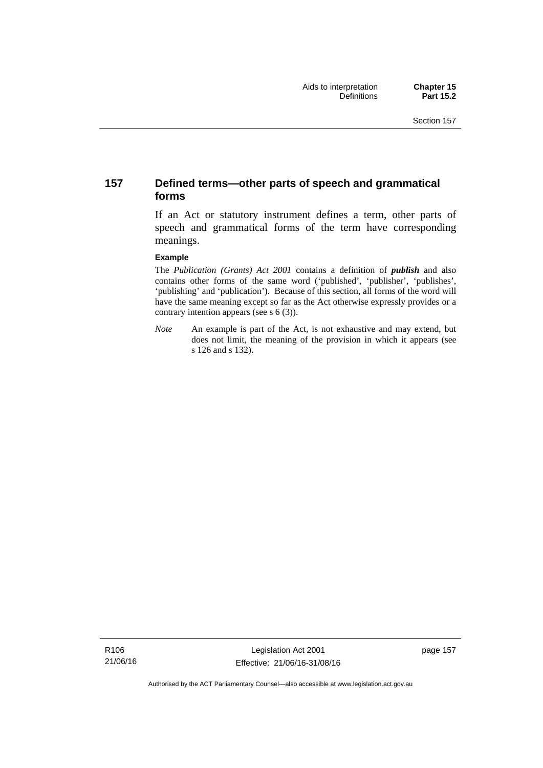## 157 Defined terms—other parts of speech and grammatical forms

If an Act or statutory instrument defines a term, other parts of speech and grammatical forms of the term have corresponding meanings.

**Example**

The *Publication (Grants) Act 2001* contains a definition of ***publish*** and also contains other forms of the same word ('published', 'publisher', 'publishes', 'publishing' and 'publication'). Because of this section, all forms of the word will have the same meaning except so far as the Act otherwise expressly provides or a contrary intention appears (see s 6 (3)).

*Note* An example is part of the Act, is not exhaustive and may extend, but does not limit, the meaning of the provision in which it appears (see s 126 and s 132).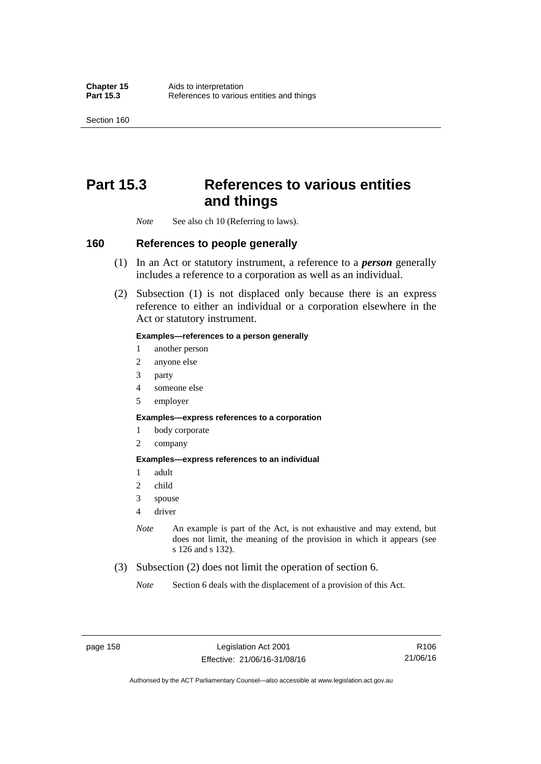# Part 15.3 References to various entities and things

*Note* See also ch 10 (Referring to laws).

## 160 References to people generally

(1) In an Act or statutory instrument, a reference to a ***person*** generally includes a reference to a corporation as well as an individual.

(2) Subsection (1) is not displaced only because there is an express reference to either an individual or a corporation elsewhere in the Act or statutory instrument.

**Examples—references to a person generally**

1 another person
2 anyone else
3 party
4 someone else
5 employer

**Examples—express references to a corporation**

1 body corporate
2 company

**Examples—express references to an individual**

1 adult
2 child
3 spouse
4 driver

*Note* An example is part of the Act, is not exhaustive and may extend, but does not limit, the meaning of the provision in which it appears (see s 126 and s 132).

(3) Subsection (2) does not limit the operation of section 6.

*Note* Section 6 deals with the displacement of a provision of this Act.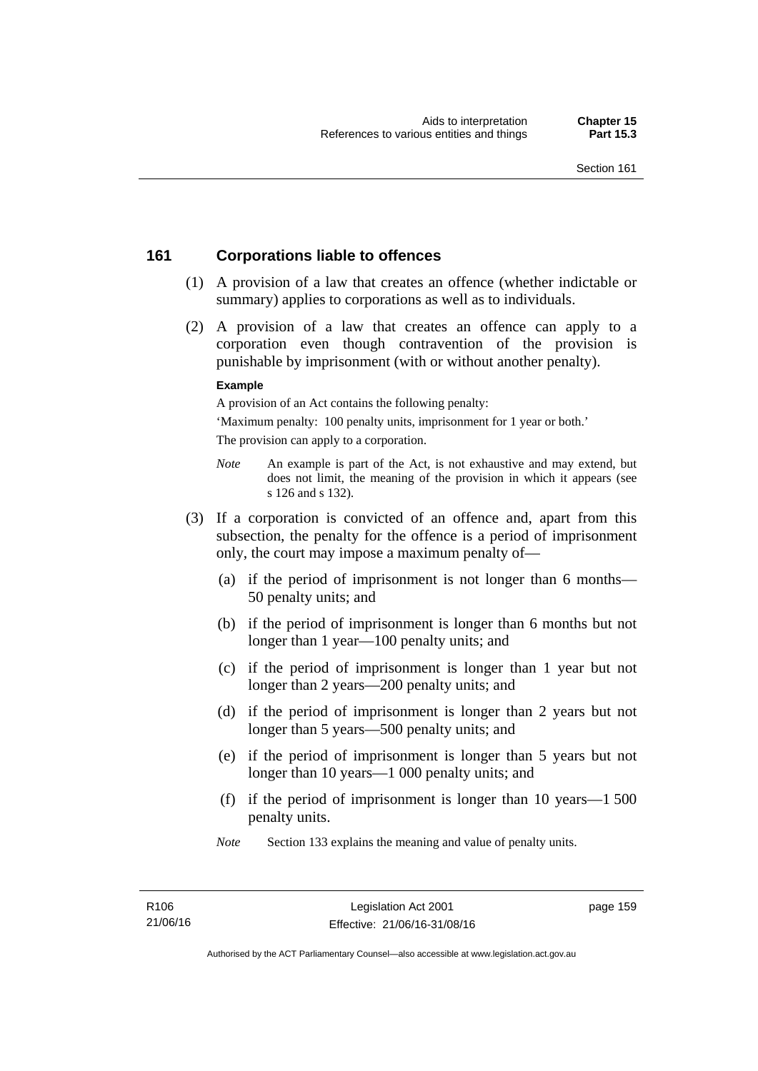## 161 Corporations liable to offences

(1) A provision of a law that creates an offence (whether indictable or summary) applies to corporations as well as to individuals.

(2) A provision of a law that creates an offence can apply to a corporation even though contravention of the provision is punishable by imprisonment (with or without another penalty).

**Example**

A provision of an Act contains the following penalty:

'Maximum penalty: 100 penalty units, imprisonment for 1 year or both.'

The provision can apply to a corporation.

*Note* An example is part of the Act, is not exhaustive and may extend, but does not limit, the meaning of the provision in which it appears (see s 126 and s 132).

(3) If a corporation is convicted of an offence and, apart from this subsection, the penalty for the offence is a period of imprisonment only, the court may impose a maximum penalty of—

(a) if the period of imprisonment is not longer than 6 months—50 penalty units; and

(b) if the period of imprisonment is longer than 6 months but not longer than 1 year—100 penalty units; and

(c) if the period of imprisonment is longer than 1 year but not longer than 2 years—200 penalty units; and

(d) if the period of imprisonment is longer than 2 years but not longer than 5 years—500 penalty units; and

(e) if the period of imprisonment is longer than 5 years but not longer than 10 years—1 000 penalty units; and

(f) if the period of imprisonment is longer than 10 years—1 500 penalty units.

*Note* Section 133 explains the meaning and value of penalty units.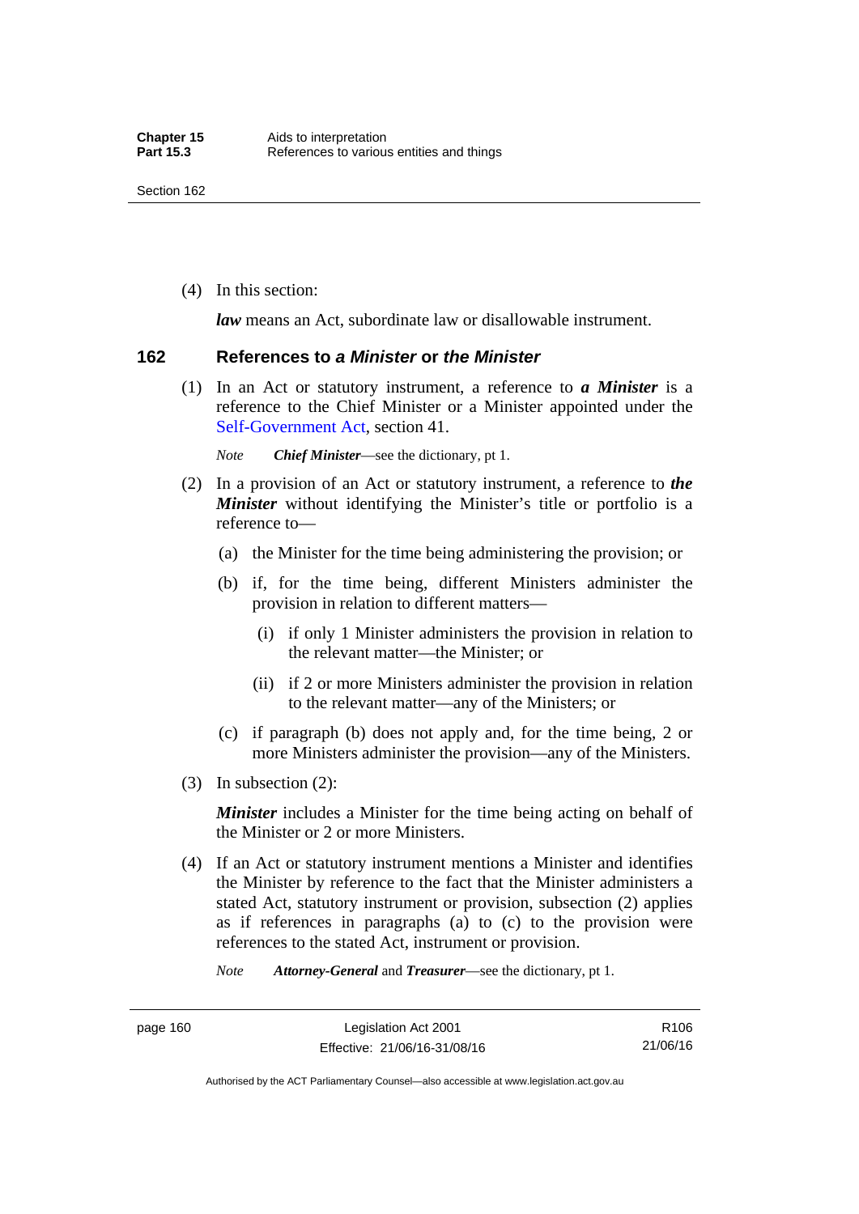(4) In this section:

***law*** means an Act, subordinate law or disallowable instrument.

## 162 References to *a Minister* or *the Minister*

(1) In an Act or statutory instrument, a reference to ***a Minister*** is a reference to the Chief Minister or a Minister appointed under the Self-Government Act, section 41.

*Note* ***Chief Minister***—see the dictionary, pt 1.

(2) In a provision of an Act or statutory instrument, a reference to ***the Minister*** without identifying the Minister's title or portfolio is a reference to—

(a) the Minister for the time being administering the provision; or

(b) if, for the time being, different Ministers administer the provision in relation to different matters—

(i) if only 1 Minister administers the provision in relation to the relevant matter—the Minister; or

(ii) if 2 or more Ministers administer the provision in relation to the relevant matter—any of the Ministers; or

(c) if paragraph (b) does not apply and, for the time being, 2 or more Ministers administer the provision—any of the Ministers.

(3) In subsection (2):

***Minister*** includes a Minister for the time being acting on behalf of the Minister or 2 or more Ministers.

(4) If an Act or statutory instrument mentions a Minister and identifies the Minister by reference to the fact that the Minister administers a stated Act, statutory instrument or provision, subsection (2) applies as if references in paragraphs (a) to (c) to the provision were references to the stated Act, instrument or provision.

*Note* ***Attorney-General*** and ***Treasurer***—see the dictionary, pt 1.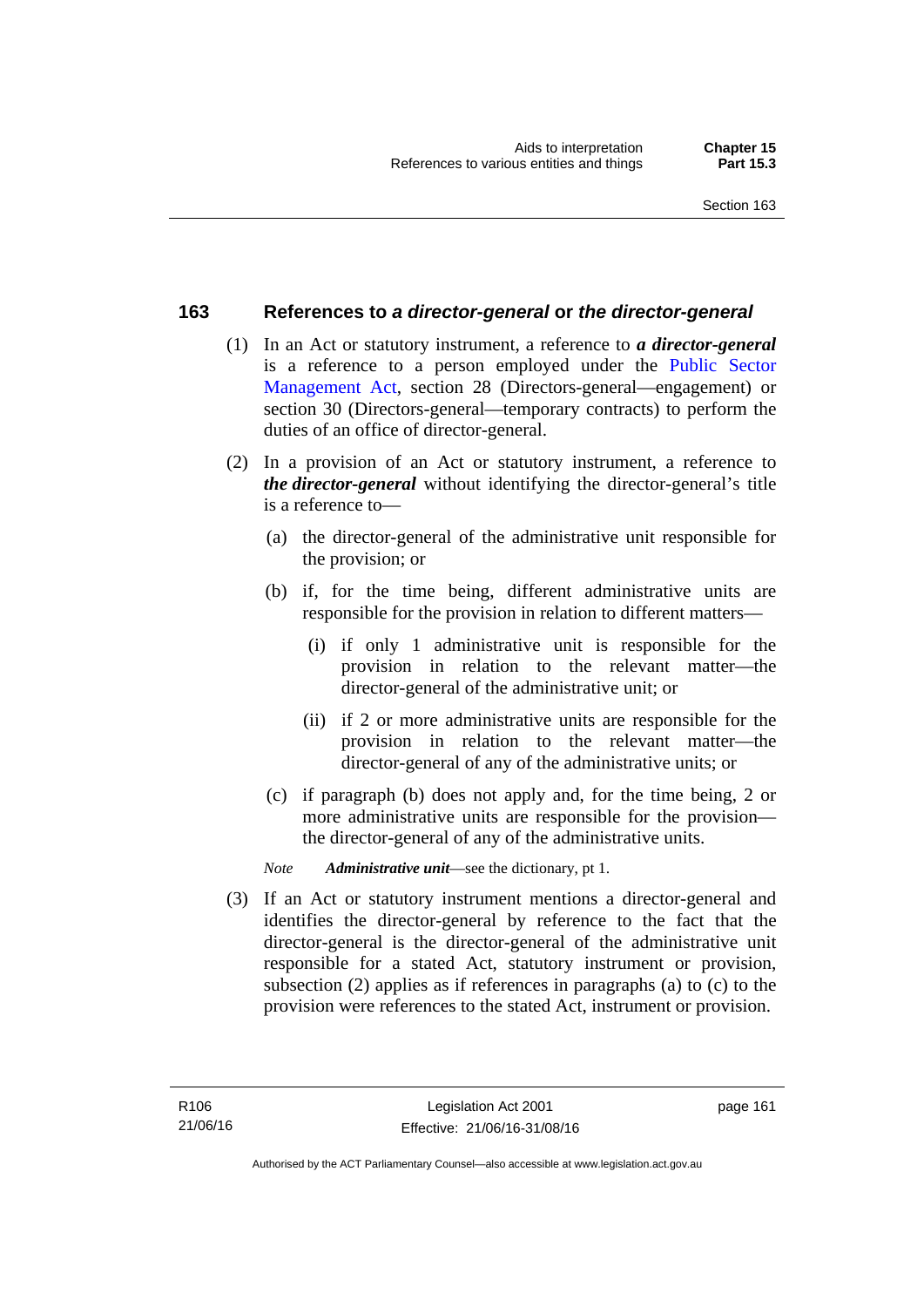## 163 References to *a director-general* or *the director-general*

(1) In an Act or statutory instrument, a reference to ***a director-general*** is a reference to a person employed under the Public Sector Management Act, section 28 (Directors-general—engagement) or section 30 (Directors-general—temporary contracts) to perform the duties of an office of director-general.

(2) In a provision of an Act or statutory instrument, a reference to ***the director-general*** without identifying the director-general's title is a reference to—

(a) the director-general of the administrative unit responsible for the provision; or

(b) if, for the time being, different administrative units are responsible for the provision in relation to different matters—

(i) if only 1 administrative unit is responsible for the provision in relation to the relevant matter—the director-general of the administrative unit; or

(ii) if 2 or more administrative units are responsible for the provision in relation to the relevant matter—the director-general of any of the administrative units; or

(c) if paragraph (b) does not apply and, for the time being, 2 or more administrative units are responsible for the provision—the director-general of any of the administrative units.

*Note* ***Administrative unit***—see the dictionary, pt 1.

(3) If an Act or statutory instrument mentions a director-general and identifies the director-general by reference to the fact that the director-general is the director-general of the administrative unit responsible for a stated Act, statutory instrument or provision, subsection (2) applies as if references in paragraphs (a) to (c) to the provision were references to the stated Act, instrument or provision.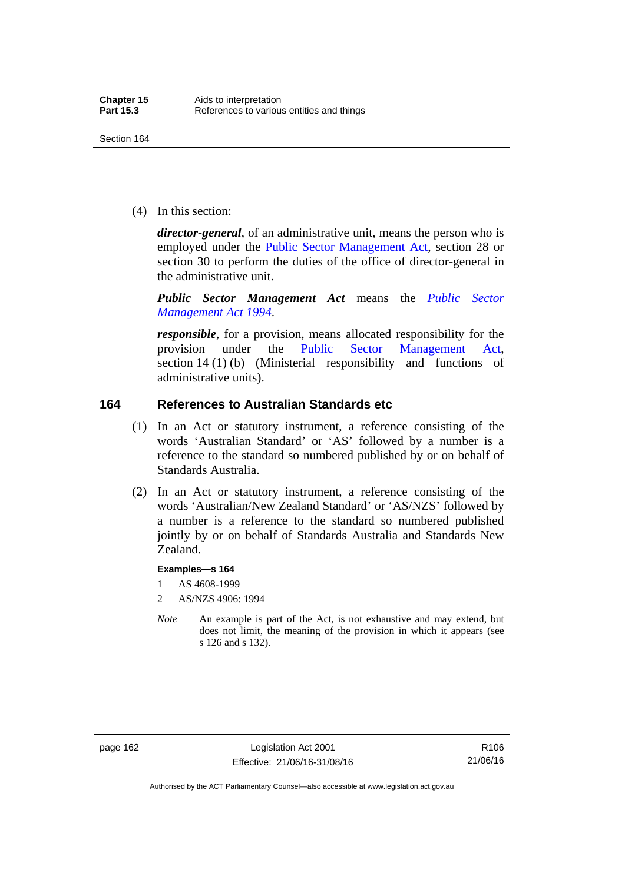(4) In this section:

***director-general***, of an administrative unit, means the person who is employed under the Public Sector Management Act, section 28 or section 30 to perform the duties of the office of director-general in the administrative unit.

***Public Sector Management Act*** means the *Public Sector Management Act 1994*.

***responsible***, for a provision, means allocated responsibility for the provision under the Public Sector Management Act, section 14 (1) (b) (Ministerial responsibility and functions of administrative units).

## 164 References to Australian Standards etc

(1) In an Act or statutory instrument, a reference consisting of the words 'Australian Standard' or 'AS' followed by a number is a reference to the standard so numbered published by or on behalf of Standards Australia.

(2) In an Act or statutory instrument, a reference consisting of the words 'Australian/New Zealand Standard' or 'AS/NZS' followed by a number is a reference to the standard so numbered published jointly by or on behalf of Standards Australia and Standards New Zealand.

**Examples—s 164**

1 AS 4608-1999

2 AS/NZS 4906: 1994

*Note* An example is part of the Act, is not exhaustive and may extend, but does not limit, the meaning of the provision in which it appears (see s 126 and s 132).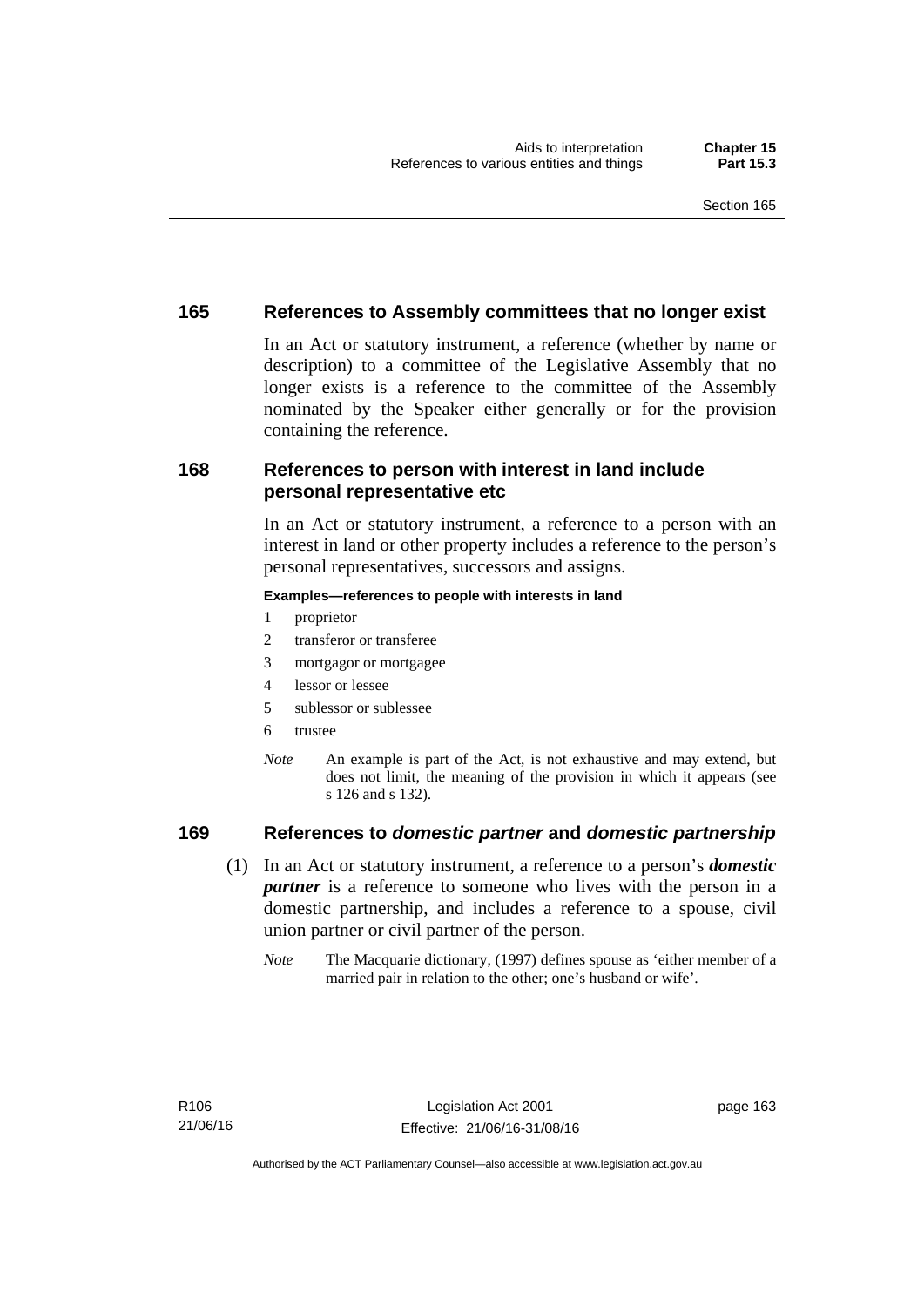## 165 References to Assembly committees that no longer exist

In an Act or statutory instrument, a reference (whether by name or description) to a committee of the Legislative Assembly that no longer exists is a reference to the committee of the Assembly nominated by the Speaker either generally or for the provision containing the reference.

## 168 References to person with interest in land include personal representative etc

In an Act or statutory instrument, a reference to a person with an interest in land or other property includes a reference to the person's personal representatives, successors and assigns.

**Examples—references to people with interests in land**

1 proprietor
2 transferor or transferee
3 mortgagor or mortgagee
4 lessor or lessee
5 sublessor or sublessee
6 trustee

*Note* An example is part of the Act, is not exhaustive and may extend, but does not limit, the meaning of the provision in which it appears (see s 126 and s 132).

## 169 References to *domestic partner* and *domestic partnership*

(1) In an Act or statutory instrument, a reference to a person's ***domestic partner*** is a reference to someone who lives with the person in a domestic partnership, and includes a reference to a spouse, civil union partner or civil partner of the person.

*Note* The Macquarie dictionary, (1997) defines spouse as 'either member of a married pair in relation to the other; one's husband or wife'.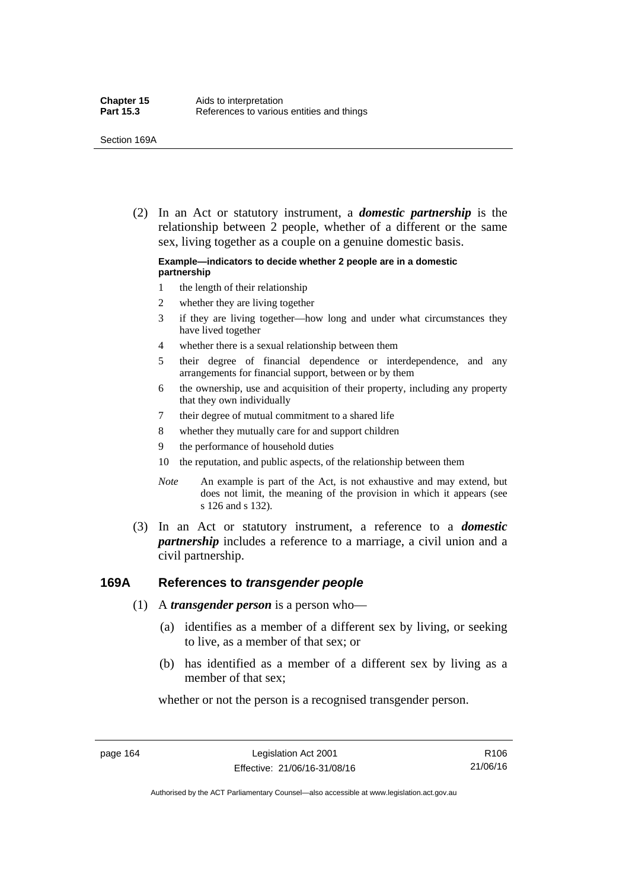(2) In an Act or statutory instrument, a ***domestic partnership*** is the relationship between 2 people, whether of a different or the same sex, living together as a couple on a genuine domestic basis.

**Example—indicators to decide whether 2 people are in a domestic partnership**

1. the length of their relationship
2. whether they are living together
3. if they are living together—how long and under what circumstances they have lived together
4. whether there is a sexual relationship between them
5. their degree of financial dependence or interdependence, and any arrangements for financial support, between or by them
6. the ownership, use and acquisition of their property, including any property that they own individually
7. their degree of mutual commitment to a shared life
8. whether they mutually care for and support children
9. the performance of household duties
10. the reputation, and public aspects, of the relationship between them

*Note* An example is part of the Act, is not exhaustive and may extend, but does not limit, the meaning of the provision in which it appears (see s 126 and s 132).

(3) In an Act or statutory instrument, a reference to a ***domestic partnership*** includes a reference to a marriage, a civil union and a civil partnership.

## 169A References to *transgender people*

(1) A ***transgender person*** is a person who—

(a) identifies as a member of a different sex by living, or seeking to live, as a member of that sex; or

(b) has identified as a member of a different sex by living as a member of that sex;

whether or not the person is a recognised transgender person.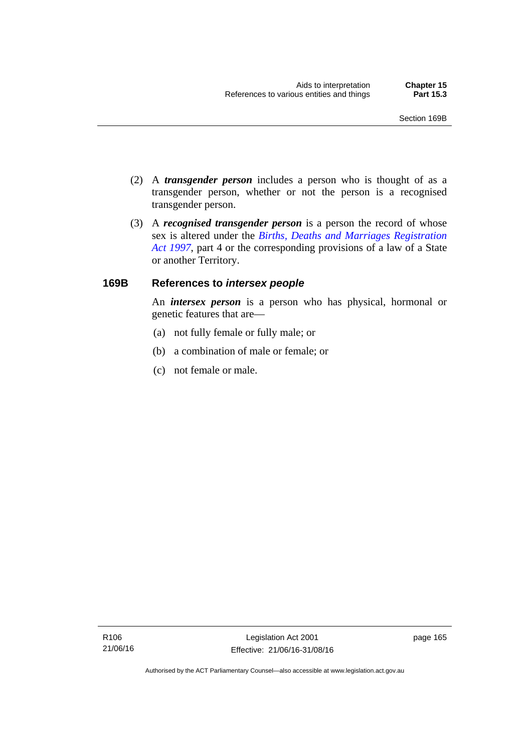(2) A ***transgender person*** includes a person who is thought of as a transgender person, whether or not the person is a recognised transgender person.

(3) A ***recognised transgender person*** is a person the record of whose sex is altered under the *Births, Deaths and Marriages Registration Act 1997*, part 4 or the corresponding provisions of a law of a State or another Territory.

### 169B References to *intersex people*

An ***intersex person*** is a person who has physical, hormonal or genetic features that are—

(a) not fully female or fully male; or

(b) a combination of male or female; or

(c) not female or male.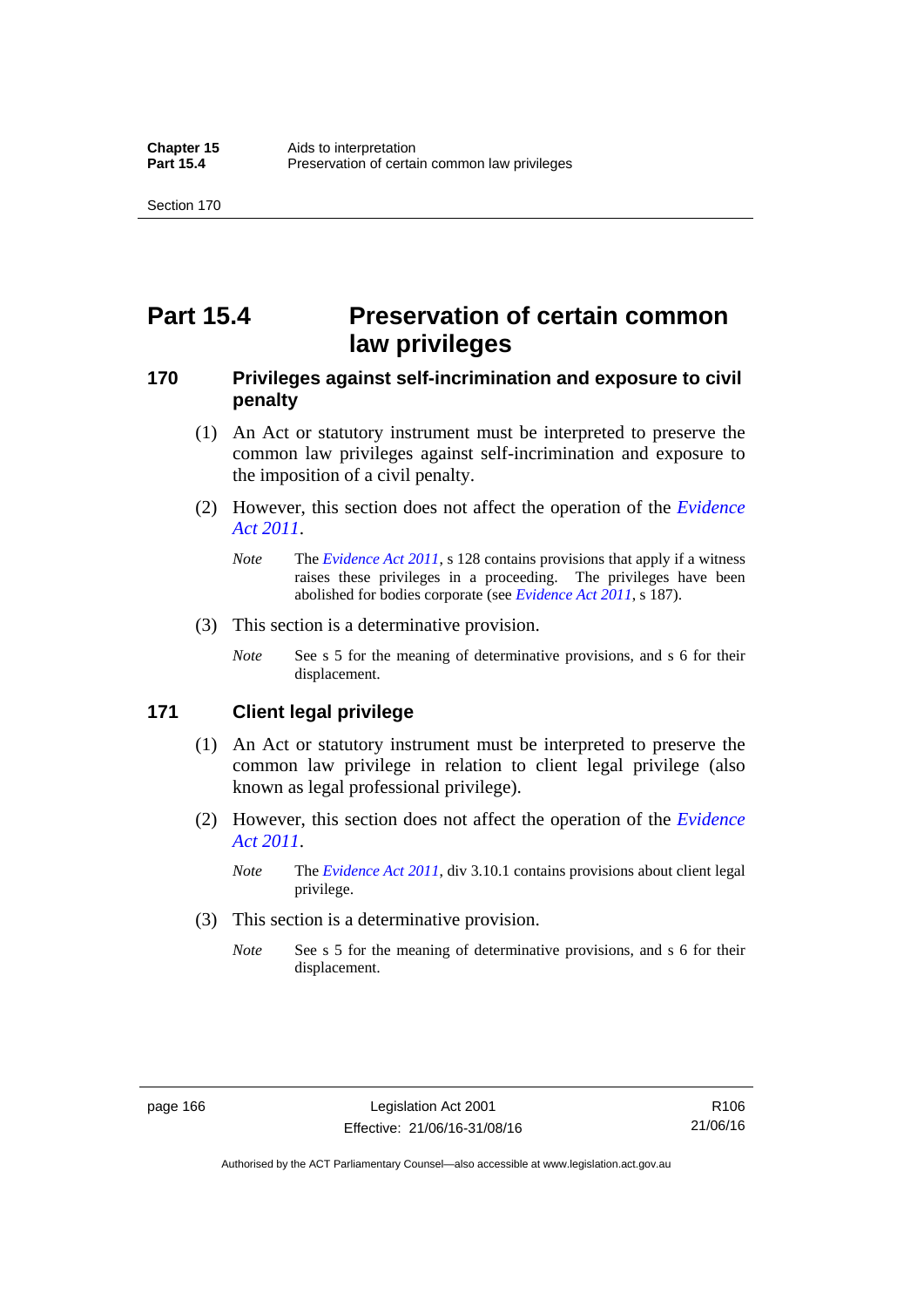# Part 15.4 Preservation of certain common law privileges

## 170 Privileges against self-incrimination and exposure to civil penalty

(1) An Act or statutory instrument must be interpreted to preserve the common law privileges against self-incrimination and exposure to the imposition of a civil penalty.

(2) However, this section does not affect the operation of the *Evidence Act 2011*.

*Note* The *Evidence Act 2011*, s 128 contains provisions that apply if a witness raises these privileges in a proceeding. The privileges have been abolished for bodies corporate (see *Evidence Act 2011*, s 187).

(3) This section is a determinative provision.

*Note* See s 5 for the meaning of determinative provisions, and s 6 for their displacement.

## 171 Client legal privilege

(1) An Act or statutory instrument must be interpreted to preserve the common law privilege in relation to client legal privilege (also known as legal professional privilege).

(2) However, this section does not affect the operation of the *Evidence Act 2011*.

*Note* The *Evidence Act 2011*, div 3.10.1 contains provisions about client legal privilege.

(3) This section is a determinative provision.

*Note* See s 5 for the meaning of determinative provisions, and s 6 for their displacement.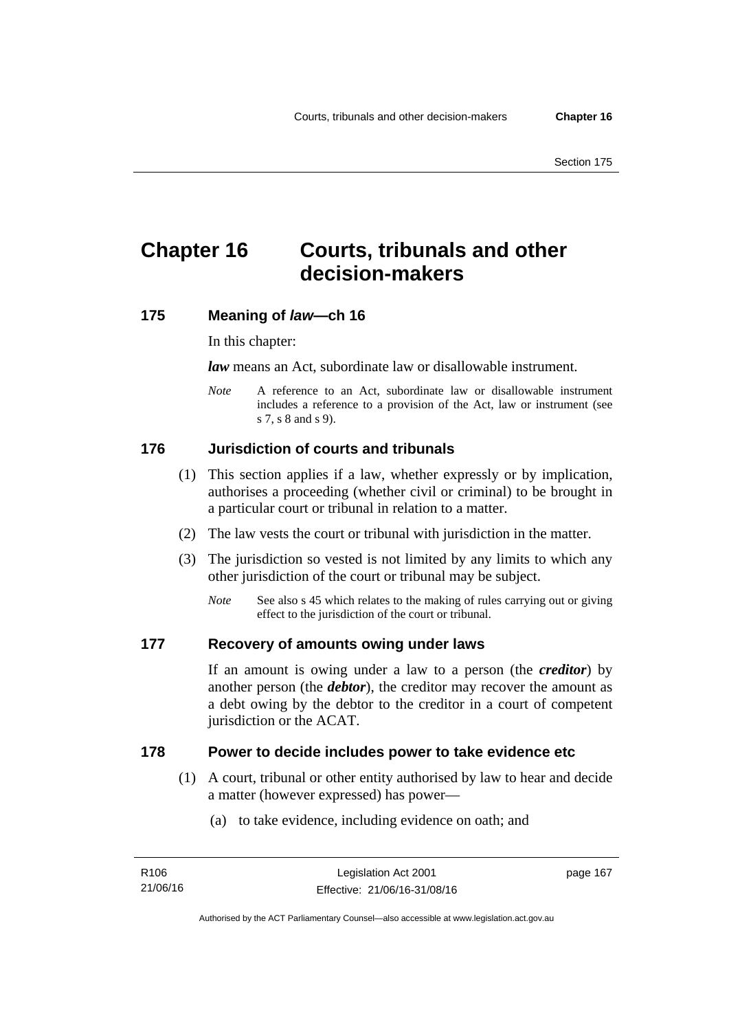# Chapter 16 Courts, tribunals and other decision-makers

## 175 Meaning of *law*—ch 16

In this chapter:

***law*** means an Act, subordinate law or disallowable instrument.

*Note* A reference to an Act, subordinate law or disallowable instrument includes a reference to a provision of the Act, law or instrument (see s 7, s 8 and s 9).

## 176 Jurisdiction of courts and tribunals

(1) This section applies if a law, whether expressly or by implication, authorises a proceeding (whether civil or criminal) to be brought in a particular court or tribunal in relation to a matter.

(2) The law vests the court or tribunal with jurisdiction in the matter.

(3) The jurisdiction so vested is not limited by any limits to which any other jurisdiction of the court or tribunal may be subject.

*Note* See also s 45 which relates to the making of rules carrying out or giving effect to the jurisdiction of the court or tribunal.

## 177 Recovery of amounts owing under laws

If an amount is owing under a law to a person (the ***creditor***) by another person (the ***debtor***), the creditor may recover the amount as a debt owing by the debtor to the creditor in a court of competent jurisdiction or the ACAT.

## 178 Power to decide includes power to take evidence etc

(1) A court, tribunal or other entity authorised by law to hear and decide a matter (however expressed) has power—

(a) to take evidence, including evidence on oath; and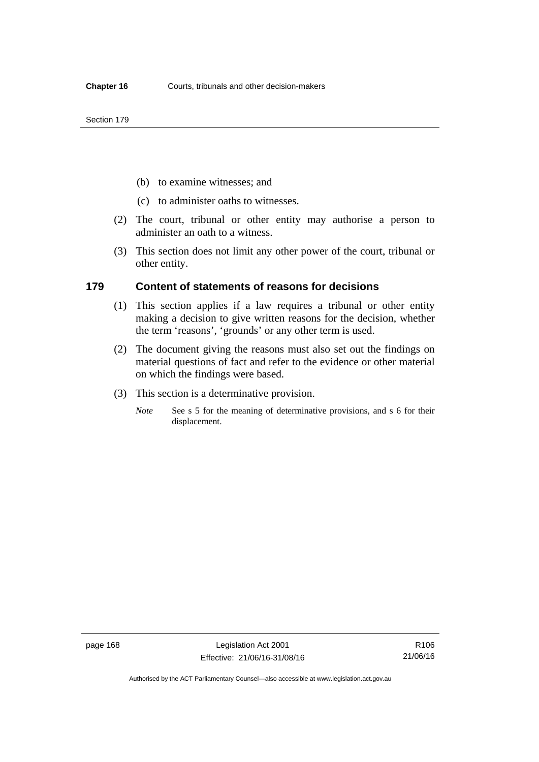(b) to examine witnesses; and

(c) to administer oaths to witnesses.

(2) The court, tribunal or other entity may authorise a person to administer an oath to a witness.

(3) This section does not limit any other power of the court, tribunal or other entity.

### 179 Content of statements of reasons for decisions

(1) This section applies if a law requires a tribunal or other entity making a decision to give written reasons for the decision, whether the term 'reasons', 'grounds' or any other term is used.

(2) The document giving the reasons must also set out the findings on material questions of fact and refer to the evidence or other material on which the findings were based.

(3) This section is a determinative provision.

*Note* See s 5 for the meaning of determinative provisions, and s 6 for their displacement.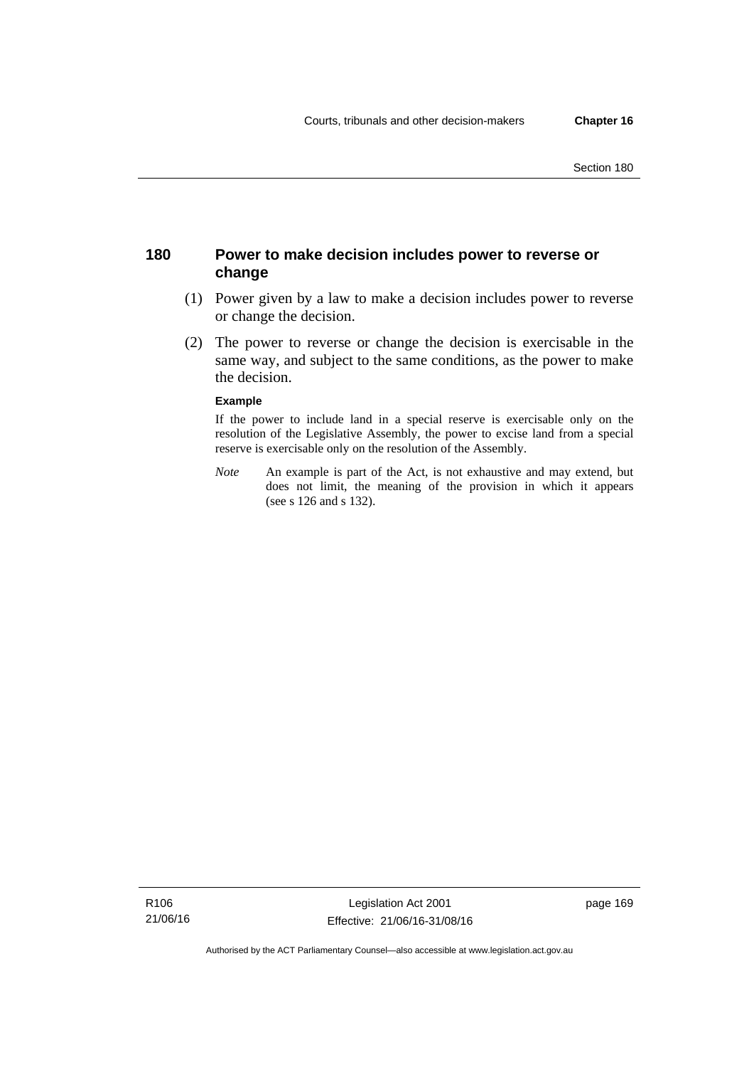## 180 Power to make decision includes power to reverse or change

(1) Power given by a law to make a decision includes power to reverse or change the decision.

(2) The power to reverse or change the decision is exercisable in the same way, and subject to the same conditions, as the power to make the decision.

**Example**

If the power to include land in a special reserve is exercisable only on the resolution of the Legislative Assembly, the power to excise land from a special reserve is exercisable only on the resolution of the Assembly.

*Note* An example is part of the Act, is not exhaustive and may extend, but does not limit, the meaning of the provision in which it appears (see s 126 and s 132).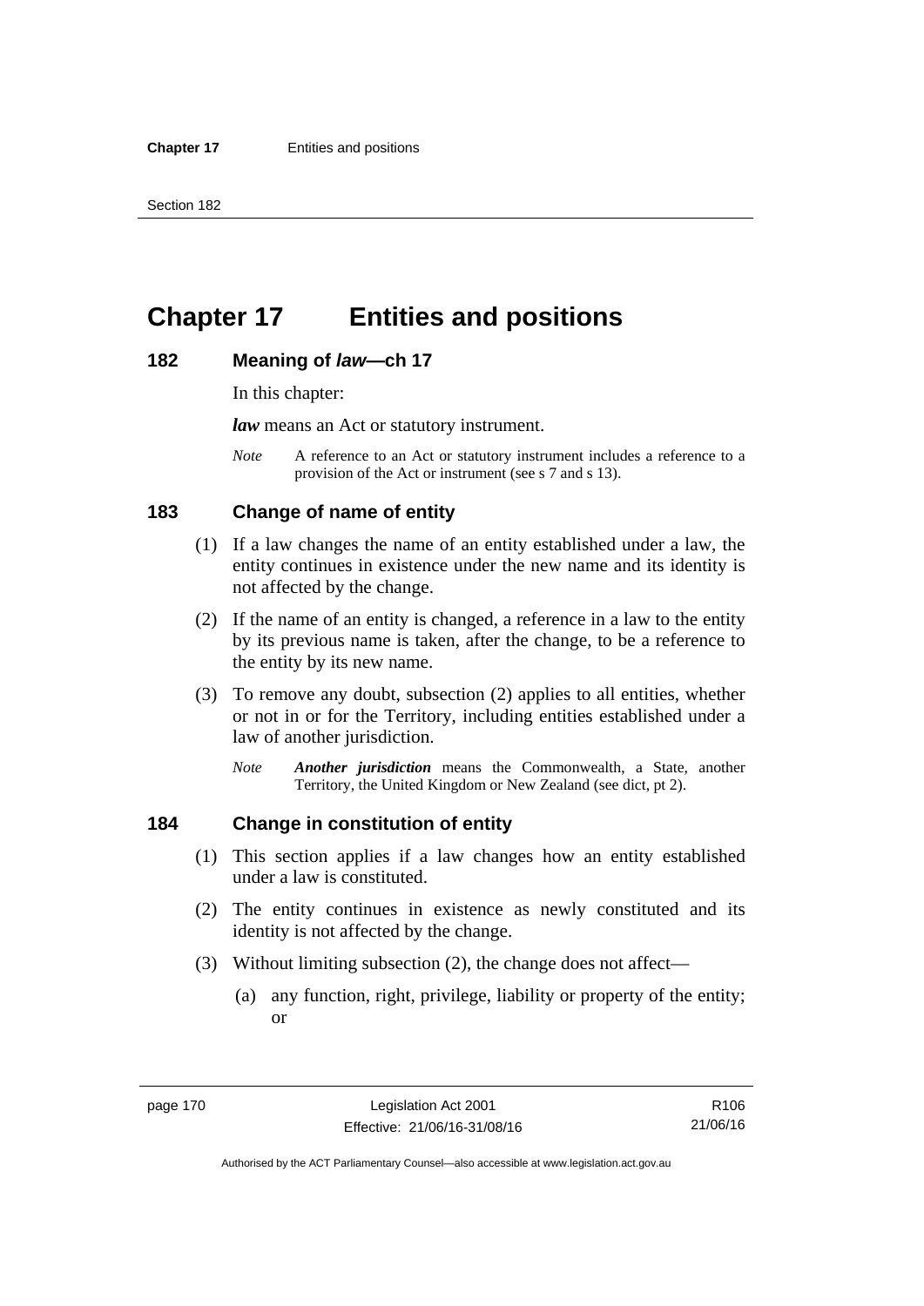# Chapter 17 Entities and positions

## 182 Meaning of *law*—ch 17

In this chapter:

***law*** means an Act or statutory instrument.

*Note* A reference to an Act or statutory instrument includes a reference to a provision of the Act or instrument (see s 7 and s 13).

## 183 Change of name of entity

(1) If a law changes the name of an entity established under a law, the entity continues in existence under the new name and its identity is not affected by the change.

(2) If the name of an entity is changed, a reference in a law to the entity by its previous name is taken, after the change, to be a reference to the entity by its new name.

(3) To remove any doubt, subsection (2) applies to all entities, whether or not in or for the Territory, including entities established under a law of another jurisdiction.

*Note* ***Another jurisdiction*** means the Commonwealth, a State, another Territory, the United Kingdom or New Zealand (see dict, pt 2).

## 184 Change in constitution of entity

(1) This section applies if a law changes how an entity established under a law is constituted.

(2) The entity continues in existence as newly constituted and its identity is not affected by the change.

(3) Without limiting subsection (2), the change does not affect—

(a) any function, right, privilege, liability or property of the entity; or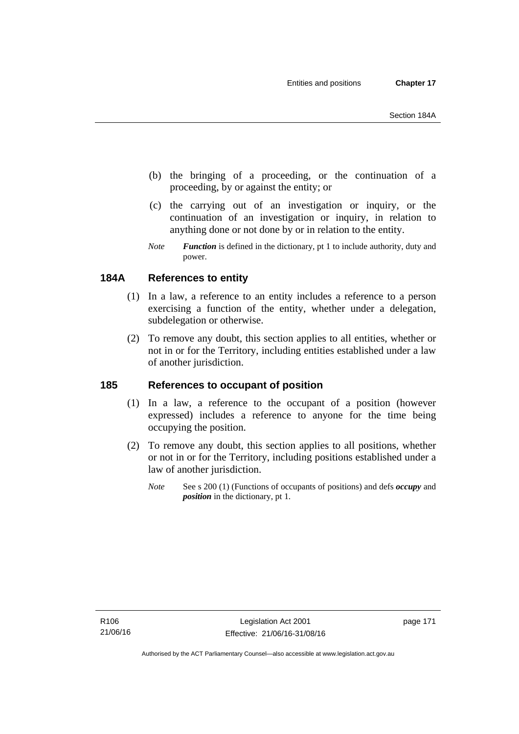(b) the bringing of a proceeding, or the continuation of a proceeding, by or against the entity; or

(c) the carrying out of an investigation or inquiry, or the continuation of an investigation or inquiry, in relation to anything done or not done by or in relation to the entity.

*Note* ***Function*** is defined in the dictionary, pt 1 to include authority, duty and power.

## 184A References to entity

(1) In a law, a reference to an entity includes a reference to a person exercising a function of the entity, whether under a delegation, subdelegation or otherwise.

(2) To remove any doubt, this section applies to all entities, whether or not in or for the Territory, including entities established under a law of another jurisdiction.

## 185 References to occupant of position

(1) In a law, a reference to the occupant of a position (however expressed) includes a reference to anyone for the time being occupying the position.

(2) To remove any doubt, this section applies to all positions, whether or not in or for the Territory, including positions established under a law of another jurisdiction.

*Note* See s 200 (1) (Functions of occupants of positions) and defs ***occupy*** and ***position*** in the dictionary, pt 1.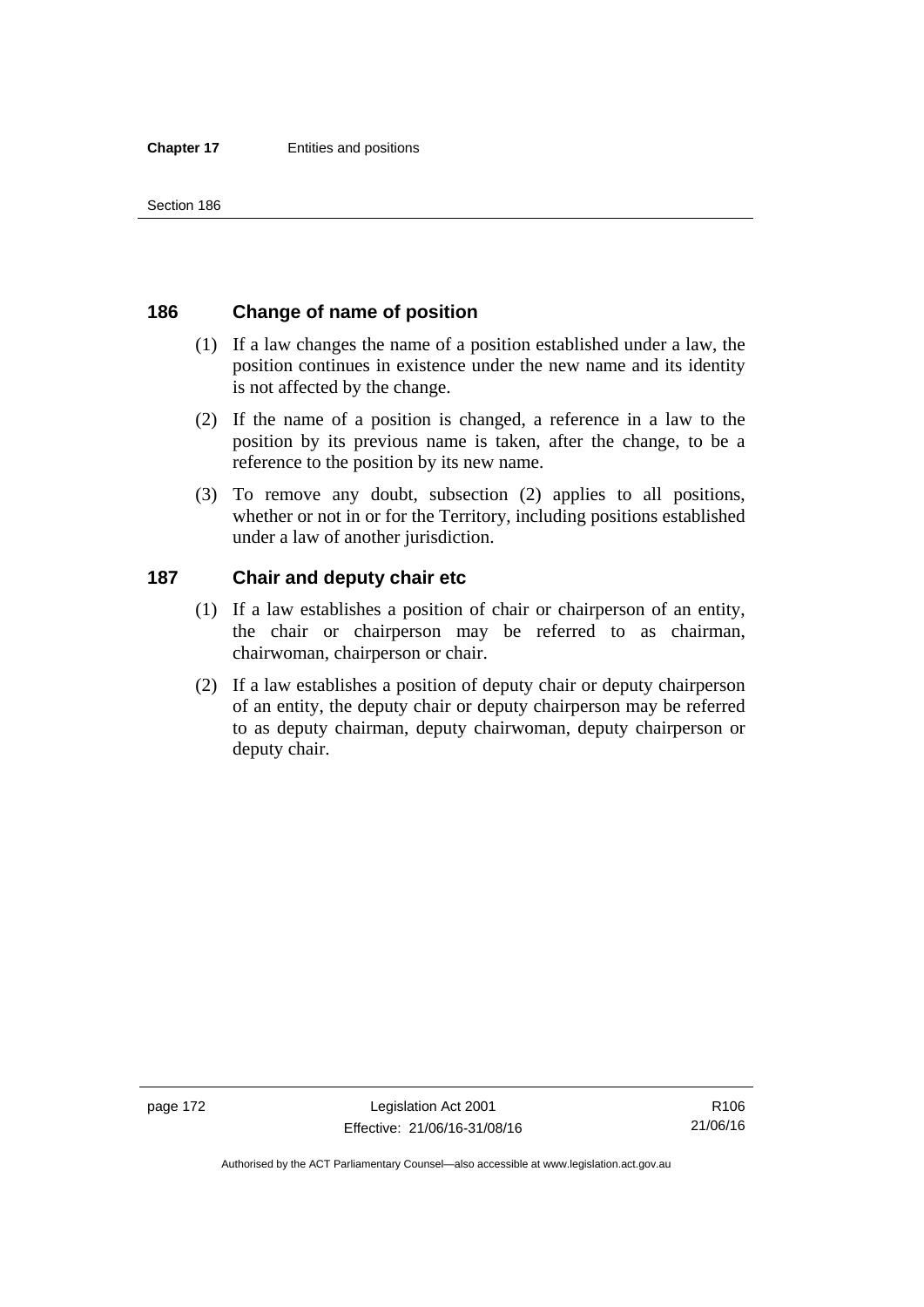## 186 Change of name of position

(1) If a law changes the name of a position established under a law, the position continues in existence under the new name and its identity is not affected by the change.

(2) If the name of a position is changed, a reference in a law to the position by its previous name is taken, after the change, to be a reference to the position by its new name.

(3) To remove any doubt, subsection (2) applies to all positions, whether or not in or for the Territory, including positions established under a law of another jurisdiction.

## 187 Chair and deputy chair etc

(1) If a law establishes a position of chair or chairperson of an entity, the chair or chairperson may be referred to as chairman, chairwoman, chairperson or chair.

(2) If a law establishes a position of deputy chair or deputy chairperson of an entity, the deputy chair or deputy chairperson may be referred to as deputy chairman, deputy chairwoman, deputy chairperson or deputy chair.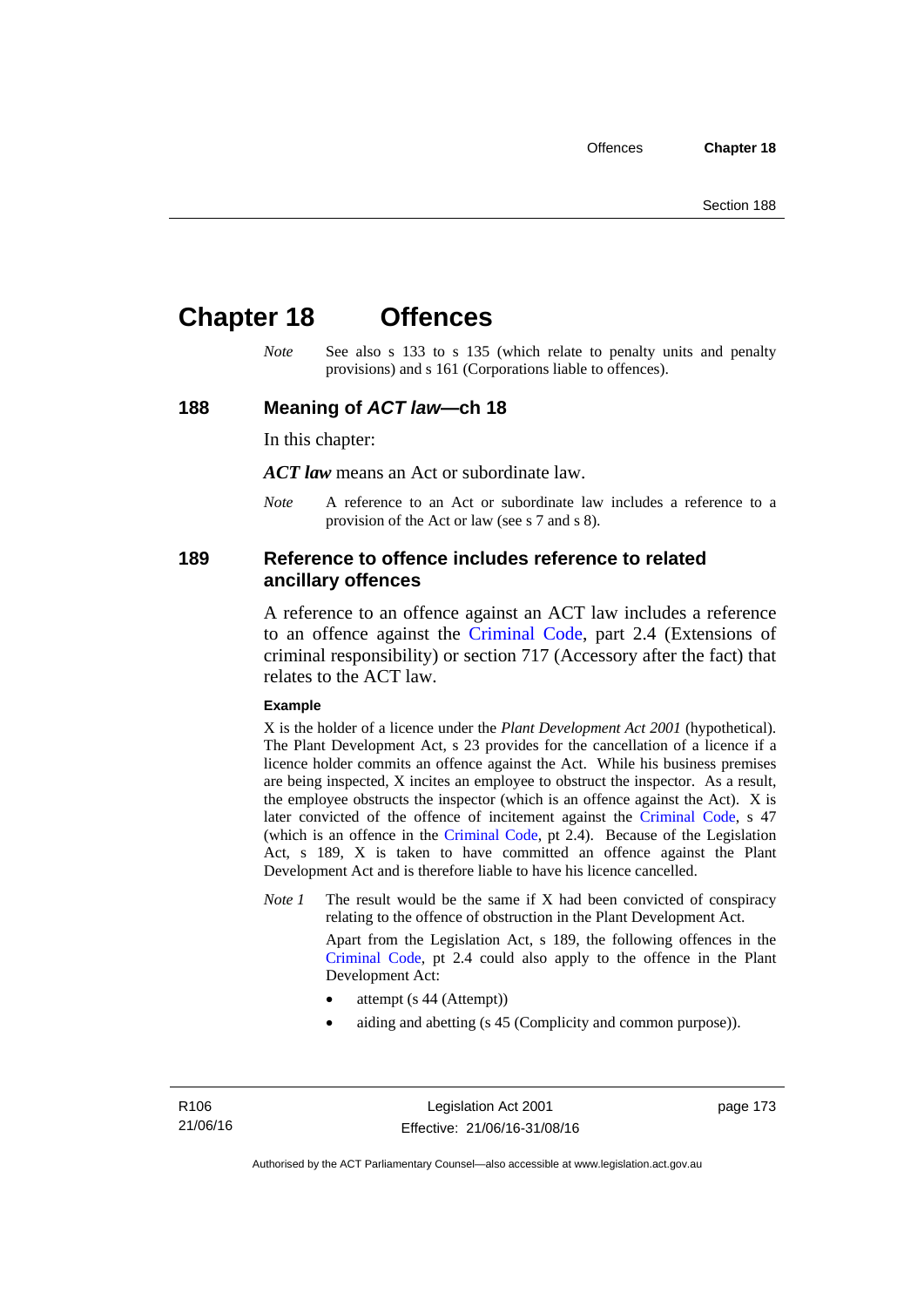# Chapter 18 Offences

*Note* See also s 133 to s 135 (which relate to penalty units and penalty provisions) and s 161 (Corporations liable to offences).

## 188 Meaning of *ACT law*—ch 18

In this chapter:

***ACT law*** means an Act or subordinate law.

*Note* A reference to an Act or subordinate law includes a reference to a provision of the Act or law (see s 7 and s 8).

## 189 Reference to offence includes reference to related ancillary offences

A reference to an offence against an ACT law includes a reference to an offence against the Criminal Code, part 2.4 (Extensions of criminal responsibility) or section 717 (Accessory after the fact) that relates to the ACT law.

**Example**

X is the holder of a licence under the *Plant Development Act 2001* (hypothetical). The Plant Development Act, s 23 provides for the cancellation of a licence if a licence holder commits an offence against the Act. While his business premises are being inspected, X incites an employee to obstruct the inspector. As a result, the employee obstructs the inspector (which is an offence against the Act). X is later convicted of the offence of incitement against the Criminal Code, s 47 (which is an offence in the Criminal Code, pt 2.4). Because of the Legislation Act, s 189, X is taken to have committed an offence against the Plant Development Act and is therefore liable to have his licence cancelled.

*Note 1* The result would be the same if X had been convicted of conspiracy relating to the offence of obstruction in the Plant Development Act.

Apart from the Legislation Act, s 189, the following offences in the Criminal Code, pt 2.4 could also apply to the offence in the Plant Development Act:

- attempt (s 44 (Attempt))
- aiding and abetting (s 45 (Complicity and common purpose)).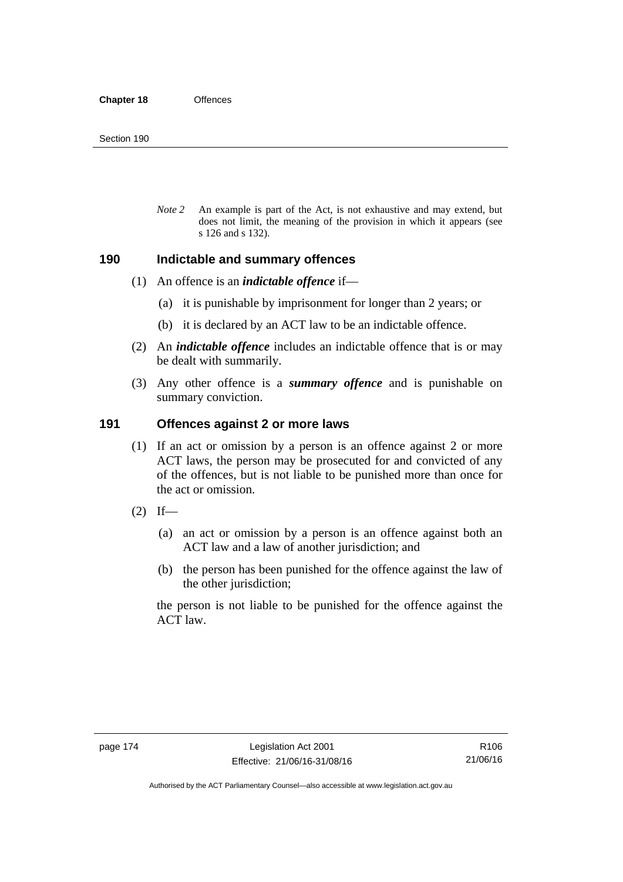*Note 2* An example is part of the Act, is not exhaustive and may extend, but does not limit, the meaning of the provision in which it appears (see s 126 and s 132).

## 190 Indictable and summary offences

(1) An offence is an ***indictable offence*** if—

(a) it is punishable by imprisonment for longer than 2 years; or

(b) it is declared by an ACT law to be an indictable offence.

(2) An ***indictable offence*** includes an indictable offence that is or may be dealt with summarily.

(3) Any other offence is a ***summary offence*** and is punishable on summary conviction.

## 191 Offences against 2 or more laws

(1) If an act or omission by a person is an offence against 2 or more ACT laws, the person may be prosecuted for and convicted of any of the offences, but is not liable to be punished more than once for the act or omission.

(2) If—

(a) an act or omission by a person is an offence against both an ACT law and a law of another jurisdiction; and

(b) the person has been punished for the offence against the law of the other jurisdiction;

the person is not liable to be punished for the offence against the ACT law.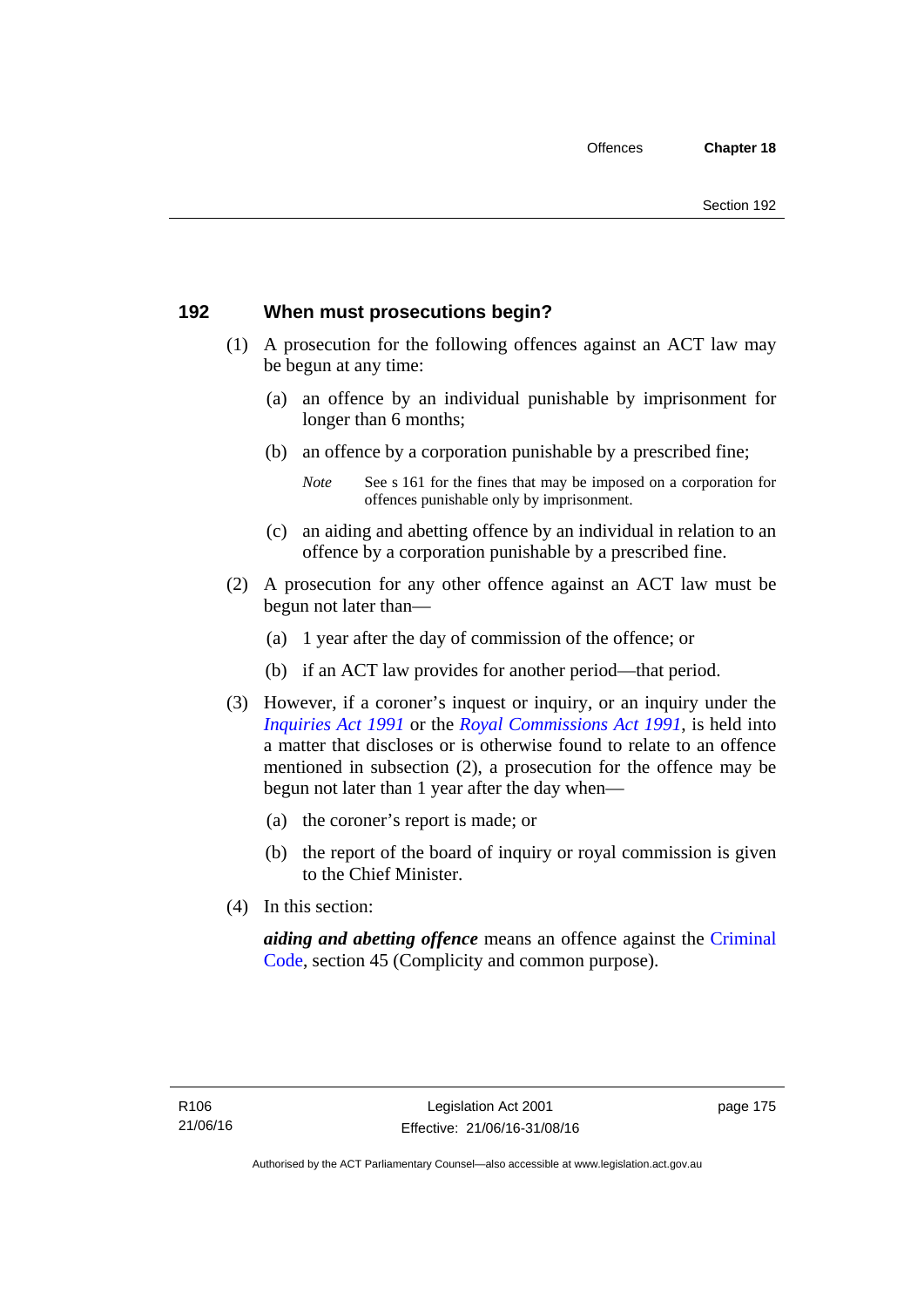## 192 When must prosecutions begin?

(1) A prosecution for the following offences against an ACT law may be begun at any time:

(a) an offence by an individual punishable by imprisonment for longer than 6 months;

(b) an offence by a corporation punishable by a prescribed fine;

*Note* See s 161 for the fines that may be imposed on a corporation for offences punishable only by imprisonment.

(c) an aiding and abetting offence by an individual in relation to an offence by a corporation punishable by a prescribed fine.

(2) A prosecution for any other offence against an ACT law must be begun not later than—

(a) 1 year after the day of commission of the offence; or

(b) if an ACT law provides for another period—that period.

(3) However, if a coroner's inquest or inquiry, or an inquiry under the *Inquiries Act 1991* or the *Royal Commissions Act 1991*, is held into a matter that discloses or is otherwise found to relate to an offence mentioned in subsection (2), a prosecution for the offence may be begun not later than 1 year after the day when—

(a) the coroner's report is made; or

(b) the report of the board of inquiry or royal commission is given to the Chief Minister.

(4) In this section:

***aiding and abetting offence*** means an offence against the Criminal Code, section 45 (Complicity and common purpose).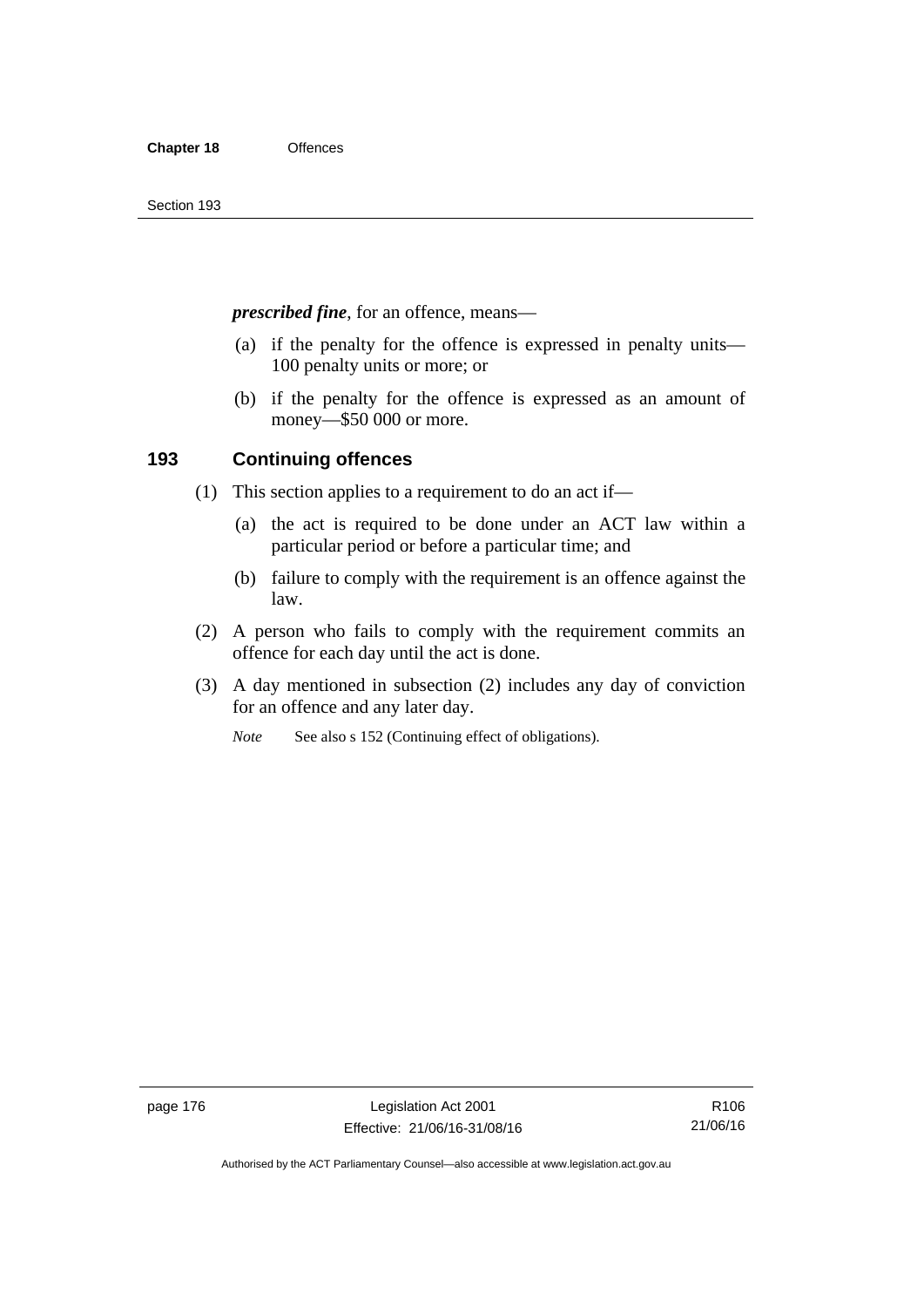***prescribed fine***, for an offence, means—

(a) if the penalty for the offence is expressed in penalty units—100 penalty units or more; or

(b) if the penalty for the offence is expressed as an amount of money—$50 000 or more.

## 193 Continuing offences

(1) This section applies to a requirement to do an act if—

(a) the act is required to be done under an ACT law within a particular period or before a particular time; and

(b) failure to comply with the requirement is an offence against the law.

(2) A person who fails to comply with the requirement commits an offence for each day until the act is done.

(3) A day mentioned in subsection (2) includes any day of conviction for an offence and any later day.

*Note* See also s 152 (Continuing effect of obligations).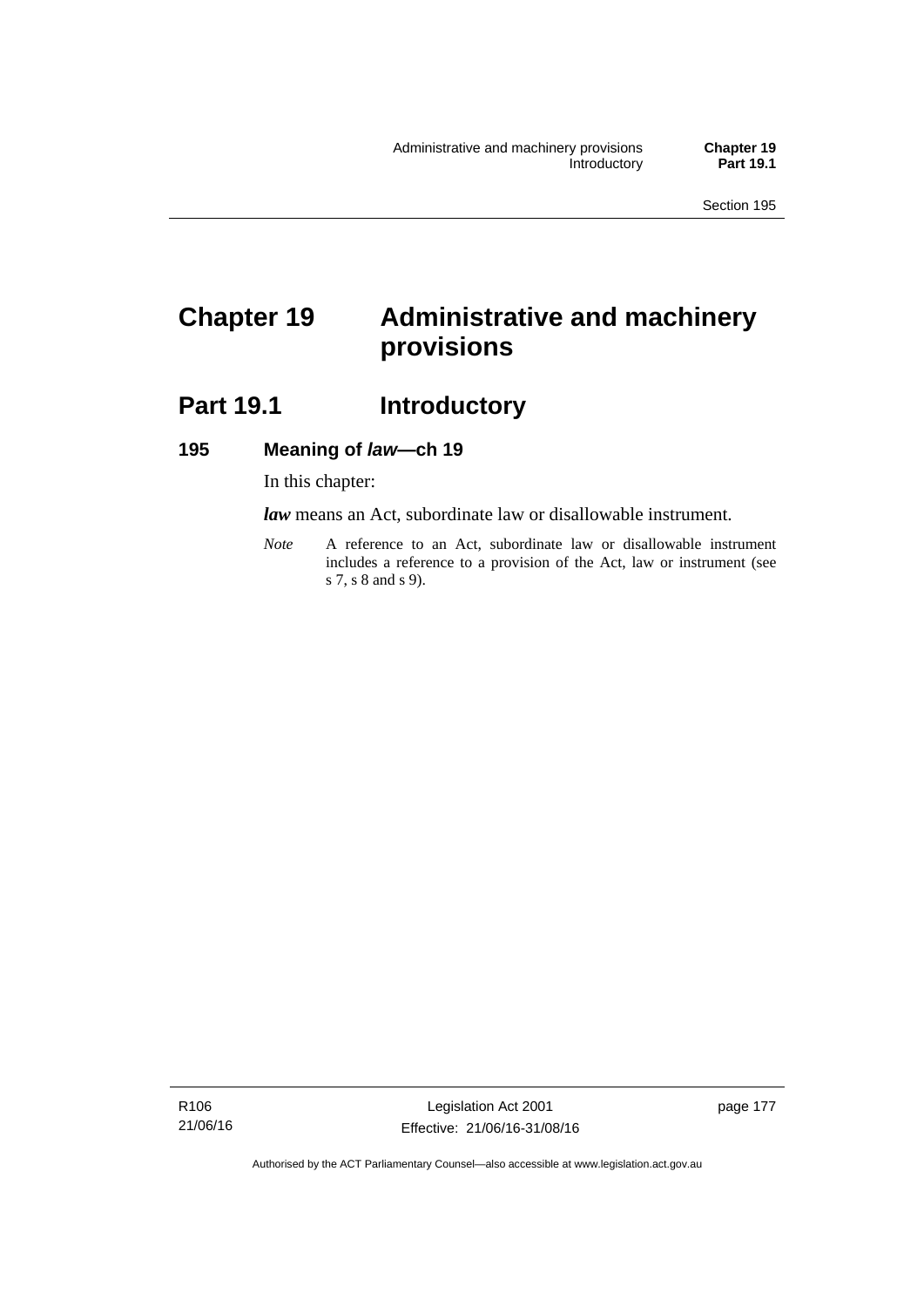# Chapter 19 Administrative and machinery provisions

## Part 19.1 Introductory

### 195 Meaning of *law*—ch 19

In this chapter:

***law*** means an Act, subordinate law or disallowable instrument.

*Note* A reference to an Act, subordinate law or disallowable instrument includes a reference to a provision of the Act, law or instrument (see s 7, s 8 and s 9).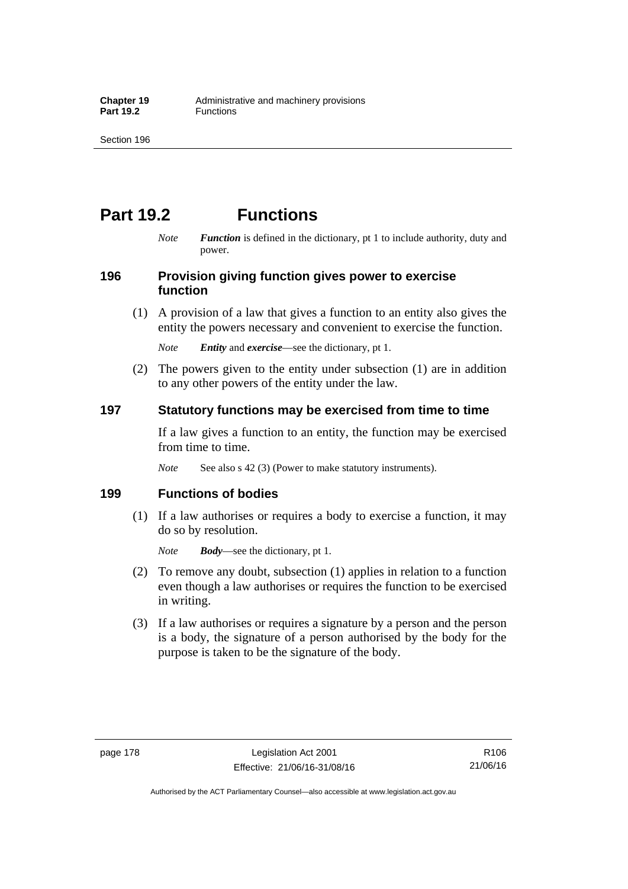# Part 19.2 Functions

*Note* ***Function*** is defined in the dictionary, pt 1 to include authority, duty and power.

### 196 Provision giving function gives power to exercise function

(1) A provision of a law that gives a function to an entity also gives the entity the powers necessary and convenient to exercise the function.

*Note* ***Entity*** and ***exercise***—see the dictionary, pt 1.

(2) The powers given to the entity under subsection (1) are in addition to any other powers of the entity under the law.

### 197 Statutory functions may be exercised from time to time

If a law gives a function to an entity, the function may be exercised from time to time.

*Note* See also s 42 (3) (Power to make statutory instruments).

### 199 Functions of bodies

(1) If a law authorises or requires a body to exercise a function, it may do so by resolution.

*Note* ***Body***—see the dictionary, pt 1.

(2) To remove any doubt, subsection (1) applies in relation to a function even though a law authorises or requires the function to be exercised in writing.

(3) If a law authorises or requires a signature by a person and the person is a body, the signature of a person authorised by the body for the purpose is taken to be the signature of the body.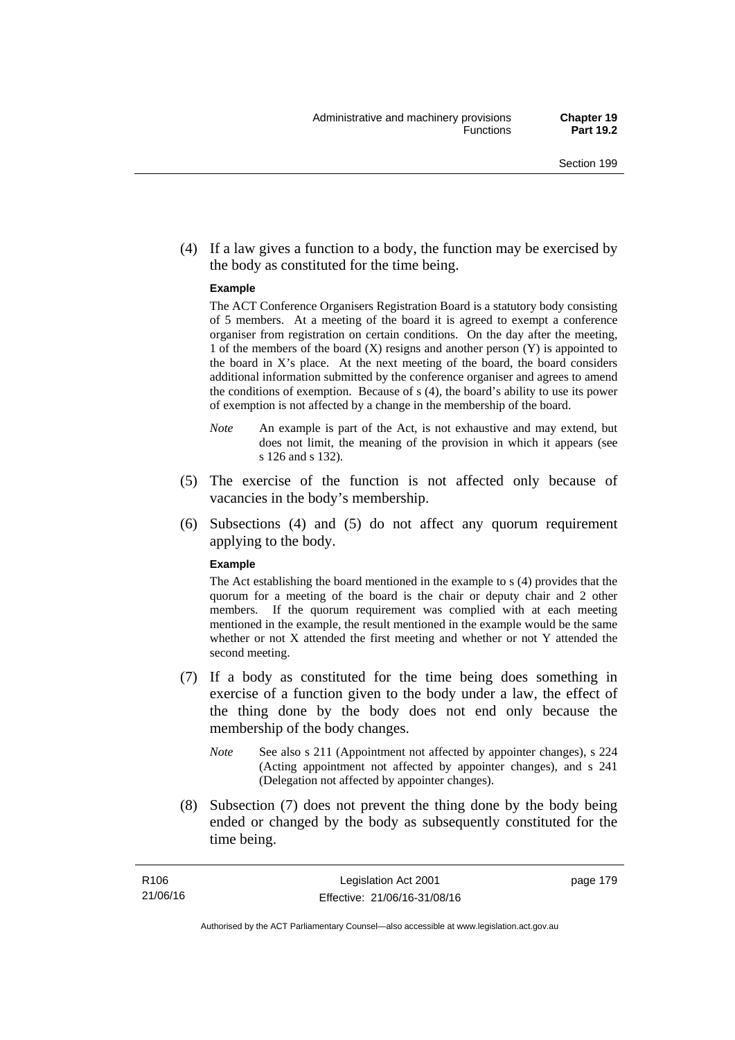(4) If a law gives a function to a body, the function may be exercised by the body as constituted for the time being.

**Example**

The ACT Conference Organisers Registration Board is a statutory body consisting of 5 members. At a meeting of the board it is agreed to exempt a conference organiser from registration on certain conditions. On the day after the meeting, 1 of the members of the board (X) resigns and another person (Y) is appointed to the board in X's place. At the next meeting of the board, the board considers additional information submitted by the conference organiser and agrees to amend the conditions of exemption. Because of s (4), the board's ability to use its power of exemption is not affected by a change in the membership of the board.

*Note* An example is part of the Act, is not exhaustive and may extend, but does not limit, the meaning of the provision in which it appears (see s 126 and s 132).

(5) The exercise of the function is not affected only because of vacancies in the body's membership.

(6) Subsections (4) and (5) do not affect any quorum requirement applying to the body.

**Example**

The Act establishing the board mentioned in the example to s (4) provides that the quorum for a meeting of the board is the chair or deputy chair and 2 other members. If the quorum requirement was complied with at each meeting mentioned in the example, the result mentioned in the example would be the same whether or not X attended the first meeting and whether or not Y attended the second meeting.

(7) If a body as constituted for the time being does something in exercise of a function given to the body under a law, the effect of the thing done by the body does not end only because the membership of the body changes.

*Note* See also s 211 (Appointment not affected by appointer changes), s 224 (Acting appointment not affected by appointer changes), and s 241 (Delegation not affected by appointer changes).

(8) Subsection (7) does not prevent the thing done by the body being ended or changed by the body as subsequently constituted for the time being.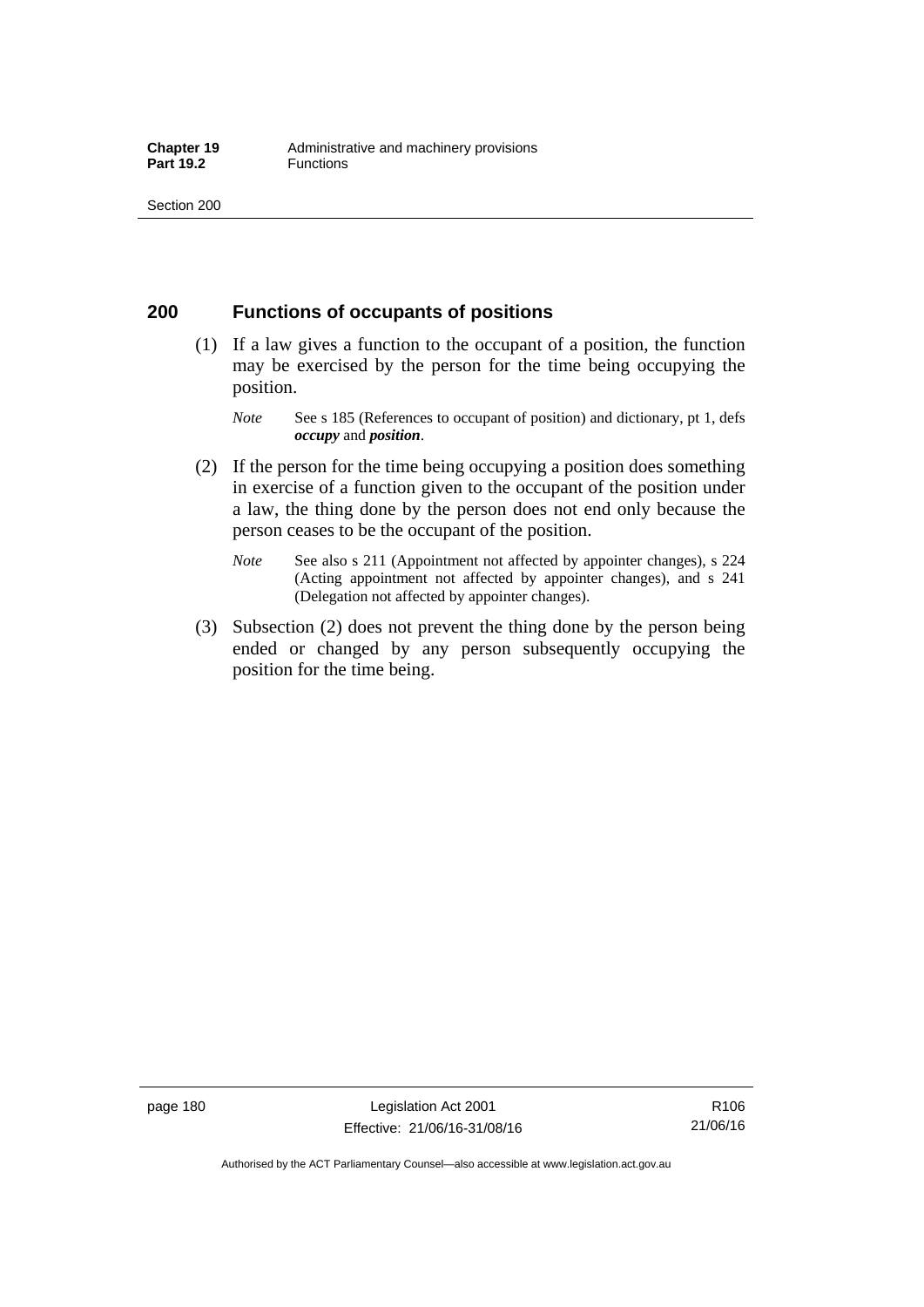## 200 Functions of occupants of positions

(1) If a law gives a function to the occupant of a position, the function may be exercised by the person for the time being occupying the position.

*Note* See s 185 (References to occupant of position) and dictionary, pt 1, defs ***occupy*** and ***position***.

(2) If the person for the time being occupying a position does something in exercise of a function given to the occupant of the position under a law, the thing done by the person does not end only because the person ceases to be the occupant of the position.

*Note* See also s 211 (Appointment not affected by appointer changes), s 224 (Acting appointment not affected by appointer changes), and s 241 (Delegation not affected by appointer changes).

(3) Subsection (2) does not prevent the thing done by the person being ended or changed by any person subsequently occupying the position for the time being.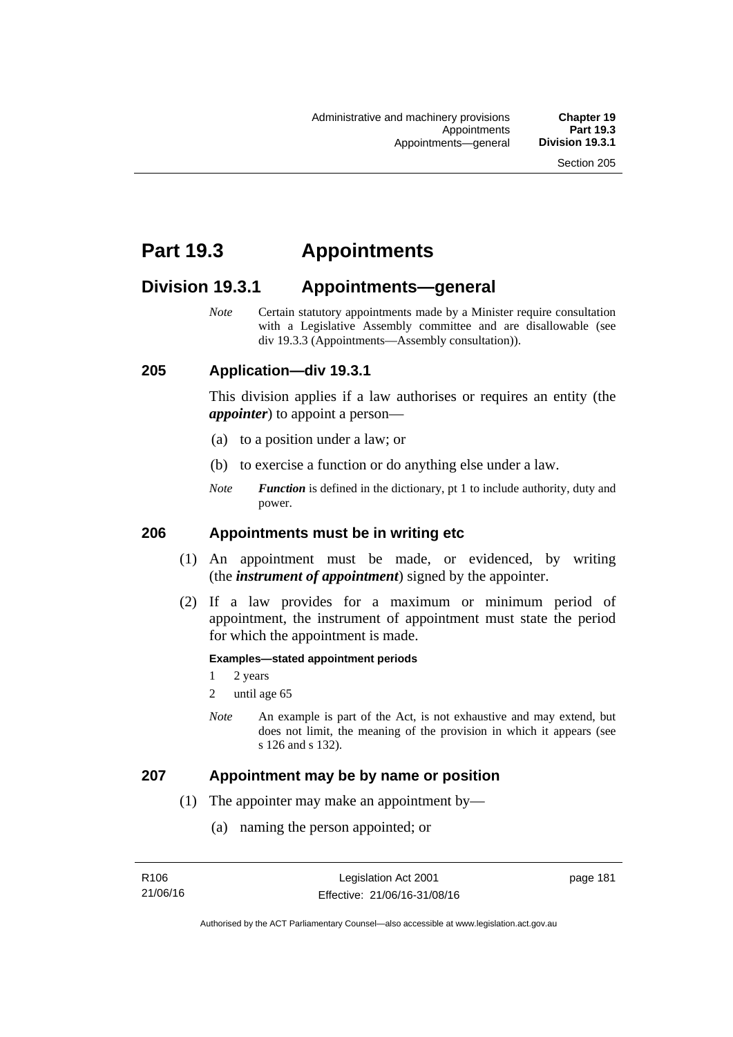# Part 19.3 Appointments

## Division 19.3.1 Appointments—general

*Note* Certain statutory appointments made by a Minister require consultation with a Legislative Assembly committee and are disallowable (see div 19.3.3 (Appointments—Assembly consultation)).

### 205 Application—div 19.3.1

This division applies if a law authorises or requires an entity (the ***appointer***) to appoint a person—

(a) to a position under a law; or

(b) to exercise a function or do anything else under a law.

*Note* ***Function*** is defined in the dictionary, pt 1 to include authority, duty and power.

### 206 Appointments must be in writing etc

(1) An appointment must be made, or evidenced, by writing (the ***instrument of appointment***) signed by the appointer.

(2) If a law provides for a maximum or minimum period of appointment, the instrument of appointment must state the period for which the appointment is made.

**Examples—stated appointment periods**

1 2 years

2 until age 65

*Note* An example is part of the Act, is not exhaustive and may extend, but does not limit, the meaning of the provision in which it appears (see s 126 and s 132).

### 207 Appointment may be by name or position

(1) The appointer may make an appointment by—

(a) naming the person appointed; or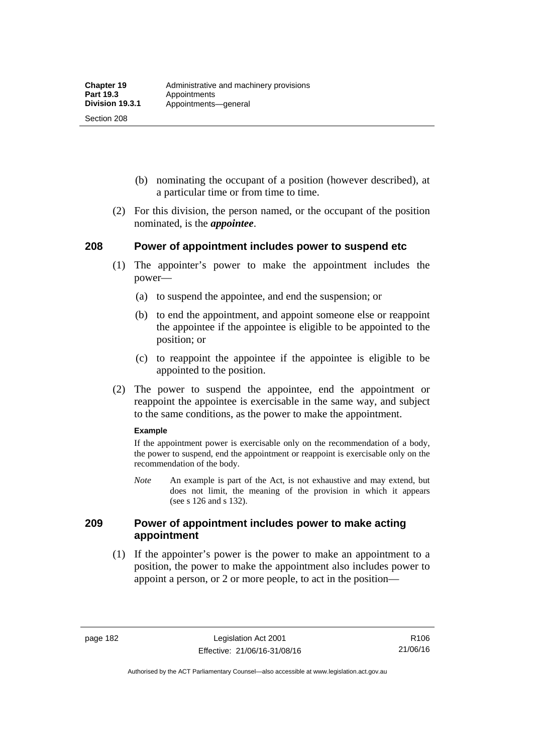(b) nominating the occupant of a position (however described), at a particular time or from time to time.

(2) For this division, the person named, or the occupant of the position nominated, is the ***appointee***.

## 208 Power of appointment includes power to suspend etc

(1) The appointer's power to make the appointment includes the power—

(a) to suspend the appointee, and end the suspension; or

(b) to end the appointment, and appoint someone else or reappoint the appointee if the appointee is eligible to be appointed to the position; or

(c) to reappoint the appointee if the appointee is eligible to be appointed to the position.

(2) The power to suspend the appointee, end the appointment or reappoint the appointee is exercisable in the same way, and subject to the same conditions, as the power to make the appointment.

**Example**

If the appointment power is exercisable only on the recommendation of a body, the power to suspend, end the appointment or reappoint is exercisable only on the recommendation of the body.

*Note* An example is part of the Act, is not exhaustive and may extend, but does not limit, the meaning of the provision in which it appears (see s 126 and s 132).

## 209 Power of appointment includes power to make acting appointment

(1) If the appointer's power is the power to make an appointment to a position, the power to make the appointment also includes power to appoint a person, or 2 or more people, to act in the position—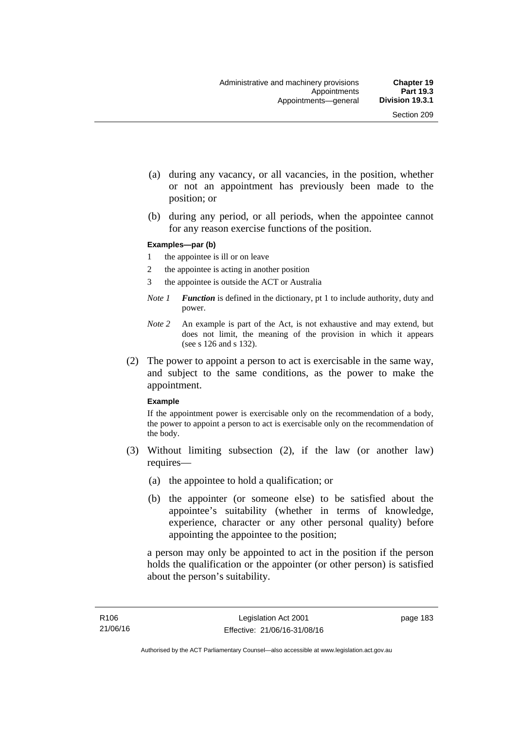(a) during any vacancy, or all vacancies, in the position, whether or not an appointment has previously been made to the position; or

(b) during any period, or all periods, when the appointee cannot for any reason exercise functions of the position.

**Examples—par (b)**

1 the appointee is ill or on leave

2 the appointee is acting in another position

3 the appointee is outside the ACT or Australia

*Note 1* ***Function*** is defined in the dictionary, pt 1 to include authority, duty and power.

*Note 2* An example is part of the Act, is not exhaustive and may extend, but does not limit, the meaning of the provision in which it appears (see s 126 and s 132).

(2) The power to appoint a person to act is exercisable in the same way, and subject to the same conditions, as the power to make the appointment.

**Example**

If the appointment power is exercisable only on the recommendation of a body, the power to appoint a person to act is exercisable only on the recommendation of the body.

(3) Without limiting subsection (2), if the law (or another law) requires—

(a) the appointee to hold a qualification; or

(b) the appointer (or someone else) to be satisfied about the appointee's suitability (whether in terms of knowledge, experience, character or any other personal quality) before appointing the appointee to the position;

a person may only be appointed to act in the position if the person holds the qualification or the appointer (or other person) is satisfied about the person's suitability.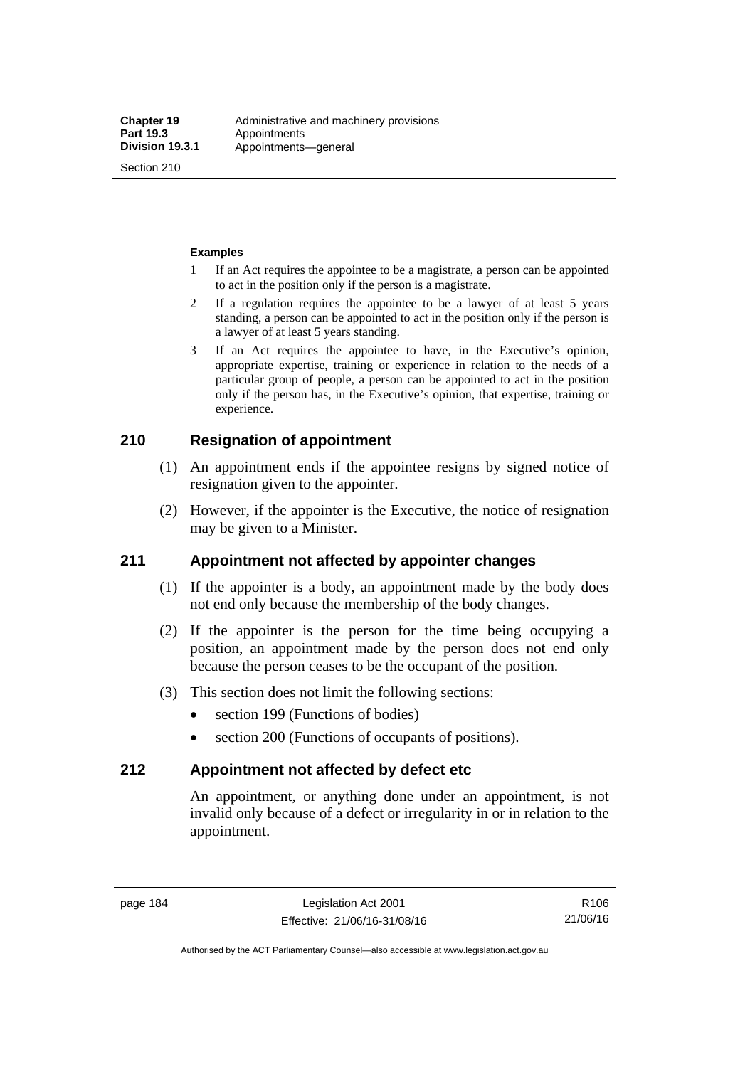**Examples**

1 If an Act requires the appointee to be a magistrate, a person can be appointed to act in the position only if the person is a magistrate.

2 If a regulation requires the appointee to be a lawyer of at least 5 years standing, a person can be appointed to act in the position only if the person is a lawyer of at least 5 years standing.

3 If an Act requires the appointee to have, in the Executive's opinion, appropriate expertise, training or experience in relation to the needs of a particular group of people, a person can be appointed to act in the position only if the person has, in the Executive's opinion, that expertise, training or experience.

## 210 Resignation of appointment

(1) An appointment ends if the appointee resigns by signed notice of resignation given to the appointer.

(2) However, if the appointer is the Executive, the notice of resignation may be given to a Minister.

## 211 Appointment not affected by appointer changes

(1) If the appointer is a body, an appointment made by the body does not end only because the membership of the body changes.

(2) If the appointer is the person for the time being occupying a position, an appointment made by the person does not end only because the person ceases to be the occupant of the position.

(3) This section does not limit the following sections:

- section 199 (Functions of bodies)
- section 200 (Functions of occupants of positions).

## 212 Appointment not affected by defect etc

An appointment, or anything done under an appointment, is not invalid only because of a defect or irregularity in or in relation to the appointment.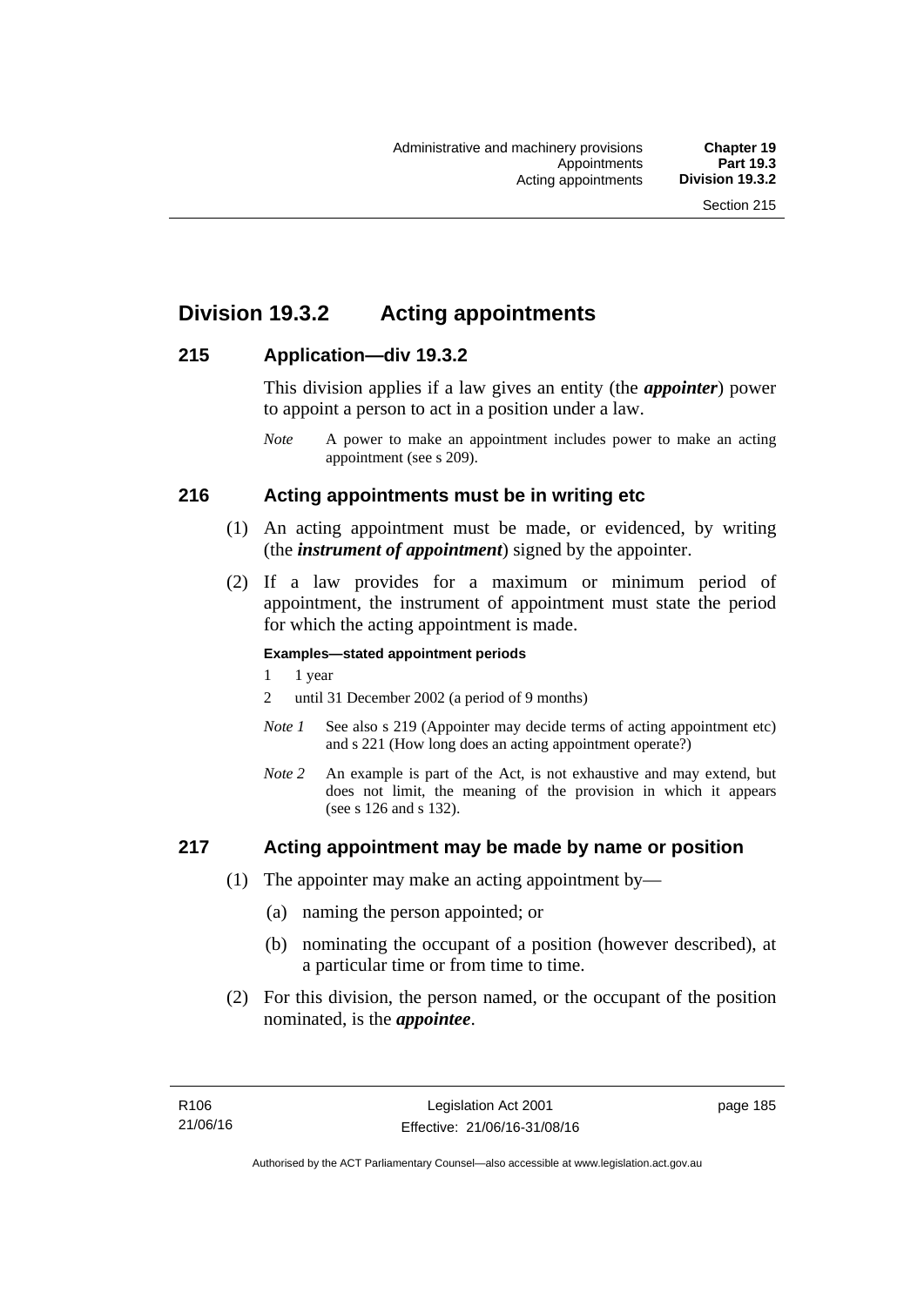## Division 19.3.2 Acting appointments

### 215 Application—div 19.3.2

This division applies if a law gives an entity (the ***appointer***) power to appoint a person to act in a position under a law.

*Note* A power to make an appointment includes power to make an acting appointment (see s 209).

### 216 Acting appointments must be in writing etc

(1) An acting appointment must be made, or evidenced, by writing (the ***instrument of appointment***) signed by the appointer.

(2) If a law provides for a maximum or minimum period of appointment, the instrument of appointment must state the period for which the acting appointment is made.

**Examples—stated appointment periods**

1 1 year

2 until 31 December 2002 (a period of 9 months)

*Note 1* See also s 219 (Appointer may decide terms of acting appointment etc) and s 221 (How long does an acting appointment operate?)

*Note 2* An example is part of the Act, is not exhaustive and may extend, but does not limit, the meaning of the provision in which it appears (see s 126 and s 132).

### 217 Acting appointment may be made by name or position

(1) The appointer may make an acting appointment by—

(a) naming the person appointed; or

(b) nominating the occupant of a position (however described), at a particular time or from time to time.

(2) For this division, the person named, or the occupant of the position nominated, is the ***appointee***.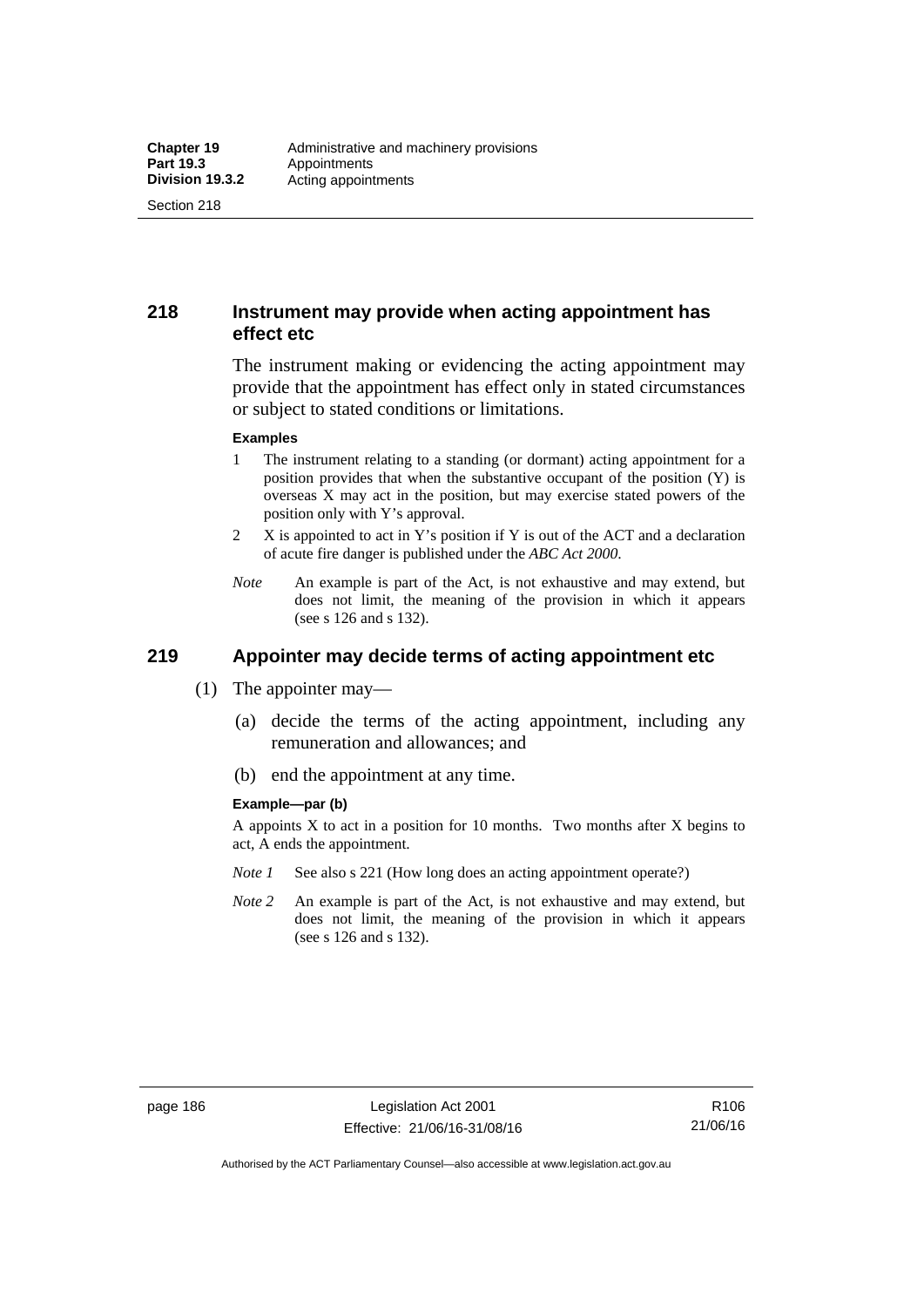## 218 Instrument may provide when acting appointment has effect etc

The instrument making or evidencing the acting appointment may provide that the appointment has effect only in stated circumstances or subject to stated conditions or limitations.

**Examples**

1 The instrument relating to a standing (or dormant) acting appointment for a position provides that when the substantive occupant of the position (Y) is overseas X may act in the position, but may exercise stated powers of the position only with Y's approval.

2 X is appointed to act in Y's position if Y is out of the ACT and a declaration of acute fire danger is published under the *ABC Act 2000*.

*Note* An example is part of the Act, is not exhaustive and may extend, but does not limit, the meaning of the provision in which it appears (see s 126 and s 132).

## 219 Appointer may decide terms of acting appointment etc

(1) The appointer may—

(a) decide the terms of the acting appointment, including any remuneration and allowances; and

(b) end the appointment at any time.

**Example—par (b)**

A appoints X to act in a position for 10 months. Two months after X begins to act, A ends the appointment.

*Note 1* See also s 221 (How long does an acting appointment operate?)

*Note 2* An example is part of the Act, is not exhaustive and may extend, but does not limit, the meaning of the provision in which it appears (see s 126 and s 132).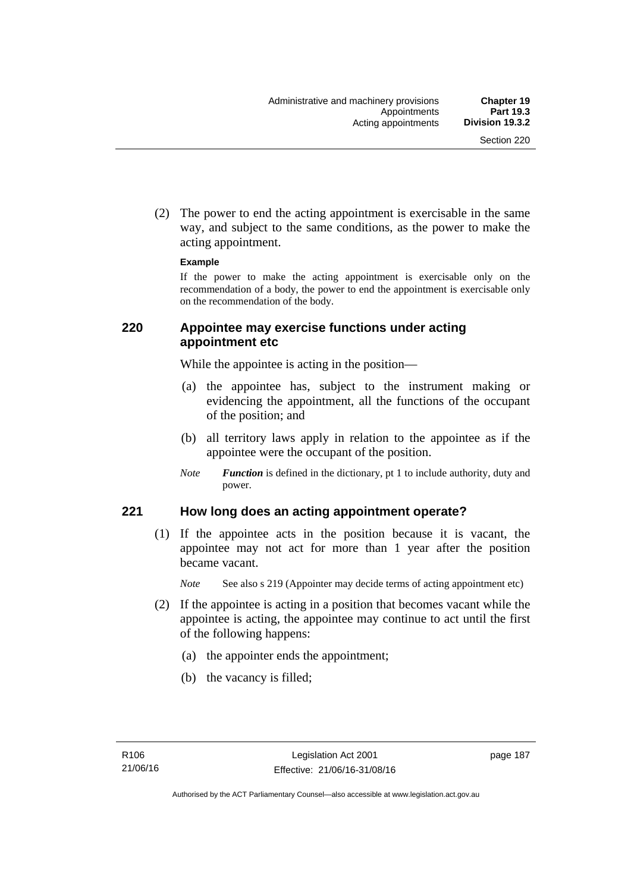(2) The power to end the acting appointment is exercisable in the same way, and subject to the same conditions, as the power to make the acting appointment.

**Example**

If the power to make the acting appointment is exercisable only on the recommendation of a body, the power to end the appointment is exercisable only on the recommendation of the body.

## 220 Appointee may exercise functions under acting appointment etc

While the appointee is acting in the position—

(a) the appointee has, subject to the instrument making or evidencing the appointment, all the functions of the occupant of the position; and

(b) all territory laws apply in relation to the appointee as if the appointee were the occupant of the position.

*Note* ***Function*** is defined in the dictionary, pt 1 to include authority, duty and power.

## 221 How long does an acting appointment operate?

(1) If the appointee acts in the position because it is vacant, the appointee may not act for more than 1 year after the position became vacant.

*Note* See also s 219 (Appointer may decide terms of acting appointment etc)

(2) If the appointee is acting in a position that becomes vacant while the appointee is acting, the appointee may continue to act until the first of the following happens:

(a) the appointer ends the appointment;

(b) the vacancy is filled;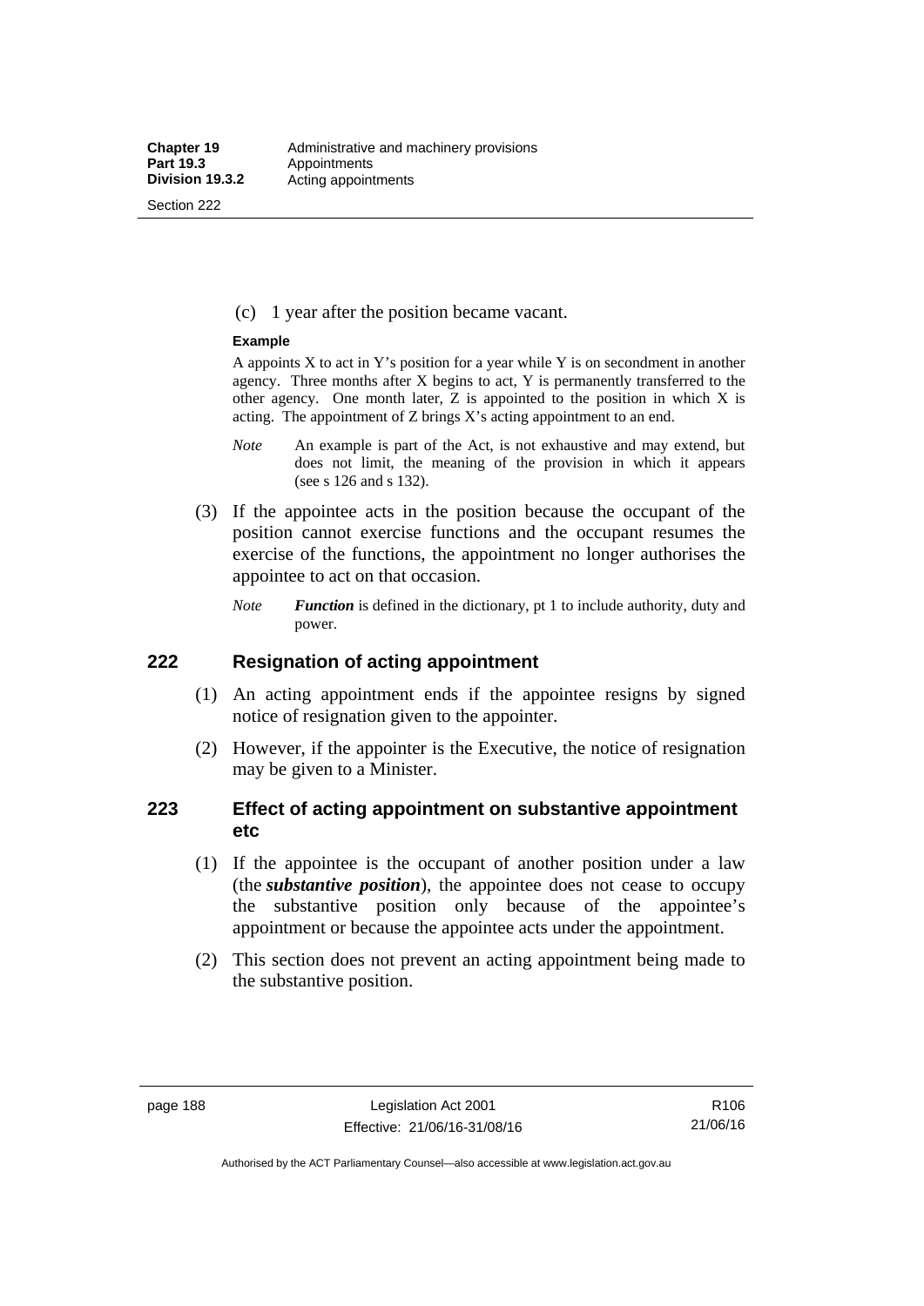(c) 1 year after the position became vacant.

**Example**

A appoints X to act in Y's position for a year while Y is on secondment in another agency. Three months after X begins to act, Y is permanently transferred to the other agency. One month later, Z is appointed to the position in which X is acting. The appointment of Z brings X's acting appointment to an end.

*Note* An example is part of the Act, is not exhaustive and may extend, but does not limit, the meaning of the provision in which it appears (see s 126 and s 132).

(3) If the appointee acts in the position because the occupant of the position cannot exercise functions and the occupant resumes the exercise of the functions, the appointment no longer authorises the appointee to act on that occasion.

*Note* ***Function*** is defined in the dictionary, pt 1 to include authority, duty and power.

## 222 Resignation of acting appointment

(1) An acting appointment ends if the appointee resigns by signed notice of resignation given to the appointer.

(2) However, if the appointer is the Executive, the notice of resignation may be given to a Minister.

## 223 Effect of acting appointment on substantive appointment etc

(1) If the appointee is the occupant of another position under a law (the ***substantive position***), the appointee does not cease to occupy the substantive position only because of the appointee's appointment or because the appointee acts under the appointment.

(2) This section does not prevent an acting appointment being made to the substantive position.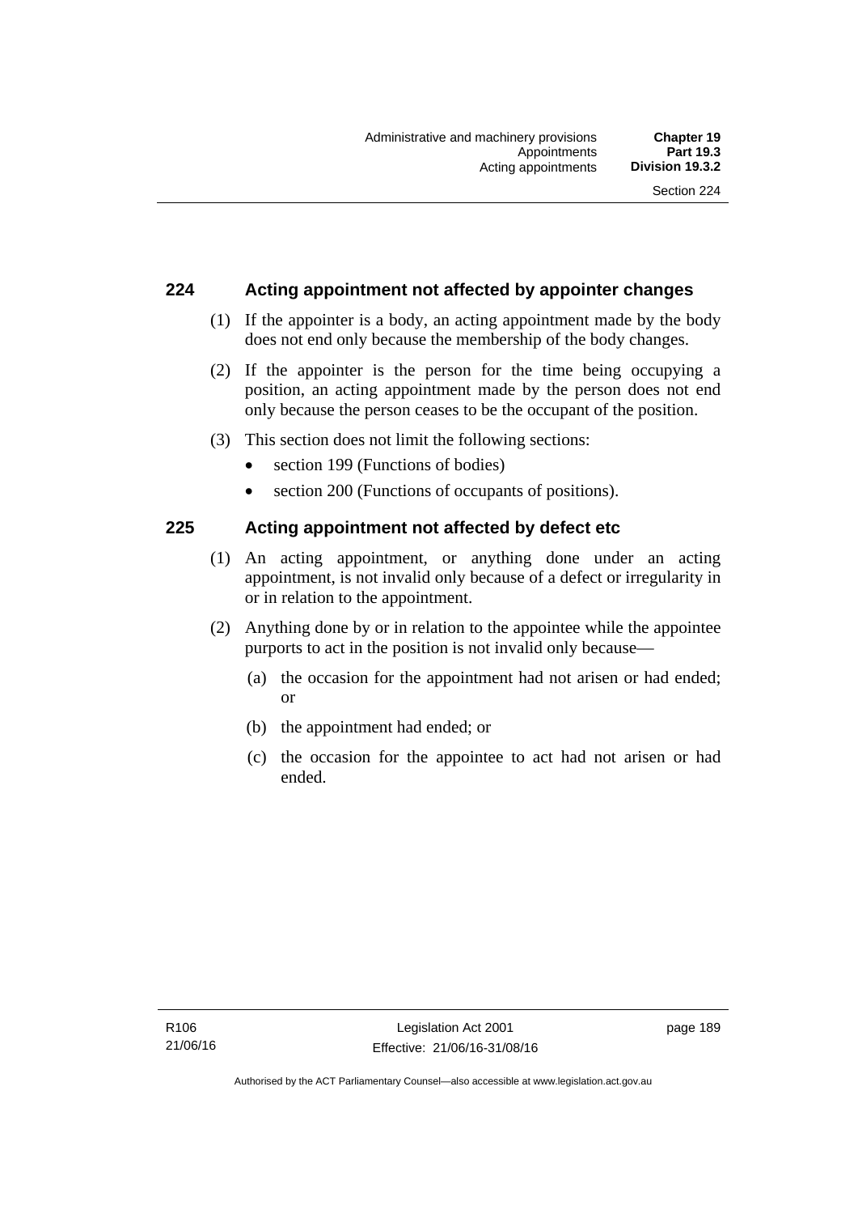## 224 Acting appointment not affected by appointer changes

(1) If the appointer is a body, an acting appointment made by the body does not end only because the membership of the body changes.

(2) If the appointer is the person for the time being occupying a position, an acting appointment made by the person does not end only because the person ceases to be the occupant of the position.

(3) This section does not limit the following sections:

- section 199 (Functions of bodies)
- section 200 (Functions of occupants of positions).

## 225 Acting appointment not affected by defect etc

(1) An acting appointment, or anything done under an acting appointment, is not invalid only because of a defect or irregularity in or in relation to the appointment.

(2) Anything done by or in relation to the appointee while the appointee purports to act in the position is not invalid only because—

(a) the occasion for the appointment had not arisen or had ended; or

(b) the appointment had ended; or

(c) the occasion for the appointee to act had not arisen or had ended.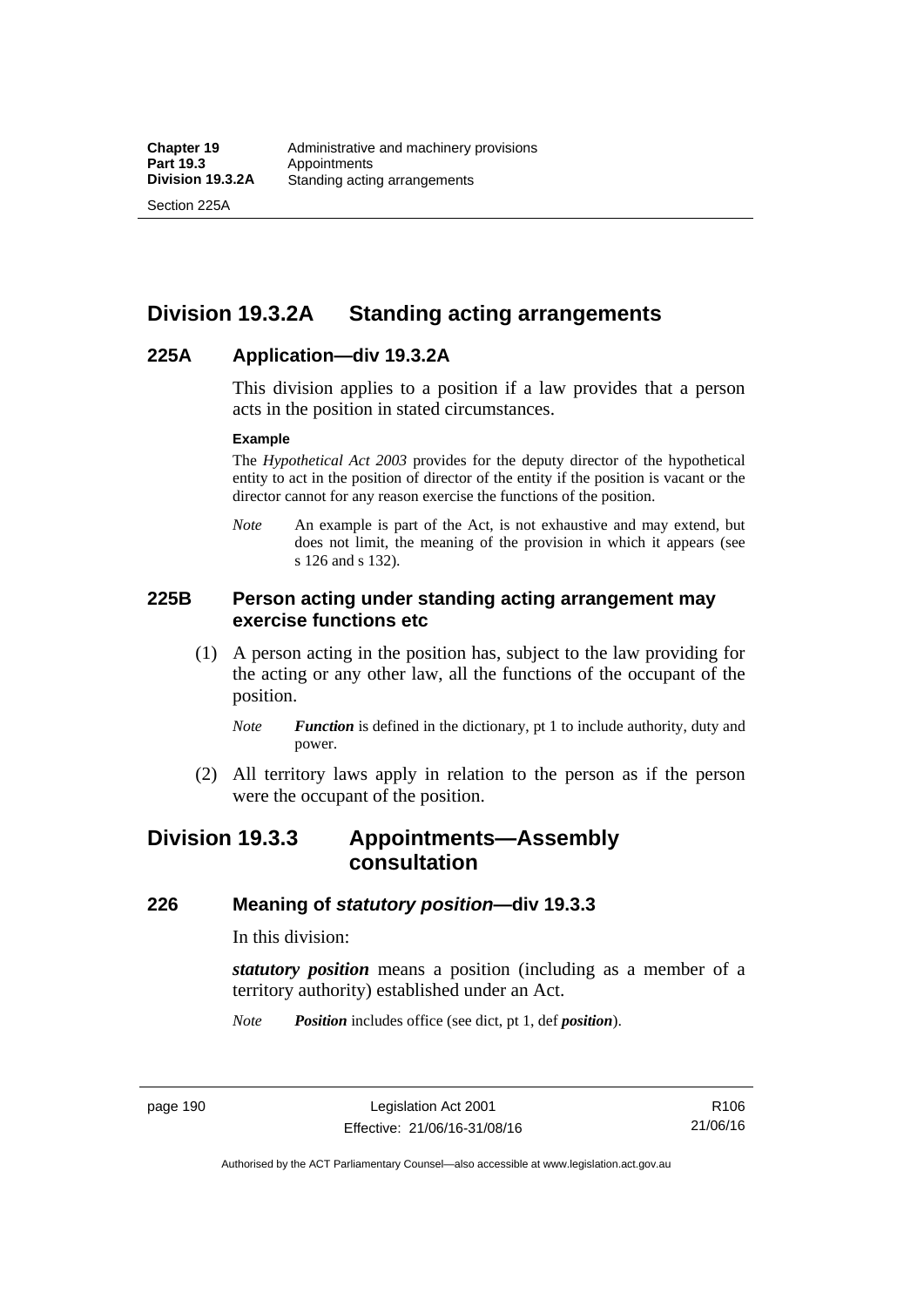## Division 19.3.2A Standing acting arrangements

### 225A Application—div 19.3.2A

This division applies to a position if a law provides that a person acts in the position in stated circumstances.

**Example**

The *Hypothetical Act 2003* provides for the deputy director of the hypothetical entity to act in the position of director of the entity if the position is vacant or the director cannot for any reason exercise the functions of the position.

*Note* An example is part of the Act, is not exhaustive and may extend, but does not limit, the meaning of the provision in which it appears (see s 126 and s 132).

### 225B Person acting under standing acting arrangement may exercise functions etc

(1) A person acting in the position has, subject to the law providing for the acting or any other law, all the functions of the occupant of the position.

*Note* ***Function*** is defined in the dictionary, pt 1 to include authority, duty and power.

(2) All territory laws apply in relation to the person as if the person were the occupant of the position.

## Division 19.3.3 Appointments—Assembly consultation

### 226 Meaning of *statutory position*—div 19.3.3

In this division:

***statutory position*** means a position (including as a member of a territory authority) established under an Act.

*Note* ***Position*** includes office (see dict, pt 1, def ***position***).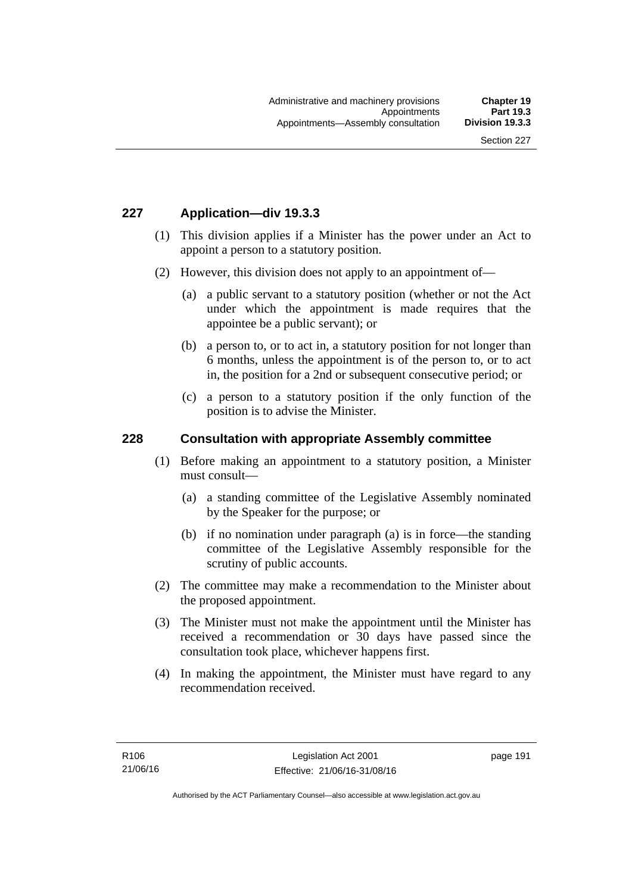## 227 Application—div 19.3.3

(1) This division applies if a Minister has the power under an Act to appoint a person to a statutory position.

(2) However, this division does not apply to an appointment of—

(a) a public servant to a statutory position (whether or not the Act under which the appointment is made requires that the appointee be a public servant); or

(b) a person to, or to act in, a statutory position for not longer than 6 months, unless the appointment is of the person to, or to act in, the position for a 2nd or subsequent consecutive period; or

(c) a person to a statutory position if the only function of the position is to advise the Minister.

## 228 Consultation with appropriate Assembly committee

(1) Before making an appointment to a statutory position, a Minister must consult—

(a) a standing committee of the Legislative Assembly nominated by the Speaker for the purpose; or

(b) if no nomination under paragraph (a) is in force—the standing committee of the Legislative Assembly responsible for the scrutiny of public accounts.

(2) The committee may make a recommendation to the Minister about the proposed appointment.

(3) The Minister must not make the appointment until the Minister has received a recommendation or 30 days have passed since the consultation took place, whichever happens first.

(4) In making the appointment, the Minister must have regard to any recommendation received.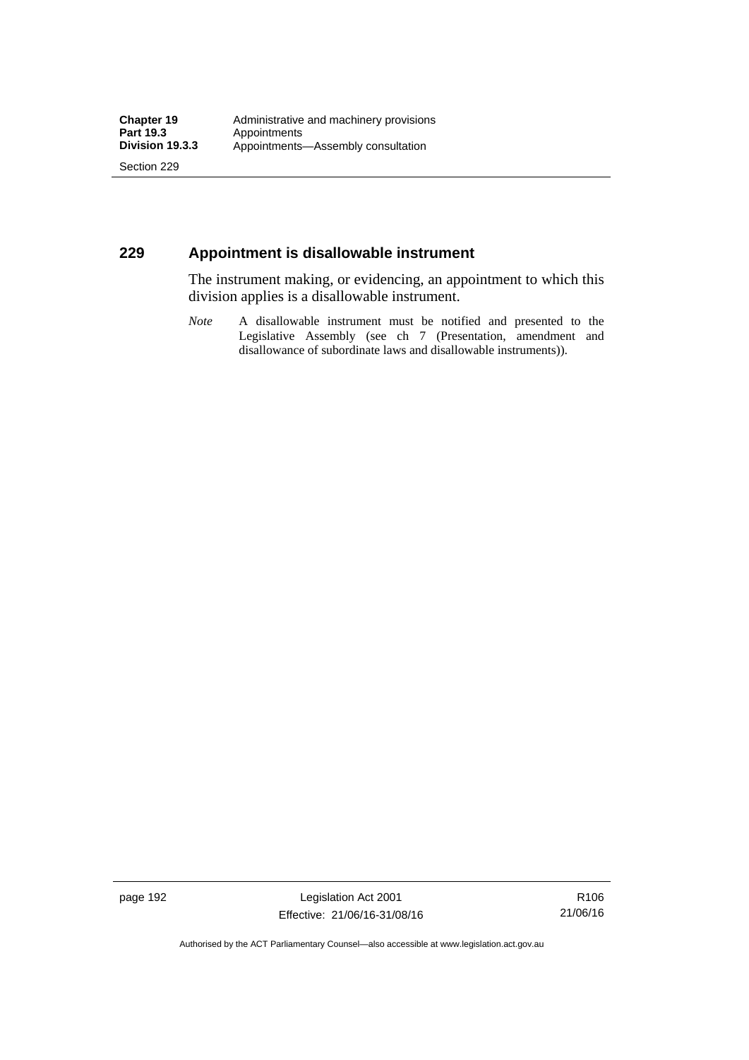## 229 Appointment is disallowable instrument

The instrument making, or evidencing, an appointment to which this division applies is a disallowable instrument.

*Note* A disallowable instrument must be notified and presented to the Legislative Assembly (see ch 7 (Presentation, amendment and disallowance of subordinate laws and disallowable instruments)).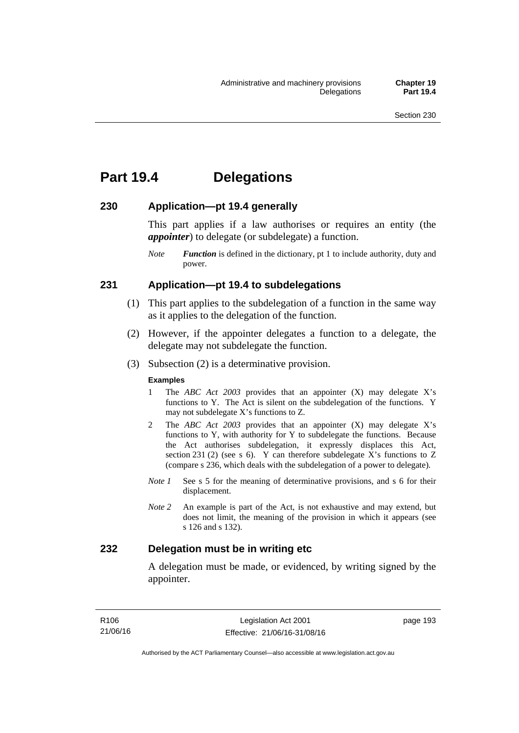# Part 19.4 Delegations

## 230 Application—pt 19.4 generally

This part applies if a law authorises or requires an entity (the ***appointer***) to delegate (or subdelegate) a function.

*Note* ***Function*** is defined in the dictionary, pt 1 to include authority, duty and power.

## 231 Application—pt 19.4 to subdelegations

(1) This part applies to the subdelegation of a function in the same way as it applies to the delegation of the function.

(2) However, if the appointer delegates a function to a delegate, the delegate may not subdelegate the function.

(3) Subsection (2) is a determinative provision.

**Examples**

1 The *ABC Act 2003* provides that an appointer (X) may delegate X's functions to Y. The Act is silent on the subdelegation of the functions. Y may not subdelegate X's functions to Z.

2 The *ABC Act 2003* provides that an appointer (X) may delegate X's functions to Y, with authority for Y to subdelegate the functions. Because the Act authorises subdelegation, it expressly displaces this Act, section 231 (2) (see s 6). Y can therefore subdelegate X's functions to Z (compare s 236, which deals with the subdelegation of a power to delegate).

*Note 1* See s 5 for the meaning of determinative provisions, and s 6 for their displacement.

*Note 2* An example is part of the Act, is not exhaustive and may extend, but does not limit, the meaning of the provision in which it appears (see s 126 and s 132).

## 232 Delegation must be in writing etc

A delegation must be made, or evidenced, by writing signed by the appointer.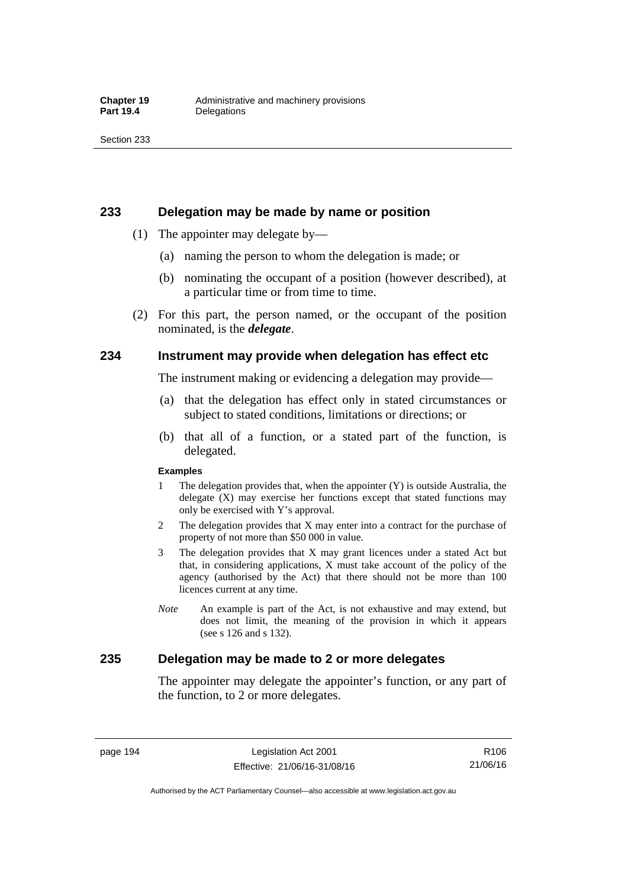## 233 Delegation may be made by name or position

(1) The appointer may delegate by—

(a) naming the person to whom the delegation is made; or

(b) nominating the occupant of a position (however described), at a particular time or from time to time.

(2) For this part, the person named, or the occupant of the position nominated, is the ***delegate***.

## 234 Instrument may provide when delegation has effect etc

The instrument making or evidencing a delegation may provide—

(a) that the delegation has effect only in stated circumstances or subject to stated conditions, limitations or directions; or

(b) that all of a function, or a stated part of the function, is delegated.

**Examples**

1 The delegation provides that, when the appointer (Y) is outside Australia, the delegate (X) may exercise her functions except that stated functions may only be exercised with Y's approval.

2 The delegation provides that X may enter into a contract for the purchase of property of not more than $50 000 in value.

3 The delegation provides that X may grant licences under a stated Act but that, in considering applications, X must take account of the policy of the agency (authorised by the Act) that there should not be more than 100 licences current at any time.

*Note* An example is part of the Act, is not exhaustive and may extend, but does not limit, the meaning of the provision in which it appears (see s 126 and s 132).

## 235 Delegation may be made to 2 or more delegates

The appointer may delegate the appointer's function, or any part of the function, to 2 or more delegates.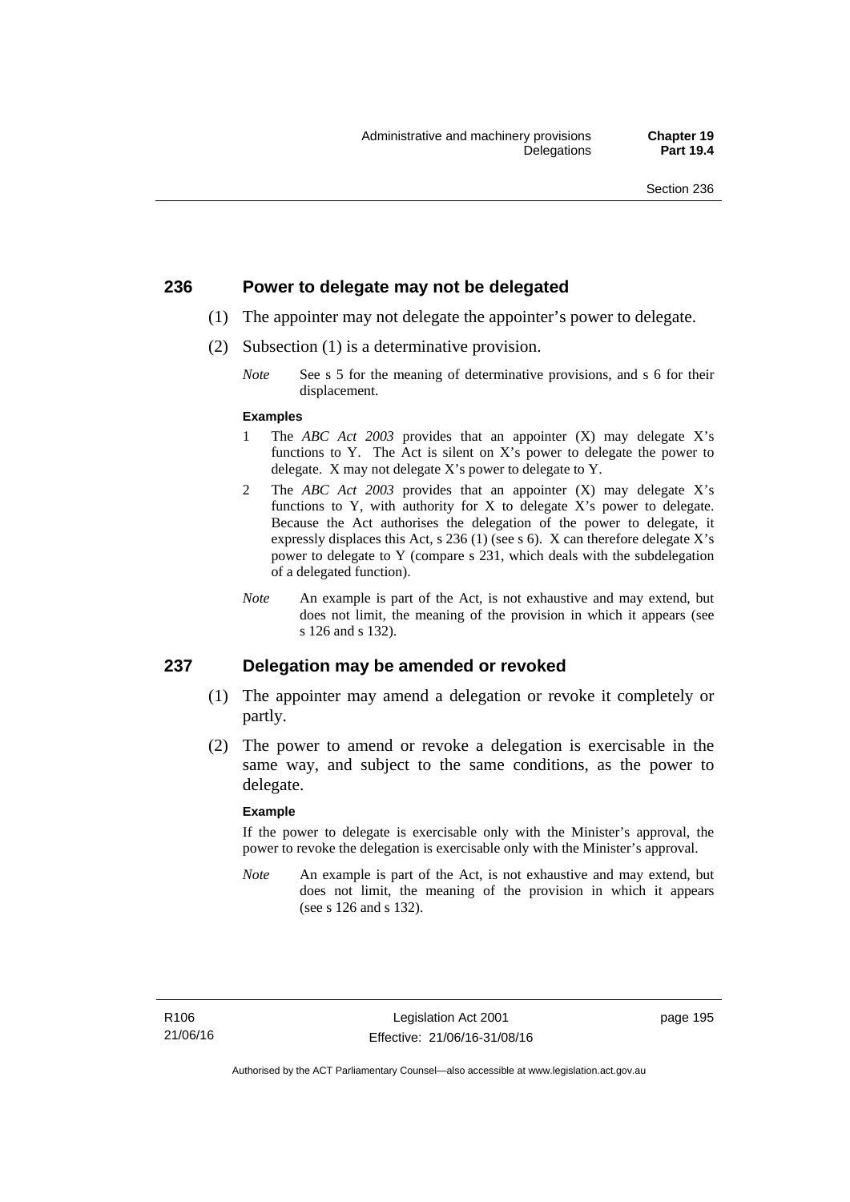## 236 Power to delegate may not be delegated

(1) The appointer may not delegate the appointer's power to delegate.

(2) Subsection (1) is a determinative provision.

*Note* See s 5 for the meaning of determinative provisions, and s 6 for their displacement.

**Examples**

1 The *ABC Act 2003* provides that an appointer (X) may delegate X's functions to Y. The Act is silent on X's power to delegate the power to delegate. X may not delegate X's power to delegate to Y.

2 The *ABC Act 2003* provides that an appointer (X) may delegate X's functions to Y, with authority for X to delegate X's power to delegate. Because the Act authorises the delegation of the power to delegate, it expressly displaces this Act, s 236 (1) (see s 6). X can therefore delegate X's power to delegate to Y (compare s 231, which deals with the subdelegation of a delegated function).

*Note* An example is part of the Act, is not exhaustive and may extend, but does not limit, the meaning of the provision in which it appears (see s 126 and s 132).

## 237 Delegation may be amended or revoked

(1) The appointer may amend a delegation or revoke it completely or partly.

(2) The power to amend or revoke a delegation is exercisable in the same way, and subject to the same conditions, as the power to delegate.

**Example**

If the power to delegate is exercisable only with the Minister's approval, the power to revoke the delegation is exercisable only with the Minister's approval.

*Note* An example is part of the Act, is not exhaustive and may extend, but does not limit, the meaning of the provision in which it appears (see s 126 and s 132).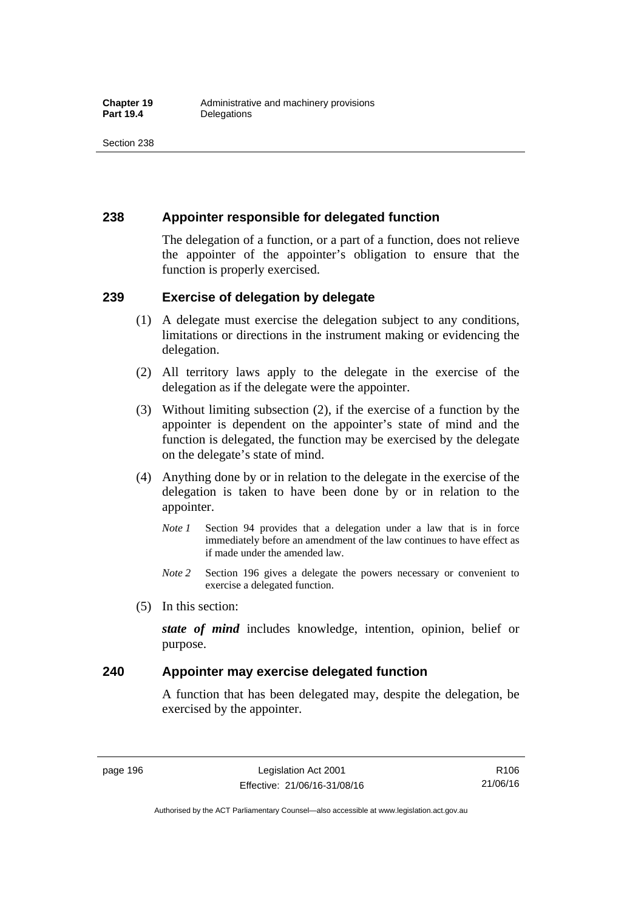## 238 Appointer responsible for delegated function

The delegation of a function, or a part of a function, does not relieve the appointer of the appointer's obligation to ensure that the function is properly exercised.

## 239 Exercise of delegation by delegate

(1) A delegate must exercise the delegation subject to any conditions, limitations or directions in the instrument making or evidencing the delegation.

(2) All territory laws apply to the delegate in the exercise of the delegation as if the delegate were the appointer.

(3) Without limiting subsection (2), if the exercise of a function by the appointer is dependent on the appointer's state of mind and the function is delegated, the function may be exercised by the delegate on the delegate's state of mind.

(4) Anything done by or in relation to the delegate in the exercise of the delegation is taken to have been done by or in relation to the appointer.

*Note 1* Section 94 provides that a delegation under a law that is in force immediately before an amendment of the law continues to have effect as if made under the amended law.

*Note 2* Section 196 gives a delegate the powers necessary or convenient to exercise a delegated function.

(5) In this section:

***state of mind*** includes knowledge, intention, opinion, belief or purpose.

## 240 Appointer may exercise delegated function

A function that has been delegated may, despite the delegation, be exercised by the appointer.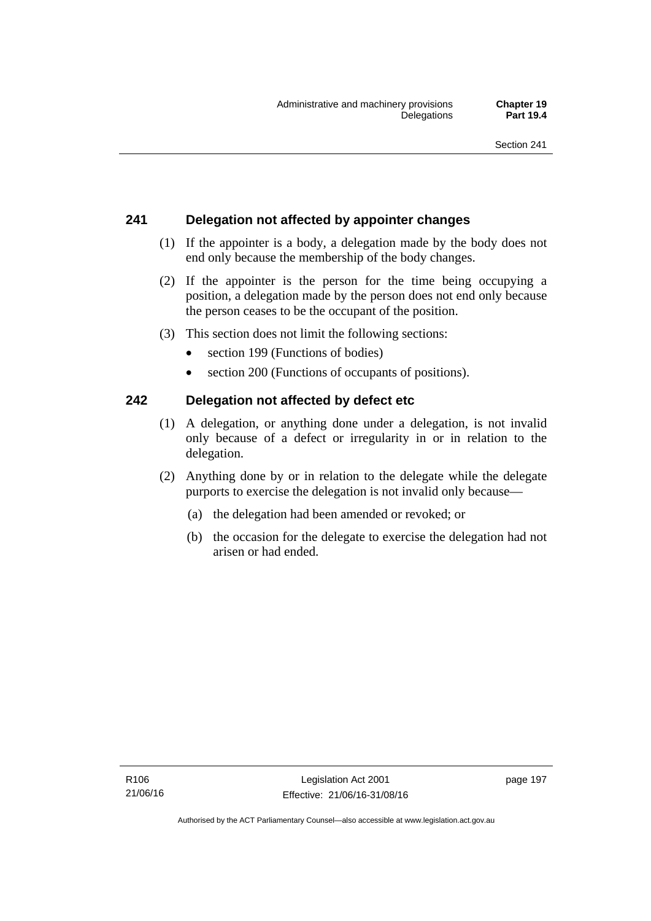## 241 Delegation not affected by appointer changes

(1) If the appointer is a body, a delegation made by the body does not end only because the membership of the body changes.

(2) If the appointer is the person for the time being occupying a position, a delegation made by the person does not end only because the person ceases to be the occupant of the position.

(3) This section does not limit the following sections:

- section 199 (Functions of bodies)
- section 200 (Functions of occupants of positions).

## 242 Delegation not affected by defect etc

(1) A delegation, or anything done under a delegation, is not invalid only because of a defect or irregularity in or in relation to the delegation.

(2) Anything done by or in relation to the delegate while the delegate purports to exercise the delegation is not invalid only because—

(a) the delegation had been amended or revoked; or

(b) the occasion for the delegate to exercise the delegation had not arisen or had ended.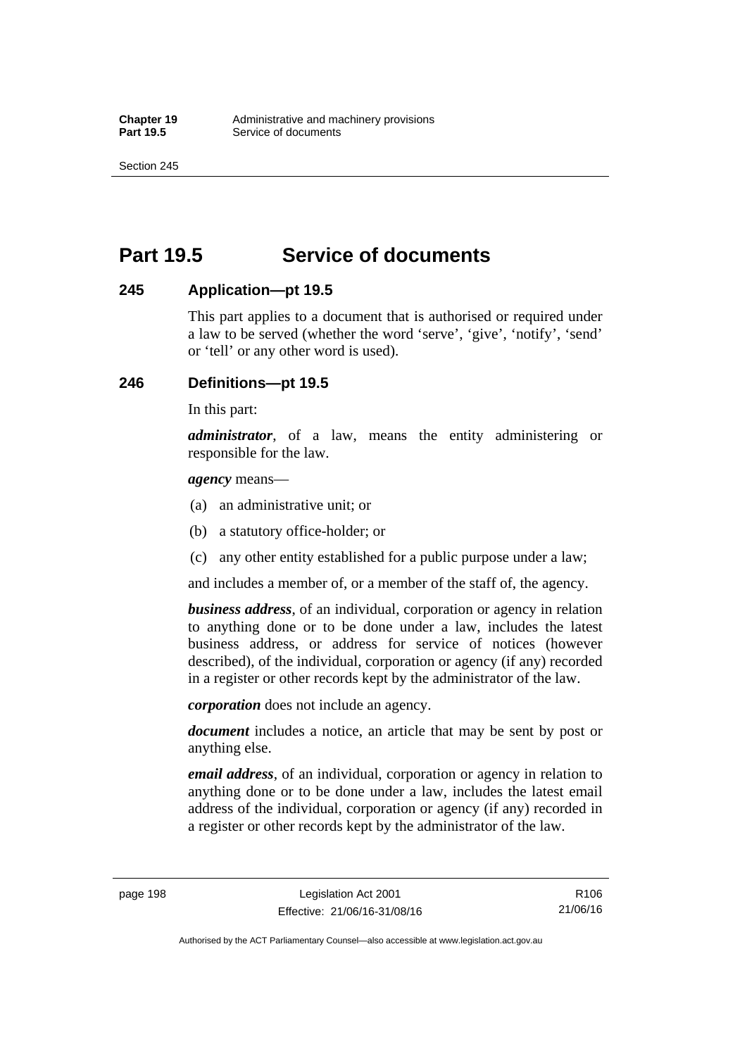# Part 19.5 Service of documents

## 245 Application—pt 19.5

This part applies to a document that is authorised or required under a law to be served (whether the word 'serve', 'give', 'notify', 'send' or 'tell' or any other word is used).

## 246 Definitions—pt 19.5

In this part:

***administrator***, of a law, means the entity administering or responsible for the law.

***agency*** means—

(a) an administrative unit; or

(b) a statutory office-holder; or

(c) any other entity established for a public purpose under a law;

and includes a member of, or a member of the staff of, the agency.

***business address***, of an individual, corporation or agency in relation to anything done or to be done under a law, includes the latest business address, or address for service of notices (however described), of the individual, corporation or agency (if any) recorded in a register or other records kept by the administrator of the law.

***corporation*** does not include an agency.

***document*** includes a notice, an article that may be sent by post or anything else.

***email address***, of an individual, corporation or agency in relation to anything done or to be done under a law, includes the latest email address of the individual, corporation or agency (if any) recorded in a register or other records kept by the administrator of the law.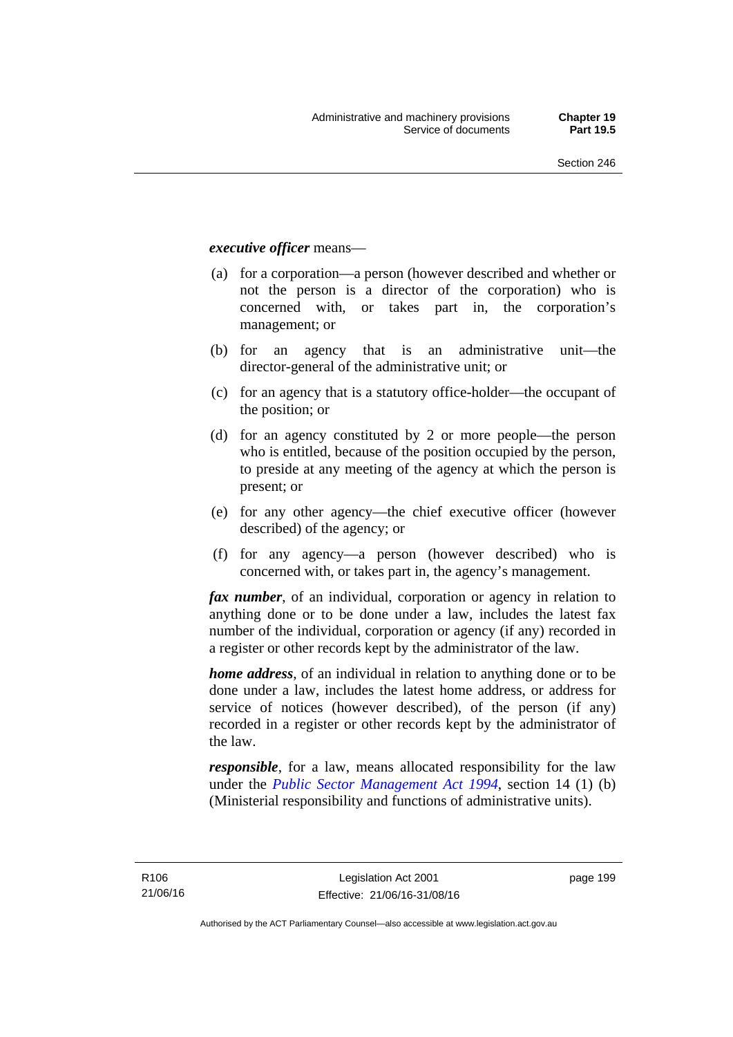***executive officer*** means—

(a) for a corporation—a person (however described and whether or not the person is a director of the corporation) who is concerned with, or takes part in, the corporation's management; or

(b) for an agency that is an administrative unit—the director-general of the administrative unit; or

(c) for an agency that is a statutory office-holder—the occupant of the position; or

(d) for an agency constituted by 2 or more people—the person who is entitled, because of the position occupied by the person, to preside at any meeting of the agency at which the person is present; or

(e) for any other agency—the chief executive officer (however described) of the agency; or

(f) for any agency—a person (however described) who is concerned with, or takes part in, the agency's management.

***fax number***, of an individual, corporation or agency in relation to anything done or to be done under a law, includes the latest fax number of the individual, corporation or agency (if any) recorded in a register or other records kept by the administrator of the law.

***home address***, of an individual in relation to anything done or to be done under a law, includes the latest home address, or address for service of notices (however described), of the person (if any) recorded in a register or other records kept by the administrator of the law.

***responsible***, for a law, means allocated responsibility for the law under the *Public Sector Management Act 1994*, section 14 (1) (b) (Ministerial responsibility and functions of administrative units).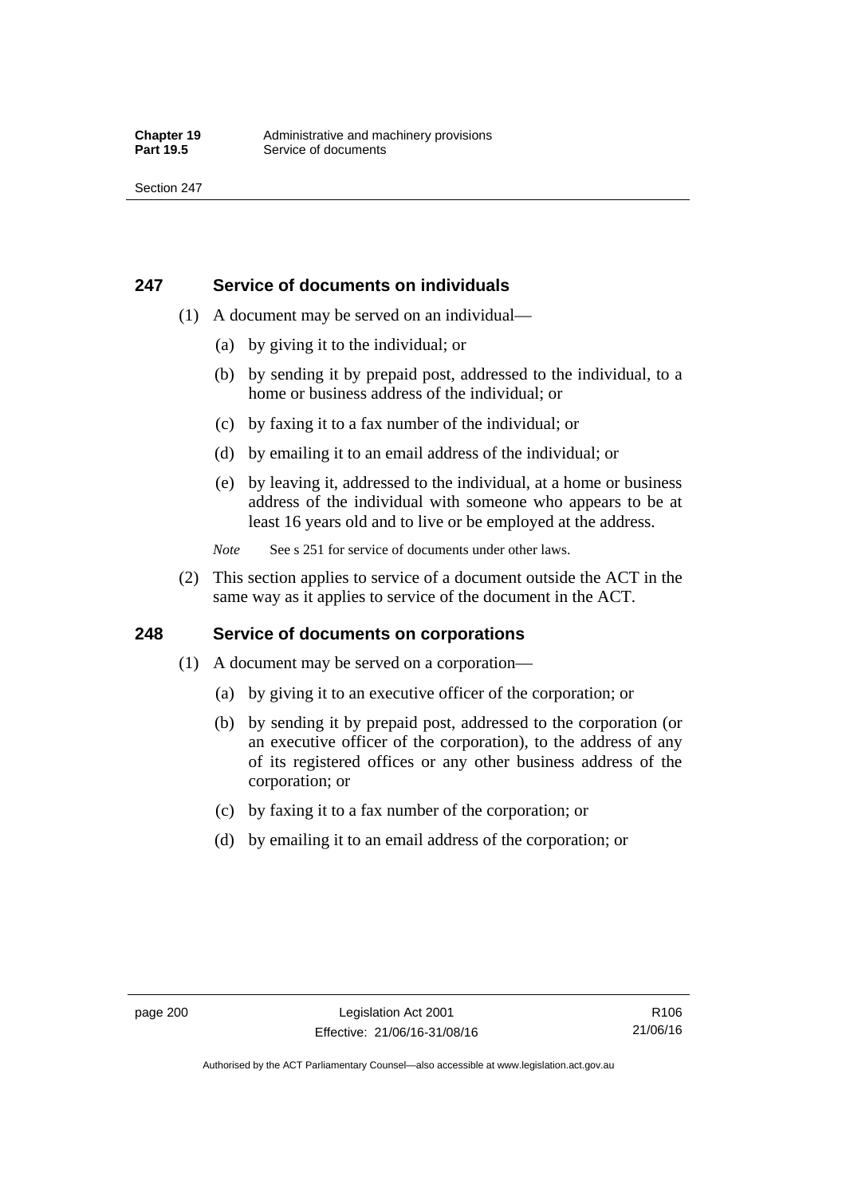## 247 Service of documents on individuals

(1) A document may be served on an individual—

(a) by giving it to the individual; or

(b) by sending it by prepaid post, addressed to the individual, to a home or business address of the individual; or

(c) by faxing it to a fax number of the individual; or

(d) by emailing it to an email address of the individual; or

(e) by leaving it, addressed to the individual, at a home or business address of the individual with someone who appears to be at least 16 years old and to live or be employed at the address.

*Note* See s 251 for service of documents under other laws.

(2) This section applies to service of a document outside the ACT in the same way as it applies to service of the document in the ACT.

## 248 Service of documents on corporations

(1) A document may be served on a corporation—

(a) by giving it to an executive officer of the corporation; or

(b) by sending it by prepaid post, addressed to the corporation (or an executive officer of the corporation), to the address of any of its registered offices or any other business address of the corporation; or

(c) by faxing it to a fax number of the corporation; or

(d) by emailing it to an email address of the corporation; or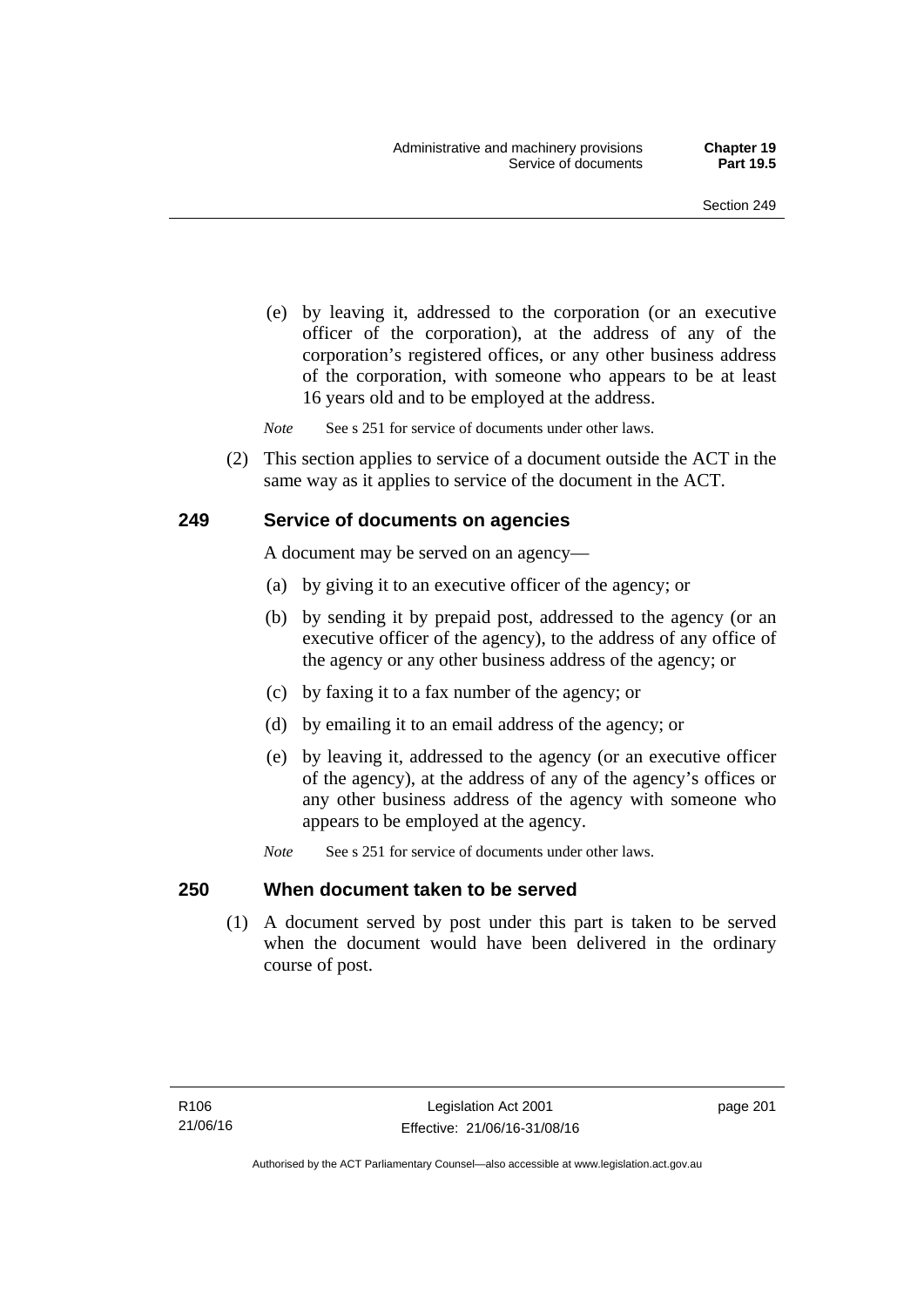(e) by leaving it, addressed to the corporation (or an executive officer of the corporation), at the address of any of the corporation's registered offices, or any other business address of the corporation, with someone who appears to be at least 16 years old and to be employed at the address.

*Note* See s 251 for service of documents under other laws.

(2) This section applies to service of a document outside the ACT in the same way as it applies to service of the document in the ACT.

## 249 Service of documents on agencies

A document may be served on an agency—

(a) by giving it to an executive officer of the agency; or

(b) by sending it by prepaid post, addressed to the agency (or an executive officer of the agency), to the address of any office of the agency or any other business address of the agency; or

(c) by faxing it to a fax number of the agency; or

(d) by emailing it to an email address of the agency; or

(e) by leaving it, addressed to the agency (or an executive officer of the agency), at the address of any of the agency's offices or any other business address of the agency with someone who appears to be employed at the agency.

*Note* See s 251 for service of documents under other laws.

## 250 When document taken to be served

(1) A document served by post under this part is taken to be served when the document would have been delivered in the ordinary course of post.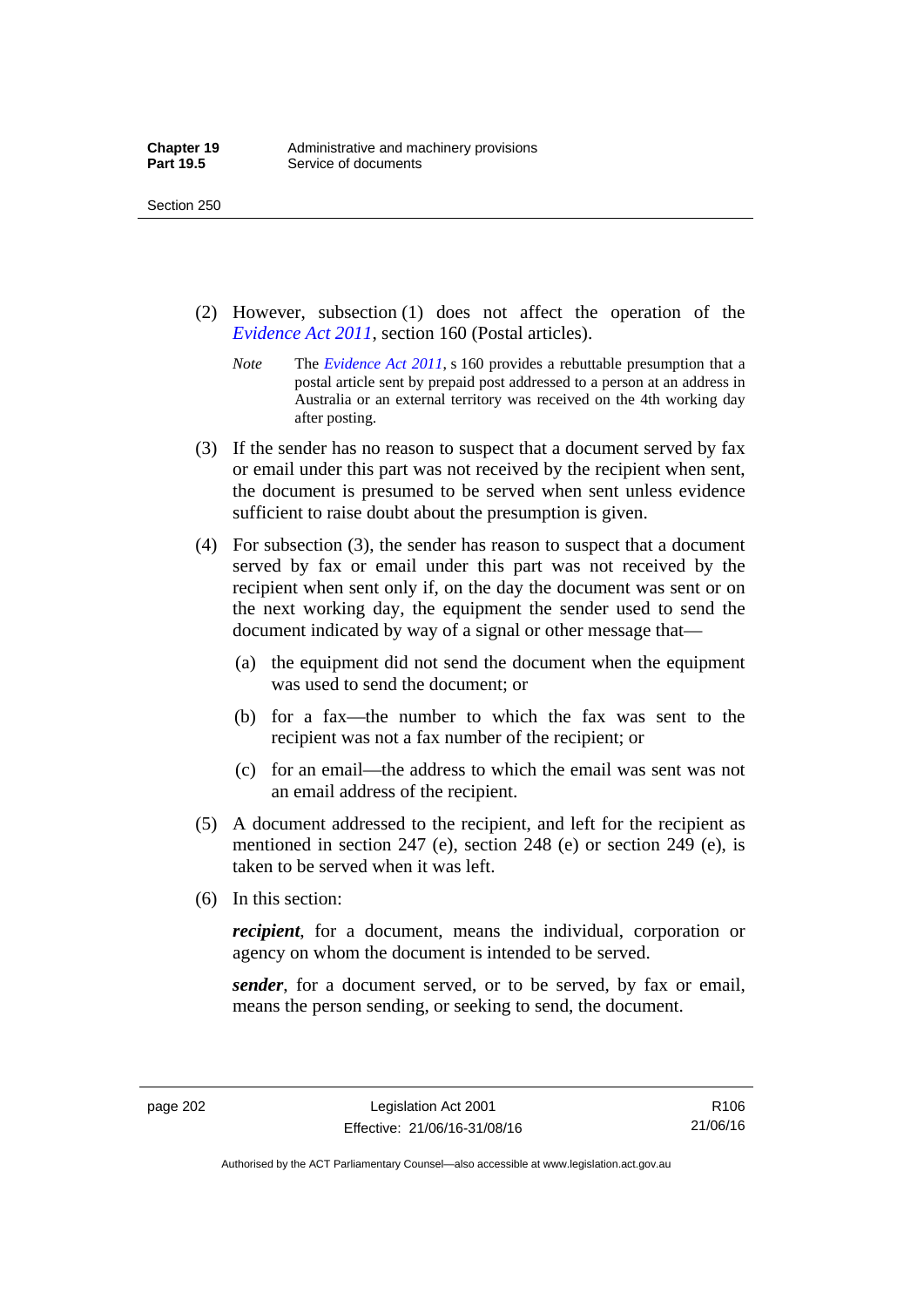(2) However, subsection (1) does not affect the operation of the *Evidence Act 2011*, section 160 (Postal articles).

*Note* The *Evidence Act 2011*, s 160 provides a rebuttable presumption that a postal article sent by prepaid post addressed to a person at an address in Australia or an external territory was received on the 4th working day after posting.

(3) If the sender has no reason to suspect that a document served by fax or email under this part was not received by the recipient when sent, the document is presumed to be served when sent unless evidence sufficient to raise doubt about the presumption is given.

(4) For subsection (3), the sender has reason to suspect that a document served by fax or email under this part was not received by the recipient when sent only if, on the day the document was sent or on the next working day, the equipment the sender used to send the document indicated by way of a signal or other message that—

(a) the equipment did not send the document when the equipment was used to send the document; or

(b) for a fax—the number to which the fax was sent to the recipient was not a fax number of the recipient; or

(c) for an email—the address to which the email was sent was not an email address of the recipient.

(5) A document addressed to the recipient, and left for the recipient as mentioned in section 247 (e), section 248 (e) or section 249 (e), is taken to be served when it was left.

(6) In this section:

***recipient***, for a document, means the individual, corporation or agency on whom the document is intended to be served.

***sender***, for a document served, or to be served, by fax or email, means the person sending, or seeking to send, the document.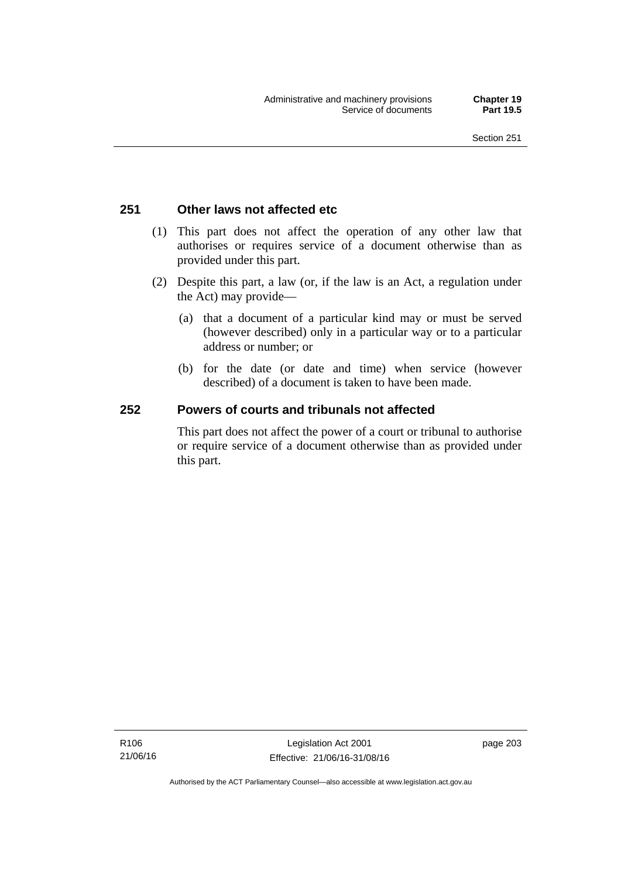## 251 Other laws not affected etc

(1) This part does not affect the operation of any other law that authorises or requires service of a document otherwise than as provided under this part.

(2) Despite this part, a law (or, if the law is an Act, a regulation under the Act) may provide—

(a) that a document of a particular kind may or must be served (however described) only in a particular way or to a particular address or number; or

(b) for the date (or date and time) when service (however described) of a document is taken to have been made.

## 252 Powers of courts and tribunals not affected

This part does not affect the power of a court or tribunal to authorise or require service of a document otherwise than as provided under this part.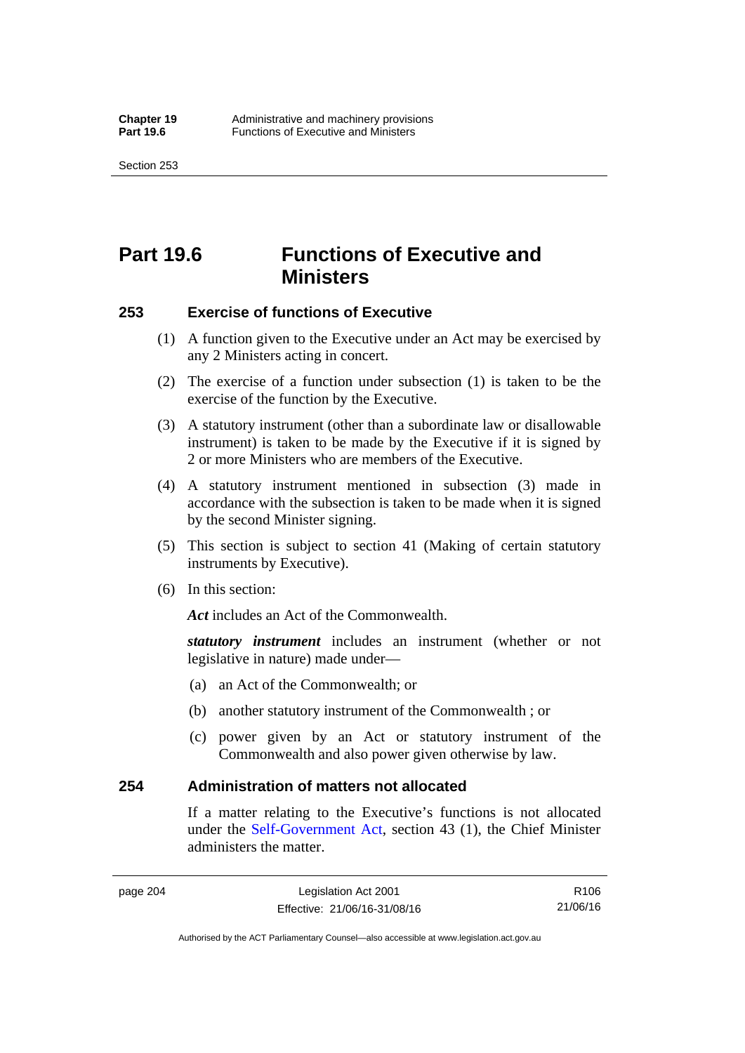# Part 19.6 Functions of Executive and Ministers

## 253 Exercise of functions of Executive

(1) A function given to the Executive under an Act may be exercised by any 2 Ministers acting in concert.

(2) The exercise of a function under subsection (1) is taken to be the exercise of the function by the Executive.

(3) A statutory instrument (other than a subordinate law or disallowable instrument) is taken to be made by the Executive if it is signed by 2 or more Ministers who are members of the Executive.

(4) A statutory instrument mentioned in subsection (3) made in accordance with the subsection is taken to be made when it is signed by the second Minister signing.

(5) This section is subject to section 41 (Making of certain statutory instruments by Executive).

(6) In this section:

***Act*** includes an Act of the Commonwealth.

***statutory instrument*** includes an instrument (whether or not legislative in nature) made under—

(a) an Act of the Commonwealth; or

(b) another statutory instrument of the Commonwealth ; or

(c) power given by an Act or statutory instrument of the Commonwealth and also power given otherwise by law.

## 254 Administration of matters not allocated

If a matter relating to the Executive's functions is not allocated under the Self-Government Act, section 43 (1), the Chief Minister administers the matter.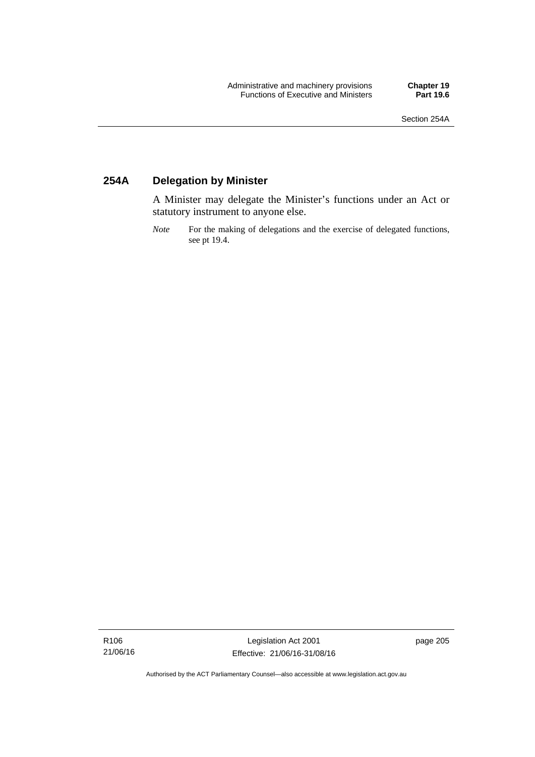## 254A Delegation by Minister

A Minister may delegate the Minister's functions under an Act or statutory instrument to anyone else.

*Note* For the making of delegations and the exercise of delegated functions, see pt 19.4.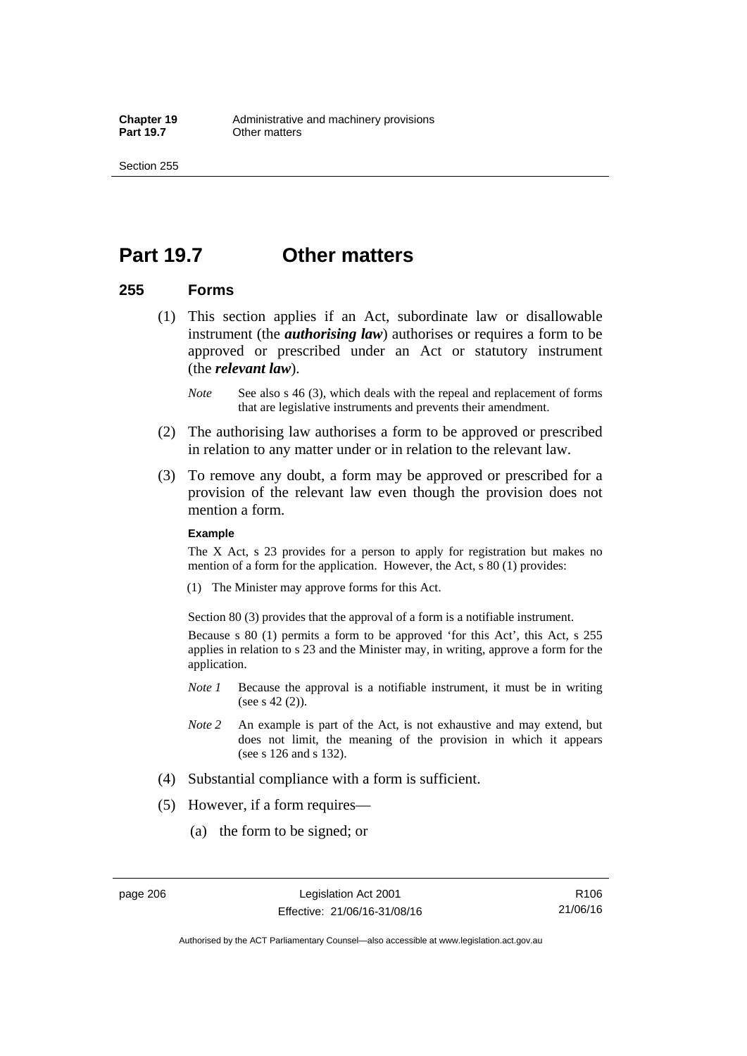# Part 19.7 Other matters

## 255 Forms

(1) This section applies if an Act, subordinate law or disallowable instrument (the ***authorising law***) authorises or requires a form to be approved or prescribed under an Act or statutory instrument (the ***relevant law***).

*Note* See also s 46 (3), which deals with the repeal and replacement of forms that are legislative instruments and prevents their amendment.

(2) The authorising law authorises a form to be approved or prescribed in relation to any matter under or in relation to the relevant law.

(3) To remove any doubt, a form may be approved or prescribed for a provision of the relevant law even though the provision does not mention a form.

**Example**

The X Act, s 23 provides for a person to apply for registration but makes no mention of a form for the application. However, the Act, s 80 (1) provides:

(1) The Minister may approve forms for this Act.

Section 80 (3) provides that the approval of a form is a notifiable instrument.

Because s 80 (1) permits a form to be approved 'for this Act', this Act, s 255 applies in relation to s 23 and the Minister may, in writing, approve a form for the application.

*Note 1* Because the approval is a notifiable instrument, it must be in writing (see s 42 (2)).

*Note 2* An example is part of the Act, is not exhaustive and may extend, but does not limit, the meaning of the provision in which it appears (see s 126 and s 132).

(4) Substantial compliance with a form is sufficient.

(5) However, if a form requires—

(a) the form to be signed; or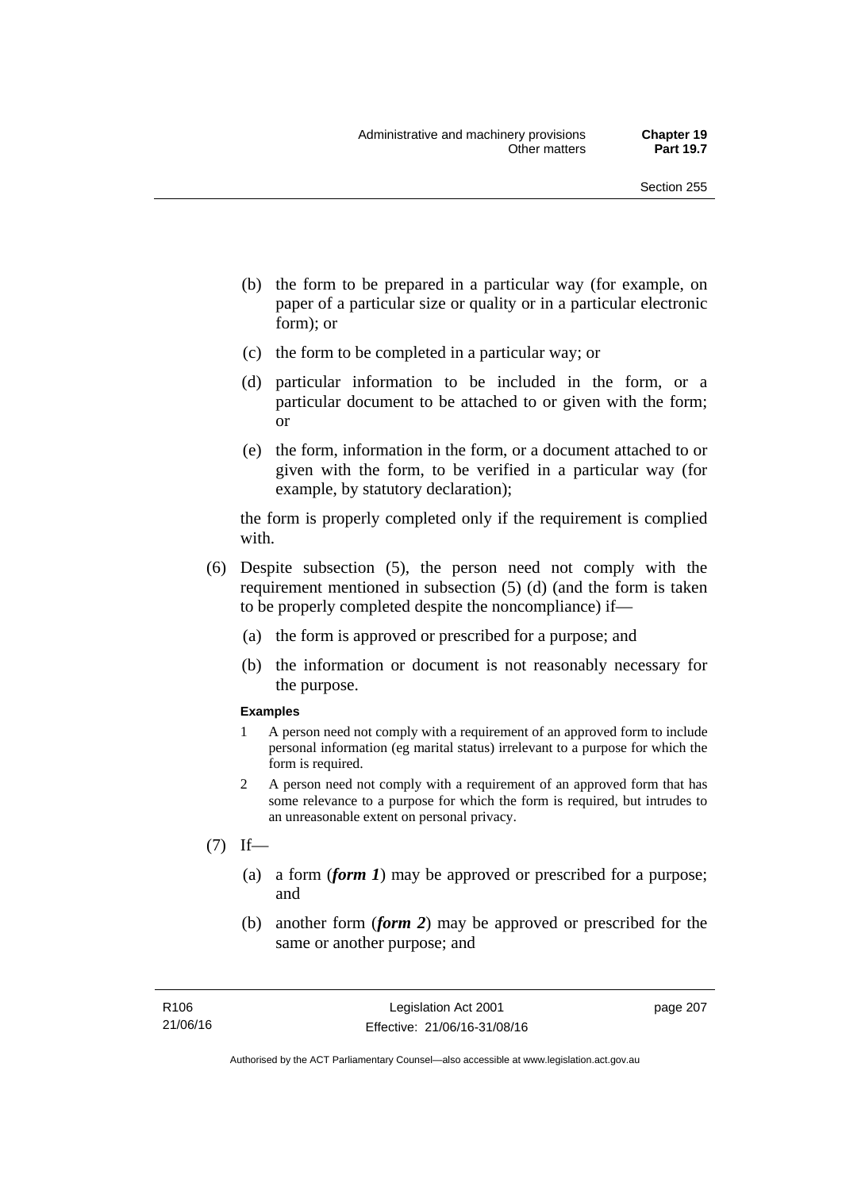(b) the form to be prepared in a particular way (for example, on paper of a particular size or quality or in a particular electronic form); or

(c) the form to be completed in a particular way; or

(d) particular information to be included in the form, or a particular document to be attached to or given with the form; or

(e) the form, information in the form, or a document attached to or given with the form, to be verified in a particular way (for example, by statutory declaration);

the form is properly completed only if the requirement is complied with.

(6) Despite subsection (5), the person need not comply with the requirement mentioned in subsection (5) (d) (and the form is taken to be properly completed despite the noncompliance) if—

(a) the form is approved or prescribed for a purpose; and

(b) the information or document is not reasonably necessary for the purpose.

**Examples**

1 A person need not comply with a requirement of an approved form to include personal information (eg marital status) irrelevant to a purpose for which the form is required.

2 A person need not comply with a requirement of an approved form that has some relevance to a purpose for which the form is required, but intrudes to an unreasonable extent on personal privacy.

(7) If—

(a) a form (***form 1***) may be approved or prescribed for a purpose; and

(b) another form (***form 2***) may be approved or prescribed for the same or another purpose; and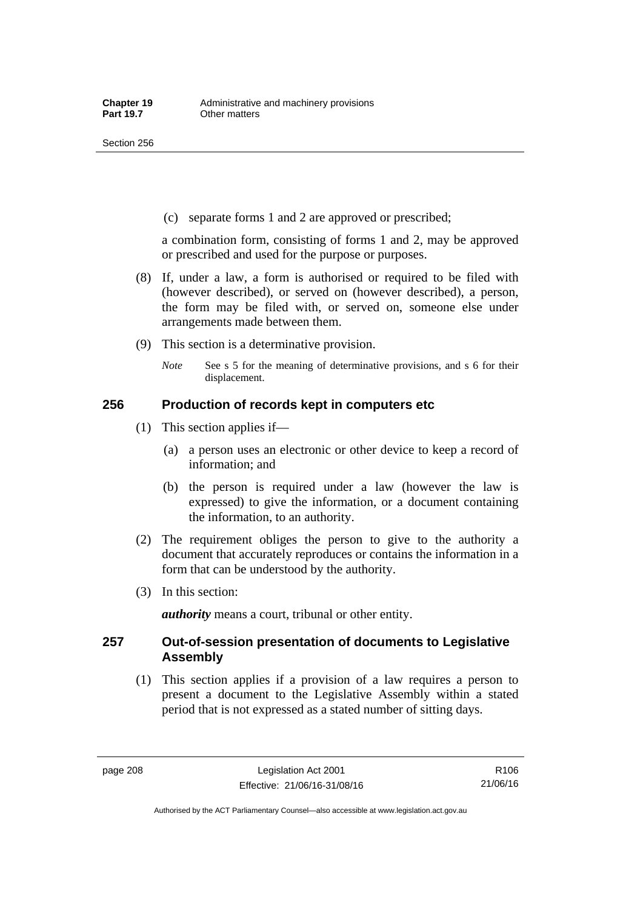(c) separate forms 1 and 2 are approved or prescribed;

a combination form, consisting of forms 1 and 2, may be approved or prescribed and used for the purpose or purposes.

(8) If, under a law, a form is authorised or required to be filed with (however described), or served on (however described), a person, the form may be filed with, or served on, someone else under arrangements made between them.

(9) This section is a determinative provision.

*Note* See s 5 for the meaning of determinative provisions, and s 6 for their displacement.

## 256 Production of records kept in computers etc

(1) This section applies if—

(a) a person uses an electronic or other device to keep a record of information; and

(b) the person is required under a law (however the law is expressed) to give the information, or a document containing the information, to an authority.

(2) The requirement obliges the person to give to the authority a document that accurately reproduces or contains the information in a form that can be understood by the authority.

(3) In this section:

***authority*** means a court, tribunal or other entity.

## 257 Out-of-session presentation of documents to Legislative Assembly

(1) This section applies if a provision of a law requires a person to present a document to the Legislative Assembly within a stated period that is not expressed as a stated number of sitting days.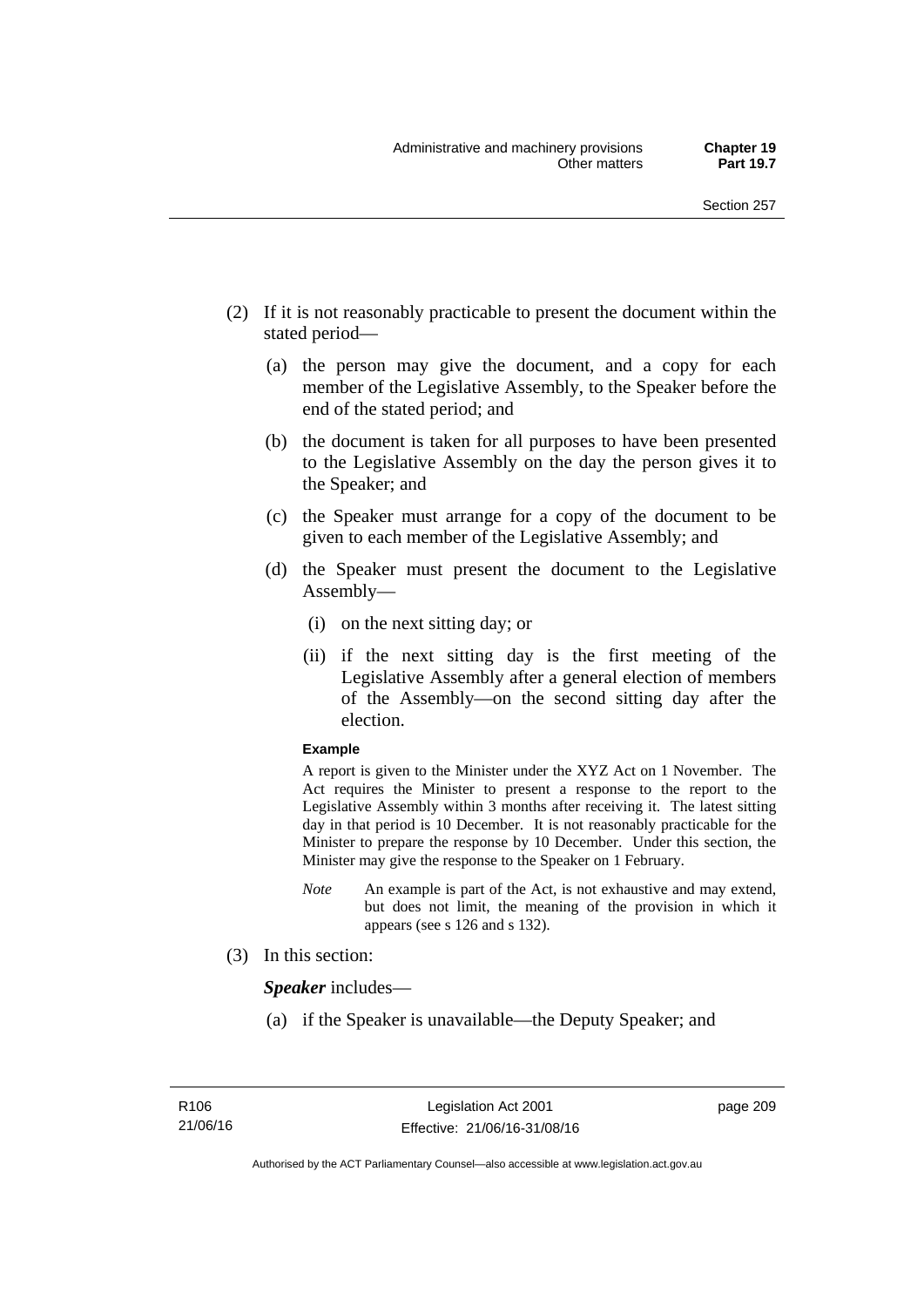(2) If it is not reasonably practicable to present the document within the stated period—

(a) the person may give the document, and a copy for each member of the Legislative Assembly, to the Speaker before the end of the stated period; and

(b) the document is taken for all purposes to have been presented to the Legislative Assembly on the day the person gives it to the Speaker; and

(c) the Speaker must arrange for a copy of the document to be given to each member of the Legislative Assembly; and

(d) the Speaker must present the document to the Legislative Assembly—

(i) on the next sitting day; or

(ii) if the next sitting day is the first meeting of the Legislative Assembly after a general election of members of the Assembly—on the second sitting day after the election.

**Example**

A report is given to the Minister under the XYZ Act on 1 November. The Act requires the Minister to present a response to the report to the Legislative Assembly within 3 months after receiving it. The latest sitting day in that period is 10 December. It is not reasonably practicable for the Minister to prepare the response by 10 December. Under this section, the Minister may give the response to the Speaker on 1 February.

*Note* An example is part of the Act, is not exhaustive and may extend, but does not limit, the meaning of the provision in which it appears (see s 126 and s 132).

(3) In this section:

***Speaker*** includes—

(a) if the Speaker is unavailable—the Deputy Speaker; and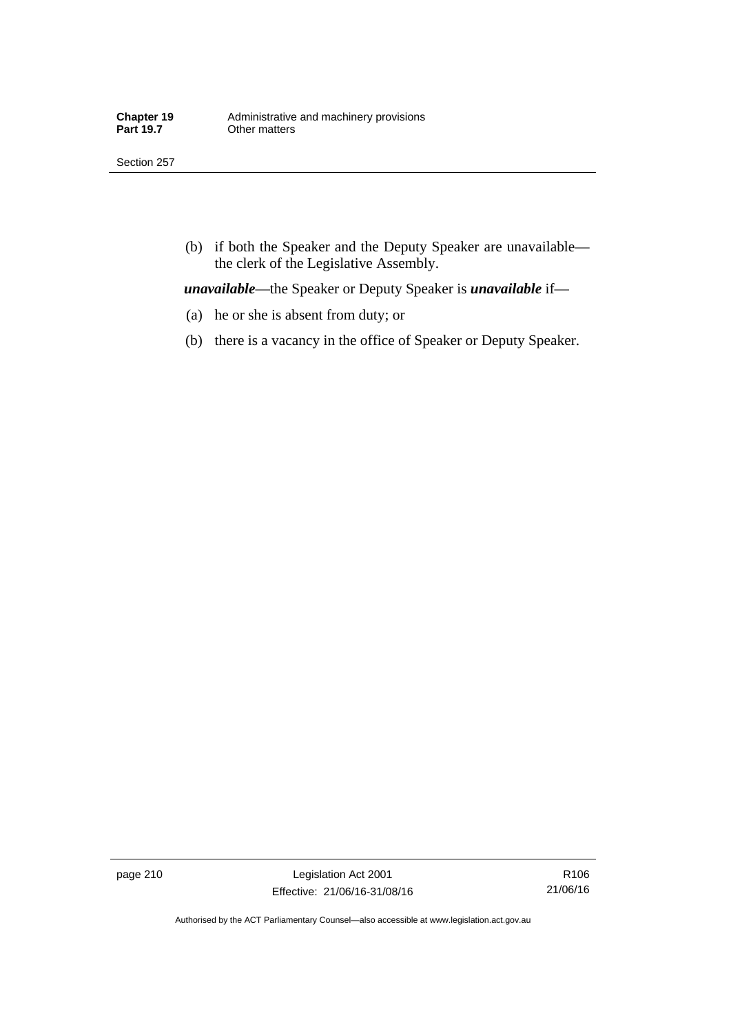(b) if both the Speaker and the Deputy Speaker are unavailable—the clerk of the Legislative Assembly.

***unavailable***—the Speaker or Deputy Speaker is ***unavailable*** if—

(a) he or she is absent from duty; or

(b) there is a vacancy in the office of Speaker or Deputy Speaker.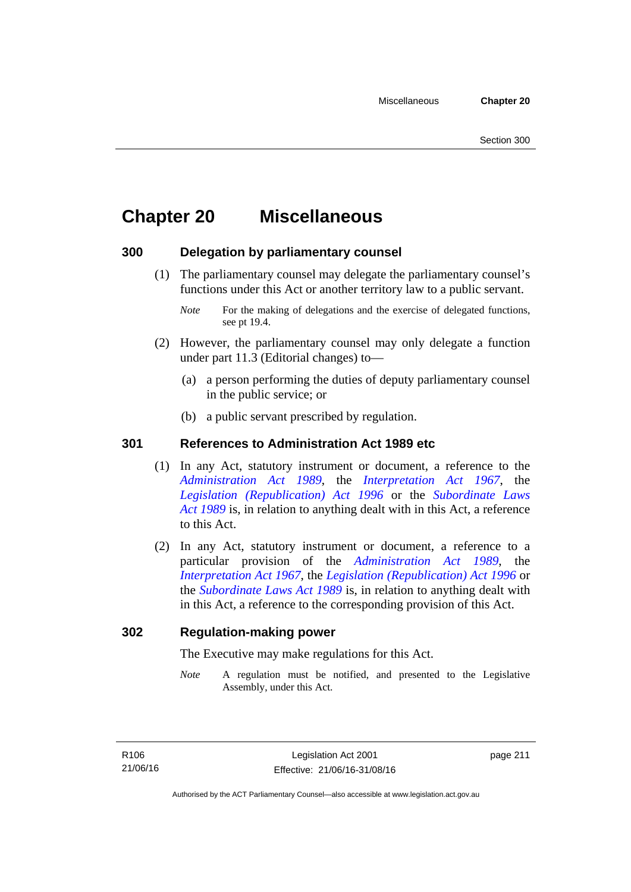# Chapter 20 Miscellaneous

## 300 Delegation by parliamentary counsel

(1) The parliamentary counsel may delegate the parliamentary counsel's functions under this Act or another territory law to a public servant.

*Note* For the making of delegations and the exercise of delegated functions, see pt 19.4.

(2) However, the parliamentary counsel may only delegate a function under part 11.3 (Editorial changes) to—

(a) a person performing the duties of deputy parliamentary counsel in the public service; or

(b) a public servant prescribed by regulation.

## 301 References to Administration Act 1989 etc

(1) In any Act, statutory instrument or document, a reference to the *Administration Act 1989*, the *Interpretation Act 1967*, the *Legislation (Republication) Act 1996* or the *Subordinate Laws Act 1989* is, in relation to anything dealt with in this Act, a reference to this Act.

(2) In any Act, statutory instrument or document, a reference to a particular provision of the *Administration Act 1989*, the *Interpretation Act 1967*, the *Legislation (Republication) Act 1996* or the *Subordinate Laws Act 1989* is, in relation to anything dealt with in this Act, a reference to the corresponding provision of this Act.

## 302 Regulation-making power

The Executive may make regulations for this Act.

*Note* A regulation must be notified, and presented to the Legislative Assembly, under this Act.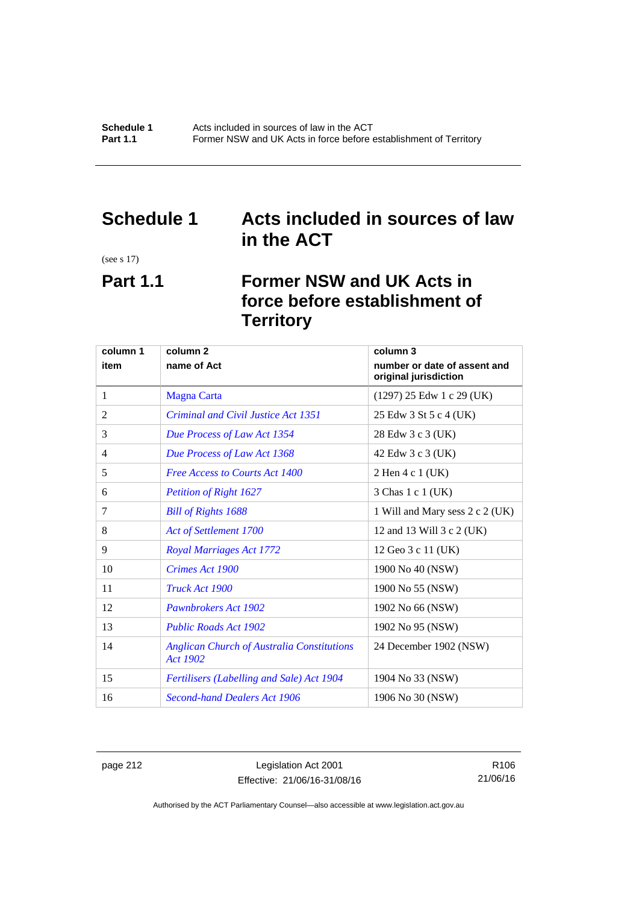# Schedule 1 Acts included in sources of law in the ACT

(see s 17)

## Part 1.1 Former NSW and UK Acts in force before establishment of Territory

| column 1<br>item | column 2<br>name of Act | column 3<br>number or date of assent and original jurisdiction |
|---|---|---|
| 1 | Magna Carta | (1297) 25 Edw 1 c 29 (UK) |
| 2 | *Criminal and Civil Justice Act 1351* | 25 Edw 3 St 5 c 4 (UK) |
| 3 | *Due Process of Law Act 1354* | 28 Edw 3 c 3 (UK) |
| 4 | *Due Process of Law Act 1368* | 42 Edw 3 c 3 (UK) |
| 5 | *Free Access to Courts Act 1400* | 2 Hen 4 c 1 (UK) |
| 6 | *Petition of Right 1627* | 3 Chas 1 c 1 (UK) |
| 7 | *Bill of Rights 1688* | 1 Will and Mary sess 2 c 2 (UK) |
| 8 | *Act of Settlement 1700* | 12 and 13 Will 3 c 2 (UK) |
| 9 | *Royal Marriages Act 1772* | 12 Geo 3 c 11 (UK) |
| 10 | *Crimes Act 1900* | 1900 No 40 (NSW) |
| 11 | *Truck Act 1900* | 1900 No 55 (NSW) |
| 12 | *Pawnbrokers Act 1902* | 1902 No 66 (NSW) |
| 13 | *Public Roads Act 1902* | 1902 No 95 (NSW) |
| 14 | *Anglican Church of Australia Constitutions Act 1902* | 24 December 1902 (NSW) |
| 15 | *Fertilisers (Labelling and Sale) Act 1904* | 1904 No 33 (NSW) |
| 16 | *Second-hand Dealers Act 1906* | 1906 No 30 (NSW) |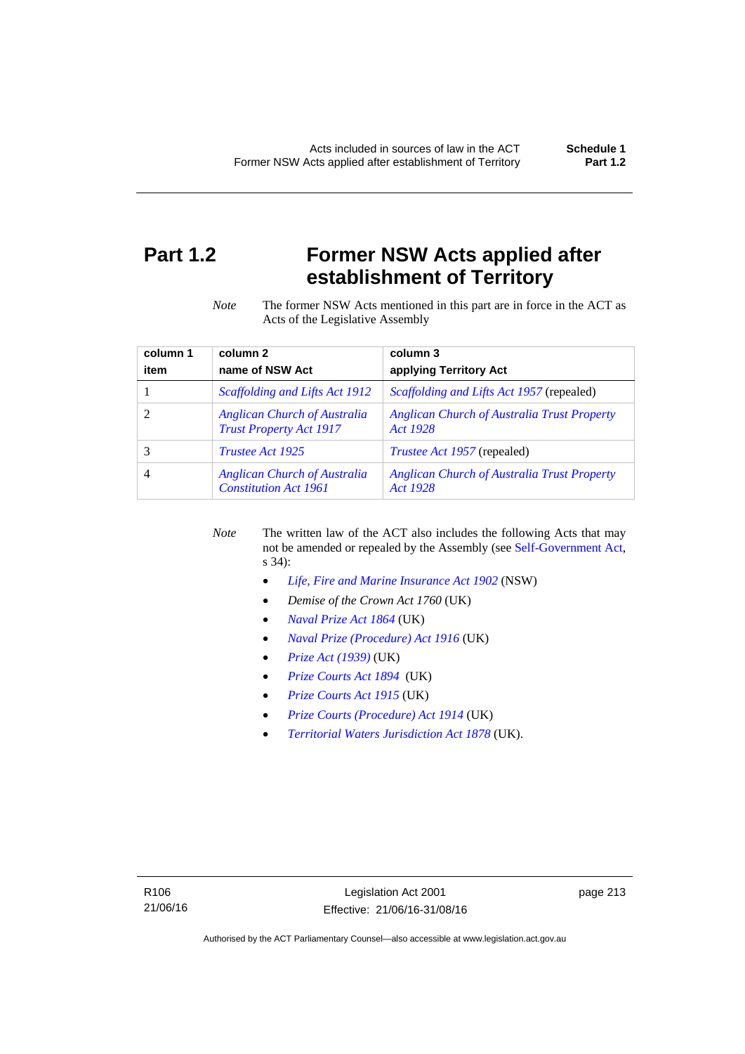# Part 1.2 Former NSW Acts applied after establishment of Territory

*Note* The former NSW Acts mentioned in this part are in force in the ACT as Acts of the Legislative Assembly

| column 1<br>item | column 2<br>name of NSW Act | column 3<br>applying Territory Act |
|---|---|---|
| 1 | *Scaffolding and Lifts Act 1912* | *Scaffolding and Lifts Act 1957* (repealed) |
| 2 | *Anglican Church of Australia Trust Property Act 1917* | *Anglican Church of Australia Trust Property Act 1928* |
| 3 | *Trustee Act 1925* | *Trustee Act 1957* (repealed) |
| 4 | *Anglican Church of Australia Constitution Act 1961* | *Anglican Church of Australia Trust Property Act 1928* |

*Note* The written law of the ACT also includes the following Acts that may not be amended or repealed by the Assembly (see Self-Government Act, s 34):

- *Life, Fire and Marine Insurance Act 1902* (NSW)
- *Demise of the Crown Act 1760* (UK)
- *Naval Prize Act 1864* (UK)
- *Naval Prize (Procedure) Act 1916* (UK)
- *Prize Act (1939)* (UK)
- *Prize Courts Act 1894* (UK)
- *Prize Courts Act 1915* (UK)
- *Prize Courts (Procedure) Act 1914* (UK)
- *Territorial Waters Jurisdiction Act 1878* (UK).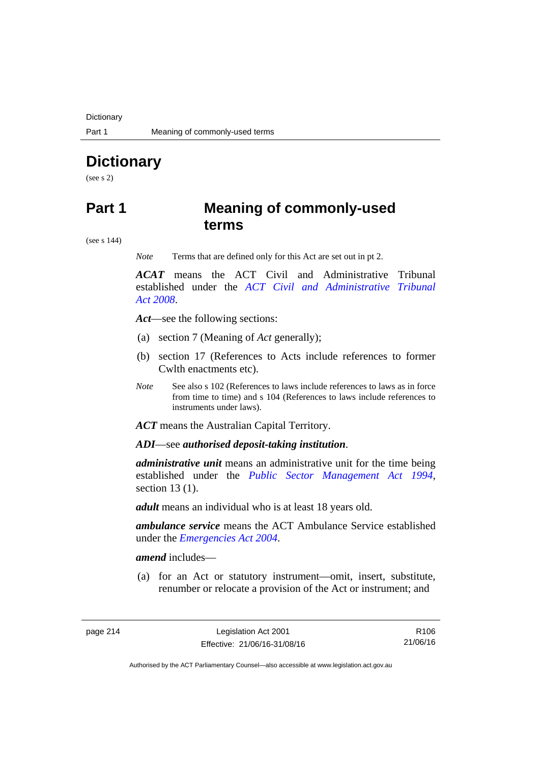# Dictionary

(see s 2)

# Part 1 Meaning of commonly-used terms

(see s 144)

*Note* Terms that are defined only for this Act are set out in pt 2.

***ACAT*** means the ACT Civil and Administrative Tribunal established under the *ACT Civil and Administrative Tribunal Act 2008*.

***Act***—see the following sections:

(a) section 7 (Meaning of *Act* generally);

(b) section 17 (References to Acts include references to former Cwlth enactments etc).

*Note* See also s 102 (References to laws include references to laws as in force from time to time) and s 104 (References to laws include references to instruments under laws).

***ACT*** means the Australian Capital Territory.

***ADI***—see ***authorised deposit-taking institution***.

***administrative unit*** means an administrative unit for the time being established under the *Public Sector Management Act 1994*, section 13 (1).

***adult*** means an individual who is at least 18 years old.

***ambulance service*** means the ACT Ambulance Service established under the *Emergencies Act 2004*.

***amend*** includes—

(a) for an Act or statutory instrument—omit, insert, substitute, renumber or relocate a provision of the Act or instrument; and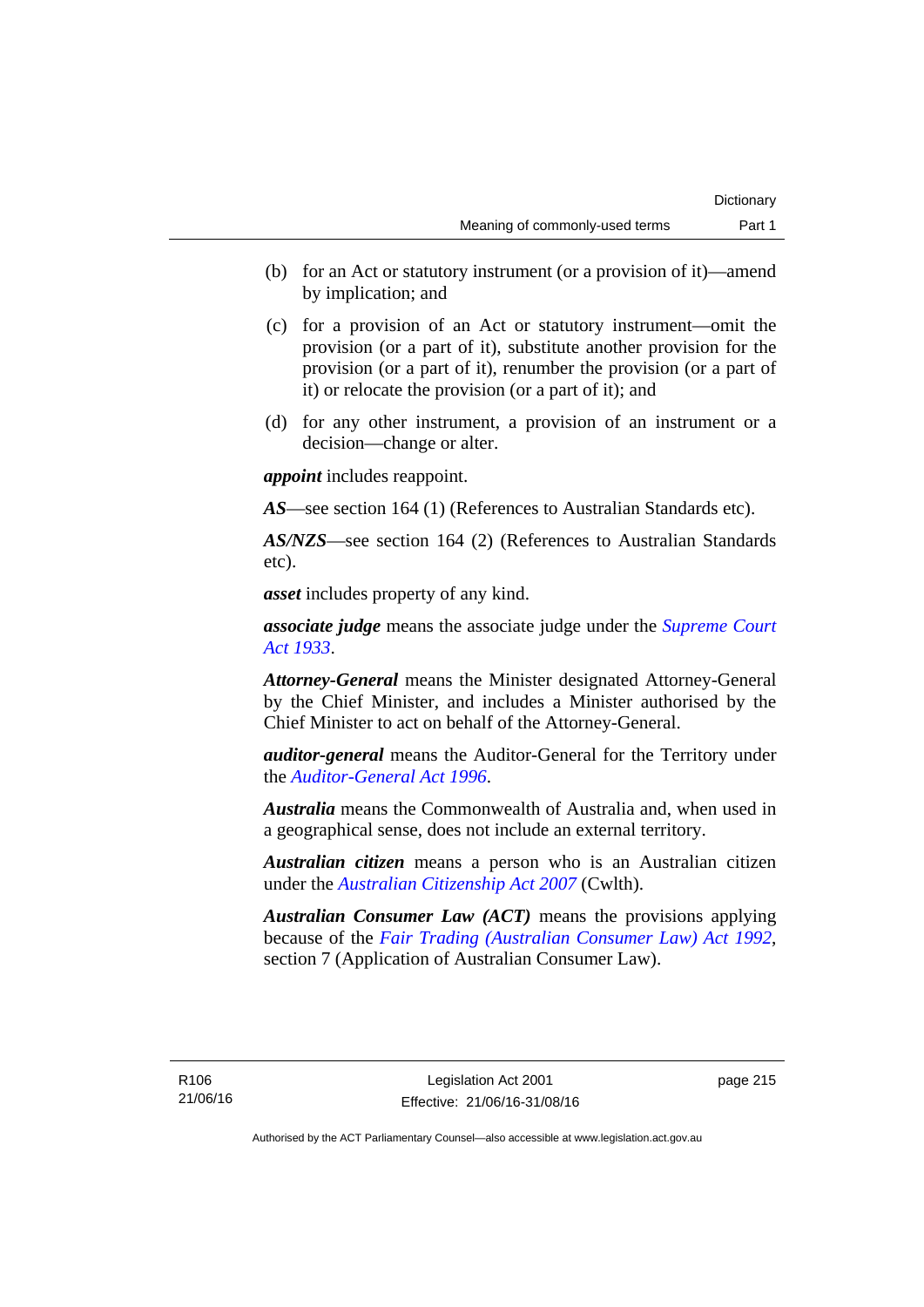(b) for an Act or statutory instrument (or a provision of it)—amend by implication; and

(c) for a provision of an Act or statutory instrument—omit the provision (or a part of it), substitute another provision for the provision (or a part of it), renumber the provision (or a part of it) or relocate the provision (or a part of it); and

(d) for any other instrument, a provision of an instrument or a decision—change or alter.

***appoint*** includes reappoint.

***AS***—see section 164 (1) (References to Australian Standards etc).

***AS/NZS***—see section 164 (2) (References to Australian Standards etc).

***asset*** includes property of any kind.

***associate judge*** means the associate judge under the *Supreme Court Act 1933*.

***Attorney-General*** means the Minister designated Attorney-General by the Chief Minister, and includes a Minister authorised by the Chief Minister to act on behalf of the Attorney-General.

***auditor-general*** means the Auditor-General for the Territory under the *Auditor-General Act 1996*.

***Australia*** means the Commonwealth of Australia and, when used in a geographical sense, does not include an external territory.

***Australian citizen*** means a person who is an Australian citizen under the *Australian Citizenship Act 2007* (Cwlth).

***Australian Consumer Law (ACT)*** means the provisions applying because of the *Fair Trading (Australian Consumer Law) Act 1992*, section 7 (Application of Australian Consumer Law).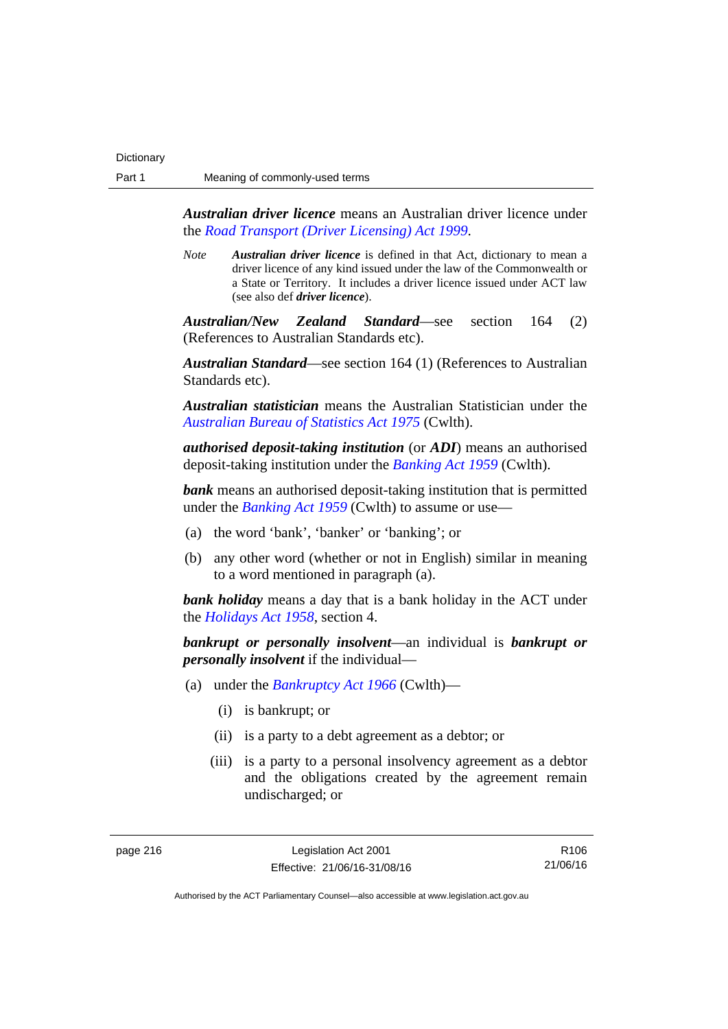***Australian driver licence*** means an Australian driver licence under the *Road Transport (Driver Licensing) Act 1999*.

*Note* ***Australian driver licence*** is defined in that Act, dictionary to mean a driver licence of any kind issued under the law of the Commonwealth or a State or Territory. It includes a driver licence issued under ACT law (see also def ***driver licence***).

***Australian/New Zealand Standard***—see section 164 (2) (References to Australian Standards etc).

***Australian Standard***—see section 164 (1) (References to Australian Standards etc).

***Australian statistician*** means the Australian Statistician under the *Australian Bureau of Statistics Act 1975* (Cwlth).

***authorised deposit-taking institution*** (or ***ADI***) means an authorised deposit-taking institution under the *Banking Act 1959* (Cwlth).

***bank*** means an authorised deposit-taking institution that is permitted under the *Banking Act 1959* (Cwlth) to assume or use—

(a) the word 'bank', 'banker' or 'banking'; or

(b) any other word (whether or not in English) similar in meaning to a word mentioned in paragraph (a).

***bank holiday*** means a day that is a bank holiday in the ACT under the *Holidays Act 1958*, section 4.

***bankrupt or personally insolvent***—an individual is ***bankrupt or personally insolvent*** if the individual—

(a) under the *Bankruptcy Act 1966* (Cwlth)—

(i) is bankrupt; or

(ii) is a party to a debt agreement as a debtor; or

(iii) is a party to a personal insolvency agreement as a debtor and the obligations created by the agreement remain undischarged; or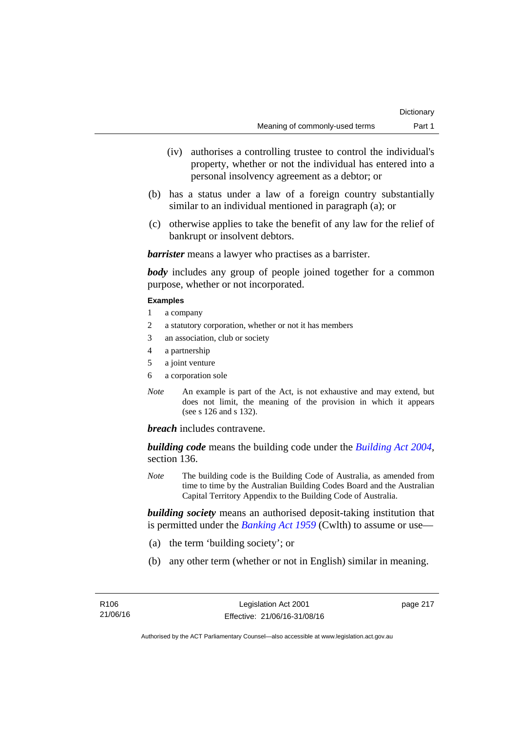(iv) authorises a controlling trustee to control the individual's property, whether or not the individual has entered into a personal insolvency agreement as a debtor; or

(b) has a status under a law of a foreign country substantially similar to an individual mentioned in paragraph (a); or

(c) otherwise applies to take the benefit of any law for the relief of bankrupt or insolvent debtors.

***barrister*** means a lawyer who practises as a barrister.

***body*** includes any group of people joined together for a common purpose, whether or not incorporated.

**Examples**

1 a company
2 a statutory corporation, whether or not it has members
3 an association, club or society
4 a partnership
5 a joint venture
6 a corporation sole

*Note* An example is part of the Act, is not exhaustive and may extend, but does not limit, the meaning of the provision in which it appears (see s 126 and s 132).

***breach*** includes contravene.

***building code*** means the building code under the *Building Act 2004*, section 136.

*Note* The building code is the Building Code of Australia, as amended from time to time by the Australian Building Codes Board and the Australian Capital Territory Appendix to the Building Code of Australia.

***building society*** means an authorised deposit-taking institution that is permitted under the *Banking Act 1959* (Cwlth) to assume or use—

(a) the term 'building society'; or

(b) any other term (whether or not in English) similar in meaning.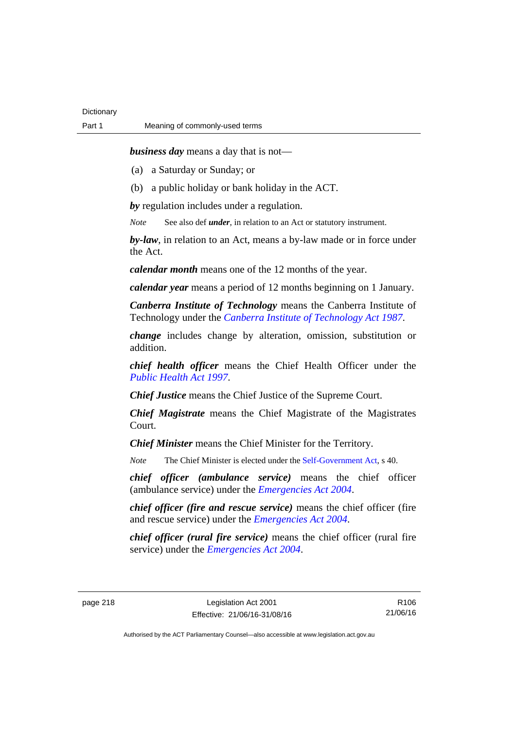***business day*** means a day that is not—

(a) a Saturday or Sunday; or

(b) a public holiday or bank holiday in the ACT.

***by*** regulation includes under a regulation.

*Note* See also def ***under***, in relation to an Act or statutory instrument.

***by-law***, in relation to an Act, means a by-law made or in force under the Act.

***calendar month*** means one of the 12 months of the year.

***calendar year*** means a period of 12 months beginning on 1 January.

***Canberra Institute of Technology*** means the Canberra Institute of Technology under the *Canberra Institute of Technology Act 1987*.

***change*** includes change by alteration, omission, substitution or addition.

***chief health officer*** means the Chief Health Officer under the *Public Health Act 1997*.

***Chief Justice*** means the Chief Justice of the Supreme Court.

***Chief Magistrate*** means the Chief Magistrate of the Magistrates Court.

***Chief Minister*** means the Chief Minister for the Territory.

*Note* The Chief Minister is elected under the Self-Government Act, s 40.

***chief officer (ambulance service)*** means the chief officer (ambulance service) under the *Emergencies Act 2004*.

***chief officer (fire and rescue service)*** means the chief officer (fire and rescue service) under the *Emergencies Act 2004*.

***chief officer (rural fire service)*** means the chief officer (rural fire service) under the *Emergencies Act 2004*.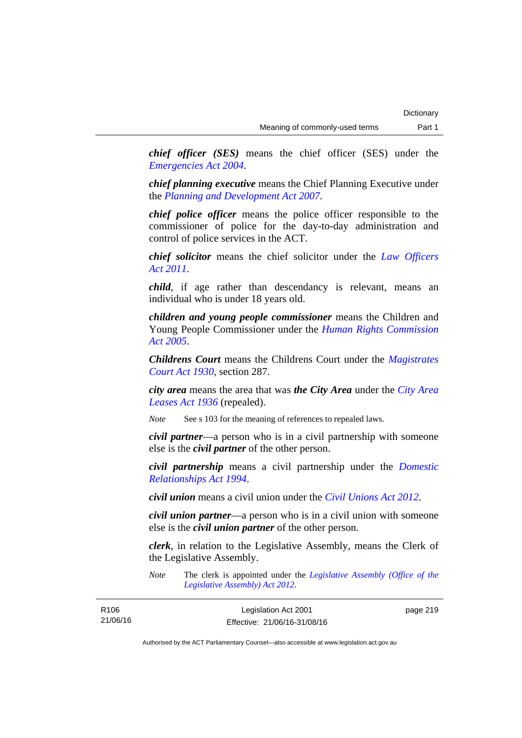***chief officer (SES)*** means the chief officer (SES) under the *Emergencies Act 2004*.

***chief planning executive*** means the Chief Planning Executive under the *Planning and Development Act 2007*.

***chief police officer*** means the police officer responsible to the commissioner of police for the day-to-day administration and control of police services in the ACT.

***chief solicitor*** means the chief solicitor under the *Law Officers Act 2011*.

***child***, if age rather than descendancy is relevant, means an individual who is under 18 years old.

***children and young people commissioner*** means the Children and Young People Commissioner under the *Human Rights Commission Act 2005*.

***Childrens Court*** means the Childrens Court under the *Magistrates Court Act 1930*, section 287.

***city area*** means the area that was ***the City Area*** under the *City Area Leases Act 1936* (repealed).

*Note* See s 103 for the meaning of references to repealed laws.

***civil partner***—a person who is in a civil partnership with someone else is the ***civil partner*** of the other person.

***civil partnership*** means a civil partnership under the *Domestic Relationships Act 1994*.

***civil union*** means a civil union under the *Civil Unions Act 2012*.

***civil union partner***—a person who is in a civil union with someone else is the ***civil union partner*** of the other person.

***clerk***, in relation to the Legislative Assembly, means the Clerk of the Legislative Assembly.

*Note* The clerk is appointed under the *Legislative Assembly (Office of the Legislative Assembly) Act 2012*.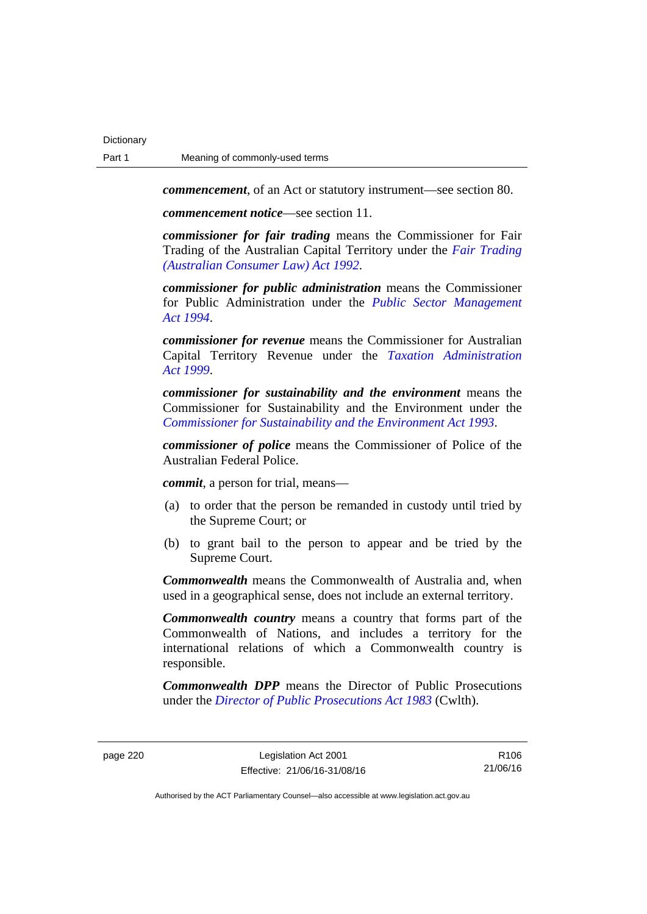***commencement***, of an Act or statutory instrument—see section 80.

***commencement notice***—see section 11.

***commissioner for fair trading*** means the Commissioner for Fair Trading of the Australian Capital Territory under the *Fair Trading (Australian Consumer Law) Act 1992*.

***commissioner for public administration*** means the Commissioner for Public Administration under the *Public Sector Management Act 1994*.

***commissioner for revenue*** means the Commissioner for Australian Capital Territory Revenue under the *Taxation Administration Act 1999*.

***commissioner for sustainability and the environment*** means the Commissioner for Sustainability and the Environment under the *Commissioner for Sustainability and the Environment Act 1993*.

***commissioner of police*** means the Commissioner of Police of the Australian Federal Police.

***commit***, a person for trial, means—

(a) to order that the person be remanded in custody until tried by the Supreme Court; or

(b) to grant bail to the person to appear and be tried by the Supreme Court.

***Commonwealth*** means the Commonwealth of Australia and, when used in a geographical sense, does not include an external territory.

***Commonwealth country*** means a country that forms part of the Commonwealth of Nations, and includes a territory for the international relations of which a Commonwealth country is responsible.

***Commonwealth DPP*** means the Director of Public Prosecutions under the *Director of Public Prosecutions Act 1983* (Cwlth).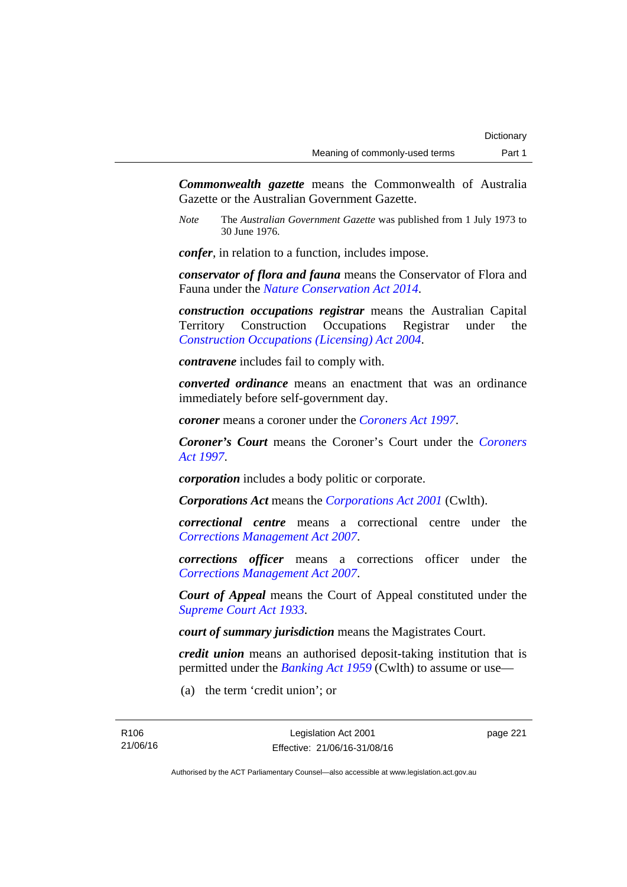***Commonwealth gazette*** means the Commonwealth of Australia Gazette or the Australian Government Gazette.

*Note* The *Australian Government Gazette* was published from 1 July 1973 to 30 June 1976.

***confer***, in relation to a function, includes impose.

***conservator of flora and fauna*** means the Conservator of Flora and Fauna under the *Nature Conservation Act 2014*.

***construction occupations registrar*** means the Australian Capital Territory Construction Occupations Registrar under the *Construction Occupations (Licensing) Act 2004*.

***contravene*** includes fail to comply with.

***converted ordinance*** means an enactment that was an ordinance immediately before self-government day.

***coroner*** means a coroner under the *Coroners Act 1997*.

***Coroner's Court*** means the Coroner's Court under the *Coroners Act 1997*.

***corporation*** includes a body politic or corporate.

***Corporations Act*** means the *Corporations Act 2001* (Cwlth).

***correctional centre*** means a correctional centre under the *Corrections Management Act 2007*.

***corrections officer*** means a corrections officer under the *Corrections Management Act 2007*.

***Court of Appeal*** means the Court of Appeal constituted under the *Supreme Court Act 1933*.

***court of summary jurisdiction*** means the Magistrates Court.

***credit union*** means an authorised deposit-taking institution that is permitted under the *Banking Act 1959* (Cwlth) to assume or use—

(a) the term 'credit union'; or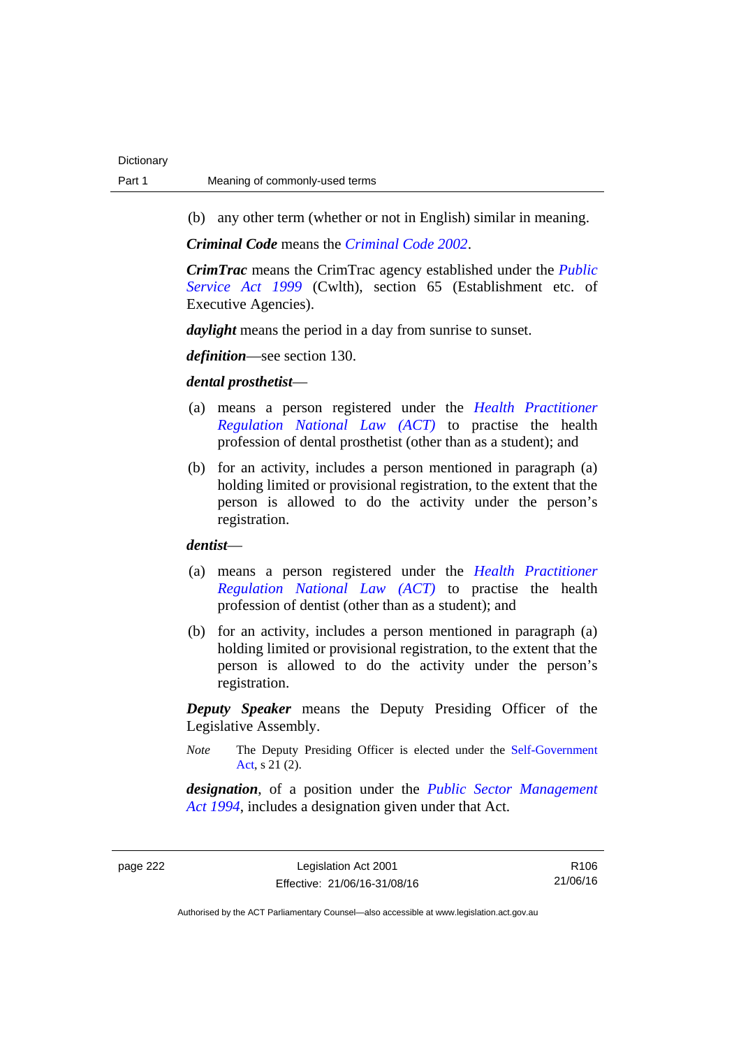(b) any other term (whether or not in English) similar in meaning.

***Criminal Code*** means the *Criminal Code 2002*.

***CrimTrac*** means the CrimTrac agency established under the *Public Service Act 1999* (Cwlth), section 65 (Establishment etc. of Executive Agencies).

***daylight*** means the period in a day from sunrise to sunset.

***definition***—see section 130.

***dental prosthetist***—

(a) means a person registered under the *Health Practitioner Regulation National Law (ACT)* to practise the health profession of dental prosthetist (other than as a student); and

(b) for an activity, includes a person mentioned in paragraph (a) holding limited or provisional registration, to the extent that the person is allowed to do the activity under the person's registration.

***dentist***—

(a) means a person registered under the *Health Practitioner Regulation National Law (ACT)* to practise the health profession of dentist (other than as a student); and

(b) for an activity, includes a person mentioned in paragraph (a) holding limited or provisional registration, to the extent that the person is allowed to do the activity under the person's registration.

***Deputy Speaker*** means the Deputy Presiding Officer of the Legislative Assembly.

*Note* The Deputy Presiding Officer is elected under the Self-Government Act, s 21 (2).

***designation***, of a position under the *Public Sector Management Act 1994*, includes a designation given under that Act.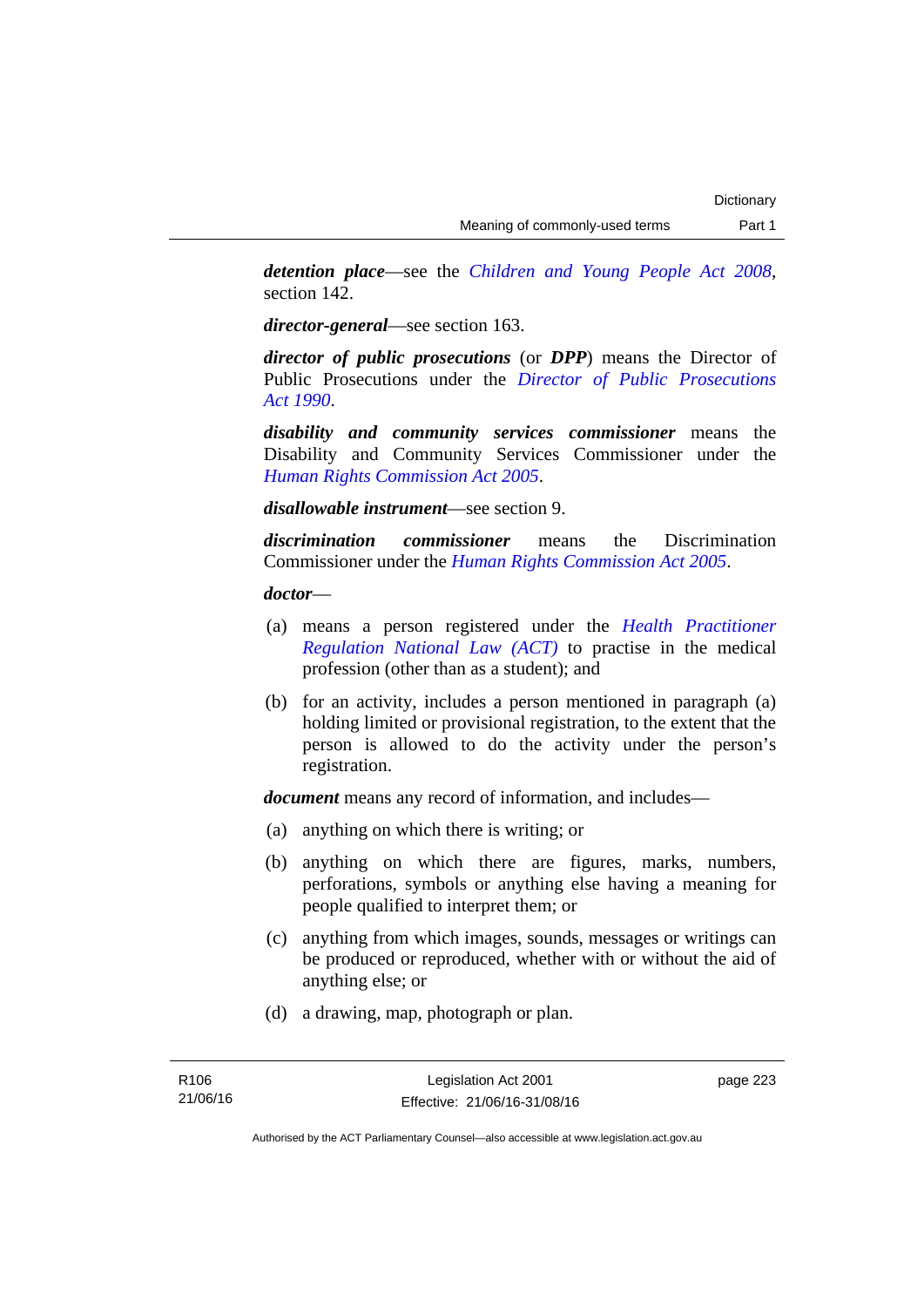***detention place***—see the *Children and Young People Act 2008*, section 142.

***director-general***—see section 163.

***director of public prosecutions*** (or ***DPP***) means the Director of Public Prosecutions under the *Director of Public Prosecutions Act 1990*.

***disability and community services commissioner*** means the Disability and Community Services Commissioner under the *Human Rights Commission Act 2005*.

***disallowable instrument***—see section 9.

***discrimination commissioner*** means the Discrimination Commissioner under the *Human Rights Commission Act 2005*.

***doctor***—

(a) means a person registered under the *Health Practitioner Regulation National Law (ACT)* to practise in the medical profession (other than as a student); and

(b) for an activity, includes a person mentioned in paragraph (a) holding limited or provisional registration, to the extent that the person is allowed to do the activity under the person's registration.

***document*** means any record of information, and includes—

(a) anything on which there is writing; or

(b) anything on which there are figures, marks, numbers, perforations, symbols or anything else having a meaning for people qualified to interpret them; or

(c) anything from which images, sounds, messages or writings can be produced or reproduced, whether with or without the aid of anything else; or

(d) a drawing, map, photograph or plan.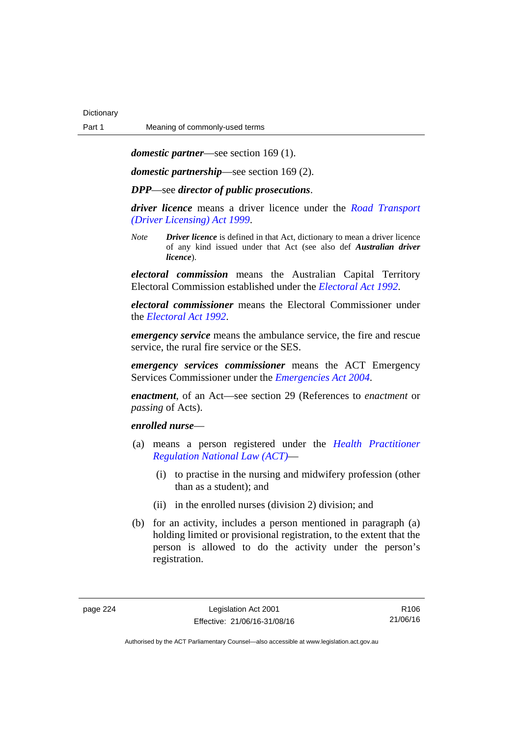***domestic partner***—see section 169 (1).

***domestic partnership***—see section 169 (2).

***DPP***—see ***director of public prosecutions***.

***driver licence*** means a driver licence under the *Road Transport (Driver Licensing) Act 1999*.

*Note* ***Driver licence*** is defined in that Act, dictionary to mean a driver licence of any kind issued under that Act (see also def ***Australian driver licence***).

***electoral commission*** means the Australian Capital Territory Electoral Commission established under the *Electoral Act 1992*.

***electoral commissioner*** means the Electoral Commissioner under the *Electoral Act 1992*.

***emergency service*** means the ambulance service, the fire and rescue service, the rural fire service or the SES.

***emergency services commissioner*** means the ACT Emergency Services Commissioner under the *Emergencies Act 2004*.

***enactment***, of an Act—see section 29 (References to *enactment* or *passing* of Acts).

***enrolled nurse***—

(a) means a person registered under the *Health Practitioner Regulation National Law (ACT)*—

 (i) to practise in the nursing and midwifery profession (other than as a student); and

 (ii) in the enrolled nurses (division 2) division; and

(b) for an activity, includes a person mentioned in paragraph (a) holding limited or provisional registration, to the extent that the person is allowed to do the activity under the person's registration.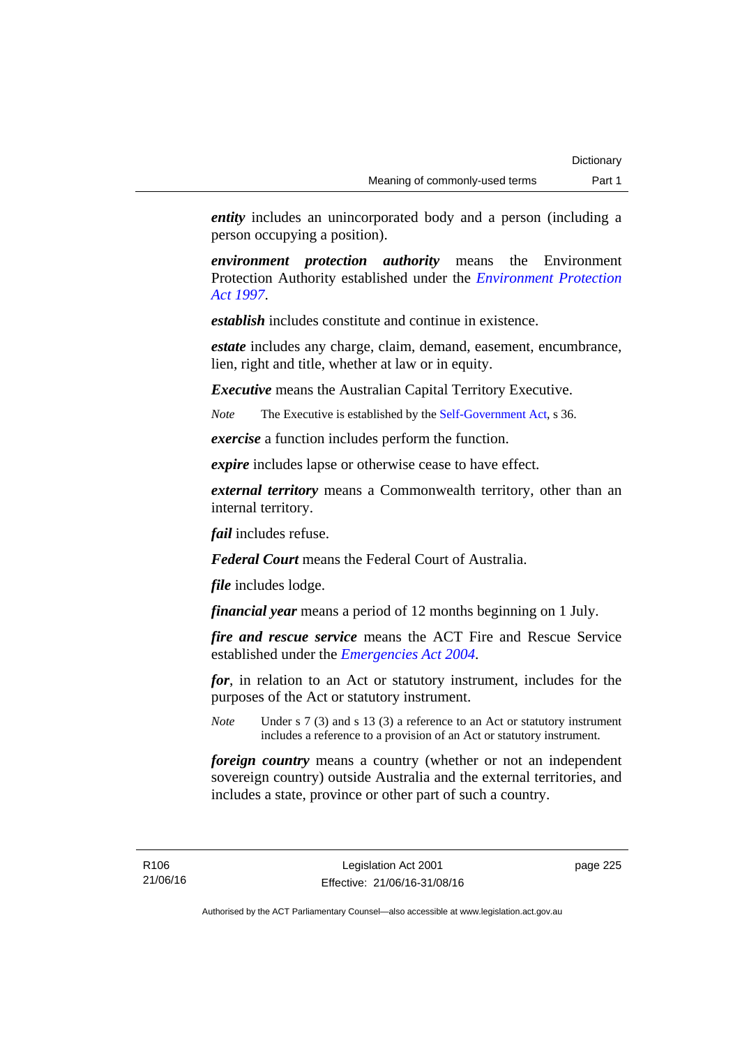***entity*** includes an unincorporated body and a person (including a person occupying a position).

***environment protection authority*** means the Environment Protection Authority established under the *Environment Protection Act 1997*.

***establish*** includes constitute and continue in existence.

***estate*** includes any charge, claim, demand, easement, encumbrance, lien, right and title, whether at law or in equity.

***Executive*** means the Australian Capital Territory Executive.

*Note* The Executive is established by the Self-Government Act, s 36.

***exercise*** a function includes perform the function.

***expire*** includes lapse or otherwise cease to have effect.

***external territory*** means a Commonwealth territory, other than an internal territory.

***fail*** includes refuse.

***Federal Court*** means the Federal Court of Australia.

***file*** includes lodge.

***financial year*** means a period of 12 months beginning on 1 July.

***fire and rescue service*** means the ACT Fire and Rescue Service established under the *Emergencies Act 2004*.

***for***, in relation to an Act or statutory instrument, includes for the purposes of the Act or statutory instrument.

*Note* Under s 7 (3) and s 13 (3) a reference to an Act or statutory instrument includes a reference to a provision of an Act or statutory instrument.

***foreign country*** means a country (whether or not an independent sovereign country) outside Australia and the external territories, and includes a state, province or other part of such a country.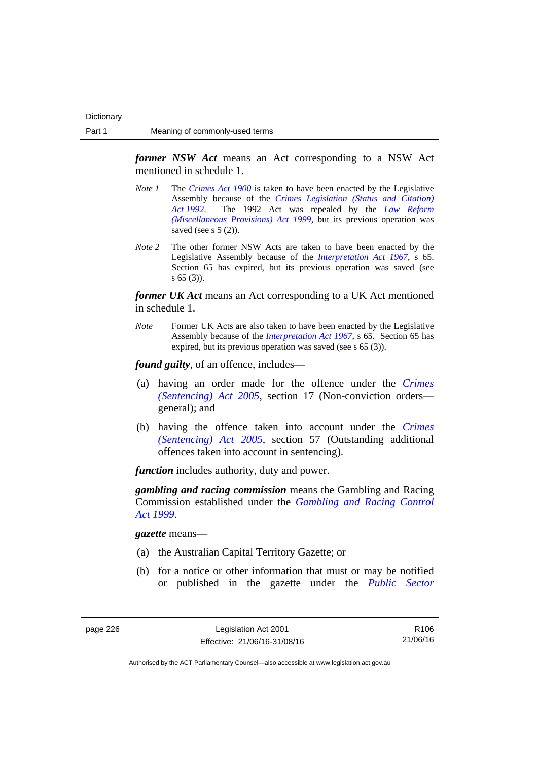***former NSW Act*** means an Act corresponding to a NSW Act mentioned in schedule 1.

*Note 1* The *Crimes Act 1900* is taken to have been enacted by the Legislative Assembly because of the *Crimes Legislation (Status and Citation) Act 1992*. The 1992 Act was repealed by the *Law Reform (Miscellaneous Provisions) Act 1999*, but its previous operation was saved (see s 5 (2)).

*Note 2* The other former NSW Acts are taken to have been enacted by the Legislative Assembly because of the *Interpretation Act 1967*, s 65. Section 65 has expired, but its previous operation was saved (see s 65 (3)).

***former UK Act*** means an Act corresponding to a UK Act mentioned in schedule 1.

*Note* Former UK Acts are also taken to have been enacted by the Legislative Assembly because of the *Interpretation Act 1967*, s 65. Section 65 has expired, but its previous operation was saved (see s 65 (3)).

***found guilty***, of an offence, includes—

(a) having an order made for the offence under the *Crimes (Sentencing) Act 2005*, section 17 (Non-conviction orders—general); and

(b) having the offence taken into account under the *Crimes (Sentencing) Act 2005*, section 57 (Outstanding additional offences taken into account in sentencing).

***function*** includes authority, duty and power.

***gambling and racing commission*** means the Gambling and Racing Commission established under the *Gambling and Racing Control Act 1999*.

***gazette*** means—

(a) the Australian Capital Territory Gazette; or

(b) for a notice or other information that must or may be notified or published in the gazette under the *Public Sector*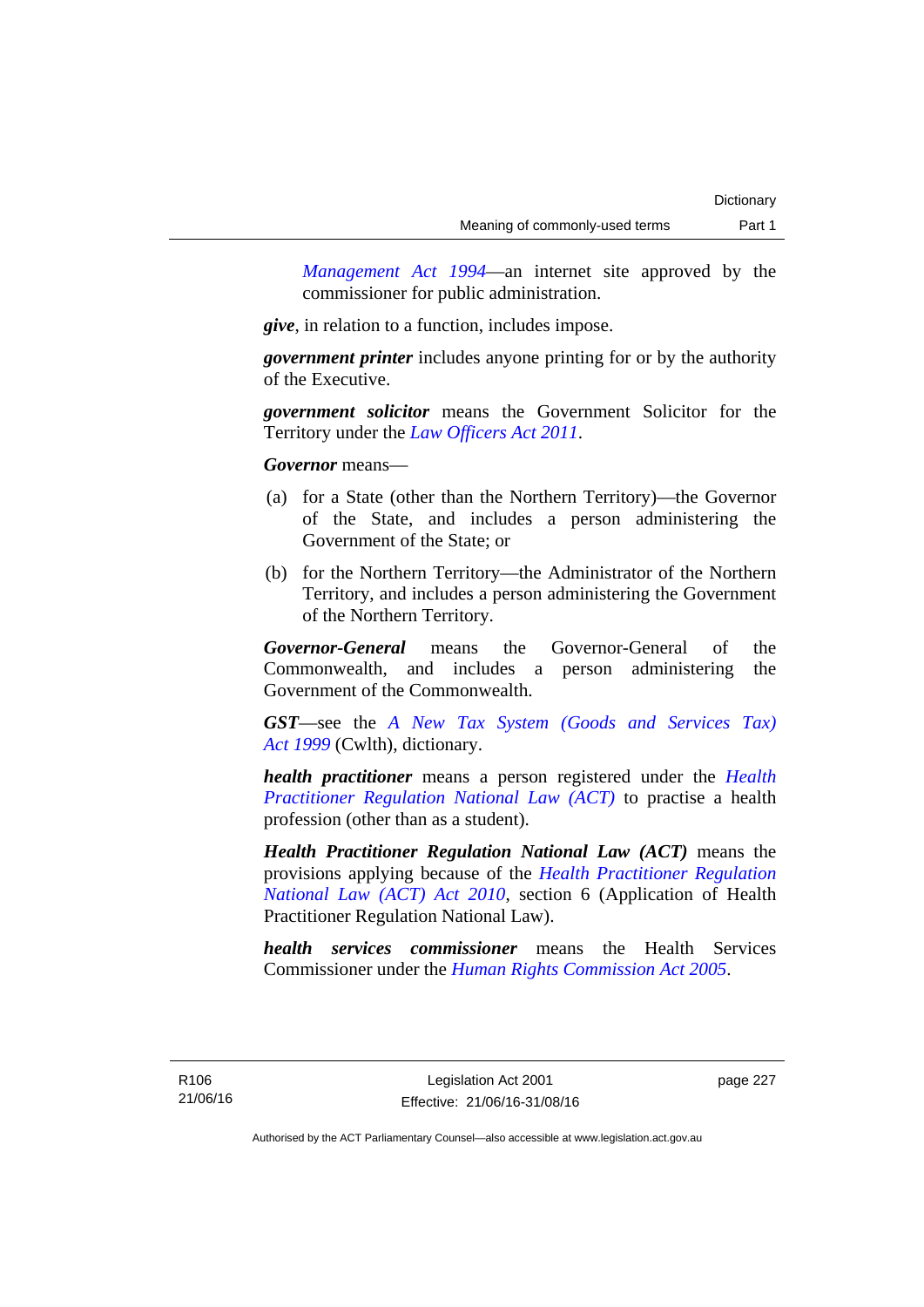*Management Act 1994*—an internet site approved by the commissioner for public administration.

***give***, in relation to a function, includes impose.

***government printer*** includes anyone printing for or by the authority of the Executive.

***government solicitor*** means the Government Solicitor for the Territory under the *Law Officers Act 2011*.

***Governor*** means—

(a) for a State (other than the Northern Territory)—the Governor of the State, and includes a person administering the Government of the State; or

(b) for the Northern Territory—the Administrator of the Northern Territory, and includes a person administering the Government of the Northern Territory.

***Governor-General*** means the Governor-General of the Commonwealth, and includes a person administering the Government of the Commonwealth.

***GST***—see the *A New Tax System (Goods and Services Tax) Act 1999* (Cwlth), dictionary.

***health practitioner*** means a person registered under the *Health Practitioner Regulation National Law (ACT)* to practise a health profession (other than as a student).

***Health Practitioner Regulation National Law (ACT)*** means the provisions applying because of the *Health Practitioner Regulation National Law (ACT) Act 2010*, section 6 (Application of Health Practitioner Regulation National Law).

***health services commissioner*** means the Health Services Commissioner under the *Human Rights Commission Act 2005*.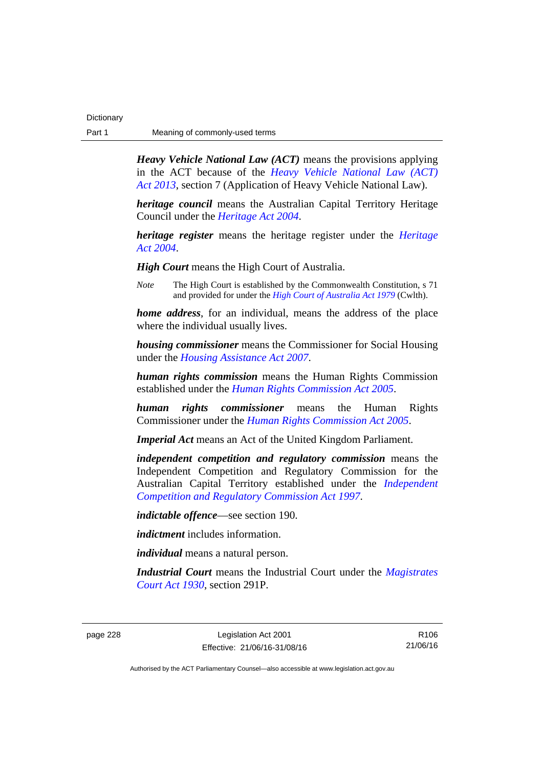***Heavy Vehicle National Law (ACT)*** means the provisions applying in the ACT because of the *Heavy Vehicle National Law (ACT) Act 2013*, section 7 (Application of Heavy Vehicle National Law).

***heritage council*** means the Australian Capital Territory Heritage Council under the *Heritage Act 2004*.

***heritage register*** means the heritage register under the *Heritage Act 2004*.

***High Court*** means the High Court of Australia.

*Note* The High Court is established by the Commonwealth Constitution, s 71 and provided for under the *High Court of Australia Act 1979* (Cwlth).

***home address***, for an individual, means the address of the place where the individual usually lives.

***housing commissioner*** means the Commissioner for Social Housing under the *Housing Assistance Act 2007*.

***human rights commission*** means the Human Rights Commission established under the *Human Rights Commission Act 2005*.

***human rights commissioner*** means the Human Rights Commissioner under the *Human Rights Commission Act 2005*.

***Imperial Act*** means an Act of the United Kingdom Parliament.

***independent competition and regulatory commission*** means the Independent Competition and Regulatory Commission for the Australian Capital Territory established under the *Independent Competition and Regulatory Commission Act 1997*.

***indictable offence***—see section 190.

***indictment*** includes information.

***individual*** means a natural person.

***Industrial Court*** means the Industrial Court under the *Magistrates Court Act 1930*, section 291P.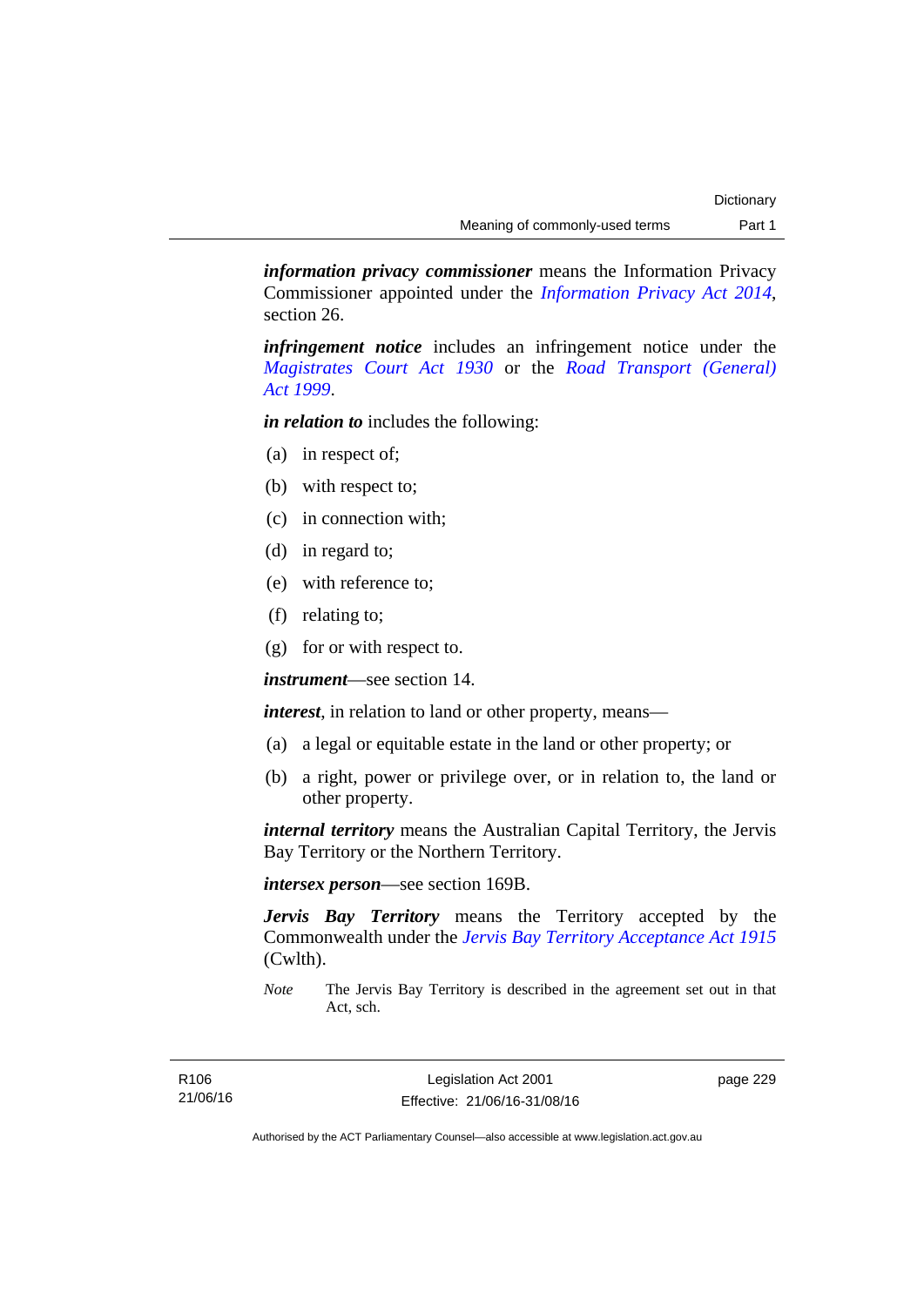***information privacy commissioner*** means the Information Privacy Commissioner appointed under the *Information Privacy Act 2014*, section 26.

***infringement notice*** includes an infringement notice under the *Magistrates Court Act 1930* or the *Road Transport (General) Act 1999*.

***in relation to*** includes the following:

(a) in respect of;

(b) with respect to;

(c) in connection with;

(d) in regard to;

(e) with reference to;

(f) relating to;

(g) for or with respect to.

***instrument***—see section 14.

***interest***, in relation to land or other property, means—

(a) a legal or equitable estate in the land or other property; or

(b) a right, power or privilege over, or in relation to, the land or other property.

***internal territory*** means the Australian Capital Territory, the Jervis Bay Territory or the Northern Territory.

***intersex person***—see section 169B.

***Jervis Bay Territory*** means the Territory accepted by the Commonwealth under the *Jervis Bay Territory Acceptance Act 1915* (Cwlth).

*Note* The Jervis Bay Territory is described in the agreement set out in that Act, sch.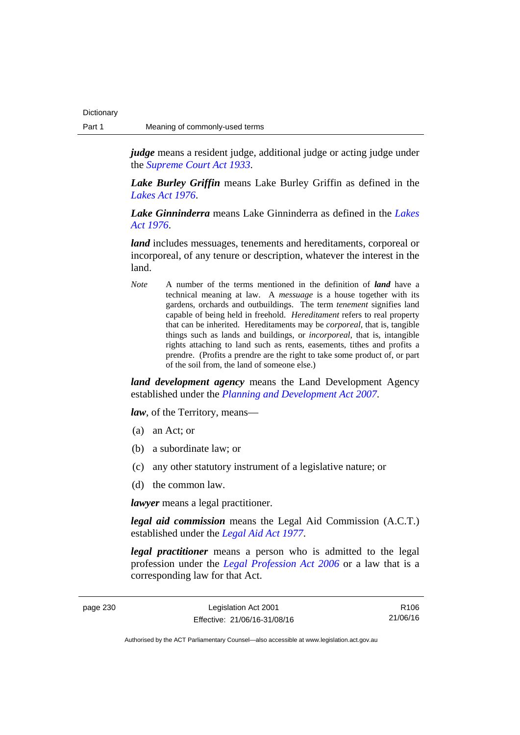***judge*** means a resident judge, additional judge or acting judge under the *Supreme Court Act 1933*.

***Lake Burley Griffin*** means Lake Burley Griffin as defined in the *Lakes Act 1976*.

***Lake Ginninderra*** means Lake Ginninderra as defined in the *Lakes Act 1976*.

***land*** includes messuages, tenements and hereditaments, corporeal or incorporeal, of any tenure or description, whatever the interest in the land.

*Note* A number of the terms mentioned in the definition of ***land*** have a technical meaning at law. A *messuage* is a house together with its gardens, orchards and outbuildings. The term *tenement* signifies land capable of being held in freehold. *Hereditament* refers to real property that can be inherited. Hereditaments may be *corporeal*, that is, tangible things such as lands and buildings, or *incorporeal*, that is, intangible rights attaching to land such as rents, easements, tithes and profits a prendre. (Profits a prendre are the right to take some product of, or part of the soil from, the land of someone else.)

***land development agency*** means the Land Development Agency established under the *Planning and Development Act 2007*.

***law***, of the Territory, means—

(a) an Act; or

(b) a subordinate law; or

(c) any other statutory instrument of a legislative nature; or

(d) the common law.

***lawyer*** means a legal practitioner.

***legal aid commission*** means the Legal Aid Commission (A.C.T.) established under the *Legal Aid Act 1977*.

***legal practitioner*** means a person who is admitted to the legal profession under the *Legal Profession Act 2006* or a law that is a corresponding law for that Act.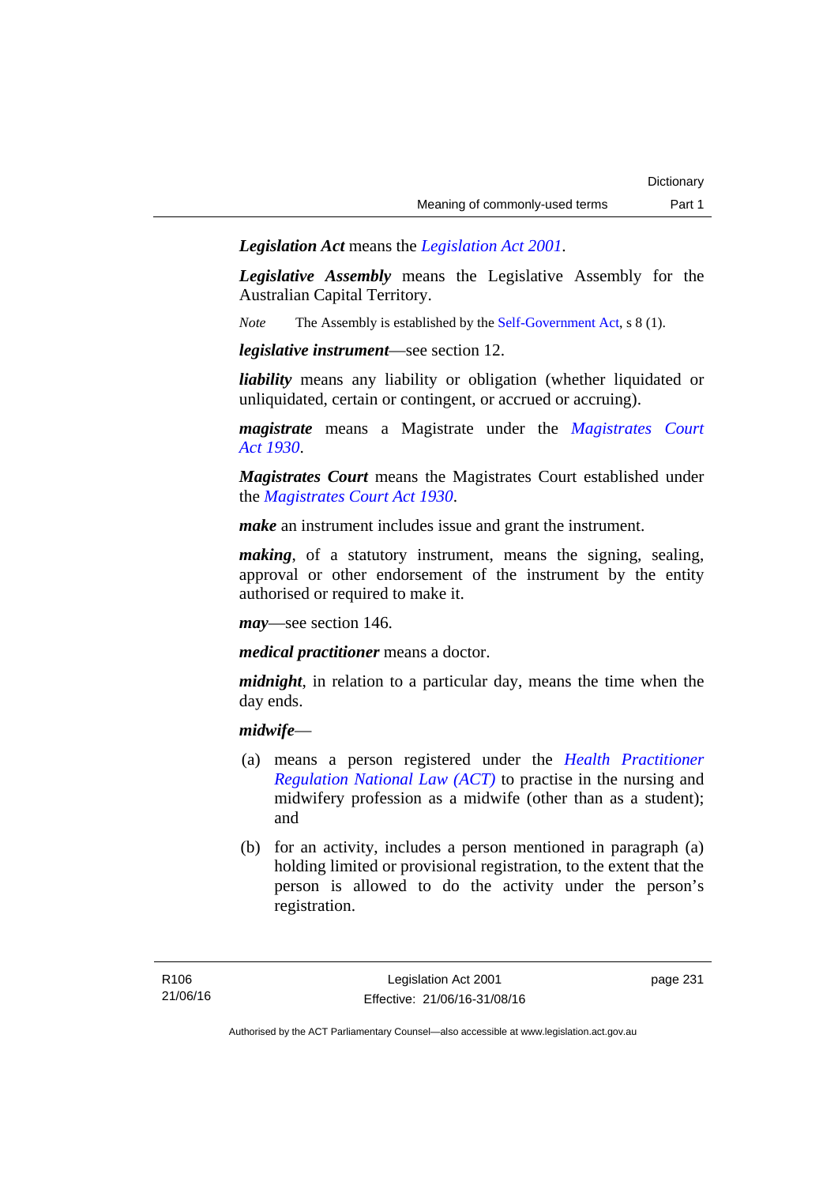***Legislation Act*** means the *Legislation Act 2001*.

***Legislative Assembly*** means the Legislative Assembly for the Australian Capital Territory.

*Note* The Assembly is established by the Self-Government Act, s 8 (1).

***legislative instrument***—see section 12.

***liability*** means any liability or obligation (whether liquidated or unliquidated, certain or contingent, or accrued or accruing).

***magistrate*** means a Magistrate under the *Magistrates Court Act 1930*.

***Magistrates Court*** means the Magistrates Court established under the *Magistrates Court Act 1930*.

***make*** an instrument includes issue and grant the instrument.

***making***, of a statutory instrument, means the signing, sealing, approval or other endorsement of the instrument by the entity authorised or required to make it.

***may***—see section 146.

***medical practitioner*** means a doctor.

***midnight***, in relation to a particular day, means the time when the day ends.

***midwife***—

(a) means a person registered under the *Health Practitioner Regulation National Law (ACT)* to practise in the nursing and midwifery profession as a midwife (other than as a student); and

(b) for an activity, includes a person mentioned in paragraph (a) holding limited or provisional registration, to the extent that the person is allowed to do the activity under the person's registration.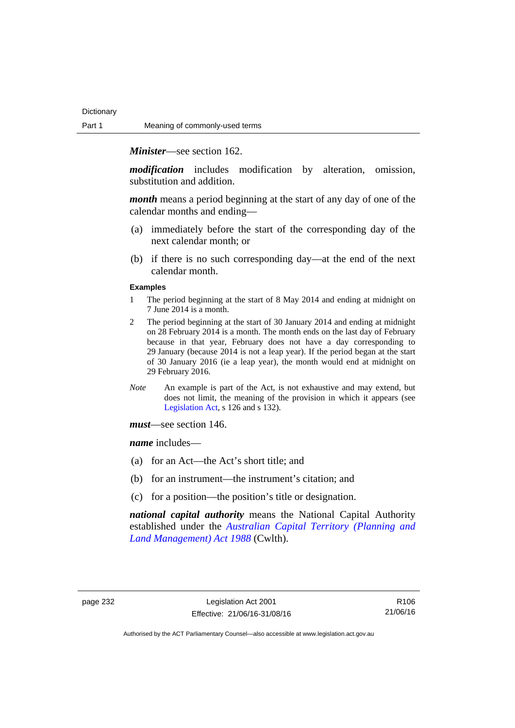***Minister***—see section 162.

***modification*** includes modification by alteration, omission, substitution and addition.

***month*** means a period beginning at the start of any day of one of the calendar months and ending—

(a) immediately before the start of the corresponding day of the next calendar month; or

(b) if there is no such corresponding day—at the end of the next calendar month.

**Examples**

1 The period beginning at the start of 8 May 2014 and ending at midnight on 7 June 2014 is a month.

2 The period beginning at the start of 30 January 2014 and ending at midnight on 28 February 2014 is a month. The month ends on the last day of February because in that year, February does not have a day corresponding to 29 January (because 2014 is not a leap year). If the period began at the start of 30 January 2016 (ie a leap year), the month would end at midnight on 29 February 2016.

*Note* An example is part of the Act, is not exhaustive and may extend, but does not limit, the meaning of the provision in which it appears (see Legislation Act, s 126 and s 132).

***must***—see section 146.

***name*** includes—

(a) for an Act—the Act's short title; and

(b) for an instrument—the instrument's citation; and

(c) for a position—the position's title or designation.

***national capital authority*** means the National Capital Authority established under the *Australian Capital Territory (Planning and Land Management) Act 1988* (Cwlth).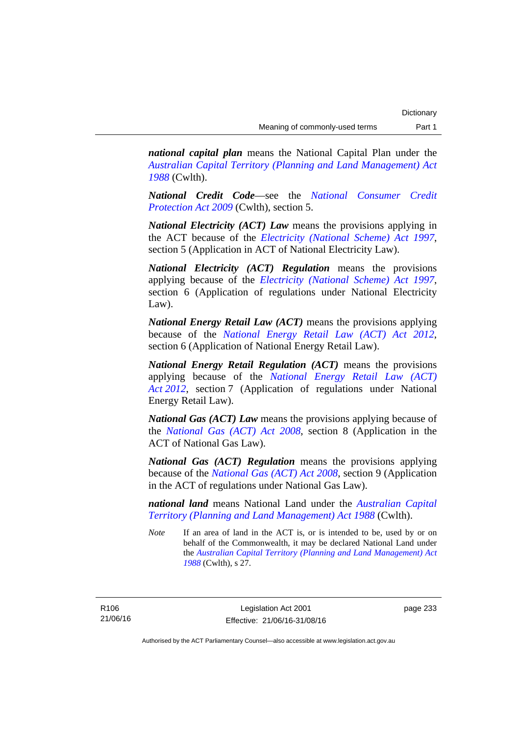***national capital plan*** means the National Capital Plan under the *Australian Capital Territory (Planning and Land Management) Act 1988* (Cwlth).

***National Credit Code***—see the *National Consumer Credit Protection Act 2009* (Cwlth), section 5.

***National Electricity (ACT) Law*** means the provisions applying in the ACT because of the *Electricity (National Scheme) Act 1997*, section 5 (Application in ACT of National Electricity Law).

***National Electricity (ACT) Regulation*** means the provisions applying because of the *Electricity (National Scheme) Act 1997*, section 6 (Application of regulations under National Electricity Law).

***National Energy Retail Law (ACT)*** means the provisions applying because of the *National Energy Retail Law (ACT) Act 2012*, section 6 (Application of National Energy Retail Law).

***National Energy Retail Regulation (ACT)*** means the provisions applying because of the *National Energy Retail Law (ACT) Act 2012*, section 7 (Application of regulations under National Energy Retail Law).

***National Gas (ACT) Law*** means the provisions applying because of the *National Gas (ACT) Act 2008*, section 8 (Application in the ACT of National Gas Law).

***National Gas (ACT) Regulation*** means the provisions applying because of the *National Gas (ACT) Act 2008*, section 9 (Application in the ACT of regulations under National Gas Law).

***national land*** means National Land under the *Australian Capital Territory (Planning and Land Management) Act 1988* (Cwlth).

*Note* If an area of land in the ACT is, or is intended to be, used by or on behalf of the Commonwealth, it may be declared National Land under the *Australian Capital Territory (Planning and Land Management) Act 1988* (Cwlth), s 27.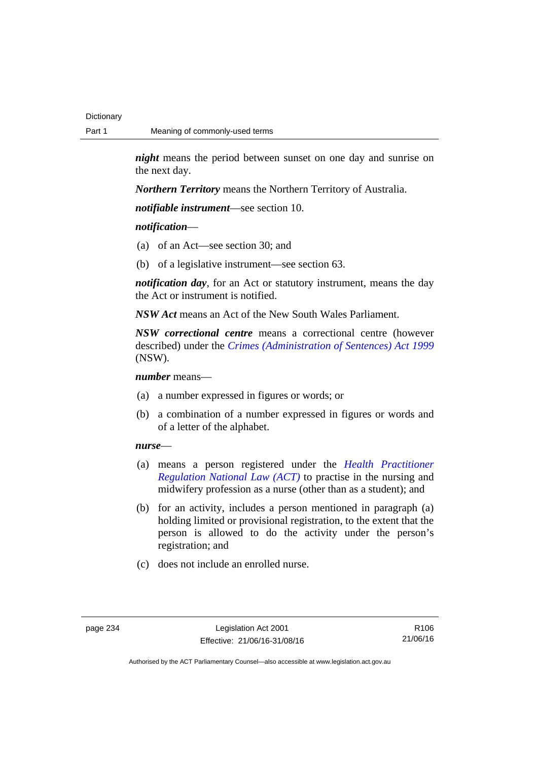***night*** means the period between sunset on one day and sunrise on the next day.

***Northern Territory*** means the Northern Territory of Australia.

***notifiable instrument***—see section 10.

***notification***—

(a) of an Act—see section 30; and

(b) of a legislative instrument—see section 63.

***notification day***, for an Act or statutory instrument, means the day the Act or instrument is notified.

***NSW Act*** means an Act of the New South Wales Parliament.

***NSW correctional centre*** means a correctional centre (however described) under the *Crimes (Administration of Sentences) Act 1999* (NSW).

***number*** means—

(a) a number expressed in figures or words; or

(b) a combination of a number expressed in figures or words and of a letter of the alphabet.

***nurse***—

(a) means a person registered under the *Health Practitioner Regulation National Law (ACT)* to practise in the nursing and midwifery profession as a nurse (other than as a student); and

(b) for an activity, includes a person mentioned in paragraph (a) holding limited or provisional registration, to the extent that the person is allowed to do the activity under the person's registration; and

(c) does not include an enrolled nurse.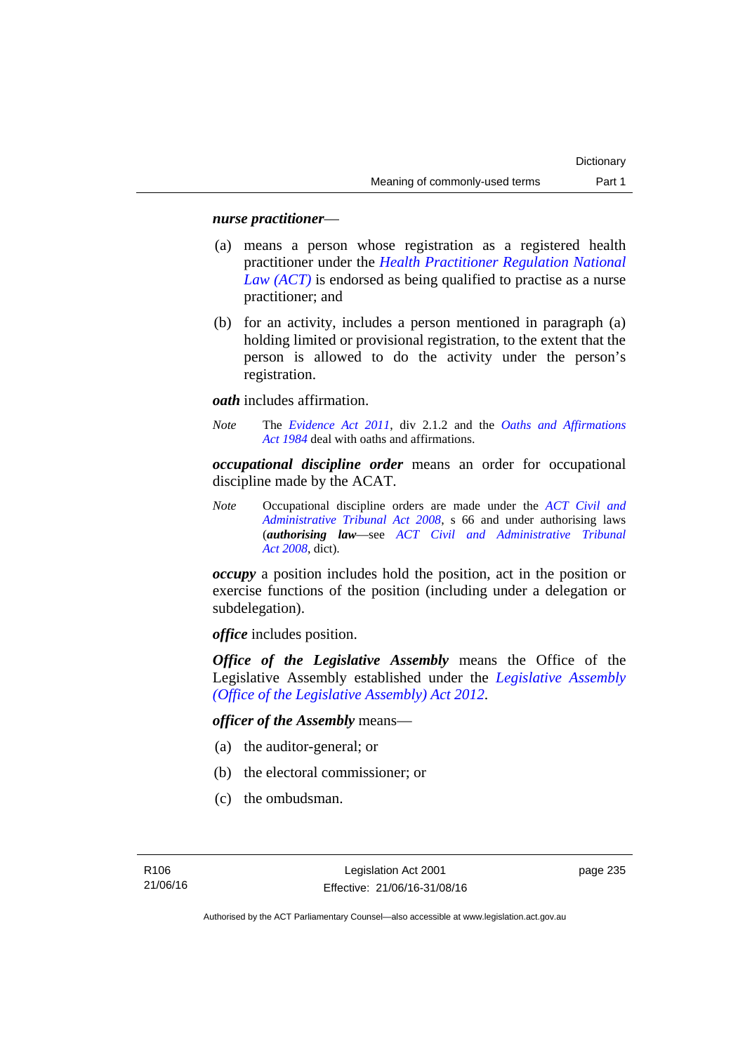***nurse practitioner***—

(a) means a person whose registration as a registered health practitioner under the *Health Practitioner Regulation National Law (ACT)* is endorsed as being qualified to practise as a nurse practitioner; and

(b) for an activity, includes a person mentioned in paragraph (a) holding limited or provisional registration, to the extent that the person is allowed to do the activity under the person's registration.

***oath*** includes affirmation.

*Note* The *Evidence Act 2011*, div 2.1.2 and the *Oaths and Affirmations Act 1984* deal with oaths and affirmations.

***occupational discipline order*** means an order for occupational discipline made by the ACAT.

*Note* Occupational discipline orders are made under the *ACT Civil and Administrative Tribunal Act 2008*, s 66 and under authorising laws (***authorising law***—see *ACT Civil and Administrative Tribunal Act 2008*, dict).

***occupy*** a position includes hold the position, act in the position or exercise functions of the position (including under a delegation or subdelegation).

***office*** includes position.

***Office of the Legislative Assembly*** means the Office of the Legislative Assembly established under the *Legislative Assembly (Office of the Legislative Assembly) Act 2012*.

***officer of the Assembly*** means—

(a) the auditor-general; or

(b) the electoral commissioner; or

(c) the ombudsman.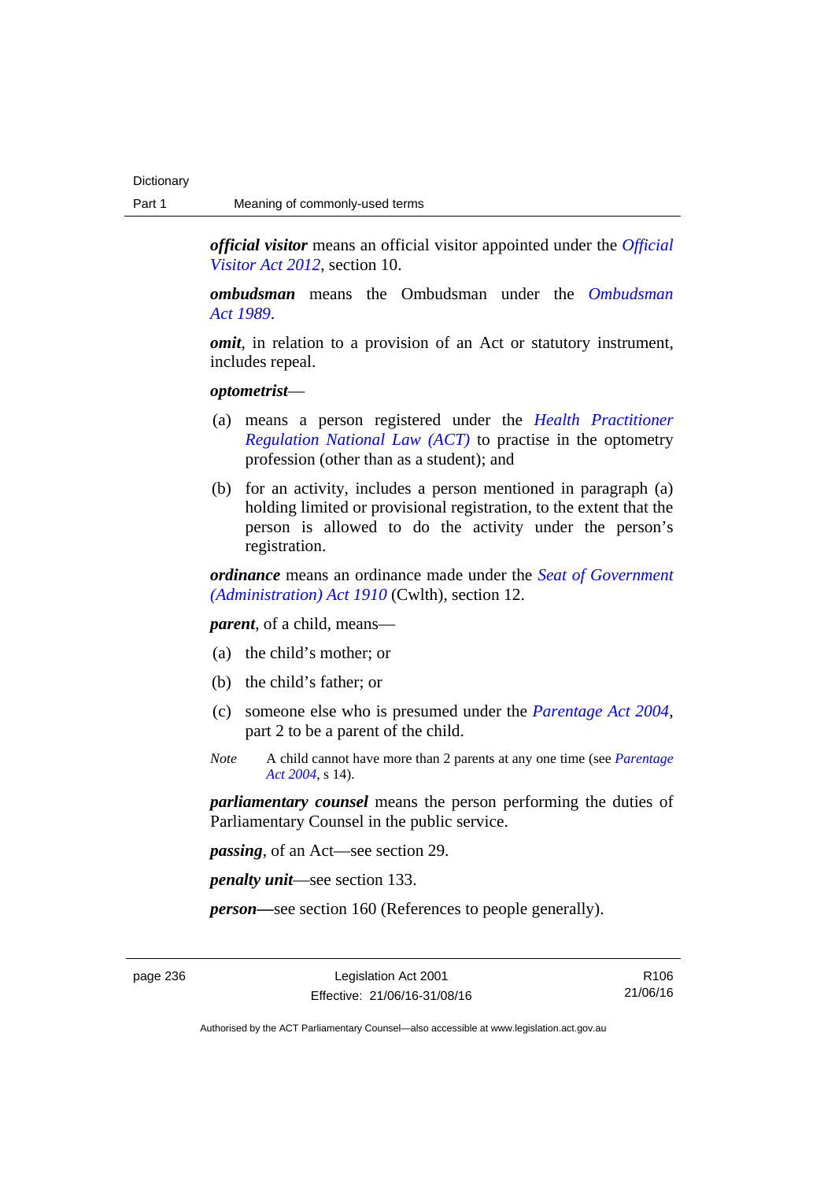***official visitor*** means an official visitor appointed under the *Official Visitor Act 2012*, section 10.

***ombudsman*** means the Ombudsman under the *Ombudsman Act 1989*.

***omit***, in relation to a provision of an Act or statutory instrument, includes repeal.

***optometrist***—

(a) means a person registered under the *Health Practitioner Regulation National Law (ACT)* to practise in the optometry profession (other than as a student); and

(b) for an activity, includes a person mentioned in paragraph (a) holding limited or provisional registration, to the extent that the person is allowed to do the activity under the person's registration.

***ordinance*** means an ordinance made under the *Seat of Government (Administration) Act 1910* (Cwlth), section 12.

***parent***, of a child, means—

(a) the child's mother; or

(b) the child's father; or

(c) someone else who is presumed under the *Parentage Act 2004*, part 2 to be a parent of the child.

*Note* A child cannot have more than 2 parents at any one time (see *Parentage Act 2004*, s 14).

***parliamentary counsel*** means the person performing the duties of Parliamentary Counsel in the public service.

***passing***, of an Act—see section 29.

***penalty unit***—see section 133.

***person***—see section 160 (References to people generally).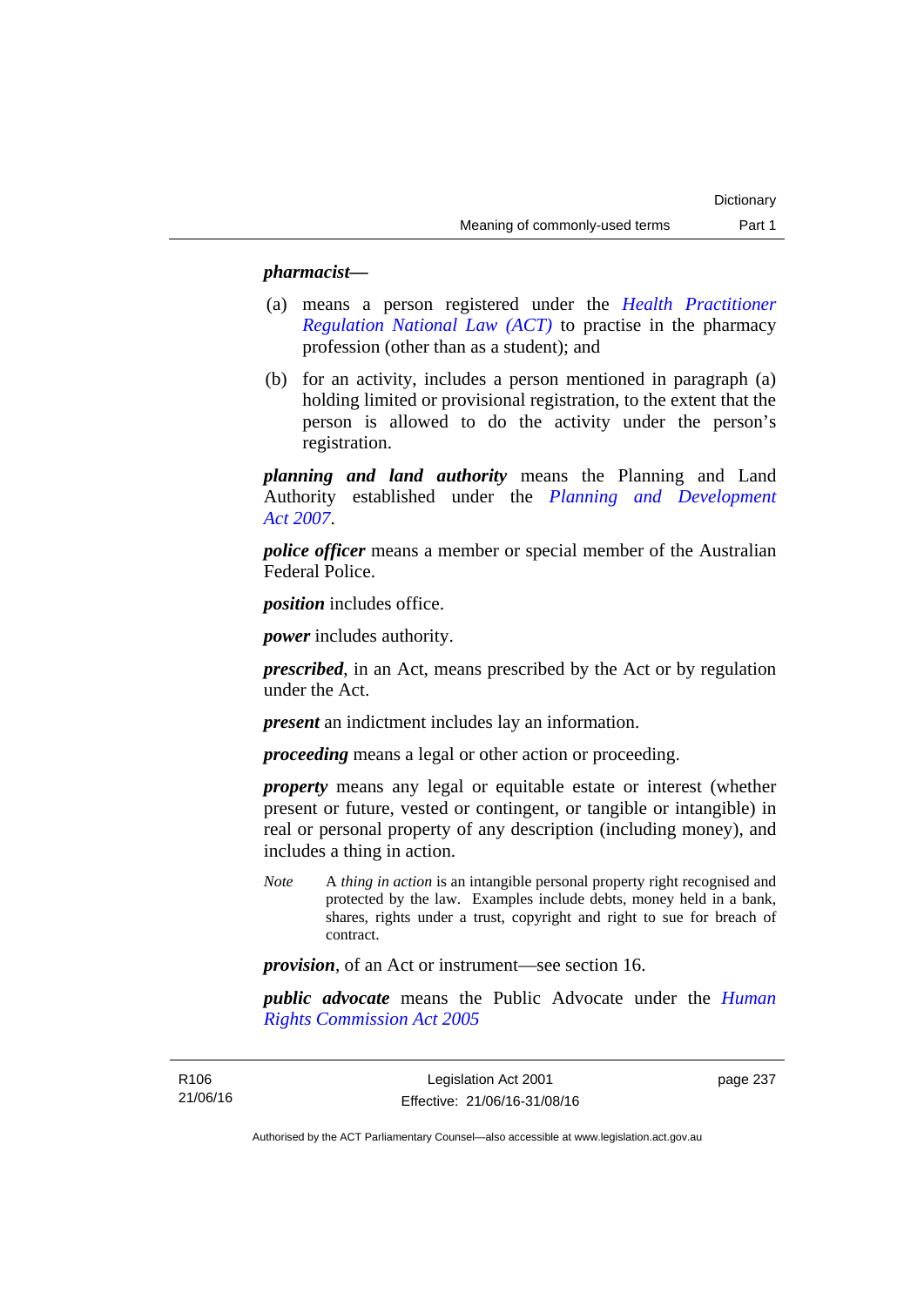***pharmacist***—

(a) means a person registered under the *Health Practitioner Regulation National Law (ACT)* to practise in the pharmacy profession (other than as a student); and

(b) for an activity, includes a person mentioned in paragraph (a) holding limited or provisional registration, to the extent that the person is allowed to do the activity under the person's registration.

***planning and land authority*** means the Planning and Land Authority established under the *Planning and Development Act 2007*.

***police officer*** means a member or special member of the Australian Federal Police.

***position*** includes office.

***power*** includes authority.

***prescribed***, in an Act, means prescribed by the Act or by regulation under the Act.

***present*** an indictment includes lay an information.

***proceeding*** means a legal or other action or proceeding.

***property*** means any legal or equitable estate or interest (whether present or future, vested or contingent, or tangible or intangible) in real or personal property of any description (including money), and includes a thing in action.

*Note* A *thing in action* is an intangible personal property right recognised and protected by the law. Examples include debts, money held in a bank, shares, rights under a trust, copyright and right to sue for breach of contract.

***provision***, of an Act or instrument—see section 16.

***public advocate*** means the Public Advocate under the *Human Rights Commission Act 2005*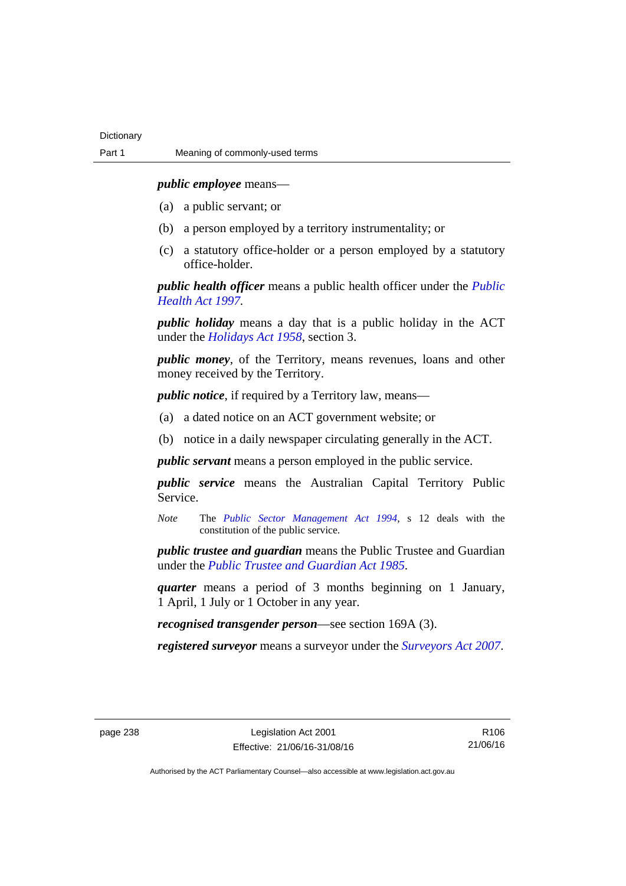***public employee*** means—

(a) a public servant; or

(b) a person employed by a territory instrumentality; or

(c) a statutory office-holder or a person employed by a statutory office-holder.

***public health officer*** means a public health officer under the *Public Health Act 1997*.

***public holiday*** means a day that is a public holiday in the ACT under the *Holidays Act 1958*, section 3.

***public money***, of the Territory, means revenues, loans and other money received by the Territory.

***public notice***, if required by a Territory law, means—

(a) a dated notice on an ACT government website; or

(b) notice in a daily newspaper circulating generally in the ACT.

***public servant*** means a person employed in the public service.

***public service*** means the Australian Capital Territory Public Service.

*Note* The *Public Sector Management Act 1994*, s 12 deals with the constitution of the public service.

***public trustee and guardian*** means the Public Trustee and Guardian under the *Public Trustee and Guardian Act 1985*.

***quarter*** means a period of 3 months beginning on 1 January, 1 April, 1 July or 1 October in any year.

***recognised transgender person***—see section 169A (3).

***registered surveyor*** means a surveyor under the *Surveyors Act 2007*.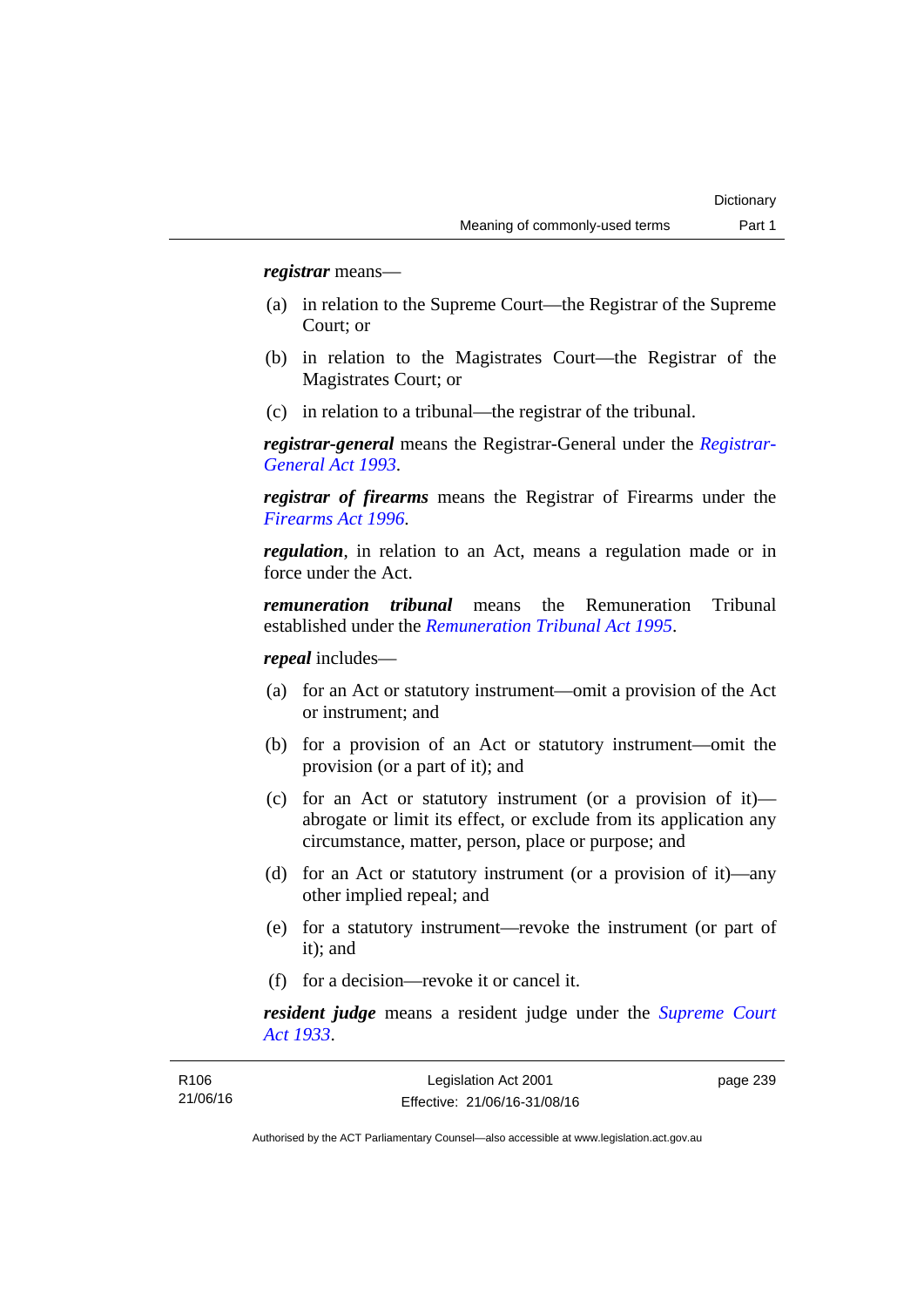***registrar*** means—

(a) in relation to the Supreme Court—the Registrar of the Supreme Court; or

(b) in relation to the Magistrates Court—the Registrar of the Magistrates Court; or

(c) in relation to a tribunal—the registrar of the tribunal.

***registrar-general*** means the Registrar-General under the *Registrar-General Act 1993*.

***registrar of firearms*** means the Registrar of Firearms under the *Firearms Act 1996*.

***regulation***, in relation to an Act, means a regulation made or in force under the Act.

***remuneration tribunal*** means the Remuneration Tribunal established under the *Remuneration Tribunal Act 1995*.

***repeal*** includes—

(a) for an Act or statutory instrument—omit a provision of the Act or instrument; and

(b) for a provision of an Act or statutory instrument—omit the provision (or a part of it); and

(c) for an Act or statutory instrument (or a provision of it)—abrogate or limit its effect, or exclude from its application any circumstance, matter, person, place or purpose; and

(d) for an Act or statutory instrument (or a provision of it)—any other implied repeal; and

(e) for a statutory instrument—revoke the instrument (or part of it); and

(f) for a decision—revoke it or cancel it.

***resident judge*** means a resident judge under the *Supreme Court Act 1933*.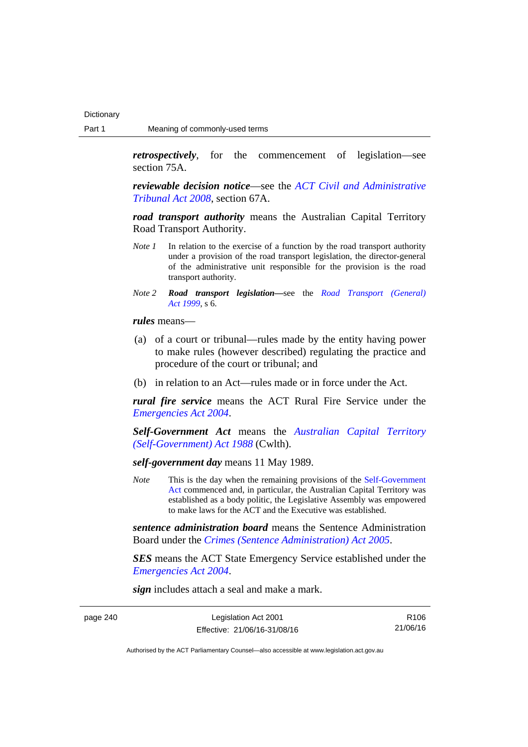***retrospectively***, for the commencement of legislation—see section 75A.

***reviewable decision notice***—see the *ACT Civil and Administrative Tribunal Act 2008*, section 67A.

***road transport authority*** means the Australian Capital Territory Road Transport Authority.

*Note 1* In relation to the exercise of a function by the road transport authority under a provision of the road transport legislation, the director-general of the administrative unit responsible for the provision is the road transport authority.

*Note 2* ***Road transport legislation***—see the *Road Transport (General) Act 1999*, s 6.

***rules*** means—

(a) of a court or tribunal—rules made by the entity having power to make rules (however described) regulating the practice and procedure of the court or tribunal; and

(b) in relation to an Act—rules made or in force under the Act.

***rural fire service*** means the ACT Rural Fire Service under the *Emergencies Act 2004*.

***Self-Government Act*** means the *Australian Capital Territory (Self-Government) Act 1988* (Cwlth).

***self-government day*** means 11 May 1989.

*Note* This is the day when the remaining provisions of the Self-Government Act commenced and, in particular, the Australian Capital Territory was established as a body politic, the Legislative Assembly was empowered to make laws for the ACT and the Executive was established.

***sentence administration board*** means the Sentence Administration Board under the *Crimes (Sentence Administration) Act 2005*.

***SES*** means the ACT State Emergency Service established under the *Emergencies Act 2004*.

***sign*** includes attach a seal and make a mark.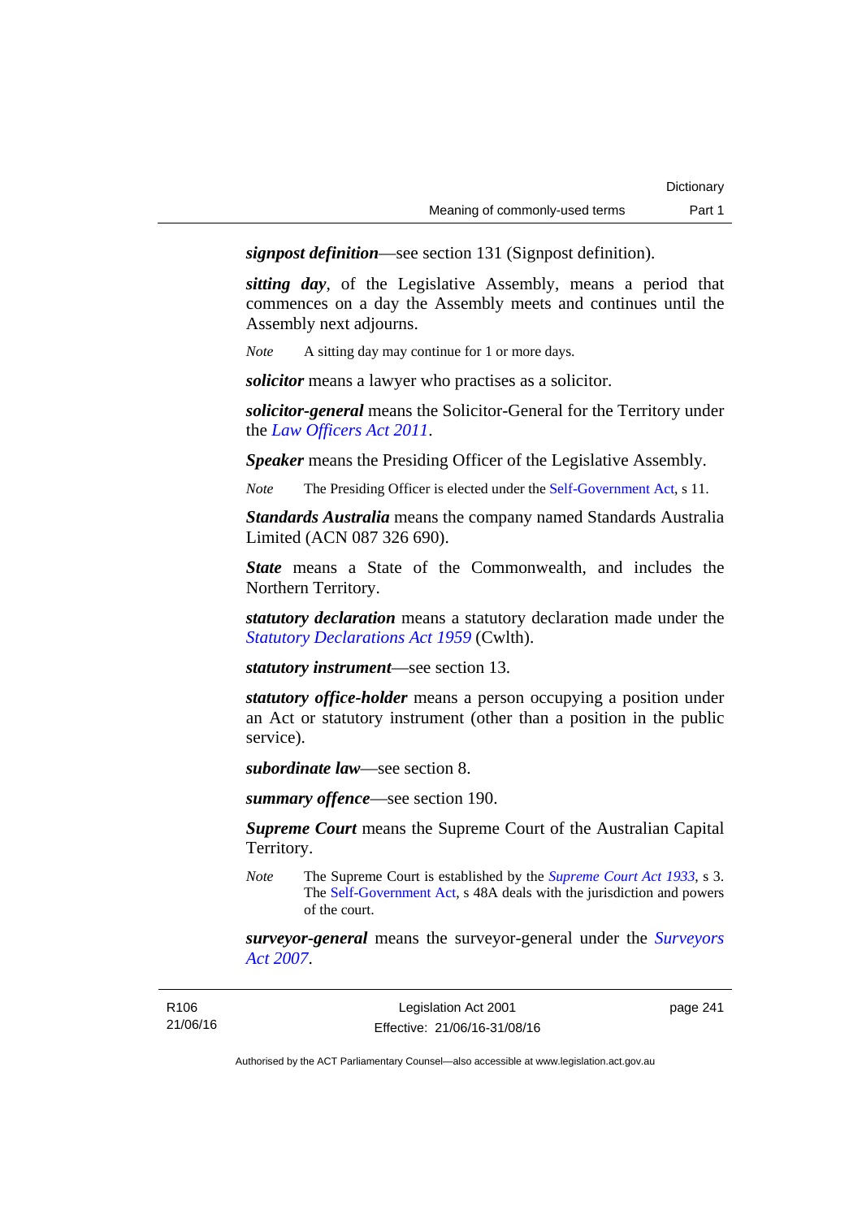***signpost definition***—see section 131 (Signpost definition).

***sitting day***, of the Legislative Assembly, means a period that commences on a day the Assembly meets and continues until the Assembly next adjourns.

*Note* A sitting day may continue for 1 or more days.

***solicitor*** means a lawyer who practises as a solicitor.

***solicitor-general*** means the Solicitor-General for the Territory under the *Law Officers Act 2011*.

***Speaker*** means the Presiding Officer of the Legislative Assembly.

*Note* The Presiding Officer is elected under the Self-Government Act, s 11.

***Standards Australia*** means the company named Standards Australia Limited (ACN 087 326 690).

***State*** means a State of the Commonwealth, and includes the Northern Territory.

***statutory declaration*** means a statutory declaration made under the *Statutory Declarations Act 1959* (Cwlth).

***statutory instrument***—see section 13.

***statutory office-holder*** means a person occupying a position under an Act or statutory instrument (other than a position in the public service).

***subordinate law***—see section 8.

***summary offence***—see section 190.

***Supreme Court*** means the Supreme Court of the Australian Capital Territory.

*Note* The Supreme Court is established by the *Supreme Court Act 1933*, s 3. The Self-Government Act, s 48A deals with the jurisdiction and powers of the court.

***surveyor-general*** means the surveyor-general under the *Surveyors Act 2007*.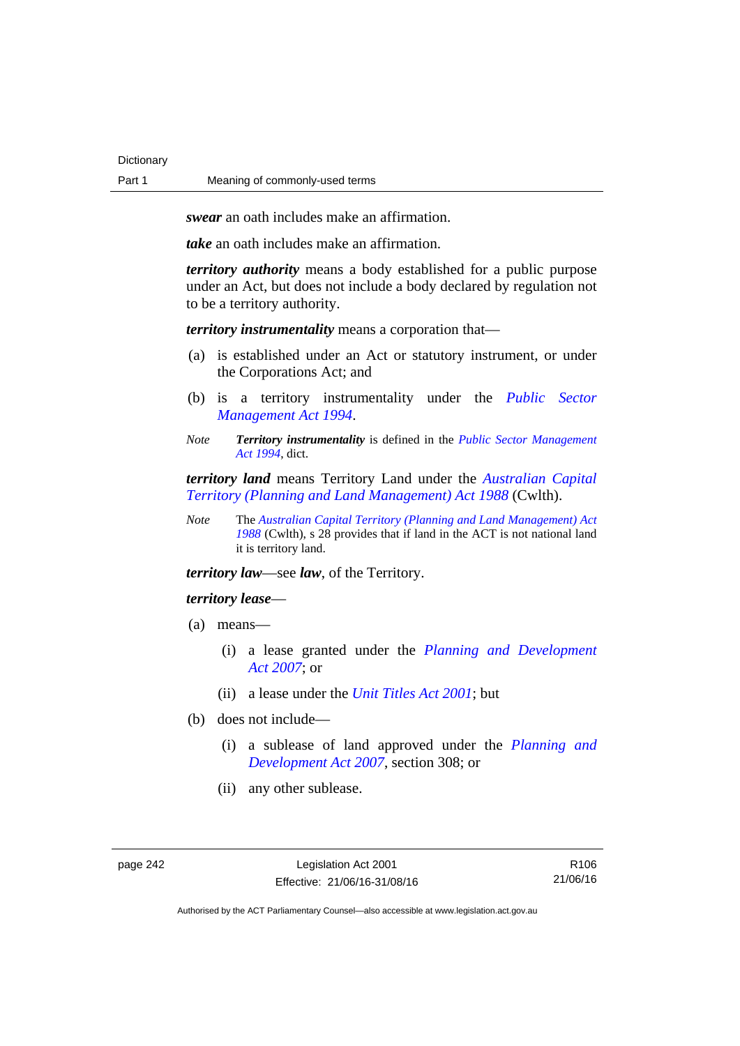***swear*** an oath includes make an affirmation.

***take*** an oath includes make an affirmation.

***territory authority*** means a body established for a public purpose under an Act, but does not include a body declared by regulation not to be a territory authority.

***territory instrumentality*** means a corporation that—

(a) is established under an Act or statutory instrument, or under the Corporations Act; and

(b) is a territory instrumentality under the *Public Sector Management Act 1994*.

*Note* ***Territory instrumentality*** is defined in the *Public Sector Management Act 1994*, dict.

***territory land*** means Territory Land under the *Australian Capital Territory (Planning and Land Management) Act 1988* (Cwlth).

*Note* The *Australian Capital Territory (Planning and Land Management) Act 1988* (Cwlth), s 28 provides that if land in the ACT is not national land it is territory land.

***territory law***—see ***law***, of the Territory.

***territory lease***—

(a) means—

   (i) a lease granted under the *Planning and Development Act 2007*; or

   (ii) a lease under the *Unit Titles Act 2001*; but

(b) does not include—

   (i) a sublease of land approved under the *Planning and Development Act 2007*, section 308; or

   (ii) any other sublease.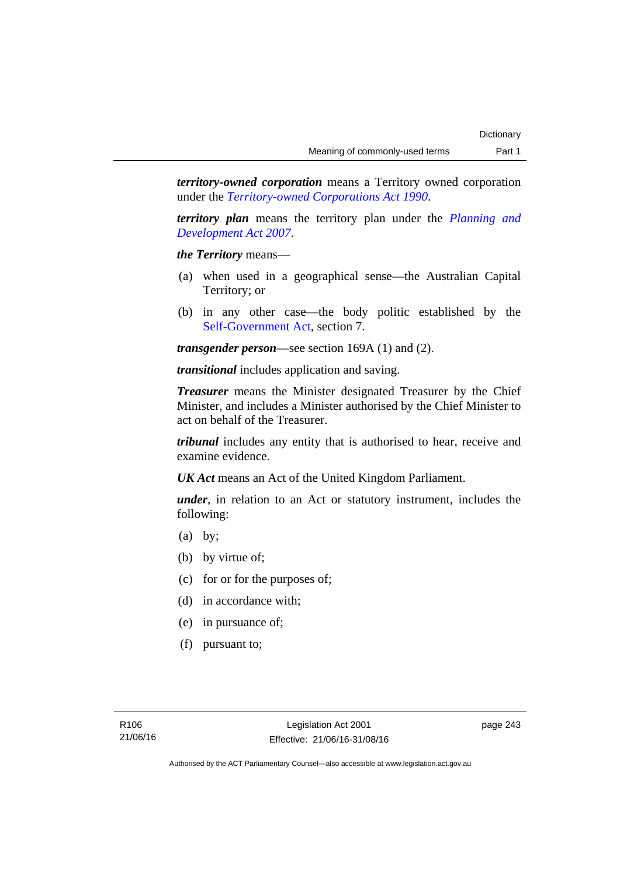***territory-owned corporation*** means a Territory owned corporation under the *Territory-owned Corporations Act 1990*.

***territory plan*** means the territory plan under the *Planning and Development Act 2007*.

***the Territory*** means—

(a) when used in a geographical sense—the Australian Capital Territory; or

(b) in any other case—the body politic established by the Self-Government Act, section 7.

***transgender person***—see section 169A (1) and (2).

***transitional*** includes application and saving.

***Treasurer*** means the Minister designated Treasurer by the Chief Minister, and includes a Minister authorised by the Chief Minister to act on behalf of the Treasurer.

***tribunal*** includes any entity that is authorised to hear, receive and examine evidence.

***UK Act*** means an Act of the United Kingdom Parliament.

***under***, in relation to an Act or statutory instrument, includes the following:

(a) by;

(b) by virtue of;

(c) for or for the purposes of;

(d) in accordance with;

(e) in pursuance of;

(f) pursuant to;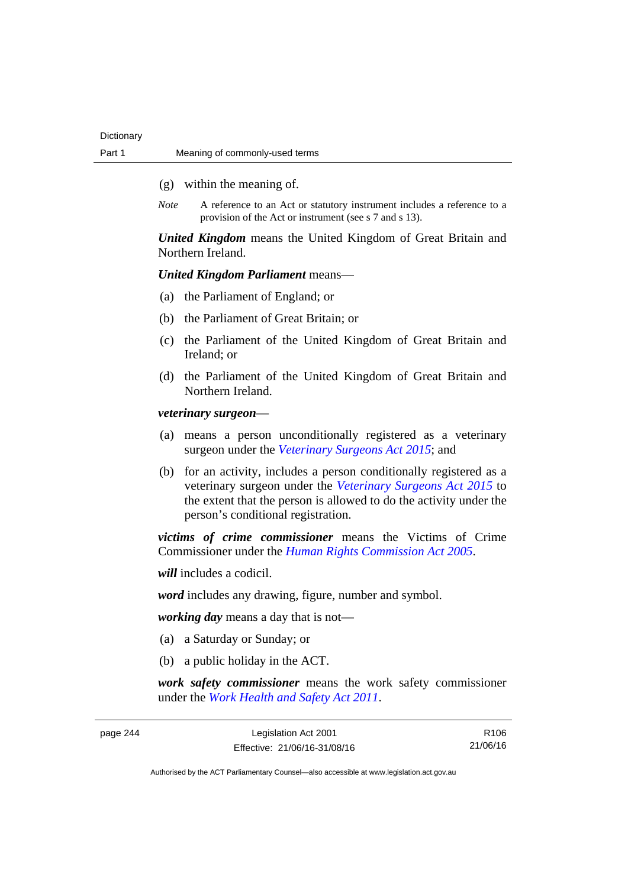(g) within the meaning of.

*Note* A reference to an Act or statutory instrument includes a reference to a provision of the Act or instrument (see s 7 and s 13).

***United Kingdom*** means the United Kingdom of Great Britain and Northern Ireland.

***United Kingdom Parliament*** means—

(a) the Parliament of England; or

(b) the Parliament of Great Britain; or

(c) the Parliament of the United Kingdom of Great Britain and Ireland; or

(d) the Parliament of the United Kingdom of Great Britain and Northern Ireland.

***veterinary surgeon***—

(a) means a person unconditionally registered as a veterinary surgeon under the *Veterinary Surgeons Act 2015*; and

(b) for an activity, includes a person conditionally registered as a veterinary surgeon under the *Veterinary Surgeons Act 2015* to the extent that the person is allowed to do the activity under the person's conditional registration.

***victims of crime commissioner*** means the Victims of Crime Commissioner under the *Human Rights Commission Act 2005*.

***will*** includes a codicil.

***word*** includes any drawing, figure, number and symbol.

***working day*** means a day that is not—

(a) a Saturday or Sunday; or

(b) a public holiday in the ACT.

***work safety commissioner*** means the work safety commissioner under the *Work Health and Safety Act 2011*.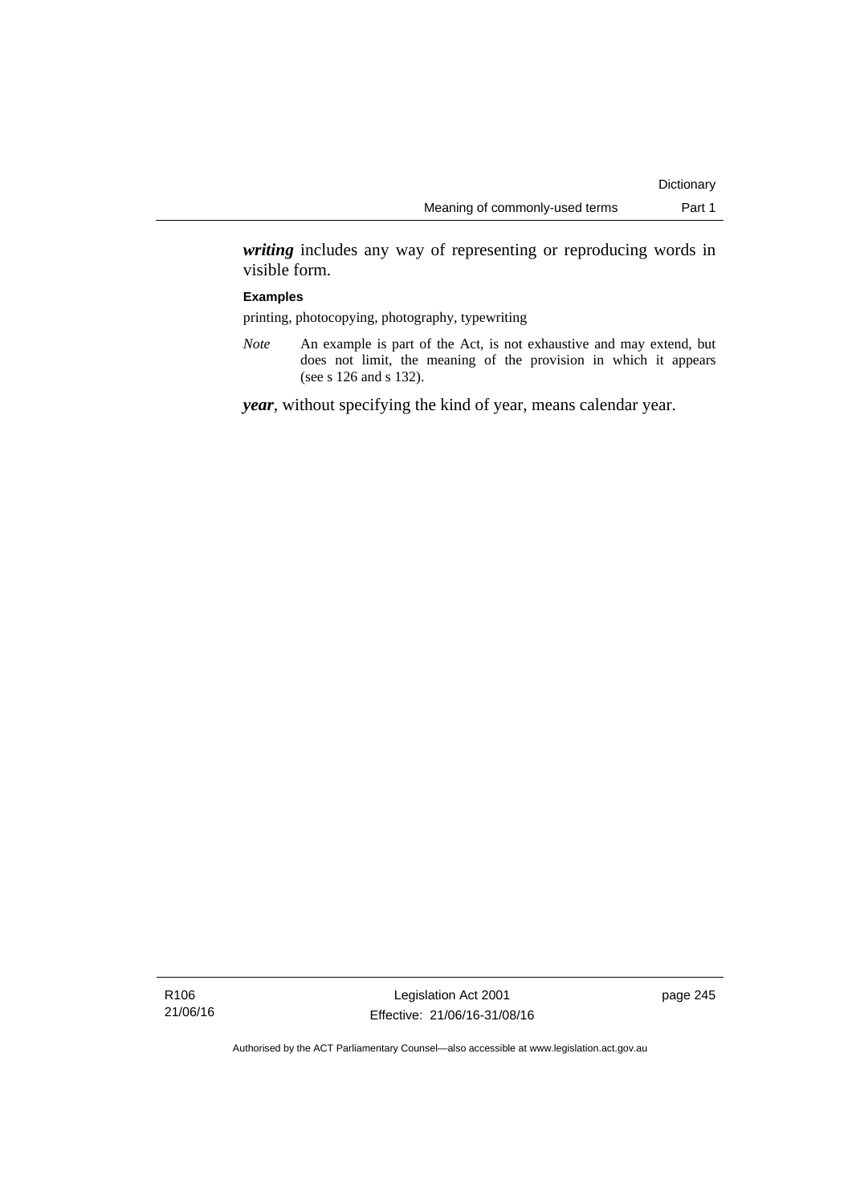***writing*** includes any way of representing or reproducing words in visible form.

**Examples**

printing, photocopying, photography, typewriting

*Note* An example is part of the Act, is not exhaustive and may extend, but does not limit, the meaning of the provision in which it appears (see s 126 and s 132).

***year***, without specifying the kind of year, means calendar year.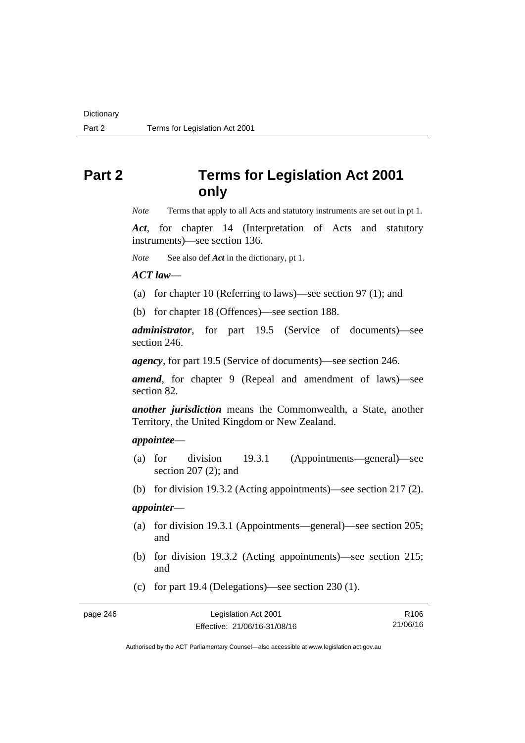# Part 2 Terms for Legislation Act 2001 only

*Note* Terms that apply to all Acts and statutory instruments are set out in pt 1.

***Act***, for chapter 14 (Interpretation of Acts and statutory instruments)—see section 136.

*Note* See also def ***Act*** in the dictionary, pt 1.

***ACT law***—

(a) for chapter 10 (Referring to laws)—see section 97 (1); and

(b) for chapter 18 (Offences)—see section 188.

***administrator***, for part 19.5 (Service of documents)—see section 246.

***agency***, for part 19.5 (Service of documents)—see section 246.

***amend***, for chapter 9 (Repeal and amendment of laws)—see section 82.

***another jurisdiction*** means the Commonwealth, a State, another Territory, the United Kingdom or New Zealand.

***appointee***—

(a) for division 19.3.1 (Appointments—general)—see section 207 (2); and

(b) for division 19.3.2 (Acting appointments)—see section 217 (2).

***appointer***—

(a) for division 19.3.1 (Appointments—general)—see section 205; and

(b) for division 19.3.2 (Acting appointments)—see section 215; and

(c) for part 19.4 (Delegations)—see section 230 (1).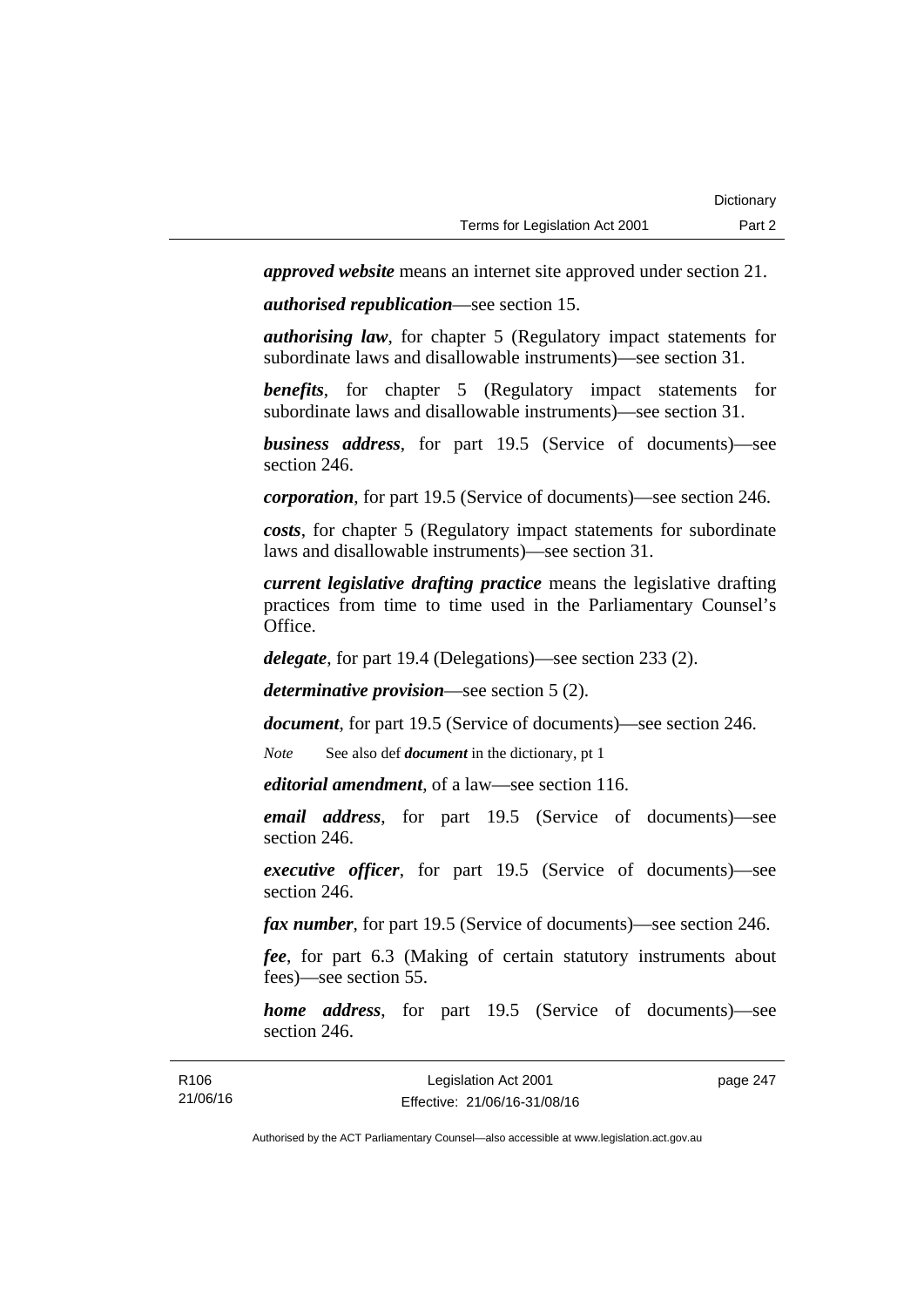***approved website*** means an internet site approved under section 21.

***authorised republication***—see section 15.

***authorising law***, for chapter 5 (Regulatory impact statements for subordinate laws and disallowable instruments)—see section 31.

***benefits***, for chapter 5 (Regulatory impact statements for subordinate laws and disallowable instruments)—see section 31.

***business address***, for part 19.5 (Service of documents)—see section 246.

***corporation***, for part 19.5 (Service of documents)—see section 246.

***costs***, for chapter 5 (Regulatory impact statements for subordinate laws and disallowable instruments)—see section 31.

***current legislative drafting practice*** means the legislative drafting practices from time to time used in the Parliamentary Counsel's Office.

***delegate***, for part 19.4 (Delegations)—see section 233 (2).

***determinative provision***—see section 5 (2).

***document***, for part 19.5 (Service of documents)—see section 246.

*Note* See also def ***document*** in the dictionary, pt 1

***editorial amendment***, of a law—see section 116.

***email address***, for part 19.5 (Service of documents)—see section 246.

***executive officer***, for part 19.5 (Service of documents)—see section 246.

***fax number***, for part 19.5 (Service of documents)—see section 246.

***fee***, for part 6.3 (Making of certain statutory instruments about fees)—see section 55.

***home address***, for part 19.5 (Service of documents)—see section 246.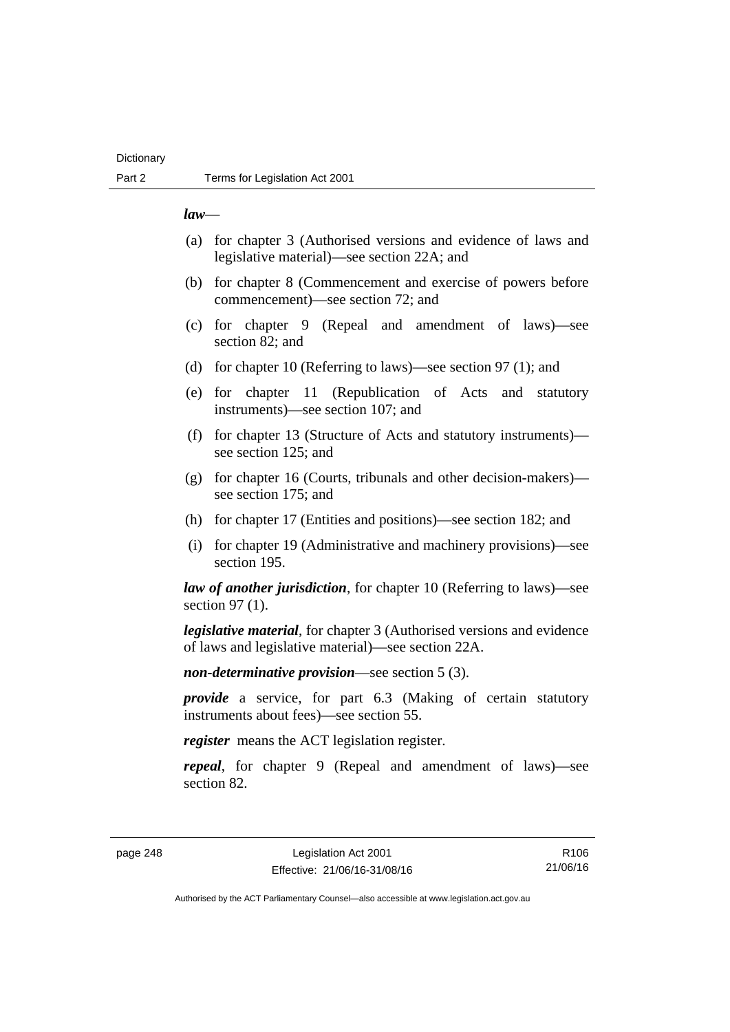***law***—

(a) for chapter 3 (Authorised versions and evidence of laws and legislative material)—see section 22A; and

(b) for chapter 8 (Commencement and exercise of powers before commencement)—see section 72; and

(c) for chapter 9 (Repeal and amendment of laws)—see section 82; and

(d) for chapter 10 (Referring to laws)—see section 97 (1); and

(e) for chapter 11 (Republication of Acts and statutory instruments)—see section 107; and

(f) for chapter 13 (Structure of Acts and statutory instruments)—see section 125; and

(g) for chapter 16 (Courts, tribunals and other decision-makers)—see section 175; and

(h) for chapter 17 (Entities and positions)—see section 182; and

(i) for chapter 19 (Administrative and machinery provisions)—see section 195.

***law of another jurisdiction***, for chapter 10 (Referring to laws)—see section 97 (1).

***legislative material***, for chapter 3 (Authorised versions and evidence of laws and legislative material)—see section 22A.

***non-determinative provision***—see section 5 (3).

***provide*** a service, for part 6.3 (Making of certain statutory instruments about fees)—see section 55.

***register*** means the ACT legislation register.

***repeal***, for chapter 9 (Repeal and amendment of laws)—see section 82.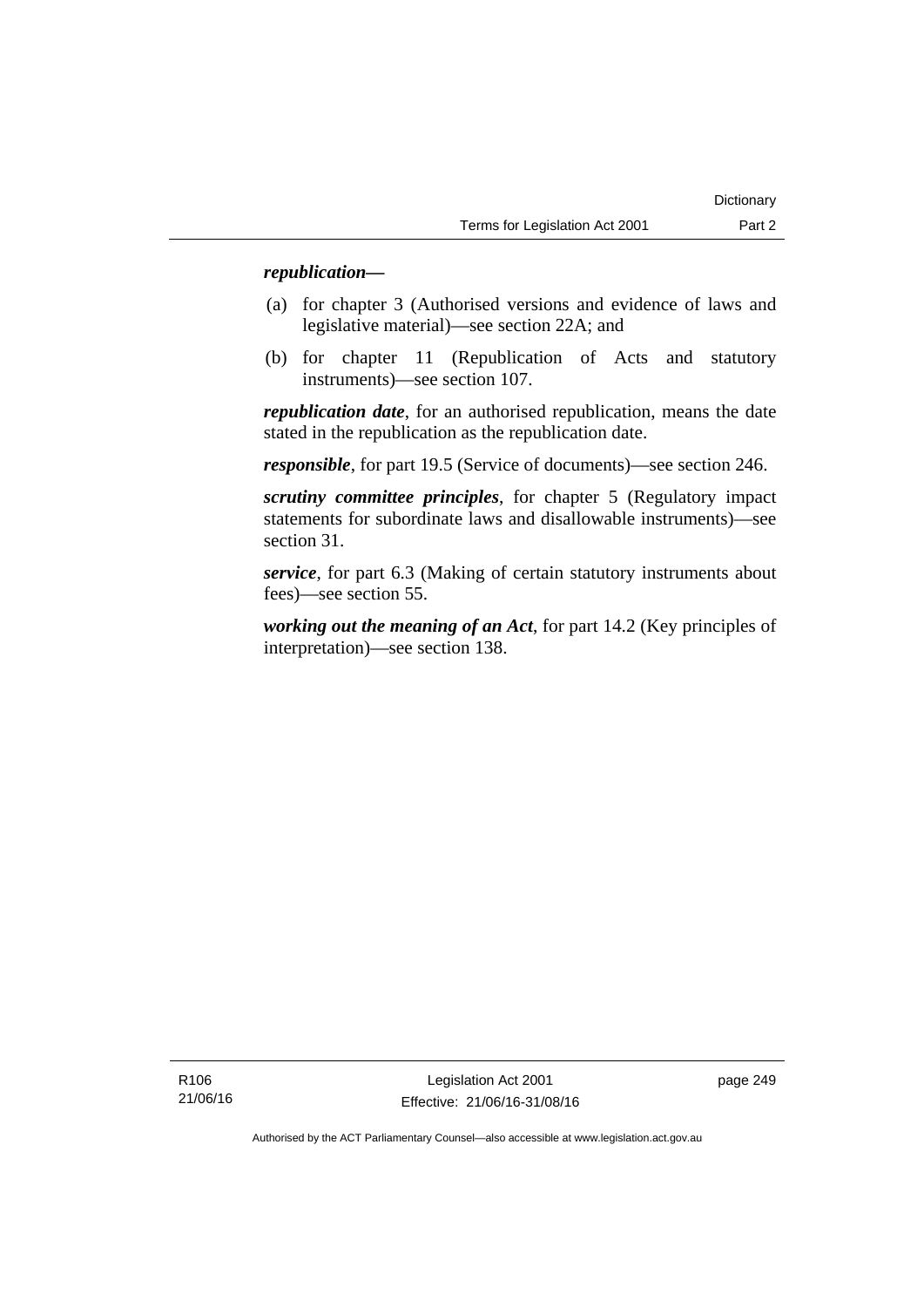***republication***—

(a) for chapter 3 (Authorised versions and evidence of laws and legislative material)—see section 22A; and

(b) for chapter 11 (Republication of Acts and statutory instruments)—see section 107.

***republication date***, for an authorised republication, means the date stated in the republication as the republication date.

***responsible***, for part 19.5 (Service of documents)—see section 246.

***scrutiny committee principles***, for chapter 5 (Regulatory impact statements for subordinate laws and disallowable instruments)—see section 31.

***service***, for part 6.3 (Making of certain statutory instruments about fees)—see section 55.

***working out the meaning of an Act***, for part 14.2 (Key principles of interpretation)—see section 138.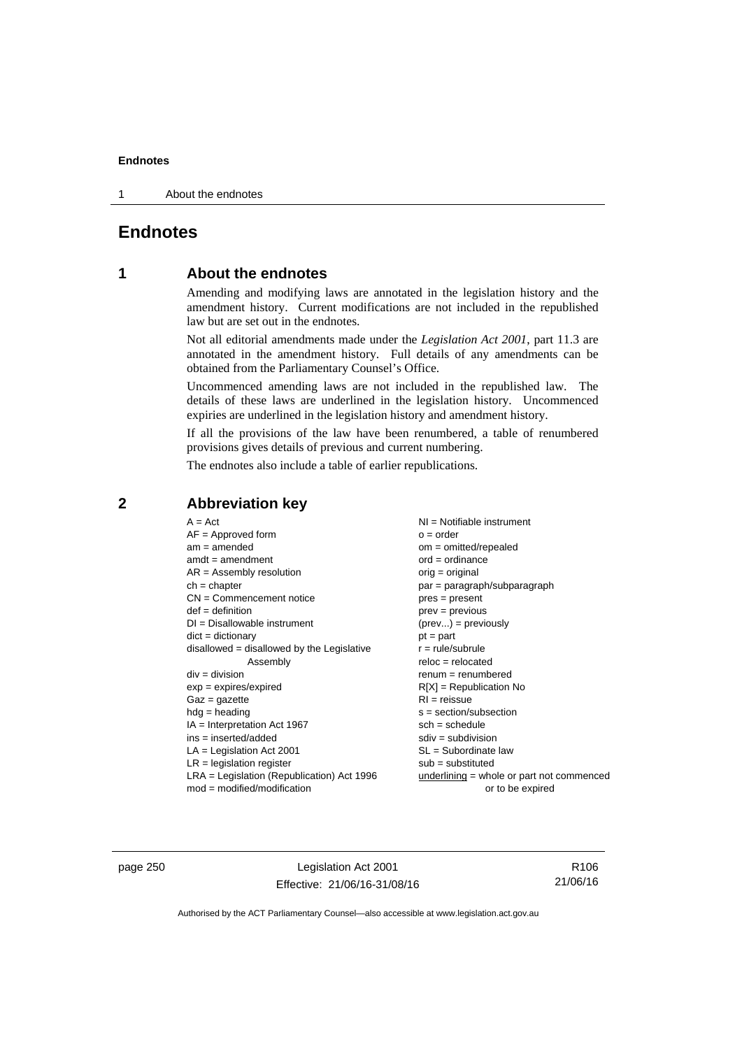# Endnotes

## 1 About the endnotes

Amending and modifying laws are annotated in the legislation history and the amendment history. Current modifications are not included in the republished law but are set out in the endnotes.

Not all editorial amendments made under the *Legislation Act 2001*, part 11.3 are annotated in the amendment history. Full details of any amendments can be obtained from the Parliamentary Counsel's Office.

Uncommenced amending laws are not included in the republished law. The details of these laws are underlined in the legislation history. Uncommenced expiries are underlined in the legislation history and amendment history.

If all the provisions of the law have been renumbered, a table of renumbered provisions gives details of previous and current numbering.

The endnotes also include a table of earlier republications.

## 2 Abbreviation key

A = Act
AF = Approved form
am = amended
amdt = amendment
AR = Assembly resolution
ch = chapter
CN = Commencement notice
def = definition
DI = Disallowable instrument
dict = dictionary
disallowed = disallowed by the Legislative Assembly
div = division
exp = expires/expired
Gaz = gazette
hdg = heading
IA = Interpretation Act 1967
ins = inserted/added
LA = Legislation Act 2001
LR = legislation register
LRA = Legislation (Republication) Act 1996
mod = modified/modification
NI = Notifiable instrument
o = order
om = omitted/repealed
ord = ordinance
orig = original
par = paragraph/subparagraph
pres = present
prev = previous
(prev...) = previously
pt = part
r = rule/subrule
reloc = relocated
renum = renumbered
R[X] = Republication No
RI = reissue
s = section/subsection
sch = schedule
sdiv = subdivision
SL = Subordinate law
sub = substituted
underlining = whole or part not commenced or to be expired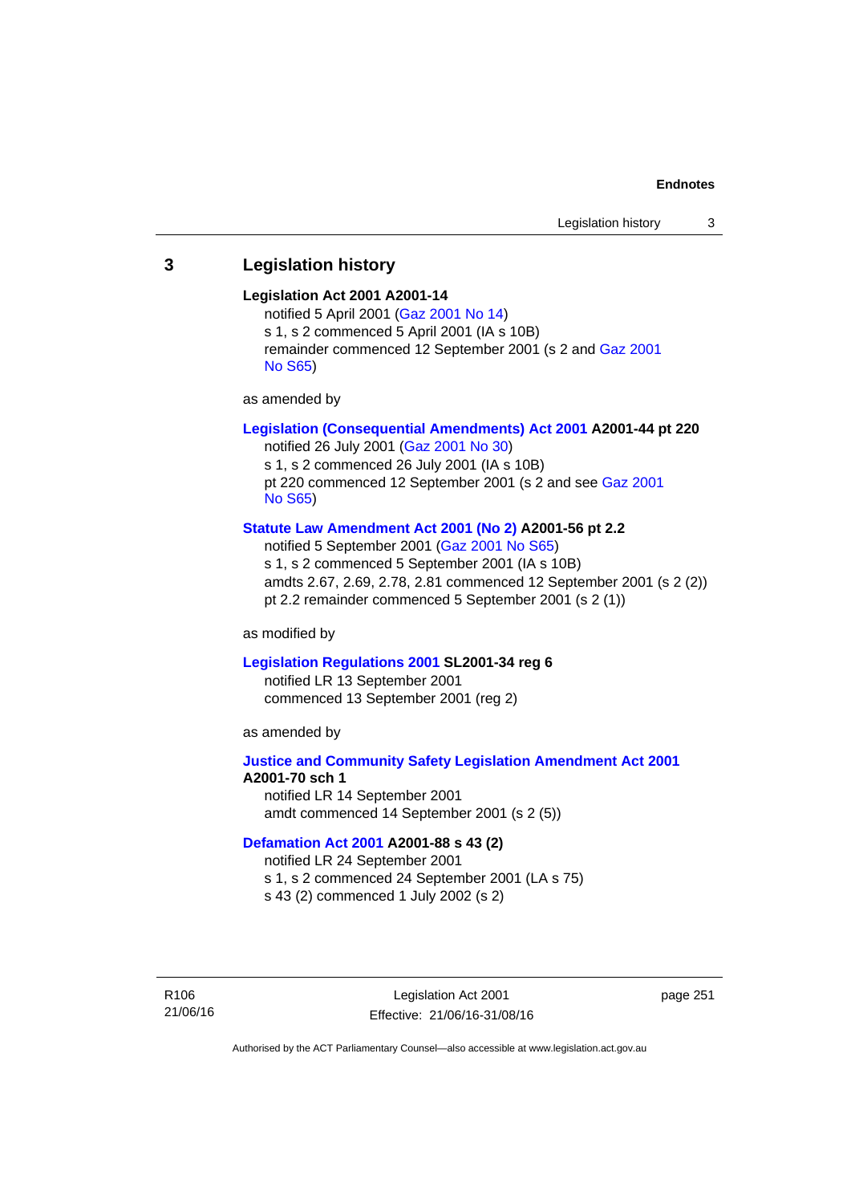## 3 Legislation history

**Legislation Act 2001 A2001-14**

notified 5 April 2001 (Gaz 2001 No 14)
s 1, s 2 commenced 5 April 2001 (IA s 10B)
remainder commenced 12 September 2001 (s 2 and Gaz 2001 No S65)

as amended by

**Legislation (Consequential Amendments) Act 2001 A2001-44 pt 220**

notified 26 July 2001 (Gaz 2001 No 30)
s 1, s 2 commenced 26 July 2001 (IA s 10B)
pt 220 commenced 12 September 2001 (s 2 and see Gaz 2001 No S65)

**Statute Law Amendment Act 2001 (No 2) A2001-56 pt 2.2**

notified 5 September 2001 (Gaz 2001 No S65)
s 1, s 2 commenced 5 September 2001 (IA s 10B)
amdts 2.67, 2.69, 2.78, 2.81 commenced 12 September 2001 (s 2 (2))
pt 2.2 remainder commenced 5 September 2001 (s 2 (1))

as modified by

**Legislation Regulations 2001 SL2001-34 reg 6**

notified LR 13 September 2001
commenced 13 September 2001 (reg 2)

as amended by

**Justice and Community Safety Legislation Amendment Act 2001 A2001-70 sch 1**

notified LR 14 September 2001
amdt commenced 14 September 2001 (s 2 (5))

**Defamation Act 2001 A2001-88 s 43 (2)**

notified LR 24 September 2001
s 1, s 2 commenced 24 September 2001 (LA s 75)
s 43 (2) commenced 1 July 2002 (s 2)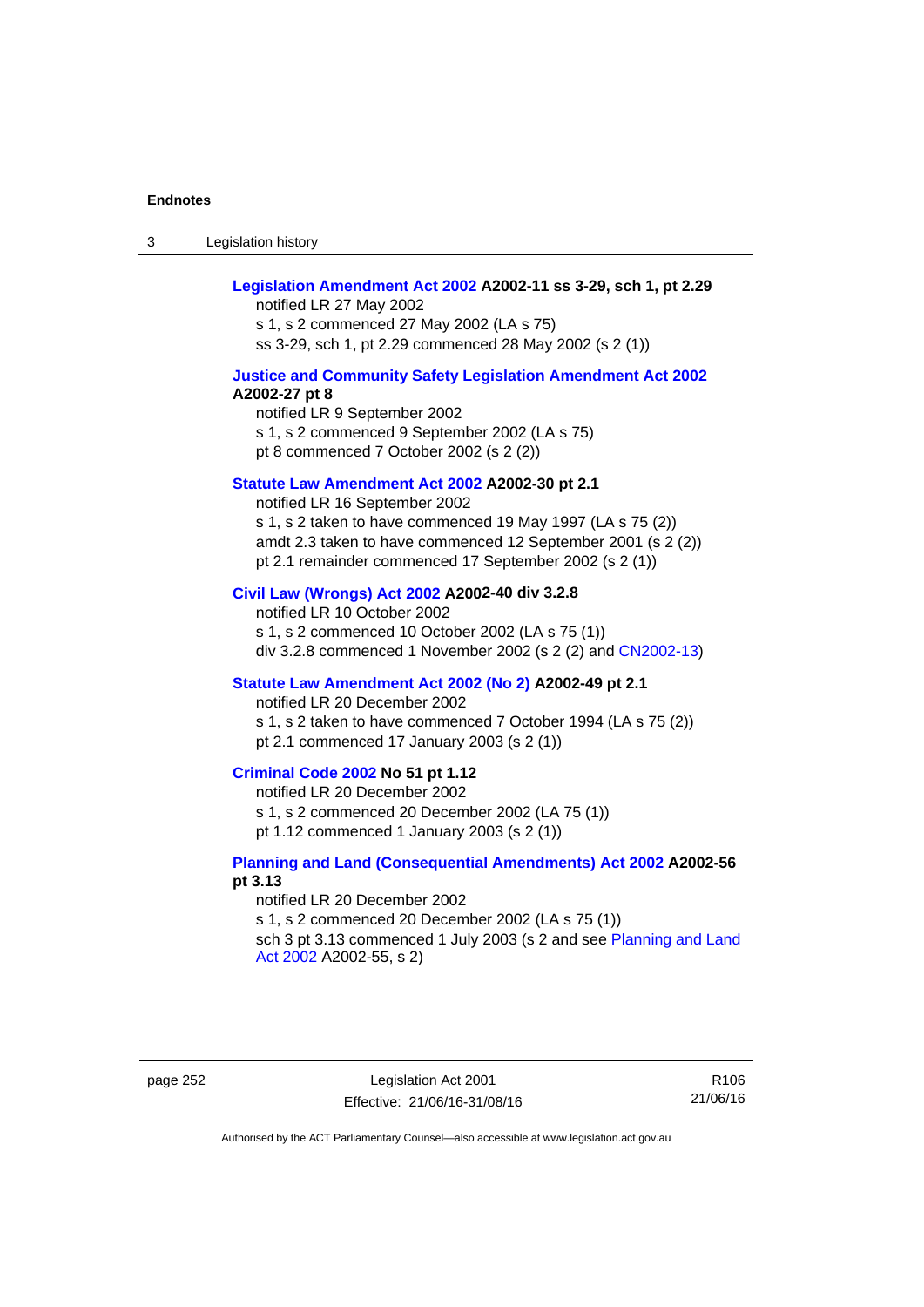**Legislation Amendment Act 2002 A2002-11 ss 3-29, sch 1, pt 2.29**
notified LR 27 May 2002
s 1, s 2 commenced 27 May 2002 (LA s 75)
ss 3-29, sch 1, pt 2.29 commenced 28 May 2002 (s 2 (1))

**Justice and Community Safety Legislation Amendment Act 2002 A2002-27 pt 8**
notified LR 9 September 2002
s 1, s 2 commenced 9 September 2002 (LA s 75)
pt 8 commenced 7 October 2002 (s 2 (2))

**Statute Law Amendment Act 2002 A2002-30 pt 2.1**
notified LR 16 September 2002
s 1, s 2 taken to have commenced 19 May 1997 (LA s 75 (2))
amdt 2.3 taken to have commenced 12 September 2001 (s 2 (2))
pt 2.1 remainder commenced 17 September 2002 (s 2 (1))

**Civil Law (Wrongs) Act 2002 A2002-40 div 3.2.8**
notified LR 10 October 2002
s 1, s 2 commenced 10 October 2002 (LA s 75 (1))
div 3.2.8 commenced 1 November 2002 (s 2 (2) and CN2002-13)

**Statute Law Amendment Act 2002 (No 2) A2002-49 pt 2.1**
notified LR 20 December 2002
s 1, s 2 taken to have commenced 7 October 1994 (LA s 75 (2))
pt 2.1 commenced 17 January 2003 (s 2 (1))

**Criminal Code 2002 No 51 pt 1.12**
notified LR 20 December 2002
s 1, s 2 commenced 20 December 2002 (LA 75 (1))
pt 1.12 commenced 1 January 2003 (s 2 (1))

**Planning and Land (Consequential Amendments) Act 2002 A2002-56 pt 3.13**
notified LR 20 December 2002
s 1, s 2 commenced 20 December 2002 (LA s 75 (1))
sch 3 pt 3.13 commenced 1 July 2003 (s 2 and see Planning and Land Act 2002 A2002-55, s 2)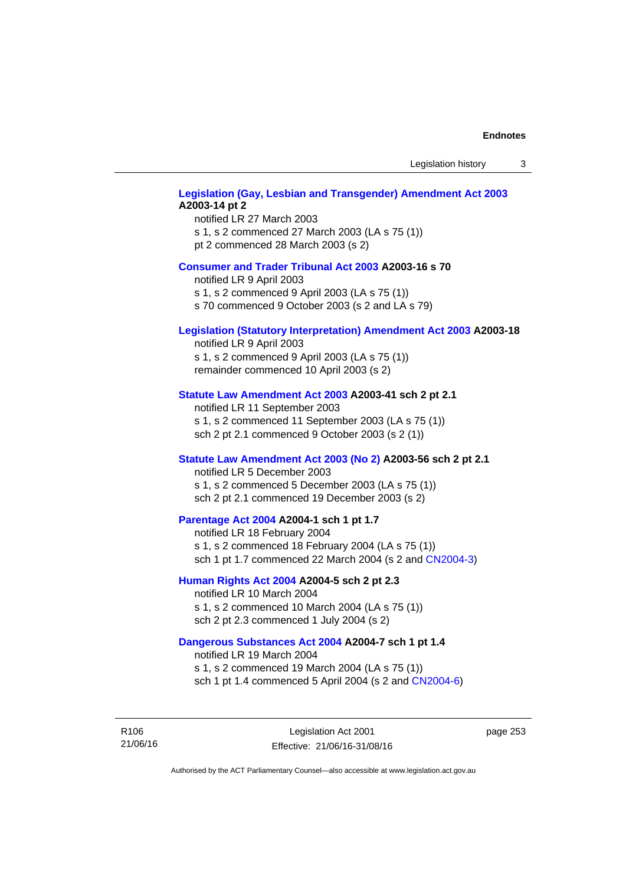**Legislation (Gay, Lesbian and Transgender) Amendment Act 2003 A2003-14 pt 2**
notified LR 27 March 2003
s 1, s 2 commenced 27 March 2003 (LA s 75 (1))
pt 2 commenced 28 March 2003 (s 2)

**Consumer and Trader Tribunal Act 2003 A2003-16 s 70**
notified LR 9 April 2003
s 1, s 2 commenced 9 April 2003 (LA s 75 (1))
s 70 commenced 9 October 2003 (s 2 and LA s 79)

**Legislation (Statutory Interpretation) Amendment Act 2003 A2003-18**
notified LR 9 April 2003
s 1, s 2 commenced 9 April 2003 (LA s 75 (1))
remainder commenced 10 April 2003 (s 2)

**Statute Law Amendment Act 2003 A2003-41 sch 2 pt 2.1**
notified LR 11 September 2003
s 1, s 2 commenced 11 September 2003 (LA s 75 (1))
sch 2 pt 2.1 commenced 9 October 2003 (s 2 (1))

**Statute Law Amendment Act 2003 (No 2) A2003-56 sch 2 pt 2.1**
notified LR 5 December 2003
s 1, s 2 commenced 5 December 2003 (LA s 75 (1))
sch 2 pt 2.1 commenced 19 December 2003 (s 2)

**Parentage Act 2004 A2004-1 sch 1 pt 1.7**
notified LR 18 February 2004
s 1, s 2 commenced 18 February 2004 (LA s 75 (1))
sch 1 pt 1.7 commenced 22 March 2004 (s 2 and CN2004-3)

**Human Rights Act 2004 A2004-5 sch 2 pt 2.3**
notified LR 10 March 2004
s 1, s 2 commenced 10 March 2004 (LA s 75 (1))
sch 2 pt 2.3 commenced 1 July 2004 (s 2)

**Dangerous Substances Act 2004 A2004-7 sch 1 pt 1.4**
notified LR 19 March 2004
s 1, s 2 commenced 19 March 2004 (LA s 75 (1))
sch 1 pt 1.4 commenced 5 April 2004 (s 2 and CN2004-6)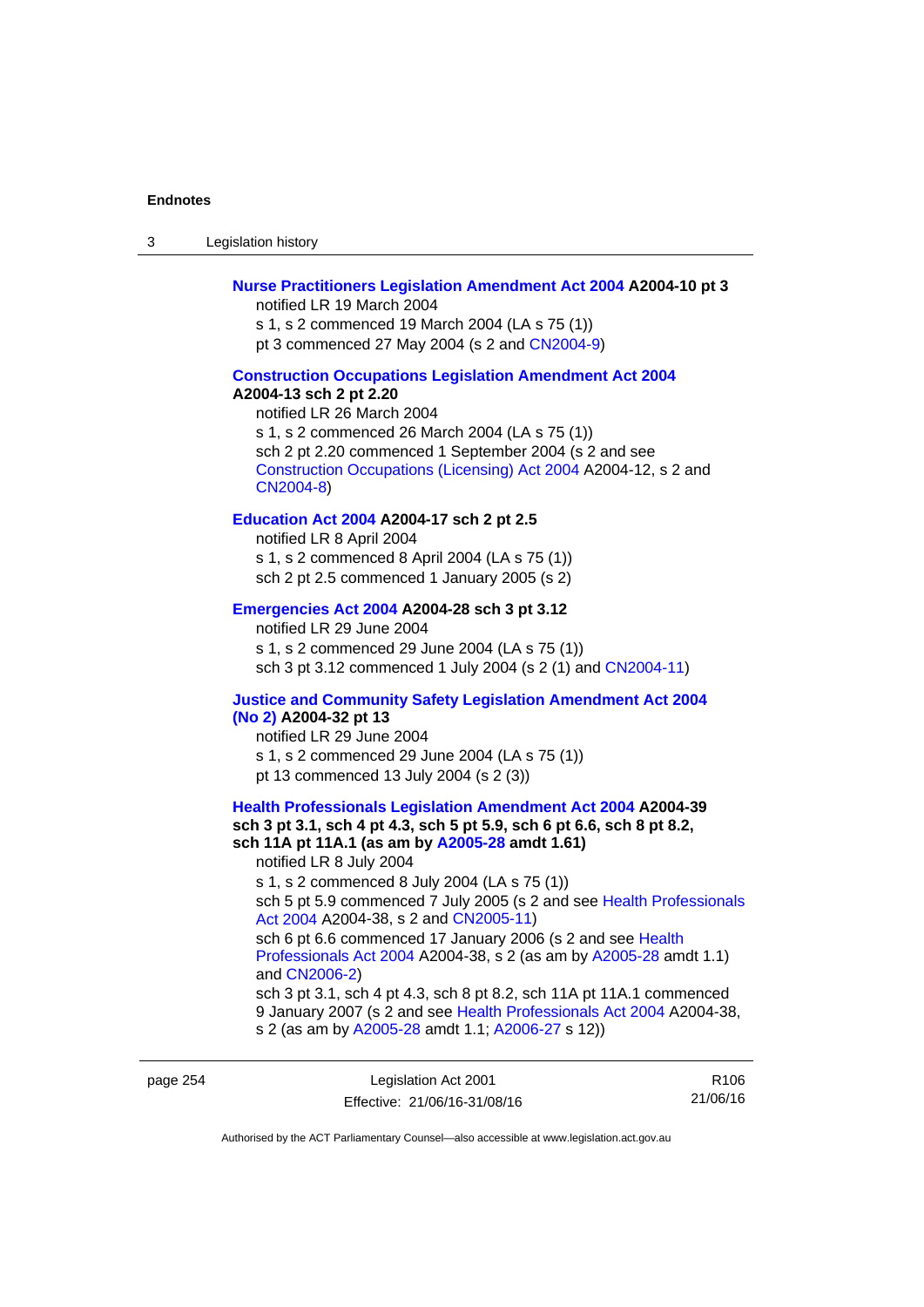**Nurse Practitioners Legislation Amendment Act 2004 A2004-10 pt 3**

notified LR 19 March 2004

s 1, s 2 commenced 19 March 2004 (LA s 75 (1))

pt 3 commenced 27 May 2004 (s 2 and CN2004-9)

**Construction Occupations Legislation Amendment Act 2004 A2004-13 sch 2 pt 2.20**

notified LR 26 March 2004

s 1, s 2 commenced 26 March 2004 (LA s 75 (1))

sch 2 pt 2.20 commenced 1 September 2004 (s 2 and see Construction Occupations (Licensing) Act 2004 A2004-12, s 2 and CN2004-8)

**Education Act 2004 A2004-17 sch 2 pt 2.5**

notified LR 8 April 2004

s 1, s 2 commenced 8 April 2004 (LA s 75 (1))

sch 2 pt 2.5 commenced 1 January 2005 (s 2)

**Emergencies Act 2004 A2004-28 sch 3 pt 3.12**

notified LR 29 June 2004

s 1, s 2 commenced 29 June 2004 (LA s 75 (1))

sch 3 pt 3.12 commenced 1 July 2004 (s 2 (1) and CN2004-11)

**Justice and Community Safety Legislation Amendment Act 2004 (No 2) A2004-32 pt 13**

notified LR 29 June 2004

s 1, s 2 commenced 29 June 2004 (LA s 75 (1))

pt 13 commenced 13 July 2004 (s 2 (3))

**Health Professionals Legislation Amendment Act 2004 A2004-39 sch 3 pt 3.1, sch 4 pt 4.3, sch 5 pt 5.9, sch 6 pt 6.6, sch 8 pt 8.2, sch 11A pt 11A.1 (as am by A2005-28 amdt 1.61)**

notified LR 8 July 2004

s 1, s 2 commenced 8 July 2004 (LA s 75 (1))

sch 5 pt 5.9 commenced 7 July 2005 (s 2 and see Health Professionals Act 2004 A2004-38, s 2 and CN2005-11)

sch 6 pt 6.6 commenced 17 January 2006 (s 2 and see Health Professionals Act 2004 A2004-38, s 2 (as am by A2005-28 amdt 1.1) and CN2006-2)

sch 3 pt 3.1, sch 4 pt 4.3, sch 8 pt 8.2, sch 11A pt 11A.1 commenced 9 January 2007 (s 2 and see Health Professionals Act 2004 A2004-38, s 2 (as am by A2005-28 amdt 1.1; A2006-27 s 12))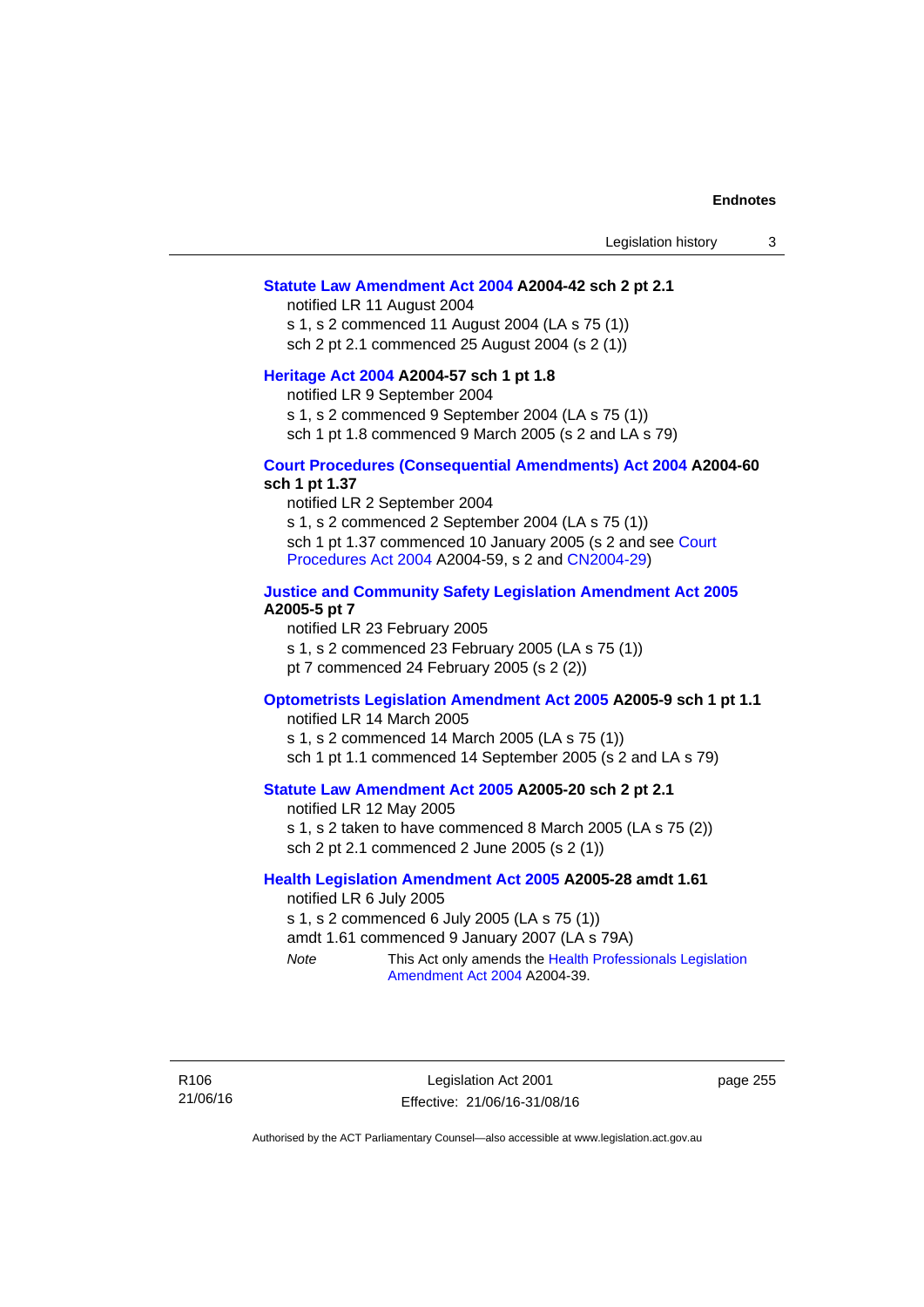**Statute Law Amendment Act 2004 A2004-42 sch 2 pt 2.1**

notified LR 11 August 2004
s 1, s 2 commenced 11 August 2004 (LA s 75 (1))
sch 2 pt 2.1 commenced 25 August 2004 (s 2 (1))

**Heritage Act 2004 A2004-57 sch 1 pt 1.8**

notified LR 9 September 2004
s 1, s 2 commenced 9 September 2004 (LA s 75 (1))
sch 1 pt 1.8 commenced 9 March 2005 (s 2 and LA s 79)

**Court Procedures (Consequential Amendments) Act 2004 A2004-60 sch 1 pt 1.37**

notified LR 2 September 2004
s 1, s 2 commenced 2 September 2004 (LA s 75 (1))
sch 1 pt 1.37 commenced 10 January 2005 (s 2 and see Court Procedures Act 2004 A2004-59, s 2 and CN2004-29)

**Justice and Community Safety Legislation Amendment Act 2005 A2005-5 pt 7**

notified LR 23 February 2005
s 1, s 2 commenced 23 February 2005 (LA s 75 (1))
pt 7 commenced 24 February 2005 (s 2 (2))

**Optometrists Legislation Amendment Act 2005 A2005-9 sch 1 pt 1.1**

notified LR 14 March 2005
s 1, s 2 commenced 14 March 2005 (LA s 75 (1))
sch 1 pt 1.1 commenced 14 September 2005 (s 2 and LA s 79)

**Statute Law Amendment Act 2005 A2005-20 sch 2 pt 2.1**

notified LR 12 May 2005
s 1, s 2 taken to have commenced 8 March 2005 (LA s 75 (2))
sch 2 pt 2.1 commenced 2 June 2005 (s 2 (1))

**Health Legislation Amendment Act 2005 A2005-28 amdt 1.61**

notified LR 6 July 2005
s 1, s 2 commenced 6 July 2005 (LA s 75 (1))
amdt 1.61 commenced 9 January 2007 (LA s 79A)

*Note* This Act only amends the Health Professionals Legislation Amendment Act 2004 A2004-39.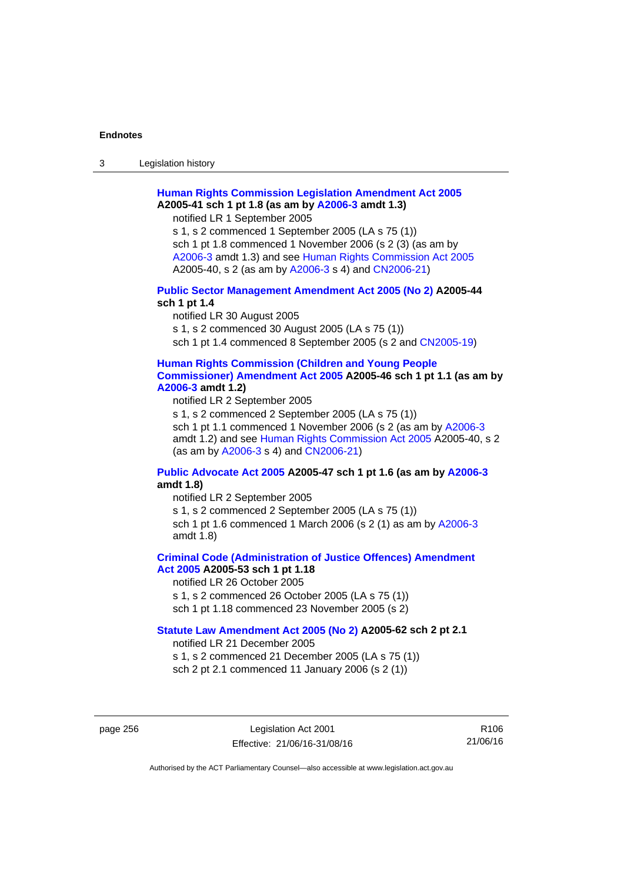**Human Rights Commission Legislation Amendment Act 2005 A2005-41 sch 1 pt 1.8 (as am by A2006-3 amdt 1.3)**

notified LR 1 September 2005

s 1, s 2 commenced 1 September 2005 (LA s 75 (1))

sch 1 pt 1.8 commenced 1 November 2006 (s 2 (3) (as am by A2006-3 amdt 1.3) and see Human Rights Commission Act 2005 A2005-40, s 2 (as am by A2006-3 s 4) and CN2006-21)

**Public Sector Management Amendment Act 2005 (No 2) A2005-44 sch 1 pt 1.4**

notified LR 30 August 2005

s 1, s 2 commenced 30 August 2005 (LA s 75 (1))

sch 1 pt 1.4 commenced 8 September 2005 (s 2 and CN2005-19)

**Human Rights Commission (Children and Young People Commissioner) Amendment Act 2005 A2005-46 sch 1 pt 1.1 (as am by A2006-3 amdt 1.2)**

notified LR 2 September 2005

s 1, s 2 commenced 2 September 2005 (LA s 75 (1))

sch 1 pt 1.1 commenced 1 November 2006 (s 2 (as am by A2006-3 amdt 1.2) and see Human Rights Commission Act 2005 A2005-40, s 2 (as am by A2006-3 s 4) and CN2006-21)

**Public Advocate Act 2005 A2005-47 sch 1 pt 1.6 (as am by A2006-3 amdt 1.8)**

notified LR 2 September 2005

s 1, s 2 commenced 2 September 2005 (LA s 75 (1))

sch 1 pt 1.6 commenced 1 March 2006 (s 2 (1) as am by A2006-3 amdt 1.8)

**Criminal Code (Administration of Justice Offences) Amendment Act 2005 A2005-53 sch 1 pt 1.18**

notified LR 26 October 2005

s 1, s 2 commenced 26 October 2005 (LA s 75 (1))

sch 1 pt 1.18 commenced 23 November 2005 (s 2)

**Statute Law Amendment Act 2005 (No 2) A2005-62 sch 2 pt 2.1**

notified LR 21 December 2005

s 1, s 2 commenced 21 December 2005 (LA s 75 (1))

sch 2 pt 2.1 commenced 11 January 2006 (s 2 (1))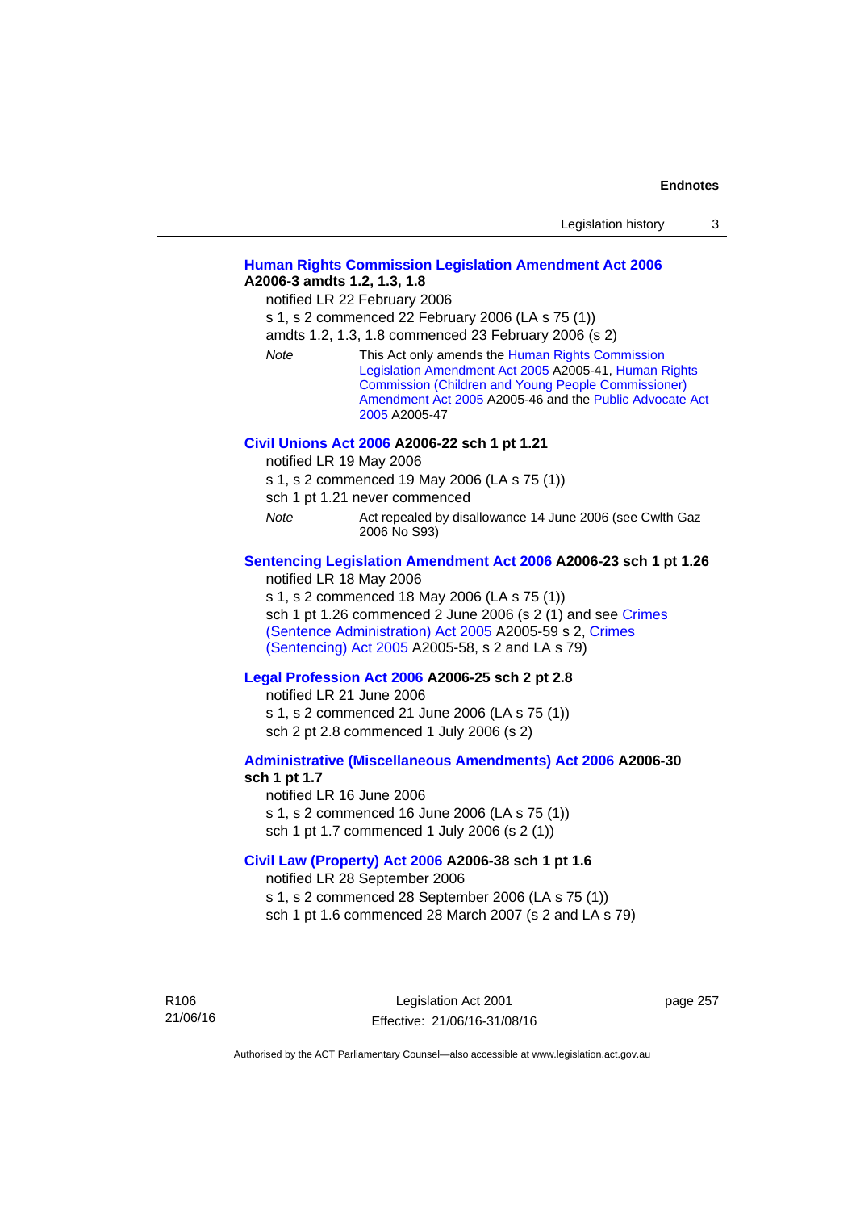**Human Rights Commission Legislation Amendment Act 2006 A2006-3 amdts 1.2, 1.3, 1.8**

notified LR 22 February 2006

s 1, s 2 commenced 22 February 2006 (LA s 75 (1))

amdts 1.2, 1.3, 1.8 commenced 23 February 2006 (s 2)

*Note* This Act only amends the Human Rights Commission Legislation Amendment Act 2005 A2005-41, Human Rights Commission (Children and Young People Commissioner) Amendment Act 2005 A2005-46 and the Public Advocate Act 2005 A2005-47

**Civil Unions Act 2006 A2006-22 sch 1 pt 1.21**

notified LR 19 May 2006

s 1, s 2 commenced 19 May 2006 (LA s 75 (1))

sch 1 pt 1.21 never commenced

*Note* Act repealed by disallowance 14 June 2006 (see Cwlth Gaz 2006 No S93)

**Sentencing Legislation Amendment Act 2006 A2006-23 sch 1 pt 1.26**

notified LR 18 May 2006

s 1, s 2 commenced 18 May 2006 (LA s 75 (1))

sch 1 pt 1.26 commenced 2 June 2006 (s 2 (1) and see Crimes (Sentence Administration) Act 2005 A2005-59 s 2, Crimes (Sentencing) Act 2005 A2005-58, s 2 and LA s 79)

**Legal Profession Act 2006 A2006-25 sch 2 pt 2.8**

notified LR 21 June 2006

s 1, s 2 commenced 21 June 2006 (LA s 75 (1))

sch 2 pt 2.8 commenced 1 July 2006 (s 2)

**Administrative (Miscellaneous Amendments) Act 2006 A2006-30 sch 1 pt 1.7**

notified LR 16 June 2006

s 1, s 2 commenced 16 June 2006 (LA s 75 (1))

sch 1 pt 1.7 commenced 1 July 2006 (s 2 (1))

**Civil Law (Property) Act 2006 A2006-38 sch 1 pt 1.6**

notified LR 28 September 2006

s 1, s 2 commenced 28 September 2006 (LA s 75 (1))

sch 1 pt 1.6 commenced 28 March 2007 (s 2 and LA s 79)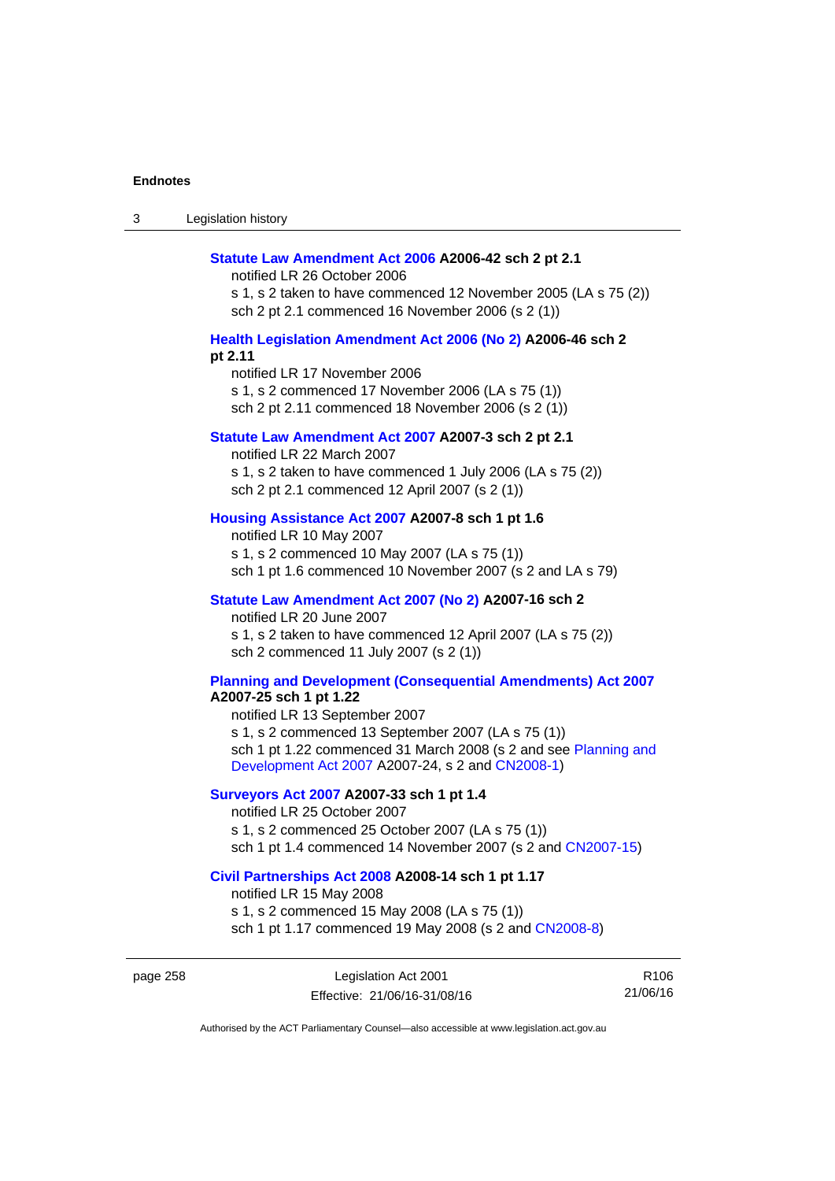**Statute Law Amendment Act 2006 A2006-42 sch 2 pt 2.1**

notified LR 26 October 2006

s 1, s 2 taken to have commenced 12 November 2005 (LA s 75 (2))

sch 2 pt 2.1 commenced 16 November 2006 (s 2 (1))

**Health Legislation Amendment Act 2006 (No 2) A2006-46 sch 2 pt 2.11**

notified LR 17 November 2006

s 1, s 2 commenced 17 November 2006 (LA s 75 (1))

sch 2 pt 2.11 commenced 18 November 2006 (s 2 (1))

**Statute Law Amendment Act 2007 A2007-3 sch 2 pt 2.1**

notified LR 22 March 2007

s 1, s 2 taken to have commenced 1 July 2006 (LA s 75 (2))

sch 2 pt 2.1 commenced 12 April 2007 (s 2 (1))

**Housing Assistance Act 2007 A2007-8 sch 1 pt 1.6**

notified LR 10 May 2007

s 1, s 2 commenced 10 May 2007 (LA s 75 (1))

sch 1 pt 1.6 commenced 10 November 2007 (s 2 and LA s 79)

**Statute Law Amendment Act 2007 (No 2) A2007-16 sch 2**

notified LR 20 June 2007

s 1, s 2 taken to have commenced 12 April 2007 (LA s 75 (2))

sch 2 commenced 11 July 2007 (s 2 (1))

**Planning and Development (Consequential Amendments) Act 2007 A2007-25 sch 1 pt 1.22**

notified LR 13 September 2007

s 1, s 2 commenced 13 September 2007 (LA s 75 (1))

sch 1 pt 1.22 commenced 31 March 2008 (s 2 and see Planning and Development Act 2007 A2007-24, s 2 and CN2008-1)

**Surveyors Act 2007 A2007-33 sch 1 pt 1.4**

notified LR 25 October 2007

s 1, s 2 commenced 25 October 2007 (LA s 75 (1))

sch 1 pt 1.4 commenced 14 November 2007 (s 2 and CN2007-15)

**Civil Partnerships Act 2008 A2008-14 sch 1 pt 1.17**

notified LR 15 May 2008

s 1, s 2 commenced 15 May 2008 (LA s 75 (1))

sch 1 pt 1.17 commenced 19 May 2008 (s 2 and CN2008-8)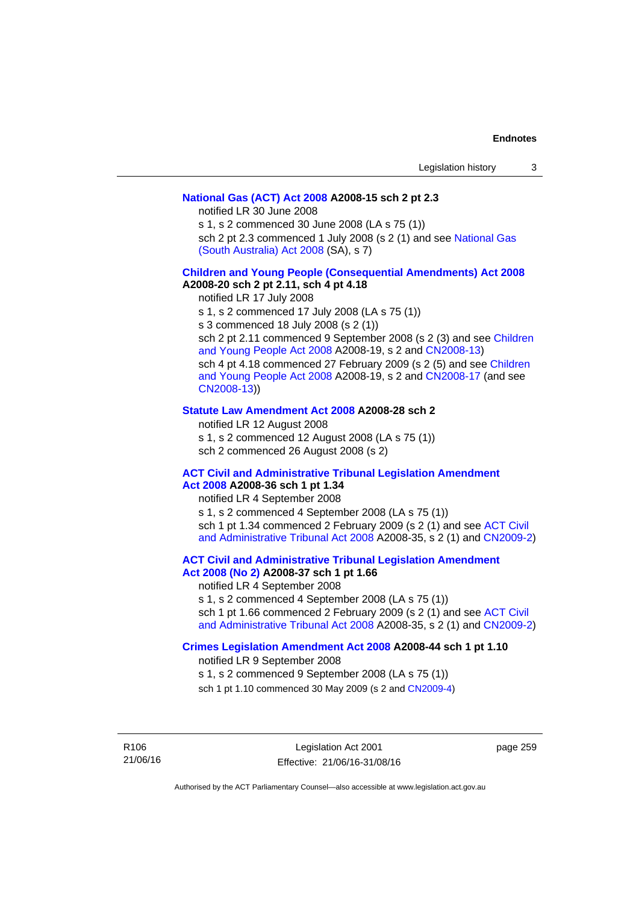**National Gas (ACT) Act 2008 A2008-15 sch 2 pt 2.3**

notified LR 30 June 2008

s 1, s 2 commenced 30 June 2008 (LA s 75 (1))

sch 2 pt 2.3 commenced 1 July 2008 (s 2 (1) and see National Gas (South Australia) Act 2008 (SA), s 7)

**Children and Young People (Consequential Amendments) Act 2008 A2008-20 sch 2 pt 2.11, sch 4 pt 4.18**

notified LR 17 July 2008

s 1, s 2 commenced 17 July 2008 (LA s 75 (1))

s 3 commenced 18 July 2008 (s 2 (1))

sch 2 pt 2.11 commenced 9 September 2008 (s 2 (3) and see Children and Young People Act 2008 A2008-19, s 2 and CN2008-13)

sch 4 pt 4.18 commenced 27 February 2009 (s 2 (5) and see Children and Young People Act 2008 A2008-19, s 2 and CN2008-17 (and see CN2008-13))

**Statute Law Amendment Act 2008 A2008-28 sch 2**

notified LR 12 August 2008

s 1, s 2 commenced 12 August 2008 (LA s 75 (1))

sch 2 commenced 26 August 2008 (s 2)

**ACT Civil and Administrative Tribunal Legislation Amendment Act 2008 A2008-36 sch 1 pt 1.34**

notified LR 4 September 2008

s 1, s 2 commenced 4 September 2008 (LA s 75 (1))

sch 1 pt 1.34 commenced 2 February 2009 (s 2 (1) and see ACT Civil and Administrative Tribunal Act 2008 A2008-35, s 2 (1) and CN2009-2)

**ACT Civil and Administrative Tribunal Legislation Amendment Act 2008 (No 2) A2008-37 sch 1 pt 1.66**

notified LR 4 September 2008

s 1, s 2 commenced 4 September 2008 (LA s 75 (1))

sch 1 pt 1.66 commenced 2 February 2009 (s 2 (1) and see ACT Civil and Administrative Tribunal Act 2008 A2008-35, s 2 (1) and CN2009-2)

**Crimes Legislation Amendment Act 2008 A2008-44 sch 1 pt 1.10**

notified LR 9 September 2008

s 1, s 2 commenced 9 September 2008 (LA s 75 (1))

sch 1 pt 1.10 commenced 30 May 2009 (s 2 and CN2009-4)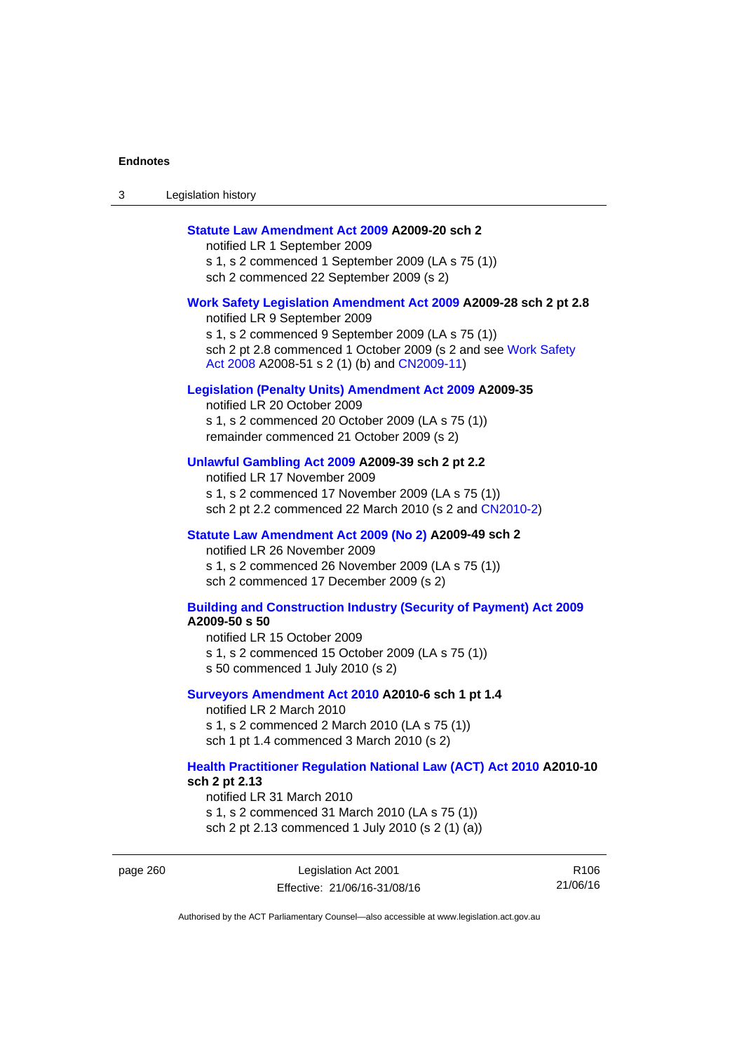**Statute Law Amendment Act 2009 A2009-20 sch 2**

notified LR 1 September 2009

s 1, s 2 commenced 1 September 2009 (LA s 75 (1))

sch 2 commenced 22 September 2009 (s 2)

**Work Safety Legislation Amendment Act 2009 A2009-28 sch 2 pt 2.8**

notified LR 9 September 2009

s 1, s 2 commenced 9 September 2009 (LA s 75 (1))

sch 2 pt 2.8 commenced 1 October 2009 (s 2 and see Work Safety Act 2008 A2008-51 s 2 (1) (b) and CN2009-11)

**Legislation (Penalty Units) Amendment Act 2009 A2009-35**

notified LR 20 October 2009

s 1, s 2 commenced 20 October 2009 (LA s 75 (1))

remainder commenced 21 October 2009 (s 2)

**Unlawful Gambling Act 2009 A2009-39 sch 2 pt 2.2**

notified LR 17 November 2009

s 1, s 2 commenced 17 November 2009 (LA s 75 (1))

sch 2 pt 2.2 commenced 22 March 2010 (s 2 and CN2010-2)

**Statute Law Amendment Act 2009 (No 2) A2009-49 sch 2**

notified LR 26 November 2009

s 1, s 2 commenced 26 November 2009 (LA s 75 (1))

sch 2 commenced 17 December 2009 (s 2)

**Building and Construction Industry (Security of Payment) Act 2009 A2009-50 s 50**

notified LR 15 October 2009

s 1, s 2 commenced 15 October 2009 (LA s 75 (1))

s 50 commenced 1 July 2010 (s 2)

**Surveyors Amendment Act 2010 A2010-6 sch 1 pt 1.4**

notified LR 2 March 2010

s 1, s 2 commenced 2 March 2010 (LA s 75 (1))

sch 1 pt 1.4 commenced 3 March 2010 (s 2)

**Health Practitioner Regulation National Law (ACT) Act 2010 A2010-10 sch 2 pt 2.13**

notified LR 31 March 2010

s 1, s 2 commenced 31 March 2010 (LA s 75 (1))

sch 2 pt 2.13 commenced 1 July 2010 (s 2 (1) (a))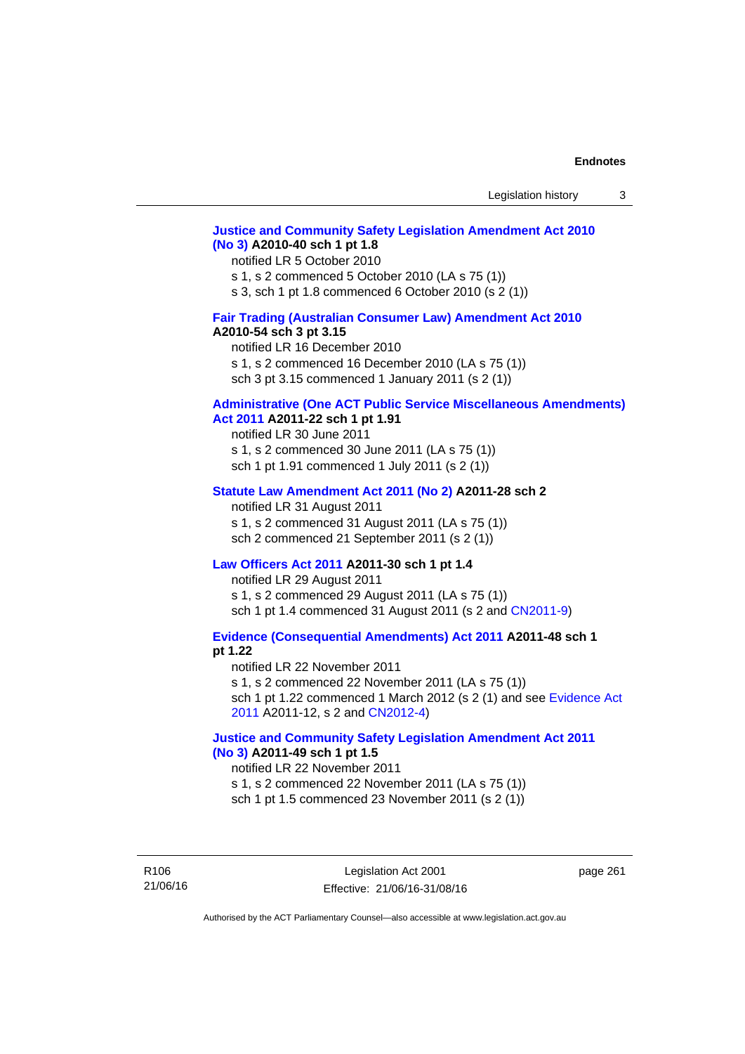**Justice and Community Safety Legislation Amendment Act 2010 (No 3) A2010-40 sch 1 pt 1.8**

notified LR 5 October 2010

s 1, s 2 commenced 5 October 2010 (LA s 75 (1))

s 3, sch 1 pt 1.8 commenced 6 October 2010 (s 2 (1))

**Fair Trading (Australian Consumer Law) Amendment Act 2010 A2010-54 sch 3 pt 3.15**

notified LR 16 December 2010

s 1, s 2 commenced 16 December 2010 (LA s 75 (1))

sch 3 pt 3.15 commenced 1 January 2011 (s 2 (1))

**Administrative (One ACT Public Service Miscellaneous Amendments) Act 2011 A2011-22 sch 1 pt 1.91**

notified LR 30 June 2011

s 1, s 2 commenced 30 June 2011 (LA s 75 (1))

sch 1 pt 1.91 commenced 1 July 2011 (s 2 (1))

**Statute Law Amendment Act 2011 (No 2) A2011-28 sch 2**

notified LR 31 August 2011

s 1, s 2 commenced 31 August 2011 (LA s 75 (1))

sch 2 commenced 21 September 2011 (s 2 (1))

**Law Officers Act 2011 A2011-30 sch 1 pt 1.4**

notified LR 29 August 2011

s 1, s 2 commenced 29 August 2011 (LA s 75 (1))

sch 1 pt 1.4 commenced 31 August 2011 (s 2 and CN2011-9)

**Evidence (Consequential Amendments) Act 2011 A2011-48 sch 1 pt 1.22**

notified LR 22 November 2011

s 1, s 2 commenced 22 November 2011 (LA s 75 (1))

sch 1 pt 1.22 commenced 1 March 2012 (s 2 (1) and see Evidence Act 2011 A2011-12, s 2 and CN2012-4)

**Justice and Community Safety Legislation Amendment Act 2011 (No 3) A2011-49 sch 1 pt 1.5**

notified LR 22 November 2011

s 1, s 2 commenced 22 November 2011 (LA s 75 (1))

sch 1 pt 1.5 commenced 23 November 2011 (s 2 (1))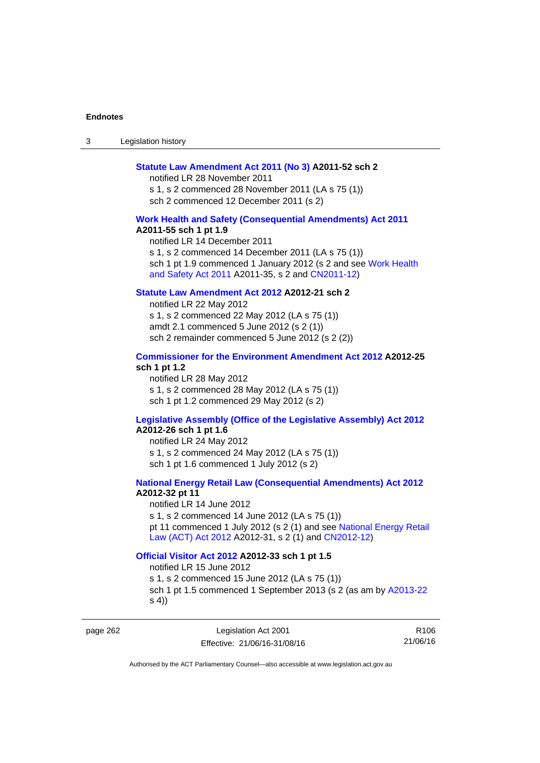**Statute Law Amendment Act 2011 (No 3) A2011-52 sch 2**

notified LR 28 November 2011

s 1, s 2 commenced 28 November 2011 (LA s 75 (1))

sch 2 commenced 12 December 2011 (s 2)

**Work Health and Safety (Consequential Amendments) Act 2011 A2011-55 sch 1 pt 1.9**

notified LR 14 December 2011

s 1, s 2 commenced 14 December 2011 (LA s 75 (1))

sch 1 pt 1.9 commenced 1 January 2012 (s 2 and see Work Health and Safety Act 2011 A2011-35, s 2 and CN2011-12)

**Statute Law Amendment Act 2012 A2012-21 sch 2**

notified LR 22 May 2012

s 1, s 2 commenced 22 May 2012 (LA s 75 (1))

amdt 2.1 commenced 5 June 2012 (s 2 (1))

sch 2 remainder commenced 5 June 2012 (s 2 (2))

**Commissioner for the Environment Amendment Act 2012 A2012-25 sch 1 pt 1.2**

notified LR 28 May 2012

s 1, s 2 commenced 28 May 2012 (LA s 75 (1))

sch 1 pt 1.2 commenced 29 May 2012 (s 2)

**Legislative Assembly (Office of the Legislative Assembly) Act 2012 A2012-26 sch 1 pt 1.6**

notified LR 24 May 2012

s 1, s 2 commenced 24 May 2012 (LA s 75 (1))

sch 1 pt 1.6 commenced 1 July 2012 (s 2)

**National Energy Retail Law (Consequential Amendments) Act 2012 A2012-32 pt 11**

notified LR 14 June 2012

s 1, s 2 commenced 14 June 2012 (LA s 75 (1))

pt 11 commenced 1 July 2012 (s 2 (1) and see National Energy Retail Law (ACT) Act 2012 A2012-31, s 2 (1) and CN2012-12)

**Official Visitor Act 2012 A2012-33 sch 1 pt 1.5**

notified LR 15 June 2012

s 1, s 2 commenced 15 June 2012 (LA s 75 (1))

sch 1 pt 1.5 commenced 1 September 2013 (s 2 (as am by A2013-22 s 4))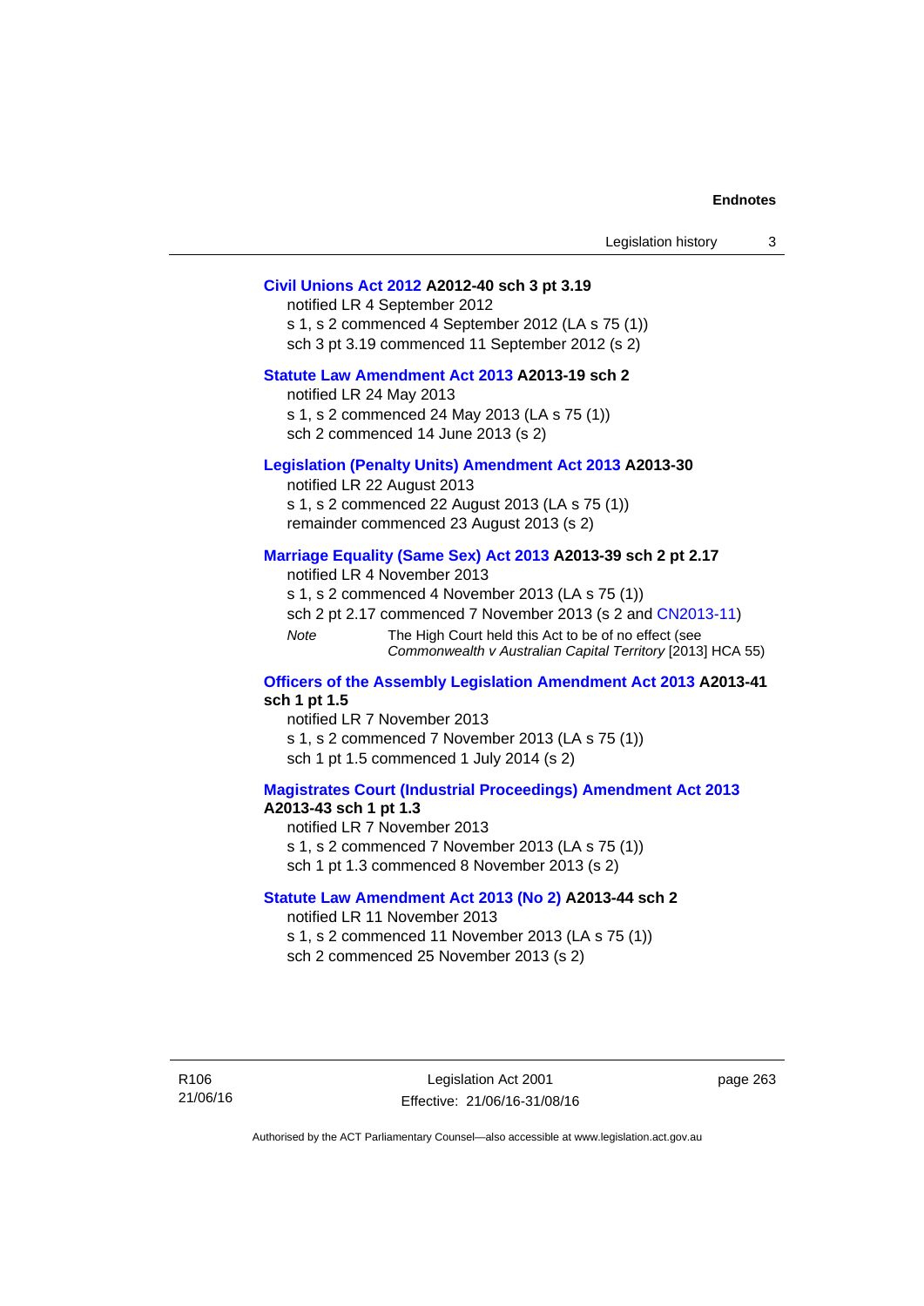**Civil Unions Act 2012 A2012-40 sch 3 pt 3.19**

notified LR 4 September 2012
s 1, s 2 commenced 4 September 2012 (LA s 75 (1))
sch 3 pt 3.19 commenced 11 September 2012 (s 2)

**Statute Law Amendment Act 2013 A2013-19 sch 2**

notified LR 24 May 2013
s 1, s 2 commenced 24 May 2013 (LA s 75 (1))
sch 2 commenced 14 June 2013 (s 2)

**Legislation (Penalty Units) Amendment Act 2013 A2013-30**

notified LR 22 August 2013
s 1, s 2 commenced 22 August 2013 (LA s 75 (1))
remainder commenced 23 August 2013 (s 2)

**Marriage Equality (Same Sex) Act 2013 A2013-39 sch 2 pt 2.17**

notified LR 4 November 2013
s 1, s 2 commenced 4 November 2013 (LA s 75 (1))
sch 2 pt 2.17 commenced 7 November 2013 (s 2 and CN2013-11)

*Note* The High Court held this Act to be of no effect (see *Commonwealth v Australian Capital Territory* [2013] HCA 55)

**Officers of the Assembly Legislation Amendment Act 2013 A2013-41 sch 1 pt 1.5**

notified LR 7 November 2013
s 1, s 2 commenced 7 November 2013 (LA s 75 (1))
sch 1 pt 1.5 commenced 1 July 2014 (s 2)

**Magistrates Court (Industrial Proceedings) Amendment Act 2013 A2013-43 sch 1 pt 1.3**

notified LR 7 November 2013
s 1, s 2 commenced 7 November 2013 (LA s 75 (1))
sch 1 pt 1.3 commenced 8 November 2013 (s 2)

**Statute Law Amendment Act 2013 (No 2) A2013-44 sch 2**

notified LR 11 November 2013
s 1, s 2 commenced 11 November 2013 (LA s 75 (1))
sch 2 commenced 25 November 2013 (s 2)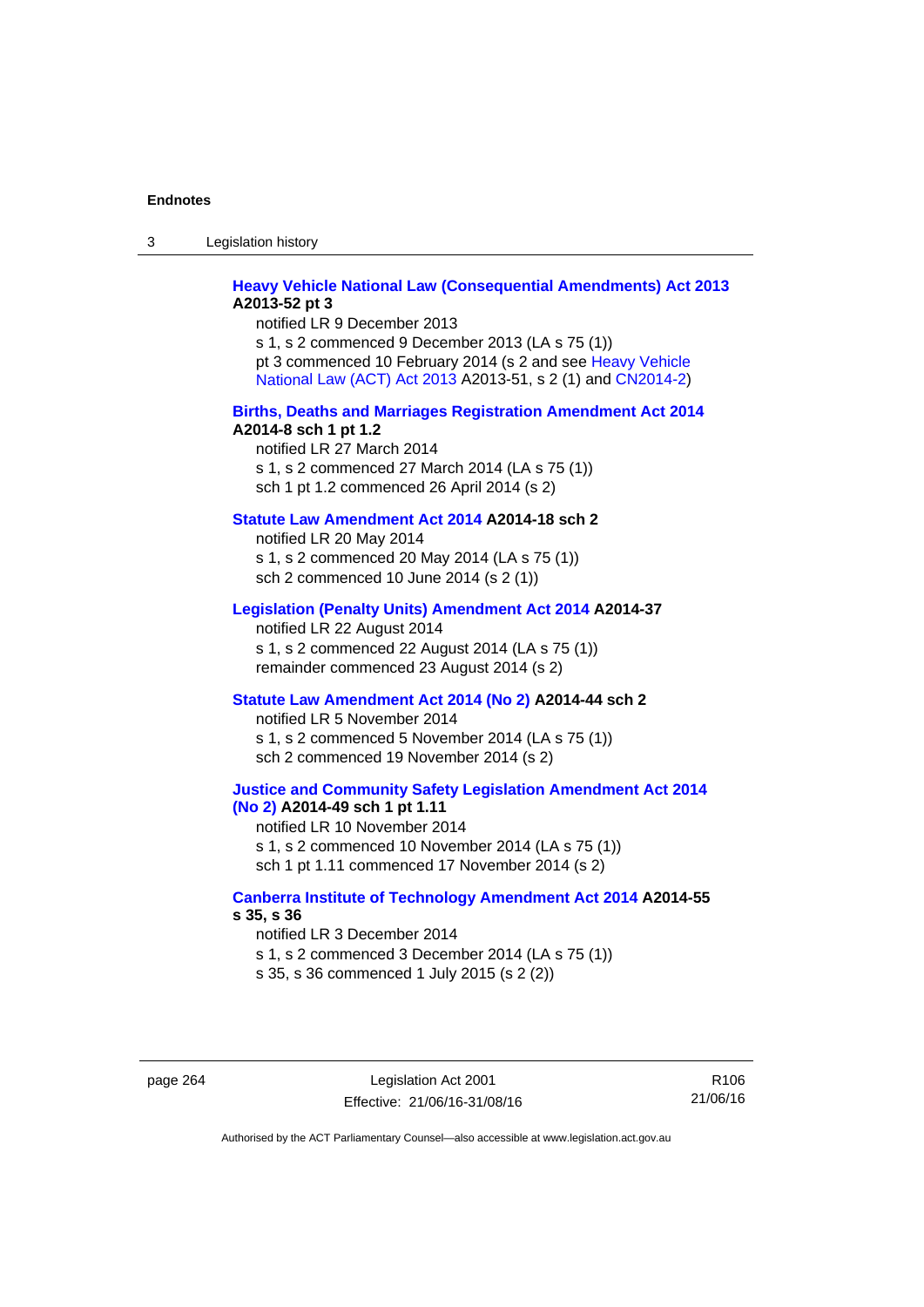**Heavy Vehicle National Law (Consequential Amendments) Act 2013 A2013-52 pt 3**

notified LR 9 December 2013

s 1, s 2 commenced 9 December 2013 (LA s 75 (1))

pt 3 commenced 10 February 2014 (s 2 and see Heavy Vehicle National Law (ACT) Act 2013 A2013-51, s 2 (1) and CN2014-2)

**Births, Deaths and Marriages Registration Amendment Act 2014 A2014-8 sch 1 pt 1.2**

notified LR 27 March 2014

s 1, s 2 commenced 27 March 2014 (LA s 75 (1))

sch 1 pt 1.2 commenced 26 April 2014 (s 2)

**Statute Law Amendment Act 2014 A2014-18 sch 2**

notified LR 20 May 2014

s 1, s 2 commenced 20 May 2014 (LA s 75 (1))

sch 2 commenced 10 June 2014 (s 2 (1))

**Legislation (Penalty Units) Amendment Act 2014 A2014-37**

notified LR 22 August 2014

s 1, s 2 commenced 22 August 2014 (LA s 75 (1))

remainder commenced 23 August 2014 (s 2)

**Statute Law Amendment Act 2014 (No 2) A2014-44 sch 2**

notified LR 5 November 2014

s 1, s 2 commenced 5 November 2014 (LA s 75 (1))

sch 2 commenced 19 November 2014 (s 2)

**Justice and Community Safety Legislation Amendment Act 2014 (No 2) A2014-49 sch 1 pt 1.11**

notified LR 10 November 2014

s 1, s 2 commenced 10 November 2014 (LA s 75 (1))

sch 1 pt 1.11 commenced 17 November 2014 (s 2)

**Canberra Institute of Technology Amendment Act 2014 A2014-55 s 35, s 36**

notified LR 3 December 2014

s 1, s 2 commenced 3 December 2014 (LA s 75 (1))

s 35, s 36 commenced 1 July 2015 (s 2 (2))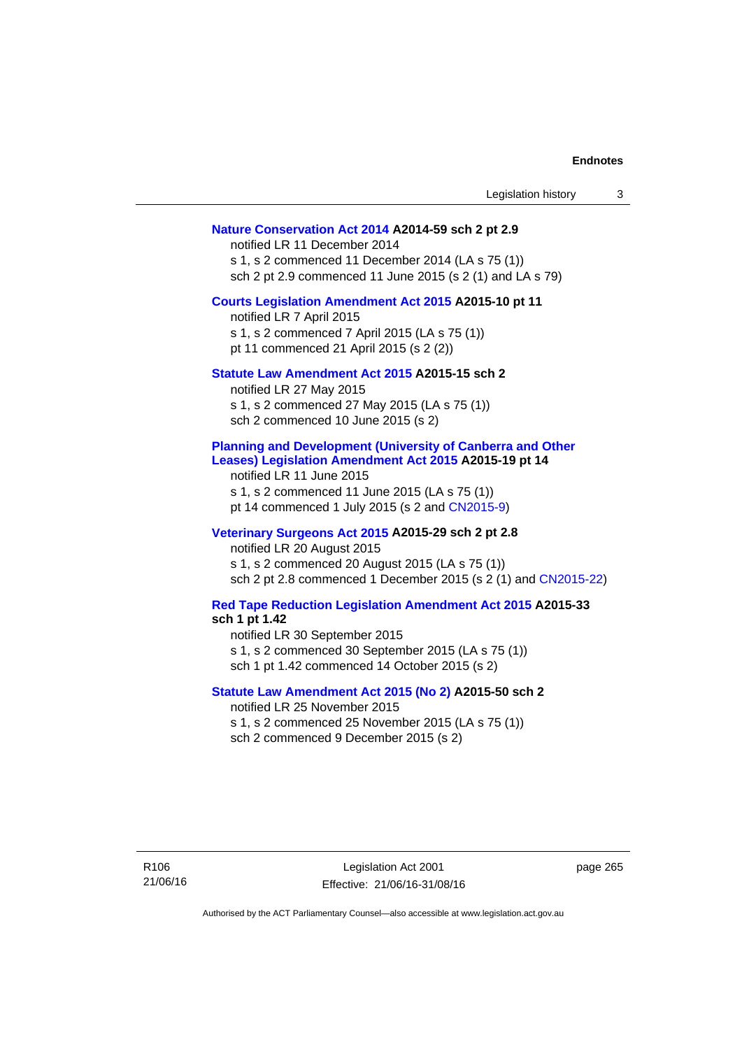**Nature Conservation Act 2014 A2014-59 sch 2 pt 2.9**

notified LR 11 December 2014

s 1, s 2 commenced 11 December 2014 (LA s 75 (1))

sch 2 pt 2.9 commenced 11 June 2015 (s 2 (1) and LA s 79)

**Courts Legislation Amendment Act 2015 A2015-10 pt 11**

notified LR 7 April 2015

s 1, s 2 commenced 7 April 2015 (LA s 75 (1))

pt 11 commenced 21 April 2015 (s 2 (2))

**Statute Law Amendment Act 2015 A2015-15 sch 2**

notified LR 27 May 2015

s 1, s 2 commenced 27 May 2015 (LA s 75 (1))

sch 2 commenced 10 June 2015 (s 2)

**Planning and Development (University of Canberra and Other Leases) Legislation Amendment Act 2015 A2015-19 pt 14**

notified LR 11 June 2015

s 1, s 2 commenced 11 June 2015 (LA s 75 (1))

pt 14 commenced 1 July 2015 (s 2 and CN2015-9)

**Veterinary Surgeons Act 2015 A2015-29 sch 2 pt 2.8**

notified LR 20 August 2015

s 1, s 2 commenced 20 August 2015 (LA s 75 (1))

sch 2 pt 2.8 commenced 1 December 2015 (s 2 (1) and CN2015-22)

**Red Tape Reduction Legislation Amendment Act 2015 A2015-33 sch 1 pt 1.42**

notified LR 30 September 2015

s 1, s 2 commenced 30 September 2015 (LA s 75 (1))

sch 1 pt 1.42 commenced 14 October 2015 (s 2)

**Statute Law Amendment Act 2015 (No 2) A2015-50 sch 2**

notified LR 25 November 2015

s 1, s 2 commenced 25 November 2015 (LA s 75 (1))

sch 2 commenced 9 December 2015 (s 2)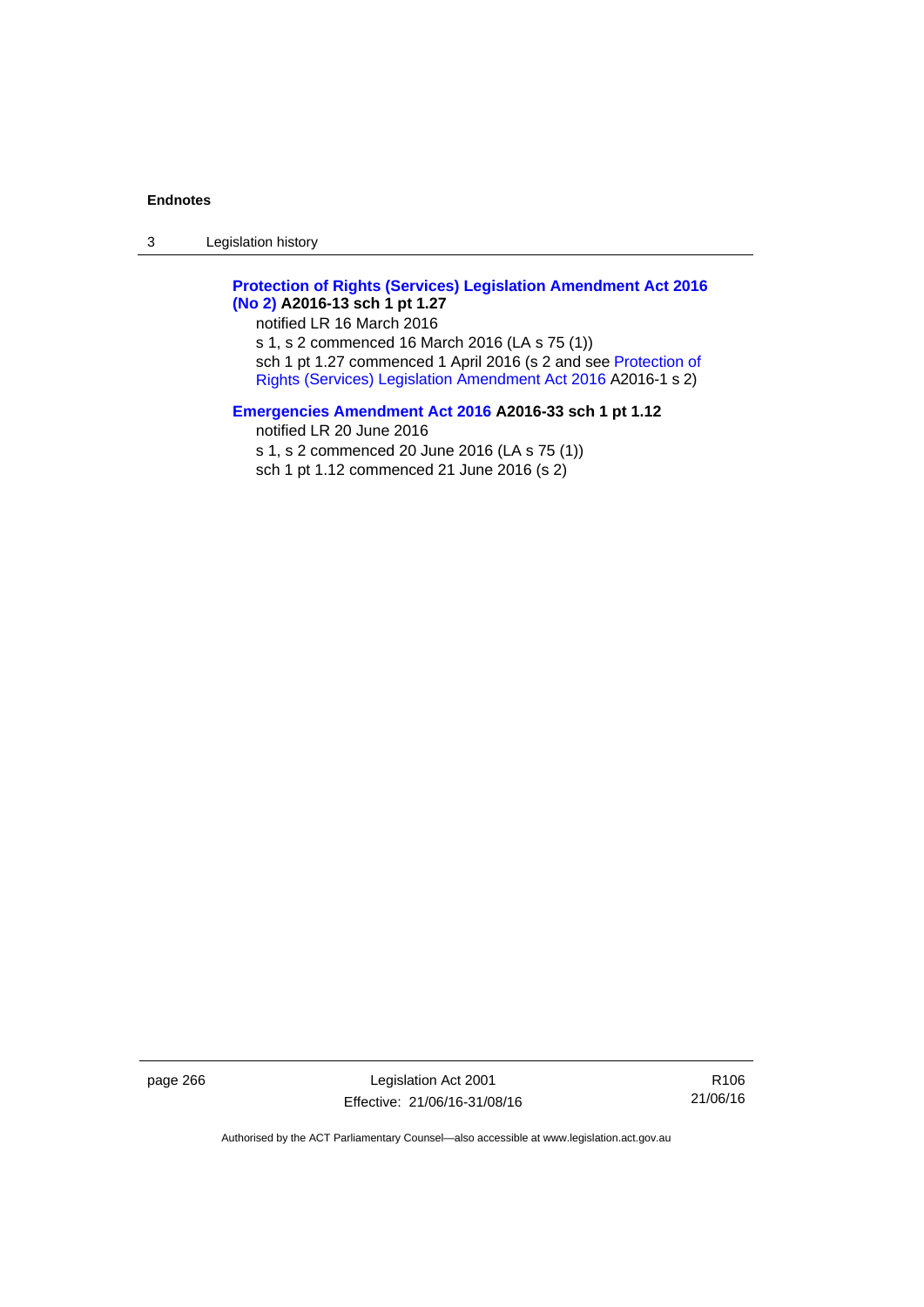**Protection of Rights (Services) Legislation Amendment Act 2016 (No 2) A2016-13 sch 1 pt 1.27**

notified LR 16 March 2016

s 1, s 2 commenced 16 March 2016 (LA s 75 (1))

sch 1 pt 1.27 commenced 1 April 2016 (s 2 and see Protection of Rights (Services) Legislation Amendment Act 2016 A2016-1 s 2)

**Emergencies Amendment Act 2016 A2016-33 sch 1 pt 1.12**

notified LR 20 June 2016

s 1, s 2 commenced 20 June 2016 (LA s 75 (1))

sch 1 pt 1.12 commenced 21 June 2016 (s 2)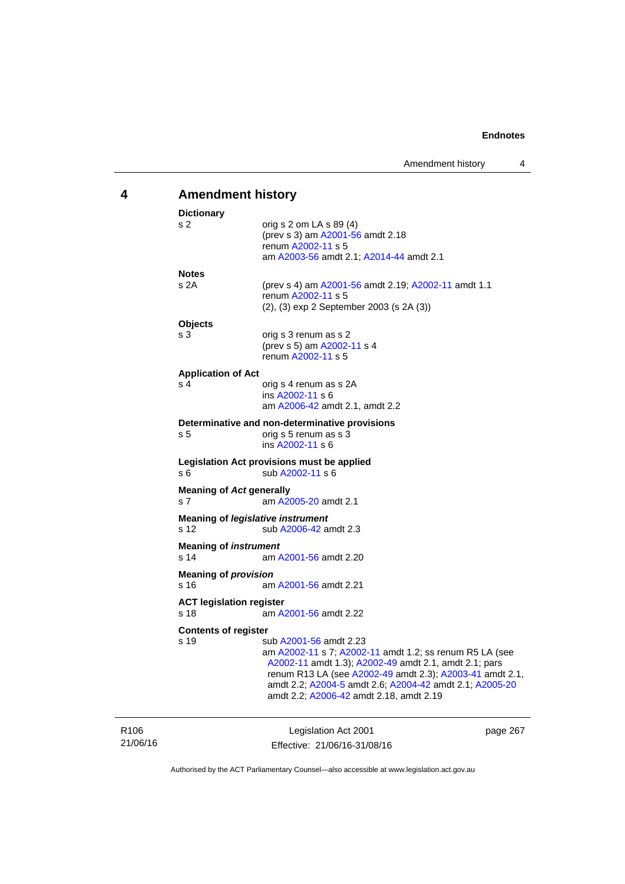# 4 Amendment history

**Dictionary**

s 2 — orig s 2 om LA s 89 (4)
(prev s 3) am A2001-56 amdt 2.18
renum A2002-11 s 5
am A2003-56 amdt 2.1; A2014-44 amdt 2.1

**Notes**

s 2A — (prev s 4) am A2001-56 amdt 2.19; A2002-11 amdt 1.1
renum A2002-11 s 5
(2), (3) exp 2 September 2003 (s 2A (3))

**Objects**

s 3 — orig s 3 renum as s 2
(prev s 5) am A2002-11 s 4
renum A2002-11 s 5

**Application of Act**

s 4 — orig s 4 renum as s 2A
ins A2002-11 s 6
am A2006-42 amdt 2.1, amdt 2.2

**Determinative and non-determinative provisions**

s 5 — orig s 5 renum as s 3
ins A2002-11 s 6

**Legislation Act provisions must be applied**

s 6 — sub A2002-11 s 6

**Meaning of *Act* generally**

s 7 — am A2005-20 amdt 2.1

**Meaning of *legislative instrument***

s 12 — sub A2006-42 amdt 2.3

**Meaning of *instrument***

s 14 — am A2001-56 amdt 2.20

**Meaning of *provision***

s 16 — am A2001-56 amdt 2.21

**ACT legislation register**

s 18 — am A2001-56 amdt 2.22

**Contents of register**

s 19 — sub A2001-56 amdt 2.23
am A2002-11 s 7; A2002-11 amdt 1.2; ss renum R5 LA (see A2002-11 amdt 1.3); A2002-49 amdt 2.1, amdt 2.1; pars renum R13 LA (see A2002-49 amdt 2.3); A2003-41 amdt 2.1, amdt 2.2; A2004-5 amdt 2.6; A2004-42 amdt 2.1; A2005-20 amdt 2.2; A2006-42 amdt 2.18, amdt 2.19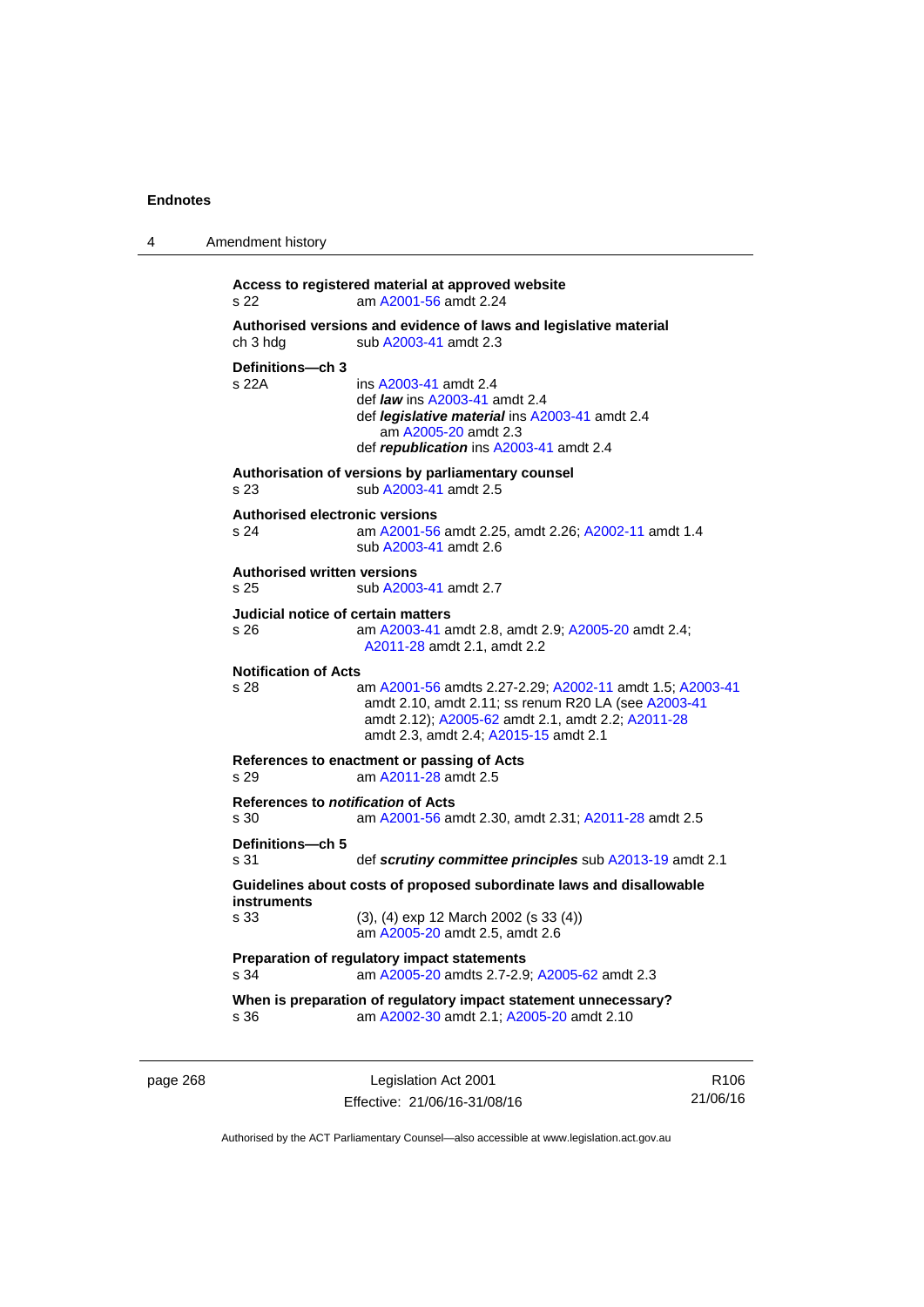**Access to registered material at approved website**
s 22 am A2001-56 amdt 2.24

**Authorised versions and evidence of laws and legislative material**
ch 3 hdg sub A2003-41 amdt 2.3

**Definitions—ch 3**
s 22A ins A2003-41 amdt 2.4
def ***law*** ins A2003-41 amdt 2.4
def ***legislative material*** ins A2003-41 amdt 2.4
am A2005-20 amdt 2.3
def ***republication*** ins A2003-41 amdt 2.4

**Authorisation of versions by parliamentary counsel**
s 23 sub A2003-41 amdt 2.5

**Authorised electronic versions**
s 24 am A2001-56 amdt 2.25, amdt 2.26; A2002-11 amdt 1.4
sub A2003-41 amdt 2.6

**Authorised written versions**
s 25 sub A2003-41 amdt 2.7

**Judicial notice of certain matters**
s 26 am A2003-41 amdt 2.8, amdt 2.9; A2005-20 amdt 2.4; A2011-28 amdt 2.1, amdt 2.2

**Notification of Acts**
s 28 am A2001-56 amdts 2.27-2.29; A2002-11 amdt 1.5; A2003-41 amdt 2.10, amdt 2.11; ss renum R20 LA (see A2003-41 amdt 2.12); A2005-62 amdt 2.1, amdt 2.2; A2011-28 amdt 2.3, amdt 2.4; A2015-15 amdt 2.1

**References to enactment or passing of Acts**
s 29 am A2011-28 amdt 2.5

**References to *notification* of Acts**
s 30 am A2001-56 amdt 2.30, amdt 2.31; A2011-28 amdt 2.5

**Definitions—ch 5**
s 31 def ***scrutiny committee principles*** sub A2013-19 amdt 2.1

**Guidelines about costs of proposed subordinate laws and disallowable instruments**
s 33 (3), (4) exp 12 March 2002 (s 33 (4))
am A2005-20 amdt 2.5, amdt 2.6

**Preparation of regulatory impact statements**
s 34 am A2005-20 amdts 2.7-2.9; A2005-62 amdt 2.3

**When is preparation of regulatory impact statement unnecessary?**
s 36 am A2002-30 amdt 2.1; A2005-20 amdt 2.10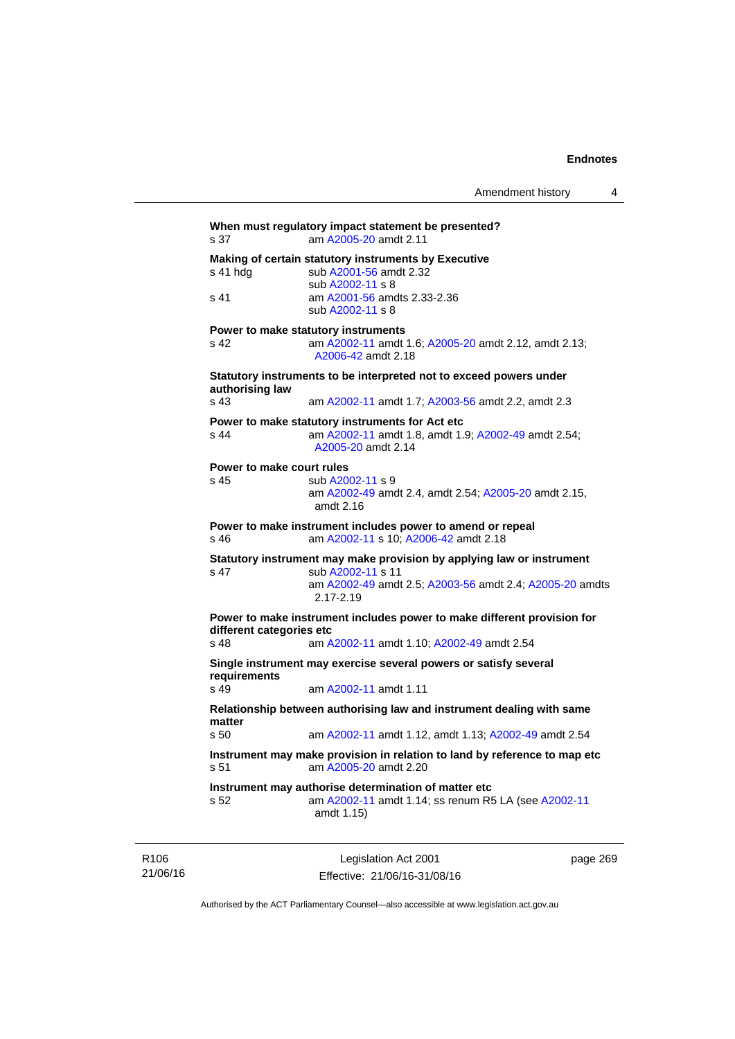**When must regulatory impact statement be presented?**

s 37 am A2005-20 amdt 2.11

**Making of certain statutory instruments by Executive**

s 41 hdg sub A2001-56 amdt 2.32
sub A2002-11 s 8

s 41 am A2001-56 amdts 2.33-2.36
sub A2002-11 s 8

**Power to make statutory instruments**

s 42 am A2002-11 amdt 1.6; A2005-20 amdt 2.12, amdt 2.13; A2006-42 amdt 2.18

**Statutory instruments to be interpreted not to exceed powers under authorising law**

s 43 am A2002-11 amdt 1.7; A2003-56 amdt 2.2, amdt 2.3

**Power to make statutory instruments for Act etc**

s 44 am A2002-11 amdt 1.8, amdt 1.9; A2002-49 amdt 2.54; A2005-20 amdt 2.14

**Power to make court rules**

s 45 sub A2002-11 s 9
am A2002-49 amdt 2.4, amdt 2.54; A2005-20 amdt 2.15, amdt 2.16

**Power to make instrument includes power to amend or repeal**

s 46 am A2002-11 s 10; A2006-42 amdt 2.18

**Statutory instrument may make provision by applying law or instrument**

s 47 sub A2002-11 s 11
am A2002-49 amdt 2.5; A2003-56 amdt 2.4; A2005-20 amdts 2.17-2.19

**Power to make instrument includes power to make different provision for different categories etc**

s 48 am A2002-11 amdt 1.10; A2002-49 amdt 2.54

**Single instrument may exercise several powers or satisfy several requirements**

s 49 am A2002-11 amdt 1.11

**Relationship between authorising law and instrument dealing with same matter**

s 50 am A2002-11 amdt 1.12, amdt 1.13; A2002-49 amdt 2.54

**Instrument may make provision in relation to land by reference to map etc**

s 51 am A2005-20 amdt 2.20

**Instrument may authorise determination of matter etc**

s 52 am A2002-11 amdt 1.14; ss renum R5 LA (see A2002-11 amdt 1.15)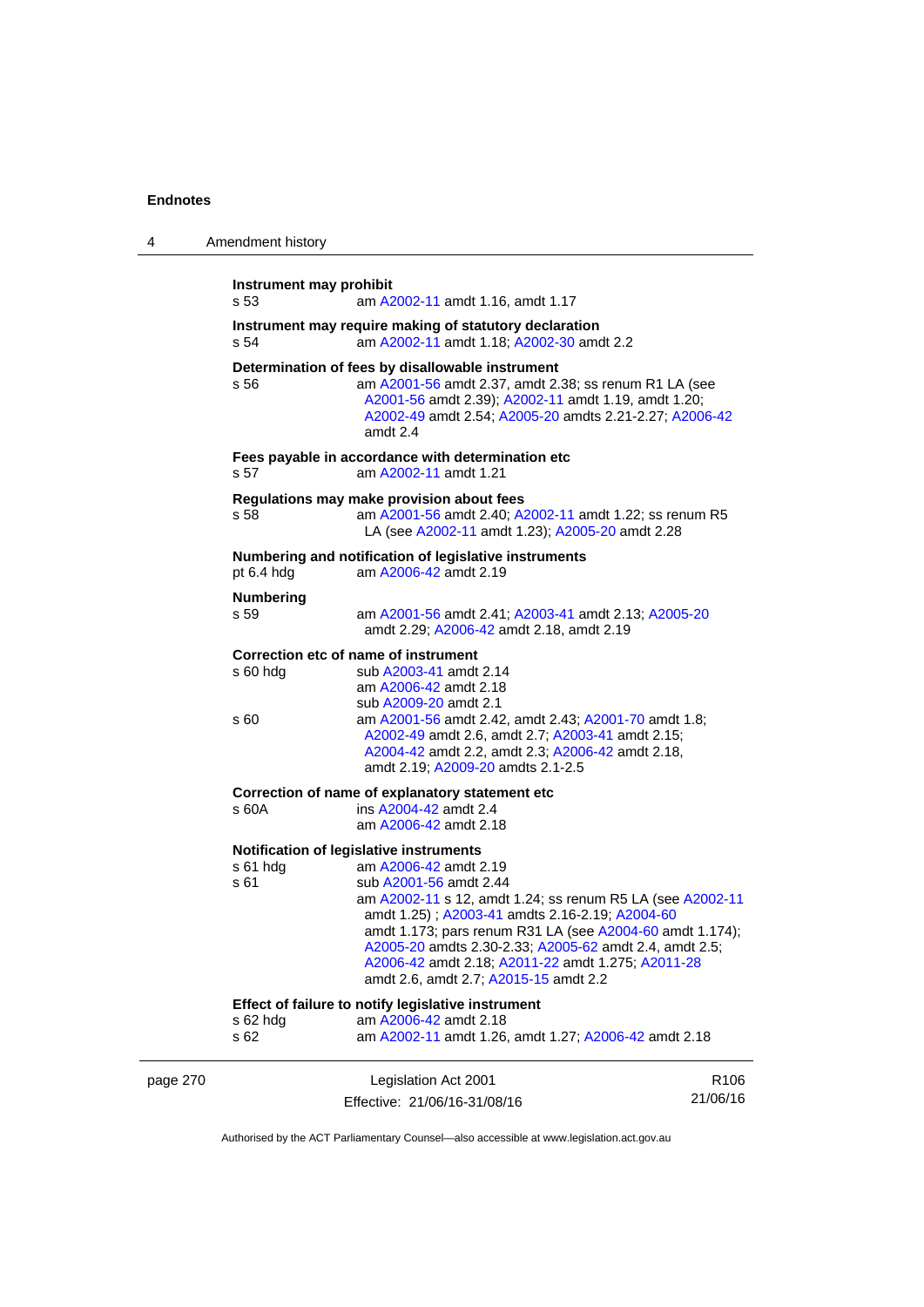**Instrument may prohibit**

s 53 am A2002-11 amdt 1.16, amdt 1.17

**Instrument may require making of statutory declaration**

s 54 am A2002-11 amdt 1.18; A2002-30 amdt 2.2

**Determination of fees by disallowable instrument**

s 56 am A2001-56 amdt 2.37, amdt 2.38; ss renum R1 LA (see A2001-56 amdt 2.39); A2002-11 amdt 1.19, amdt 1.20; A2002-49 amdt 2.54; A2005-20 amdts 2.21-2.27; A2006-42 amdt 2.4

**Fees payable in accordance with determination etc**

s 57 am A2002-11 amdt 1.21

**Regulations may make provision about fees**

s 58 am A2001-56 amdt 2.40; A2002-11 amdt 1.22; ss renum R5 LA (see A2002-11 amdt 1.23); A2005-20 amdt 2.28

**Numbering and notification of legislative instruments**

pt 6.4 hdg am A2006-42 amdt 2.19

**Numbering**

s 59 am A2001-56 amdt 2.41; A2003-41 amdt 2.13; A2005-20 amdt 2.29; A2006-42 amdt 2.18, amdt 2.19

**Correction etc of name of instrument**

s 60 hdg sub A2003-41 amdt 2.14
am A2006-42 amdt 2.18
sub A2009-20 amdt 2.1

s 60 am A2001-56 amdt 2.42, amdt 2.43; A2001-70 amdt 1.8; A2002-49 amdt 2.6, amdt 2.7; A2003-41 amdt 2.15; A2004-42 amdt 2.2, amdt 2.3; A2006-42 amdt 2.18, amdt 2.19; A2009-20 amdts 2.1-2.5

**Correction of name of explanatory statement etc**

s 60A ins A2004-42 amdt 2.4
am A2006-42 amdt 2.18

**Notification of legislative instruments**

s 61 hdg am A2006-42 amdt 2.19

s 61 sub A2001-56 amdt 2.44
am A2002-11 s 12, amdt 1.24; ss renum R5 LA (see A2002-11 amdt 1.25) ; A2003-41 amdts 2.16-2.19; A2004-60 amdt 1.173; pars renum R31 LA (see A2004-60 amdt 1.174); A2005-20 amdts 2.30-2.33; A2005-62 amdt 2.4, amdt 2.5; A2006-42 amdt 2.18; A2011-22 amdt 1.275; A2011-28 amdt 2.6, amdt 2.7; A2015-15 amdt 2.2

**Effect of failure to notify legislative instrument**

s 62 hdg am A2006-42 amdt 2.18

s 62 am A2002-11 amdt 1.26, amdt 1.27; A2006-42 amdt 2.18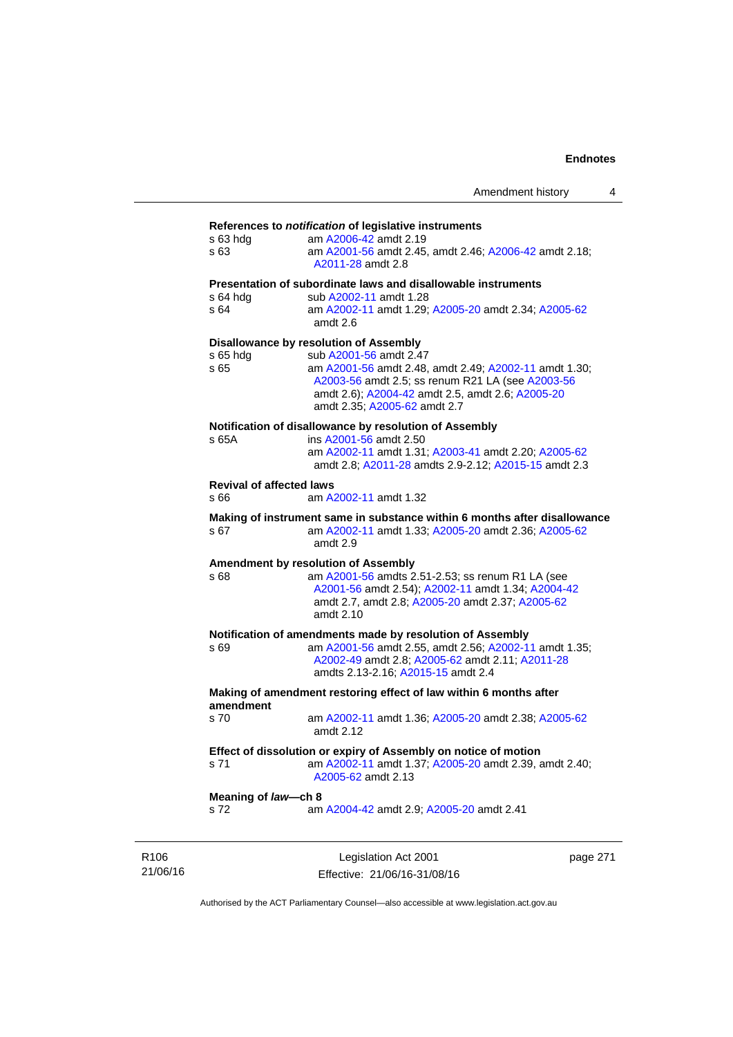**References to *notification* of legislative instruments**

s 63 hdg am A2006-42 amdt 2.19

s 63 am A2001-56 amdt 2.45, amdt 2.46; A2006-42 amdt 2.18; A2011-28 amdt 2.8

**Presentation of subordinate laws and disallowable instruments**

s 64 hdg sub A2002-11 amdt 1.28

s 64 am A2002-11 amdt 1.29; A2005-20 amdt 2.34; A2005-62 amdt 2.6

**Disallowance by resolution of Assembly**

s 65 hdg sub A2001-56 amdt 2.47

s 65 am A2001-56 amdt 2.48, amdt 2.49; A2002-11 amdt 1.30; A2003-56 amdt 2.5; ss renum R21 LA (see A2003-56 amdt 2.6); A2004-42 amdt 2.5, amdt 2.6; A2005-20 amdt 2.35; A2005-62 amdt 2.7

**Notification of disallowance by resolution of Assembly**

s 65A ins A2001-56 amdt 2.50
am A2002-11 amdt 1.31; A2003-41 amdt 2.20; A2005-62 amdt 2.8; A2011-28 amdts 2.9-2.12; A2015-15 amdt 2.3

**Revival of affected laws**

s 66 am A2002-11 amdt 1.32

**Making of instrument same in substance within 6 months after disallowance**

s 67 am A2002-11 amdt 1.33; A2005-20 amdt 2.36; A2005-62 amdt 2.9

**Amendment by resolution of Assembly**

s 68 am A2001-56 amdts 2.51-2.53; ss renum R1 LA (see A2001-56 amdt 2.54); A2002-11 amdt 1.34; A2004-42 amdt 2.7, amdt 2.8; A2005-20 amdt 2.37; A2005-62 amdt 2.10

**Notification of amendments made by resolution of Assembly**

s 69 am A2001-56 amdt 2.55, amdt 2.56; A2002-11 amdt 1.35; A2002-49 amdt 2.8; A2005-62 amdt 2.11; A2011-28 amdts 2.13-2.16; A2015-15 amdt 2.4

**Making of amendment restoring effect of law within 6 months after amendment**

s 70 am A2002-11 amdt 1.36; A2005-20 amdt 2.38; A2005-62 amdt 2.12

**Effect of dissolution or expiry of Assembly on notice of motion**

s 71 am A2002-11 amdt 1.37; A2005-20 amdt 2.39, amdt 2.40; A2005-62 amdt 2.13

**Meaning of *law*—ch 8**

s 72 am A2004-42 amdt 2.9; A2005-20 amdt 2.41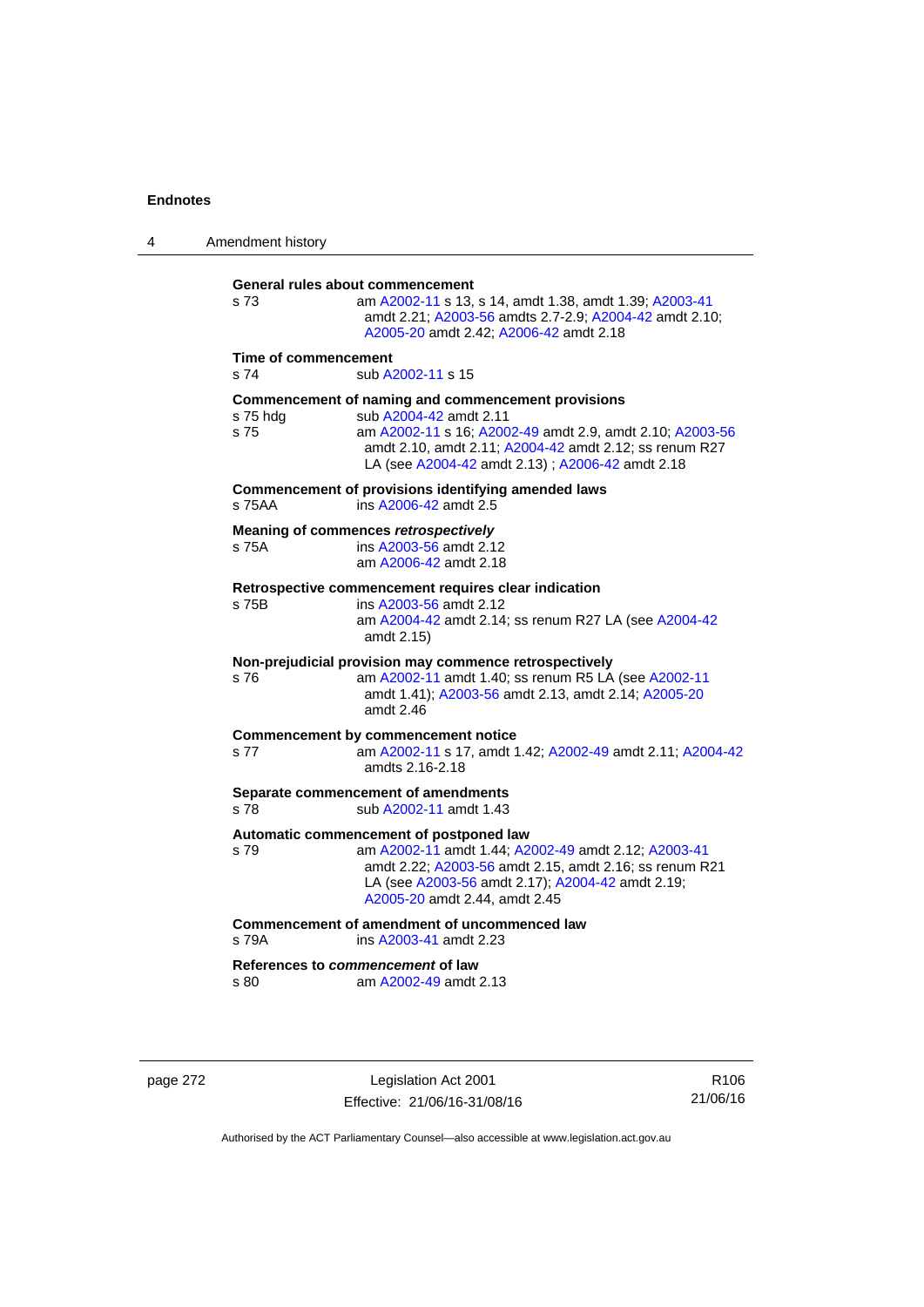**General rules about commencement**

s 73 — am A2002-11 s 13, s 14, amdt 1.38, amdt 1.39; A2003-41 amdt 2.21; A2003-56 amdts 2.7-2.9; A2004-42 amdt 2.10; A2005-20 amdt 2.42; A2006-42 amdt 2.18

**Time of commencement**

s 74 — sub A2002-11 s 15

**Commencement of naming and commencement provisions**

s 75 hdg — sub A2004-42 amdt 2.11

s 75 — am A2002-11 s 16; A2002-49 amdt 2.9, amdt 2.10; A2003-56 amdt 2.10, amdt 2.11; A2004-42 amdt 2.12; ss renum R27 LA (see A2004-42 amdt 2.13) ; A2006-42 amdt 2.18

**Commencement of provisions identifying amended laws**

s 75AA — ins A2006-42 amdt 2.5

**Meaning of commences *retrospectively***

s 75A — ins A2003-56 amdt 2.12
am A2006-42 amdt 2.18

**Retrospective commencement requires clear indication**

s 75B — ins A2003-56 amdt 2.12
am A2004-42 amdt 2.14; ss renum R27 LA (see A2004-42 amdt 2.15)

**Non-prejudicial provision may commence retrospectively**

s 76 — am A2002-11 amdt 1.40; ss renum R5 LA (see A2002-11 amdt 1.41); A2003-56 amdt 2.13, amdt 2.14; A2005-20 amdt 2.46

**Commencement by commencement notice**

s 77 — am A2002-11 s 17, amdt 1.42; A2002-49 amdt 2.11; A2004-42 amdts 2.16-2.18

**Separate commencement of amendments**

s 78 — sub A2002-11 amdt 1.43

**Automatic commencement of postponed law**

s 79 — am A2002-11 amdt 1.44; A2002-49 amdt 2.12; A2003-41 amdt 2.22; A2003-56 amdt 2.15, amdt 2.16; ss renum R21 LA (see A2003-56 amdt 2.17); A2004-42 amdt 2.19; A2005-20 amdt 2.44, amdt 2.45

**Commencement of amendment of uncommenced law**

s 79A — ins A2003-41 amdt 2.23

**References to *commencement* of law**

s 80 — am A2002-49 amdt 2.13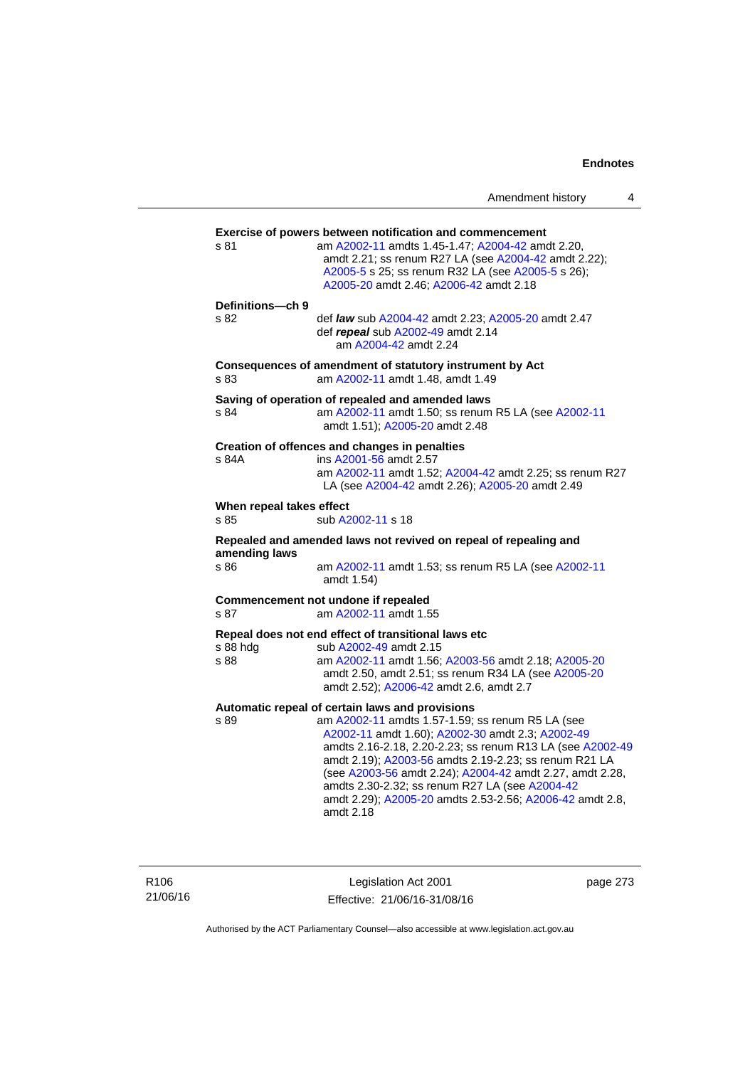**Exercise of powers between notification and commencement**

s 81 — am A2002-11 amdts 1.45-1.47; A2004-42 amdt 2.20, amdt 2.21; ss renum R27 LA (see A2004-42 amdt 2.22); A2005-5 s 25; ss renum R32 LA (see A2005-5 s 26); A2005-20 amdt 2.46; A2006-42 amdt 2.18

**Definitions—ch 9**

s 82 — def ***law*** sub A2004-42 amdt 2.23; A2005-20 amdt 2.47
def ***repeal*** sub A2002-49 amdt 2.14
am A2004-42 amdt 2.24

**Consequences of amendment of statutory instrument by Act**

s 83 — am A2002-11 amdt 1.48, amdt 1.49

**Saving of operation of repealed and amended laws**

s 84 — am A2002-11 amdt 1.50; ss renum R5 LA (see A2002-11 amdt 1.51); A2005-20 amdt 2.48

**Creation of offences and changes in penalties**

s 84A — ins A2001-56 amdt 2.57
am A2002-11 amdt 1.52; A2004-42 amdt 2.25; ss renum R27 LA (see A2004-42 amdt 2.26); A2005-20 amdt 2.49

**When repeal takes effect**

s 85 — sub A2002-11 s 18

**Repealed and amended laws not revived on repeal of repealing and amending laws**

s 86 — am A2002-11 amdt 1.53; ss renum R5 LA (see A2002-11 amdt 1.54)

**Commencement not undone if repealed**

s 87 — am A2002-11 amdt 1.55

**Repeal does not end effect of transitional laws etc**

s 88 hdg — sub A2002-49 amdt 2.15

s 88 — am A2002-11 amdt 1.56; A2003-56 amdt 2.18; A2005-20 amdt 2.50, amdt 2.51; ss renum R34 LA (see A2005-20 amdt 2.52); A2006-42 amdt 2.6, amdt 2.7

**Automatic repeal of certain laws and provisions**

s 89 — am A2002-11 amdts 1.57-1.59; ss renum R5 LA (see A2002-11 amdt 1.60); A2002-30 amdt 2.3; A2002-49 amdts 2.16-2.18, 2.20-2.23; ss renum R13 LA (see A2002-49 amdt 2.19); A2003-56 amdts 2.19-2.23; ss renum R21 LA (see A2003-56 amdt 2.24); A2004-42 amdt 2.27, amdt 2.28, amdts 2.30-2.32; ss renum R27 LA (see A2004-42 amdt 2.29); A2005-20 amdts 2.53-2.56; A2006-42 amdt 2.8, amdt 2.18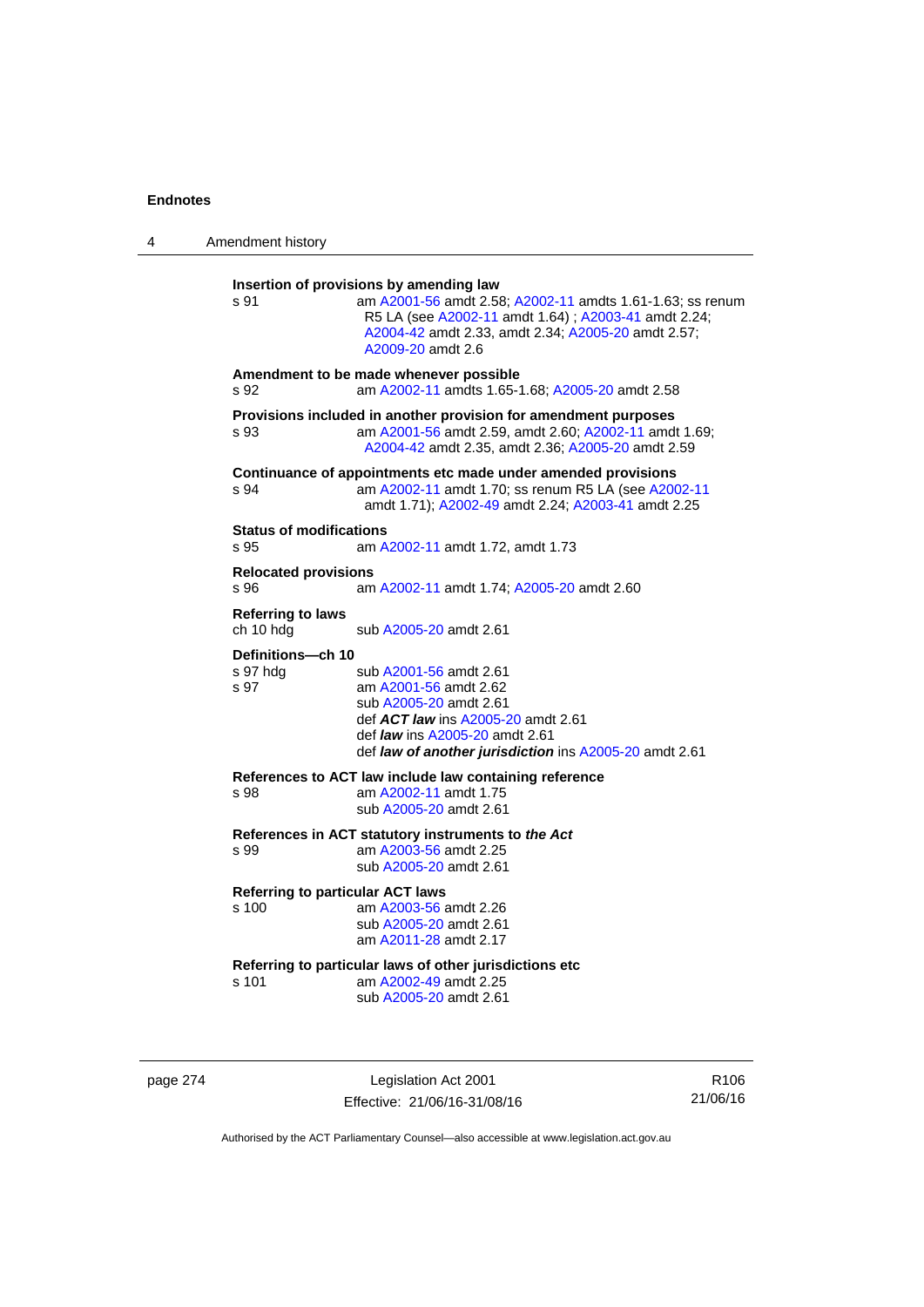**Insertion of provisions by amending law**

s 91 — am A2001-56 amdt 2.58; A2002-11 amdts 1.61-1.63; ss renum R5 LA (see A2002-11 amdt 1.64) ; A2003-41 amdt 2.24; A2004-42 amdt 2.33, amdt 2.34; A2005-20 amdt 2.57; A2009-20 amdt 2.6

**Amendment to be made whenever possible**

s 92 — am A2002-11 amdts 1.65-1.68; A2005-20 amdt 2.58

**Provisions included in another provision for amendment purposes**

s 93 — am A2001-56 amdt 2.59, amdt 2.60; A2002-11 amdt 1.69; A2004-42 amdt 2.35, amdt 2.36; A2005-20 amdt 2.59

**Continuance of appointments etc made under amended provisions**

s 94 — am A2002-11 amdt 1.70; ss renum R5 LA (see A2002-11 amdt 1.71); A2002-49 amdt 2.24; A2003-41 amdt 2.25

**Status of modifications**

s 95 — am A2002-11 amdt 1.72, amdt 1.73

**Relocated provisions**

s 96 — am A2002-11 amdt 1.74; A2005-20 amdt 2.60

**Referring to laws**

ch 10 hdg — sub A2005-20 amdt 2.61

**Definitions—ch 10**

s 97 hdg — sub A2001-56 amdt 2.61

s 97 — am A2001-56 amdt 2.62
sub A2005-20 amdt 2.61
def ***ACT law*** ins A2005-20 amdt 2.61
def ***law*** ins A2005-20 amdt 2.61
def ***law of another jurisdiction*** ins A2005-20 amdt 2.61

**References to ACT law include law containing reference**

s 98 — am A2002-11 amdt 1.75
sub A2005-20 amdt 2.61

**References in ACT statutory instruments to *the Act***

s 99 — am A2003-56 amdt 2.25
sub A2005-20 amdt 2.61

**Referring to particular ACT laws**

s 100 — am A2003-56 amdt 2.26
sub A2005-20 amdt 2.61
am A2011-28 amdt 2.17

**Referring to particular laws of other jurisdictions etc**

s 101 — am A2002-49 amdt 2.25
sub A2005-20 amdt 2.61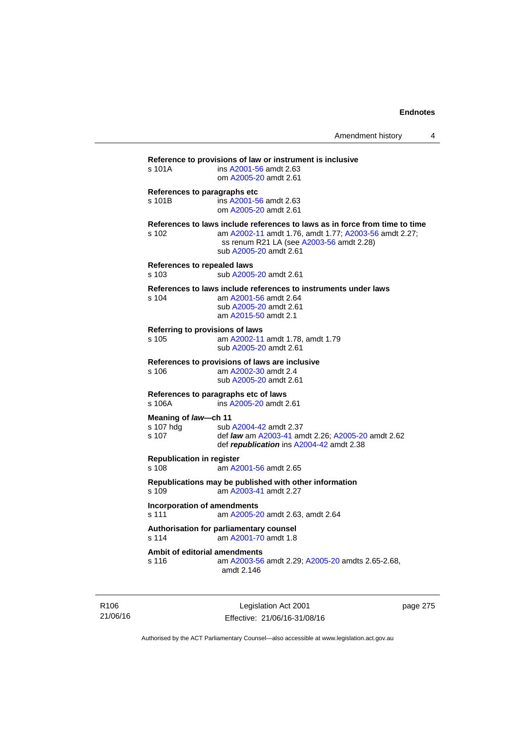**Reference to provisions of law or instrument is inclusive**

s 101A ins A2001-56 amdt 2.63
om A2005-20 amdt 2.61

**References to paragraphs etc**

s 101B ins A2001-56 amdt 2.63
om A2005-20 amdt 2.61

**References to laws include references to laws as in force from time to time**

s 102 am A2002-11 amdt 1.76, amdt 1.77; A2003-56 amdt 2.27;
ss renum R21 LA (see A2003-56 amdt 2.28)
sub A2005-20 amdt 2.61

**References to repealed laws**

s 103 sub A2005-20 amdt 2.61

**References to laws include references to instruments under laws**

s 104 am A2001-56 amdt 2.64
sub A2005-20 amdt 2.61
am A2015-50 amdt 2.1

**Referring to provisions of laws**

s 105 am A2002-11 amdt 1.78, amdt 1.79
sub A2005-20 amdt 2.61

**References to provisions of laws are inclusive**

s 106 am A2002-30 amdt 2.4
sub A2005-20 amdt 2.61

**References to paragraphs etc of laws**

s 106A ins A2005-20 amdt 2.61

**Meaning of *law*—ch 11**

s 107 hdg sub A2004-42 amdt 2.37
s 107 def ***law*** am A2003-41 amdt 2.26; A2005-20 amdt 2.62
def ***republication*** ins A2004-42 amdt 2.38

**Republication in register**

s 108 am A2001-56 amdt 2.65

**Republications may be published with other information**

s 109 am A2003-41 amdt 2.27

**Incorporation of amendments**

s 111 am A2005-20 amdt 2.63, amdt 2.64

**Authorisation for parliamentary counsel**

s 114 am A2001-70 amdt 1.8

**Ambit of editorial amendments**

s 116 am A2003-56 amdt 2.29; A2005-20 amdts 2.65-2.68,
amdt 2.146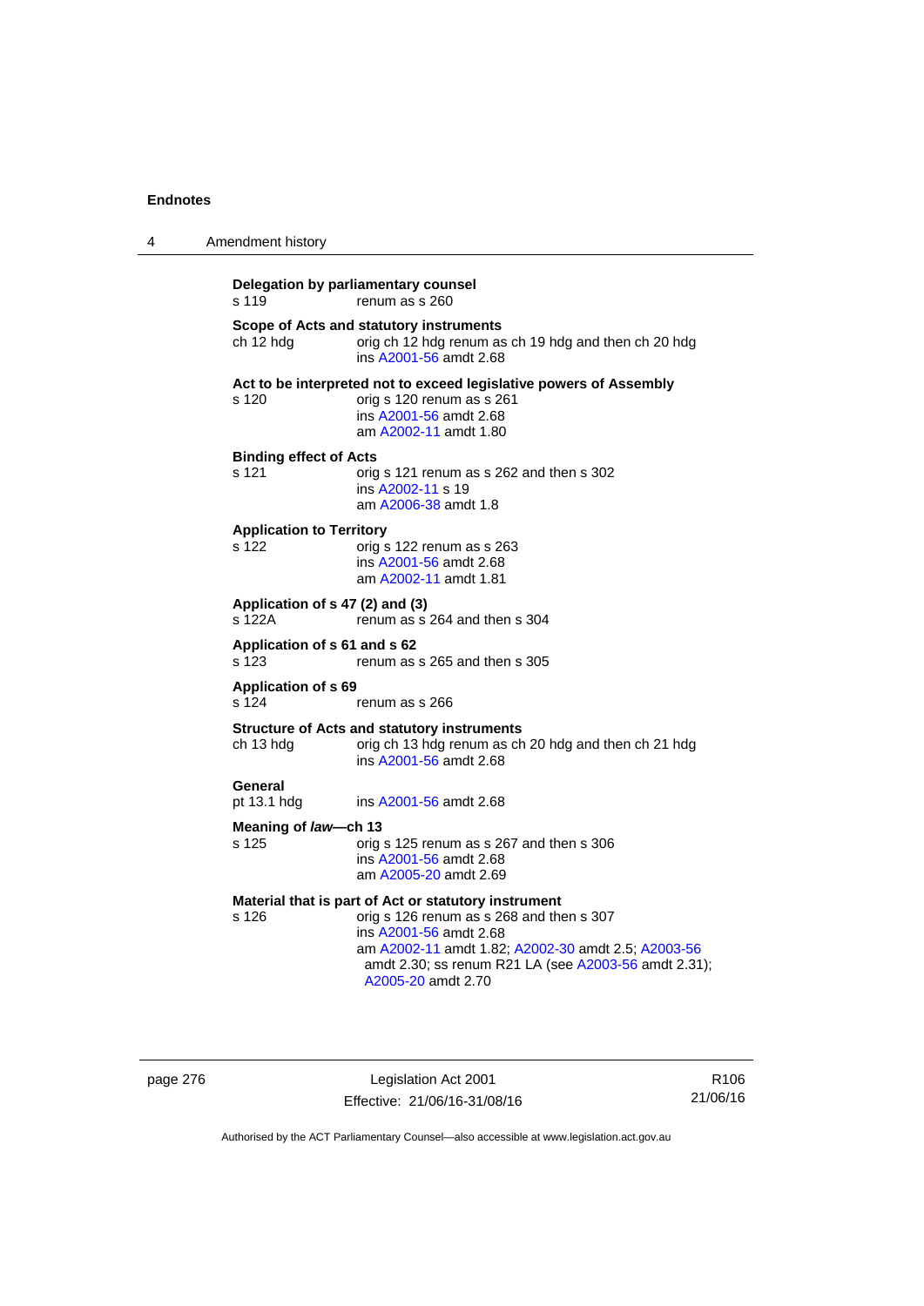**Delegation by parliamentary counsel**

s 119 renum as s 260

**Scope of Acts and statutory instruments**

ch 12 hdg orig ch 12 hdg renum as ch 19 hdg and then ch 20 hdg
ins A2001-56 amdt 2.68

**Act to be interpreted not to exceed legislative powers of Assembly**

s 120 orig s 120 renum as s 261
ins A2001-56 amdt 2.68
am A2002-11 amdt 1.80

**Binding effect of Acts**

s 121 orig s 121 renum as s 262 and then s 302
ins A2002-11 s 19
am A2006-38 amdt 1.8

**Application to Territory**

s 122 orig s 122 renum as s 263
ins A2001-56 amdt 2.68
am A2002-11 amdt 1.81

**Application of s 47 (2) and (3)**

s 122A renum as s 264 and then s 304

**Application of s 61 and s 62**

s 123 renum as s 265 and then s 305

**Application of s 69**

s 124 renum as s 266

**Structure of Acts and statutory instruments**

ch 13 hdg orig ch 13 hdg renum as ch 20 hdg and then ch 21 hdg
ins A2001-56 amdt 2.68

**General**

pt 13.1 hdg ins A2001-56 amdt 2.68

**Meaning of *law*—ch 13**

s 125 orig s 125 renum as s 267 and then s 306
ins A2001-56 amdt 2.68
am A2005-20 amdt 2.69

**Material that is part of Act or statutory instrument**

s 126 orig s 126 renum as s 268 and then s 307
ins A2001-56 amdt 2.68
am A2002-11 amdt 1.82; A2002-30 amdt 2.5; A2003-56 amdt 2.30; ss renum R21 LA (see A2003-56 amdt 2.31); A2005-20 amdt 2.70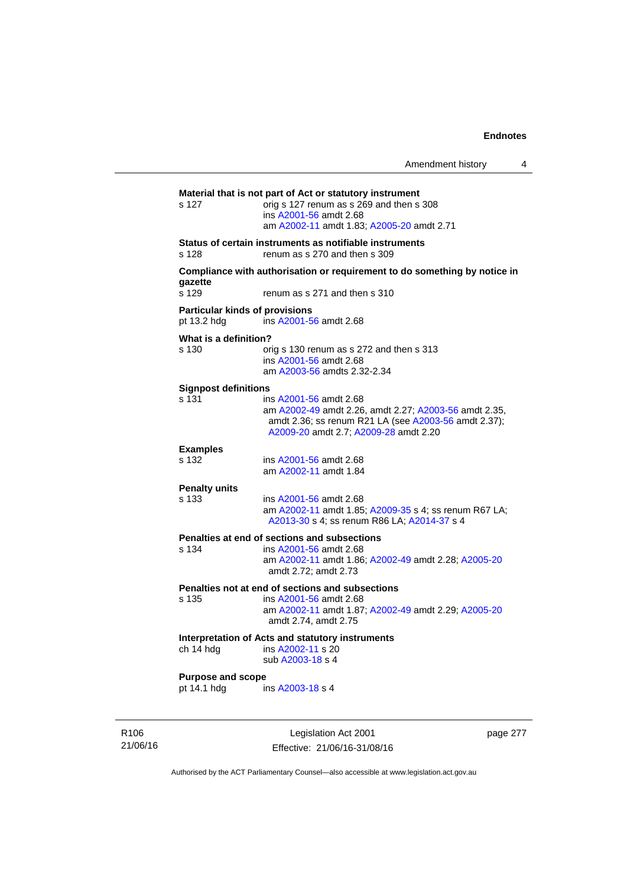**Material that is not part of Act or statutory instrument**

s 127 — orig s 127 renum as s 269 and then s 308
ins A2001-56 amdt 2.68
am A2002-11 amdt 1.83; A2005-20 amdt 2.71

**Status of certain instruments as notifiable instruments**

s 128 — renum as s 270 and then s 309

**Compliance with authorisation or requirement to do something by notice in gazette**

s 129 — renum as s 271 and then s 310

**Particular kinds of provisions**

pt 13.2 hdg — ins A2001-56 amdt 2.68

**What is a definition?**

s 130 — orig s 130 renum as s 272 and then s 313
ins A2001-56 amdt 2.68
am A2003-56 amdts 2.32-2.34

**Signpost definitions**

s 131 — ins A2001-56 amdt 2.68
am A2002-49 amdt 2.26, amdt 2.27; A2003-56 amdt 2.35, amdt 2.36; ss renum R21 LA (see A2003-56 amdt 2.37); A2009-20 amdt 2.7; A2009-28 amdt 2.20

**Examples**

s 132 — ins A2001-56 amdt 2.68
am A2002-11 amdt 1.84

**Penalty units**

s 133 — ins A2001-56 amdt 2.68
am A2002-11 amdt 1.85; A2009-35 s 4; ss renum R67 LA; A2013-30 s 4; ss renum R86 LA; A2014-37 s 4

**Penalties at end of sections and subsections**

s 134 — ins A2001-56 amdt 2.68
am A2002-11 amdt 1.86; A2002-49 amdt 2.28; A2005-20 amdt 2.72; amdt 2.73

**Penalties not at end of sections and subsections**

s 135 — ins A2001-56 amdt 2.68
am A2002-11 amdt 1.87; A2002-49 amdt 2.29; A2005-20 amdt 2.74, amdt 2.75

**Interpretation of Acts and statutory instruments**

ch 14 hdg — ins A2002-11 s 20
sub A2003-18 s 4

**Purpose and scope**

pt 14.1 hdg — ins A2003-18 s 4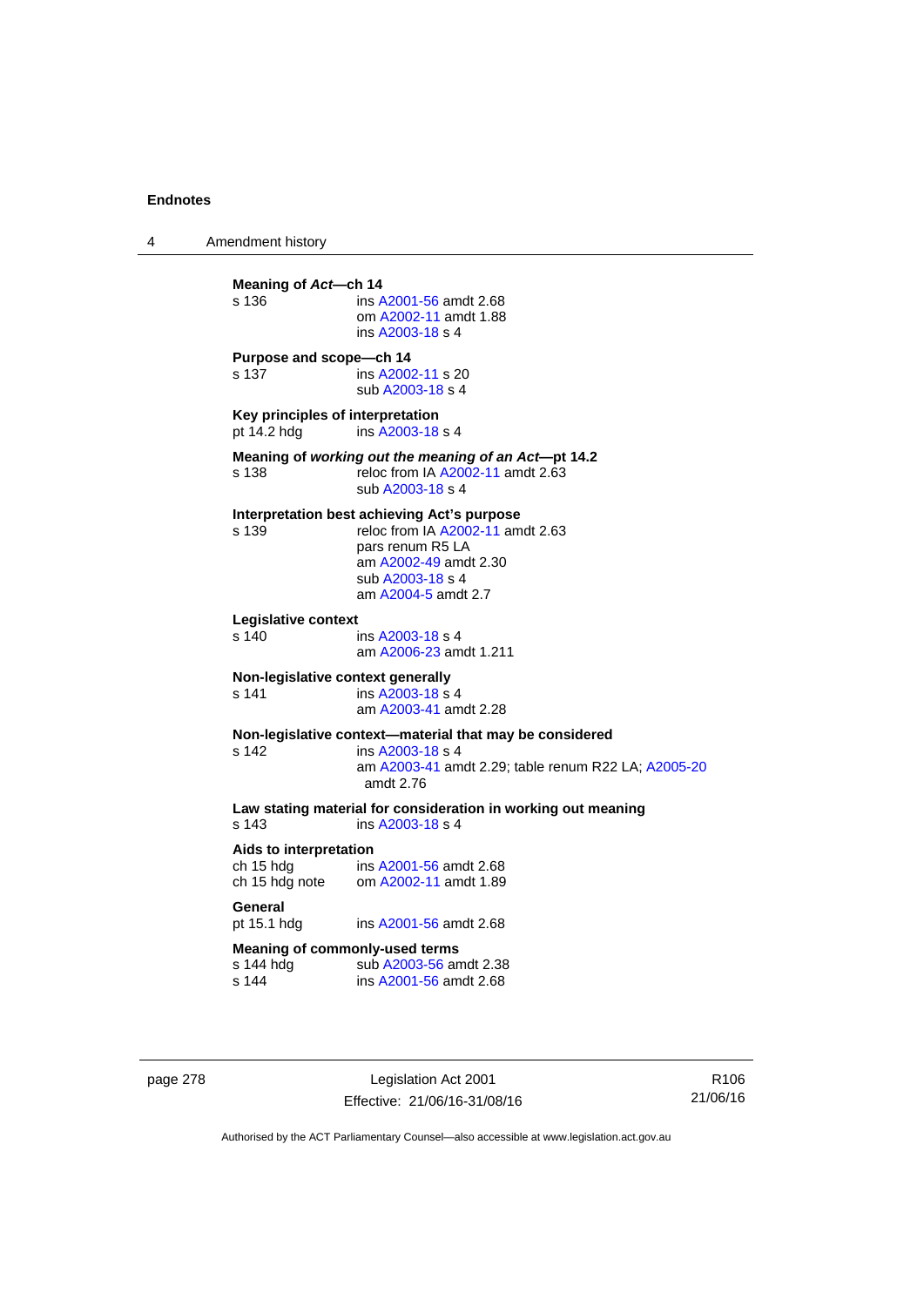**Meaning of *Act*—ch 14**

s 136 ins A2001-56 amdt 2.68
om A2002-11 amdt 1.88
ins A2003-18 s 4

**Purpose and scope—ch 14**

s 137 ins A2002-11 s 20
sub A2003-18 s 4

**Key principles of interpretation**

pt 14.2 hdg ins A2003-18 s 4

**Meaning of *working out the meaning of an Act*—pt 14.2**

s 138 reloc from IA A2002-11 amdt 2.63
sub A2003-18 s 4

**Interpretation best achieving Act's purpose**

s 139 reloc from IA A2002-11 amdt 2.63
pars renum R5 LA
am A2002-49 amdt 2.30
sub A2003-18 s 4
am A2004-5 amdt 2.7

**Legislative context**

s 140 ins A2003-18 s 4
am A2006-23 amdt 1.211

**Non-legislative context generally**

s 141 ins A2003-18 s 4
am A2003-41 amdt 2.28

**Non-legislative context—material that may be considered**

s 142 ins A2003-18 s 4
am A2003-41 amdt 2.29; table renum R22 LA; A2005-20 amdt 2.76

**Law stating material for consideration in working out meaning**

s 143 ins A2003-18 s 4

**Aids to interpretation**

ch 15 hdg ins A2001-56 amdt 2.68
ch 15 hdg note om A2002-11 amdt 1.89

**General**

pt 15.1 hdg ins A2001-56 amdt 2.68

**Meaning of commonly-used terms**

s 144 hdg sub A2003-56 amdt 2.38
s 144 ins A2001-56 amdt 2.68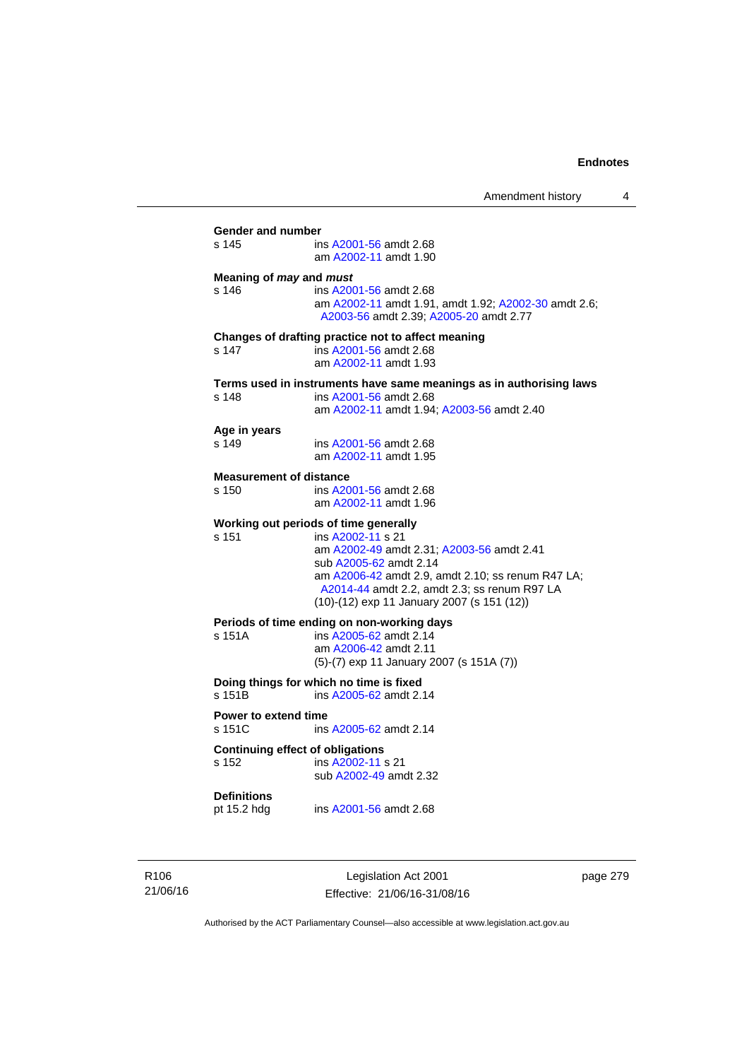**Gender and number**

s 145 ins A2001-56 amdt 2.68
am A2002-11 amdt 1.90

**Meaning of *may* and *must***

s 146 ins A2001-56 amdt 2.68
am A2002-11 amdt 1.91, amdt 1.92; A2002-30 amdt 2.6; A2003-56 amdt 2.39; A2005-20 amdt 2.77

**Changes of drafting practice not to affect meaning**

s 147 ins A2001-56 amdt 2.68
am A2002-11 amdt 1.93

**Terms used in instruments have same meanings as in authorising laws**

s 148 ins A2001-56 amdt 2.68
am A2002-11 amdt 1.94; A2003-56 amdt 2.40

**Age in years**

s 149 ins A2001-56 amdt 2.68
am A2002-11 amdt 1.95

**Measurement of distance**

s 150 ins A2001-56 amdt 2.68
am A2002-11 amdt 1.96

**Working out periods of time generally**

s 151 ins A2002-11 s 21
am A2002-49 amdt 2.31; A2003-56 amdt 2.41
sub A2005-62 amdt 2.14
am A2006-42 amdt 2.9, amdt 2.10; ss renum R47 LA; A2014-44 amdt 2.2, amdt 2.3; ss renum R97 LA
(10)-(12) exp 11 January 2007 (s 151 (12))

**Periods of time ending on non-working days**

s 151A ins A2005-62 amdt 2.14
am A2006-42 amdt 2.11
(5)-(7) exp 11 January 2007 (s 151A (7))

**Doing things for which no time is fixed**

s 151B ins A2005-62 amdt 2.14

**Power to extend time**

s 151C ins A2005-62 amdt 2.14

**Continuing effect of obligations**

s 152 ins A2002-11 s 21
sub A2002-49 amdt 2.32

**Definitions**

pt 15.2 hdg ins A2001-56 amdt 2.68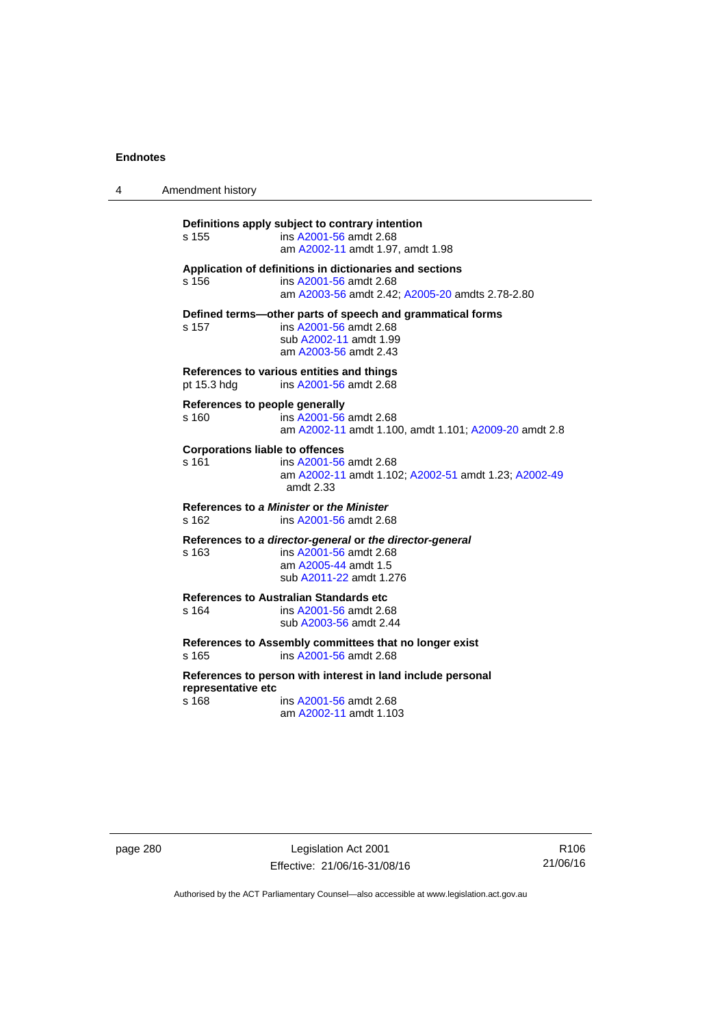**Definitions apply subject to contrary intention**

s 155 ins A2001-56 amdt 2.68
am A2002-11 amdt 1.97, amdt 1.98

**Application of definitions in dictionaries and sections**

s 156 ins A2001-56 amdt 2.68
am A2003-56 amdt 2.42; A2005-20 amdts 2.78-2.80

**Defined terms—other parts of speech and grammatical forms**

s 157 ins A2001-56 amdt 2.68
sub A2002-11 amdt 1.99
am A2003-56 amdt 2.43

**References to various entities and things**

pt 15.3 hdg ins A2001-56 amdt 2.68

**References to people generally**

s 160 ins A2001-56 amdt 2.68
am A2002-11 amdt 1.100, amdt 1.101; A2009-20 amdt 2.8

**Corporations liable to offences**

s 161 ins A2001-56 amdt 2.68
am A2002-11 amdt 1.102; A2002-51 amdt 1.23; A2002-49 amdt 2.33

**References to *a Minister* or *the Minister***

s 162 ins A2001-56 amdt 2.68

**References to *a director-general* or *the director-general***

s 163 ins A2001-56 amdt 2.68
am A2005-44 amdt 1.5
sub A2011-22 amdt 1.276

**References to Australian Standards etc**

s 164 ins A2001-56 amdt 2.68
sub A2003-56 amdt 2.44

**References to Assembly committees that no longer exist**

s 165 ins A2001-56 amdt 2.68

**References to person with interest in land include personal representative etc**

s 168 ins A2001-56 amdt 2.68
am A2002-11 amdt 1.103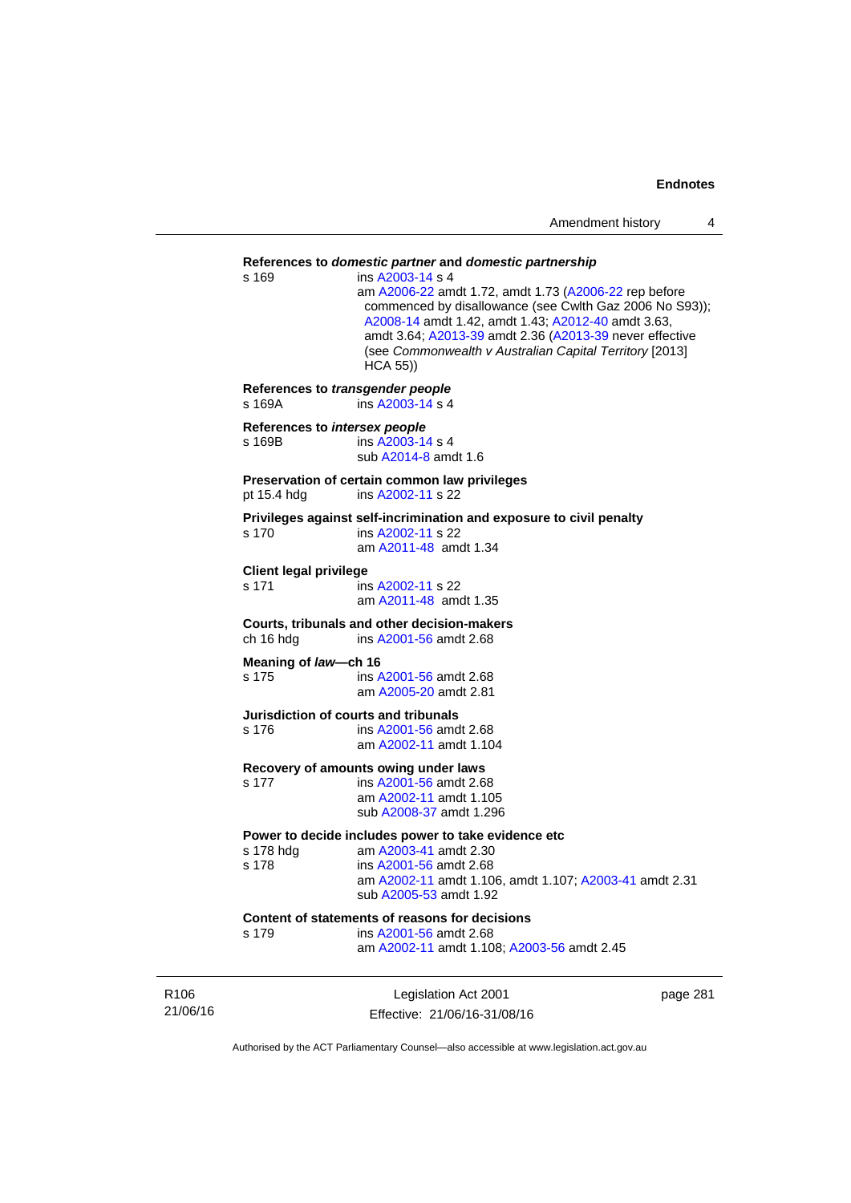**References to *domestic partner* and *domestic partnership***

s 169 — ins A2003-14 s 4
am A2006-22 amdt 1.72, amdt 1.73 (A2006-22 rep before commenced by disallowance (see Cwlth Gaz 2006 No S93)); A2008-14 amdt 1.42, amdt 1.43; A2012-40 amdt 3.63, amdt 3.64; A2013-39 amdt 2.36 (A2013-39 never effective (see *Commonwealth v Australian Capital Territory* [2013] HCA 55))

**References to *transgender people***

s 169A — ins A2003-14 s 4

**References to *intersex people***

s 169B — ins A2003-14 s 4
sub A2014-8 amdt 1.6

**Preservation of certain common law privileges**

pt 15.4 hdg — ins A2002-11 s 22

**Privileges against self-incrimination and exposure to civil penalty**

s 170 — ins A2002-11 s 22
am A2011-48 amdt 1.34

**Client legal privilege**

s 171 — ins A2002-11 s 22
am A2011-48 amdt 1.35

**Courts, tribunals and other decision-makers**

ch 16 hdg — ins A2001-56 amdt 2.68

**Meaning of *law*—ch 16**

s 175 — ins A2001-56 amdt 2.68
am A2005-20 amdt 2.81

**Jurisdiction of courts and tribunals**

s 176 — ins A2001-56 amdt 2.68
am A2002-11 amdt 1.104

**Recovery of amounts owing under laws**

s 177 — ins A2001-56 amdt 2.68
am A2002-11 amdt 1.105
sub A2008-37 amdt 1.296

**Power to decide includes power to take evidence etc**

s 178 hdg — am A2003-41 amdt 2.30
s 178 — ins A2001-56 amdt 2.68
am A2002-11 amdt 1.106, amdt 1.107; A2003-41 amdt 2.31
sub A2005-53 amdt 1.92

**Content of statements of reasons for decisions**

s 179 — ins A2001-56 amdt 2.68
am A2002-11 amdt 1.108; A2003-56 amdt 2.45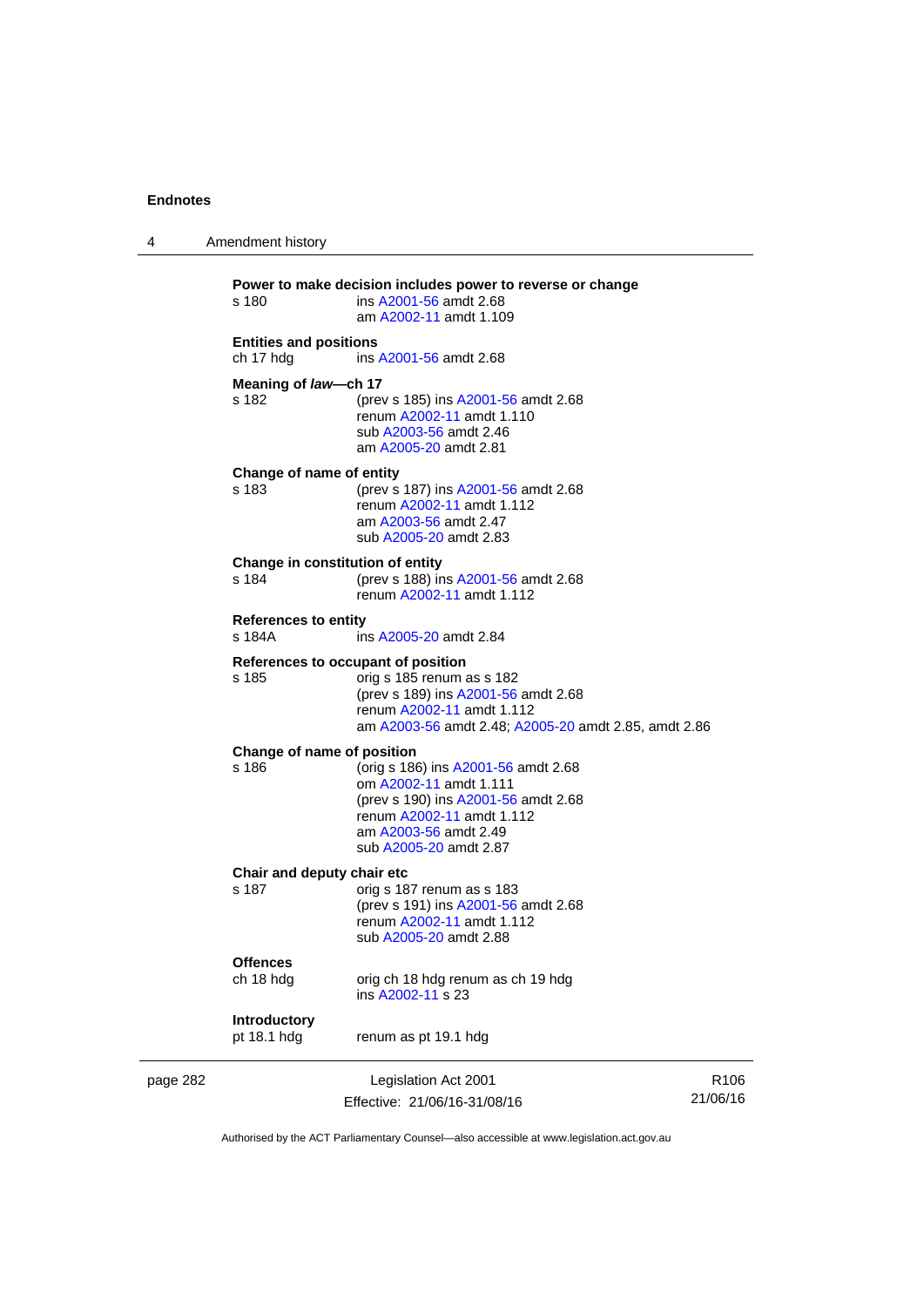**Power to make decision includes power to reverse or change**

s 180 ins A2001-56 amdt 2.68
am A2002-11 amdt 1.109

**Entities and positions**

ch 17 hdg ins A2001-56 amdt 2.68

**Meaning of *law*—ch 17**

s 182 (prev s 185) ins A2001-56 amdt 2.68
renum A2002-11 amdt 1.110
sub A2003-56 amdt 2.46
am A2005-20 amdt 2.81

**Change of name of entity**

s 183 (prev s 187) ins A2001-56 amdt 2.68
renum A2002-11 amdt 1.112
am A2003-56 amdt 2.47
sub A2005-20 amdt 2.83

**Change in constitution of entity**

s 184 (prev s 188) ins A2001-56 amdt 2.68
renum A2002-11 amdt 1.112

**References to entity**

s 184A ins A2005-20 amdt 2.84

**References to occupant of position**

s 185 orig s 185 renum as s 182
(prev s 189) ins A2001-56 amdt 2.68
renum A2002-11 amdt 1.112
am A2003-56 amdt 2.48; A2005-20 amdt 2.85, amdt 2.86

**Change of name of position**

s 186 (orig s 186) ins A2001-56 amdt 2.68
om A2002-11 amdt 1.111
(prev s 190) ins A2001-56 amdt 2.68
renum A2002-11 amdt 1.112
am A2003-56 amdt 2.49
sub A2005-20 amdt 2.87

**Chair and deputy chair etc**

s 187 orig s 187 renum as s 183
(prev s 191) ins A2001-56 amdt 2.68
renum A2002-11 amdt 1.112
sub A2005-20 amdt 2.88

**Offences**

ch 18 hdg orig ch 18 hdg renum as ch 19 hdg
ins A2002-11 s 23

**Introductory**

pt 18.1 hdg renum as pt 19.1 hdg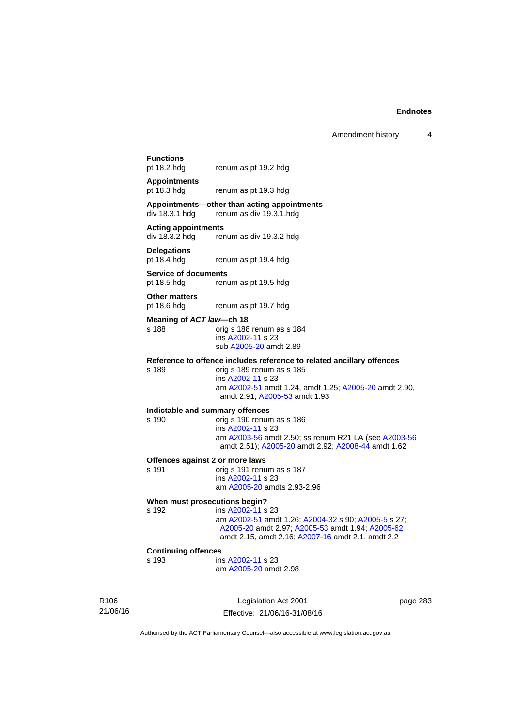**Functions**
pt 18.2 hdg renum as pt 19.2 hdg

**Appointments**
pt 18.3 hdg renum as pt 19.3 hdg

**Appointments—other than acting appointments**
div 18.3.1 hdg renum as div 19.3.1.hdg

**Acting appointments**
div 18.3.2 hdg renum as div 19.3.2 hdg

**Delegations**
pt 18.4 hdg renum as pt 19.4 hdg

**Service of documents**
pt 18.5 hdg renum as pt 19.5 hdg

**Other matters**
pt 18.6 hdg renum as pt 19.7 hdg

**Meaning of *ACT law*—ch 18**
s 188 orig s 188 renum as s 184
ins A2002-11 s 23
sub A2005-20 amdt 2.89

**Reference to offence includes reference to related ancillary offences**
s 189 orig s 189 renum as s 185
ins A2002-11 s 23
am A2002-51 amdt 1.24, amdt 1.25; A2005-20 amdt 2.90, amdt 2.91; A2005-53 amdt 1.93

**Indictable and summary offences**
s 190 orig s 190 renum as s 186
ins A2002-11 s 23
am A2003-56 amdt 2.50; ss renum R21 LA (see A2003-56 amdt 2.51); A2005-20 amdt 2.92; A2008-44 amdt 1.62

**Offences against 2 or more laws**
s 191 orig s 191 renum as s 187
ins A2002-11 s 23
am A2005-20 amdts 2.93-2.96

**When must prosecutions begin?**
s 192 ins A2002-11 s 23
am A2002-51 amdt 1.26; A2004-32 s 90; A2005-5 s 27; A2005-20 amdt 2.97; A2005-53 amdt 1.94; A2005-62 amdt 2.15, amdt 2.16; A2007-16 amdt 2.1, amdt 2.2

**Continuing offences**
s 193 ins A2002-11 s 23
am A2005-20 amdt 2.98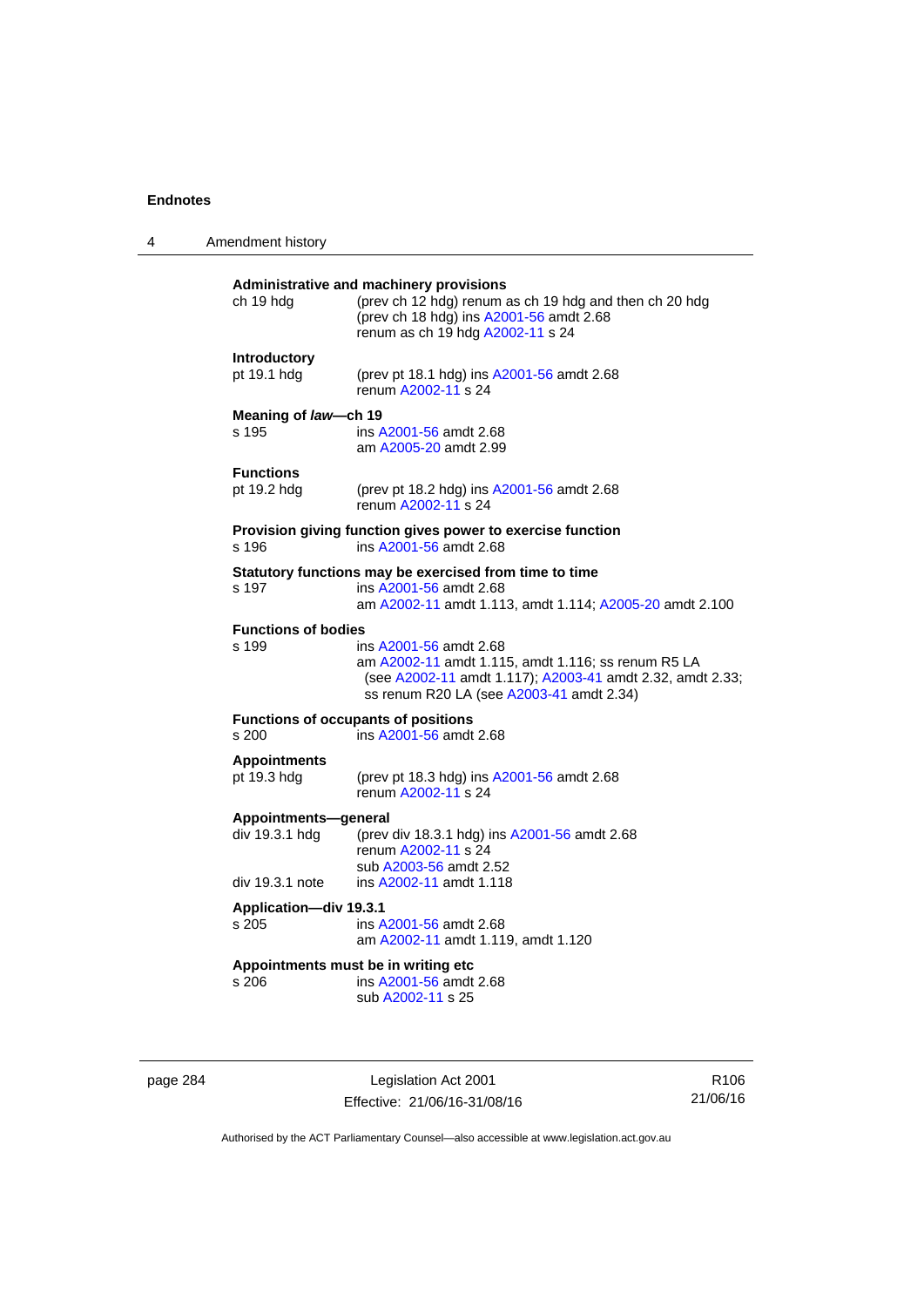**Administrative and machinery provisions**

ch 19 hdg — (prev ch 12 hdg) renum as ch 19 hdg and then ch 20 hdg (prev ch 18 hdg) ins A2001-56 amdt 2.68
renum as ch 19 hdg A2002-11 s 24

**Introductory**

pt 19.1 hdg — (prev pt 18.1 hdg) ins A2001-56 amdt 2.68
renum A2002-11 s 24

**Meaning of *law*—ch 19**

s 195 — ins A2001-56 amdt 2.68
am A2005-20 amdt 2.99

**Functions**

pt 19.2 hdg — (prev pt 18.2 hdg) ins A2001-56 amdt 2.68
renum A2002-11 s 24

**Provision giving function gives power to exercise function**

s 196 — ins A2001-56 amdt 2.68

**Statutory functions may be exercised from time to time**

s 197 — ins A2001-56 amdt 2.68
am A2002-11 amdt 1.113, amdt 1.114; A2005-20 amdt 2.100

**Functions of bodies**

s 199 — ins A2001-56 amdt 2.68
am A2002-11 amdt 1.115, amdt 1.116; ss renum R5 LA (see A2002-11 amdt 1.117); A2003-41 amdt 2.32, amdt 2.33; ss renum R20 LA (see A2003-41 amdt 2.34)

**Functions of occupants of positions**

s 200 — ins A2001-56 amdt 2.68

**Appointments**

pt 19.3 hdg — (prev pt 18.3 hdg) ins A2001-56 amdt 2.68
renum A2002-11 s 24

**Appointments—general**

div 19.3.1 hdg — (prev div 18.3.1 hdg) ins A2001-56 amdt 2.68
renum A2002-11 s 24
sub A2003-56 amdt 2.52

div 19.3.1 note — ins A2002-11 amdt 1.118

**Application—div 19.3.1**

s 205 — ins A2001-56 amdt 2.68
am A2002-11 amdt 1.119, amdt 1.120

**Appointments must be in writing etc**

s 206 — ins A2001-56 amdt 2.68
sub A2002-11 s 25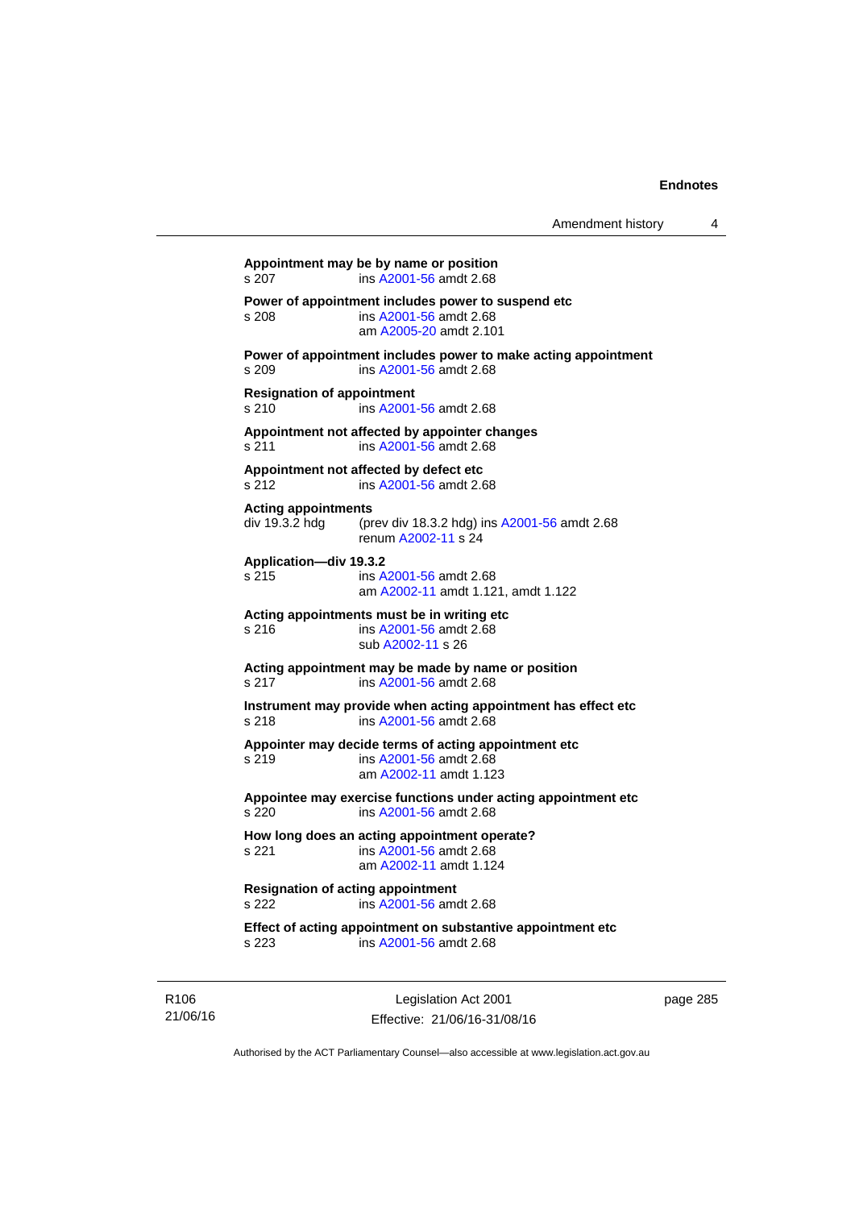**Appointment may be by name or position**
s 207 ins A2001-56 amdt 2.68

**Power of appointment includes power to suspend etc**
s 208 ins A2001-56 amdt 2.68
am A2005-20 amdt 2.101

**Power of appointment includes power to make acting appointment**
s 209 ins A2001-56 amdt 2.68

**Resignation of appointment**
s 210 ins A2001-56 amdt 2.68

**Appointment not affected by appointer changes**
s 211 ins A2001-56 amdt 2.68

**Appointment not affected by defect etc**
s 212 ins A2001-56 amdt 2.68

**Acting appointments**
div 19.3.2 hdg (prev div 18.3.2 hdg) ins A2001-56 amdt 2.68
renum A2002-11 s 24

**Application—div 19.3.2**
s 215 ins A2001-56 amdt 2.68
am A2002-11 amdt 1.121, amdt 1.122

**Acting appointments must be in writing etc**
s 216 ins A2001-56 amdt 2.68
sub A2002-11 s 26

**Acting appointment may be made by name or position**
s 217 ins A2001-56 amdt 2.68

**Instrument may provide when acting appointment has effect etc**
s 218 ins A2001-56 amdt 2.68

**Appointer may decide terms of acting appointment etc**
s 219 ins A2001-56 amdt 2.68
am A2002-11 amdt 1.123

**Appointee may exercise functions under acting appointment etc**
s 220 ins A2001-56 amdt 2.68

**How long does an acting appointment operate?**
s 221 ins A2001-56 amdt 2.68
am A2002-11 amdt 1.124

**Resignation of acting appointment**
s 222 ins A2001-56 amdt 2.68

**Effect of acting appointment on substantive appointment etc**
s 223 ins A2001-56 amdt 2.68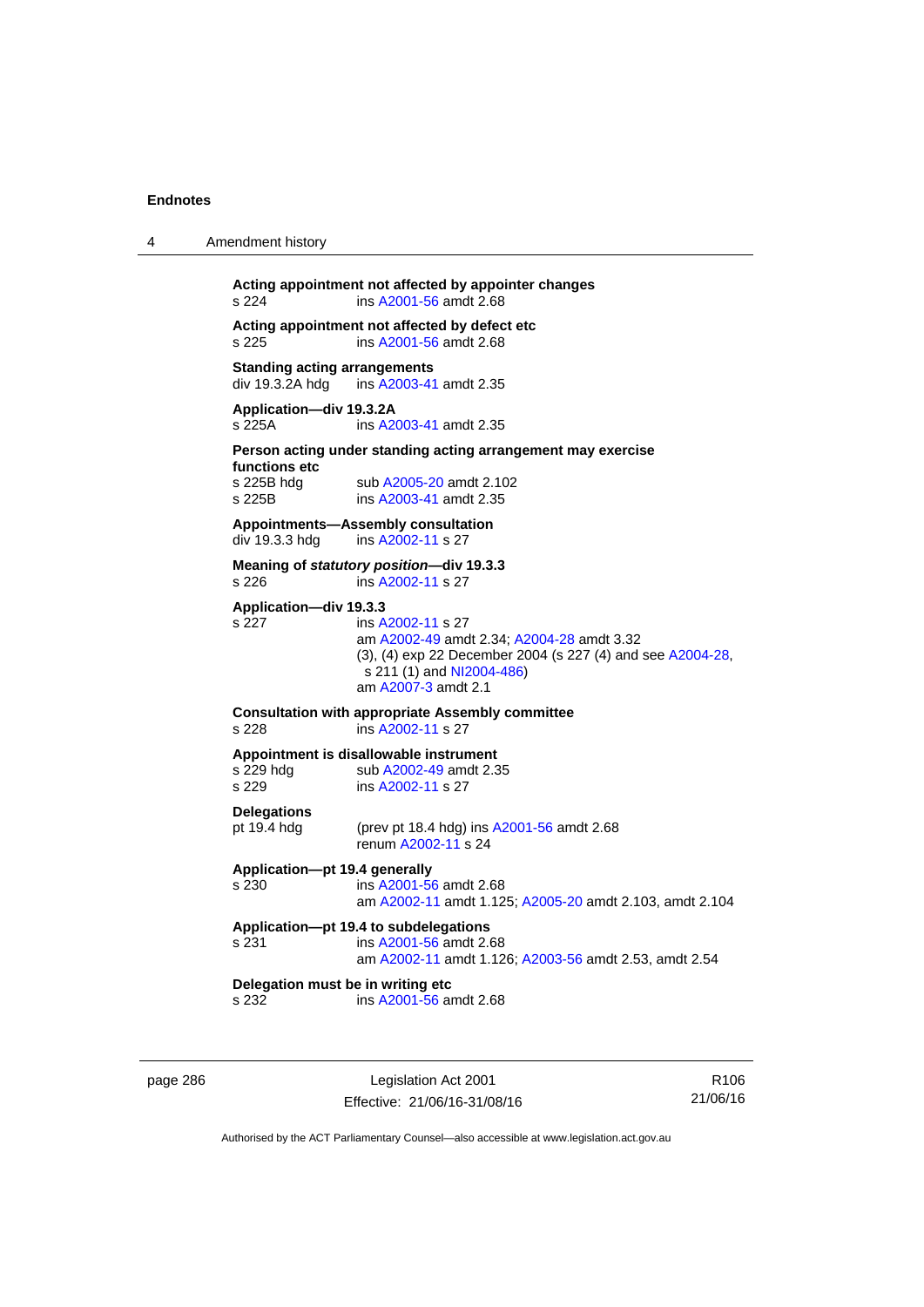**Acting appointment not affected by appointer changes**
s 224 ins A2001-56 amdt 2.68

**Acting appointment not affected by defect etc**
s 225 ins A2001-56 amdt 2.68

**Standing acting arrangements**
div 19.3.2A hdg ins A2003-41 amdt 2.35

**Application—div 19.3.2A**
s 225A ins A2003-41 amdt 2.35

**Person acting under standing acting arrangement may exercise functions etc**
s 225B hdg sub A2005-20 amdt 2.102
s 225B ins A2003-41 amdt 2.35

**Appointments—Assembly consultation**
div 19.3.3 hdg ins A2002-11 s 27

**Meaning of *statutory position*—div 19.3.3**
s 226 ins A2002-11 s 27

**Application—div 19.3.3**
s 227 ins A2002-11 s 27
am A2002-49 amdt 2.34; A2004-28 amdt 3.32
(3), (4) exp 22 December 2004 (s 227 (4) and see A2004-28, s 211 (1) and NI2004-486)
am A2007-3 amdt 2.1

**Consultation with appropriate Assembly committee**
s 228 ins A2002-11 s 27

**Appointment is disallowable instrument**
s 229 hdg sub A2002-49 amdt 2.35
s 229 ins A2002-11 s 27

**Delegations**
pt 19.4 hdg (prev pt 18.4 hdg) ins A2001-56 amdt 2.68
renum A2002-11 s 24

**Application—pt 19.4 generally**
s 230 ins A2001-56 amdt 2.68
am A2002-11 amdt 1.125; A2005-20 amdt 2.103, amdt 2.104

**Application—pt 19.4 to subdelegations**
s 231 ins A2001-56 amdt 2.68
am A2002-11 amdt 1.126; A2003-56 amdt 2.53, amdt 2.54

**Delegation must be in writing etc**
s 232 ins A2001-56 amdt 2.68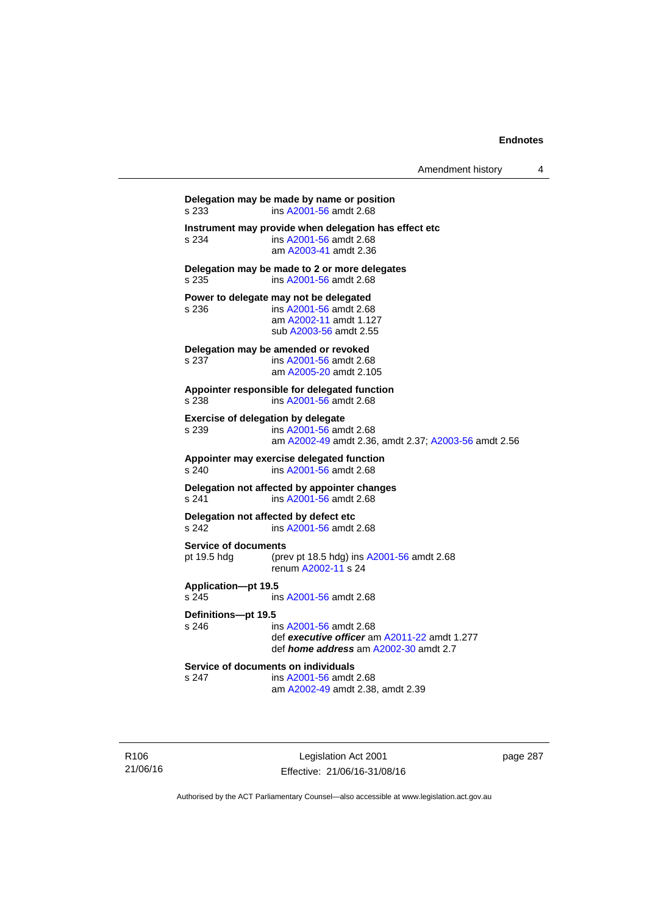**Delegation may be made by name or position**
s 233 ins A2001-56 amdt 2.68

**Instrument may provide when delegation has effect etc**
s 234 ins A2001-56 amdt 2.68
am A2003-41 amdt 2.36

**Delegation may be made to 2 or more delegates**
s 235 ins A2001-56 amdt 2.68

**Power to delegate may not be delegated**
s 236 ins A2001-56 amdt 2.68
am A2002-11 amdt 1.127
sub A2003-56 amdt 2.55

**Delegation may be amended or revoked**
s 237 ins A2001-56 amdt 2.68
am A2005-20 amdt 2.105

**Appointer responsible for delegated function**
s 238 ins A2001-56 amdt 2.68

**Exercise of delegation by delegate**
s 239 ins A2001-56 amdt 2.68
am A2002-49 amdt 2.36, amdt 2.37; A2003-56 amdt 2.56

**Appointer may exercise delegated function**
s 240 ins A2001-56 amdt 2.68

**Delegation not affected by appointer changes**
s 241 ins A2001-56 amdt 2.68

**Delegation not affected by defect etc**
s 242 ins A2001-56 amdt 2.68

**Service of documents**
pt 19.5 hdg (prev pt 18.5 hdg) ins A2001-56 amdt 2.68
renum A2002-11 s 24

**Application—pt 19.5**
s 245 ins A2001-56 amdt 2.68

**Definitions—pt 19.5**
s 246 ins A2001-56 amdt 2.68
def ***executive officer*** am A2011-22 amdt 1.277
def ***home address*** am A2002-30 amdt 2.7

**Service of documents on individuals**
s 247 ins A2001-56 amdt 2.68
am A2002-49 amdt 2.38, amdt 2.39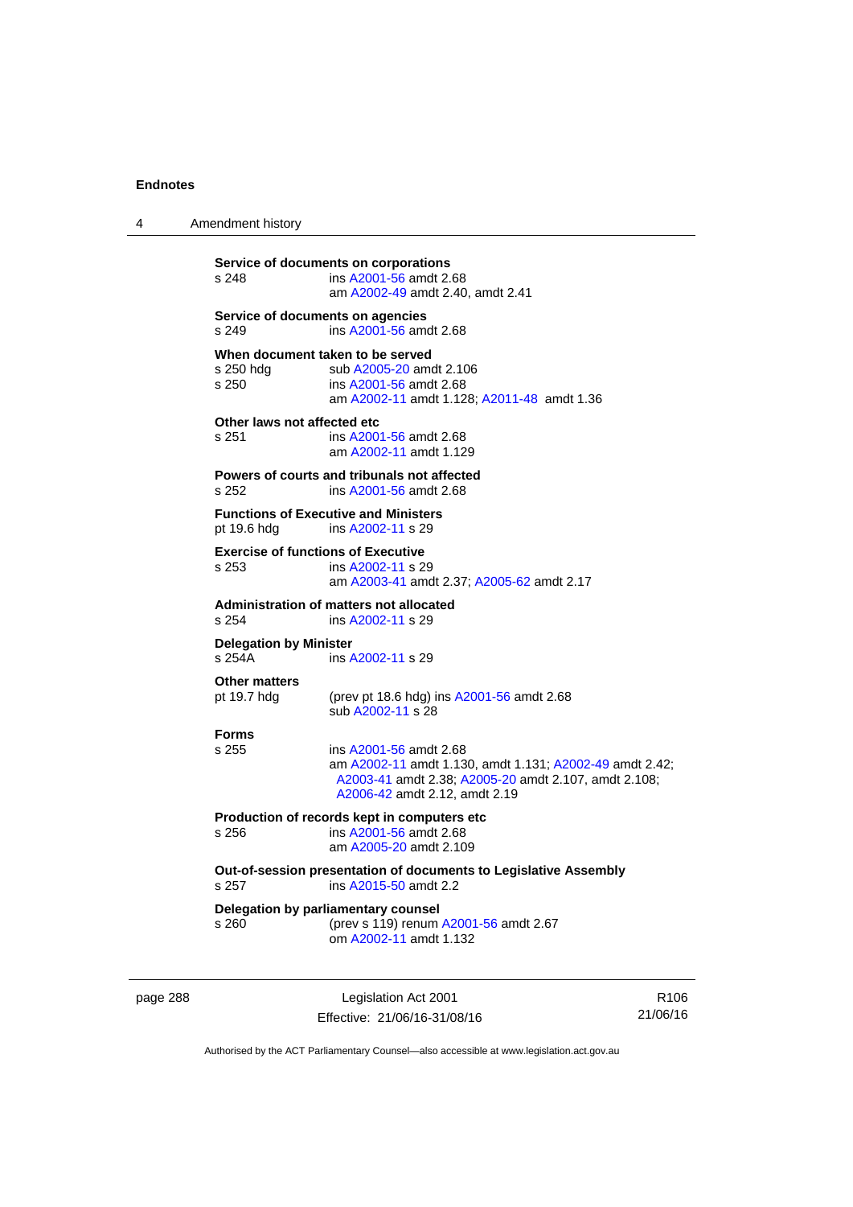**Service of documents on corporations**

s 248 ins A2001-56 amdt 2.68
am A2002-49 amdt 2.40, amdt 2.41

**Service of documents on agencies**

s 249 ins A2001-56 amdt 2.68

**When document taken to be served**

s 250 hdg sub A2005-20 amdt 2.106
s 250 ins A2001-56 amdt 2.68
am A2002-11 amdt 1.128; A2011-48 amdt 1.36

**Other laws not affected etc**

s 251 ins A2001-56 amdt 2.68
am A2002-11 amdt 1.129

**Powers of courts and tribunals not affected**

s 252 ins A2001-56 amdt 2.68

**Functions of Executive and Ministers**

pt 19.6 hdg ins A2002-11 s 29

**Exercise of functions of Executive**

s 253 ins A2002-11 s 29
am A2003-41 amdt 2.37; A2005-62 amdt 2.17

**Administration of matters not allocated**

s 254 ins A2002-11 s 29

**Delegation by Minister**

s 254A ins A2002-11 s 29

**Other matters**

pt 19.7 hdg (prev pt 18.6 hdg) ins A2001-56 amdt 2.68
sub A2002-11 s 28

**Forms**

s 255 ins A2001-56 amdt 2.68
am A2002-11 amdt 1.130, amdt 1.131; A2002-49 amdt 2.42; A2003-41 amdt 2.38; A2005-20 amdt 2.107, amdt 2.108; A2006-42 amdt 2.12, amdt 2.19

**Production of records kept in computers etc**

s 256 ins A2001-56 amdt 2.68
am A2005-20 amdt 2.109

**Out-of-session presentation of documents to Legislative Assembly**

s 257 ins A2015-50 amdt 2.2

**Delegation by parliamentary counsel**

s 260 (prev s 119) renum A2001-56 amdt 2.67
om A2002-11 amdt 1.132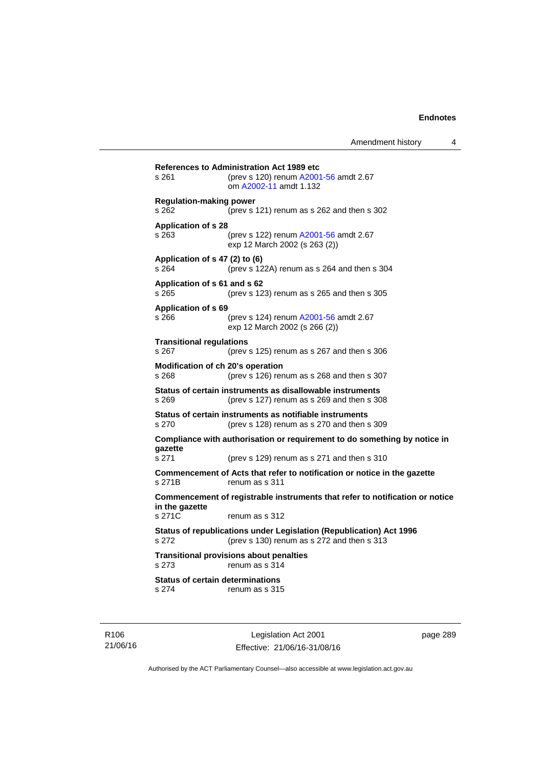**References to Administration Act 1989 etc**
s 261 (prev s 120) renum A2001-56 amdt 2.67
om A2002-11 amdt 1.132

**Regulation-making power**
s 262 (prev s 121) renum as s 262 and then s 302

**Application of s 28**
s 263 (prev s 122) renum A2001-56 amdt 2.67
exp 12 March 2002 (s 263 (2))

**Application of s 47 (2) to (6)**
s 264 (prev s 122A) renum as s 264 and then s 304

**Application of s 61 and s 62**
s 265 (prev s 123) renum as s 265 and then s 305

**Application of s 69**
s 266 (prev s 124) renum A2001-56 amdt 2.67
exp 12 March 2002 (s 266 (2))

**Transitional regulations**
s 267 (prev s 125) renum as s 267 and then s 306

**Modification of ch 20's operation**
s 268 (prev s 126) renum as s 268 and then s 307

**Status of certain instruments as disallowable instruments**
s 269 (prev s 127) renum as s 269 and then s 308

**Status of certain instruments as notifiable instruments**
s 270 (prev s 128) renum as s 270 and then s 309

**Compliance with authorisation or requirement to do something by notice in gazette**
s 271 (prev s 129) renum as s 271 and then s 310

**Commencement of Acts that refer to notification or notice in the gazette**
s 271B renum as s 311

**Commencement of registrable instruments that refer to notification or notice in the gazette**
s 271C renum as s 312

**Status of republications under Legislation (Republication) Act 1996**
s 272 (prev s 130) renum as s 272 and then s 313

**Transitional provisions about penalties**
s 273 renum as s 314

**Status of certain determinations**
s 274 renum as s 315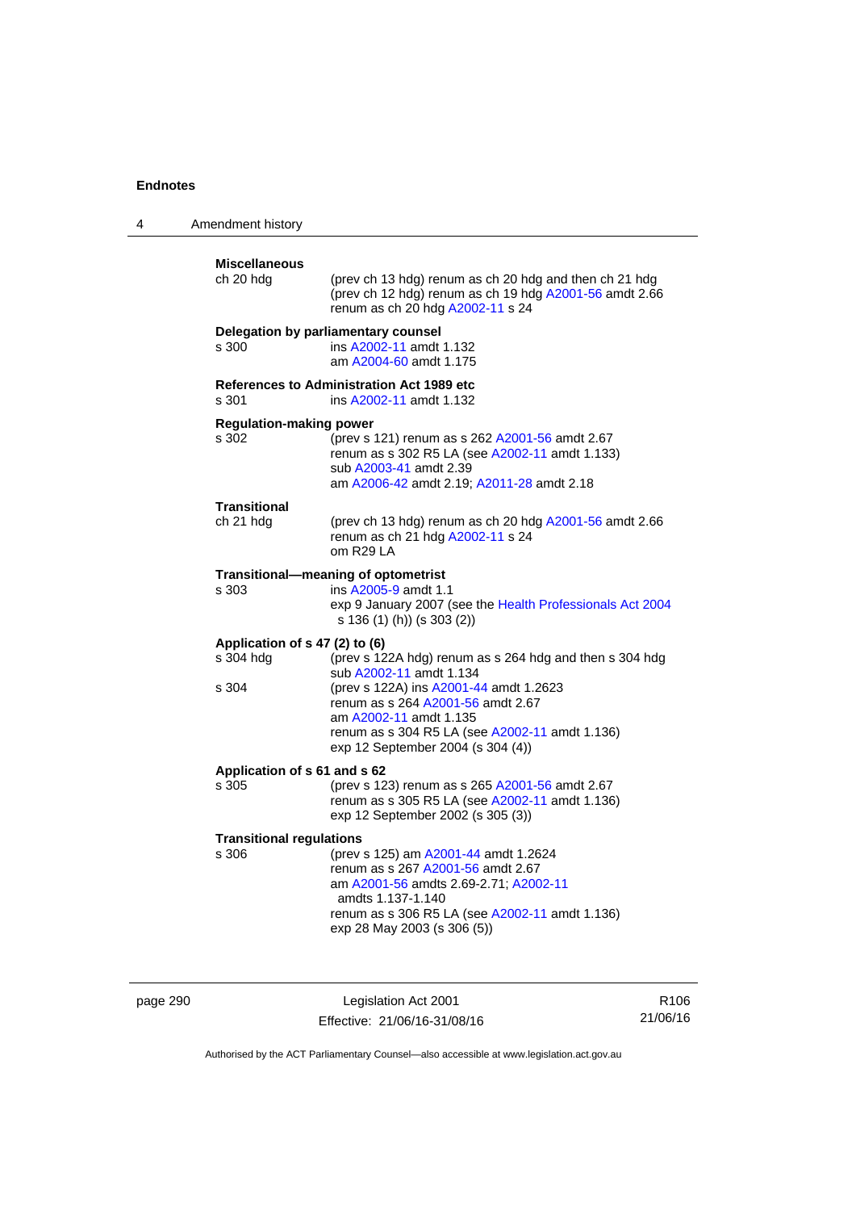**Miscellaneous**

ch 20 hdg (prev ch 13 hdg) renum as ch 20 hdg and then ch 21 hdg
(prev ch 12 hdg) renum as ch 19 hdg A2001-56 amdt 2.66
renum as ch 20 hdg A2002-11 s 24

**Delegation by parliamentary counsel**

s 300 ins A2002-11 amdt 1.132
am A2004-60 amdt 1.175

**References to Administration Act 1989 etc**

s 301 ins A2002-11 amdt 1.132

**Regulation-making power**

s 302 (prev s 121) renum as s 262 A2001-56 amdt 2.67
renum as s 302 R5 LA (see A2002-11 amdt 1.133)
sub A2003-41 amdt 2.39
am A2006-42 amdt 2.19; A2011-28 amdt 2.18

**Transitional**

ch 21 hdg (prev ch 13 hdg) renum as ch 20 hdg A2001-56 amdt 2.66
renum as ch 21 hdg A2002-11 s 24
om R29 LA

**Transitional—meaning of optometrist**

s 303 ins A2005-9 amdt 1.1
exp 9 January 2007 (see the Health Professionals Act 2004 s 136 (1) (h)) (s 303 (2))

**Application of s 47 (2) to (6)**

s 304 hdg (prev s 122A hdg) renum as s 264 hdg and then s 304 hdg
sub A2002-11 amdt 1.134

s 304 (prev s 122A) ins A2001-44 amdt 1.2623
renum as s 264 A2001-56 amdt 2.67
am A2002-11 amdt 1.135
renum as s 304 R5 LA (see A2002-11 amdt 1.136)
exp 12 September 2004 (s 304 (4))

**Application of s 61 and s 62**

s 305 (prev s 123) renum as s 265 A2001-56 amdt 2.67
renum as s 305 R5 LA (see A2002-11 amdt 1.136)
exp 12 September 2002 (s 305 (3))

**Transitional regulations**

s 306 (prev s 125) am A2001-44 amdt 1.2624
renum as s 267 A2001-56 amdt 2.67
am A2001-56 amdts 2.69-2.71; A2002-11 amdts 1.137-1.140
renum as s 306 R5 LA (see A2002-11 amdt 1.136)
exp 28 May 2003 (s 306 (5))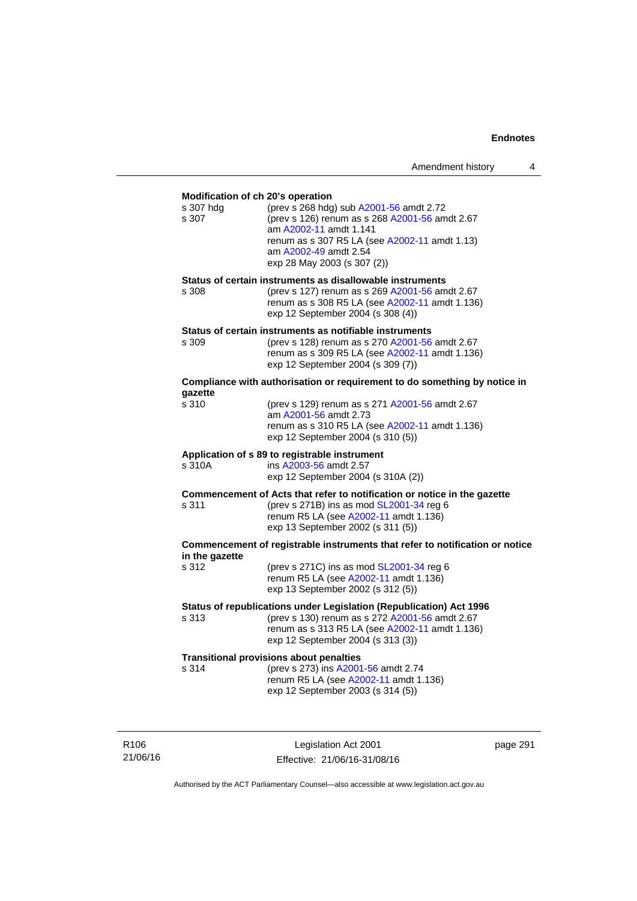**Modification of ch 20's operation**

s 307 hdg (prev s 268 hdg) sub A2001-56 amdt 2.72

s 307 (prev s 126) renum as s 268 A2001-56 amdt 2.67
am A2002-11 amdt 1.141
renum as s 307 R5 LA (see A2002-11 amdt 1.13)
am A2002-49 amdt 2.54
exp 28 May 2003 (s 307 (2))

**Status of certain instruments as disallowable instruments**

s 308 (prev s 127) renum as s 269 A2001-56 amdt 2.67
renum as s 308 R5 LA (see A2002-11 amdt 1.136)
exp 12 September 2004 (s 308 (4))

**Status of certain instruments as notifiable instruments**

s 309 (prev s 128) renum as s 270 A2001-56 amdt 2.67
renum as s 309 R5 LA (see A2002-11 amdt 1.136)
exp 12 September 2004 (s 309 (7))

**Compliance with authorisation or requirement to do something by notice in gazette**

s 310 (prev s 129) renum as s 271 A2001-56 amdt 2.67
am A2001-56 amdt 2.73
renum as s 310 R5 LA (see A2002-11 amdt 1.136)
exp 12 September 2004 (s 310 (5))

**Application of s 89 to registrable instrument**

s 310A ins A2003-56 amdt 2.57
exp 12 September 2004 (s 310A (2))

**Commencement of Acts that refer to notification or notice in the gazette**

s 311 (prev s 271B) ins as mod SL2001-34 reg 6
renum R5 LA (see A2002-11 amdt 1.136)
exp 13 September 2002 (s 311 (5))

**Commencement of registrable instruments that refer to notification or notice in the gazette**

s 312 (prev s 271C) ins as mod SL2001-34 reg 6
renum R5 LA (see A2002-11 amdt 1.136)
exp 13 September 2002 (s 312 (5))

**Status of republications under Legislation (Republication) Act 1996**

s 313 (prev s 130) renum as s 272 A2001-56 amdt 2.67
renum as s 313 R5 LA (see A2002-11 amdt 1.136)
exp 12 September 2004 (s 313 (3))

**Transitional provisions about penalties**

s 314 (prev s 273) ins A2001-56 amdt 2.74
renum R5 LA (see A2002-11 amdt 1.136)
exp 12 September 2003 (s 314 (5))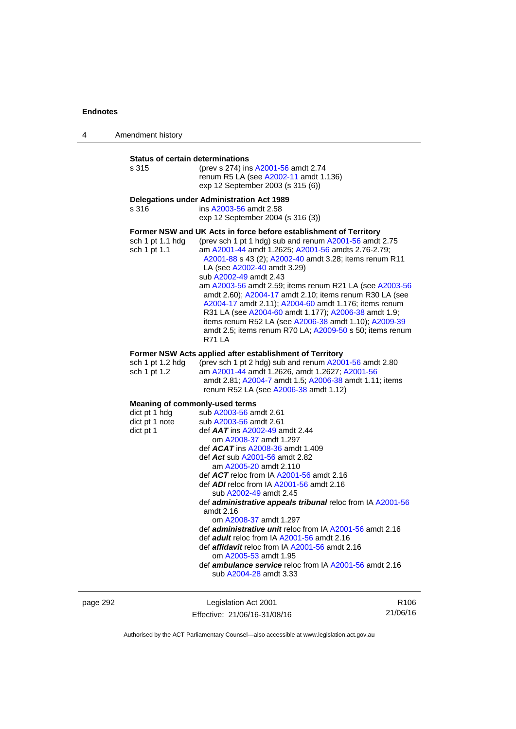**Status of certain determinations**

s 315 (prev s 274) ins A2001-56 amdt 2.74
renum R5 LA (see A2002-11 amdt 1.136)
exp 12 September 2003 (s 315 (6))

**Delegations under Administration Act 1989**

s 316 ins A2003-56 amdt 2.58
exp 12 September 2004 (s 316 (3))

**Former NSW and UK Acts in force before establishment of Territory**

sch 1 pt 1.1 hdg (prev sch 1 pt 1 hdg) sub and renum A2001-56 amdt 2.75

sch 1 pt 1.1 am A2001-44 amdt 1.2625; A2001-56 amdts 2.76-2.79; A2001-88 s 43 (2); A2002-40 amdt 3.28; items renum R11 LA (see A2002-40 amdt 3.29)
sub A2002-49 amdt 2.43
am A2003-56 amdt 2.59; items renum R21 LA (see A2003-56 amdt 2.60); A2004-17 amdt 2.10; items renum R30 LA (see A2004-17 amdt 2.11); A2004-60 amdt 1.176; items renum R31 LA (see A2004-60 amdt 1.177); A2006-38 amdt 1.9; items renum R52 LA (see A2006-38 amdt 1.10); A2009-39 amdt 2.5; items renum R70 LA; A2009-50 s 50; items renum R71 LA

**Former NSW Acts applied after establishment of Territory**

sch 1 pt 1.2 hdg (prev sch 1 pt 2 hdg) sub and renum A2001-56 amdt 2.80

sch 1 pt 1.2 am A2001-44 amdt 1.2626, amdt 1.2627; A2001-56 amdt 2.81; A2004-7 amdt 1.5; A2006-38 amdt 1.11; items renum R52 LA (see A2006-38 amdt 1.12)

**Meaning of commonly-used terms**

dict pt 1 hdg sub A2003-56 amdt 2.61

dict pt 1 note sub A2003-56 amdt 2.61

dict pt 1 def ***AAT*** ins A2002-49 amdt 2.44
om A2008-37 amdt 1.297
def ***ACAT*** ins A2008-36 amdt 1.409
def ***Act*** sub A2001-56 amdt 2.82
am A2005-20 amdt 2.110
def ***ACT*** reloc from IA A2001-56 amdt 2.16
def ***ADI*** reloc from IA A2001-56 amdt 2.16
sub A2002-49 amdt 2.45
def ***administrative appeals tribunal*** reloc from IA A2001-56 amdt 2.16
om A2008-37 amdt 1.297
def ***administrative unit*** reloc from IA A2001-56 amdt 2.16
def ***adult*** reloc from IA A2001-56 amdt 2.16
def ***affidavit*** reloc from IA A2001-56 amdt 2.16
om A2005-53 amdt 1.95
def ***ambulance service*** reloc from IA A2001-56 amdt 2.16
sub A2004-28 amdt 3.33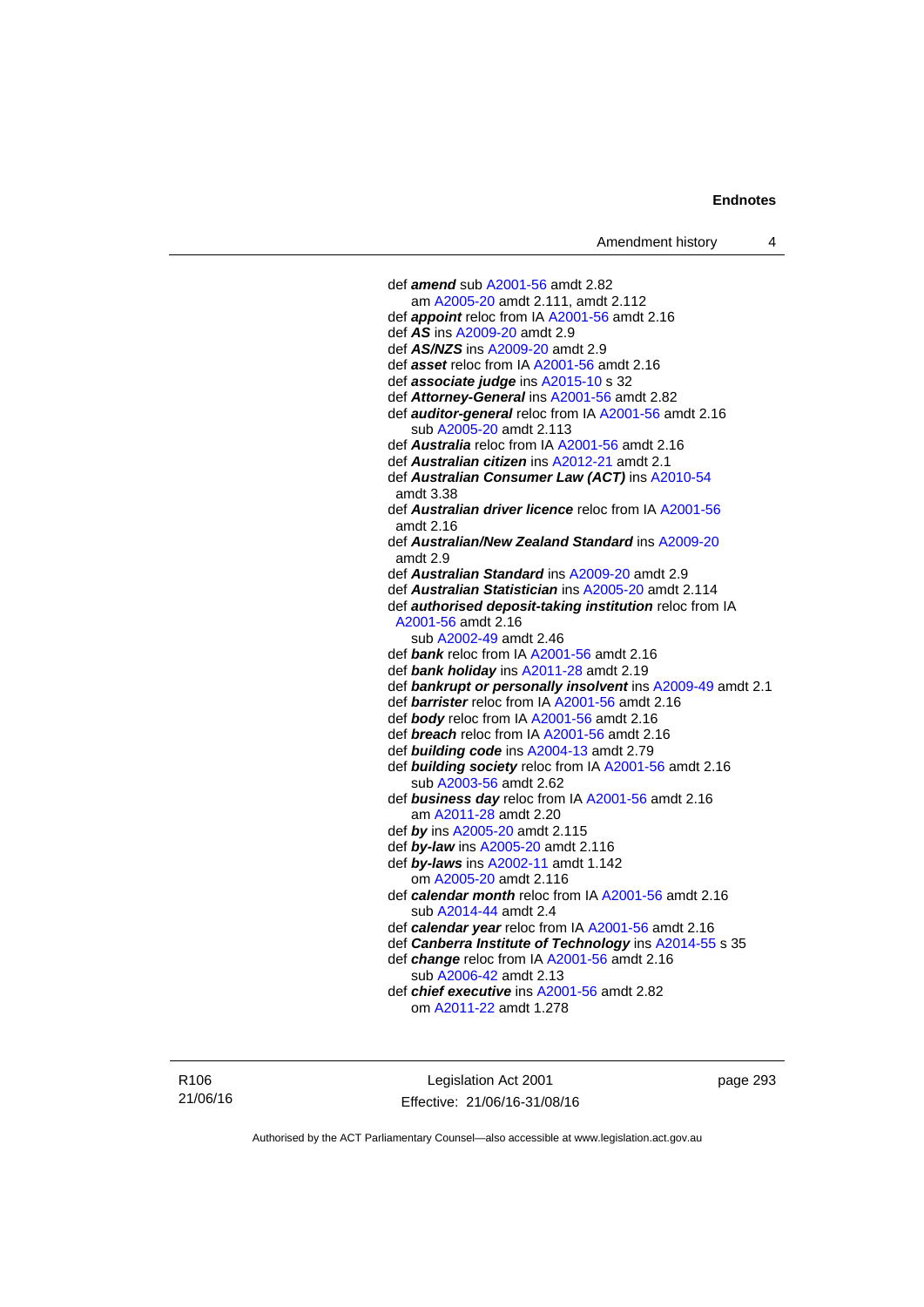def ***amend*** sub A2001-56 amdt 2.82
    am A2005-20 amdt 2.111, amdt 2.112
def ***appoint*** reloc from IA A2001-56 amdt 2.16
def ***AS*** ins A2009-20 amdt 2.9
def ***AS/NZS*** ins A2009-20 amdt 2.9
def ***asset*** reloc from IA A2001-56 amdt 2.16
def ***associate judge*** ins A2015-10 s 32
def ***Attorney-General*** ins A2001-56 amdt 2.82
def ***auditor-general*** reloc from IA A2001-56 amdt 2.16
    sub A2005-20 amdt 2.113
def ***Australia*** reloc from IA A2001-56 amdt 2.16
def ***Australian citizen*** ins A2012-21 amdt 2.1
def ***Australian Consumer Law (ACT)*** ins A2010-54 amdt 3.38
def ***Australian driver licence*** reloc from IA A2001-56 amdt 2.16
def ***Australian/New Zealand Standard*** ins A2009-20 amdt 2.9
def ***Australian Standard*** ins A2009-20 amdt 2.9
def ***Australian Statistician*** ins A2005-20 amdt 2.114
def ***authorised deposit-taking institution*** reloc from IA A2001-56 amdt 2.16
    sub A2002-49 amdt 2.46
def ***bank*** reloc from IA A2001-56 amdt 2.16
def ***bank holiday*** ins A2011-28 amdt 2.19
def ***bankrupt or personally insolvent*** ins A2009-49 amdt 2.1
def ***barrister*** reloc from IA A2001-56 amdt 2.16
def ***body*** reloc from IA A2001-56 amdt 2.16
def ***breach*** reloc from IA A2001-56 amdt 2.16
def ***building code*** ins A2004-13 amdt 2.79
def ***building society*** reloc from IA A2001-56 amdt 2.16
    sub A2003-56 amdt 2.62
def ***business day*** reloc from IA A2001-56 amdt 2.16
    am A2011-28 amdt 2.20
def ***by*** ins A2005-20 amdt 2.115
def ***by-law*** ins A2005-20 amdt 2.116
def ***by-laws*** ins A2002-11 amdt 1.142
    om A2005-20 amdt 2.116
def ***calendar month*** reloc from IA A2001-56 amdt 2.16
    sub A2014-44 amdt 2.4
def ***calendar year*** reloc from IA A2001-56 amdt 2.16
def ***Canberra Institute of Technology*** ins A2014-55 s 35
def ***change*** reloc from IA A2001-56 amdt 2.16
    sub A2006-42 amdt 2.13
def ***chief executive*** ins A2001-56 amdt 2.82
    om A2011-22 amdt 1.278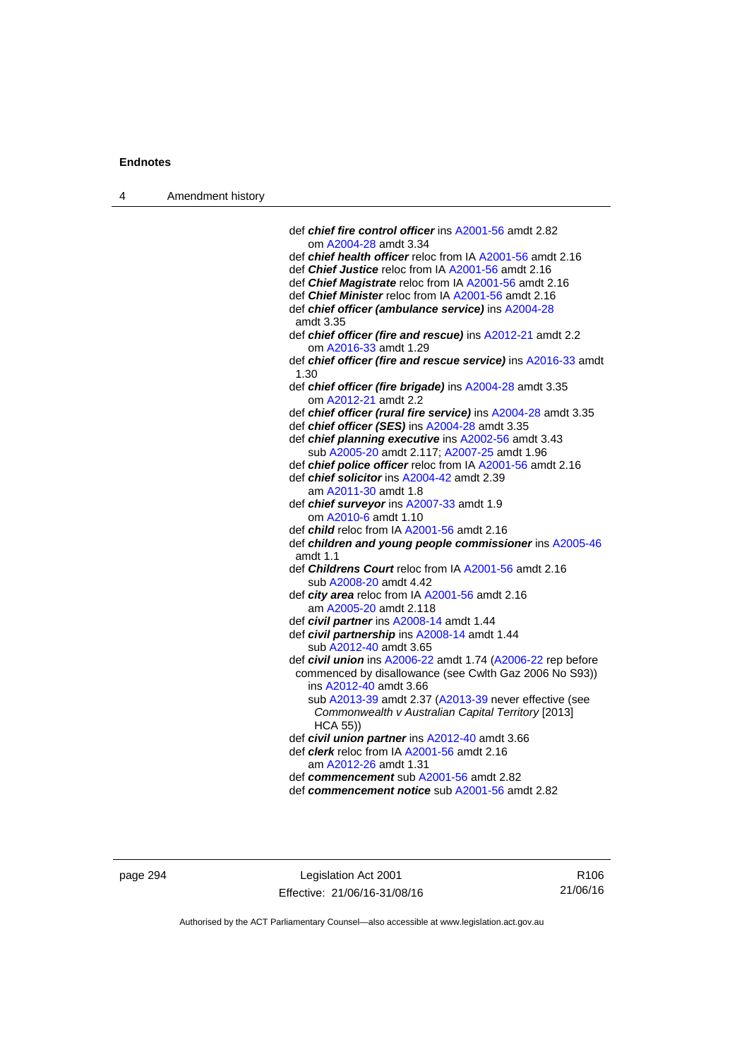def ***chief fire control officer*** ins A2001-56 amdt 2.82
om A2004-28 amdt 3.34

def ***chief health officer*** reloc from IA A2001-56 amdt 2.16

def ***Chief Justice*** reloc from IA A2001-56 amdt 2.16

def ***Chief Magistrate*** reloc from IA A2001-56 amdt 2.16

def ***Chief Minister*** reloc from IA A2001-56 amdt 2.16

def ***chief officer (ambulance service)*** ins A2004-28 amdt 3.35

def ***chief officer (fire and rescue)*** ins A2012-21 amdt 2.2
om A2016-33 amdt 1.29

def ***chief officer (fire and rescue service)*** ins A2016-33 amdt 1.30

def ***chief officer (fire brigade)*** ins A2004-28 amdt 3.35
om A2012-21 amdt 2.2

def ***chief officer (rural fire service)*** ins A2004-28 amdt 3.35

def ***chief officer (SES)*** ins A2004-28 amdt 3.35

def ***chief planning executive*** ins A2002-56 amdt 3.43
sub A2005-20 amdt 2.117; A2007-25 amdt 1.96

def ***chief police officer*** reloc from IA A2001-56 amdt 2.16

def ***chief solicitor*** ins A2004-42 amdt 2.39
am A2011-30 amdt 1.8

def ***chief surveyor*** ins A2007-33 amdt 1.9
om A2010-6 amdt 1.10

def ***child*** reloc from IA A2001-56 amdt 2.16

def ***children and young people commissioner*** ins A2005-46 amdt 1.1

def ***Childrens Court*** reloc from IA A2001-56 amdt 2.16
sub A2008-20 amdt 4.42

def ***city area*** reloc from IA A2001-56 amdt 2.16
am A2005-20 amdt 2.118

def ***civil partner*** ins A2008-14 amdt 1.44

def ***civil partnership*** ins A2008-14 amdt 1.44
sub A2012-40 amdt 3.65

def ***civil union*** ins A2006-22 amdt 1.74 (A2006-22 rep before commenced by disallowance (see Cwlth Gaz 2006 No S93))
ins A2012-40 amdt 3.66
sub A2013-39 amdt 2.37 (A2013-39 never effective (see *Commonwealth v Australian Capital Territory* [2013] HCA 55))

def ***civil union partner*** ins A2012-40 amdt 3.66

def ***clerk*** reloc from IA A2001-56 amdt 2.16
am A2012-26 amdt 1.31

def ***commencement*** sub A2001-56 amdt 2.82

def ***commencement notice*** sub A2001-56 amdt 2.82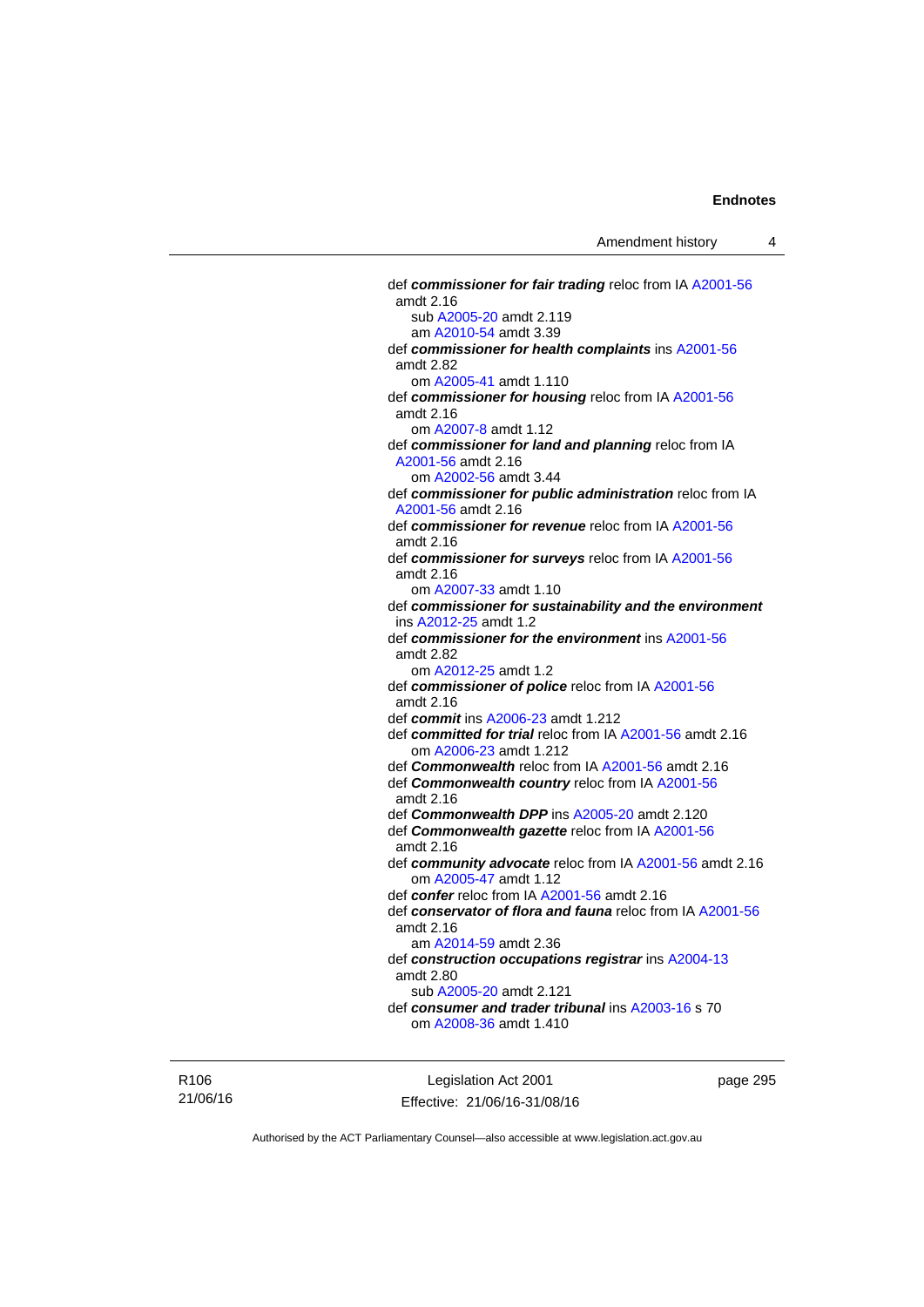def ***commissioner for fair trading*** reloc from IA A2001-56 amdt 2.16
sub A2005-20 amdt 2.119
am A2010-54 amdt 3.39

def ***commissioner for health complaints*** ins A2001-56 amdt 2.82
om A2005-41 amdt 1.110

def ***commissioner for housing*** reloc from IA A2001-56 amdt 2.16
om A2007-8 amdt 1.12

def ***commissioner for land and planning*** reloc from IA A2001-56 amdt 2.16
om A2002-56 amdt 3.44

def ***commissioner for public administration*** reloc from IA A2001-56 amdt 2.16

def ***commissioner for revenue*** reloc from IA A2001-56 amdt 2.16

def ***commissioner for surveys*** reloc from IA A2001-56 amdt 2.16
om A2007-33 amdt 1.10

def ***commissioner for sustainability and the environment*** ins A2012-25 amdt 1.2

def ***commissioner for the environment*** ins A2001-56 amdt 2.82
om A2012-25 amdt 1.2

def ***commissioner of police*** reloc from IA A2001-56 amdt 2.16

def ***commit*** ins A2006-23 amdt 1.212

def ***committed for trial*** reloc from IA A2001-56 amdt 2.16
om A2006-23 amdt 1.212

def ***Commonwealth*** reloc from IA A2001-56 amdt 2.16

def ***Commonwealth country*** reloc from IA A2001-56 amdt 2.16

def ***Commonwealth DPP*** ins A2005-20 amdt 2.120

def ***Commonwealth gazette*** reloc from IA A2001-56 amdt 2.16

def ***community advocate*** reloc from IA A2001-56 amdt 2.16
om A2005-47 amdt 1.12

def ***confer*** reloc from IA A2001-56 amdt 2.16

def ***conservator of flora and fauna*** reloc from IA A2001-56 amdt 2.16
am A2014-59 amdt 2.36

def ***construction occupations registrar*** ins A2004-13 amdt 2.80
sub A2005-20 amdt 2.121

def ***consumer and trader tribunal*** ins A2003-16 s 70
om A2008-36 amdt 1.410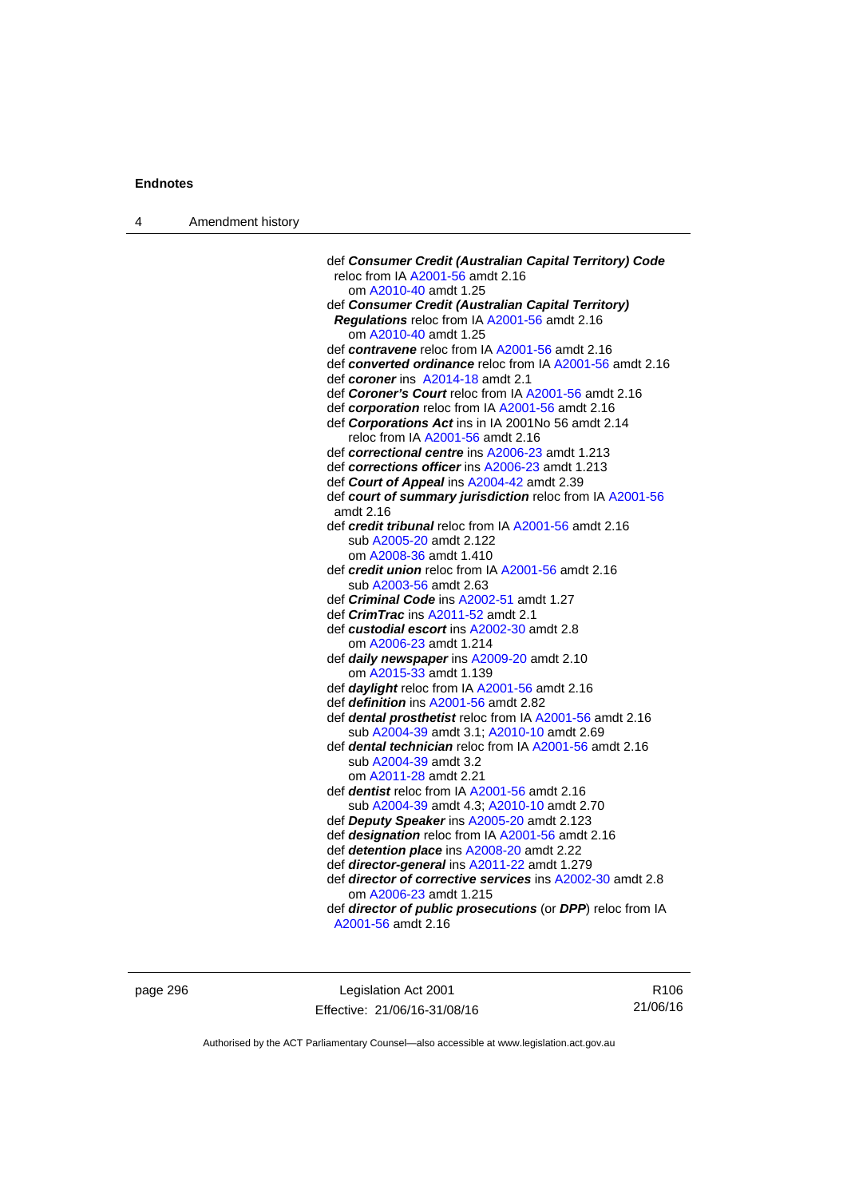def ***Consumer Credit (Australian Capital Territory) Code*** reloc from IA A2001-56 amdt 2.16
om A2010-40 amdt 1.25

def ***Consumer Credit (Australian Capital Territory) Regulations*** reloc from IA A2001-56 amdt 2.16
om A2010-40 amdt 1.25

def ***contravene*** reloc from IA A2001-56 amdt 2.16

def ***converted ordinance*** reloc from IA A2001-56 amdt 2.16

def ***coroner*** ins A2014-18 amdt 2.1

def ***Coroner's Court*** reloc from IA A2001-56 amdt 2.16

def ***corporation*** reloc from IA A2001-56 amdt 2.16

def ***Corporations Act*** ins in IA 2001No 56 amdt 2.14
reloc from IA A2001-56 amdt 2.16

def ***correctional centre*** ins A2006-23 amdt 1.213

def ***corrections officer*** ins A2006-23 amdt 1.213

def ***Court of Appeal*** ins A2004-42 amdt 2.39

def ***court of summary jurisdiction*** reloc from IA A2001-56 amdt 2.16

def ***credit tribunal*** reloc from IA A2001-56 amdt 2.16
sub A2005-20 amdt 2.122
om A2008-36 amdt 1.410

def ***credit union*** reloc from IA A2001-56 amdt 2.16
sub A2003-56 amdt 2.63

def ***Criminal Code*** ins A2002-51 amdt 1.27

def ***CrimTrac*** ins A2011-52 amdt 2.1

def ***custodial escort*** ins A2002-30 amdt 2.8
om A2006-23 amdt 1.214

def ***daily newspaper*** ins A2009-20 amdt 2.10
om A2015-33 amdt 1.139

def ***daylight*** reloc from IA A2001-56 amdt 2.16

def ***definition*** ins A2001-56 amdt 2.82

def ***dental prosthetist*** reloc from IA A2001-56 amdt 2.16
sub A2004-39 amdt 3.1; A2010-10 amdt 2.69

def ***dental technician*** reloc from IA A2001-56 amdt 2.16
sub A2004-39 amdt 3.2
om A2011-28 amdt 2.21

def ***dentist*** reloc from IA A2001-56 amdt 2.16
sub A2004-39 amdt 4.3; A2010-10 amdt 2.70

def ***Deputy Speaker*** ins A2005-20 amdt 2.123

def ***designation*** reloc from IA A2001-56 amdt 2.16

def ***detention place*** ins A2008-20 amdt 2.22

def ***director-general*** ins A2011-22 amdt 1.279

def ***director of corrective services*** ins A2002-30 amdt 2.8
om A2006-23 amdt 1.215

def ***director of public prosecutions*** (or ***DPP***) reloc from IA A2001-56 amdt 2.16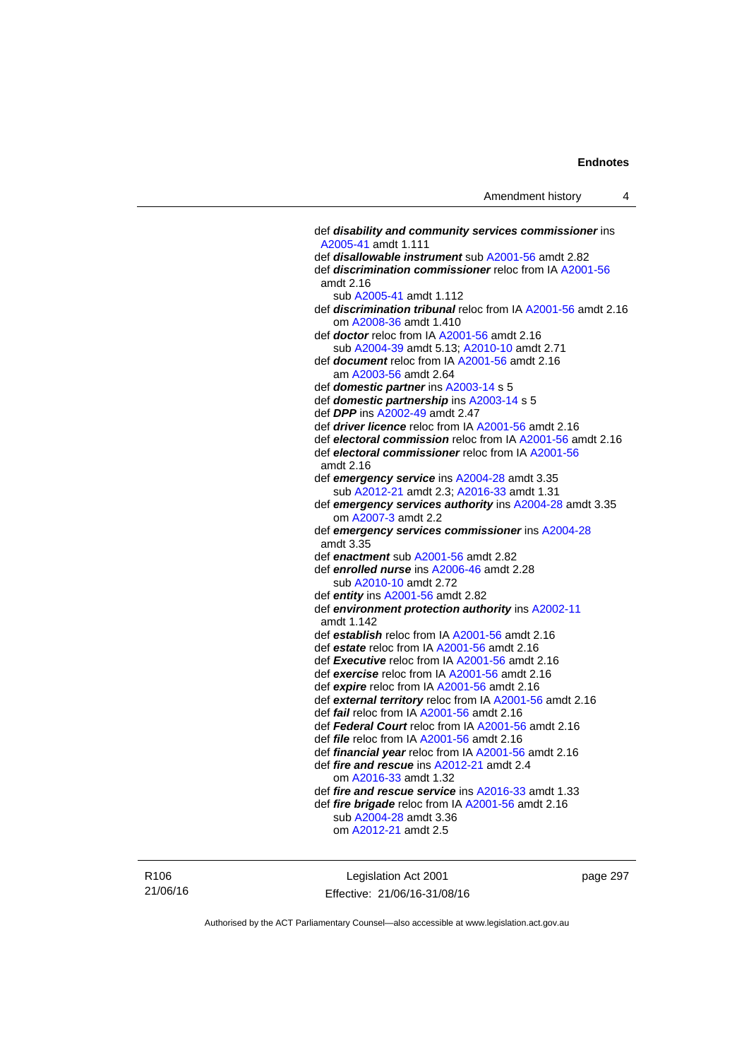def ***disability and community services commissioner*** ins A2005-41 amdt 1.111

def ***disallowable instrument*** sub A2001-56 amdt 2.82

def ***discrimination commissioner*** reloc from IA A2001-56 amdt 2.16

 sub A2005-41 amdt 1.112

def ***discrimination tribunal*** reloc from IA A2001-56 amdt 2.16

 om A2008-36 amdt 1.410

def ***doctor*** reloc from IA A2001-56 amdt 2.16

 sub A2004-39 amdt 5.13; A2010-10 amdt 2.71

def ***document*** reloc from IA A2001-56 amdt 2.16

 am A2003-56 amdt 2.64

def ***domestic partner*** ins A2003-14 s 5

def ***domestic partnership*** ins A2003-14 s 5

def ***DPP*** ins A2002-49 amdt 2.47

def ***driver licence*** reloc from IA A2001-56 amdt 2.16

def ***electoral commission*** reloc from IA A2001-56 amdt 2.16

def ***electoral commissioner*** reloc from IA A2001-56 amdt 2.16

def ***emergency service*** ins A2004-28 amdt 3.35

 sub A2012-21 amdt 2.3; A2016-33 amdt 1.31

def ***emergency services authority*** ins A2004-28 amdt 3.35

 om A2007-3 amdt 2.2

def ***emergency services commissioner*** ins A2004-28 amdt 3.35

def ***enactment*** sub A2001-56 amdt 2.82

def ***enrolled nurse*** ins A2006-46 amdt 2.28

 sub A2010-10 amdt 2.72

def ***entity*** ins A2001-56 amdt 2.82

def ***environment protection authority*** ins A2002-11 amdt 1.142

def ***establish*** reloc from IA A2001-56 amdt 2.16

def ***estate*** reloc from IA A2001-56 amdt 2.16

def ***Executive*** reloc from IA A2001-56 amdt 2.16

def ***exercise*** reloc from IA A2001-56 amdt 2.16

def ***expire*** reloc from IA A2001-56 amdt 2.16

def ***external territory*** reloc from IA A2001-56 amdt 2.16

def ***fail*** reloc from IA A2001-56 amdt 2.16

def ***Federal Court*** reloc from IA A2001-56 amdt 2.16

def ***file*** reloc from IA A2001-56 amdt 2.16

def ***financial year*** reloc from IA A2001-56 amdt 2.16

def ***fire and rescue*** ins A2012-21 amdt 2.4

 om A2016-33 amdt 1.32

def ***fire and rescue service*** ins A2016-33 amdt 1.33

def ***fire brigade*** reloc from IA A2001-56 amdt 2.16

 sub A2004-28 amdt 3.36

 om A2012-21 amdt 2.5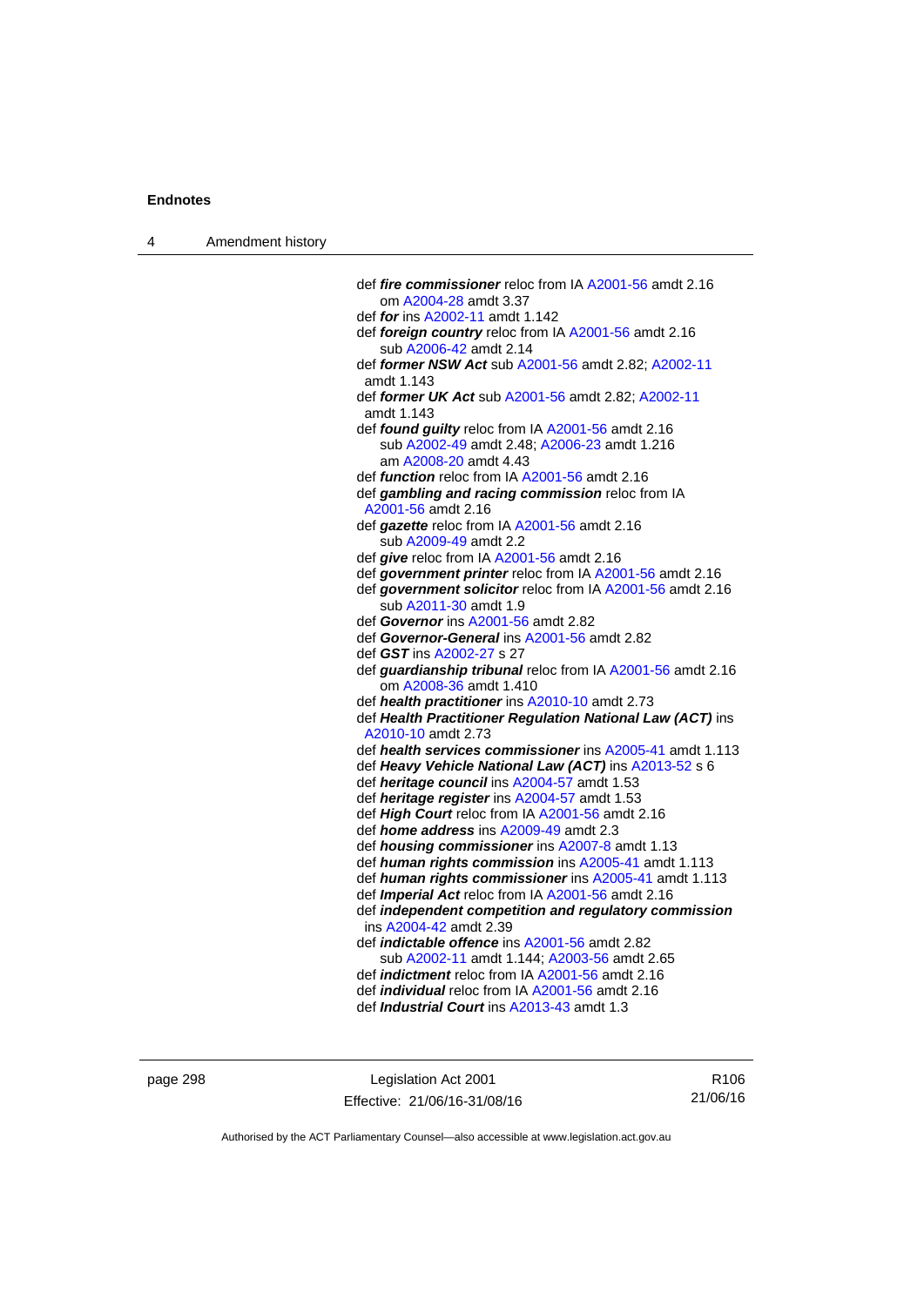def ***fire commissioner*** reloc from IA A2001-56 amdt 2.16
om A2004-28 amdt 3.37

def ***for*** ins A2002-11 amdt 1.142

def ***foreign country*** reloc from IA A2001-56 amdt 2.16
sub A2006-42 amdt 2.14

def ***former NSW Act*** sub A2001-56 amdt 2.82; A2002-11 amdt 1.143

def ***former UK Act*** sub A2001-56 amdt 2.82; A2002-11 amdt 1.143

def ***found guilty*** reloc from IA A2001-56 amdt 2.16
sub A2002-49 amdt 2.48; A2006-23 amdt 1.216
am A2008-20 amdt 4.43

def ***function*** reloc from IA A2001-56 amdt 2.16

def ***gambling and racing commission*** reloc from IA A2001-56 amdt 2.16

def ***gazette*** reloc from IA A2001-56 amdt 2.16
sub A2009-49 amdt 2.2

def ***give*** reloc from IA A2001-56 amdt 2.16

def ***government printer*** reloc from IA A2001-56 amdt 2.16

def ***government solicitor*** reloc from IA A2001-56 amdt 2.16
sub A2011-30 amdt 1.9

def ***Governor*** ins A2001-56 amdt 2.82

def ***Governor-General*** ins A2001-56 amdt 2.82

def ***GST*** ins A2002-27 s 27

def ***guardianship tribunal*** reloc from IA A2001-56 amdt 2.16
om A2008-36 amdt 1.410

def ***health practitioner*** ins A2010-10 amdt 2.73

def ***Health Practitioner Regulation National Law (ACT)*** ins A2010-10 amdt 2.73

def ***health services commissioner*** ins A2005-41 amdt 1.113

def ***Heavy Vehicle National Law (ACT)*** ins A2013-52 s 6

def ***heritage council*** ins A2004-57 amdt 1.53

def ***heritage register*** ins A2004-57 amdt 1.53

def ***High Court*** reloc from IA A2001-56 amdt 2.16

def ***home address*** ins A2009-49 amdt 2.3

def ***housing commissioner*** ins A2007-8 amdt 1.13

def ***human rights commission*** ins A2005-41 amdt 1.113

def ***human rights commissioner*** ins A2005-41 amdt 1.113

def ***Imperial Act*** reloc from IA A2001-56 amdt 2.16

def ***independent competition and regulatory commission*** ins A2004-42 amdt 2.39

def ***indictable offence*** ins A2001-56 amdt 2.82
sub A2002-11 amdt 1.144; A2003-56 amdt 2.65

def ***indictment*** reloc from IA A2001-56 amdt 2.16

def ***individual*** reloc from IA A2001-56 amdt 2.16

def ***Industrial Court*** ins A2013-43 amdt 1.3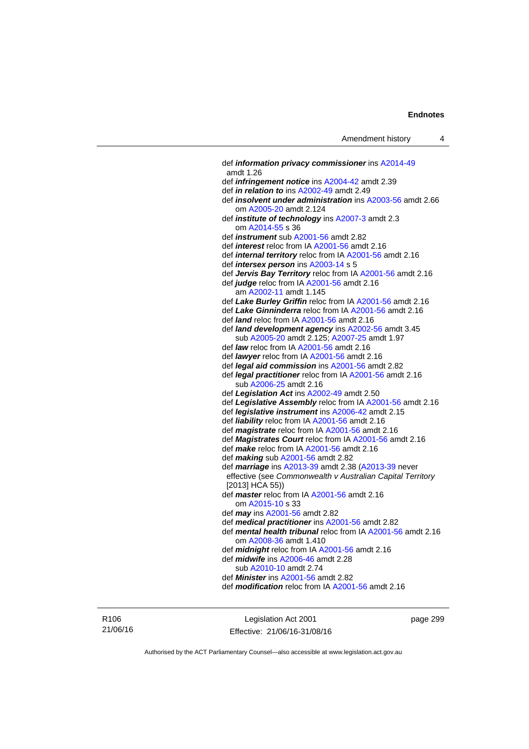def ***information privacy commissioner*** ins A2014-49 amdt 1.26

def ***infringement notice*** ins A2004-42 amdt 2.39

def ***in relation to*** ins A2002-49 amdt 2.49

def ***insolvent under administration*** ins A2003-56 amdt 2.66
  om A2005-20 amdt 2.124

def ***institute of technology*** ins A2007-3 amdt 2.3
  om A2014-55 s 36

def ***instrument*** sub A2001-56 amdt 2.82

def ***interest*** reloc from IA A2001-56 amdt 2.16

def ***internal territory*** reloc from IA A2001-56 amdt 2.16

def ***intersex person*** ins A2003-14 s 5

def ***Jervis Bay Territory*** reloc from IA A2001-56 amdt 2.16

def ***judge*** reloc from IA A2001-56 amdt 2.16
  am A2002-11 amdt 1.145

def ***Lake Burley Griffin*** reloc from IA A2001-56 amdt 2.16

def ***Lake Ginninderra*** reloc from IA A2001-56 amdt 2.16

def ***land*** reloc from IA A2001-56 amdt 2.16

def ***land development agency*** ins A2002-56 amdt 3.45
  sub A2005-20 amdt 2.125; A2007-25 amdt 1.97

def ***law*** reloc from IA A2001-56 amdt 2.16

def ***lawyer*** reloc from IA A2001-56 amdt 2.16

def ***legal aid commission*** ins A2001-56 amdt 2.82

def ***legal practitioner*** reloc from IA A2001-56 amdt 2.16
  sub A2006-25 amdt 2.16

def ***Legislation Act*** ins A2002-49 amdt 2.50

def ***Legislative Assembly*** reloc from IA A2001-56 amdt 2.16

def ***legislative instrument*** ins A2006-42 amdt 2.15

def ***liability*** reloc from IA A2001-56 amdt 2.16

def ***magistrate*** reloc from IA A2001-56 amdt 2.16

def ***Magistrates Court*** reloc from IA A2001-56 amdt 2.16

def ***make*** reloc from IA A2001-56 amdt 2.16

def ***making*** sub A2001-56 amdt 2.82

def ***marriage*** ins A2013-39 amdt 2.38 (A2013-39 never effective (see *Commonwealth v Australian Capital Territory* [2013] HCA 55))

def ***master*** reloc from IA A2001-56 amdt 2.16
  om A2015-10 s 33

def ***may*** ins A2001-56 amdt 2.82

def ***medical practitioner*** ins A2001-56 amdt 2.82

def ***mental health tribunal*** reloc from IA A2001-56 amdt 2.16
  om A2008-36 amdt 1.410

def ***midnight*** reloc from IA A2001-56 amdt 2.16

def ***midwife*** ins A2006-46 amdt 2.28
  sub A2010-10 amdt 2.74

def ***Minister*** ins A2001-56 amdt 2.82

def ***modification*** reloc from IA A2001-56 amdt 2.16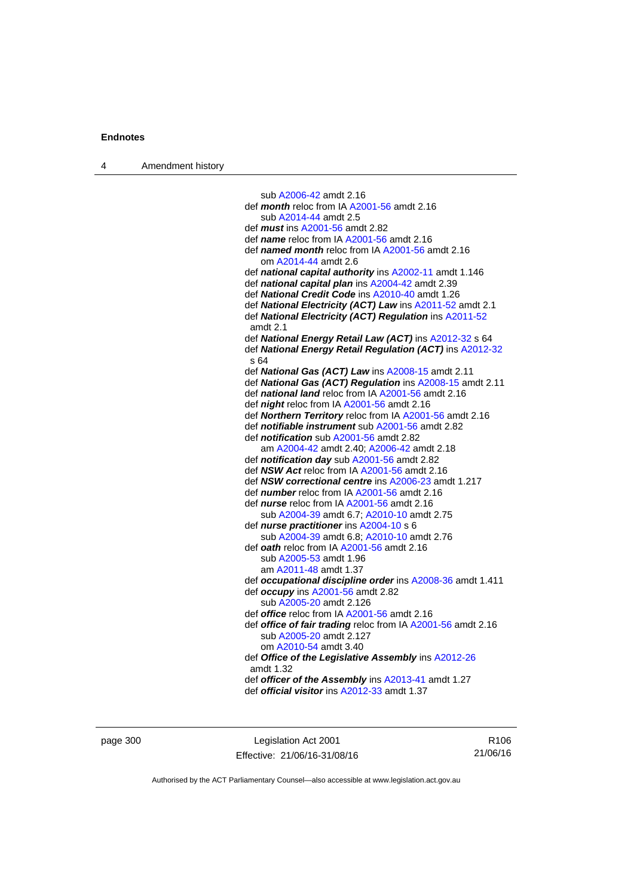sub A2006-42 amdt 2.16

def ***month*** reloc from IA A2001-56 amdt 2.16
sub A2014-44 amdt 2.5

def ***must*** ins A2001-56 amdt 2.82

def ***name*** reloc from IA A2001-56 amdt 2.16

def ***named month*** reloc from IA A2001-56 amdt 2.16
om A2014-44 amdt 2.6

def ***national capital authority*** ins A2002-11 amdt 1.146

def ***national capital plan*** ins A2004-42 amdt 2.39

def ***National Credit Code*** ins A2010-40 amdt 1.26

def ***National Electricity (ACT) Law*** ins A2011-52 amdt 2.1

def ***National Electricity (ACT) Regulation*** ins A2011-52 amdt 2.1

def ***National Energy Retail Law (ACT)*** ins A2012-32 s 64

def ***National Energy Retail Regulation (ACT)*** ins A2012-32 s 64

def ***National Gas (ACT) Law*** ins A2008-15 amdt 2.11

def ***National Gas (ACT) Regulation*** ins A2008-15 amdt 2.11

def ***national land*** reloc from IA A2001-56 amdt 2.16

def ***night*** reloc from IA A2001-56 amdt 2.16

def ***Northern Territory*** reloc from IA A2001-56 amdt 2.16

def ***notifiable instrument*** sub A2001-56 amdt 2.82

def ***notification*** sub A2001-56 amdt 2.82
am A2004-42 amdt 2.40; A2006-42 amdt 2.18

def ***notification day*** sub A2001-56 amdt 2.82

def ***NSW Act*** reloc from IA A2001-56 amdt 2.16

def ***NSW correctional centre*** ins A2006-23 amdt 1.217

def ***number*** reloc from IA A2001-56 amdt 2.16

def ***nurse*** reloc from IA A2001-56 amdt 2.16
sub A2004-39 amdt 6.7; A2010-10 amdt 2.75

def ***nurse practitioner*** ins A2004-10 s 6
sub A2004-39 amdt 6.8; A2010-10 amdt 2.76

def ***oath*** reloc from IA A2001-56 amdt 2.16
sub A2005-53 amdt 1.96
am A2011-48 amdt 1.37

def ***occupational discipline order*** ins A2008-36 amdt 1.411

def ***occupy*** ins A2001-56 amdt 2.82
sub A2005-20 amdt 2.126

def ***office*** reloc from IA A2001-56 amdt 2.16

def ***office of fair trading*** reloc from IA A2001-56 amdt 2.16
sub A2005-20 amdt 2.127
om A2010-54 amdt 3.40

def ***Office of the Legislative Assembly*** ins A2012-26 amdt 1.32

def ***officer of the Assembly*** ins A2013-41 amdt 1.27

def ***official visitor*** ins A2012-33 amdt 1.37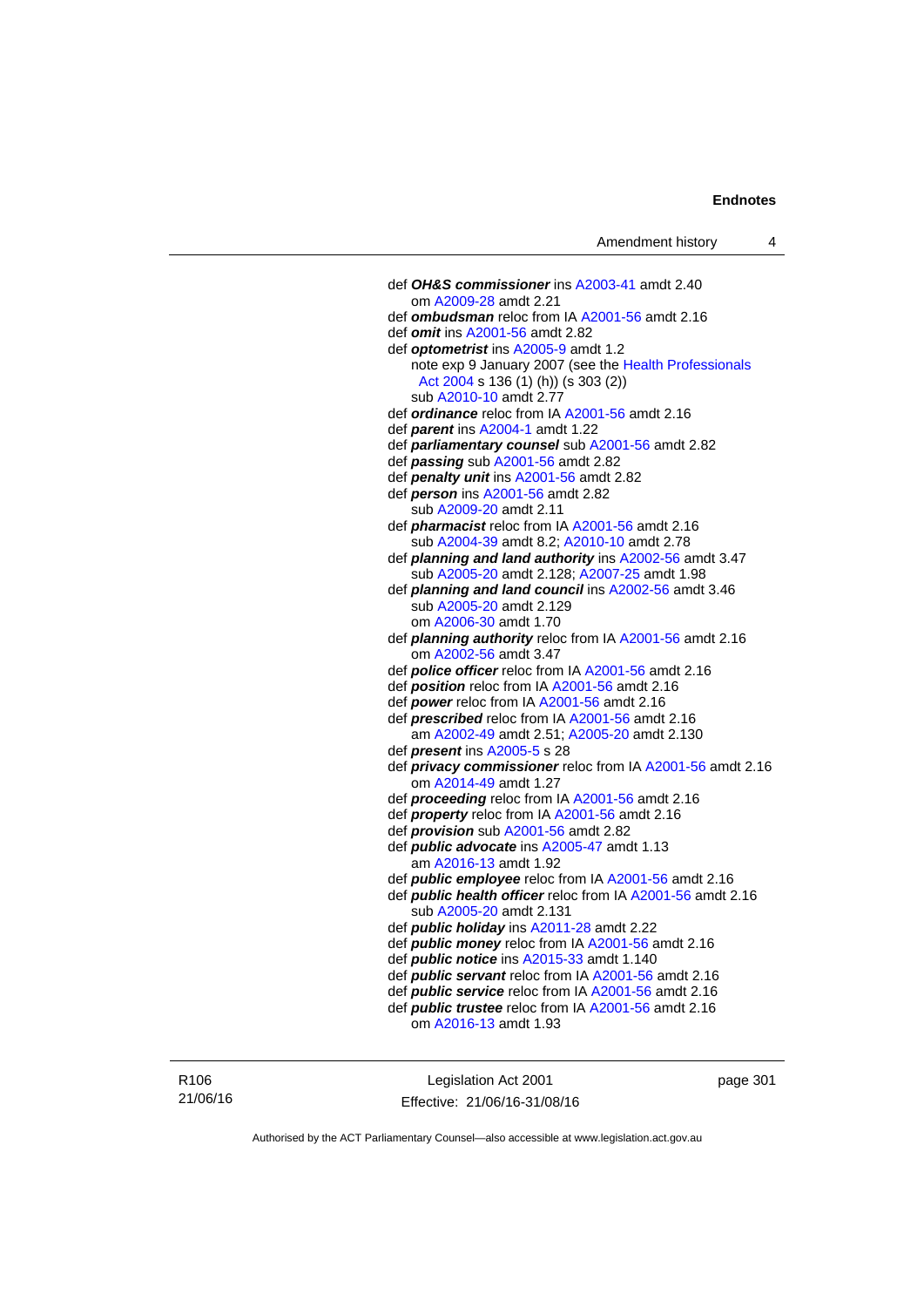def ***OH&S commissioner*** ins A2003-41 amdt 2.40
  om A2009-28 amdt 2.21
def ***ombudsman*** reloc from IA A2001-56 amdt 2.16
def ***omit*** ins A2001-56 amdt 2.82
def ***optometrist*** ins A2005-9 amdt 1.2
  note exp 9 January 2007 (see the Health Professionals Act 2004 s 136 (1) (h)) (s 303 (2))
  sub A2010-10 amdt 2.77
def ***ordinance*** reloc from IA A2001-56 amdt 2.16
def ***parent*** ins A2004-1 amdt 1.22
def ***parliamentary counsel*** sub A2001-56 amdt 2.82
def ***passing*** sub A2001-56 amdt 2.82
def ***penalty unit*** ins A2001-56 amdt 2.82
def ***person*** ins A2001-56 amdt 2.82
  sub A2009-20 amdt 2.11
def ***pharmacist*** reloc from IA A2001-56 amdt 2.16
  sub A2004-39 amdt 8.2; A2010-10 amdt 2.78
def ***planning and land authority*** ins A2002-56 amdt 3.47
  sub A2005-20 amdt 2.128; A2007-25 amdt 1.98
def ***planning and land council*** ins A2002-56 amdt 3.46
  sub A2005-20 amdt 2.129
  om A2006-30 amdt 1.70
def ***planning authority*** reloc from IA A2001-56 amdt 2.16
  om A2002-56 amdt 3.47
def ***police officer*** reloc from IA A2001-56 amdt 2.16
def ***position*** reloc from IA A2001-56 amdt 2.16
def ***power*** reloc from IA A2001-56 amdt 2.16
def ***prescribed*** reloc from IA A2001-56 amdt 2.16
  am A2002-49 amdt 2.51; A2005-20 amdt 2.130
def ***present*** ins A2005-5 s 28
def ***privacy commissioner*** reloc from IA A2001-56 amdt 2.16
  om A2014-49 amdt 1.27
def ***proceeding*** reloc from IA A2001-56 amdt 2.16
def ***property*** reloc from IA A2001-56 amdt 2.16
def ***provision*** sub A2001-56 amdt 2.82
def ***public advocate*** ins A2005-47 amdt 1.13
  am A2016-13 amdt 1.92
def ***public employee*** reloc from IA A2001-56 amdt 2.16
def ***public health officer*** reloc from IA A2001-56 amdt 2.16
  sub A2005-20 amdt 2.131
def ***public holiday*** ins A2011-28 amdt 2.22
def ***public money*** reloc from IA A2001-56 amdt 2.16
def ***public notice*** ins A2015-33 amdt 1.140
def ***public servant*** reloc from IA A2001-56 amdt 2.16
def ***public service*** reloc from IA A2001-56 amdt 2.16
def ***public trustee*** reloc from IA A2001-56 amdt 2.16
  om A2016-13 amdt 1.93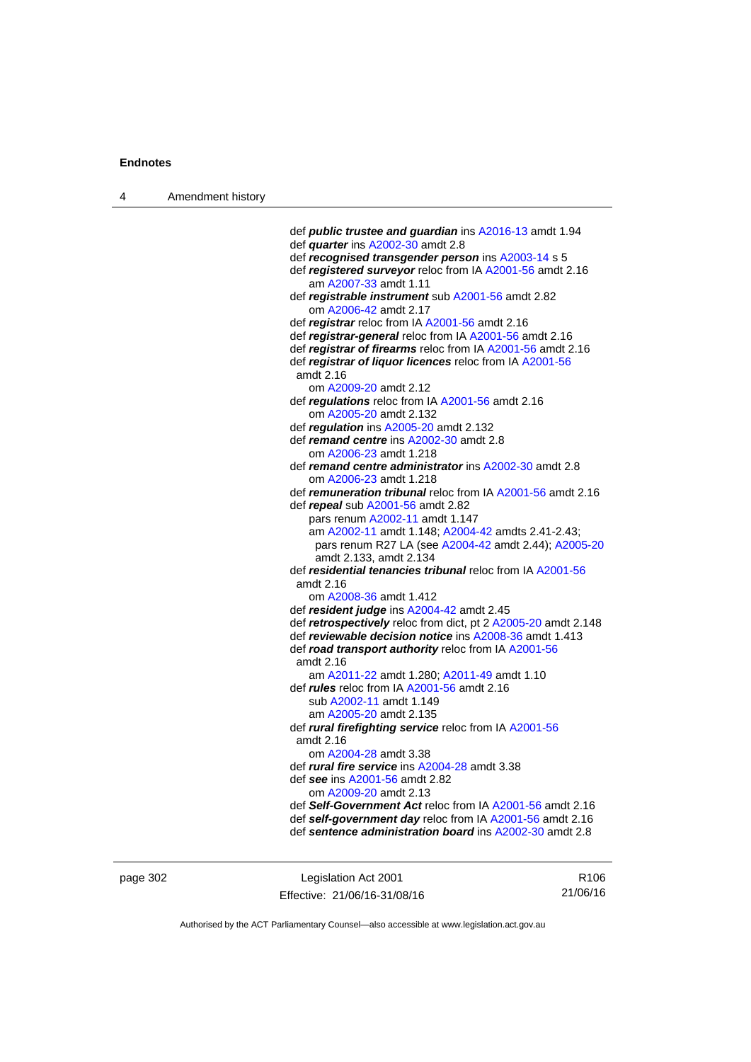def ***public trustee and guardian*** ins A2016-13 amdt 1.94
def ***quarter*** ins A2002-30 amdt 2.8
def ***recognised transgender person*** ins A2003-14 s 5
def ***registered surveyor*** reloc from IA A2001-56 amdt 2.16
  am A2007-33 amdt 1.11
def ***registrable instrument*** sub A2001-56 amdt 2.82
  om A2006-42 amdt 2.17
def ***registrar*** reloc from IA A2001-56 amdt 2.16
def ***registrar-general*** reloc from IA A2001-56 amdt 2.16
def ***registrar of firearms*** reloc from IA A2001-56 amdt 2.16
def ***registrar of liquor licences*** reloc from IA A2001-56 amdt 2.16
  om A2009-20 amdt 2.12
def ***regulations*** reloc from IA A2001-56 amdt 2.16
  om A2005-20 amdt 2.132
def ***regulation*** ins A2005-20 amdt 2.132
def ***remand centre*** ins A2002-30 amdt 2.8
  om A2006-23 amdt 1.218
def ***remand centre administrator*** ins A2002-30 amdt 2.8
  om A2006-23 amdt 1.218
def ***remuneration tribunal*** reloc from IA A2001-56 amdt 2.16
def ***repeal*** sub A2001-56 amdt 2.82
  pars renum A2002-11 amdt 1.147
  am A2002-11 amdt 1.148; A2004-42 amdts 2.41-2.43; pars renum R27 LA (see A2004-42 amdt 2.44); A2005-20 amdt 2.133, amdt 2.134
def ***residential tenancies tribunal*** reloc from IA A2001-56 amdt 2.16
  om A2008-36 amdt 1.412
def ***resident judge*** ins A2004-42 amdt 2.45
def ***retrospectively*** reloc from dict, pt 2 A2005-20 amdt 2.148
def ***reviewable decision notice*** ins A2008-36 amdt 1.413
def ***road transport authority*** reloc from IA A2001-56 amdt 2.16
  am A2011-22 amdt 1.280; A2011-49 amdt 1.10
def ***rules*** reloc from IA A2001-56 amdt 2.16
  sub A2002-11 amdt 1.149
  am A2005-20 amdt 2.135
def ***rural firefighting service*** reloc from IA A2001-56 amdt 2.16
  om A2004-28 amdt 3.38
def ***rural fire service*** ins A2004-28 amdt 3.38
def ***see*** ins A2001-56 amdt 2.82
  om A2009-20 amdt 2.13
def ***Self-Government Act*** reloc from IA A2001-56 amdt 2.16
def ***self-government day*** reloc from IA A2001-56 amdt 2.16
def ***sentence administration board*** ins A2002-30 amdt 2.8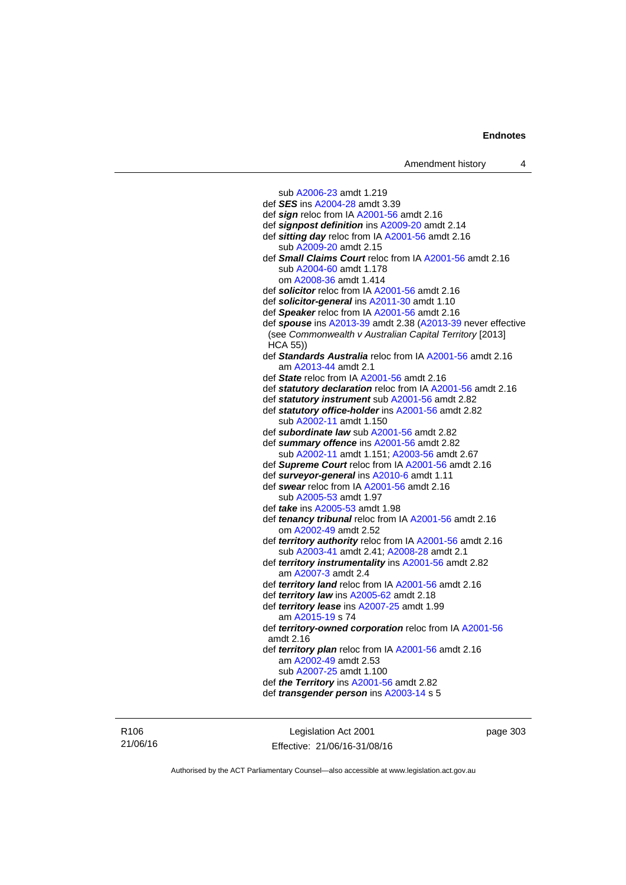sub A2006-23 amdt 1.219
def ***SES*** ins A2004-28 amdt 3.39
def ***sign*** reloc from IA A2001-56 amdt 2.16
def ***signpost definition*** ins A2009-20 amdt 2.14
def ***sitting day*** reloc from IA A2001-56 amdt 2.16
sub A2009-20 amdt 2.15
def ***Small Claims Court*** reloc from IA A2001-56 amdt 2.16
sub A2004-60 amdt 1.178
om A2008-36 amdt 1.414
def ***solicitor*** reloc from IA A2001-56 amdt 2.16
def ***solicitor-general*** ins A2011-30 amdt 1.10
def ***Speaker*** reloc from IA A2001-56 amdt 2.16
def ***spouse*** ins A2013-39 amdt 2.38 (A2013-39 never effective (see *Commonwealth v Australian Capital Territory* [2013] HCA 55))
def ***Standards Australia*** reloc from IA A2001-56 amdt 2.16
am A2013-44 amdt 2.1
def ***State*** reloc from IA A2001-56 amdt 2.16
def ***statutory declaration*** reloc from IA A2001-56 amdt 2.16
def ***statutory instrument*** sub A2001-56 amdt 2.82
def ***statutory office-holder*** ins A2001-56 amdt 2.82
sub A2002-11 amdt 1.150
def ***subordinate law*** sub A2001-56 amdt 2.82
def ***summary offence*** ins A2001-56 amdt 2.82
sub A2002-11 amdt 1.151; A2003-56 amdt 2.67
def ***Supreme Court*** reloc from IA A2001-56 amdt 2.16
def ***surveyor-general*** ins A2010-6 amdt 1.11
def ***swear*** reloc from IA A2001-56 amdt 2.16
sub A2005-53 amdt 1.97
def ***take*** ins A2005-53 amdt 1.98
def ***tenancy tribunal*** reloc from IA A2001-56 amdt 2.16
om A2002-49 amdt 2.52
def ***territory authority*** reloc from IA A2001-56 amdt 2.16
sub A2003-41 amdt 2.41; A2008-28 amdt 2.1
def ***territory instrumentality*** ins A2001-56 amdt 2.82
am A2007-3 amdt 2.4
def ***territory land*** reloc from IA A2001-56 amdt 2.16
def ***territory law*** ins A2005-62 amdt 2.18
def ***territory lease*** ins A2007-25 amdt 1.99
am A2015-19 s 74
def ***territory-owned corporation*** reloc from IA A2001-56 amdt 2.16
def ***territory plan*** reloc from IA A2001-56 amdt 2.16
am A2002-49 amdt 2.53
sub A2007-25 amdt 1.100
def ***the Territory*** ins A2001-56 amdt 2.82
def ***transgender person*** ins A2003-14 s 5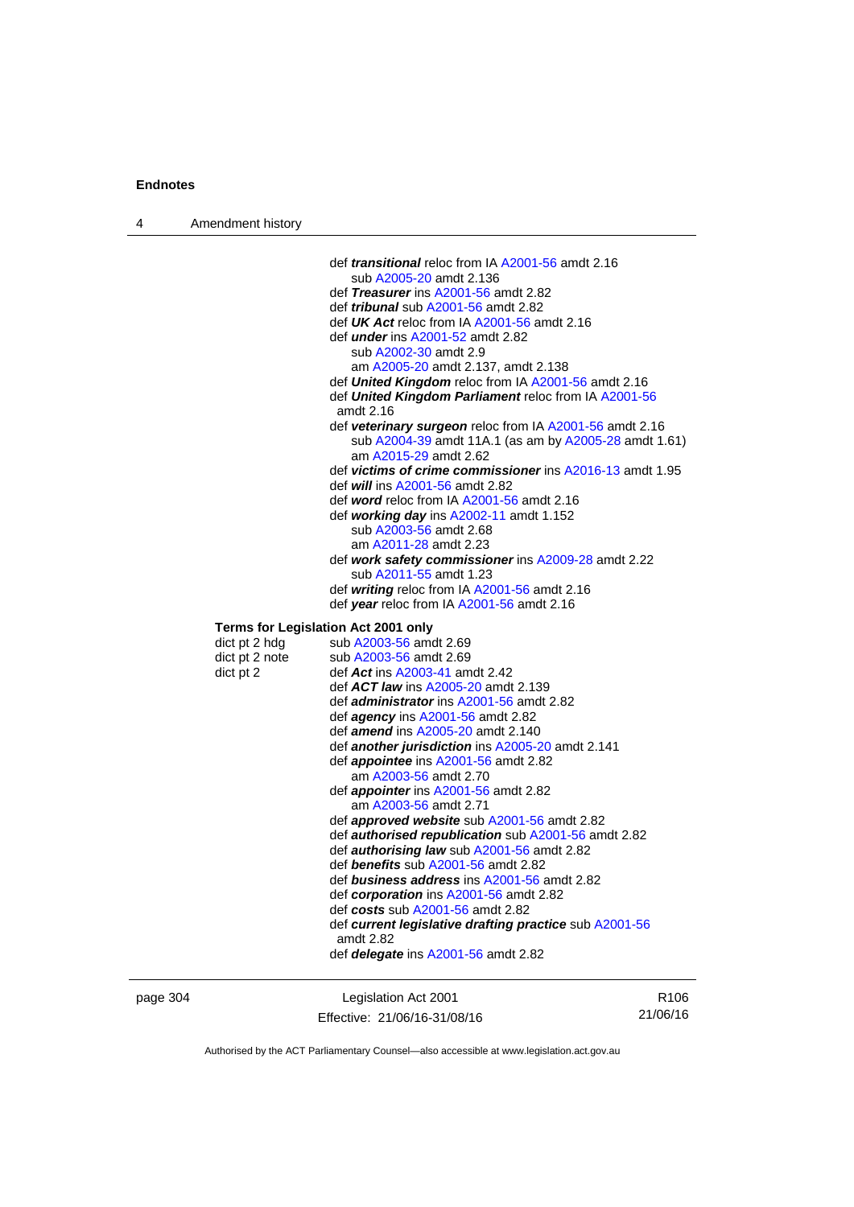def ***transitional*** reloc from IA A2001-56 amdt 2.16
sub A2005-20 amdt 2.136
def ***Treasurer*** ins A2001-56 amdt 2.82
def ***tribunal*** sub A2001-56 amdt 2.82
def ***UK Act*** reloc from IA A2001-56 amdt 2.16
def ***under*** ins A2001-52 amdt 2.82
sub A2002-30 amdt 2.9
am A2005-20 amdt 2.137, amdt 2.138
def ***United Kingdom*** reloc from IA A2001-56 amdt 2.16
def ***United Kingdom Parliament*** reloc from IA A2001-56 amdt 2.16
def ***veterinary surgeon*** reloc from IA A2001-56 amdt 2.16
sub A2004-39 amdt 11A.1 (as am by A2005-28 amdt 1.61)
am A2015-29 amdt 2.62
def ***victims of crime commissioner*** ins A2016-13 amdt 1.95
def ***will*** ins A2001-56 amdt 2.82
def ***word*** reloc from IA A2001-56 amdt 2.16
def ***working day*** ins A2002-11 amdt 1.152
sub A2003-56 amdt 2.68
am A2011-28 amdt 2.23
def ***work safety commissioner*** ins A2009-28 amdt 2.22
sub A2011-55 amdt 1.23
def ***writing*** reloc from IA A2001-56 amdt 2.16
def ***year*** reloc from IA A2001-56 amdt 2.16

**Terms for Legislation Act 2001 only**

dict pt 2 hdg — sub A2003-56 amdt 2.69

dict pt 2 note — sub A2003-56 amdt 2.69

dict pt 2 — def ***Act*** ins A2003-41 amdt 2.42
def ***ACT law*** ins A2005-20 amdt 2.139
def ***administrator*** ins A2001-56 amdt 2.82
def ***agency*** ins A2001-56 amdt 2.82
def ***amend*** ins A2005-20 amdt 2.140
def ***another jurisdiction*** ins A2005-20 amdt 2.141
def ***appointee*** ins A2001-56 amdt 2.82
am A2003-56 amdt 2.70
def ***appointer*** ins A2001-56 amdt 2.82
am A2003-56 amdt 2.71
def ***approved website*** sub A2001-56 amdt 2.82
def ***authorised republication*** sub A2001-56 amdt 2.82
def ***authorising law*** sub A2001-56 amdt 2.82
def ***benefits*** sub A2001-56 amdt 2.82
def ***business address*** ins A2001-56 amdt 2.82
def ***corporation*** ins A2001-56 amdt 2.82
def ***costs*** sub A2001-56 amdt 2.82
def ***current legislative drafting practice*** sub A2001-56 amdt 2.82
def ***delegate*** ins A2001-56 amdt 2.82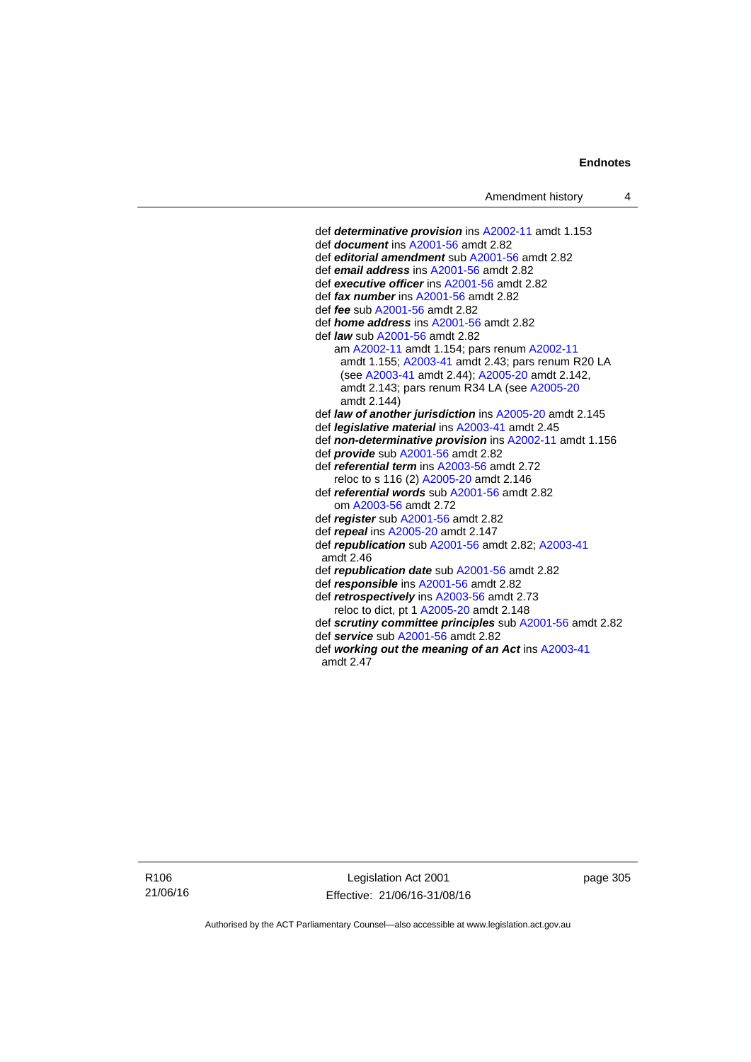def ***determinative provision*** ins A2002-11 amdt 1.153
def ***document*** ins A2001-56 amdt 2.82
def ***editorial amendment*** sub A2001-56 amdt 2.82
def ***email address*** ins A2001-56 amdt 2.82
def ***executive officer*** ins A2001-56 amdt 2.82
def ***fax number*** ins A2001-56 amdt 2.82
def ***fee*** sub A2001-56 amdt 2.82
def ***home address*** ins A2001-56 amdt 2.82
def ***law*** sub A2001-56 amdt 2.82
   am A2002-11 amdt 1.154; pars renum A2002-11 amdt 1.155; A2003-41 amdt 2.43; pars renum R20 LA (see A2003-41 amdt 2.44); A2005-20 amdt 2.142, amdt 2.143; pars renum R34 LA (see A2005-20 amdt 2.144)
def ***law of another jurisdiction*** ins A2005-20 amdt 2.145
def ***legislative material*** ins A2003-41 amdt 2.45
def ***non-determinative provision*** ins A2002-11 amdt 1.156
def ***provide*** sub A2001-56 amdt 2.82
def ***referential term*** ins A2003-56 amdt 2.72
   reloc to s 116 (2) A2005-20 amdt 2.146
def ***referential words*** sub A2001-56 amdt 2.82
   om A2003-56 amdt 2.72
def ***register*** sub A2001-56 amdt 2.82
def ***repeal*** ins A2005-20 amdt 2.147
def ***republication*** sub A2001-56 amdt 2.82; A2003-41 amdt 2.46
def ***republication date*** sub A2001-56 amdt 2.82
def ***responsible*** ins A2001-56 amdt 2.82
def ***retrospectively*** ins A2003-56 amdt 2.73
   reloc to dict, pt 1 A2005-20 amdt 2.148
def ***scrutiny committee principles*** sub A2001-56 amdt 2.82
def ***service*** sub A2001-56 amdt 2.82
def ***working out the meaning of an Act*** ins A2003-41 amdt 2.47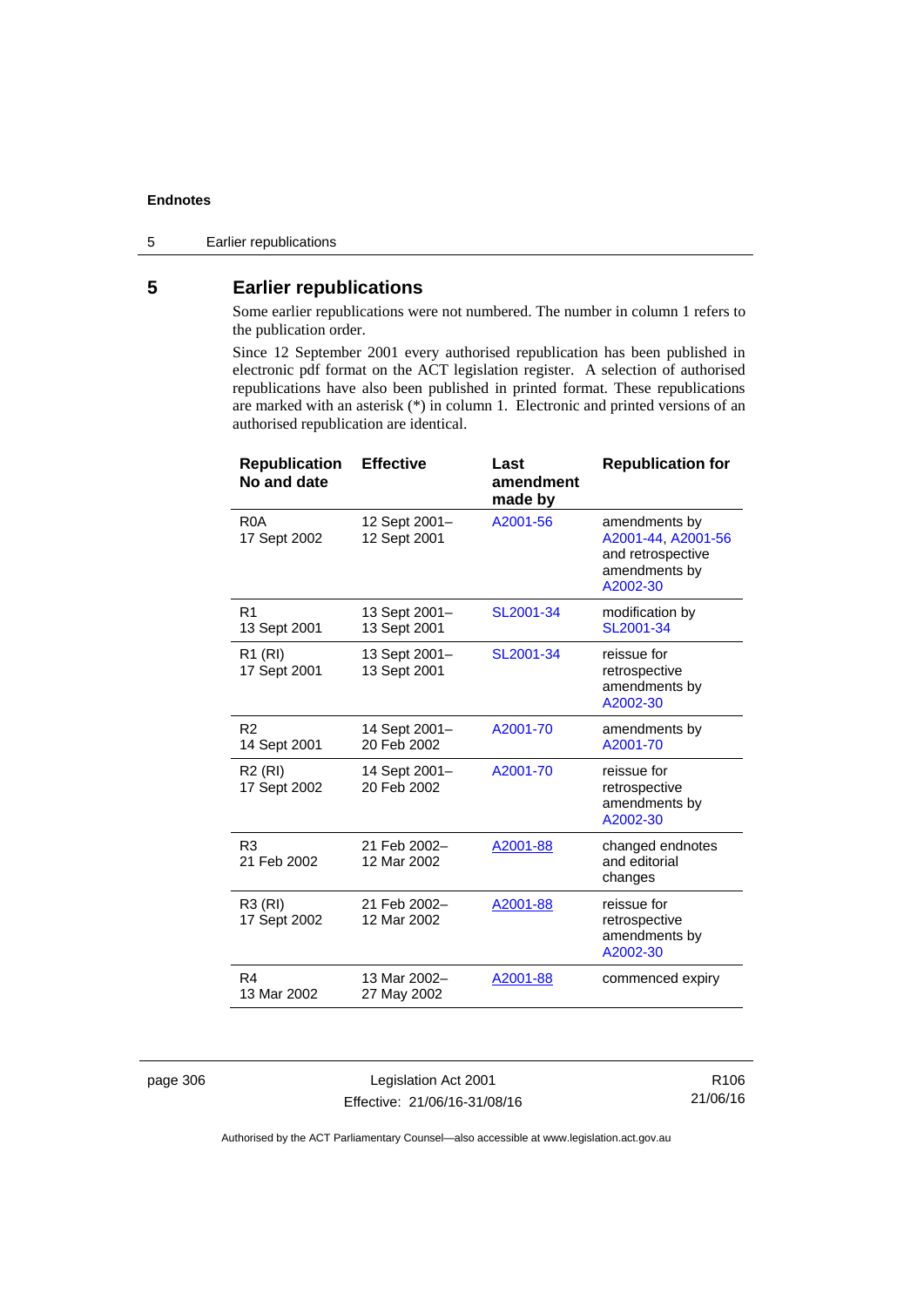# 5 Earlier republications

Some earlier republications were not numbered. The number in column 1 refers to the publication order.

Since 12 September 2001 every authorised republication has been published in electronic pdf format on the ACT legislation register. A selection of authorised republications have also been published in printed format. These republications are marked with an asterisk (*) in column 1. Electronic and printed versions of an authorised republication are identical.

| Republication No and date | Effective | Last amendment made by | Republication for |
|---|---|---|---|
| R0A<br>17 Sept 2002 | 12 Sept 2001–<br>12 Sept 2001 | A2001-56 | amendments by A2001-44, A2001-56 and retrospective amendments by A2002-30 |
| R1<br>13 Sept 2001 | 13 Sept 2001–<br>13 Sept 2001 | SL2001-34 | modification by SL2001-34 |
| R1 (RI)<br>17 Sept 2001 | 13 Sept 2001–<br>13 Sept 2001 | SL2001-34 | reissue for retrospective amendments by A2002-30 |
| R2<br>14 Sept 2001 | 14 Sept 2001–<br>20 Feb 2002 | A2001-70 | amendments by A2001-70 |
| R2 (RI)<br>17 Sept 2002 | 14 Sept 2001–<br>20 Feb 2002 | A2001-70 | reissue for retrospective amendments by A2002-30 |
| R3<br>21 Feb 2002 | 21 Feb 2002–<br>12 Mar 2002 | A2001-88 | changed endnotes and editorial changes |
| R3 (RI)<br>17 Sept 2002 | 21 Feb 2002–<br>12 Mar 2002 | A2001-88 | reissue for retrospective amendments by A2002-30 |
| R4<br>13 Mar 2002 | 13 Mar 2002–<br>27 May 2002 | A2001-88 | commenced expiry |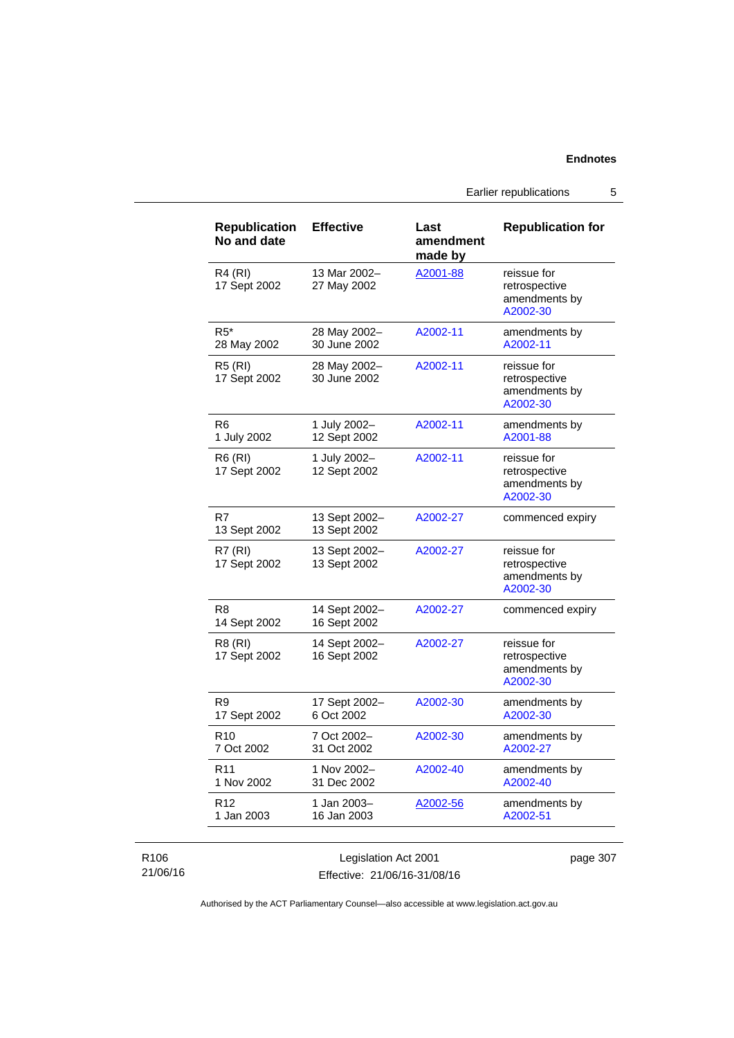| Republication No and date | Effective | Last amendment made by | Republication for |
|---|---|---|---|
| R4 (RI) 17 Sept 2002 | 13 Mar 2002– 27 May 2002 | A2001-88 | reissue for retrospective amendments by A2002-30 |
| R5* 28 May 2002 | 28 May 2002– 30 June 2002 | A2002-11 | amendments by A2002-11 |
| R5 (RI) 17 Sept 2002 | 28 May 2002– 30 June 2002 | A2002-11 | reissue for retrospective amendments by A2002-30 |
| R6 1 July 2002 | 1 July 2002– 12 Sept 2002 | A2002-11 | amendments by A2001-88 |
| R6 (RI) 17 Sept 2002 | 1 July 2002– 12 Sept 2002 | A2002-11 | reissue for retrospective amendments by A2002-30 |
| R7 13 Sept 2002 | 13 Sept 2002– 13 Sept 2002 | A2002-27 | commenced expiry |
| R7 (RI) 17 Sept 2002 | 13 Sept 2002– 13 Sept 2002 | A2002-27 | reissue for retrospective amendments by A2002-30 |
| R8 14 Sept 2002 | 14 Sept 2002– 16 Sept 2002 | A2002-27 | commenced expiry |
| R8 (RI) 17 Sept 2002 | 14 Sept 2002– 16 Sept 2002 | A2002-27 | reissue for retrospective amendments by A2002-30 |
| R9 17 Sept 2002 | 17 Sept 2002– 6 Oct 2002 | A2002-30 | amendments by A2002-30 |
| R10 7 Oct 2002 | 7 Oct 2002– 31 Oct 2002 | A2002-30 | amendments by A2002-27 |
| R11 1 Nov 2002 | 1 Nov 2002– 31 Dec 2002 | A2002-40 | amendments by A2002-40 |
| R12 1 Jan 2003 | 1 Jan 2003– 16 Jan 2003 | A2002-56 | amendments by A2002-51 |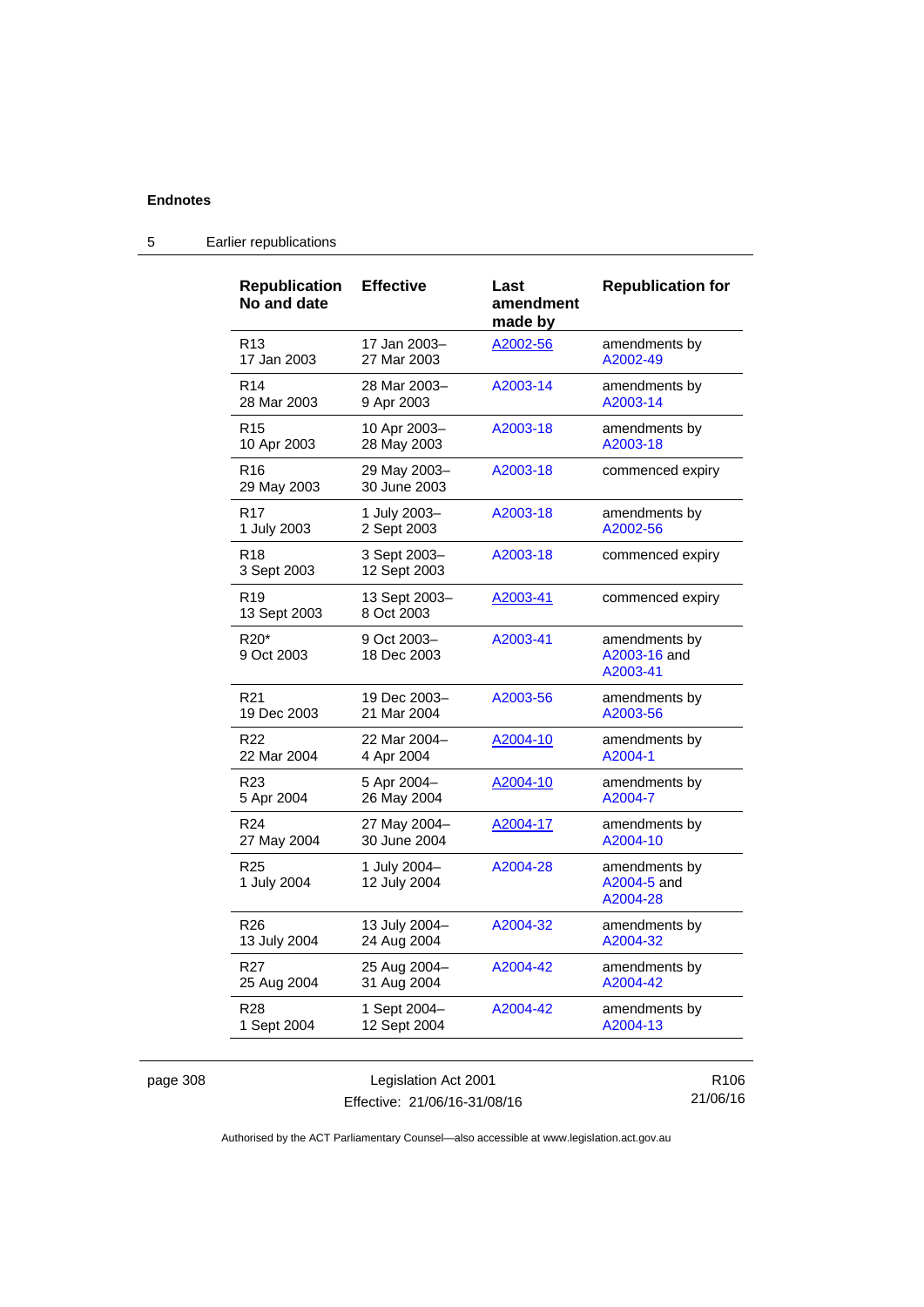## 5 Earlier republications

| Republication No and date | Effective | Last amendment made by | Republication for |
|---|---|---|---|
| R13<br>17 Jan 2003 | 17 Jan 2003–<br>27 Mar 2003 | A2002-56 | amendments by A2002-49 |
| R14<br>28 Mar 2003 | 28 Mar 2003–<br>9 Apr 2003 | A2003-14 | amendments by A2003-14 |
| R15<br>10 Apr 2003 | 10 Apr 2003–<br>28 May 2003 | A2003-18 | amendments by A2003-18 |
| R16<br>29 May 2003 | 29 May 2003–<br>30 June 2003 | A2003-18 | commenced expiry |
| R17<br>1 July 2003 | 1 July 2003–<br>2 Sept 2003 | A2003-18 | amendments by A2002-56 |
| R18<br>3 Sept 2003 | 3 Sept 2003–<br>12 Sept 2003 | A2003-18 | commenced expiry |
| R19<br>13 Sept 2003 | 13 Sept 2003–<br>8 Oct 2003 | A2003-41 | commenced expiry |
| R20*<br>9 Oct 2003 | 9 Oct 2003–<br>18 Dec 2003 | A2003-41 | amendments by A2003-16 and A2003-41 |
| R21<br>19 Dec 2003 | 19 Dec 2003–<br>21 Mar 2004 | A2003-56 | amendments by A2003-56 |
| R22<br>22 Mar 2004 | 22 Mar 2004–<br>4 Apr 2004 | A2004-10 | amendments by A2004-1 |
| R23<br>5 Apr 2004 | 5 Apr 2004–<br>26 May 2004 | A2004-10 | amendments by A2004-7 |
| R24<br>27 May 2004 | 27 May 2004–<br>30 June 2004 | A2004-17 | amendments by A2004-10 |
| R25<br>1 July 2004 | 1 July 2004–<br>12 July 2004 | A2004-28 | amendments by A2004-5 and A2004-28 |
| R26<br>13 July 2004 | 13 July 2004–<br>24 Aug 2004 | A2004-32 | amendments by A2004-32 |
| R27<br>25 Aug 2004 | 25 Aug 2004–<br>31 Aug 2004 | A2004-42 | amendments by A2004-42 |
| R28<br>1 Sept 2004 | 1 Sept 2004–<br>12 Sept 2004 | A2004-42 | amendments by A2004-13 |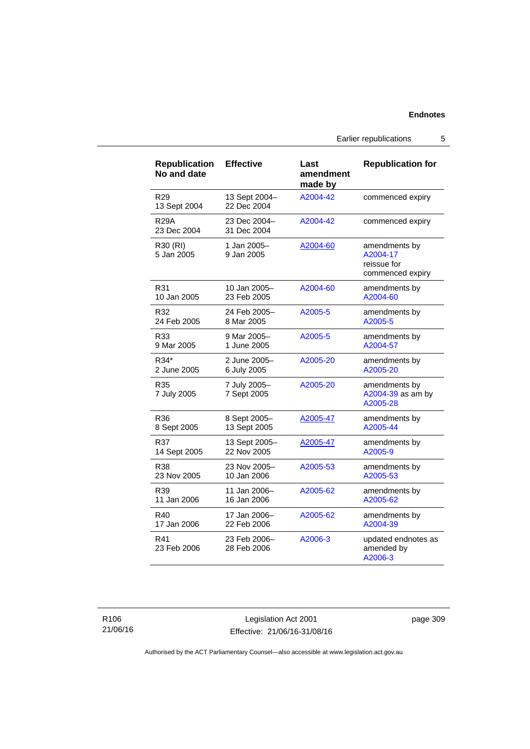| Republication No and date | Effective | Last amendment made by | Republication for |
|---|---|---|---|
| R29<br>13 Sept 2004 | 13 Sept 2004–<br>22 Dec 2004 | A2004-42 | commenced expiry |
| R29A<br>23 Dec 2004 | 23 Dec 2004–<br>31 Dec 2004 | A2004-42 | commenced expiry |
| R30 (RI)<br>5 Jan 2005 | 1 Jan 2005–<br>9 Jan 2005 | A2004-60 | amendments by A2004-17<br>reissue for commenced expiry |
| R31<br>10 Jan 2005 | 10 Jan 2005–<br>23 Feb 2005 | A2004-60 | amendments by A2004-60 |
| R32<br>24 Feb 2005 | 24 Feb 2005–<br>8 Mar 2005 | A2005-5 | amendments by A2005-5 |
| R33<br>9 Mar 2005 | 9 Mar 2005–<br>1 June 2005 | A2005-5 | amendments by A2004-57 |
| R34*<br>2 June 2005 | 2 June 2005–<br>6 July 2005 | A2005-20 | amendments by A2005-20 |
| R35<br>7 July 2005 | 7 July 2005–<br>7 Sept 2005 | A2005-20 | amendments by A2004-39 as am by A2005-28 |
| R36<br>8 Sept 2005 | 8 Sept 2005–<br>13 Sept 2005 | A2005-47 | amendments by A2005-44 |
| R37<br>14 Sept 2005 | 13 Sept 2005–<br>22 Nov 2005 | A2005-47 | amendments by A2005-9 |
| R38<br>23 Nov 2005 | 23 Nov 2005–<br>10 Jan 2006 | A2005-53 | amendments by A2005-53 |
| R39<br>11 Jan 2006 | 11 Jan 2006–<br>16 Jan 2006 | A2005-62 | amendments by A2005-62 |
| R40<br>17 Jan 2006 | 17 Jan 2006–<br>22 Feb 2006 | A2005-62 | amendments by A2004-39 |
| R41<br>23 Feb 2006 | 23 Feb 2006–<br>28 Feb 2006 | A2006-3 | updated endnotes as amended by A2006-3 |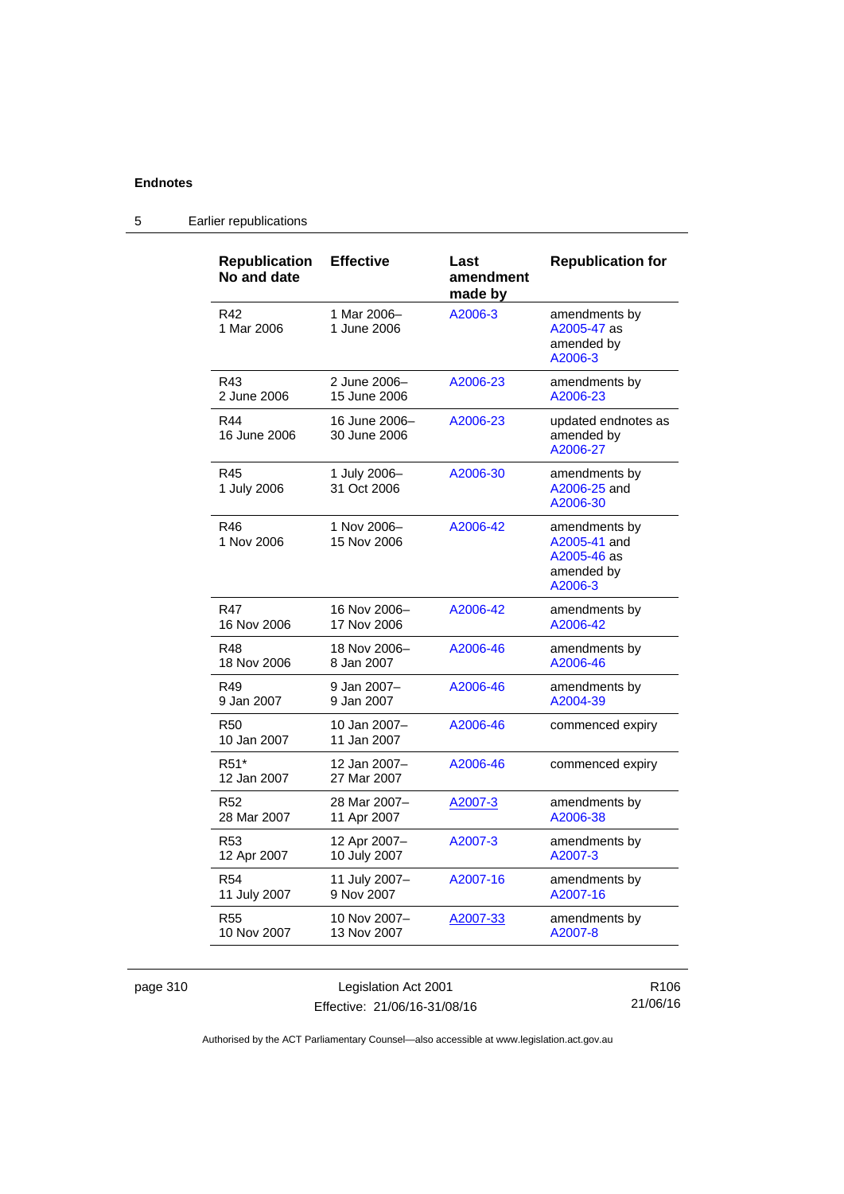## 5 Earlier republications

| Republication No and date | Effective | Last amendment made by | Republication for |
|---|---|---|---|
| R42 1 Mar 2006 | 1 Mar 2006– 1 June 2006 | A2006-3 | amendments by A2005-47 as amended by A2006-3 |
| R43 2 June 2006 | 2 June 2006– 15 June 2006 | A2006-23 | amendments by A2006-23 |
| R44 16 June 2006 | 16 June 2006– 30 June 2006 | A2006-23 | updated endnotes as amended by A2006-27 |
| R45 1 July 2006 | 1 July 2006– 31 Oct 2006 | A2006-30 | amendments by A2006-25 and A2006-30 |
| R46 1 Nov 2006 | 1 Nov 2006– 15 Nov 2006 | A2006-42 | amendments by A2005-41 and A2005-46 as amended by A2006-3 |
| R47 16 Nov 2006 | 16 Nov 2006– 17 Nov 2006 | A2006-42 | amendments by A2006-42 |
| R48 18 Nov 2006 | 18 Nov 2006– 8 Jan 2007 | A2006-46 | amendments by A2006-46 |
| R49 9 Jan 2007 | 9 Jan 2007– 9 Jan 2007 | A2006-46 | amendments by A2004-39 |
| R50 10 Jan 2007 | 10 Jan 2007– 11 Jan 2007 | A2006-46 | commenced expiry |
| R51* 12 Jan 2007 | 12 Jan 2007– 27 Mar 2007 | A2006-46 | commenced expiry |
| R52 28 Mar 2007 | 28 Mar 2007– 11 Apr 2007 | A2007-3 | amendments by A2006-38 |
| R53 12 Apr 2007 | 12 Apr 2007– 10 July 2007 | A2007-3 | amendments by A2007-3 |
| R54 11 July 2007 | 11 July 2007– 9 Nov 2007 | A2007-16 | amendments by A2007-16 |
| R55 10 Nov 2007 | 10 Nov 2007– 13 Nov 2007 | A2007-33 | amendments by A2007-8 |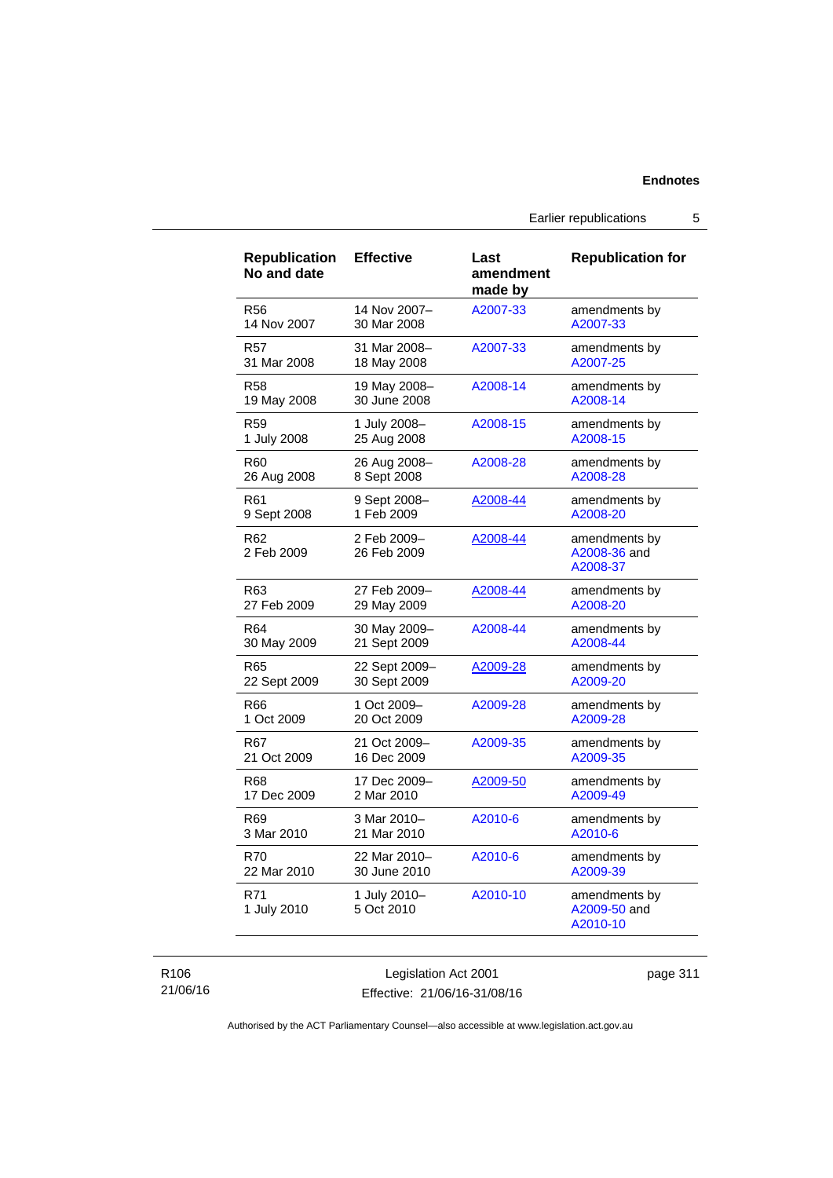| Republication No and date | Effective | Last amendment made by | Republication for |
|---|---|---|---|
| R56 14 Nov 2007 | 14 Nov 2007– 30 Mar 2008 | A2007-33 | amendments by A2007-33 |
| R57 31 Mar 2008 | 31 Mar 2008– 18 May 2008 | A2007-33 | amendments by A2007-25 |
| R58 19 May 2008 | 19 May 2008– 30 June 2008 | A2008-14 | amendments by A2008-14 |
| R59 1 July 2008 | 1 July 2008– 25 Aug 2008 | A2008-15 | amendments by A2008-15 |
| R60 26 Aug 2008 | 26 Aug 2008– 8 Sept 2008 | A2008-28 | amendments by A2008-28 |
| R61 9 Sept 2008 | 9 Sept 2008– 1 Feb 2009 | A2008-44 | amendments by A2008-20 |
| R62 2 Feb 2009 | 2 Feb 2009– 26 Feb 2009 | A2008-44 | amendments by A2008-36 and A2008-37 |
| R63 27 Feb 2009 | 27 Feb 2009– 29 May 2009 | A2008-44 | amendments by A2008-20 |
| R64 30 May 2009 | 30 May 2009– 21 Sept 2009 | A2008-44 | amendments by A2008-44 |
| R65 22 Sept 2009 | 22 Sept 2009– 30 Sept 2009 | A2009-28 | amendments by A2009-20 |
| R66 1 Oct 2009 | 1 Oct 2009– 20 Oct 2009 | A2009-28 | amendments by A2009-28 |
| R67 21 Oct 2009 | 21 Oct 2009– 16 Dec 2009 | A2009-35 | amendments by A2009-35 |
| R68 17 Dec 2009 | 17 Dec 2009– 2 Mar 2010 | A2009-50 | amendments by A2009-49 |
| R69 3 Mar 2010 | 3 Mar 2010– 21 Mar 2010 | A2010-6 | amendments by A2010-6 |
| R70 22 Mar 2010 | 22 Mar 2010– 30 June 2010 | A2010-6 | amendments by A2009-39 |
| R71 1 July 2010 | 1 July 2010– 5 Oct 2010 | A2010-10 | amendments by A2009-50 and A2010-10 |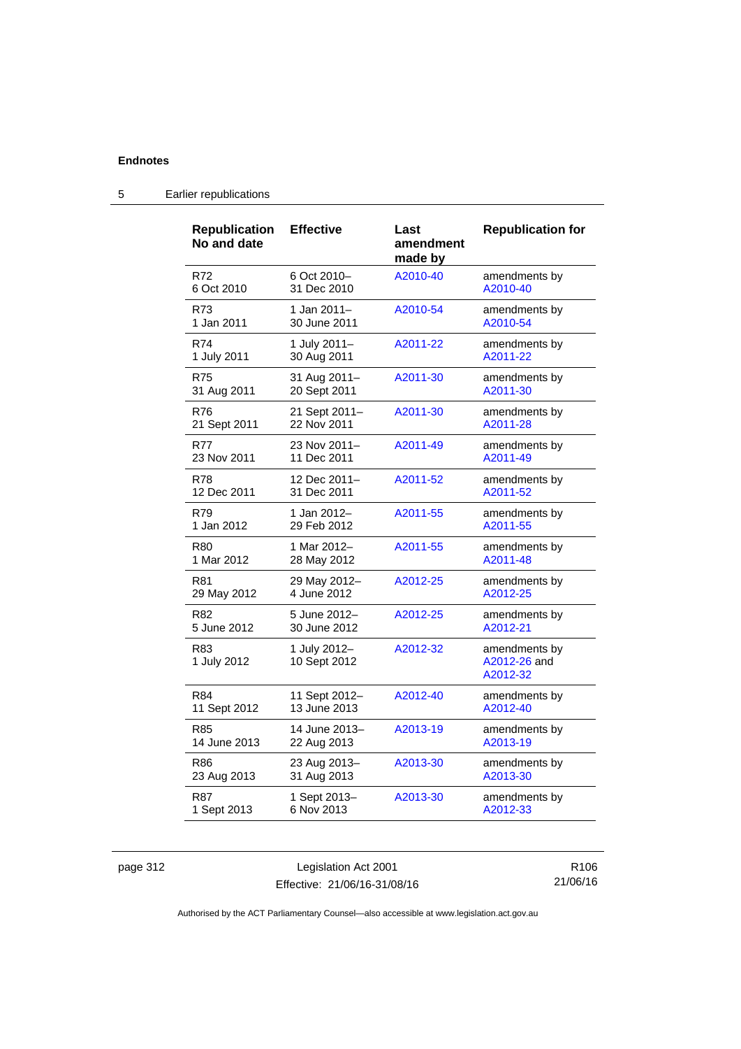## 5 Earlier republications

| Republication No and date | Effective | Last amendment made by | Republication for |
|---|---|---|---|
| R72<br>6 Oct 2010 | 6 Oct 2010–<br>31 Dec 2010 | A2010-40 | amendments by A2010-40 |
| R73<br>1 Jan 2011 | 1 Jan 2011–<br>30 June 2011 | A2010-54 | amendments by A2010-54 |
| R74<br>1 July 2011 | 1 July 2011–<br>30 Aug 2011 | A2011-22 | amendments by A2011-22 |
| R75<br>31 Aug 2011 | 31 Aug 2011–<br>20 Sept 2011 | A2011-30 | amendments by A2011-30 |
| R76<br>21 Sept 2011 | 21 Sept 2011–<br>22 Nov 2011 | A2011-30 | amendments by A2011-28 |
| R77<br>23 Nov 2011 | 23 Nov 2011–<br>11 Dec 2011 | A2011-49 | amendments by A2011-49 |
| R78<br>12 Dec 2011 | 12 Dec 2011–<br>31 Dec 2011 | A2011-52 | amendments by A2011-52 |
| R79<br>1 Jan 2012 | 1 Jan 2012–<br>29 Feb 2012 | A2011-55 | amendments by A2011-55 |
| R80<br>1 Mar 2012 | 1 Mar 2012–<br>28 May 2012 | A2011-55 | amendments by A2011-48 |
| R81<br>29 May 2012 | 29 May 2012–<br>4 June 2012 | A2012-25 | amendments by A2012-25 |
| R82<br>5 June 2012 | 5 June 2012–<br>30 June 2012 | A2012-25 | amendments by A2012-21 |
| R83<br>1 July 2012 | 1 July 2012–<br>10 Sept 2012 | A2012-32 | amendments by A2012-26 and A2012-32 |
| R84<br>11 Sept 2012 | 11 Sept 2012–<br>13 June 2013 | A2012-40 | amendments by A2012-40 |
| R85<br>14 June 2013 | 14 June 2013–<br>22 Aug 2013 | A2013-19 | amendments by A2013-19 |
| R86<br>23 Aug 2013 | 23 Aug 2013–<br>31 Aug 2013 | A2013-30 | amendments by A2013-30 |
| R87<br>1 Sept 2013 | 1 Sept 2013–<br>6 Nov 2013 | A2013-30 | amendments by A2012-33 |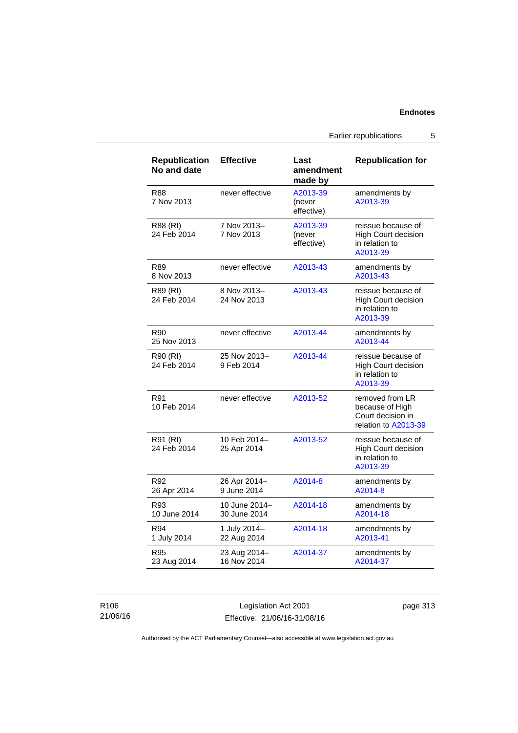| Republication No and date | Effective | Last amendment made by | Republication for |
|---|---|---|---|
| R88 7 Nov 2013 | never effective | A2013-39 (never effective) | amendments by A2013-39 |
| R88 (RI) 24 Feb 2014 | 7 Nov 2013– 7 Nov 2013 | A2013-39 (never effective) | reissue because of High Court decision in relation to A2013-39 |
| R89 8 Nov 2013 | never effective | A2013-43 | amendments by A2013-43 |
| R89 (RI) 24 Feb 2014 | 8 Nov 2013– 24 Nov 2013 | A2013-43 | reissue because of High Court decision in relation to A2013-39 |
| R90 25 Nov 2013 | never effective | A2013-44 | amendments by A2013-44 |
| R90 (RI) 24 Feb 2014 | 25 Nov 2013– 9 Feb 2014 | A2013-44 | reissue because of High Court decision in relation to A2013-39 |
| R91 10 Feb 2014 | never effective | A2013-52 | removed from LR because of High Court decision in relation to A2013-39 |
| R91 (RI) 24 Feb 2014 | 10 Feb 2014– 25 Apr 2014 | A2013-52 | reissue because of High Court decision in relation to A2013-39 |
| R92 26 Apr 2014 | 26 Apr 2014– 9 June 2014 | A2014-8 | amendments by A2014-8 |
| R93 10 June 2014 | 10 June 2014– 30 June 2014 | A2014-18 | amendments by A2014-18 |
| R94 1 July 2014 | 1 July 2014– 22 Aug 2014 | A2014-18 | amendments by A2013-41 |
| R95 23 Aug 2014 | 23 Aug 2014– 16 Nov 2014 | A2014-37 | amendments by A2014-37 |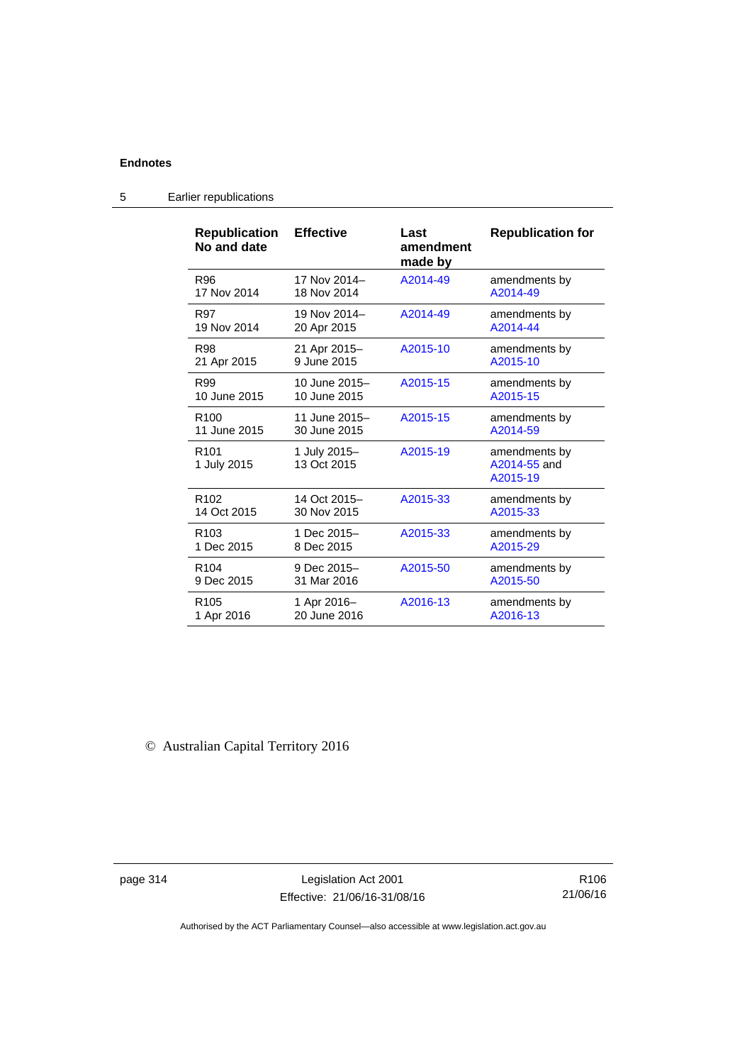## Endnotes

5 Earlier republications

| Republication No and date | Effective | Last amendment made by | Republication for |
|---|---|---|---|
| R96 17 Nov 2014 | 17 Nov 2014– 18 Nov 2014 | A2014-49 | amendments by A2014-49 |
| R97 19 Nov 2014 | 19 Nov 2014– 20 Apr 2015 | A2014-49 | amendments by A2014-44 |
| R98 21 Apr 2015 | 21 Apr 2015– 9 June 2015 | A2015-10 | amendments by A2015-10 |
| R99 10 June 2015 | 10 June 2015– 10 June 2015 | A2015-15 | amendments by A2015-15 |
| R100 11 June 2015 | 11 June 2015– 30 June 2015 | A2015-15 | amendments by A2014-59 |
| R101 1 July 2015 | 1 July 2015– 13 Oct 2015 | A2015-19 | amendments by A2014-55 and A2015-19 |
| R102 14 Oct 2015 | 14 Oct 2015– 30 Nov 2015 | A2015-33 | amendments by A2015-33 |
| R103 1 Dec 2015 | 1 Dec 2015– 8 Dec 2015 | A2015-33 | amendments by A2015-29 |
| R104 9 Dec 2015 | 9 Dec 2015– 31 Mar 2016 | A2015-50 | amendments by A2015-50 |
| R105 1 Apr 2016 | 1 Apr 2016– 20 June 2016 | A2016-13 | amendments by A2016-13 |

© Australian Capital Territory 2016